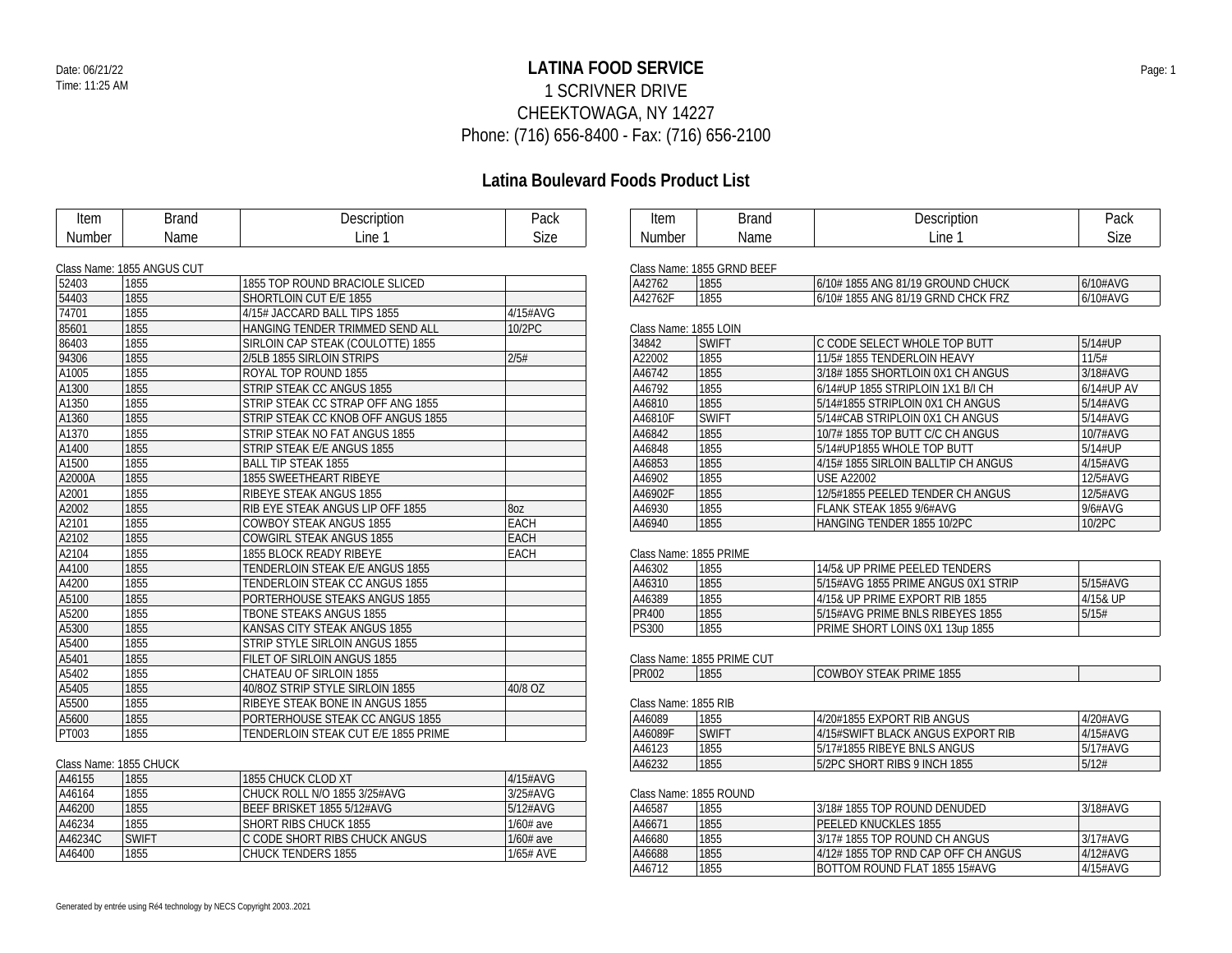Date: 06/21/22
Time: 11:25 AM

# LATINA FOOD SERVICE

1 SCRIVNER DRIVE
CHEEKTOWAGA, NY 14227
Phone: (716) 656-8400 - Fax: (716) 656-2100

## Latina Boulevard Foods Product List

Class Name: 1855 ANGUS CUT

| Item Number | Brand Name | Description Line 1 | Pack Size |
|---|---|---|---|
| 52403 | 1855 | 1855 TOP ROUND BRACIOLE SLICED | |
| 54403 | 1855 | SHORTLOIN CUT E/E 1855 | |
| 74701 | 1855 | 4/15# JACCARD BALL TIPS 1855 | 4/15#AVG |
| 85601 | 1855 | HANGING TENDER TRIMMED SEND ALL | 10/2PC |
| 86403 | 1855 | SIRLOIN CAP STEAK (COULOTTE) 1855 | |
| 94306 | 1855 | 2/5LB 1855 SIRLOIN STRIPS | 2/5# |
| A1005 | 1855 | ROYAL TOP ROUND 1855 | |
| A1300 | 1855 | STRIP STEAK CC ANGUS 1855 | |
| A1350 | 1855 | STRIP STEAK CC STRAP OFF ANG 1855 | |
| A1360 | 1855 | STRIP STEAK CC KNOB OFF ANGUS 1855 | |
| A1370 | 1855 | STRIP STEAK NO FAT ANGUS 1855 | |
| A1400 | 1855 | STRIP STEAK E/E ANGUS 1855 | |
| A1500 | 1855 | BALL TIP STEAK 1855 | |
| A2000A | 1855 | 1855 SWEETHEART RIBEYE | |
| A2001 | 1855 | RIBEYE STEAK ANGUS 1855 | |
| A2002 | 1855 | RIB EYE STEAK ANGUS LIP OFF 1855 | 8oz |
| A2101 | 1855 | COWBOY STEAK ANGUS 1855 | EACH |
| A2102 | 1855 | COWGIRL STEAK ANGUS 1855 | EACH |
| A2104 | 1855 | 1855 BLOCK READY RIBEYE | EACH |
| A4100 | 1855 | TENDERLOIN STEAK E/E ANGUS 1855 | |
| A4200 | 1855 | TENDERLOIN STEAK CC ANGUS 1855 | |
| A5100 | 1855 | PORTERHOUSE STEAKS ANGUS 1855 | |
| A5200 | 1855 | TBONE STEAKS ANGUS 1855 | |
| A5300 | 1855 | KANSAS CITY STEAK ANGUS 1855 | |
| A5400 | 1855 | STRIP STYLE SIRLOIN ANGUS 1855 | |
| A5401 | 1855 | FILET OF SIRLOIN ANGUS 1855 | |
| A5402 | 1855 | CHATEAU OF SIRLOIN 1855 | |
| A5405 | 1855 | 40/8OZ STRIP STYLE SIRLOIN 1855 | 40/8 OZ |
| A5500 | 1855 | RIBEYE STEAK BONE IN ANGUS 1855 | |
| A5600 | 1855 | PORTERHOUSE STEAK CC ANGUS 1855 | |
| PT003 | 1855 | TENDERLOIN STEAK CUT E/E 1855 PRIME | |

Class Name: 1855 CHUCK

| Item Number | Brand Name | Description Line 1 | Pack Size |
|---|---|---|---|
| A46155 | 1855 | 1855 CHUCK CLOD XT | 4/15#AVG |
| A46164 | 1855 | CHUCK ROLL N/O 1855 3/25#AVG | 3/25#AVG |
| A46200 | 1855 | BEEF BRISKET 1855 5/12#AVG | 5/12#AVG |
| A46234 | 1855 | SHORT RIBS CHUCK 1855 | 1/60# ave |
| A46234C | SWIFT | C CODE SHORT RIBS CHUCK ANGUS | 1/60# ave |
| A46400 | 1855 | CHUCK TENDERS 1855 | 1/65# AVE |

Class Name: 1855 GRND BEEF

| Item Number | Brand Name | Description Line 1 | Pack Size |
|---|---|---|---|
| A42762 | 1855 | 6/10# 1855 ANG 81/19 GROUND CHUCK | 6/10#AVG |
| A42762F | 1855 | 6/10# 1855 ANG 81/19 GRND CHCK FRZ | 6/10#AVG |

Class Name: 1855 LOIN

| Item Number | Brand Name | Description Line 1 | Pack Size |
|---|---|---|---|
| 34842 | SWIFT | C CODE SELECT WHOLE TOP BUTT | 5/14#UP |
| A22002 | 1855 | 11/5# 1855 TENDERLOIN HEAVY | 11/5# |
| A46742 | 1855 | 3/18# 1855 SHORTLOIN 0X1 CH ANGUS | 3/18#AVG |
| A46792 | 1855 | 6/14#UP 1855 STRIPLOIN 1X1 B/I CH | 6/14#UP AV |
| A46810 | 1855 | 5/14#1855 STRIPLOIN 0X1 CH ANGUS | 5/14#AVG |
| A46810F | SWIFT | 5/14#CAB STRIPLOIN 0X1 CH ANGUS | 5/14#AVG |
| A46842 | 1855 | 10/7# 1855 TOP BUTT C/C CH ANGUS | 10/7#AVG |
| A46848 | 1855 | 5/14#UP1855 WHOLE TOP BUTT | 5/14#UP |
| A46853 | 1855 | 4/15# 1855 SIRLOIN BALLTIP CH ANGUS | 4/15#AVG |
| A46902 | 1855 | USE A22002 | 12/5#AVG |
| A46902F | 1855 | 12/5#1855 PEELED TENDER CH ANGUS | 12/5#AVG |
| A46930 | 1855 | FLANK STEAK 1855 9/6#AVG | 9/6#AVG |
| A46940 | 1855 | HANGING TENDER 1855 10/2PC | 10/2PC |

Class Name: 1855 PRIME

| Item Number | Brand Name | Description Line 1 | Pack Size |
|---|---|---|---|
| A46302 | 1855 | 14/5& UP PRIME PEELED TENDERS | |
| A46310 | 1855 | 5/15#AVG 1855 PRIME ANGUS 0X1 STRIP | 5/15#AVG |
| A46389 | 1855 | 4/15& UP PRIME EXPORT RIB 1855 | 4/15& UP |
| PR400 | 1855 | 5/15#AVG PRIME BNLS RIBEYES 1855 | 5/15# |
| PS300 | 1855 | PRIME SHORT LOINS 0X1 13up 1855 | |

Class Name: 1855 PRIME CUT

| Item Number | Brand Name | Description Line 1 | Pack Size |
|---|---|---|---|
| PR002 | 1855 | COWBOY STEAK PRIME 1855 | |

Class Name: 1855 RIB

| Item Number | Brand Name | Description Line 1 | Pack Size |
|---|---|---|---|
| A46089 | 1855 | 4/20#1855 EXPORT RIB ANGUS | 4/20#AVG |
| A46089F | SWIFT | 4/15#SWIFT BLACK ANGUS EXPORT RIB | 4/15#AVG |
| A46123 | 1855 | 5/17#1855 RIBEYE BNLS ANGUS | 5/17#AVG |
| A46232 | 1855 | 5/2PC SHORT RIBS 9 INCH 1855 | 5/12# |

Class Name: 1855 ROUND

| Item Number | Brand Name | Description Line 1 | Pack Size |
|---|---|---|---|
| A46587 | 1855 | 3/18# 1855 TOP ROUND DENUDED | 3/18#AVG |
| A46671 | 1855 | PEELED KNUCKLES 1855 | |
| A46680 | 1855 | 3/17# 1855 TOP ROUND CH ANGUS | 3/17#AVG |
| A46688 | 1855 | 4/12# 1855 TOP RND CAP OFF CH ANGUS | 4/12#AVG |
| A46712 | 1855 | BOTTOM ROUND FLAT 1855 15#AVG | 4/15#AVG |

Generated by entrée using Ré4 technology by NECS Copyright 2003..2021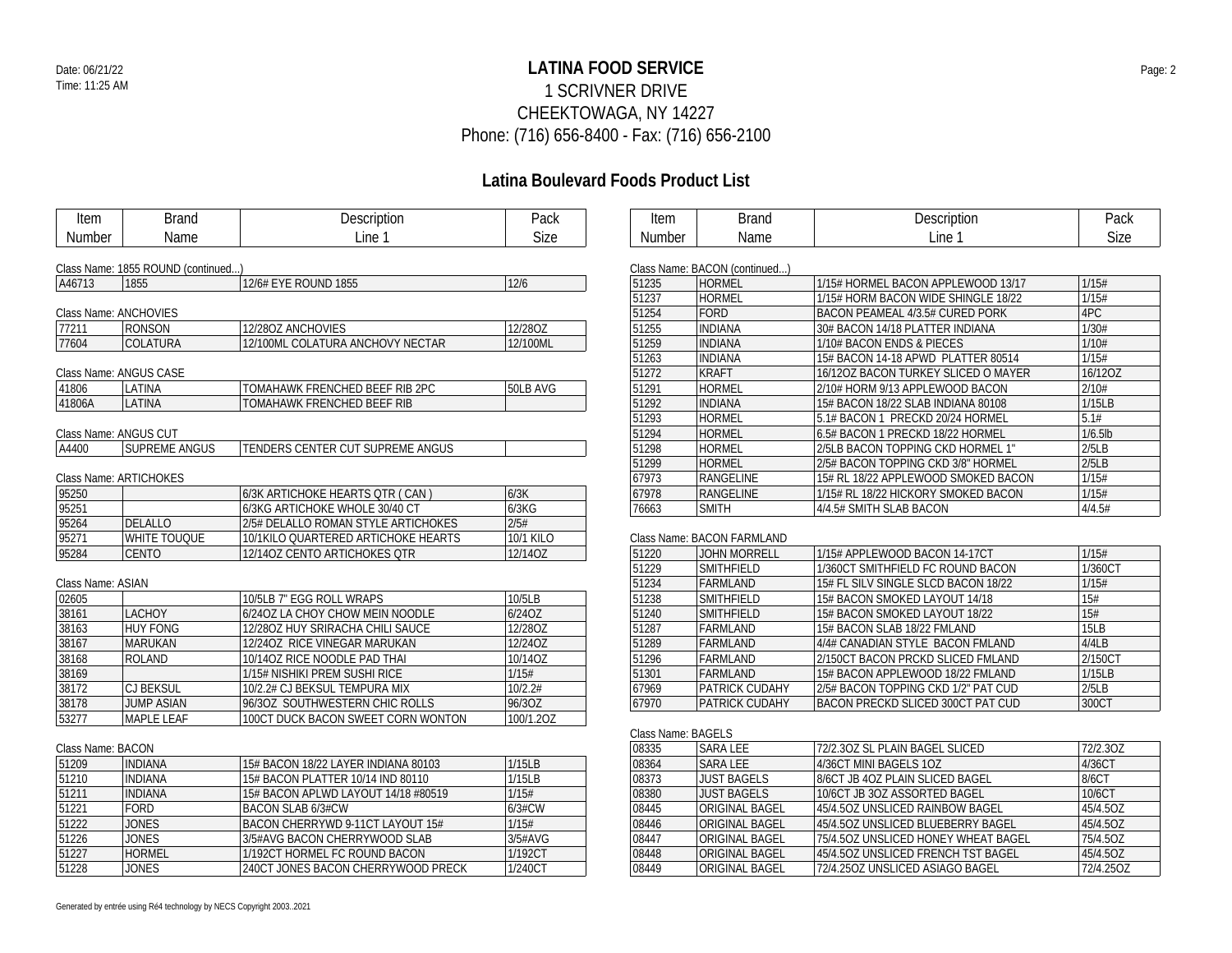# LATINA FOOD SERVICE

1 SCRIVNER DRIVE
CHEEKTOWAGA, NY 14227
Phone: (716) 656-8400 - Fax: (716) 656-2100

## Latina Boulevard Foods Product List

Class Name: 1855 ROUND (continued...)

| Item Number | Brand Name | Description Line 1 | Pack Size |
|---|---|---|---|
| A46713 | 1855 | 12/6# EYE ROUND 1855 | 12/6 |

Class Name: ANCHOVIES

| Item Number | Brand Name | Description Line 1 | Pack Size |
|---|---|---|---|
| 77211 | RONSON | 12/28OZ ANCHOVIES | 12/28OZ |
| 77604 | COLATURA | 12/100ML COLATURA ANCHOVY NECTAR | 12/100ML |

Class Name: ANGUS CASE

| Item Number | Brand Name | Description Line 1 | Pack Size |
|---|---|---|---|
| 41806 | LATINA | TOMAHAWK FRENCHED BEEF RIB 2PC | 50LB AVG |
| 41806A | LATINA | TOMAHAWK FRENCHED BEEF RIB | |

Class Name: ANGUS CUT

| Item Number | Brand Name | Description Line 1 | Pack Size |
|---|---|---|---|
| A4400 | SUPREME ANGUS | TENDERS CENTER CUT SUPREME ANGUS | |

Class Name: ARTICHOKES

| Item Number | Brand Name | Description Line 1 | Pack Size |
|---|---|---|---|
| 95250 | | 6/3K ARTICHOKE HEARTS QTR ( CAN ) | 6/3K |
| 95251 | | 6/3KG ARTICHOKE WHOLE 30/40 CT | 6/3KG |
| 95264 | DELALLO | 2/5# DELALLO ROMAN STYLE ARTICHOKES | 2/5# |
| 95271 | WHITE TOUQUE | 10/1KILO QUARTERED ARTICHOKE HEARTS | 10/1 KILO |
| 95284 | CENTO | 12/14OZ CENTO ARTICHOKES QTR | 12/14OZ |

Class Name: ASIAN

| Item Number | Brand Name | Description Line 1 | Pack Size |
|---|---|---|---|
| 02605 | | 10/5LB 7" EGG ROLL WRAPS | 10/5LB |
| 38161 | LACHOY | 6/24OZ LA CHOY CHOW MEIN NOODLE | 6/24OZ |
| 38163 | HUY FONG | 12/28OZ HUY SRIRACHA CHILI SAUCE | 12/28OZ |
| 38167 | MARUKAN | 12/24OZ RICE VINEGAR MARUKAN | 12/24OZ |
| 38168 | ROLAND | 10/14OZ RICE NOODLE PAD THAI | 10/14OZ |
| 38169 | | 1/15# NISHIKI PREM SUSHI RICE | 1/15# |
| 38172 | CJ BEKSUL | 10/2.2# CJ BEKSUL TEMPURA MIX | 10/2.2# |
| 38178 | JUMP ASIAN | 96/3OZ SOUTHWESTERN CHIC ROLLS | 96/3OZ |
| 53277 | MAPLE LEAF | 100CT DUCK BACON SWEET CORN WONTON | 100/1.2OZ |

Class Name: BACON

| Item Number | Brand Name | Description Line 1 | Pack Size |
|---|---|---|---|
| 51209 | INDIANA | 15# BACON 18/22 LAYER INDIANA 80103 | 1/15LB |
| 51210 | INDIANA | 15# BACON PLATTER 10/14 IND 80110 | 1/15LB |
| 51211 | INDIANA | 15# BACON APLWD LAYOUT 14/18 #80519 | 1/15# |
| 51221 | FORD | BACON SLAB 6/3#CW | 6/3#CW |
| 51222 | JONES | BACON CHERRYWD 9-11CT LAYOUT 15# | 1/15# |
| 51226 | JONES | 3/5#AVG BACON CHERRYWOOD SLAB | 3/5#AVG |
| 51227 | HORMEL | 1/192CT HORMEL FC ROUND BACON | 1/192CT |
| 51228 | JONES | 240CT JONES BACON CHERRYWOOD PRECK | 1/240CT |

Class Name: BACON (continued...)

| Item Number | Brand Name | Description Line 1 | Pack Size |
|---|---|---|---|
| 51235 | HORMEL | 1/15# HORMEL BACON APPLEWOOD 13/17 | 1/15# |
| 51237 | HORMEL | 1/15# HORM BACON WIDE SHINGLE 18/22 | 1/15# |
| 51254 | FORD | BACON PEAMEAL 4/3.5# CURED PORK | 4PC |
| 51255 | INDIANA | 30# BACON 14/18 PLATTER INDIANA | 1/30# |
| 51259 | INDIANA | 1/10# BACON ENDS & PIECES | 1/10# |
| 51263 | INDIANA | 15# BACON 14-18 APWD PLATTER 80514 | 1/15# |
| 51272 | KRAFT | 16/12OZ BACON TURKEY SLICED O MAYER | 16/12OZ |
| 51291 | HORMEL | 2/10# HORM 9/13 APPLEWOOD BACON | 2/10# |
| 51292 | INDIANA | 15# BACON 18/22 SLAB INDIANA 80108 | 1/15LB |
| 51293 | HORMEL | 5.1# BACON 1 PRECKD 20/24 HORMEL | 5.1# |
| 51294 | HORMEL | 6.5# BACON 1 PRECKD 18/22 HORMEL | 1/6.5lb |
| 51298 | HORMEL | 2/5LB BACON TOPPING CKD HORMEL 1" | 2/5LB |
| 51299 | HORMEL | 2/5# BACON TOPPING CKD 3/8" HORMEL | 2/5LB |
| 67973 | RANGELINE | 15# RL 18/22 APPLEWOOD SMOKED BACON | 1/15# |
| 67978 | RANGELINE | 1/15# RL 18/22 HICKORY SMOKED BACON | 1/15# |
| 76663 | SMITH | 4/4.5# SMITH SLAB BACON | 4/4.5# |

Class Name: BACON FARMLAND

| Item Number | Brand Name | Description Line 1 | Pack Size |
|---|---|---|---|
| 51220 | JOHN MORRELL | 1/15# APPLEWOOD BACON 14-17CT | 1/15# |
| 51229 | SMITHFIELD | 1/360CT SMITHFIELD FC ROUND BACON | 1/360CT |
| 51234 | FARMLAND | 15# FL SILV SINGLE SLCD BACON 18/22 | 1/15# |
| 51238 | SMITHFIELD | 15# BACON SMOKED LAYOUT 14/18 | 15# |
| 51240 | SMITHFIELD | 15# BACON SMOKED LAYOUT 18/22 | 15# |
| 51287 | FARMLAND | 15# BACON SLAB 18/22 FMLAND | 15LB |
| 51289 | FARMLAND | 4/4# CANADIAN STYLE BACON FMLAND | 4/4LB |
| 51296 | FARMLAND | 2/150CT BACON PRCKD SLICED FMLAND | 2/150CT |
| 51301 | FARMLAND | 15# BACON APPLEWOOD 18/22 FMLAND | 1/15LB |
| 67969 | PATRICK CUDAHY | 2/5# BACON TOPPING CKD 1/2" PAT CUD | 2/5LB |
| 67970 | PATRICK CUDAHY | BACON PRECKD SLICED 300CT PAT CUD | 300CT |

Class Name: BAGELS

| Item Number | Brand Name | Description Line 1 | Pack Size |
|---|---|---|---|
| 08335 | SARA LEE | 72/2.3OZ SL PLAIN BAGEL SLICED | 72/2.3OZ |
| 08364 | SARA LEE | 4/36CT MINI BAGELS 1OZ | 4/36CT |
| 08373 | JUST BAGELS | 8/6CT JB 4OZ PLAIN SLICED BAGEL | 8/6CT |
| 08380 | JUST BAGELS | 10/6CT JB 3OZ ASSORTED BAGEL | 10/6CT |
| 08445 | ORIGINAL BAGEL | 45/4.5OZ UNSLICED RAINBOW BAGEL | 45/4.5OZ |
| 08446 | ORIGINAL BAGEL | 45/4.5OZ UNSLICED BLUEBERRY BAGEL | 45/4.5OZ |
| 08447 | ORIGINAL BAGEL | 75/4.5OZ UNSLICED HONEY WHEAT BAGEL | 75/4.5OZ |
| 08448 | ORIGINAL BAGEL | 45/4.5OZ UNSLICED FRENCH TST BAGEL | 45/4.5OZ |
| 08449 | ORIGINAL BAGEL | 72/4.25OZ UNSLICED ASIAGO BAGEL | 72/4.25OZ |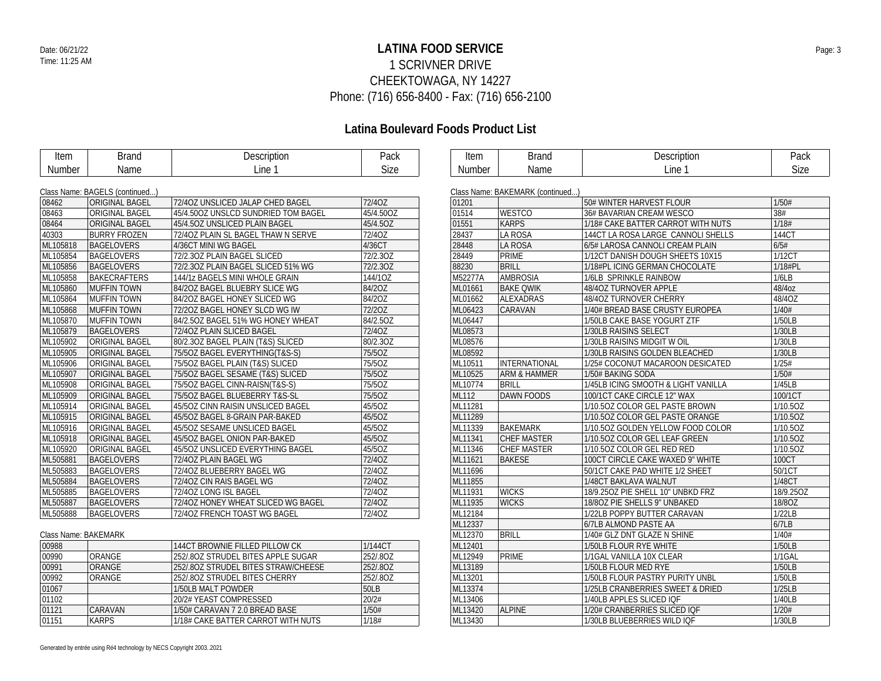# LATINA FOOD SERVICE

1 SCRIVNER DRIVE
CHEEKTOWAGA, NY 14227
Phone: (716) 656-8400 - Fax: (716) 656-2100

## Latina Boulevard Foods Product List

Class Name: BAGELS (continued...)

| Item Number | Brand Name | Description Line 1 | Pack Size |
|---|---|---|---|
| 08462 | ORIGINAL BAGEL | 72/4OZ UNSLICED JALAP CHED BAGEL | 72/4OZ |
| 08463 | ORIGINAL BAGEL | 45/4.50OZ UNSLCD SUNDRIED TOM BAGEL | 45/4.50OZ |
| 08464 | ORIGINAL BAGEL | 45/4.5OZ UNSLICED PLAIN BAGEL | 45/4.5OZ |
| 40303 | BURRY FROZEN | 72/4OZ PLAIN SL BAGEL THAW N SERVE | 72/4OZ |
| ML105818 | BAGELOVERS | 4/36CT MINI WG BAGEL | 4/36CT |
| ML105854 | BAGELOVERS | 72/2.3OZ PLAIN BAGEL SLICED | 72/2.3OZ |
| ML105856 | BAGELOVERS | 72/2.3OZ PLAIN BAGEL SLICED 51% WG | 72/2.3OZ |
| ML105858 | BAKECRAFTERS | 144/1z BAGELS MINI WHOLE GRAIN | 144/1OZ |
| ML105860 | MUFFIN TOWN | 84/2OZ BAGEL BLUEBRY SLICE WG | 84/2OZ |
| ML105864 | MUFFIN TOWN | 84/2OZ BAGEL HONEY SLICED WG | 84/2OZ |
| ML105868 | MUFFIN TOWN | 72/2OZ BAGEL HONEY SLCD WG IW | 72/2OZ |
| ML105870 | MUFFIN TOWN | 84/2.5OZ BAGEL 51% WG HONEY WHEAT | 84/2.5OZ |
| ML105879 | BAGELOVERS | 72/4OZ PLAIN SLICED BAGEL | 72/4OZ |
| ML105902 | ORIGINAL BAGEL | 80/2.3OZ BAGEL PLAIN (T&S) SLICED | 80/2.3OZ |
| ML105905 | ORIGINAL BAGEL | 75/5OZ BAGEL EVERYTHING(T&S-S) | 75/5OZ |
| ML105906 | ORIGINAL BAGEL | 75/5OZ BAGEL PLAIN (T&S) SLICED | 75/5OZ |
| ML105907 | ORIGINAL BAGEL | 75/5OZ BAGEL SESAME (T&S) SLICED | 75/5OZ |
| ML105908 | ORIGINAL BAGEL | 75/5OZ BAGEL CINN-RAISN(T&S-S) | 75/5OZ |
| ML105909 | ORIGINAL BAGEL | 75/5OZ BAGEL BLUEBERRY T&S-SL | 75/5OZ |
| ML105914 | ORIGINAL BAGEL | 45/5OZ CINN RAISIN UNSLICED BAGEL | 45/5OZ |
| ML105915 | ORIGINAL BAGEL | 45/5OZ BAGEL 8-GRAIN PAR-BAKED | 45/5OZ |
| ML105916 | ORIGINAL BAGEL | 45/5OZ SESAME UNSLICED BAGEL | 45/5OZ |
| ML105918 | ORIGINAL BAGEL | 45/5OZ BAGEL ONION PAR-BAKED | 45/5OZ |
| ML105920 | ORIGINAL BAGEL | 45/5OZ UNSLICED EVERYTHING BAGEL | 45/5OZ |
| ML505881 | BAGELOVERS | 72/4OZ PLAIN BAGEL WG | 72/4OZ |
| ML505883 | BAGELOVERS | 72/4OZ BLUEBERRY BAGEL WG | 72/4OZ |
| ML505884 | BAGELOVERS | 72/4OZ CIN RAIS BAGEL WG | 72/4OZ |
| ML505885 | BAGELOVERS | 72/4OZ LONG ISL BAGEL | 72/4OZ |
| ML505887 | BAGELOVERS | 72/4OZ HONEY WHEAT SLICED WG BAGEL | 72/4OZ |
| ML505888 | BAGELOVERS | 72/4OZ FRENCH TOAST WG BAGEL | 72/4OZ |

Class Name: BAKEMARK

| Item Number | Brand Name | Description Line 1 | Pack Size |
|---|---|---|---|
| 00988 | | 144CT BROWNIE FILLED PILLOW CK | 1/144CT |
| 00990 | ORANGE | 252/.8OZ STRUDEL BITES APPLE SUGAR | 252/.8OZ |
| 00991 | ORANGE | 252/.8OZ STRUDEL BITES STRAW/CHEESE | 252/.8OZ |
| 00992 | ORANGE | 252/.8OZ STRUDEL BITES CHERRY | 252/.8OZ |
| 01067 | | 1/50LB MALT POWDER | 50LB |
| 01102 | | 20/2# YEAST COMPRESSED | 20/2# |
| 01121 | CARAVAN | 1/50# CARAVAN 7 2.0 BREAD BASE | 1/50# |
| 01151 | KARPS | 1/18# CAKE BATTER CARROT WITH NUTS | 1/18# |

Class Name: BAKEMARK (continued...)

| Item Number | Brand Name | Description Line 1 | Pack Size |
|---|---|---|---|
| 01201 | | 50# WINTER HARVEST FLOUR | 1/50# |
| 01514 | WESTCO | 36# BAVARIAN CREAM WESCO | 38# |
| 01551 | KARPS | 1/18# CAKE BATTER CARROT WITH NUTS | 1/18# |
| 28437 | LA ROSA | 144CT LA ROSA LARGE CANNOLI SHELLS | 144CT |
| 28448 | LA ROSA | 6/5# LAROSA CANNOLI CREAM PLAIN | 6/5# |
| 28449 | PRIME | 1/12CT DANISH DOUGH SHEETS 10X15 | 1/12CT |
| 88230 | BRILL | 1/18#PL ICING GERMAN CHOCOLATE | 1/18#PL |
| M52277A | AMBROSIA | 1/6LB SPRINKLE RAINBOW | 1/6LB |
| ML01661 | BAKE QWIK | 48/4OZ TURNOVER APPLE | 48/4oz |
| ML01662 | ALEXADRAS | 48/4OZ TURNOVER CHERRY | 48/4OZ |
| ML06423 | CARAVAN | 1/40# BREAD BASE CRUSTY EUROPEA | 1/40# |
| ML06447 | | 1/50LB CAKE BASE YOGURT ZTF | 1/50LB |
| ML08573 | | 1/30LB RAISINS SELECT | 1/30LB |
| ML08576 | | 1/30LB RAISINS MIDGIT W OIL | 1/30LB |
| ML08592 | | 1/30LB RAISINS GOLDEN BLEACHED | 1/30LB |
| ML10511 | INTERNATIONAL | 1/25# COCONUT MACAROON DESICATED | 1/25# |
| ML10525 | ARM & HAMMER | 1/50# BAKING SODA | 1/50# |
| ML10774 | BRILL | 1/45LB ICING SMOOTH & LIGHT VANILLA | 1/45LB |
| ML112 | DAWN FOODS | 100/1CT CAKE CIRCLE 12" WAX | 100/1CT |
| ML11281 | | 1/10.5OZ COLOR GEL PASTE BROWN | 1/10.5OZ |
| ML11289 | | 1/10.5OZ COLOR GEL PASTE ORANGE | 1/10.5OZ |
| ML11339 | BAKEMARK | 1/10.5OZ GOLDEN YELLOW FOOD COLOR | 1/10.5OZ |
| ML11341 | CHEF MASTER | 1/10.5OZ COLOR GEL LEAF GREEN | 1/10.5OZ |
| ML11346 | CHEF MASTER | 1/10.5OZ COLOR GEL RED RED | 1/10.5OZ |
| ML11621 | BAKESE | 100CT CIRCLE CAKE WAXED 9" WHITE | 100CT |
| ML11696 | | 50/1CT CAKE PAD WHITE 1/2 SHEET | 50/1CT |
| ML11855 | | 1/48CT BAKLAVA WALNUT | 1/48CT |
| ML11931 | WICKS | 18/9.25OZ PIE SHELL 10" UNBKD FRZ | 18/9.25OZ |
| ML11935 | WICKS | 18/8OZ PIE SHELLS 9" UNBAKED | 18/8OZ |
| ML12184 | | 1/22LB POPPY BUTTER CARAVAN | 1/22LB |
| ML12337 | | 6/7LB ALMOND PASTE AA | 6/7LB |
| ML12370 | BRILL | 1/40# GLZ DNT GLAZE N SHINE | 1/40# |
| ML12401 | | 1/50LB FLOUR RYE WHITE | 1/50LB |
| ML12949 | PRIME | 1/1GAL VANILLA 10X CLEAR | 1/1GAL |
| ML13189 | | 1/50LB FLOUR MED RYE | 1/50LB |
| ML13201 | | 1/50LB FLOUR PASTRY PURITY UNBL | 1/50LB |
| ML13374 | | 1/25LB CRANBERRIES SWEET & DRIED | 1/25LB |
| ML13406 | | 1/40LB APPLES SLICED IQF | 1/40LB |
| ML13420 | ALPINE | 1/20# CRANBERRIES SLICED IQF | 1/20# |
| ML13430 | | 1/30LB BLUEBERRIES WILD IQF | 1/30LB |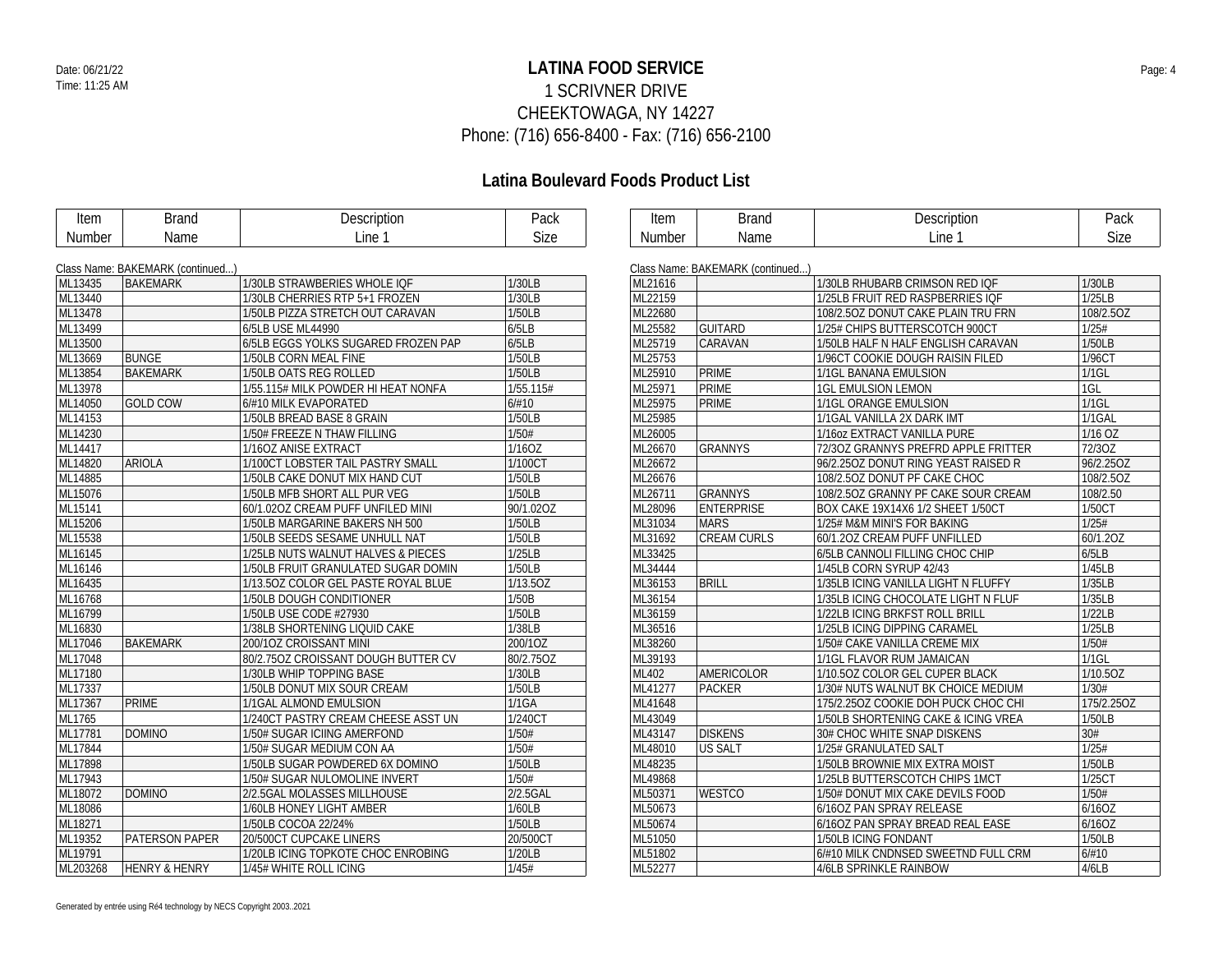# LATINA FOOD SERVICE

1 SCRIVNER DRIVE
CHEEKTOWAGA, NY 14227
Phone: (716) 656-8400 - Fax: (716) 656-2100

Date: 06/21/22
Time: 11:25 AM

## Latina Boulevard Foods Product List

Class Name: BAKEMARK (continued...)

| Item Number | Brand Name | Description Line 1 | Pack Size |
|---|---|---|---|
| ML13435 | BAKEMARK | 1/30LB STRAWBERIES WHOLE IQF | 1/30LB |
| ML13440 | | 1/30LB CHERRIES RTP 5+1 FROZEN | 1/30LB |
| ML13478 | | 1/50LB PIZZA STRETCH OUT CARAVAN | 1/50LB |
| ML13499 | | 6/5LB USE ML44990 | 6/5LB |
| ML13500 | | 6/5LB EGGS YOLKS SUGARED FROZEN PAP | 6/5LB |
| ML13669 | BUNGE | 1/50LB CORN MEAL FINE | 1/50LB |
| ML13854 | BAKEMARK | 1/50LB OATS REG ROLLED | 1/50LB |
| ML13978 | | 1/55.115# MILK POWDER HI HEAT NONFA | 1/55.115# |
| ML14050 | GOLD COW | 6/#10 MILK EVAPORATED | 6/#10 |
| ML14153 | | 1/50LB BREAD BASE 8 GRAIN | 1/50LB |
| ML14230 | | 1/50# FREEZE N THAW FILLING | 1/50# |
| ML14417 | | 1/16OZ ANISE EXTRACT | 1/16OZ |
| ML14820 | ARIOLA | 1/100CT LOBSTER TAIL PASTRY SMALL | 1/100CT |
| ML14885 | | 1/50LB CAKE DONUT MIX HAND CUT | 1/50LB |
| ML15076 | | 1/50LB MFB SHORT ALL PUR VEG | 1/50LB |
| ML15141 | | 60/1.02OZ CREAM PUFF UNFILED MINI | 90/1.02OZ |
| ML15206 | | 1/50LB MARGARINE BAKERS NH 500 | 1/50LB |
| ML15538 | | 1/50LB SEEDS SESAME UNHULL NAT | 1/50LB |
| ML16145 | | 1/25LB NUTS WALNUT HALVES & PIECES | 1/25LB |
| ML16146 | | 1/50LB FRUIT GRANULATED SUGAR DOMIN | 1/50LB |
| ML16435 | | 1/13.5OZ COLOR GEL PASTE ROYAL BLUE | 1/13.5OZ |
| ML16768 | | 1/50LB DOUGH CONDITIONER | 1/50B |
| ML16799 | | 1/50LB USE CODE #27930 | 1/50LB |
| ML16830 | | 1/38LB SHORTENING LIQUID CAKE | 1/38LB |
| ML17046 | BAKEMARK | 200/1OZ CROISSANT MINI | 200/1OZ |
| ML17048 | | 80/2.75OZ CROISSANT DOUGH BUTTER CV | 80/2.75OZ |
| ML17180 | | 1/30LB WHIP TOPPING BASE | 1/30LB |
| ML17337 | | 1/50LB DONUT MIX SOUR CREAM | 1/50LB |
| ML17367 | PRIME | 1/1GAL ALMOND EMULSION | 1/1GA |
| ML1765 | | 1/240CT PASTRY CREAM CHEESE ASST UN | 1/240CT |
| ML17781 | DOMINO | 1/50# SUGAR ICIING AMERFOND | 1/50# |
| ML17844 | | 1/50# SUGAR MEDIUM CON AA | 1/50# |
| ML17898 | | 1/50LB SUGAR POWDERED 6X DOMINO | 1/50LB |
| ML17943 | | 1/50# SUGAR NULOMOLINE INVERT | 1/50# |
| ML18072 | DOMINO | 2/2.5GAL MOLASSES MILLHOUSE | 2/2.5GAL |
| ML18086 | | 1/60LB HONEY LIGHT AMBER | 1/60LB |
| ML18271 | | 1/50LB COCOA 22/24% | 1/50LB |
| ML19352 | PATERSON PAPER | 20/500CT CUPCAKE LINERS | 20/500CT |
| ML19791 | | 1/20LB ICING TOPKOTE CHOC ENROBING | 1/20LB |
| ML203268 | HENRY & HENRY | 1/45# WHITE ROLL ICING | 1/45# |

Class Name: BAKEMARK (continued...)

| Item Number | Brand Name | Description Line 1 | Pack Size |
|---|---|---|---|
| ML21616 | | 1/30LB RHUBARB CRIMSON RED IQF | 1/30LB |
| ML22159 | | 1/25LB FRUIT RED RASPBERRIES IQF | 1/25LB |
| ML22680 | | 108/2.5OZ DONUT CAKE PLAIN TRU FRN | 108/2.5OZ |
| ML25582 | GUITARD | 1/25# CHIPS BUTTERSCOTCH 900CT | 1/25# |
| ML25719 | CARAVAN | 1/50LB HALF N HALF ENGLISH CARAVAN | 1/50LB |
| ML25753 | | 1/96CT COOKIE DOUGH RAISIN FILED | 1/96CT |
| ML25910 | PRIME | 1/1GL BANANA EMULSION | 1/1GL |
| ML25971 | PRIME | 1GL EMULSION LEMON | 1GL |
| ML25975 | PRIME | 1/1GL ORANGE EMULSION | 1/1GL |
| ML25985 | | 1/1GAL VANILLA 2X DARK IMT | 1/1GAL |
| ML26005 | | 1/16oz EXTRACT VANILLA PURE | 1/16 OZ |
| ML26670 | GRANNYS | 72/3OZ GRANNYS PREFRD APPLE FRITTER | 72/3OZ |
| ML26672 | | 96/2.25OZ DONUT RING YEAST RAISED R | 96/2.25OZ |
| ML26676 | | 108/2.5OZ DONUT PF CAKE CHOC | 108/2.5OZ |
| ML26711 | GRANNYS | 108/2.5OZ GRANNY PF CAKE SOUR CREAM | 108/2.50 |
| ML28096 | ENTERPRISE | BOX CAKE 19X14X6 1/2 SHEET 1/50CT | 1/50CT |
| ML31034 | MARS | 1/25# M&M MINI'S FOR BAKING | 1/25# |
| ML31692 | CREAM CURLS | 60/1.2OZ CREAM PUFF UNFILLED | 60/1.2OZ |
| ML33425 | | 6/5LB CANNOLI FILLING CHOC CHIP | 6/5LB |
| ML34444 | | 1/45LB CORN SYRUP 42/43 | 1/45LB |
| ML36153 | BRILL | 1/35LB ICING VANILLA LIGHT N FLUFFY | 1/35LB |
| ML36154 | | 1/35LB ICING CHOCOLATE LIGHT N FLUF | 1/35LB |
| ML36159 | | 1/22LB ICING BRKFST ROLL BRILL | 1/22LB |
| ML36516 | | 1/25LB ICING DIPPING CARAMEL | 1/25LB |
| ML38260 | | 1/50# CAKE VANILLA CREME MIX | 1/50# |
| ML39193 | | 1/1GL FLAVOR RUM JAMAICAN | 1/1GL |
| ML402 | AMERICOLOR | 1/10.5OZ COLOR GEL CUPER BLACK | 1/10.5OZ |
| ML41277 | PACKER | 1/30# NUTS WALNUT BK CHOICE MEDIUM | 1/30# |
| ML41648 | | 175/2.25OZ COOKIE DOH PUCK CHOC CHI | 175/2.25OZ |
| ML43049 | | 1/50LB SHORTENING CAKE & ICING VREA | 1/50LB |
| ML43147 | DISKENS | 30# CHOC WHITE SNAP DISKENS | 30# |
| ML48010 | US SALT | 1/25# GRANULATED SALT | 1/25# |
| ML48235 | | 1/50LB BROWNIE MIX EXTRA MOIST | 1/50LB |
| ML49868 | | 1/25LB BUTTERSCOTCH CHIPS 1MCT | 1/25CT |
| ML50371 | WESTCO | 1/50# DONUT MIX CAKE DEVILS FOOD | 1/50# |
| ML50673 | | 6/16OZ PAN SPRAY RELEASE | 6/16OZ |
| ML50674 | | 6/16OZ PAN SPRAY BREAD REAL EASE | 6/16OZ |
| ML51050 | | 1/50LB ICING FONDANT | 1/50LB |
| ML51802 | | 6/#10 MILK CNDNSED SWEETND FULL CRM | 6/#10 |
| ML52277 | | 4/6LB SPRINKLE RAINBOW | 4/6LB |

Generated by entrée using Ré4 technology by NECS Copyright 2003..2021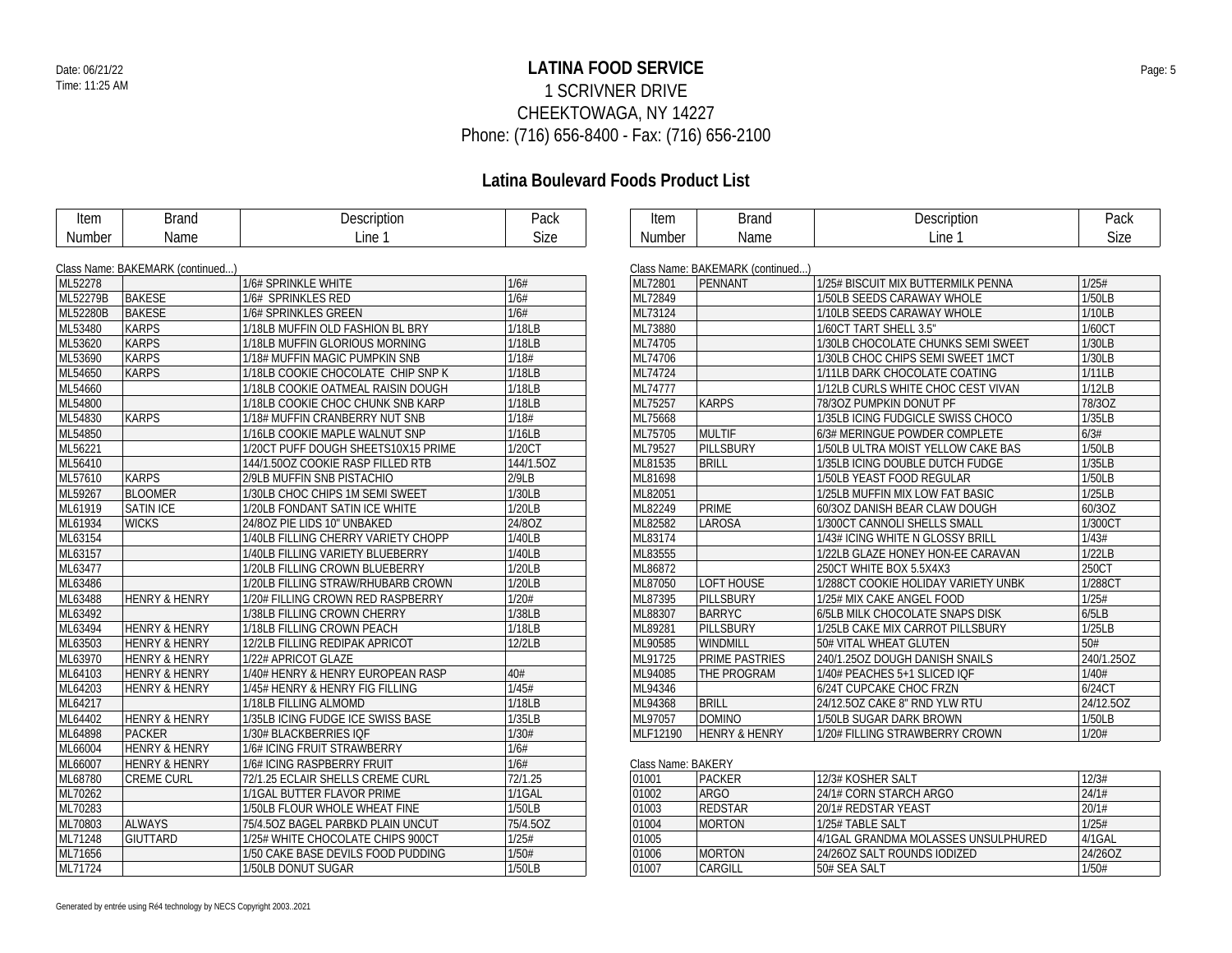# LATINA FOOD SERVICE

1 SCRIVNER DRIVE
CHEEKTOWAGA, NY 14227
Phone: (716) 656-8400 - Fax: (716) 656-2100

## Latina Boulevard Foods Product List

Class Name: BAKEMARK (continued...)

| Item Number | Brand Name | Description Line 1 | Pack Size |
|---|---|---|---|
| ML52278 | | 1/6# SPRINKLE WHITE | 1/6# |
| ML52279B | BAKESE | 1/6# SPRINKLES RED | 1/6# |
| ML52280B | BAKESE | 1/6# SPRINKLES GREEN | 1/6# |
| ML53480 | KARPS | 1/18LB MUFFIN OLD FASHION BL BRY | 1/18LB |
| ML53620 | KARPS | 1/18LB MUFFIN GLORIOUS MORNING | 1/18LB |
| ML53690 | KARPS | 1/18# MUFFIN MAGIC PUMPKIN SNB | 1/18# |
| ML54650 | KARPS | 1/18LB COOKIE CHOCOLATE CHIP SNP K | 1/18LB |
| ML54660 | | 1/18LB COOKIE OATMEAL RAISIN DOUGH | 1/18LB |
| ML54800 | | 1/18LB COOKIE CHOC CHUNK SNB KARP | 1/18LB |
| ML54830 | KARPS | 1/18# MUFFIN CRANBERRY NUT SNB | 1/18# |
| ML54850 | | 1/16LB COOKIE MAPLE WALNUT SNP | 1/16LB |
| ML56221 | | 1/20CT PUFF DOUGH SHEETS10X15 PRIME | 1/20CT |
| ML56410 | | 144/1.50OZ COOKIE RASP FILLED RTB | 144/1.5OZ |
| ML57610 | KARPS | 2/9LB MUFFIN SNB PISTACHIO | 2/9LB |
| ML59267 | BLOOMER | 1/30LB CHOC CHIPS 1M SEMI SWEET | 1/30LB |
| ML61919 | SATIN ICE | 1/20LB FONDANT SATIN ICE WHITE | 1/20LB |
| ML61934 | WICKS | 24/8OZ PIE LIDS 10" UNBAKED | 24/8OZ |
| ML63154 | | 1/40LB FILLING CHERRY VARIETY CHOPP | 1/40LB |
| ML63157 | | 1/40LB FILLING VARIETY BLUEBERRY | 1/40LB |
| ML63477 | | 1/20LB FILLING CROWN BLUEBERRY | 1/20LB |
| ML63486 | | 1/20LB FILLING STRAW/RHUBARB CROWN | 1/20LB |
| ML63488 | HENRY & HENRY | 1/20# FILLING CROWN RED RASPBERRY | 1/20# |
| ML63492 | | 1/38LB FILLING CROWN CHERRY | 1/38LB |
| ML63494 | HENRY & HENRY | 1/18LB FILLING CROWN PEACH | 1/18LB |
| ML63503 | HENRY & HENRY | 12/2LB FILLING REDIPAK APRICOT | 12/2LB |
| ML63970 | HENRY & HENRY | 1/22# APRICOT GLAZE | |
| ML64103 | HENRY & HENRY | 1/40# HENRY & HENRY EUROPEAN RASP | 40# |
| ML64203 | HENRY & HENRY | 1/45# HENRY & HENRY FIG FILLING | 1/45# |
| ML64217 | | 1/18LB FILLING ALMOMD | 1/18LB |
| ML64402 | HENRY & HENRY | 1/35LB ICING FUDGE ICE SWISS BASE | 1/35LB |
| ML64898 | PACKER | 1/30# BLACKBERRIES IQF | 1/30# |
| ML66004 | HENRY & HENRY | 1/6# ICING FRUIT STRAWBERRY | 1/6# |
| ML66007 | HENRY & HENRY | 1/6# ICING RASPBERRY FRUIT | 1/6# |
| ML68780 | CREME CURL | 72/1.25 ECLAIR SHELLS CREME CURL | 72/1.25 |
| ML70262 | | 1/1GAL BUTTER FLAVOR PRIME | 1/1GAL |
| ML70283 | | 1/50LB FLOUR WHOLE WHEAT FINE | 1/50LB |
| ML70803 | ALWAYS | 75/4.5OZ BAGEL PARBKD PLAIN UNCUT | 75/4.5OZ |
| ML71248 | GIUTTARD | 1/25# WHITE CHOCOLATE CHIPS 900CT | 1/25# |
| ML71656 | | 1/50 CAKE BASE DEVILS FOOD PUDDING | 1/50# |
| ML71724 | | 1/50LB DONUT SUGAR | 1/50LB |

Class Name: BAKEMARK (continued...)

| Item Number | Brand Name | Description Line 1 | Pack Size |
|---|---|---|---|
| ML72801 | PENNANT | 1/25# BISCUIT MIX BUTTERMILK PENNA | 1/25# |
| ML72849 | | 1/50LB SEEDS CARAWAY WHOLE | 1/50LB |
| ML73124 | | 1/10LB SEEDS CARAWAY WHOLE | 1/10LB |
| ML73880 | | 1/60CT TART SHELL 3.5" | 1/60CT |
| ML74705 | | 1/30LB CHOCOLATE CHUNKS SEMI SWEET | 1/30LB |
| ML74706 | | 1/30LB CHOC CHIPS SEMI SWEET 1MCT | 1/30LB |
| ML74724 | | 1/11LB DARK CHOCOLATE COATING | 1/11LB |
| ML74777 | | 1/12LB CURLS WHITE CHOC CEST VIVAN | 1/12LB |
| ML75257 | KARPS | 78/3OZ PUMPKIN DONUT PF | 78/3OZ |
| ML75668 | | 1/35LB ICING FUDGICLE SWISS CHOCO | 1/35LB |
| ML75705 | MULTIF | 6/3# MERINGUE POWDER COMPLETE | 6/3# |
| ML79527 | PILLSBURY | 1/50LB ULTRA MOIST YELLOW CAKE BAS | 1/50LB |
| ML81535 | BRILL | 1/35LB ICING DOUBLE DUTCH FUDGE | 1/35LB |
| ML81698 | | 1/50LB YEAST FOOD REGULAR | 1/50LB |
| ML82051 | | 1/25LB MUFFIN MIX LOW FAT BASIC | 1/25LB |
| ML82249 | PRIME | 60/3OZ DANISH BEAR CLAW DOUGH | 60/3OZ |
| ML82582 | LAROSA | 1/300CT CANNOLI SHELLS SMALL | 1/300CT |
| ML83174 | | 1/43# ICING WHITE N GLOSSY BRILL | 1/43# |
| ML83555 | | 1/22LB GLAZE HONEY HON-EE CARAVAN | 1/22LB |
| ML86872 | | 250CT WHITE BOX 5.5X4X3 | 250CT |
| ML87050 | LOFT HOUSE | 1/288CT COOKIE HOLIDAY VARIETY UNBK | 1/288CT |
| ML87395 | PILLSBURY | 1/25# MIX CAKE ANGEL FOOD | 1/25# |
| ML88307 | BARRYC | 6/5LB MILK CHOCOLATE SNAPS DISK | 6/5LB |
| ML89281 | PILLSBURY | 1/25LB CAKE MIX CARROT PILLSBURY | 1/25LB |
| ML90585 | WINDMILL | 50# VITAL WHEAT GLUTEN | 50# |
| ML91725 | PRIME PASTRIES | 240/1.25OZ DOUGH DANISH SNAILS | 240/1.25OZ |
| ML94085 | THE PROGRAM | 1/40# PEACHES 5+1 SLICED IQF | 1/40# |
| ML94346 | | 6/24T CUPCAKE CHOC FRZN | 6/24CT |
| ML94368 | BRILL | 24/12.5OZ CAKE 8" RND YLW RTU | 24/12.5OZ |
| ML97057 | DOMINO | 1/50LB SUGAR DARK BROWN | 1/50LB |
| MLF12190 | HENRY & HENRY | 1/20# FILLING STRAWBERRY CROWN | 1/20# |

Class Name: BAKERY

| Item Number | Brand Name | Description Line 1 | Pack Size |
|---|---|---|---|
| 01001 | PACKER | 12/3# KOSHER SALT | 12/3# |
| 01002 | ARGO | 24/1# CORN STARCH ARGO | 24/1# |
| 01003 | REDSTAR | 20/1# REDSTAR YEAST | 20/1# |
| 01004 | MORTON | 1/25# TABLE SALT | 1/25# |
| 01005 | | 4/1GAL GRANDMA MOLASSES UNSULPHURED | 4/1GAL |
| 01006 | MORTON | 24/26OZ SALT ROUNDS IODIZED | 24/26OZ |
| 01007 | CARGILL | 50# SEA SALT | 1/50# |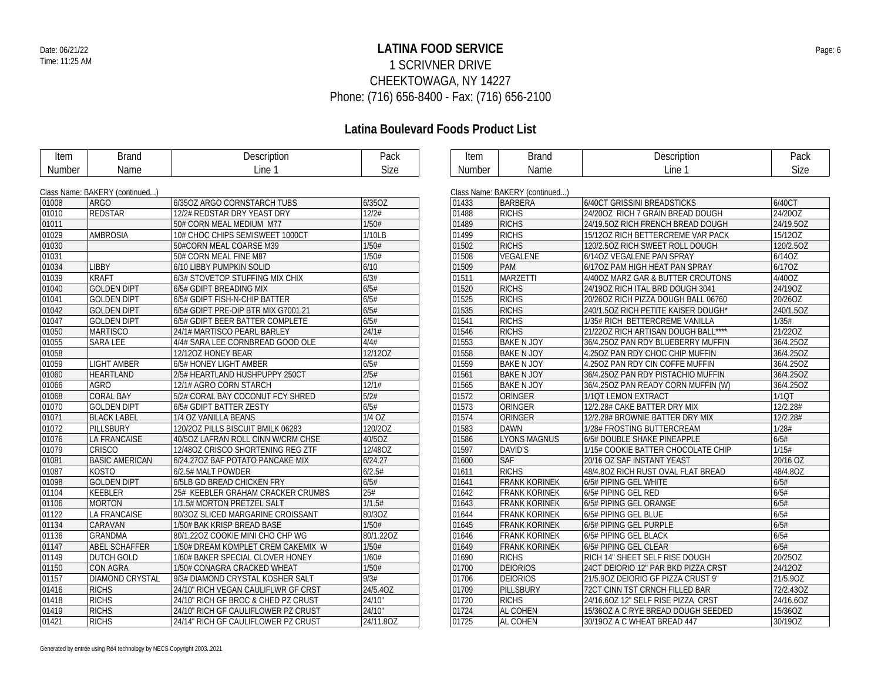# LATINA FOOD SERVICE

1 SCRIVNER DRIVE
CHEEKTOWAGA, NY 14227
Phone: (716) 656-8400 - Fax: (716) 656-2100

## Latina Boulevard Foods Product List

Date: 06/21/22
Time: 11:25 AM

Class Name: BAKERY (continued...)

| Item Number | Brand Name | Description Line 1 | Pack Size |
|---|---|---|---|
| 01008 | ARGO | 6/35OZ ARGO CORNSTARCH TUBS | 6/35OZ |
| 01010 | REDSTAR | 12/2# REDSTAR DRY YEAST DRY | 12/2# |
| 01011 | | 50# CORN MEAL MEDIUM M77 | 1/50# |
| 01029 | AMBROSIA | 10# CHOC CHIPS SEMISWEET 1000CT | 1/10LB |
| 01030 | | 50#CORN MEAL COARSE M39 | 1/50# |
| 01031 | | 50# CORN MEAL FINE M87 | 1/50# |
| 01034 | LIBBY | 6/10 LIBBY PUMPKIN SOLID | 6/10 |
| 01039 | KRAFT | 6/3# STOVETOP STUFFING MIX CHIX | 6/3# |
| 01040 | GOLDEN DIPT | 6/5# GDIPT BREADING MIX | 6/5# |
| 01041 | GOLDEN DIPT | 6/5# GDIPT FISH-N-CHIP BATTER | 6/5# |
| 01042 | GOLDEN DIPT | 6/5# GDIPT PRE-DIP BTR MIX G7001.21 | 6/5# |
| 01047 | GOLDEN DIPT | 6/5# GDIPT BEER BATTER COMPLETE | 6/5# |
| 01050 | MARTISCO | 24/1# MARTISCO PEARL BARLEY | 24/1# |
| 01055 | SARA LEE | 4/4# SARA LEE CORNBREAD GOOD OLE | 4/4# |
| 01058 | | 12/12OZ HONEY BEAR | 12/12OZ |
| 01059 | LIGHT AMBER | 6/5# HONEY LIGHT AMBER | 6/5# |
| 01060 | HEARTLAND | 2/5# HEARTLAND HUSHPUPPY 250CT | 2/5# |
| 01066 | AGRO | 12/1# AGRO CORN STARCH | 12/1# |
| 01068 | CORAL BAY | 5/2# CORAL BAY COCONUT FCY SHRED | 5/2# |
| 01070 | GOLDEN DIPT | 6/5# GDIPT BATTER ZESTY | 6/5# |
| 01071 | BLACK LABEL | 1/4 OZ VANILLA BEANS | 1/4 OZ |
| 01072 | PILLSBURY | 120/2OZ PILLS BISCUIT BMILK 06283 | 120/2OZ |
| 01076 | LA FRANCAISE | 40/5OZ LAFRAN ROLL CINN W/CRM CHSE | 40/5OZ |
| 01079 | CRISCO | 12/48OZ CRISCO SHORTENING REG ZTF | 12/48OZ |
| 01081 | BASIC AMERICAN | 6/24.27OZ BAF POTATO PANCAKE MIX | 6/24.27 |
| 01087 | KOSTO | 6/2.5# MALT POWDER | 6/2.5# |
| 01098 | GOLDEN DIPT | 6/5LB GD BREAD CHICKEN FRY | 6/5# |
| 01104 | KEEBLER | 25# KEEBLER GRAHAM CRACKER CRUMBS | 25# |
| 01106 | MORTON | 1/1.5# MORTON PRETZEL SALT | 1/1.5# |
| 01122 | LA FRANCAISE | 80/3OZ SLICED MARGARINE CROISSANT | 80/3OZ |
| 01134 | CARAVAN | 1/50# BAK KRISP BREAD BASE | 1/50# |
| 01136 | GRANDMA | 80/1.22OZ COOKIE MINI CHO CHP WG | 80/1.22OZ |
| 01147 | ABEL SCHAFFER | 1/50# DREAM KOMPLET CREM CAKEMIX W | 1/50# |
| 01149 | DUTCH GOLD | 1/60# BAKER SPECIAL CLOVER HONEY | 1/60# |
| 01150 | CON AGRA | 1/50# CONAGRA CRACKED WHEAT | 1/50# |
| 01157 | DIAMOND CRYSTAL | 9/3# DIAMOND CRYSTAL KOSHER SALT | 9/3# |
| 01416 | RICHS | 24/10" RICH VEGAN CAULIFLWR GF CRST | 24/5.4OZ |
| 01418 | RICHS | 24/10" RICH GF BROC & CHED PZ CRUST | 24/10" |
| 01419 | RICHS | 24/10" RICH GF CAULIFLOWER PZ CRUST | 24/10" |
| 01421 | RICHS | 24/14" RICH GF CAULIFLOWER PZ CRUST | 24/11.8OZ |
| 01433 | BARBERA | 6/40CT GRISSINI BREADSTICKS | 6/40CT |
| 01488 | RICHS | 24/20OZ RICH 7 GRAIN BREAD DOUGH | 24/20OZ |
| 01489 | RICHS | 24/19.5OZ RICH FRENCH BREAD DOUGH | 24/19.5OZ |
| 01499 | RICHS | 15/12OZ RICH BETTERCREME VAR PACK | 15/12OZ |
| 01502 | RICHS | 120/2.5OZ RICH SWEET ROLL DOUGH | 120/2.5OZ |
| 01508 | VEGALENE | 6/14OZ VEGALENE PAN SPRAY | 6/14OZ |
| 01509 | PAM | 6/17OZ PAM HIGH HEAT PAN SPRAY | 6/17OZ |
| 01511 | MARZETTI | 4/40OZ MARZ GAR & BUTTER CROUTONS | 4/40OZ |
| 01520 | RICHS | 24/19OZ RICH ITAL BRD DOUGH 3041 | 24/19OZ |
| 01525 | RICHS | 20/26OZ RICH PIZZA DOUGH BALL 06760 | 20/26OZ |
| 01535 | RICHS | 240/1.5OZ RICH PETITE KAISER DOUGH* | 240/1.5OZ |
| 01541 | RICHS | 1/35# RICH BETTERCREME VANILLA | 1/35# |
| 01546 | RICHS | 21/22OZ RICH ARTISAN DOUGH BALL**** | 21/22OZ |
| 01553 | BAKE N JOY | 36/4.25OZ PAN RDY BLUEBERRY MUFFIN | 36/4.25OZ |
| 01558 | BAKE N JOY | 4.25OZ PAN RDY CHOC CHIP MUFFIN | 36/4.25OZ |
| 01559 | BAKE N JOY | 4.25OZ PAN RDY CIN COFFE MUFFIN | 36/4.25OZ |
| 01561 | BAKE N JOY | 36/4.25OZ PAN RDY PISTACHIO MUFFIN | 36/4.25OZ |
| 01565 | BAKE N JOY | 36/4.25OZ PAN READY CORN MUFFIN (W) | 36/4.25OZ |
| 01572 | ORINGER | 1/1QT LEMON EXTRACT | 1/1QT |
| 01573 | ORINGER | 12/2.28# CAKE BATTER DRY MIX | 12/2.28# |
| 01574 | ORINGER | 12/2.28# BROWNIE BATTER DRY MIX | 12/2.28# |
| 01583 | DAWN | 1/28# FROSTING BUTTERCREAM | 1/28# |
| 01586 | LYONS MAGNUS | 6/5# DOUBLE SHAKE PINEAPPLE | 6/5# |
| 01597 | DAVID'S | 1/15# COOKIE BATTER CHOCOLATE CHIP | 1/15# |
| 01600 | SAF | 20/16 OZ SAF INSTANT YEAST | 20/16 OZ |
| 01611 | RICHS | 48/4.8OZ RICH RUST OVAL FLAT BREAD | 48/4.8OZ |
| 01641 | FRANK KORINEK | 6/5# PIPING GEL WHITE | 6/5# |
| 01642 | FRANK KORINEK | 6/5# PIPING GEL RED | 6/5# |
| 01643 | FRANK KORINEK | 6/5# PIPING GEL ORANGE | 6/5# |
| 01644 | FRANK KORINEK | 6/5# PIPING GEL BLUE | 6/5# |
| 01645 | FRANK KORINEK | 6/5# PIPING GEL PURPLE | 6/5# |
| 01646 | FRANK KORINEK | 6/5# PIPING GEL BLACK | 6/5# |
| 01649 | FRANK KORINEK | 6/5# PIPING GEL CLEAR | 6/5# |
| 01690 | RICHS | RICH 14" SHEET SELF RISE DOUGH | 20/25OZ |
| 01700 | DEIORIOS | 24CT DEIORIO 12" PAR BKD PIZZA CRST | 24/12OZ |
| 01706 | DEIORIOS | 21/5.9OZ DEIORIO GF PIZZA CRUST 9" | 21/5.9OZ |
| 01709 | PILLSBURY | 72CT CINN TST CRNCH FILLED BAR | 72/2.43OZ |
| 01720 | RICHS | 24/16.6OZ 12" SELF RISE PIZZA CRST | 24/16.6OZ |
| 01724 | AL COHEN | 15/36OZ A C RYE BREAD DOUGH SEEDED | 15/36OZ |
| 01725 | AL COHEN | 30/19OZ A C WHEAT BREAD 447 | 30/19OZ |

Generated by entrée using Ré4 technology by NECS Copyright 2003..2021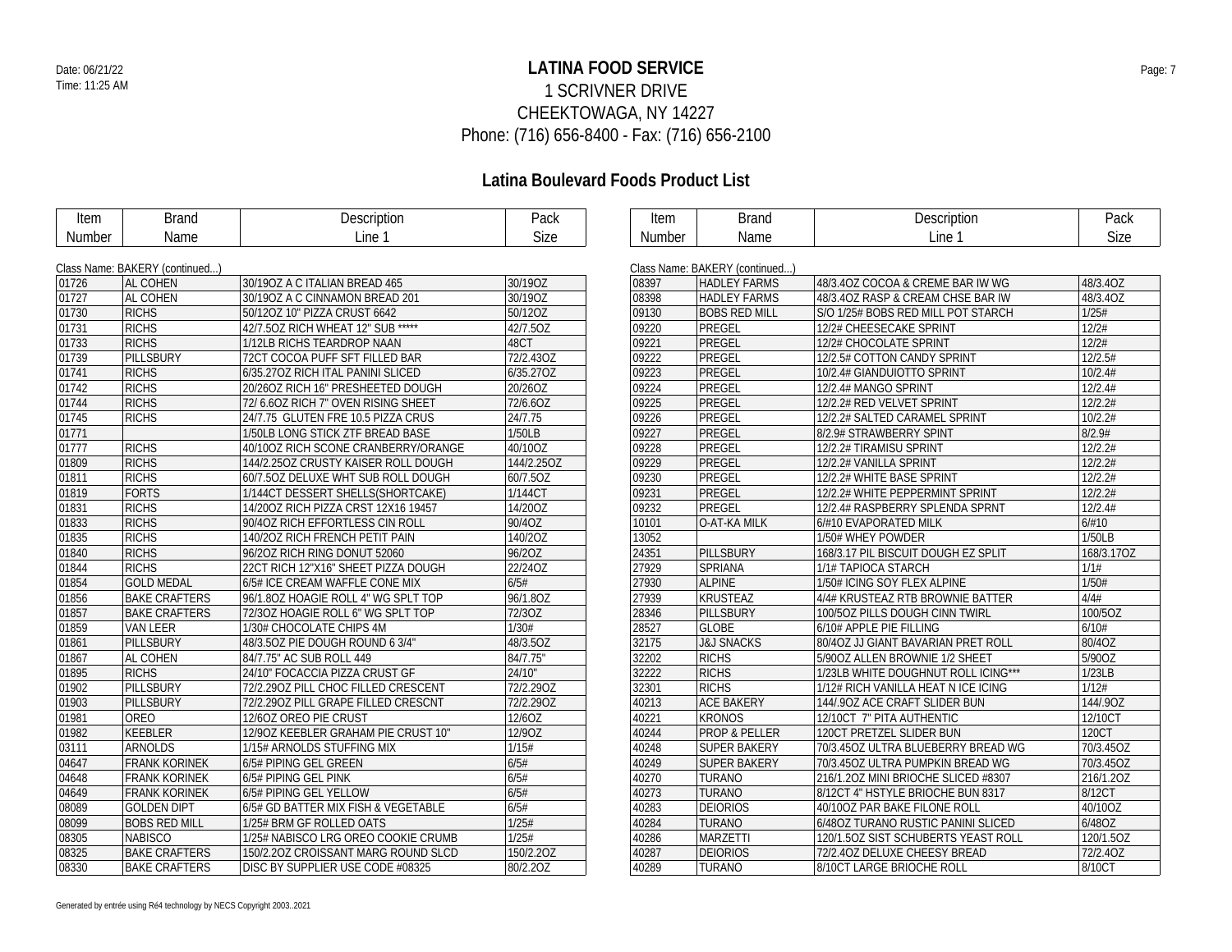Date: 06/21/22
Time: 11:25 AM

# LATINA FOOD SERVICE

1 SCRIVNER DRIVE
CHEEKTOWAGA, NY 14227
Phone: (716) 656-8400 - Fax: (716) 656-2100

## Latina Boulevard Foods Product List

Class Name: BAKERY (continued...)

| Item Number | Brand Name | Description Line 1 | Pack Size |
|---|---|---|---|
| 01726 | AL COHEN | 30/19OZ A C ITALIAN BREAD 465 | 30/19OZ |
| 01727 | AL COHEN | 30/19OZ A C CINNAMON BREAD 201 | 30/19OZ |
| 01730 | RICHS | 50/12OZ 10" PIZZA CRUST 6642 | 50/12OZ |
| 01731 | RICHS | 42/7.5OZ RICH WHEAT 12" SUB ***** | 42/7.5OZ |
| 01733 | RICHS | 1/12LB RICHS TEARDROP NAAN | 48CT |
| 01739 | PILLSBURY | 72CT COCOA PUFF SFT FILLED BAR | 72/2.43OZ |
| 01741 | RICHS | 6/35.27OZ RICH ITAL PANINI SLICED | 6/35.27OZ |
| 01742 | RICHS | 20/26OZ RICH 16" PRESHEETED DOUGH | 20/26OZ |
| 01744 | RICHS | 72/ 6.6OZ RICH 7" OVEN RISING SHEET | 72/6.6OZ |
| 01745 | RICHS | 24/7.75 GLUTEN FRE 10.5 PIZZA CRUS | 24/7.75 |
| 01771 | | 1/50LB LONG STICK ZTF BREAD BASE | 1/50LB |
| 01777 | RICHS | 40/10OZ RICH SCONE CRANBERRY/ORANGE | 40/10OZ |
| 01809 | RICHS | 144/2.25OZ CRUSTY KAISER ROLL DOUGH | 144/2.25OZ |
| 01811 | RICHS | 60/7.5OZ DELUXE WHT SUB ROLL DOUGH | 60/7.5OZ |
| 01819 | FORTS | 1/144CT DESSERT SHELLS(SHORTCAKE) | 1/144CT |
| 01831 | RICHS | 14/20OZ RICH PIZZA CRST 12X16 19457 | 14/20OZ |
| 01833 | RICHS | 90/4OZ RICH EFFORTLESS CIN ROLL | 90/4OZ |
| 01835 | RICHS | 140/2OZ RICH FRENCH PETIT PAIN | 140/2OZ |
| 01840 | RICHS | 96/2OZ RICH RING DONUT 52060 | 96/2OZ |
| 01844 | RICHS | 22CT RICH 12"X16" SHEET PIZZA DOUGH | 22/24OZ |
| 01854 | GOLD MEDAL | 6/5# ICE CREAM WAFFLE CONE MIX | 6/5# |
| 01856 | BAKE CRAFTERS | 96/1.8OZ HOAGIE ROLL 4" WG SPLT TOP | 96/1.8OZ |
| 01857 | BAKE CRAFTERS | 72/3OZ HOAGIE ROLL 6" WG SPLT TOP | 72/3OZ |
| 01859 | VAN LEER | 1/30# CHOCOLATE CHIPS 4M | 1/30# |
| 01861 | PILLSBURY | 48/3.5OZ PIE DOUGH ROUND 6 3/4" | 48/3.5OZ |
| 01867 | AL COHEN | 84/7.75" AC SUB ROLL 449 | 84/7.75" |
| 01895 | RICHS | 24/10" FOCACCIA PIZZA CRUST GF | 24/10" |
| 01902 | PILLSBURY | 72/2.29OZ PILL CHOC FILLED CRESCENT | 72/2.29OZ |
| 01903 | PILLSBURY | 72/2.29OZ PILL GRAPE FILLED CRESCNT | 72/2.29OZ |
| 01981 | OREO | 12/6OZ OREO PIE CRUST | 12/6OZ |
| 01982 | KEEBLER | 12/9OZ KEEBLER GRAHAM PIE CRUST 10" | 12/9OZ |
| 03111 | ARNOLDS | 1/15# ARNOLDS STUFFING MIX | 1/15# |
| 04647 | FRANK KORINEK | 6/5# PIPING GEL GREEN | 6/5# |
| 04648 | FRANK KORINEK | 6/5# PIPING GEL PINK | 6/5# |
| 04649 | FRANK KORINEK | 6/5# PIPING GEL YELLOW | 6/5# |
| 08089 | GOLDEN DIPT | 6/5# GD BATTER MIX FISH & VEGETABLE | 6/5# |
| 08099 | BOBS RED MILL | 1/25# BRM GF ROLLED OATS | 1/25# |
| 08305 | NABISCO | 1/25# NABISCO LRG OREO COOKIE CRUMB | 1/25# |
| 08325 | BAKE CRAFTERS | 150/2.2OZ CROISSANT MARG ROUND SLCD | 150/2.2OZ |
| 08330 | BAKE CRAFTERS | DISC BY SUPPLIER USE CODE #08325 | 80/2.2OZ |
| 08397 | HADLEY FARMS | 48/3.4OZ COCOA & CREME BAR IW WG | 48/3.4OZ |
| 08398 | HADLEY FARMS | 48/3.4OZ RASP & CREAM CHSE BAR IW | 48/3.4OZ |
| 09130 | BOBS RED MILL | S/O 1/25# BOBS RED MILL POT STARCH | 1/25# |
| 09220 | PREGEL | 12/2# CHEESECAKE SPRINT | 12/2# |
| 09221 | PREGEL | 12/2# CHOCOLATE SPRINT | 12/2# |
| 09222 | PREGEL | 12/2.5# COTTON CANDY SPRINT | 12/2.5# |
| 09223 | PREGEL | 10/2.4# GIANDUIOTTO SPRINT | 10/2.4# |
| 09224 | PREGEL | 12/2.4# MANGO SPRINT | 12/2.4# |
| 09225 | PREGEL | 12/2.2# RED VELVET SPRINT | 12/2.2# |
| 09226 | PREGEL | 12/2.2# SALTED CARAMEL SPRINT | 10/2.2# |
| 09227 | PREGEL | 8/2.9# STRAWBERRY SPINT | 8/2.9# |
| 09228 | PREGEL | 12/2.2# TIRAMISU SPRINT | 12/2.2# |
| 09229 | PREGEL | 12/2.2# VANILLA SPRINT | 12/2.2# |
| 09230 | PREGEL | 12/2.2# WHITE BASE SPRINT | 12/2.2# |
| 09231 | PREGEL | 12/2.2# WHITE PEPPERMINT SPRINT | 12/2.2# |
| 09232 | PREGEL | 12/2.4# RASPBERRY SPLENDA SPRNT | 12/2.4# |
| 10101 | O-AT-KA MILK | 6/#10 EVAPORATED MILK | 6/#10 |
| 13052 | | 1/50# WHEY POWDER | 1/50LB |
| 24351 | PILLSBURY | 168/3.17 PIL BISCUIT DOUGH EZ SPLIT | 168/3.17OZ |
| 27929 | SPRIANA | 1/1# TAPIOCA STARCH | 1/1# |
| 27930 | ALPINE | 1/50# ICING SOY FLEX ALPINE | 1/50# |
| 27939 | KRUSTEAZ | 4/4# KRUSTEAZ RTB BROWNIE BATTER | 4/4# |
| 28346 | PILLSBURY | 100/5OZ PILLS DOUGH CINN TWIRL | 100/5OZ |
| 28527 | GLOBE | 6/10# APPLE PIE FILLING | 6/10# |
| 32175 | J&J SNACKS | 80/4OZ JJ GIANT BAVARIAN PRET ROLL | 80/4OZ |
| 32202 | RICHS | 5/90OZ ALLEN BROWNIE 1/2 SHEET | 5/90OZ |
| 32222 | RICHS | 1/23LB WHITE DOUGHNUT ROLL ICING*** | 1/23LB |
| 32301 | RICHS | 1/12# RICH VANILLA HEAT N ICE ICING | 1/12# |
| 40213 | ACE BAKERY | 144/.9OZ ACE CRAFT SLIDER BUN | 144/.9OZ |
| 40221 | KRONOS | 12/10CT 7" PITA AUTHENTIC | 12/10CT |
| 40244 | PROP & PELLER | 120CT PRETZEL SLIDER BUN | 120CT |
| 40248 | SUPER BAKERY | 70/3.45OZ ULTRA BLUEBERRY BREAD WG | 70/3.45OZ |
| 40249 | SUPER BAKERY | 70/3.45OZ ULTRA PUMPKIN BREAD WG | 70/3.45OZ |
| 40270 | TURANO | 216/1.2OZ MINI BRIOCHE SLICED #8307 | 216/1.2OZ |
| 40273 | TURANO | 8/12CT 4" HSTYLE BRIOCHE BUN 8317 | 8/12CT |
| 40283 | DEIORIOS | 40/10OZ PAR BAKE FILONE ROLL | 40/10OZ |
| 40284 | TURANO | 6/48OZ TURANO RUSTIC PANINI SLICED | 6/48OZ |
| 40286 | MARZETTI | 120/1.5OZ SIST SCHUBERTS YEAST ROLL | 120/1.5OZ |
| 40287 | DEIORIOS | 72/2.4OZ DELUXE CHEESY BREAD | 72/2.4OZ |
| 40289 | TURANO | 8/10CT LARGE BRIOCHE ROLL | 8/10CT |

Generated by entrée using Ré4 technology by NECS Copyright 2003..2021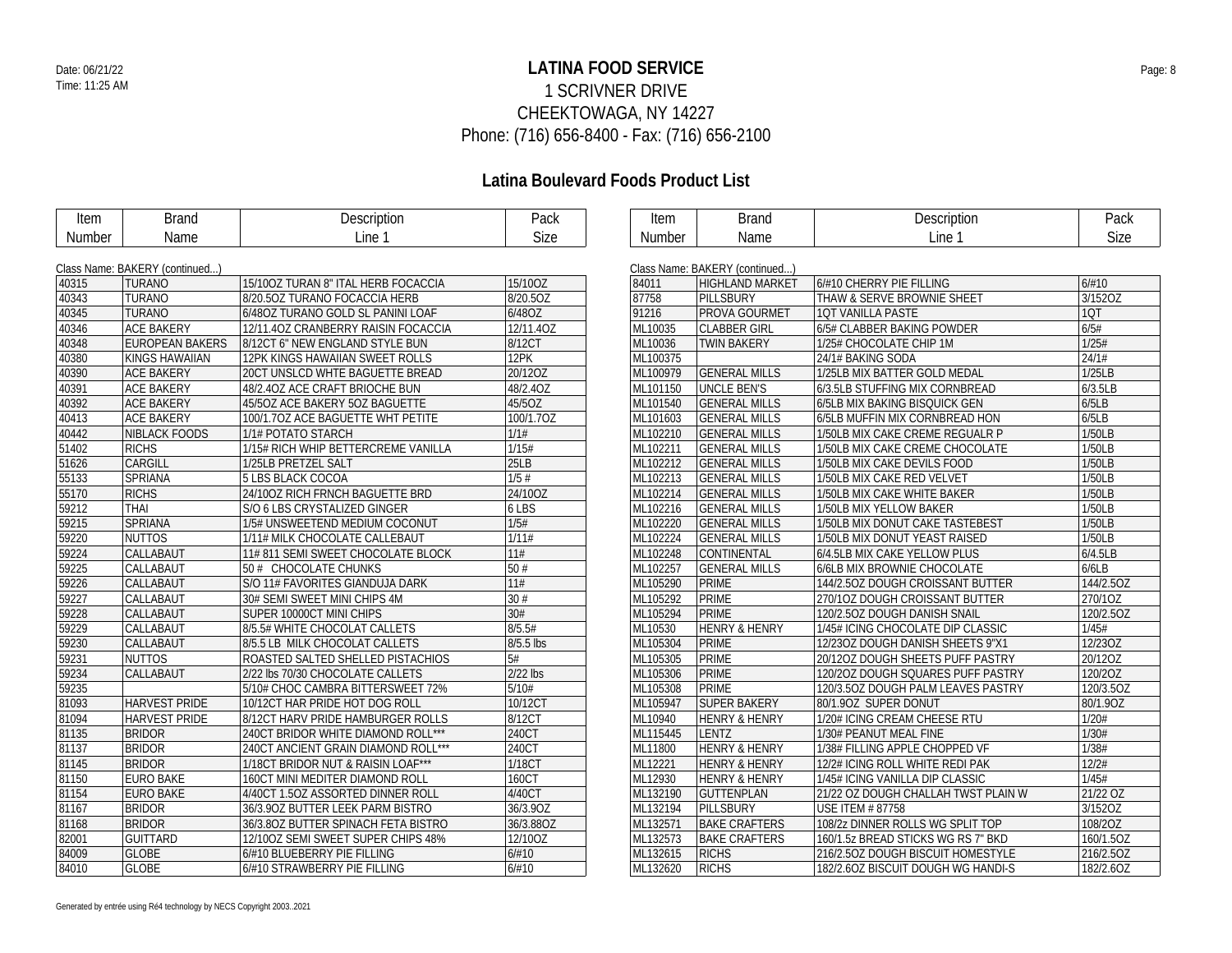# LATINA FOOD SERVICE

1 SCRIVNER DRIVE
CHEEKTOWAGA, NY 14227
Phone: (716) 656-8400 - Fax: (716) 656-2100

## Latina Boulevard Foods Product List

Class Name: BAKERY (continued...)

| Item Number | Brand Name | Description Line 1 | Pack Size |
|---|---|---|---|
| 40315 | TURANO | 15/10OZ TURAN 8" ITAL HERB FOCACCIA | 15/10OZ |
| 40343 | TURANO | 8/20.5OZ TURANO FOCACCIA HERB | 8/20.5OZ |
| 40345 | TURANO | 6/48OZ TURANO GOLD SL PANINI LOAF | 6/48OZ |
| 40346 | ACE BAKERY | 12/11.4OZ CRANBERRY RAISIN FOCACCIA | 12/11.4OZ |
| 40348 | EUROPEAN BAKERS | 8/12CT 6" NEW ENGLAND STYLE BUN | 8/12CT |
| 40380 | KINGS HAWAIIAN | 12PK KINGS HAWAIIAN SWEET ROLLS | 12PK |
| 40390 | ACE BAKERY | 20CT UNSLCD WHTE BAGUETTE BREAD | 20/12OZ |
| 40391 | ACE BAKERY | 48/2.4OZ ACE CRAFT BRIOCHE BUN | 48/2.4OZ |
| 40392 | ACE BAKERY | 45/5OZ ACE BAKERY 5OZ BAGUETTE | 45/5OZ |
| 40413 | ACE BAKERY | 100/1.7OZ ACE BAGUETTE WHT PETITE | 100/1.7OZ |
| 40442 | NIBLACK FOODS | 1/1# POTATO STARCH | 1/1# |
| 51402 | RICHS | 1/15# RICH WHIP BETTERCREME VANILLA | 1/15# |
| 51626 | CARGILL | 1/25LB PRETZEL SALT | 25LB |
| 55133 | SPRIANA | 5 LBS BLACK COCOA | 1/5 # |
| 55170 | RICHS | 24/10OZ RICH FRNCH BAGUETTE BRD | 24/10OZ |
| 59212 | THAI | S/O 6 LBS CRYSTALIZED GINGER | 6 LBS |
| 59215 | SPRIANA | 1/5# UNSWEETEND MEDIUM COCONUT | 1/5# |
| 59220 | NUTTOS | 1/11# MILK CHOCOLATE CALLEBAUT | 1/11# |
| 59224 | CALLABAUT | 11# 811 SEMI SWEET CHOCOLATE BLOCK | 11# |
| 59225 | CALLABAUT | 50 #   CHOCOLATE CHUNKS | 50 # |
| 59226 | CALLABAUT | S/O 11# FAVORITES GIANDUJA DARK | 11# |
| 59227 | CALLABAUT | 30# SEMI SWEET MINI CHIPS 4M | 30 # |
| 59228 | CALLABAUT | SUPER 10000CT MINI CHIPS | 30# |
| 59229 | CALLABAUT | 8/5.5# WHITE CHOCOLAT CALLETS | 8/5.5# |
| 59230 | CALLABAUT | 8/5.5 LB  MILK CHOCOLAT CALLETS | 8/5.5 lbs |
| 59231 | NUTTOS | ROASTED SALTED SHELLED PISTACHIOS | 5# |
| 59234 | CALLABAUT | 2/22 lbs 70/30 CHOCOLATE CALLETS | 2/22 lbs |
| 59235 | | 5/10# CHOC CAMBRA BITTERSWEET 72% | 5/10# |
| 81093 | HARVEST PRIDE | 10/12CT HAR PRIDE HOT DOG ROLL | 10/12CT |
| 81094 | HARVEST PRIDE | 8/12CT HARV PRIDE HAMBURGER ROLLS | 8/12CT |
| 81135 | BRIDOR | 240CT BRIDOR WHITE DIAMOND ROLL*** | 240CT |
| 81137 | BRIDOR | 240CT ANCIENT GRAIN DIAMOND ROLL*** | 240CT |
| 81145 | BRIDOR | 1/18CT BRIDOR NUT & RAISIN LOAF*** | 1/18CT |
| 81150 | EURO BAKE | 160CT MINI MEDITER DIAMOND ROLL | 160CT |
| 81154 | EURO BAKE | 4/40CT 1.5OZ ASSORTED DINNER ROLL | 4/40CT |
| 81167 | BRIDOR | 36/3.9OZ BUTTER LEEK PARM BISTRO | 36/3.9OZ |
| 81168 | BRIDOR | 36/3.8OZ BUTTER SPINACH FETA BISTRO | 36/3.88OZ |
| 82001 | GUITTARD | 12/10OZ SEMI SWEET SUPER CHIPS 48% | 12/10OZ |
| 84009 | GLOBE | 6/#10 BLUEBERRY PIE FILLING | 6/#10 |
| 84010 | GLOBE | 6/#10 STRAWBERRY PIE FILLING | 6/#10 |
| 84011 | HIGHLAND MARKET | 6/#10 CHERRY PIE FILLING | 6/#10 |
| 87758 | PILLSBURY | THAW & SERVE BROWNIE SHEET | 3/152OZ |
| 91216 | PROVA GOURMET | 1QT VANILLA PASTE | 1QT |
| ML10035 | CLABBER GIRL | 6/5# CLABBER BAKING POWDER | 6/5# |
| ML10036 | TWIN BAKERY | 1/25# CHOCOLATE CHIP 1M | 1/25# |
| ML100375 | | 24/1# BAKING SODA | 24/1# |
| ML100979 | GENERAL MILLS | 1/25LB MIX BATTER GOLD MEDAL | 1/25LB |
| ML101150 | UNCLE BEN'S | 6/3.5LB STUFFING MIX CORNBREAD | 6/3.5LB |
| ML101540 | GENERAL MILLS | 6/5LB MIX BAKING BISQUICK GEN | 6/5LB |
| ML101603 | GENERAL MILLS | 6/5LB MUFFIN MIX CORNBREAD HON | 6/5LB |
| ML102210 | GENERAL MILLS | 1/50LB MIX CAKE CREME REGUALR P | 1/50LB |
| ML102211 | GENERAL MILLS | 1/50LB MIX CAKE CREME CHOCOLATE | 1/50LB |
| ML102212 | GENERAL MILLS | 1/50LB MIX CAKE DEVILS FOOD | 1/50LB |
| ML102213 | GENERAL MILLS | 1/50LB MIX CAKE RED VELVET | 1/50LB |
| ML102214 | GENERAL MILLS | 1/50LB MIX CAKE WHITE BAKER | 1/50LB |
| ML102216 | GENERAL MILLS | 1/50LB MIX YELLOW BAKER | 1/50LB |
| ML102220 | GENERAL MILLS | 1/50LB MIX DONUT CAKE TASTEBEST | 1/50LB |
| ML102224 | GENERAL MILLS | 1/50LB MIX DONUT YEAST RAISED | 1/50LB |
| ML102248 | CONTINENTAL | 6/4.5LB MIX CAKE YELLOW PLUS | 6/4.5LB |
| ML102257 | GENERAL MILLS | 6/6LB MIX BROWNIE CHOCOLATE | 6/6LB |
| ML105290 | PRIME | 144/2.5OZ DOUGH CROISSANT BUTTER | 144/2.5OZ |
| ML105292 | PRIME | 270/1OZ DOUGH CROISSANT BUTTER | 270/1OZ |
| ML105294 | PRIME | 120/2.5OZ DOUGH DANISH SNAIL | 120/2.5OZ |
| ML10530 | HENRY & HENRY | 1/45# ICING CHOCOLATE DIP CLASSIC | 1/45# |
| ML105304 | PRIME | 12/23OZ DOUGH DANISH SHEETS 9"X1 | 12/23OZ |
| ML105305 | PRIME | 20/12OZ DOUGH SHEETS PUFF PASTRY | 20/12OZ |
| ML105306 | PRIME | 120/2OZ DOUGH SQUARES PUFF PASTRY | 120/2OZ |
| ML105308 | PRIME | 120/3.5OZ DOUGH PALM LEAVES PASTRY | 120/3.5OZ |
| ML105947 | SUPER BAKERY | 80/1.9OZ  SUPER DONUT | 80/1.9OZ |
| ML10940 | HENRY & HENRY | 1/20# ICING CREAM CHEESE RTU | 1/20# |
| ML115445 | LENTZ | 1/30# PEANUT MEAL FINE | 1/30# |
| ML11800 | HENRY & HENRY | 1/38# FILLING APPLE CHOPPED VF | 1/38# |
| ML12221 | HENRY & HENRY | 12/2# ICING ROLL WHITE REDI PAK | 12/2# |
| ML12930 | HENRY & HENRY | 1/45# ICING VANILLA DIP CLASSIC | 1/45# |
| ML132190 | GUTTENPLAN | 21/22 OZ DOUGH CHALLAH TWST PLAIN W | 21/22 OZ |
| ML132194 | PILLSBURY | USE ITEM # 87758 | 3/152OZ |
| ML132571 | BAKE CRAFTERS | 108/2z DINNER ROLLS WG SPLIT TOP | 108/2OZ |
| ML132573 | BAKE CRAFTERS | 160/1.5z BREAD STICKS WG RS 7" BKD | 160/1.5OZ |
| ML132615 | RICHS | 216/2.5OZ DOUGH BISCUIT HOMESTYLE | 216/2.5OZ |
| ML132620 | RICHS | 182/2.6OZ BISCUIT DOUGH WG HANDI-S | 182/2.6OZ |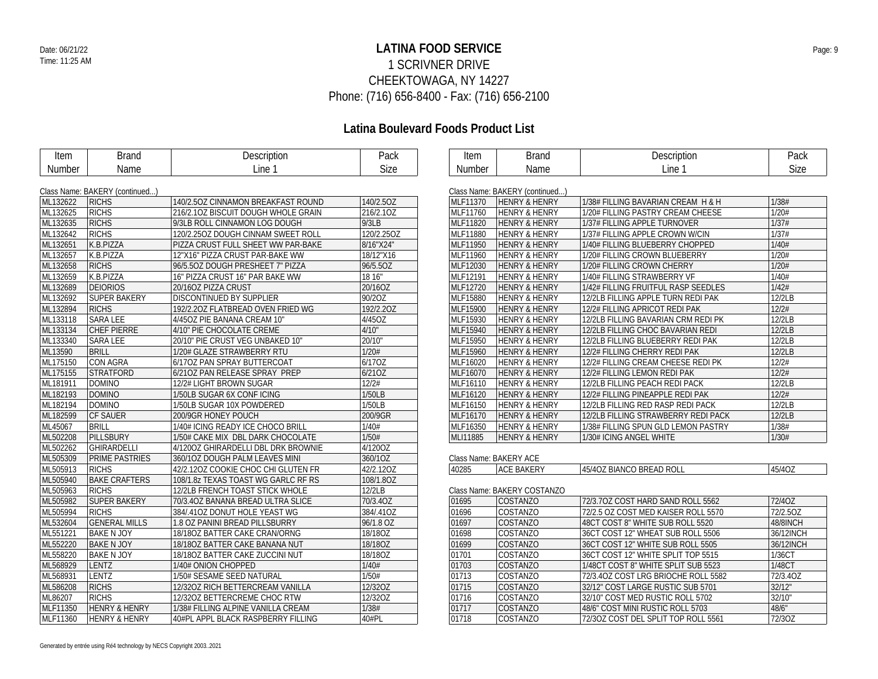# LATINA FOOD SERVICE

1 SCRIVNER DRIVE
CHEEKTOWAGA, NY 14227
Phone: (716) 656-8400 - Fax: (716) 656-2100

## Latina Boulevard Foods Product List

Class Name: BAKERY (continued...)

| Item Number | Brand Name | Description Line 1 | Pack Size |
|---|---|---|---|
| ML132622 | RICHS | 140/2.5OZ CINNAMON BREAKFAST ROUND | 140/2.5OZ |
| ML132625 | RICHS | 216/2.1OZ BISCUIT DOUGH WHOLE GRAIN | 216/2.1OZ |
| ML132635 | RICHS | 9/3LB ROLL CINNAMON LOG DOUGH | 9/3LB |
| ML132642 | RICHS | 120/2.25OZ DOUGH CINNAM SWEET ROLL | 120/2.25OZ |
| ML132651 | K.B.PIZZA | PIZZA CRUST FULL SHEET WW PAR-BAKE | 8/16"X24" |
| ML132657 | K.B.PIZZA | 12"X16" PIZZA CRUST PAR-BAKE WW | 18/12"X16 |
| ML132658 | RICHS | 96/5.5OZ DOUGH PRESHEET 7" PIZZA | 96/5.5OZ |
| ML132659 | K.B.PIZZA | 16" PIZZA CRUST 16" PAR BAKE WW | 18 16" |
| ML132689 | DEIORIOS | 20/16OZ PIZZA CRUST | 20/16OZ |
| ML132692 | SUPER BAKERY | DISCONTINUED BY SUPPLIER | 90/2OZ |
| ML132894 | RICHS | 192/2.2OZ FLATBREAD OVEN FRIED WG | 192/2.2OZ |
| ML133118 | SARA LEE | 4/45OZ PIE BANANA CREAM 10" | 4/45OZ |
| ML133134 | CHEF PIERRE | 4/10" PIE CHOCOLATE CREME | 4/10" |
| ML133340 | SARA LEE | 20/10" PIE CRUST VEG UNBAKED 10" | 20/10" |
| ML13590 | BRILL | 1/20# GLAZE STRAWBERRY RTU | 1/20# |
| ML175150 | CON AGRA | 6/17OZ PAN SPRAY BUTTERCOAT | 6/17OZ |
| ML175155 | STRATFORD | 6/21OZ PAN RELEASE SPRAY PREP | 6/21OZ |
| ML181911 | DOMINO | 12/2# LIGHT BROWN SUGAR | 12/2# |
| ML182193 | DOMINO | 1/50LB SUGAR 6X CONF ICING | 1/50LB |
| ML182194 | DOMINO | 1/50LB SUGAR 10X POWDERED | 1/50LB |
| ML182599 | CF SAUER | 200/9GR HONEY POUCH | 200/9GR |
| ML45067 | BRILL | 1/40# ICING READY ICE CHOCO BRILL | 1/40# |
| ML502208 | PILLSBURY | 1/50# CAKE MIX DBL DARK CHOCOLATE | 1/50# |
| ML502262 | GHIRARDELLI | 4/120OZ GHIRARDELLI DBL DRK BROWNIE | 4/120OZ |
| ML505309 | PRIME PASTRIES | 360/1OZ DOUGH PALM LEAVES MINI | 360/1OZ |
| ML505913 | RICHS | 42/2.12OZ COOKIE CHOC CHI GLUTEN FR | 42/2.12OZ |
| ML505940 | BAKE CRAFTERS | 108/1.8z TEXAS TOAST WG GARLC RF RS | 108/1.8OZ |
| ML505963 | RICHS | 12/2LB FRENCH TOAST STICK WHOLE | 12/2LB |
| ML505982 | SUPER BAKERY | 70/3.4OZ BANANA BREAD ULTRA SLICE | 70/3.4OZ |
| ML505994 | RICHS | 384/.41OZ DONUT HOLE YEAST WG | 384/.41OZ |
| ML532604 | GENERAL MILLS | 1.8 OZ PANINI BREAD PILLSBURRY | 96/1.8 OZ |
| ML551221 | BAKE N JOY | 18/18OZ BATTER CAKE CRAN/ORNG | 18/18OZ |
| ML552220 | BAKE N JOY | 18/18OZ BATTER CAKE BANANA NUT | 18/18OZ |
| ML558220 | BAKE N JOY | 18/18OZ BATTER CAKE ZUCCINI NUT | 18/18OZ |
| ML568929 | LENTZ | 1/40# ONION CHOPPED | 1/40# |
| ML568931 | LENTZ | 1/50# SESAME SEED NATURAL | 1/50# |
| ML586208 | RICHS | 12/32OZ RICH BETTERCREAM VANILLA | 12/32OZ |
| ML86207 | RICHS | 12/32OZ BETTERCREME CHOC RTW | 12/32OZ |
| MLF11350 | HENRY & HENRY | 1/38# FILLING ALPINE VANILLA CREAM | 1/38# |
| MLF11360 | HENRY & HENRY | 40#PL APPL BLACK RASPBERRY FILLING | 40#PL |
| MLF11370 | HENRY & HENRY | 1/38# FILLING BAVARIAN CREAM H & H | 1/38# |
| MLF11760 | HENRY & HENRY | 1/20# FILLING PASTRY CREAM CHEESE | 1/20# |
| MLF11820 | HENRY & HENRY | 1/37# FILLING APPLE TURNOVER | 1/37# |
| MLF11880 | HENRY & HENRY | 1/37# FILLING APPLE CROWN W/CIN | 1/37# |
| MLF11950 | HENRY & HENRY | 1/40# FILLING BLUEBERRY CHOPPED | 1/40# |
| MLF11960 | HENRY & HENRY | 1/20# FILLING CROWN BLUEBERRY | 1/20# |
| MLF12030 | HENRY & HENRY | 1/20# FILLING CROWN CHERRY | 1/20# |
| MLF12191 | HENRY & HENRY | 1/40# FILLING STRAWBERRY VF | 1/40# |
| MLF12720 | HENRY & HENRY | 1/42# FILLING FRUITFUL RASP SEEDLES | 1/42# |
| MLF15880 | HENRY & HENRY | 12/2LB FILLING APPLE TURN REDI PAK | 12/2LB |
| MLF15900 | HENRY & HENRY | 12/2# FILLING APRICOT REDI PAK | 12/2# |
| MLF15930 | HENRY & HENRY | 12/2LB FILLING BAVARIAN CRM REDI PK | 12/2LB |
| MLF15940 | HENRY & HENRY | 12/2LB FILLING CHOC BAVARIAN REDI | 12/2LB |
| MLF15950 | HENRY & HENRY | 12/2LB FILLING BLUEBERRY REDI PAK | 12/2LB |
| MLF15960 | HENRY & HENRY | 12/2# FILLING CHERRY REDI PAK | 12/2LB |
| MLF16020 | HENRY & HENRY | 12/2# FILLING CREAM CHEESE REDI PK | 12/2# |
| MLF16070 | HENRY & HENRY | 12/2# FILLING LEMON REDI PAK | 12/2# |
| MLF16110 | HENRY & HENRY | 12/2LB FILLING PEACH REDI PACK | 12/2LB |
| MLF16120 | HENRY & HENRY | 12/2# FILLING PINEAPPLE REDI PAK | 12/2# |
| MLF16150 | HENRY & HENRY | 12/2LB FILLING RED RASP REDI PACK | 12/2LB |
| MLF16170 | HENRY & HENRY | 12/2LB FILLING STRAWBERRY REDI PACK | 12/2LB |
| MLF16350 | HENRY & HENRY | 1/38# FILLING SPUN GLD LEMON PASTRY | 1/38# |
| MLI11885 | HENRY & HENRY | 1/30# ICING ANGEL WHITE | 1/30# |

Class Name: BAKERY ACE

| Item Number | Brand Name | Description Line 1 | Pack Size |
|---|---|---|---|
| 40285 | ACE BAKERY | 45/4OZ BIANCO BREAD ROLL | 45/4OZ |

Class Name: BAKERY COSTANZO

| Item Number | Brand Name | Description Line 1 | Pack Size |
|---|---|---|---|
| 01695 | COSTANZO | 72/3.7OZ COST HARD SAND ROLL 5562 | 72/4OZ |
| 01696 | COSTANZO | 72/2.5 OZ COST MED KAISER ROLL 5570 | 72/2.5OZ |
| 01697 | COSTANZO | 48CT COST 8" WHITE SUB ROLL 5520 | 48/8INCH |
| 01698 | COSTANZO | 36CT COST 12" WHEAT SUB ROLL 5506 | 36/12INCH |
| 01699 | COSTANZO | 36CT COST 12" WHITE SUB ROLL 5505 | 36/12INCH |
| 01701 | COSTANZO | 36CT COST 12" WHITE SPLIT TOP 5515 | 1/36CT |
| 01703 | COSTANZO | 1/48CT COST 8" WHITE SPLIT SUB 5523 | 1/48CT |
| 01713 | COSTANZO | 72/3.4OZ COST LRG BRIOCHE ROLL 5582 | 72/3.4OZ |
| 01715 | COSTANZO | 32/12" COST LARGE RUSTIC SUB 5701 | 32/12" |
| 01716 | COSTANZO | 32/10" COST MED RUSTIC ROLL 5702 | 32/10" |
| 01717 | COSTANZO | 48/6" COST MINI RUSTIC ROLL 5703 | 48/6" |
| 01718 | COSTANZO | 72/3OZ COST DEL SPLIT TOP ROLL 5561 | 72/3OZ |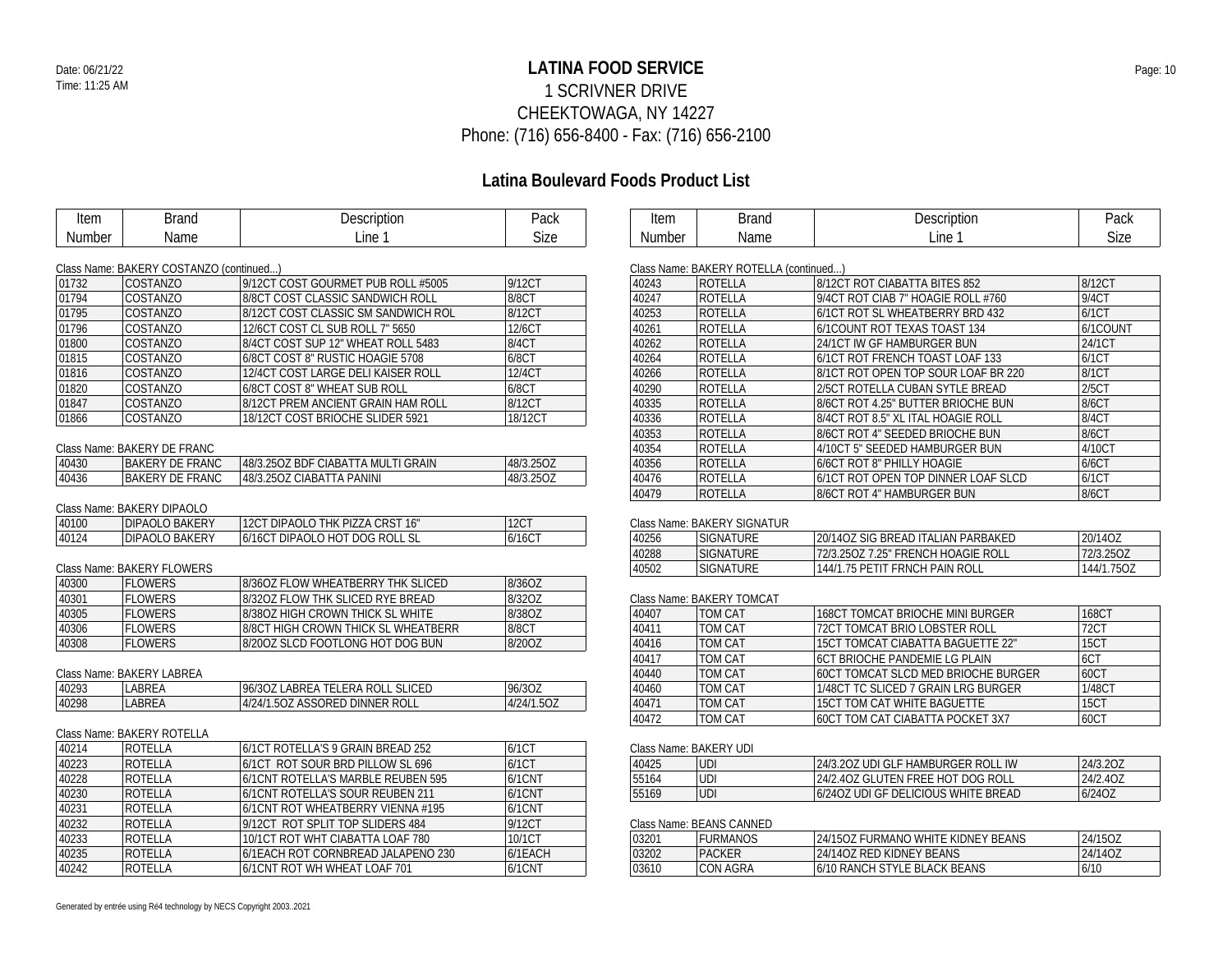# LATINA FOOD SERVICE

1 SCRIVNER DRIVE
CHEEKTOWAGA, NY 14227
Phone: (716) 656-8400 - Fax: (716) 656-2100

Date: 06/21/22
Time: 11:25 AM

## Latina Boulevard Foods Product List

Class Name: BAKERY COSTANZO (continued...)

| Item Number | Brand Name | Description Line 1 | Pack Size |
|---|---|---|---|
| 01732 | COSTANZO | 9/12CT COST GOURMET PUB ROLL #5005 | 9/12CT |
| 01794 | COSTANZO | 8/8CT COST CLASSIC SANDWICH ROLL | 8/8CT |
| 01795 | COSTANZO | 8/12CT COST CLASSIC SM SANDWICH ROL | 8/12CT |
| 01796 | COSTANZO | 12/6CT COST CL SUB ROLL 7" 5650 | 12/6CT |
| 01800 | COSTANZO | 8/4CT COST SUP 12" WHEAT ROLL 5483 | 8/4CT |
| 01815 | COSTANZO | 6/8CT COST 8" RUSTIC HOAGIE 5708 | 6/8CT |
| 01816 | COSTANZO | 12/4CT COST LARGE DELI KAISER ROLL | 12/4CT |
| 01820 | COSTANZO | 6/8CT COST 8" WHEAT SUB ROLL | 6/8CT |
| 01847 | COSTANZO | 8/12CT PREM ANCIENT GRAIN HAM ROLL | 8/12CT |
| 01866 | COSTANZO | 18/12CT COST BRIOCHE SLIDER 5921 | 18/12CT |

Class Name: BAKERY DE FRANC

| Item Number | Brand Name | Description Line 1 | Pack Size |
|---|---|---|---|
| 40430 | BAKERY DE FRANC | 48/3.25OZ BDF CIABATTA MULTI GRAIN | 48/3.25OZ |
| 40436 | BAKERY DE FRANC | 48/3.25OZ CIABATTA PANINI | 48/3.25OZ |

Class Name: BAKERY DIPAOLO

| Item Number | Brand Name | Description Line 1 | Pack Size |
|---|---|---|---|
| 40100 | DIPAOLO BAKERY | 12CT DIPAOLO THK PIZZA CRST 16" | 12CT |
| 40124 | DIPAOLO BAKERY | 6/16CT DIPAOLO HOT DOG ROLL SL | 6/16CT |

Class Name: BAKERY FLOWERS

| Item Number | Brand Name | Description Line 1 | Pack Size |
|---|---|---|---|
| 40300 | FLOWERS | 8/36OZ FLOW WHEATBERRY THK SLICED | 8/36OZ |
| 40301 | FLOWERS | 8/32OZ FLOW THK SLICED RYE BREAD | 8/32OZ |
| 40305 | FLOWERS | 8/38OZ HIGH CROWN THICK SL WHITE | 8/38OZ |
| 40306 | FLOWERS | 8/8CT HIGH CROWN THICK SL WHEATBERR | 8/8CT |
| 40308 | FLOWERS | 8/20OZ SLCD FOOTLONG HOT DOG BUN | 8/20OZ |

Class Name: BAKERY LABREA

| Item Number | Brand Name | Description Line 1 | Pack Size |
|---|---|---|---|
| 40293 | LABREA | 96/3OZ LABREA TELERA ROLL SLICED | 96/3OZ |
| 40298 | LABREA | 4/24/1.5OZ ASSORED DINNER ROLL | 4/24/1.5OZ |

Class Name: BAKERY ROTELLA

| Item Number | Brand Name | Description Line 1 | Pack Size |
|---|---|---|---|
| 40214 | ROTELLA | 6/1CT ROTELLA'S 9 GRAIN BREAD 252 | 6/1CT |
| 40223 | ROTELLA | 6/1CT ROT SOUR BRD PILLOW SL 696 | 6/1CT |
| 40228 | ROTELLA | 6/1CNT ROTELLA'S MARBLE REUBEN 595 | 6/1CNT |
| 40230 | ROTELLA | 6/1CNT ROTELLA'S SOUR REUBEN 211 | 6/1CNT |
| 40231 | ROTELLA | 6/1CNT ROT WHEATBERRY VIENNA #195 | 6/1CNT |
| 40232 | ROTELLA | 9/12CT ROT SPLIT TOP SLIDERS 484 | 9/12CT |
| 40233 | ROTELLA | 10/1CT ROT WHT CIABATTA LOAF 780 | 10/1CT |
| 40235 | ROTELLA | 6/1EACH ROT CORNBREAD JALAPENO 230 | 6/1EACH |
| 40242 | ROTELLA | 6/1CNT ROT WH WHEAT LOAF 701 | 6/1CNT |

Class Name: BAKERY ROTELLA (continued...)

| Item Number | Brand Name | Description Line 1 | Pack Size |
|---|---|---|---|
| 40243 | ROTELLA | 8/12CT ROT CIABATTA BITES 852 | 8/12CT |
| 40247 | ROTELLA | 9/4CT ROT CIAB 7" HOAGIE ROLL #760 | 9/4CT |
| 40253 | ROTELLA | 6/1CT ROT SL WHEATBERRY BRD 432 | 6/1CT |
| 40261 | ROTELLA | 6/1COUNT ROT TEXAS TOAST 134 | 6/1COUNT |
| 40262 | ROTELLA | 24/1CT IW GF HAMBURGER BUN | 24/1CT |
| 40264 | ROTELLA | 6/1CT ROT FRENCH TOAST LOAF 133 | 6/1CT |
| 40266 | ROTELLA | 8/1CT ROT OPEN TOP SOUR LOAF BR 220 | 8/1CT |
| 40290 | ROTELLA | 2/5CT ROTELLA CUBAN SYTLE BREAD | 2/5CT |
| 40335 | ROTELLA | 8/6CT ROT 4.25" BUTTER BRIOCHE BUN | 8/6CT |
| 40336 | ROTELLA | 8/4CT ROT 8.5" XL ITAL HOAGIE ROLL | 8/4CT |
| 40353 | ROTELLA | 8/6CT ROT 4" SEEDED BRIOCHE BUN | 8/6CT |
| 40354 | ROTELLA | 4/10CT 5" SEEDED HAMBURGER BUN | 4/10CT |
| 40356 | ROTELLA | 6/6CT ROT 8" PHILLY HOAGIE | 6/6CT |
| 40476 | ROTELLA | 6/1CT ROT OPEN TOP DINNER LOAF SLCD | 6/1CT |
| 40479 | ROTELLA | 8/6CT ROT 4" HAMBURGER BUN | 8/6CT |

Class Name: BAKERY SIGNATUR

| Item Number | Brand Name | Description Line 1 | Pack Size |
|---|---|---|---|
| 40256 | SIGNATURE | 20/14OZ SIG BREAD ITALIAN PARBAKED | 20/14OZ |
| 40288 | SIGNATURE | 72/3.25OZ 7.25" FRENCH HOAGIE ROLL | 72/3.25OZ |
| 40502 | SIGNATURE | 144/1.75 PETIT FRNCH PAIN ROLL | 144/1.75OZ |

Class Name: BAKERY TOMCAT

| Item Number | Brand Name | Description Line 1 | Pack Size |
|---|---|---|---|
| 40407 | TOM CAT | 168CT TOMCAT BRIOCHE MINI BURGER | 168CT |
| 40411 | TOM CAT | 72CT TOMCAT BRIO LOBSTER ROLL | 72CT |
| 40416 | TOM CAT | 15CT TOMCAT CIABATTA BAGUETTE 22" | 15CT |
| 40417 | TOM CAT | 6CT BRIOCHE PANDEMIE LG PLAIN | 6CT |
| 40440 | TOM CAT | 60CT TOMCAT SLCD MED BRIOCHE BURGER | 60CT |
| 40460 | TOM CAT | 1/48CT TC SLICED 7 GRAIN LRG BURGER | 1/48CT |
| 40471 | TOM CAT | 15CT TOM CAT WHITE BAGUETTE | 15CT |
| 40472 | TOM CAT | 60CT TOM CAT CIABATTA POCKET 3X7 | 60CT |

Class Name: BAKERY UDI

| Item Number | Brand Name | Description Line 1 | Pack Size |
|---|---|---|---|
| 40425 | UDI | 24/3.2OZ UDI GLF HAMBURGER ROLL IW | 24/3.2OZ |
| 55164 | UDI | 24/2.4OZ GLUTEN FREE HOT DOG ROLL | 24/2.4OZ |
| 55169 | UDI | 6/24OZ UDI GF DELICIOUS WHITE BREAD | 6/24OZ |

Class Name: BEANS CANNED

| Item Number | Brand Name | Description Line 1 | Pack Size |
|---|---|---|---|
| 03201 | FURMANOS | 24/15OZ FURMANO WHITE KIDNEY BEANS | 24/15OZ |
| 03202 | PACKER | 24/14OZ RED KIDNEY BEANS | 24/14OZ |
| 03610 | CON AGRA | 6/10 RANCH STYLE BLACK BEANS | 6/10 |

Generated by entrée using Ré4 technology by NECS Copyright 2003..2021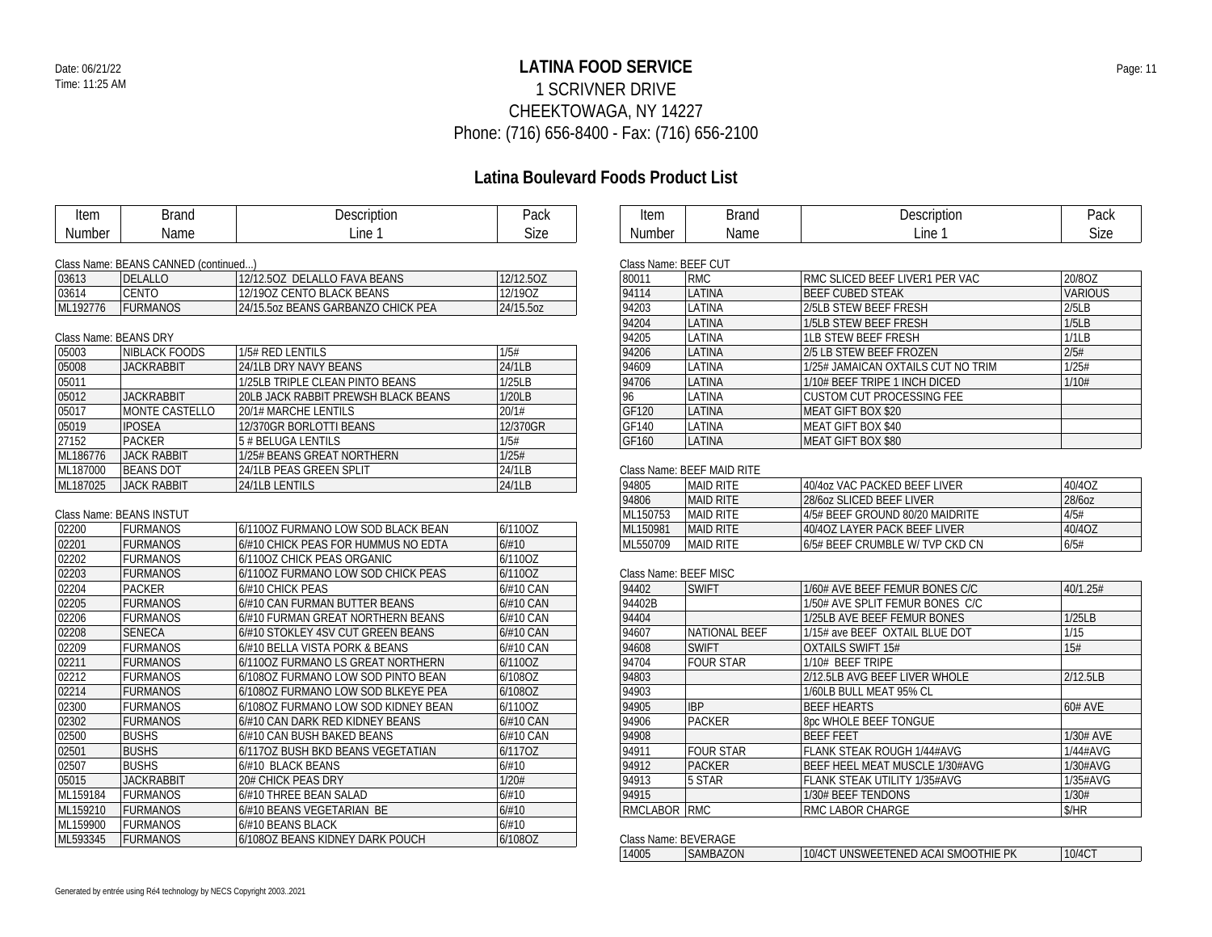# LATINA FOOD SERVICE

1 SCRIVNER DRIVE
CHEEKTOWAGA, NY 14227
Phone: (716) 656-8400 - Fax: (716) 656-2100

## Latina Boulevard Foods Product List

Class Name: BEANS CANNED (continued...)

| Item Number | Brand Name | Description Line 1 | Pack Size |
|---|---|---|---|
| 03613 | DELALLO | 12/12.5OZ DELALLO FAVA BEANS | 12/12.5OZ |
| 03614 | CENTO | 12/19OZ CENTO BLACK BEANS | 12/19OZ |
| ML192776 | FURMANOS | 24/15.5oz BEANS GARBANZO CHICK PEA | 24/15.5oz |

Class Name: BEANS DRY

| Item Number | Brand Name | Description Line 1 | Pack Size |
|---|---|---|---|
| 05003 | NIBLACK FOODS | 1/5# RED LENTILS | 1/5# |
| 05008 | JACKRABBIT | 24/1LB DRY NAVY BEANS | 24/1LB |
| 05011 | | 1/25LB TRIPLE CLEAN PINTO BEANS | 1/25LB |
| 05012 | JACKRABBIT | 20LB JACK RABBIT PREWSH BLACK BEANS | 1/20LB |
| 05017 | MONTE CASTELLO | 20/1# MARCHE LENTILS | 20/1# |
| 05019 | IPOSEA | 12/370GR BORLOTTI BEANS | 12/370GR |
| 27152 | PACKER | 5 # BELUGA LENTILS | 1/5# |
| ML186776 | JACK RABBIT | 1/25# BEANS GREAT NORTHERN | 1/25# |
| ML187000 | BEANS DOT | 24/1LB PEAS GREEN SPLIT | 24/1LB |
| ML187025 | JACK RABBIT | 24/1LB LENTILS | 24/1LB |

Class Name: BEANS INSTUT

| Item Number | Brand Name | Description Line 1 | Pack Size |
|---|---|---|---|
| 02200 | FURMANOS | 6/110OZ FURMANO LOW SOD BLACK BEAN | 6/110OZ |
| 02201 | FURMANOS | 6/#10 CHICK PEAS FOR HUMMUS NO EDTA | 6/#10 |
| 02202 | FURMANOS | 6/110OZ CHICK PEAS ORGANIC | 6/110OZ |
| 02203 | FURMANOS | 6/110OZ FURMANO LOW SOD CHICK PEAS | 6/110OZ |
| 02204 | PACKER | 6/#10 CHICK PEAS | 6/#10 CAN |
| 02205 | FURMANOS | 6/#10 CAN FURMAN BUTTER BEANS | 6/#10 CAN |
| 02206 | FURMANOS | 6/#10 FURMAN GREAT NORTHERN BEANS | 6/#10 CAN |
| 02208 | SENECA | 6/#10 STOKLEY 4SV CUT GREEN BEANS | 6/#10 CAN |
| 02209 | FURMANOS | 6/#10 BELLA VISTA PORK & BEANS | 6/#10 CAN |
| 02211 | FURMANOS | 6/110OZ FURMANO LS GREAT NORTHERN | 6/110OZ |
| 02212 | FURMANOS | 6/108OZ FURMANO LOW SOD PINTO BEAN | 6/108OZ |
| 02214 | FURMANOS | 6/108OZ FURMANO LOW SOD BLKEYE PEA | 6/108OZ |
| 02300 | FURMANOS | 6/108OZ FURMANO LOW SOD KIDNEY BEAN | 6/110OZ |
| 02302 | FURMANOS | 6/#10 CAN DARK RED KIDNEY BEANS | 6/#10 CAN |
| 02500 | BUSHS | 6/#10 CAN BUSH BAKED BEANS | 6/#10 CAN |
| 02501 | BUSHS | 6/117OZ BUSH BKD BEANS VEGETATIAN | 6/117OZ |
| 02507 | BUSHS | 6/#10 BLACK BEANS | 6/#10 |
| 05015 | JACKRABBIT | 20# CHICK PEAS DRY | 1/20# |
| ML159184 | FURMANOS | 6/#10 THREE BEAN SALAD | 6/#10 |
| ML159210 | FURMANOS | 6/#10 BEANS VEGETARIAN BE | 6/#10 |
| ML159900 | FURMANOS | 6/#10 BEANS BLACK | 6/#10 |
| ML593345 | FURMANOS | 6/108OZ BEANS KIDNEY DARK POUCH | 6/108OZ |

Class Name: BEEF CUT

| Item Number | Brand Name | Description Line 1 | Pack Size |
|---|---|---|---|
| 80011 | RMC | RMC SLICED BEEF LIVER1 PER VAC | 20/8OZ |
| 94114 | LATINA | BEEF CUBED STEAK | VARIOUS |
| 94203 | LATINA | 2/5LB STEW BEEF FRESH | 2/5LB |
| 94204 | LATINA | 1/5LB STEW BEEF FRESH | 1/5LB |
| 94205 | LATINA | 1LB STEW BEEF FRESH | 1/1LB |
| 94206 | LATINA | 2/5 LB STEW BEEF FROZEN | 2/5# |
| 94609 | LATINA | 1/25# JAMAICAN OXTAILS CUT NO TRIM | 1/25# |
| 94706 | LATINA | 1/10# BEEF TRIPE 1 INCH DICED | 1/10# |
| 96 | LATINA | CUSTOM CUT PROCESSING FEE | |
| GF120 | LATINA | MEAT GIFT BOX $20 | |
| GF140 | LATINA | MEAT GIFT BOX $40 | |
| GF160 | LATINA | MEAT GIFT BOX $80 | |

Class Name: BEEF MAID RITE

| Item Number | Brand Name | Description Line 1 | Pack Size |
|---|---|---|---|
| 94805 | MAID RITE | 40/4oz VAC PACKED BEEF LIVER | 40/4OZ |
| 94806 | MAID RITE | 28/6oz SLICED BEEF LIVER | 28/6oz |
| ML150753 | MAID RITE | 4/5# BEEF GROUND 80/20 MAIDRITE | 4/5# |
| ML150981 | MAID RITE | 40/4OZ LAYER PACK BEEF LIVER | 40/4OZ |
| ML550709 | MAID RITE | 6/5# BEEF CRUMBLE W/ TVP CKD CN | 6/5# |

Class Name: BEEF MISC

| Item Number | Brand Name | Description Line 1 | Pack Size |
|---|---|---|---|
| 94402 | SWIFT | 1/60# AVE BEEF FEMUR BONES C/C | 40/1.25# |
| 94402B | | 1/50# AVE SPLIT FEMUR BONES C/C | |
| 94404 | | 1/25LB AVE BEEF FEMUR BONES | 1/25LB |
| 94607 | NATIONAL BEEF | 1/15# ave BEEF OXTAIL BLUE DOT | 1/15 |
| 94608 | SWIFT | OXTAILS SWIFT 15# | 15# |
| 94704 | FOUR STAR | 1/10# BEEF TRIPE | |
| 94803 | | 2/12.5LB AVG BEEF LIVER WHOLE | 2/12.5LB |
| 94903 | | 1/60LB BULL MEAT 95% CL | |
| 94905 | IBP | BEEF HEARTS | 60# AVE |
| 94906 | PACKER | 8pc WHOLE BEEF TONGUE | |
| 94908 | | BEEF FEET | 1/30# AVE |
| 94911 | FOUR STAR | FLANK STEAK ROUGH 1/44#AVG | 1/44#AVG |
| 94912 | PACKER | BEEF HEEL MEAT MUSCLE 1/30#AVG | 1/30#AVG |
| 94913 | 5 STAR | FLANK STEAK UTILITY 1/35#AVG | 1/35#AVG |
| 94915 | | 1/30# BEEF TENDONS | 1/30# |
| RMCLABOR | RMC | RMC LABOR CHARGE | $/HR |

Class Name: BEVERAGE

| Item Number | Brand Name | Description Line 1 | Pack Size |
|---|---|---|---|
| 14005 | SAMBAZON | 10/4CT UNSWEETENED ACAI SMOOTHIE PK | 10/4CT |

Generated by entrée using Ré4 technology by NECS Copyright 2003..2021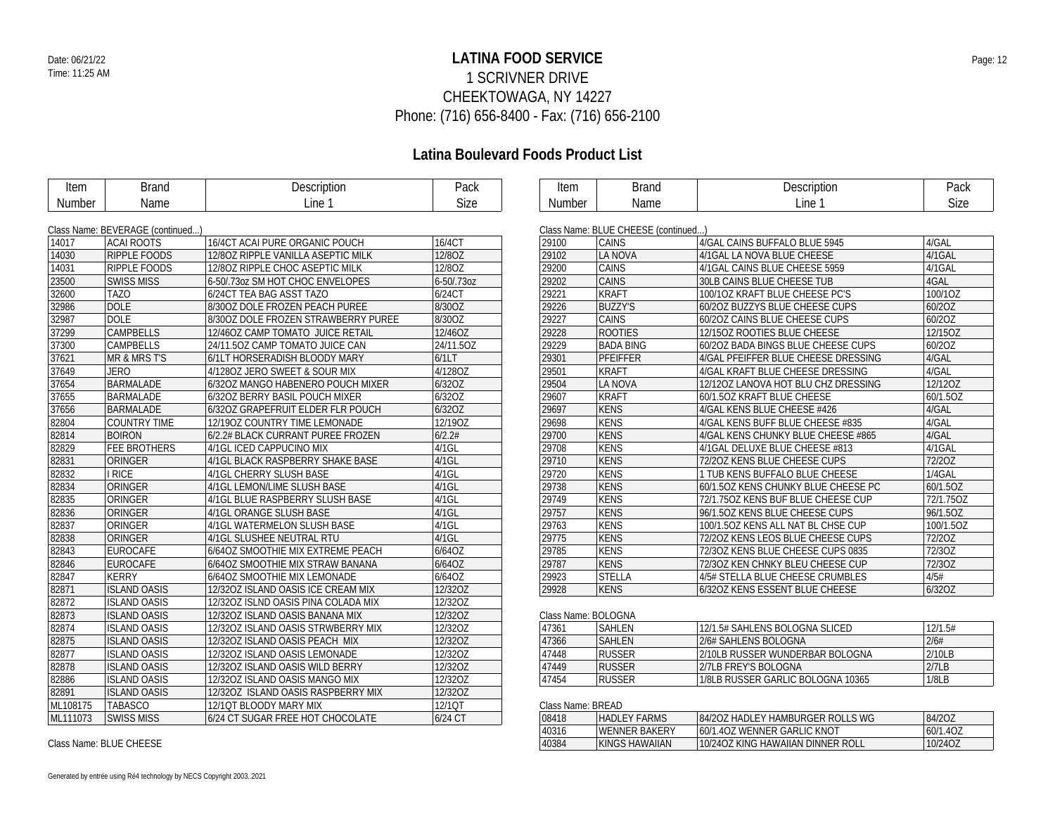# LATINA FOOD SERVICE

1 SCRIVNER DRIVE
CHEEKTOWAGA, NY 14227
Phone: (716) 656-8400 - Fax: (716) 656-2100

Date: 06/21/22
Time: 11:25 AM

## Latina Boulevard Foods Product List

Class Name: BEVERAGE (continued...)

| Item Number | Brand Name | Description Line 1 | Pack Size |
|---|---|---|---|
| 14017 | ACAI ROOTS | 16/4CT ACAI PURE ORGANIC POUCH | 16/4CT |
| 14030 | RIPPLE FOODS | 12/8OZ RIPPLE VANILLA ASEPTIC MILK | 12/8OZ |
| 14031 | RIPPLE FOODS | 12/8OZ RIPPLE CHOC ASEPTIC MILK | 12/8OZ |
| 23500 | SWISS MISS | 6-50/.73oz SM HOT CHOC ENVELOPES | 6-50/.73oz |
| 32600 | TAZO | 6/24CT TEA BAG ASST TAZO | 6/24CT |
| 32986 | DOLE | 8/30OZ DOLE FROZEN PEACH PUREE | 8/30OZ |
| 32987 | DOLE | 8/30OZ DOLE FROZEN STRAWBERRY PUREE | 8/30OZ |
| 37299 | CAMPBELLS | 12/46OZ CAMP TOMATO JUICE RETAIL | 12/46OZ |
| 37300 | CAMPBELLS | 24/11.5OZ CAMP TOMATO JUICE CAN | 24/11.5OZ |
| 37621 | MR & MRS T'S | 6/1LT HORSERADISH BLOODY MARY | 6/1LT |
| 37649 | JERO | 4/128OZ JERO SWEET & SOUR MIX | 4/128OZ |
| 37654 | BARMALADE | 6/32OZ MANGO HABENERO POUCH MIXER | 6/32OZ |
| 37655 | BARMALADE | 6/32OZ BERRY BASIL POUCH MIXER | 6/32OZ |
| 37656 | BARMALADE | 6/32OZ GRAPEFRUIT ELDER FLR POUCH | 6/32OZ |
| 82804 | COUNTRY TIME | 12/19OZ COUNTRY TIME LEMONADE | 12/19OZ |
| 82814 | BOIRON | 6/2.2# BLACK CURRANT PUREE FROZEN | 6/2.2# |
| 82829 | FEE BROTHERS | 4/1GL ICED CAPPUCINO MIX | 4/1GL |
| 82831 | ORINGER | 4/1GL BLACK RASPBERRY SHAKE BASE | 4/1GL |
| 82832 | I RICE | 4/1GL CHERRY SLUSH BASE | 4/1GL |
| 82834 | ORINGER | 4/1GL LEMON/LIME SLUSH BASE | 4/1GL |
| 82835 | ORINGER | 4/1GL BLUE RASPBERRY SLUSH BASE | 4/1GL |
| 82836 | ORINGER | 4/1GL ORANGE SLUSH BASE | 4/1GL |
| 82837 | ORINGER | 4/1GL WATERMELON SLUSH BASE | 4/1GL |
| 82838 | ORINGER | 4/1GL SLUSHEE NEUTRAL RTU | 4/1GL |
| 82843 | EUROCAFE | 6/64OZ SMOOTHIE MIX EXTREME PEACH | 6/64OZ |
| 82846 | EUROCAFE | 6/64OZ SMOOTHIE MIX STRAW BANANA | 6/64OZ |
| 82847 | KERRY | 6/64OZ SMOOTHIE MIX LEMONADE | 6/64OZ |
| 82871 | ISLAND OASIS | 12/32OZ ISLAND OASIS ICE CREAM MIX | 12/32OZ |
| 82872 | ISLAND OASIS | 12/32OZ ISLND OASIS PINA COLADA MIX | 12/32OZ |
| 82873 | ISLAND OASIS | 12/32OZ ISLAND OASIS BANANA MIX | 12/32OZ |
| 82874 | ISLAND OASIS | 12/32OZ ISLAND OASIS STRWBERRY MIX | 12/32OZ |
| 82875 | ISLAND OASIS | 12/32OZ ISLAND OASIS PEACH MIX | 12/32OZ |
| 82877 | ISLAND OASIS | 12/32OZ ISLAND OASIS LEMONADE | 12/32OZ |
| 82878 | ISLAND OASIS | 12/32OZ ISLAND OASIS WILD BERRY | 12/32OZ |
| 82886 | ISLAND OASIS | 12/32OZ ISLAND OASIS MANGO MIX | 12/32OZ |
| 82891 | ISLAND OASIS | 12/32OZ ISLAND OASIS RASPBERRY MIX | 12/32OZ |
| ML108175 | TABASCO | 12/1QT BLOODY MARY MIX | 12/1QT |
| ML111073 | SWISS MISS | 6/24 CT SUGAR FREE HOT CHOCOLATE | 6/24 CT |

Class Name: BLUE CHEESE

Class Name: BLUE CHEESE (continued...)

| Item Number | Brand Name | Description Line 1 | Pack Size |
|---|---|---|---|
| 29100 | CAINS | 4/GAL CAINS BUFFALO BLUE 5945 | 4/GAL |
| 29102 | LA NOVA | 4/1GAL LA NOVA BLUE CHEESE | 4/1GAL |
| 29200 | CAINS | 4/1GAL CAINS BLUE CHEESE 5959 | 4/1GAL |
| 29202 | CAINS | 30LB CAINS BLUE CHEESE TUB | 4GAL |
| 29221 | KRAFT | 100/1OZ KRAFT BLUE CHEESE PC'S | 100/1OZ |
| 29226 | BUZZY'S | 60/2OZ BUZZYS BLUE CHEESE CUPS | 60/2OZ |
| 29227 | CAINS | 60/2OZ CAINS BLUE CHEESE CUPS | 60/2OZ |
| 29228 | ROOTIES | 12/15OZ ROOTIES BLUE CHEESE | 12/15OZ |
| 29229 | BADA BING | 60/2OZ BADA BINGS BLUE CHEESE CUPS | 60/2OZ |
| 29301 | PFEIFFER | 4/GAL PFEIFFER BLUE CHEESE DRESSING | 4/GAL |
| 29501 | KRAFT | 4/GAL KRAFT BLUE CHEESE DRESSING | 4/GAL |
| 29504 | LA NOVA | 12/12OZ LANOVA HOT BLU CHZ DRESSING | 12/12OZ |
| 29607 | KRAFT | 60/1.5OZ KRAFT BLUE CHEESE | 60/1.5OZ |
| 29697 | KENS | 4/GAL KENS BLUE CHEESE #426 | 4/GAL |
| 29698 | KENS | 4/GAL KENS BUFF BLUE CHEESE #835 | 4/GAL |
| 29700 | KENS | 4/GAL KENS CHUNKY BLUE CHEESE #865 | 4/GAL |
| 29708 | KENS | 4/1GAL DELUXE BLUE CHEESE #813 | 4/1GAL |
| 29710 | KENS | 72/2OZ KENS BLUE CHEESE CUPS | 72/2OZ |
| 29720 | KENS | 1 TUB KENS BUFFALO BLUE CHEESE | 1/4GAL |
| 29738 | KENS | 60/1.5OZ KENS CHUNKY BLUE CHEESE PC | 60/1.5OZ |
| 29749 | KENS | 72/1.75OZ KENS BUF BLUE CHEESE CUP | 72/1.75OZ |
| 29757 | KENS | 96/1.5OZ KENS BLUE CHEESE CUPS | 96/1.5OZ |
| 29763 | KENS | 100/1.5OZ KENS ALL NAT BL CHSE CUP | 100/1.5OZ |
| 29775 | KENS | 72/2OZ KENS LEOS BLUE CHEESE CUPS | 72/2OZ |
| 29785 | KENS | 72/3OZ KENS BLUE CHEESE CUPS 0835 | 72/3OZ |
| 29787 | KENS | 72/3OZ KEN CHNKY BLEU CHEESE CUP | 72/3OZ |
| 29923 | STELLA | 4/5# STELLA BLUE CHEESE CRUMBLES | 4/5# |
| 29928 | KENS | 6/32OZ KENS ESSENT BLUE CHEESE | 6/32OZ |

Class Name: BOLOGNA

| Item Number | Brand Name | Description Line 1 | Pack Size |
|---|---|---|---|
| 47361 | SAHLEN | 12/1.5# SAHLENS BOLOGNA SLICED | 12/1.5# |
| 47366 | SAHLEN | 2/6# SAHLENS BOLOGNA | 2/6# |
| 47448 | RUSSER | 2/10LB RUSSER WUNDERBAR BOLOGNA | 2/10LB |
| 47449 | RUSSER | 2/7LB FREY'S BOLOGNA | 2/7LB |
| 47454 | RUSSER | 1/8LB RUSSER GARLIC BOLOGNA 10365 | 1/8LB |

Class Name: BREAD

| Item Number | Brand Name | Description Line 1 | Pack Size |
|---|---|---|---|
| 08418 | HADLEY FARMS | 84/2OZ HADLEY HAMBURGER ROLLS WG | 84/2OZ |
| 40316 | WENNER BAKERY | 60/1.4OZ WENNER GARLIC KNOT | 60/1.4OZ |
| 40384 | KINGS HAWAIIAN | 10/24OZ KING HAWAIIAN DINNER ROLL | 10/24OZ |

Generated by entrée using Ré4 technology by NECS Copyright 2003..2021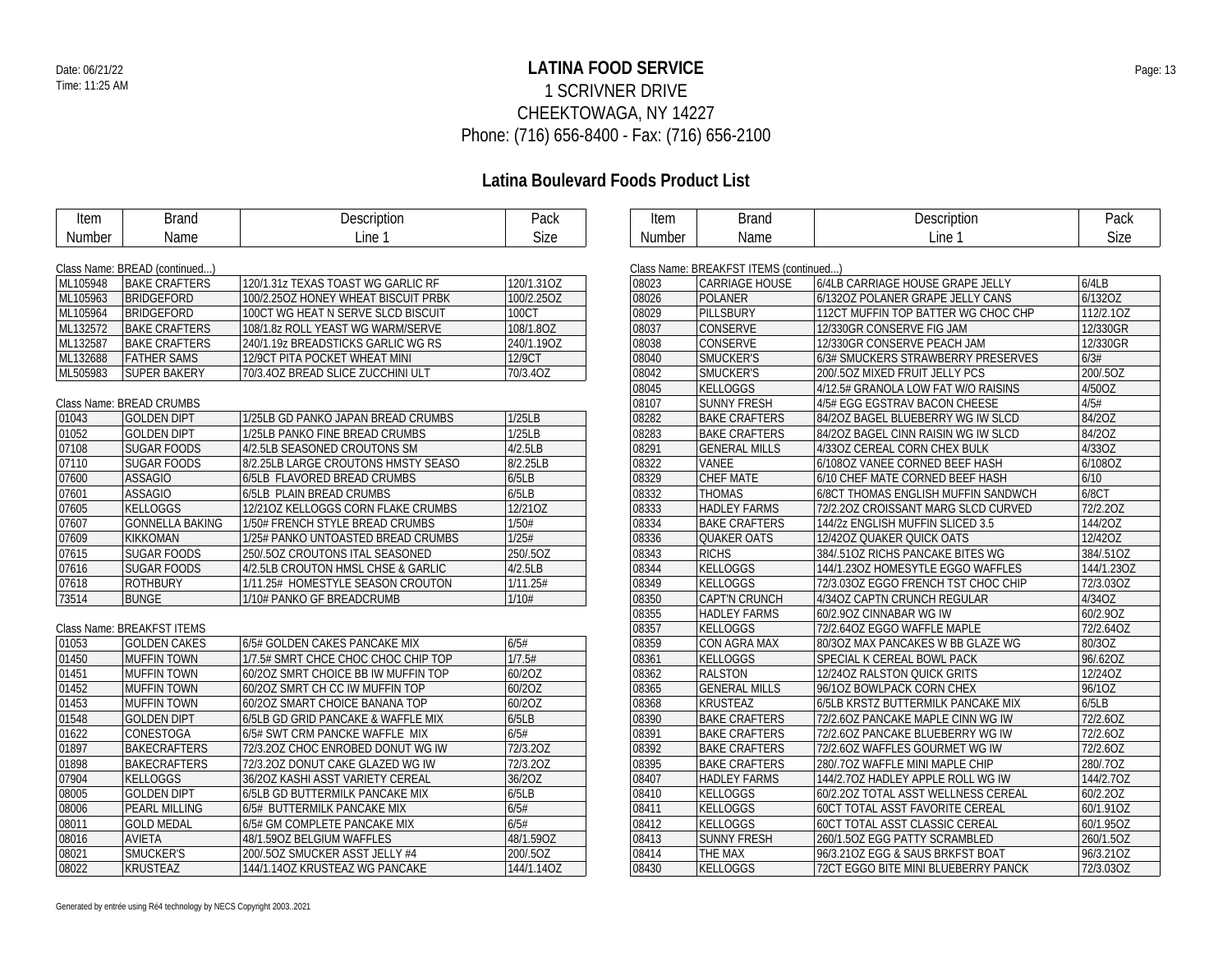# LATINA FOOD SERVICE

1 SCRIVNER DRIVE
CHEEKTOWAGA, NY 14227
Phone: (716) 656-8400 - Fax: (716) 656-2100

## Latina Boulevard Foods Product List

Class Name: BREAD (continued...)

| Item Number | Brand Name | Description Line 1 | Pack Size |
|---|---|---|---|
| ML105948 | BAKE CRAFTERS | 120/1.31z TEXAS TOAST WG GARLIC RF | 120/1.31OZ |
| ML105963 | BRIDGEFORD | 100/2.25OZ HONEY WHEAT BISCUIT PRBK | 100/2.25OZ |
| ML105964 | BRIDGEFORD | 100CT WG HEAT N SERVE SLCD BISCUIT | 100CT |
| ML132572 | BAKE CRAFTERS | 108/1.8z ROLL YEAST WG WARM/SERVE | 108/1.8OZ |
| ML132587 | BAKE CRAFTERS | 240/1.19z BREADSTICKS GARLIC WG RS | 240/1.19OZ |
| ML132688 | FATHER SAMS | 12/9CT PITA POCKET WHEAT MINI | 12/9CT |
| ML505983 | SUPER BAKERY | 70/3.4OZ BREAD SLICE ZUCCHINI ULT | 70/3.4OZ |

Class Name: BREAD CRUMBS

| Item Number | Brand Name | Description Line 1 | Pack Size |
|---|---|---|---|
| 01043 | GOLDEN DIPT | 1/25LB GD PANKO JAPAN BREAD CRUMBS | 1/25LB |
| 01052 | GOLDEN DIPT | 1/25LB PANKO FINE BREAD CRUMBS | 1/25LB |
| 07108 | SUGAR FOODS | 4/2.5LB SEASONED CROUTONS SM | 4/2.5LB |
| 07110 | SUGAR FOODS | 8/2.25LB LARGE CROUTONS HMSTY SEASO | 8/2.25LB |
| 07600 | ASSAGIO | 6/5LB FLAVORED BREAD CRUMBS | 6/5LB |
| 07601 | ASSAGIO | 6/5LB PLAIN BREAD CRUMBS | 6/5LB |
| 07605 | KELLOGGS | 12/21OZ KELLOGGS CORN FLAKE CRUMBS | 12/21OZ |
| 07607 | GONNELLA BAKING | 1/50# FRENCH STYLE BREAD CRUMBS | 1/50# |
| 07609 | KIKKOMAN | 1/25# PANKO UNTOASTED BREAD CRUMBS | 1/25# |
| 07615 | SUGAR FOODS | 250/.5OZ CROUTONS ITAL SEASONED | 250/.5OZ |
| 07616 | SUGAR FOODS | 4/2.5LB CROUTON HMSL CHSE & GARLIC | 4/2.5LB |
| 07618 | ROTHBURY | 1/11.25# HOMESTYLE SEASON CROUTON | 1/11.25# |
| 73514 | BUNGE | 1/10# PANKO GF BREADCRUMB | 1/10# |

Class Name: BREAKFST ITEMS

| Item Number | Brand Name | Description Line 1 | Pack Size |
|---|---|---|---|
| 01053 | GOLDEN CAKES | 6/5# GOLDEN CAKES PANCAKE MIX | 6/5# |
| 01450 | MUFFIN TOWN | 1/7.5# SMRT CHCE CHOC CHOC CHIP TOP | 1/7.5# |
| 01451 | MUFFIN TOWN | 60/2OZ SMRT CHOICE BB IW MUFFIN TOP | 60/2OZ |
| 01452 | MUFFIN TOWN | 60/2OZ SMRT CH CC IW MUFFIN TOP | 60/2OZ |
| 01453 | MUFFIN TOWN | 60/2OZ SMART CHOICE BANANA TOP | 60/2OZ |
| 01548 | GOLDEN DIPT | 6/5LB GD GRID PANCAKE & WAFFLE MIX | 6/5LB |
| 01622 | CONESTOGA | 6/5# SWT CRM PANCKE WAFFLE MIX | 6/5# |
| 01897 | BAKECRAFTERS | 72/3.2OZ CHOC ENROBED DONUT WG IW | 72/3.2OZ |
| 01898 | BAKECRAFTERS | 72/3.2OZ DONUT CAKE GLAZED WG IW | 72/3.2OZ |
| 07904 | KELLOGGS | 36/2OZ KASHI ASST VARIETY CEREAL | 36/2OZ |
| 08005 | GOLDEN DIPT | 6/5LB GD BUTTERMILK PANCAKE MIX | 6/5LB |
| 08006 | PEARL MILLING | 6/5# BUTTERMILK PANCAKE MIX | 6/5# |
| 08011 | GOLD MEDAL | 6/5# GM COMPLETE PANCAKE MIX | 6/5# |
| 08016 | AVIETA | 48/1.59OZ BELGIUM WAFFLES | 48/1.59OZ |
| 08021 | SMUCKER'S | 200/.5OZ SMUCKER ASST JELLY #4 | 200/.5OZ |
| 08022 | KRUSTEAZ | 144/1.14OZ KRUSTEAZ WG PANCAKE | 144/1.14OZ |

Class Name: BREAKFST ITEMS (continued...)

| Item Number | Brand Name | Description Line 1 | Pack Size |
|---|---|---|---|
| 08023 | CARRIAGE HOUSE | 6/4LB CARRIAGE HOUSE GRAPE JELLY | 6/4LB |
| 08026 | POLANER | 6/132OZ POLANER GRAPE JELLY CANS | 6/132OZ |
| 08029 | PILLSBURY | 112CT MUFFIN TOP BATTER WG CHOC CHP | 112/2.1OZ |
| 08037 | CONSERVE | 12/330GR CONSERVE FIG JAM | 12/330GR |
| 08038 | CONSERVE | 12/330GR CONSERVE PEACH JAM | 12/330GR |
| 08040 | SMUCKER'S | 6/3# SMUCKERS STRAWBERRY PRESERVES | 6/3# |
| 08042 | SMUCKER'S | 200/.5OZ MIXED FRUIT JELLY PCS | 200/.5OZ |
| 08045 | KELLOGGS | 4/12.5# GRANOLA LOW FAT W/O RAISINS | 4/50OZ |
| 08107 | SUNNY FRESH | 4/5# EGG EGSTRAV BACON CHEESE | 4/5# |
| 08282 | BAKE CRAFTERS | 84/2OZ BAGEL BLUEBERRY WG IW SLCD | 84/2OZ |
| 08283 | BAKE CRAFTERS | 84/2OZ BAGEL CINN RAISIN WG IW SLCD | 84/2OZ |
| 08291 | GENERAL MILLS | 4/33OZ CEREAL CORN CHEX BULK | 4/33OZ |
| 08322 | VANEE | 6/108OZ VANEE CORNED BEEF HASH | 6/108OZ |
| 08329 | CHEF MATE | 6/10 CHEF MATE CORNED BEEF HASH | 6/10 |
| 08332 | THOMAS | 6/8CT THOMAS ENGLISH MUFFIN SANDWCH | 6/8CT |
| 08333 | HADLEY FARMS | 72/2.2OZ CROISSANT MARG SLCD CURVED | 72/2.2OZ |
| 08334 | BAKE CRAFTERS | 144/2z ENGLISH MUFFIN SLICED 3.5 | 144/2OZ |
| 08336 | QUAKER OATS | 12/42OZ QUAKER QUICK OATS | 12/42OZ |
| 08343 | RICHS | 384/.51OZ RICHS PANCAKE BITES WG | 384/.51OZ |
| 08344 | KELLOGGS | 144/1.23OZ HOMESYTLE EGGO WAFFLES | 144/1.23OZ |
| 08349 | KELLOGGS | 72/3.03OZ EGGO FRENCH TST CHOC CHIP | 72/3.03OZ |
| 08350 | CAPT'N CRUNCH | 4/34OZ CAPTN CRUNCH REGULAR | 4/34OZ |
| 08355 | HADLEY FARMS | 60/2.9OZ CINNABAR WG IW | 60/2.9OZ |
| 08357 | KELLOGGS | 72/2.64OZ EGGO WAFFLE MAPLE | 72/2.64OZ |
| 08359 | CON AGRA MAX | 80/3OZ MAX PANCAKES W BB GLAZE WG | 80/3OZ |
| 08361 | KELLOGGS | SPECIAL K CEREAL BOWL PACK | 96/.62OZ |
| 08362 | RALSTON | 12/24OZ RALSTON QUICK GRITS | 12/24OZ |
| 08365 | GENERAL MILLS | 96/1OZ BOWLPACK CORN CHEX | 96/1OZ |
| 08368 | KRUSTEAZ | 6/5LB KRSTZ BUTTERMILK PANCAKE MIX | 6/5LB |
| 08390 | BAKE CRAFTERS | 72/2.6OZ PANCAKE MAPLE CINN WG IW | 72/2.6OZ |
| 08391 | BAKE CRAFTERS | 72/2.6OZ PANCAKE BLUEBERRY WG IW | 72/2.6OZ |
| 08392 | BAKE CRAFTERS | 72/2.6OZ WAFFLES GOURMET WG IW | 72/2.6OZ |
| 08395 | BAKE CRAFTERS | 280/.7OZ WAFFLE MINI MAPLE CHIP | 280/.7OZ |
| 08407 | HADLEY FARMS | 144/2.7OZ HADLEY APPLE ROLL WG IW | 144/2.7OZ |
| 08410 | KELLOGGS | 60/2.2OZ TOTAL ASST WELLNESS CEREAL | 60/2.2OZ |
| 08411 | KELLOGGS | 60CT TOTAL ASST FAVORITE CEREAL | 60/1.91OZ |
| 08412 | KELLOGGS | 60CT TOTAL ASST CLASSIC CEREAL | 60/1.95OZ |
| 08413 | SUNNY FRESH | 260/1.5OZ EGG PATTY SCRAMBLED | 260/1.5OZ |
| 08414 | THE MAX | 96/3.21OZ EGG & SAUS BRKFST BOAT | 96/3.21OZ |
| 08430 | KELLOGGS | 72CT EGGO BITE MINI BLUEBERRY PANCK | 72/3.03OZ |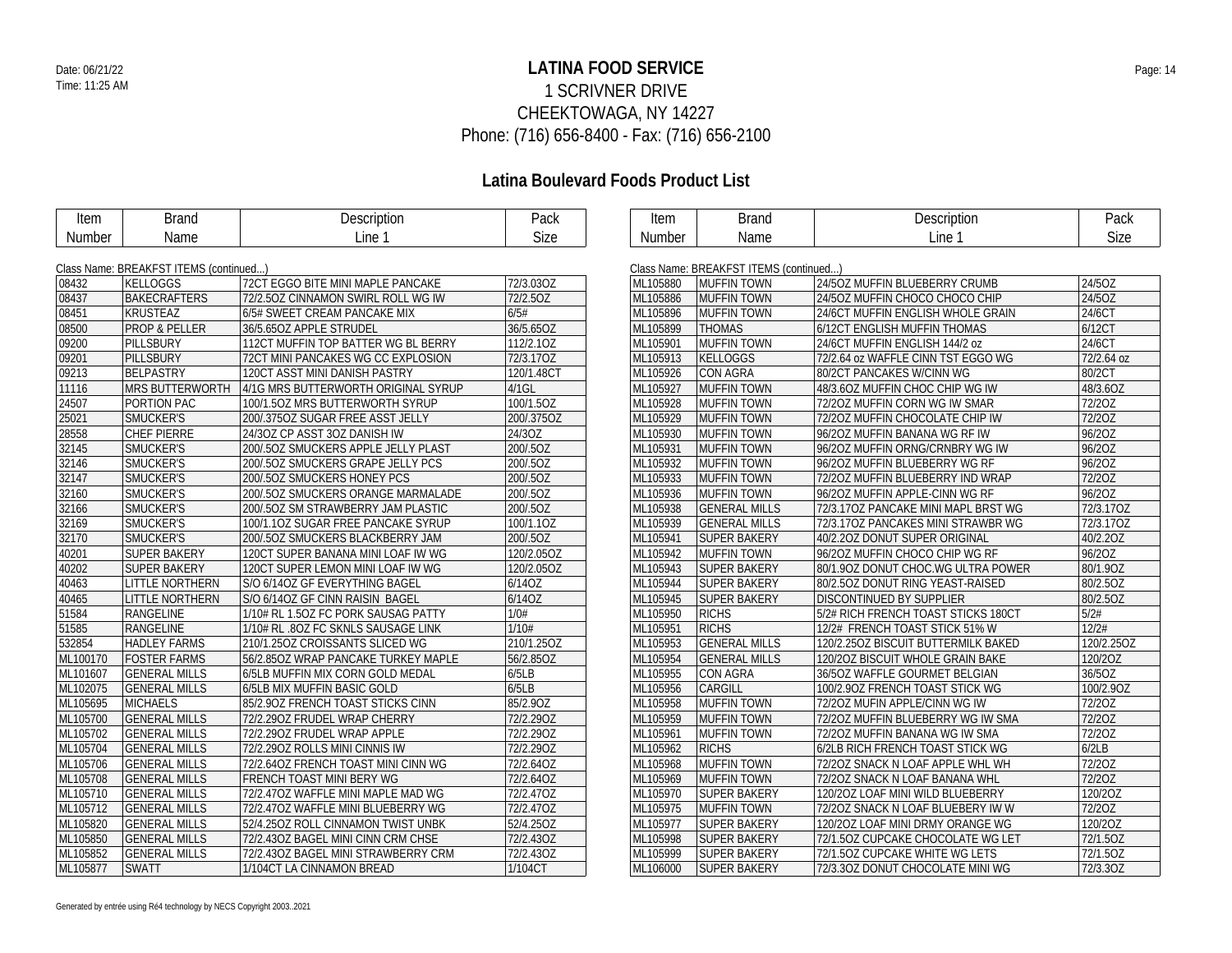# LATINA FOOD SERVICE

1 SCRIVNER DRIVE
CHEEKTOWAGA, NY 14227
Phone: (716) 656-8400 - Fax: (716) 656-2100

Date: 06/21/22
Time: 11:25 AM

## Latina Boulevard Foods Product List

Class Name: BREAKFST ITEMS (continued...)

| Item Number | Brand Name | Description Line 1 | Pack Size |
|---|---|---|---|
| 08432 | KELLOGGS | 72CT EGGO BITE MINI MAPLE PANCAKE | 72/3.03OZ |
| 08437 | BAKECRAFTERS | 72/2.5OZ CINNAMON SWIRL ROLL WG IW | 72/2.5OZ |
| 08451 | KRUSTEAZ | 6/5# SWEET CREAM PANCAKE MIX | 6/5# |
| 08500 | PROP & PELLER | 36/5.65OZ APPLE STRUDEL | 36/5.65OZ |
| 09200 | PILLSBURY | 112CT MUFFIN TOP BATTER WG BL BERRY | 112/2.1OZ |
| 09201 | PILLSBURY | 72CT MINI PANCAKES WG CC EXPLOSION | 72/3.17OZ |
| 09213 | BELPASTRY | 120CT ASST MINI DANISH PASTRY | 120/1.48CT |
| 11116 | MRS BUTTERWORTH | 4/1G MRS BUTTERWORTH ORIGINAL SYRUP | 4/1GL |
| 24507 | PORTION PAC | 100/1.5OZ MRS BUTTERWORTH SYRUP | 100/1.5OZ |
| 25021 | SMUCKER'S | 200/.375OZ SUGAR FREE ASST JELLY | 200/.375OZ |
| 28558 | CHEF PIERRE | 24/3OZ CP ASST 3OZ DANISH IW | 24/3OZ |
| 32145 | SMUCKER'S | 200/.5OZ SMUCKERS APPLE JELLY PLAST | 200/.5OZ |
| 32146 | SMUCKER'S | 200/.5OZ SMUCKERS GRAPE JELLY PCS | 200/.5OZ |
| 32147 | SMUCKER'S | 200/.5OZ SMUCKERS HONEY PCS | 200/.5OZ |
| 32160 | SMUCKER'S | 200/.5OZ SMUCKERS ORANGE MARMALADE | 200/.5OZ |
| 32166 | SMUCKER'S | 200/.5OZ SM STRAWBERRY JAM PLASTIC | 200/.5OZ |
| 32169 | SMUCKER'S | 100/1.1OZ SUGAR FREE PANCAKE SYRUP | 100/1.1OZ |
| 32170 | SMUCKER'S | 200/.5OZ SMUCKERS BLACKBERRY JAM | 200/.5OZ |
| 40201 | SUPER BAKERY | 120CT SUPER BANANA MINI LOAF IW WG | 120/2.05OZ |
| 40202 | SUPER BAKERY | 120CT SUPER LEMON MINI LOAF IW WG | 120/2.05OZ |
| 40463 | LITTLE NORTHERN | S/O 6/14OZ GF EVERYTHING BAGEL | 6/14OZ |
| 40465 | LITTLE NORTHERN | S/O 6/14OZ GF CINN RAISIN BAGEL | 6/14OZ |
| 51584 | RANGELINE | 1/10# RL 1.5OZ FC PORK SAUSAG PATTY | 1/0# |
| 51585 | RANGELINE | 1/10# RL .8OZ FC SKNLS SAUSAGE LINK | 1/10# |
| 532854 | HADLEY FARMS | 210/1.25OZ CROISSANTS SLICED WG | 210/1.25OZ |
| ML100170 | FOSTER FARMS | 56/2.85OZ WRAP PANCAKE TURKEY MAPLE | 56/2.85OZ |
| ML101607 | GENERAL MILLS | 6/5LB MUFFIN MIX CORN GOLD MEDAL | 6/5LB |
| ML102075 | GENERAL MILLS | 6/5LB MIX MUFFIN BASIC GOLD | 6/5LB |
| ML105695 | MICHAELS | 85/2.9OZ FRENCH TOAST STICKS CINN | 85/2.9OZ |
| ML105700 | GENERAL MILLS | 72/2.29OZ FRUDEL WRAP CHERRY | 72/2.29OZ |
| ML105702 | GENERAL MILLS | 72/2.29OZ FRUDEL WRAP APPLE | 72/2.29OZ |
| ML105704 | GENERAL MILLS | 72/2.29OZ ROLLS MINI CINNIS IW | 72/2.29OZ |
| ML105706 | GENERAL MILLS | 72/2.64OZ FRENCH TOAST MINI CINN WG | 72/2.64OZ |
| ML105708 | GENERAL MILLS | FRENCH TOAST MINI BERY WG | 72/2.64OZ |
| ML105710 | GENERAL MILLS | 72/2.47OZ WAFFLE MINI MAPLE MAD WG | 72/2.47OZ |
| ML105712 | GENERAL MILLS | 72/2.47OZ WAFFLE MINI BLUEBERRY WG | 72/2.47OZ |
| ML105820 | GENERAL MILLS | 52/4.25OZ ROLL CINNAMON TWIST UNBK | 52/4.25OZ |
| ML105850 | GENERAL MILLS | 72/2.43OZ BAGEL MINI CINN CRM CHSE | 72/2.43OZ |
| ML105852 | GENERAL MILLS | 72/2.43OZ BAGEL MINI STRAWBERRY CRM | 72/2.43OZ |
| ML105877 | SWATT | 1/104CT LA CINNAMON BREAD | 1/104CT |
| ML105880 | MUFFIN TOWN | 24/5OZ MUFFIN BLUEBERRY CRUMB | 24/5OZ |
| ML105886 | MUFFIN TOWN | 24/5OZ MUFFIN CHOCO CHOCO CHIP | 24/5OZ |
| ML105896 | MUFFIN TOWN | 24/6CT MUFFIN ENGLISH WHOLE GRAIN | 24/6CT |
| ML105899 | THOMAS | 6/12CT ENGLISH MUFFIN THOMAS | 6/12CT |
| ML105901 | MUFFIN TOWN | 24/6CT MUFFIN ENGLISH 144/2 oz | 24/6CT |
| ML105913 | KELLOGGS | 72/2.64 oz WAFFLE CINN TST EGGO WG | 72/2.64 oz |
| ML105926 | CON AGRA | 80/2CT PANCAKES W/CINN WG | 80/2CT |
| ML105927 | MUFFIN TOWN | 48/3.6OZ MUFFIN CHOC CHIP WG IW | 48/3.6OZ |
| ML105928 | MUFFIN TOWN | 72/2OZ MUFFIN CORN WG IW SMAR | 72/2OZ |
| ML105929 | MUFFIN TOWN | 72/2OZ MUFFIN CHOCOLATE CHIP IW | 72/2OZ |
| ML105930 | MUFFIN TOWN | 96/2OZ MUFFIN BANANA WG RF IW | 96/2OZ |
| ML105931 | MUFFIN TOWN | 96/2OZ MUFFIN ORNG/CRNBRY WG IW | 96/2OZ |
| ML105932 | MUFFIN TOWN | 96/2OZ MUFFIN BLUEBERRY WG RF | 96/2OZ |
| ML105933 | MUFFIN TOWN | 72/2OZ MUFFIN BLUEBERRY IND WRAP | 72/2OZ |
| ML105936 | MUFFIN TOWN | 96/2OZ MUFFIN APPLE-CINN WG RF | 96/2OZ |
| ML105938 | GENERAL MILLS | 72/3.17OZ PANCAKE MINI MAPL BRST WG | 72/3.17OZ |
| ML105939 | GENERAL MILLS | 72/3.17OZ PANCAKES MINI STRAWBR WG | 72/3.17OZ |
| ML105941 | SUPER BAKERY | 40/2.2OZ DONUT SUPER ORIGINAL | 40/2.2OZ |
| ML105942 | MUFFIN TOWN | 96/2OZ MUFFIN CHOCO CHIP WG RF | 96/2OZ |
| ML105943 | SUPER BAKERY | 80/1.9OZ DONUT CHOC.WG ULTRA POWER | 80/1.9OZ |
| ML105944 | SUPER BAKERY | 80/2.5OZ DONUT RING YEAST-RAISED | 80/2.5OZ |
| ML105945 | SUPER BAKERY | DISCONTINUED BY SUPPLIER | 80/2.5OZ |
| ML105950 | RICHS | 5/2# RICH FRENCH TOAST STICKS 180CT | 5/2# |
| ML105951 | RICHS | 12/2# FRENCH TOAST STICK 51% W | 12/2# |
| ML105953 | GENERAL MILLS | 120/2.25OZ BISCUIT BUTTERMILK BAKED | 120/2.25OZ |
| ML105954 | GENERAL MILLS | 120/2OZ BISCUIT WHOLE GRAIN BAKE | 120/2OZ |
| ML105955 | CON AGRA | 36/5OZ WAFFLE GOURMET BELGIAN | 36/5OZ |
| ML105956 | CARGILL | 100/2.9OZ FRENCH TOAST STICK WG | 100/2.9OZ |
| ML105958 | MUFFIN TOWN | 72/2OZ MUFIN APPLE/CINN WG IW | 72/2OZ |
| ML105959 | MUFFIN TOWN | 72/2OZ MUFFIN BLUEBERRY WG IW SMA | 72/2OZ |
| ML105961 | MUFFIN TOWN | 72/2OZ MUFFIN BANANA WG IW SMA | 72/2OZ |
| ML105962 | RICHS | 6/2LB RICH FRENCH TOAST STICK WG | 6/2LB |
| ML105968 | MUFFIN TOWN | 72/2OZ SNACK N LOAF APPLE WHL WH | 72/2OZ |
| ML105969 | MUFFIN TOWN | 72/2OZ SNACK N LOAF BANANA WHL | 72/2OZ |
| ML105970 | SUPER BAKERY | 120/2OZ LOAF MINI WILD BLUEBERRY | 120/2OZ |
| ML105975 | MUFFIN TOWN | 72/2OZ SNACK N LOAF BLUEBERY IW W | 72/2OZ |
| ML105977 | SUPER BAKERY | 120/2OZ LOAF MINI DRMY ORANGE WG | 120/2OZ |
| ML105998 | SUPER BAKERY | 72/1.5OZ CUPCAKE CHOCOLATE WG LET | 72/1.5OZ |
| ML105999 | SUPER BAKERY | 72/1.5OZ CUPCAKE WHITE WG LETS | 72/1.5OZ |
| ML106000 | SUPER BAKERY | 72/3.3OZ DONUT CHOCOLATE MINI WG | 72/3.3OZ |

Generated by entrée using Ré4 technology by NECS Copyright 2003..2021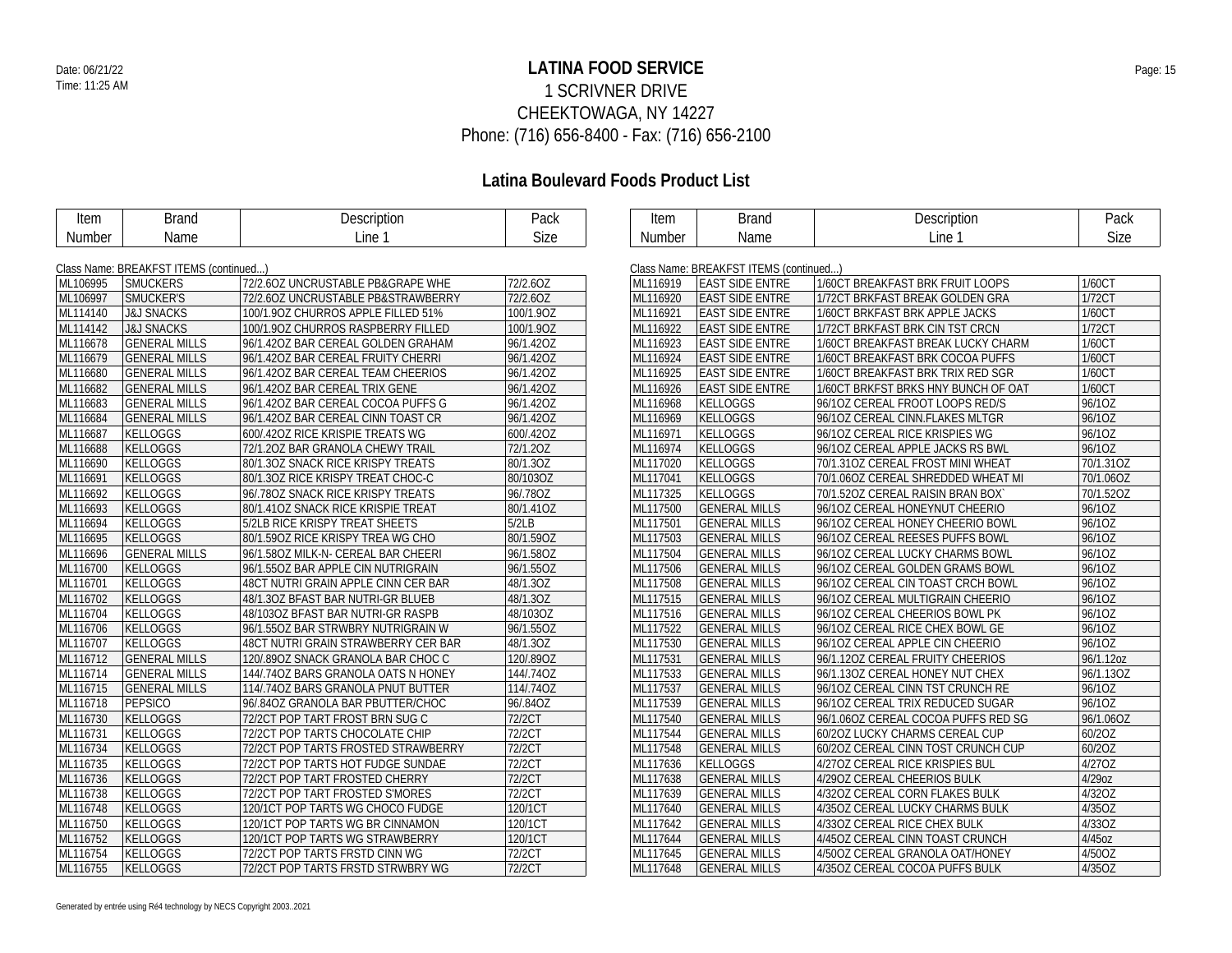# LATINA FOOD SERVICE

1 SCRIVNER DRIVE
CHEEKTOWAGA, NY 14227
Phone: (716) 656-8400 - Fax: (716) 656-2100

Date: 06/21/22
Time: 11:25 AM

## Latina Boulevard Foods Product List

Class Name: BREAKFAST ITEMS (continued...)

| Item Number | Brand Name | Description Line 1 | Pack Size |
|---|---|---|---|
| ML106995 | SMUCKERS | 72/2.6OZ UNCRUSTABLE PB&GRAPE WHE | 72/2.6OZ |
| ML106997 | SMUCKER'S | 72/2.6OZ UNCRUSTABLE PB&STRAWBERRY | 72/2.6OZ |
| ML114140 | J&J SNACKS | 100/1.9OZ CHURROS APPLE FILLED 51% | 100/1.9OZ |
| ML114142 | J&J SNACKS | 100/1.9OZ CHURROS RASPBERRY FILLED | 100/1.9OZ |
| ML116678 | GENERAL MILLS | 96/1.42OZ BAR CEREAL GOLDEN GRAHAM | 96/1.42OZ |
| ML116679 | GENERAL MILLS | 96/1.42OZ BAR CEREAL FRUITY CHERRI | 96/1.42OZ |
| ML116680 | GENERAL MILLS | 96/1.42OZ BAR CEREAL TEAM CHEERIOS | 96/1.42OZ |
| ML116682 | GENERAL MILLS | 96/1.42OZ BAR CEREAL TRIX GENE | 96/1.42OZ |
| ML116683 | GENERAL MILLS | 96/1.42OZ BAR CEREAL COCOA PUFFS G | 96/1.42OZ |
| ML116684 | GENERAL MILLS | 96/1.42OZ BAR CEREAL CINN TOAST CR | 96/1.42OZ |
| ML116687 | KELLOGGS | 600/.42OZ RICE KRISPIE TREATS WG | 600/.42OZ |
| ML116688 | KELLOGGS | 72/1.2OZ BAR GRANOLA CHEWY TRAIL | 72/1.2OZ |
| ML116690 | KELLOGGS | 80/1.3OZ SNACK RICE KRISPY TREATS | 80/1.3OZ |
| ML116691 | KELLOGGS | 80/1.3OZ RICE KRISPY TREAT CHOC-C | 80/103OZ |
| ML116692 | KELLOGGS | 96/.78OZ SNACK RICE KRISPY TREATS | 96/.78OZ |
| ML116693 | KELLOGGS | 80/1.41OZ SNACK RICE KRISPIE TREAT | 80/1.41OZ |
| ML116694 | KELLOGGS | 5/2LB RICE KRISPY TREAT SHEETS | 5/2LB |
| ML116695 | KELLOGGS | 80/1.59OZ RICE KRISPY TREA WG CHO | 80/1.59OZ |
| ML116696 | GENERAL MILLS | 96/1.58OZ MILK-N- CEREAL BAR CHEERI | 96/1.58OZ |
| ML116700 | KELLOGGS | 96/1.55OZ BAR APPLE CIN NUTRIGRAIN | 96/1.55OZ |
| ML116701 | KELLOGGS | 48CT NUTRI GRAIN APPLE CINN CER BAR | 48/1.3OZ |
| ML116702 | KELLOGGS | 48/1.3OZ BFAST BAR NUTRI-GR BLUEB | 48/1.3OZ |
| ML116704 | KELLOGGS | 48/103OZ BFAST BAR NUTRI-GR RASPB | 48/103OZ |
| ML116706 | KELLOGGS | 96/1.55OZ BAR STRWBRY NUTRIGRAIN W | 96/1.55OZ |
| ML116707 | KELLOGGS | 48CT NUTRI GRAIN STRAWBERRY CER BAR | 48/1.3OZ |
| ML116712 | GENERAL MILLS | 120/.89OZ SNACK GRANOLA BAR CHOC C | 120/.89OZ |
| ML116714 | GENERAL MILLS | 144/.74OZ BARS GRANOLA OATS N HONEY | 144/.74OZ |
| ML116715 | GENERAL MILLS | 114/.74OZ BARS GRANOLA PNUT BUTTER | 114/.74OZ |
| ML116718 | PEPSICO | 96/.84OZ GRANOLA BAR PBUTTER/CHOC | 96/.84OZ |
| ML116730 | KELLOGGS | 72/2CT POP TART FROST BRN SUG C | 72/2CT |
| ML116731 | KELLOGGS | 72/2CT POP TARTS CHOCOLATE CHIP | 72/2CT |
| ML116734 | KELLOGGS | 72/2CT POP TARTS FROSTED STRAWBERRY | 72/2CT |
| ML116735 | KELLOGGS | 72/2CT POP TARTS HOT FUDGE SUNDAE | 72/2CT |
| ML116736 | KELLOGGS | 72/2CT POP TART FROSTED CHERRY | 72/2CT |
| ML116738 | KELLOGGS | 72/2CT POP TART FROSTED S'MORES | 72/2CT |
| ML116748 | KELLOGGS | 120/1CT POP TARTS WG CHOCO FUDGE | 120/1CT |
| ML116750 | KELLOGGS | 120/1CT POP TARTS WG BR CINNAMON | 120/1CT |
| ML116752 | KELLOGGS | 120/1CT POP TARTS WG STRAWBERRY | 120/1CT |
| ML116754 | KELLOGGS | 72/2CT POP TARTS FRSTD CINN WG | 72/2CT |
| ML116755 | KELLOGGS | 72/2CT POP TARTS FRSTD STRWBRY WG | 72/2CT |
| ML116919 | EAST SIDE ENTRE | 1/60CT BREAKFAST BRK FRUIT LOOPS | 1/60CT |
| ML116920 | EAST SIDE ENTRE | 1/72CT BRKFAST BREAK GOLDEN GRA | 1/72CT |
| ML116921 | EAST SIDE ENTRE | 1/60CT BRKFAST BRK APPLE JACKS | 1/60CT |
| ML116922 | EAST SIDE ENTRE | 1/72CT BRKFAST BRK CIN TST CRCN | 1/72CT |
| ML116923 | EAST SIDE ENTRE | 1/60CT BREAKFAST BREAK LUCKY CHARM | 1/60CT |
| ML116924 | EAST SIDE ENTRE | 1/60CT BREAKFAST BRK COCOA PUFFS | 1/60CT |
| ML116925 | EAST SIDE ENTRE | 1/60CT BREAKFAST BRK TRIX RED SGR | 1/60CT |
| ML116926 | EAST SIDE ENTRE | 1/60CT BRKFST BRKS HNY BUNCH OF OAT | 1/60CT |
| ML116968 | KELLOGGS | 96/1OZ CEREAL FROOT LOOPS RED/S | 96/1OZ |
| ML116969 | KELLOGGS | 96/1OZ CEREAL CINN.FLAKES MLTGR | 96/1OZ |
| ML116971 | KELLOGGS | 96/1OZ CEREAL RICE KRISPIES WG | 96/1OZ |
| ML116974 | KELLOGGS | 96/1OZ CEREAL APPLE JACKS RS BWL | 96/1OZ |
| ML117020 | KELLOGGS | 70/1.31OZ CEREAL FROST MINI WHEAT | 70/1.31OZ |
| ML117041 | KELLOGGS | 70/1.06OZ CEREAL SHREDDED WHEAT MI | 70/1.06OZ |
| ML117325 | KELLOGGS | 70/1.52OZ CEREAL RAISIN BRAN BOX` | 70/1.52OZ |
| ML117500 | GENERAL MILLS | 96/1OZ CEREAL HONEYNUT CHEERIO | 96/1OZ |
| ML117501 | GENERAL MILLS | 96/1OZ CEREAL HONEY CHEERIO BOWL | 96/1OZ |
| ML117503 | GENERAL MILLS | 96/1OZ CEREAL REESES PUFFS BOWL | 96/1OZ |
| ML117504 | GENERAL MILLS | 96/1OZ CEREAL LUCKY CHARMS BOWL | 96/1OZ |
| ML117506 | GENERAL MILLS | 96/1OZ CEREAL GOLDEN GRAMS BOWL | 96/1OZ |
| ML117508 | GENERAL MILLS | 96/1OZ CEREAL CIN TOAST CRCH BOWL | 96/1OZ |
| ML117515 | GENERAL MILLS | 96/1OZ CEREAL MULTIGRAIN CHEERIO | 96/1OZ |
| ML117516 | GENERAL MILLS | 96/1OZ CEREAL CHEERIOS BOWL PK | 96/1OZ |
| ML117522 | GENERAL MILLS | 96/1OZ CEREAL RICE CHEX BOWL GE | 96/1OZ |
| ML117530 | GENERAL MILLS | 96/1OZ CEREAL APPLE CIN CHEERIO | 96/1OZ |
| ML117531 | GENERAL MILLS | 96/1.12OZ CEREAL FRUITY CHEERIOS | 96/1.12oz |
| ML117533 | GENERAL MILLS | 96/1.13OZ CEREAL HONEY NUT CHEX | 96/1.13OZ |
| ML117537 | GENERAL MILLS | 96/1OZ CEREAL CINN TST CRUNCH RE | 96/1OZ |
| ML117539 | GENERAL MILLS | 96/1OZ CEREAL TRIX REDUCED SUGAR | 96/1OZ |
| ML117540 | GENERAL MILLS | 96/1.06OZ CEREAL COCOA PUFFS RED SG | 96/1.06OZ |
| ML117544 | GENERAL MILLS | 60/2OZ LUCKY CHARMS CEREAL CUP | 60/2OZ |
| ML117548 | GENERAL MILLS | 60/2OZ CEREAL CINN TOST CRUNCH CUP | 60/2OZ |
| ML117636 | KELLOGGS | 4/27OZ CEREAL RICE KRISPIES BUL | 4/27OZ |
| ML117638 | GENERAL MILLS | 4/29OZ CEREAL CHEERIOS BULK | 4/29oz |
| ML117639 | GENERAL MILLS | 4/32OZ CEREAL CORN FLAKES BULK | 4/32OZ |
| ML117640 | GENERAL MILLS | 4/35OZ CEREAL LUCKY CHARMS BULK | 4/35OZ |
| ML117642 | GENERAL MILLS | 4/33OZ CEREAL RICE CHEX BULK | 4/33OZ |
| ML117644 | GENERAL MILLS | 4/45OZ CEREAL CINN TOAST CRUNCH | 4/45oz |
| ML117645 | GENERAL MILLS | 4/50OZ CEREAL GRANOLA OAT/HONEY | 4/50OZ |
| ML117648 | GENERAL MILLS | 4/35OZ CEREAL COCOA PUFFS BULK | 4/35OZ |

Generated by entrée using Ré4 technology by NECS Copyright 2003..2021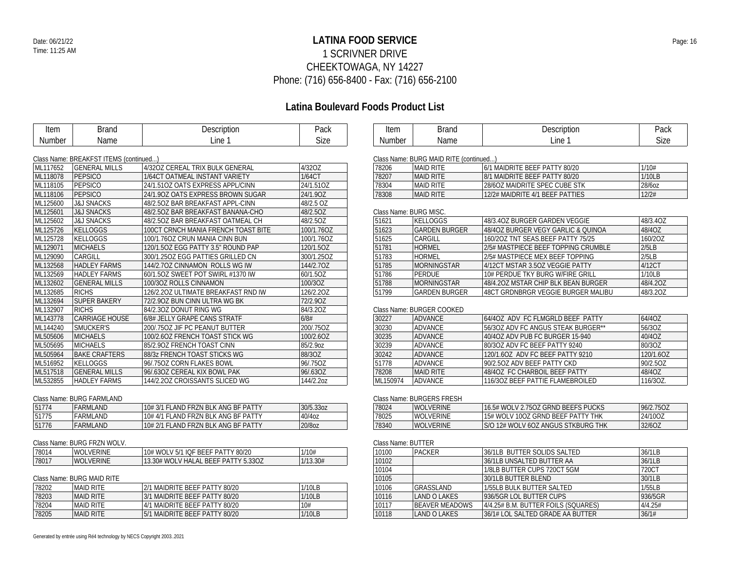# LATINA FOOD SERVICE

1 SCRIVNER DRIVE
CHEEKTOWAGA, NY 14227
Phone: (716) 656-8400 - Fax: (716) 656-2100

Date: 06/21/22
Time: 11:25 AM

## Latina Boulevard Foods Product List

Class Name: BREAKFST ITEMS (continued...)

| Item Number | Brand Name | Description Line 1 | Pack Size |
|---|---|---|---|
| ML117652 | GENERAL MILLS | 4/32OZ CEREAL TRIX BULK GENERAL | 4/32OZ |
| ML118078 | PEPSICO | 1/64CT OATMEAL INSTANT VARIETY | 1/64CT |
| ML118105 | PEPSICO | 24/1.51OZ OATS EXPRESS APPL/CINN | 24/1.51OZ |
| ML118106 | PEPSICO | 24/1.9OZ OATS EXPRESS BROWN SUGAR | 24/1.9OZ |
| ML125600 | J&J SNACKS | 48/2.5OZ BAR BREAKFAST APPL-CINN | 48/2.5 OZ |
| ML125601 | J&J SNACKS | 48/2.5OZ BAR BREAKFAST BANANA-CHO | 48/2.5OZ |
| ML125602 | J&J SNACKS | 48/2.5OZ BAR BREAKFAST OATMEAL CH | 48/2.5OZ |
| ML125726 | KELLOGGS | 100CT CRNCH MANIA FRENCH TOAST BITE | 100/1.76OZ |
| ML125728 | KELLOGGS | 100/1.76OZ CRUN MANIA CINN BUN | 100/1.76OZ |
| ML129071 | MICHAELS | 120/1.5OZ EGG PATTY 3.5" ROUND PAP | 120/1.5OZ |
| ML129090 | CARGILL | 300/1.25OZ EGG PATTIES GRILLED CN | 300/1.25OZ |
| ML132568 | HADLEY FARMS | 144/2.7OZ CINNAMON ROLLS WG IW | 144/2.7OZ |
| ML132569 | HADLEY FARMS | 60/1.5OZ SWEET POT SWIRL #1370 IW | 60/1.5OZ |
| ML132602 | GENERAL MILLS | 100/3OZ ROLLS CINNAMON | 100/3OZ |
| ML132685 | RICHS | 126/2.2OZ ULTIMATE BREAKFAST RND IW | 126/2.2OZ |
| ML132694 | SUPER BAKERY | 72/2.9OZ BUN CINN ULTRA WG BK | 72/2.9OZ |
| ML132907 | RICHS | 84/2.3OZ DONUT RING WG | 84/3.2OZ |
| ML143778 | CARRIAGE HOUSE | 6/8# JELLY GRAPE CANS STRATF | 6/8# |
| ML144240 | SMUCKER'S | 200/.75OZ JIF PC PEANUT BUTTER | 200/.75OZ |
| ML505606 | MICHAELS | 100/2.6OZ FRENCH TOAST STICK WG | 100/2.6OZ |
| ML505695 | MICHAELS | 85/2.9OZ FRENCH TOAST CINN | 85/2.9oz |
| ML505964 | BAKE CRAFTERS | 88/3z FRENCH TOAST STICKS WG | 88/3OZ |
| ML516952 | KELLOGGS | 96/.75OZ CORN FLAKES BOWL | 96/.75OZ |
| ML517518 | GENERAL MILLS | 96/.63OZ CEREAL KIX BOWL PAK | 96/.63OZ |
| ML532855 | HADLEY FARMS | 144/2.2OZ CROISSANTS SLICED WG | 144/2.2oz |

Class Name: BURG FARMLAND

| Item Number | Brand Name | Description Line 1 | Pack Size |
|---|---|---|---|
| 51774 | FARMLAND | 10# 3/1 FLAND FRZN BLK ANG BF PATTY | 30/5.33oz |
| 51775 | FARMLAND | 10# 4/1 FLAND FRZN BLK ANG BF PATTY | 40/4oz |
| 51776 | FARMLAND | 10# 2/1 FLAND FRZN BLK ANG BF PATTY | 20/8oz |

Class Name: BURG FRZN WOLV.

| Item Number | Brand Name | Description Line 1 | Pack Size |
|---|---|---|---|
| 78014 | WOLVERINE | 10# WOLV 5/1 IQF BEEF PATTY 80/20 | 1/10# |
| 78017 | WOLVERINE | 13.30# WOLV HALAL BEEF PATTY 5.33OZ | 1/13.30# |

Class Name: BURG MAID RITE

| Item Number | Brand Name | Description Line 1 | Pack Size |
|---|---|---|---|
| 78202 | MAID RITE | 2/1 MAIDRITE BEEF PATTY 80/20 | 1/10LB |
| 78203 | MAID RITE | 3/1 MAIDRITE BEEF PATTY 80/20 | 1/10LB |
| 78204 | MAID RITE | 4/1 MAIDRITE BEEF PATTY 80/20 | 10# |
| 78205 | MAID RITE | 5/1 MAIDRITE BEEF PATTY 80/20 | 1/10LB |

Class Name: BURG MAID RITE (continued...)

| Item Number | Brand Name | Description Line 1 | Pack Size |
|---|---|---|---|
| 78206 | MAID RITE | 6/1 MAIDRITE BEEF PATTY 80/20 | 1/10# |
| 78207 | MAID RITE | 8/1 MAIDRITE BEEF PATTY 80/20 | 1/10LB |
| 78304 | MAID RITE | 28/6OZ MAIDRITE SPEC CUBE STK | 28/6oz |
| 78308 | MAID RITE | 12/2# MAIDRITE 4/1 BEEF PATTIES | 12/2# |

Class Name: BURG MISC.

| Item Number | Brand Name | Description Line 1 | Pack Size |
|---|---|---|---|
| 51621 | KELLOGGS | 48/3.4OZ BURGER GARDEN VEGGIE | 48/3.4OZ |
| 51623 | GARDEN BURGER | 48/4OZ BURGER VEGY GARLIC & QUINOA | 48/4OZ |
| 51625 | CARGILL | 160/2OZ TNT SEAS.BEEF PATTY 75/25 | 160/2OZ |
| 51781 | HORMEL | 2/5# MASTPIECE BEEF TOPPING CRUMBLE | 2/5LB |
| 51783 | HORMEL | 2/5# MASTPIECE MEX BEEF TOPPING | 2/5LB |
| 51785 | MORNINGSTAR | 4/12CT MSTAR 3.5OZ VEGGIE PATTY | 4/12CT |
| 51786 | PERDUE | 10# PERDUE TKY BURG W/FIRE GRILL | 1/10LB |
| 51788 | MORNINGSTAR | 48/4.2OZ MSTAR CHIP BLK BEAN BURGER | 48/4.2OZ |
| 51799 | GARDEN BURGER | 48CT GRDNBRGR VEGGIE BURGER MALIBU | 48/3.2OZ |

Class Name: BURGER COOKED

| Item Number | Brand Name | Description Line 1 | Pack Size |
|---|---|---|---|
| 30227 | ADVANCE | 64/4OZ ADV FC FLMGRLD BEEF PATTY | 64/4OZ |
| 30230 | ADVANCE | 56/3OZ ADV FC ANGUS STEAK BURGER** | 56/3OZ |
| 30235 | ADVANCE | 40/4OZ ADV PUB FC BURGER 15-940 | 40/4OZ |
| 30239 | ADVANCE | 80/3OZ ADV FC BEEF PATTY 9240 | 80/3OZ |
| 30242 | ADVANCE | 120/1.6OZ ADV FC BEEF PATTY 9210 | 120/1.6OZ |
| 51778 | ADVANCE | 90/2.5OZ ADV BEEF PATTY CKD | 90/2.5OZ |
| 78208 | MAID RITE | 48/4OZ FC CHARBOIL BEEF PATTY | 48/4OZ |
| ML150974 | ADVANCE | 116/3OZ BEEF PATTIE FLAMEBROILED | 116/3OZ. |

Class Name: BURGERS FRESH

| Item Number | Brand Name | Description Line 1 | Pack Size |
|---|---|---|---|
| 78024 | WOLVERINE | 16.5# WOLV 2.75OZ GRND BEEFS PUCKS | 96/2.75OZ |
| 78025 | WOLVERINE | 15# WOLV 10OZ GRND BEEF PATTY THK | 24/10OZ |
| 78340 | WOLVERINE | S/O 12# WOLV 6OZ ANGUS STKBURG THK | 32/6OZ |

Class Name: BUTTER

| Item Number | Brand Name | Description Line 1 | Pack Size |
|---|---|---|---|
| 10100 | PACKER | 36/1LB BUTTER SOLIDS SALTED | 36/1LB |
| 10102 | | 36/1LB UNSALTED BUTTER AA | 36/1LB |
| 10104 | | 1/8LB BUTTER CUPS 720CT 5GM | 720CT |
| 10105 | | 30/1LB BUTTER BLEND | 30/1LB |
| 10106 | GRASSLAND | 1/55LB BULK BUTTER SALTED | 1/55LB |
| 10116 | LAND O LAKES | 936/5GR LOL BUTTER CUPS | 936/5GR |
| 10117 | BEAVER MEADOWS | 4/4.25# B.M. BUTTER FOILS (SQUARES) | 4/4.25# |
| 10118 | LAND O LAKES | 36/1# LOL SALTED GRADE AA BUTTER | 36/1# |

Generated by entrée using Ré4 technology by NECS Copyright 2003..2021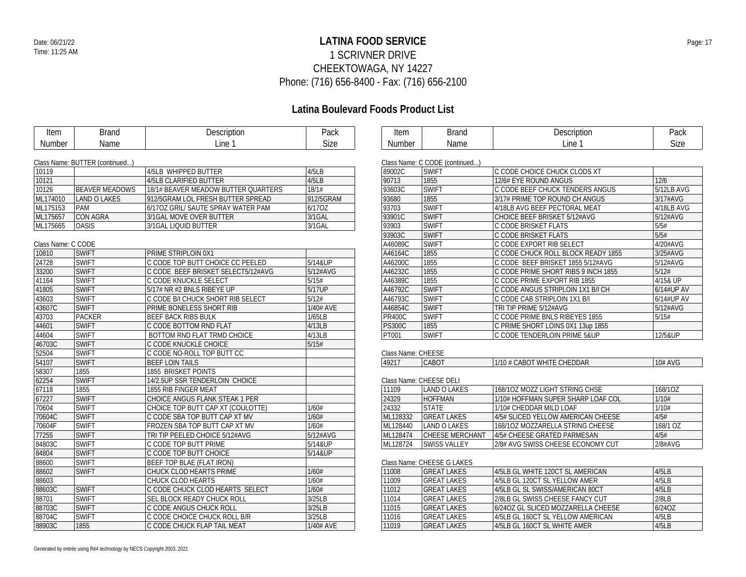# LATINA FOOD SERVICE

1 SCRIVNER DRIVE
CHEEKTOWAGA, NY 14227
Phone: (716) 656-8400 - Fax: (716) 656-2100

## Latina Boulevard Foods Product List

Class Name: BUTTER (continued...)

| Item Number | Brand Name | Description Line 1 | Pack Size |
|---|---|---|---|
| 10119 | | 4/5LB WHIPPED BUTTER | 4/5LB |
| 10121 | | 4/5LB CLARIFIED BUTTER | 4/5LB |
| 10126 | BEAVER MEADOWS | 18/1# BEAVER MEADOW BUTTER QUARTERS | 18/1# |
| ML174010 | LAND O LAKES | 912/5GRAM LOL FRESH BUTTER SPREAD | 912/5GRAM |
| ML175153 | PAM | 6/17OZ GRIL/ SAUTE SPRAY WATER PAM | 6/17OZ |
| ML175657 | CON AGRA | 3/1GAL MOVE OVER BUTTER | 3/1GAL |
| ML175665 | OASIS | 3/1GAL LIQUID BUTTER | 3/1GAL |

Class Name: C CODE

| Item Number | Brand Name | Description Line 1 | Pack Size |
|---|---|---|---|
| 10810 | SWIFT | PRIME STRIPLOIN 0X1 | |
| 24728 | SWIFT | C CODE TOP BUTT CHOICE CC PEELED | 5/14&UP |
| 33200 | SWIFT | C CODE BEEF BRISKET SELECT5/12#AVG | 5/12#AVG |
| 41164 | SWIFT | C CODE KNUCKLE SELECT | 5/15# |
| 41805 | SWIFT | 5/17# NR #2 BNLS RIBEYE UP | 5/17UP |
| 43603 | SWIFT | C CODE B/I CHUCK SHORT RIB SELECT | 5/12# |
| 43607C | SWIFT | PRIME BONELESS SHORT RIB | 1/40# AVE |
| 43703 | PACKER | BEEF BACK RIBS BULK | 1/65LB |
| 44601 | SWIFT | C CODE BOTTOM RND FLAT | 4/13LB |
| 44604 | SWIFT | BOTTOM RND FLAT TRMD CHOICE | 4/13LB |
| 46703C | SWIFT | C CODE KNUCKLE CHOICE | 5/15# |
| 52504 | SWIFT | C CODE NO-ROLL TOP BUTT CC | |
| 54107 | SWIFT | BEEF LOIN TAILS | |
| 58307 | 1855 | 1855 BRISKET POINTS | |
| 62254 | SWIFT | 14/2.5UP SSR TENDERLOIN CHOICE | |
| 67118 | 1855 | 1855 RIB FINGER MEAT | |
| 67227 | SWIFT | CHOICE ANGUS FLANK STEAK 1 PER | |
| 70604 | SWIFT | CHOICE TOP BUTT CAP XT (COULOTTE) | 1/60# |
| 70604C | SWIFT | C CODE SBA TOP BUTT CAP XT MV | 1/60# |
| 70604F | SWIFT | FROZEN SBA TOP BUTT CAP XT MV | 1/60# |
| 77255 | SWIFT | TRI TIP PEELED CHOICE 5/12#AVG | 5/12#AVG |
| 84803C | SWIFT | C CODE TOP BUTT PRIME | 5/14&UP |
| 84804 | SWIFT | C CODE TOP BUTT CHOICE | 5/14&UP |
| 88600 | SWIFT | BEEF TOP BLAE (FLAT IRON) | |
| 88602 | SWIFT | CHUCK CLOD HEARTS PRIME | 1/60# |
| 88603 | | CHUCK CLOD HEARTS | 1/60# |
| 88603C | SWIFT | C CODE CHUCK CLOD HEARTS SELECT | 1/60# |
| 88701 | SWIFT | SEL BLOCK READY CHUCK ROLL | 3/25LB |
| 88703C | SWIFT | C CODE ANGUS CHUCK ROLL | 3/25LB |
| 88704C | SWIFT | C CODE CHOICE CHUCK ROLL B/R | 3/25LB |
| 88903C | 1855 | C CODE CHUCK FLAP TAIL MEAT | 1/40# AVE |

Class Name: C CODE (continued...)

| Item Number | Brand Name | Description Line 1 | Pack Size |
|---|---|---|---|
| 89002C | SWIFT | C CODE CHOICE CHUCK CLODS XT | |
| 90713 | 1855 | 12/6# EYE ROUND ANGUS | 12/6 |
| 93603C | SWIFT | C CODE BEEF CHUCK TENDERS ANGUS | 5/12LB AVG |
| 93680 | 1855 | 3/17# PRIME TOP ROUND CH ANGUS | 3/17#AVG |
| 93703 | SWIFT | 4/18LB AVG BEEF PECTORAL MEAT | 4/18LB AVG |
| 93901C | SWIFT | CHOICE BEEF BRISKET 5/12#AVG | 5/12#AVG |
| 93903 | SWIFT | C CODE BRISKET FLATS | 5/5# |
| 93903C | SWIFT | C CODE BRISKET FLATS | 5/5# |
| A46089C | SWIFT | C CODE EXPORT RIB SELECT | 4/20#AVG |
| A46164C | 1855 | C CODE CHUCK ROLL BLOCK READY 1855 | 3/25#AVG |
| A46200C | 1855 | C CODE BEEF BRISKET 1855 5/12#AVG | 5/12#AVG |
| A46232C | 1855 | C CODE PRIME SHORT RIBS 9 INCH 1855 | 5/12# |
| A46389C | 1855 | C CODE PRIME EXPORT RIB 1855 | 4/15& UP |
| A46792C | SWIFT | C CODE ANGUS STRIPLOIN 1X1 B/I CH | 6/14#UP AV |
| A46793C | SWIFT | C CODE CAB STRIPLOIN 1X1 B/I | 6/14#UP AV |
| A46854C | SWIFT | TRI TIP PRIME 5/12#AVG | 5/12#AVG |
| PR400C | SWIFT | C CODE PRIME BNLS RIBEYES 1855 | 5/15# |
| PS300C | 1855 | C PRIME SHORT LOINS 0X1 13up 1855 | |
| PT001 | SWIFT | C CODE TENDERLOIN PRIME 5&UP | 12/5&UP |

Class Name: CHEESE

| Item Number | Brand Name | Description Line 1 | Pack Size |
|---|---|---|---|
| 49217 | CABOT | 1/10 # CABOT WHITE CHEDDAR | 10# AVG |

Class Name: CHEESE DELI

| Item Number | Brand Name | Description Line 1 | Pack Size |
|---|---|---|---|
| 11109 | LAND O LAKES | 168/1OZ MOZZ LIGHT STRING CHSE | 168/1OZ |
| 24329 | HOFFMAN | 1/10# HOFFMAN SUPER SHARP LOAF COL | 1/10# |
| 24332 | STATE | 1/10# CHEDDAR MILD LOAF | 1/10# |
| ML128332 | GREAT LAKES | 4/5# SLICED YELLOW AMERICAN CHEESE | 4/5# |
| ML128440 | LAND O LAKES | 168/1OZ MOZZARELLA STRING CHEESE | 168/1 OZ |
| ML128474 | CHEESE MERCHANT | 4/5# CHEESE GRATED PARMESAN | 4/5# |
| ML128724 | SWISS VALLEY | 2/8# AVG SWISS CHEESE ECONOMY CUT | 2/8#AVG |

Class Name: CHEESE G LAKES

| Item Number | Brand Name | Description Line 1 | Pack Size |
|---|---|---|---|
| 11008 | GREAT LAKES | 4/5LB GL WHITE 120CT SL AMERICAN | 4/5LB |
| 11009 | GREAT LAKES | 4/5LB GL 120CT SL YELLOW AMER | 4/5LB |
| 11012 | GREAT LAKES | 4/5LB GL SL SWISS/AMERICAN 80CT | 4/5LB |
| 11014 | GREAT LAKES | 2/8LB GL SWISS CHEESE FANCY CUT | 2/8LB |
| 11015 | GREAT LAKES | 6/24OZ GL SLICED MOZZARELLA CHEESE | 6/24OZ |
| 11016 | GREAT LAKES | 4/5LB GL 160CT SL YELLOW AMERICAN | 4/5LB |
| 11019 | GREAT LAKES | 4/5LB GL 160CT SL WHITE AMER | 4/5LB |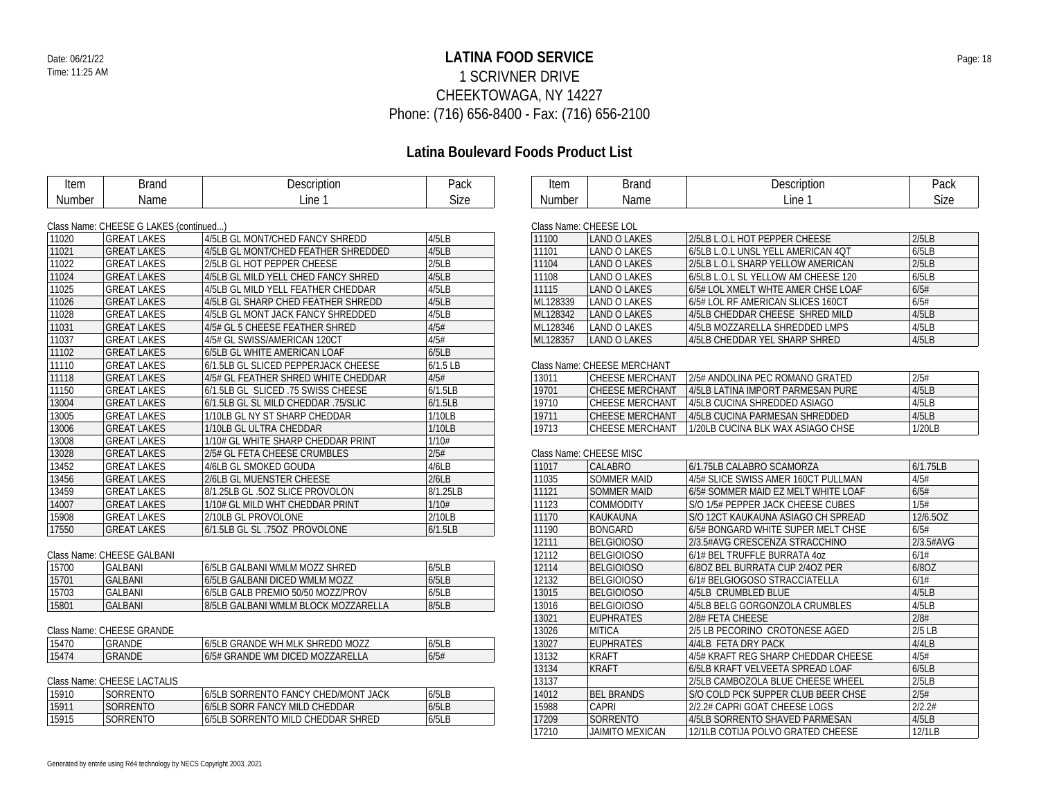# LATINA FOOD SERVICE

1 SCRIVNER DRIVE
CHEEKTOWAGA, NY 14227
Phone: (716) 656-8400 - Fax: (716) 656-2100

Date: 06/21/22
Time: 11:25 AM

## Latina Boulevard Foods Product List

Class Name: CHEESE G LAKES (continued...)

| Item Number | Brand Name | Description Line 1 | Pack Size |
|---|---|---|---|
| 11020 | GREAT LAKES | 4/5LB GL MONT/CHED FANCY SHREDD | 4/5LB |
| 11021 | GREAT LAKES | 4/5LB GL MONT/CHED FEATHER SHREDDED | 4/5LB |
| 11022 | GREAT LAKES | 2/5LB GL HOT PEPPER CHEESE | 2/5LB |
| 11024 | GREAT LAKES | 4/5LB GL MILD YELL CHED FANCY SHRED | 4/5LB |
| 11025 | GREAT LAKES | 4/5LB GL MILD YELL FEATHER CHEDDAR | 4/5LB |
| 11026 | GREAT LAKES | 4/5LB GL SHARP CHED FEATHER SHREDD | 4/5LB |
| 11028 | GREAT LAKES | 4/5LB GL MONT JACK FANCY SHREDDED | 4/5LB |
| 11031 | GREAT LAKES | 4/5# GL 5 CHEESE FEATHER SHRED | 4/5# |
| 11037 | GREAT LAKES | 4/5# GL SWISS/AMERICAN 120CT | 4/5# |
| 11102 | GREAT LAKES | 6/5LB GL WHITE AMERICAN LOAF | 6/5LB |
| 11110 | GREAT LAKES | 6/1.5LB GL SLICED PEPPERJACK CHEESE | 6/1.5 LB |
| 11118 | GREAT LAKES | 4/5# GL FEATHER SHRED WHITE CHEDDAR | 4/5# |
| 11150 | GREAT LAKES | 6/1.5LB GL SLICED .75 SWISS CHEESE | 6/1.5LB |
| 13004 | GREAT LAKES | 6/1.5LB GL SL MILD CHEDDAR .75/SLIC | 6/1.5LB |
| 13005 | GREAT LAKES | 1/10LB GL NY ST SHARP CHEDDAR | 1/10LB |
| 13006 | GREAT LAKES | 1/10LB GL ULTRA CHEDDAR | 1/10LB |
| 13008 | GREAT LAKES | 1/10# GL WHITE SHARP CHEDDAR PRINT | 1/10# |
| 13028 | GREAT LAKES | 2/5# GL FETA CHEESE CRUMBLES | 2/5# |
| 13452 | GREAT LAKES | 4/6LB GL SMOKED GOUDA | 4/6LB |
| 13456 | GREAT LAKES | 2/6LB GL MUENSTER CHEESE | 2/6LB |
| 13459 | GREAT LAKES | 8/1.25LB GL .5OZ SLICE PROVOLON | 8/1.25LB |
| 14007 | GREAT LAKES | 1/10# GL MILD WHT CHEDDAR PRINT | 1/10# |
| 15908 | GREAT LAKES | 2/10LB GL PROVOLONE | 2/10LB |
| 17550 | GREAT LAKES | 6/1.5LB GL SL .75OZ PROVOLONE | 6/1.5LB |

Class Name: CHEESE GALBANI

| Item Number | Brand Name | Description Line 1 | Pack Size |
|---|---|---|---|
| 15700 | GALBANI | 6/5LB GALBANI WMLM MOZZ SHRED | 6/5LB |
| 15701 | GALBANI | 6/5LB GALBANI DICED WMLM MOZZ | 6/5LB |
| 15703 | GALBANI | 6/5LB GALB PREMIO 50/50 MOZZ/PROV | 6/5LB |
| 15801 | GALBANI | 8/5LB GALBANI WMLM BLOCK MOZZARELLA | 8/5LB |

Class Name: CHEESE GRANDE

| Item Number | Brand Name | Description Line 1 | Pack Size |
|---|---|---|---|
| 15470 | GRANDE | 6/5LB GRANDE WH MLK SHREDD MOZZ | 6/5LB |
| 15474 | GRANDE | 6/5# GRANDE WM DICED MOZZARELLA | 6/5# |

Class Name: CHEESE LACTALIS

| Item Number | Brand Name | Description Line 1 | Pack Size |
|---|---|---|---|
| 15910 | SORRENTO | 6/5LB SORRENTO FANCY CHED/MONT JACK | 6/5LB |
| 15911 | SORRENTO | 6/5LB SORR FANCY MILD CHEDDAR | 6/5LB |
| 15915 | SORRENTO | 6/5LB SORRENTO MILD CHEDDAR SHRED | 6/5LB |

Class Name: CHEESE LOL

| Item Number | Brand Name | Description Line 1 | Pack Size |
|---|---|---|---|
| 11100 | LAND O LAKES | 2/5LB L.O.L HOT PEPPER CHEESE | 2/5LB |
| 11101 | LAND O LAKES | 6/5LB L.O.L UNSL YELL AMERICAN 4QT | 6/5LB |
| 11104 | LAND O LAKES | 2/5LB L.O.L SHARP YELLOW AMERICAN | 2/5LB |
| 11108 | LAND O LAKES | 6/5LB L.O.L SL YELLOW AM CHEESE 120 | 6/5LB |
| 11115 | LAND O LAKES | 6/5# LOL XMELT WHTE AMER CHSE LOAF | 6/5# |
| ML128339 | LAND O LAKES | 6/5# LOL RF AMERICAN SLICES 160CT | 6/5# |
| ML128342 | LAND O LAKES | 4/5LB CHEDDAR CHEESE SHRED MILD | 4/5LB |
| ML128346 | LAND O LAKES | 4/5LB MOZZARELLA SHREDDED LMPS | 4/5LB |
| ML128357 | LAND O LAKES | 4/5LB CHEDDAR YEL SHARP SHRED | 4/5LB |

Class Name: CHEESE MERCHANT

| Item Number | Brand Name | Description Line 1 | Pack Size |
|---|---|---|---|
| 13011 | CHEESE MERCHANT | 2/5# ANDOLINA PEC ROMANO GRATED | 2/5# |
| 19701 | CHEESE MERCHANT | 4/5LB LATINA IMPORT PARMESAN PURE | 4/5LB |
| 19710 | CHEESE MERCHANT | 4/5LB CUCINA SHREDDED ASIAGO | 4/5LB |
| 19711 | CHEESE MERCHANT | 4/5LB CUCINA PARMESAN SHREDDED | 4/5LB |
| 19713 | CHEESE MERCHANT | 1/20LB CUCINA BLK WAX ASIAGO CHSE | 1/20LB |

Class Name: CHEESE MISC

| Item Number | Brand Name | Description Line 1 | Pack Size |
|---|---|---|---|
| 11017 | CALABRO | 6/1.75LB CALABRO SCAMORZA | 6/1.75LB |
| 11035 | SOMMER MAID | 4/5# SLICE SWISS AMER 160CT PULLMAN | 4/5# |
| 11121 | SOMMER MAID | 6/5# SOMMER MAID EZ MELT WHITE LOAF | 6/5# |
| 11123 | COMMODITY | S/O 1/5# PEPPER JACK CHEESE CUBES | 1/5# |
| 11170 | KAUKAUNA | S/O 12CT KAUKAUNA ASIAGO CH SPREAD | 12/6.5OZ |
| 11190 | BONGARD | 6/5# BONGARD WHITE SUPER MELT CHSE | 6/5# |
| 12111 | BELGIOIOSO | 2/3.5#AVG CRESCENZA STRACCHINO | 2/3.5#AVG |
| 12112 | BELGIOIOSO | 6/1# BEL TRUFFLE BURRATA 4oz | 6/1# |
| 12114 | BELGIOIOSO | 6/8OZ BEL BURRATA CUP 2/4OZ PER | 6/8OZ |
| 12132 | BELGIOIOSO | 6/1# BELGIOGOSO STRACCIATELLA | 6/1# |
| 13015 | BELGIOIOSO | 4/5LB CRUMBLED BLUE | 4/5LB |
| 13016 | BELGIOIOSO | 4/5LB BELG GORGONZOLA CRUMBLES | 4/5LB |
| 13021 | EUPHRATES | 2/8# FETA CHEESE | 2/8# |
| 13026 | MITICA | 2/5 LB PECORINO CROTONESE AGED | 2/5 LB |
| 13027 | EUPHRATES | 4/4LB FETA DRY PACK | 4/4LB |
| 13132 | KRAFT | 4/5# KRAFT REG SHARP CHEDDAR CHEESE | 4/5# |
| 13134 | KRAFT | 6/5LB KRAFT VELVEETA SPREAD LOAF | 6/5LB |
| 13137 | | 2/5LB CAMBOZOLA BLUE CHEESE WHEEL | 2/5LB |
| 14012 | BEL BRANDS | S/O COLD PCK SUPPER CLUB BEER CHSE | 2/5# |
| 15988 | CAPRI | 2/2.2# CAPRI GOAT CHEESE LOGS | 2/2.2# |
| 17209 | SORRENTO | 4/5LB SORRENTO SHAVED PARMESAN | 4/5LB |
| 17210 | JAIMITO MEXICAN | 12/1LB COTIJA POLVO GRATED CHEESE | 12/1LB |

Generated by entrée using Ré4 technology by NECS Copyright 2003..2021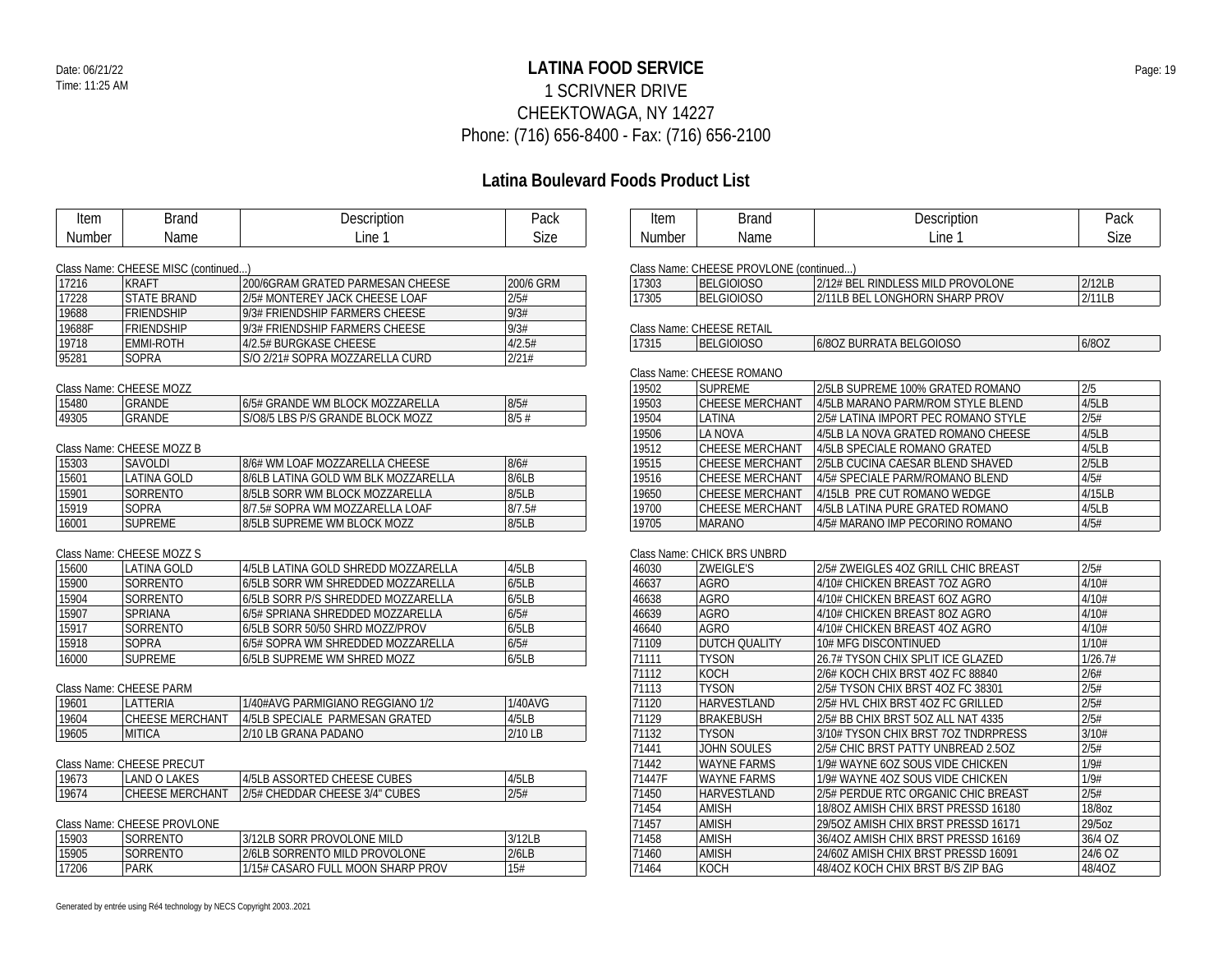# LATINA FOOD SERVICE

1 SCRIVNER DRIVE
CHEEKTOWAGA, NY 14227
Phone: (716) 656-8400 - Fax: (716) 656-2100

Date: 06/21/22
Time: 11:25 AM

## Latina Boulevard Foods Product List

Class Name: CHEESE MISC (continued...)

| Item Number | Brand Name | Description Line 1 | Pack Size |
|---|---|---|---|
| 17216 | KRAFT | 200/6GRAM GRATED PARMESAN CHEESE | 200/6 GRM |
| 17228 | STATE BRAND | 2/5# MONTEREY JACK CHEESE LOAF | 2/5# |
| 19688 | FRIENDSHIP | 9/3# FRIENDSHIP FARMERS CHEESE | 9/3# |
| 19688F | FRIENDSHIP | 9/3# FRIENDSHIP FARMERS CHEESE | 9/3# |
| 19718 | EMMI-ROTH | 4/2.5# BURGKASE CHEESE | 4/2.5# |
| 95281 | SOPRA | S/O 2/21# SOPRA MOZZARELLA CURD | 2/21# |

Class Name: CHEESE MOZZ

| Item Number | Brand Name | Description Line 1 | Pack Size |
|---|---|---|---|
| 15480 | GRANDE | 6/5# GRANDE WM BLOCK MOZZARELLA | 8/5# |
| 49305 | GRANDE | S/O8/5 LBS P/S GRANDE BLOCK MOZZ | 8/5 # |

Class Name: CHEESE MOZZ B

| Item Number | Brand Name | Description Line 1 | Pack Size |
|---|---|---|---|
| 15303 | SAVOLDI | 8/6# WM LOAF MOZZARELLA CHEESE | 8/6# |
| 15601 | LATINA GOLD | 8/6LB LATINA GOLD WM BLK MOZZARELLA | 8/6LB |
| 15901 | SORRENTO | 8/5LB SORR WM BLOCK MOZZARELLA | 8/5LB |
| 15919 | SOPRA | 8/7.5# SOPRA WM MOZZARELLA LOAF | 8/7.5# |
| 16001 | SUPREME | 8/5LB SUPREME WM BLOCK MOZZ | 8/5LB |

Class Name: CHEESE MOZZ S

| Item Number | Brand Name | Description Line 1 | Pack Size |
|---|---|---|---|
| 15600 | LATINA GOLD | 4/5LB LATINA GOLD SHREDD MOZZARELLA | 4/5LB |
| 15900 | SORRENTO | 6/5LB SORR WM SHREDDED MOZZARELLA | 6/5LB |
| 15904 | SORRENTO | 6/5LB SORR P/S SHREDDED MOZZARELLA | 6/5LB |
| 15907 | SPRIANA | 6/5# SPRIANA SHREDDED MOZZARELLA | 6/5# |
| 15917 | SORRENTO | 6/5LB SORR 50/50 SHRD MOZZ/PROV | 6/5LB |
| 15918 | SOPRA | 6/5# SOPRA WM SHREDDED MOZZARELLA | 6/5# |
| 16000 | SUPREME | 6/5LB SUPREME WM SHRED MOZZ | 6/5LB |

Class Name: CHEESE PARM

| Item Number | Brand Name | Description Line 1 | Pack Size |
|---|---|---|---|
| 19601 | LATTERIA | 1/40#AVG PARMIGIANO REGGIANO 1/2 | 1/40AVG |
| 19604 | CHEESE MERCHANT | 4/5LB SPECIALE PARMESAN GRATED | 4/5LB |
| 19605 | MITICA | 2/10 LB GRANA PADANO | 2/10 LB |

Class Name: CHEESE PRECUT

| Item Number | Brand Name | Description Line 1 | Pack Size |
|---|---|---|---|
| 19673 | LAND O LAKES | 4/5LB ASSORTED CHEESE CUBES | 4/5LB |
| 19674 | CHEESE MERCHANT | 2/5# CHEDDAR CHEESE 3/4" CUBES | 2/5# |

Class Name: CHEESE PROVLONE

| Item Number | Brand Name | Description Line 1 | Pack Size |
|---|---|---|---|
| 15903 | SORRENTO | 3/12LB SORR PROVOLONE MILD | 3/12LB |
| 15905 | SORRENTO | 2/6LB SORRENTO MILD PROVOLONE | 2/6LB |
| 17206 | PARK | 1/15# CASARO FULL MOON SHARP PROV | 15# |

Class Name: CHEESE PROVLONE (continued...)

| Item Number | Brand Name | Description Line 1 | Pack Size |
|---|---|---|---|
| 17303 | BELGIOIOSO | 2/12# BEL RINDLESS MILD PROVOLONE | 2/12LB |
| 17305 | BELGIOIOSO | 2/11LB BEL LONGHORN SHARP PROV | 2/11LB |

Class Name: CHEESE RETAIL

| Item Number | Brand Name | Description Line 1 | Pack Size |
|---|---|---|---|
| 17315 | BELGIOIOSO | 6/8OZ BURRATA BELGOIOSO | 6/8OZ |

Class Name: CHEESE ROMANO

| Item Number | Brand Name | Description Line 1 | Pack Size |
|---|---|---|---|
| 19502 | SUPREME | 2/5LB SUPREME 100% GRATED ROMANO | 2/5 |
| 19503 | CHEESE MERCHANT | 4/5LB MARANO PARM/ROM STYLE BLEND | 4/5LB |
| 19504 | LATINA | 2/5# LATINA IMPORT PEC ROMANO STYLE | 2/5# |
| 19506 | LA NOVA | 4/5LB LA NOVA GRATED ROMANO CHEESE | 4/5LB |
| 19512 | CHEESE MERCHANT | 4/5LB SPECIALE ROMANO GRATED | 4/5LB |
| 19515 | CHEESE MERCHANT | 2/5LB CUCINA CAESAR BLEND SHAVED | 2/5LB |
| 19516 | CHEESE MERCHANT | 4/5# SPECIALE PARM/ROMANO BLEND | 4/5# |
| 19650 | CHEESE MERCHANT | 4/15LB PRE CUT ROMANO WEDGE | 4/15LB |
| 19700 | CHEESE MERCHANT | 4/5LB LATINA PURE GRATED ROMANO | 4/5LB |
| 19705 | MARANO | 4/5# MARANO IMP PECORINO ROMANO | 4/5# |

Class Name: CHICK BRS UNBRD

| Item Number | Brand Name | Description Line 1 | Pack Size |
|---|---|---|---|
| 46030 | ZWEIGLE'S | 2/5# ZWEIGLES 4OZ GRILL CHIC BREAST | 2/5# |
| 46637 | AGRO | 4/10# CHICKEN BREAST 7OZ AGRO | 4/10# |
| 46638 | AGRO | 4/10# CHICKEN BREAST 6OZ AGRO | 4/10# |
| 46639 | AGRO | 4/10# CHICKEN BREAST 8OZ AGRO | 4/10# |
| 46640 | AGRO | 4/10# CHICKEN BREAST 4OZ AGRO | 4/10# |
| 71109 | DUTCH QUALITY | 10# MFG DISCONTINUED | 1/10# |
| 71111 | TYSON | 26.7# TYSON CHIX SPLIT ICE GLAZED | 1/26.7# |
| 71112 | KOCH | 2/6# KOCH CHIX BRST 4OZ FC 88840 | 2/6# |
| 71113 | TYSON | 2/5# TYSON CHIX BRST 4OZ FC 38301 | 2/5# |
| 71120 | HARVESTLAND | 2/5# HVL CHIX BRST 4OZ FC GRILLED | 2/5# |
| 71129 | BRAKEBUSH | 2/5# BB CHIX BRST 5OZ ALL NAT 4335 | 2/5# |
| 71132 | TYSON | 3/10# TYSON CHIX BRST 7OZ TNDRPRESS | 3/10# |
| 71441 | JOHN SOULES | 2/5# CHIC BRST PATTY UNBREAD 2.5OZ | 2/5# |
| 71442 | WAYNE FARMS | 1/9# WAYNE 6OZ SOUS VIDE CHICKEN | 1/9# |
| 71447F | WAYNE FARMS | 1/9# WAYNE 4OZ SOUS VIDE CHICKEN | 1/9# |
| 71450 | HARVESTLAND | 2/5# PERDUE RTC ORGANIC CHIC BREAST | 2/5# |
| 71454 | AMISH | 18/8OZ AMISH CHIX BRST PRESSD 16180 | 18/8oz |
| 71457 | AMISH | 29/5OZ AMISH CHIX BRST PRESSD 16171 | 29/5oz |
| 71458 | AMISH | 36/4OZ AMISH CHIX BRST PRESSD 16169 | 36/4 OZ |
| 71460 | AMISH | 24/6OZ AMISH CHIX BRST PRESSD 16091 | 24/6 OZ |
| 71464 | KOCH | 48/4OZ KOCH CHIX BRST B/S ZIP BAG | 48/4OZ |

Generated by entrée using Ré4 technology by NECS Copyright 2003..2021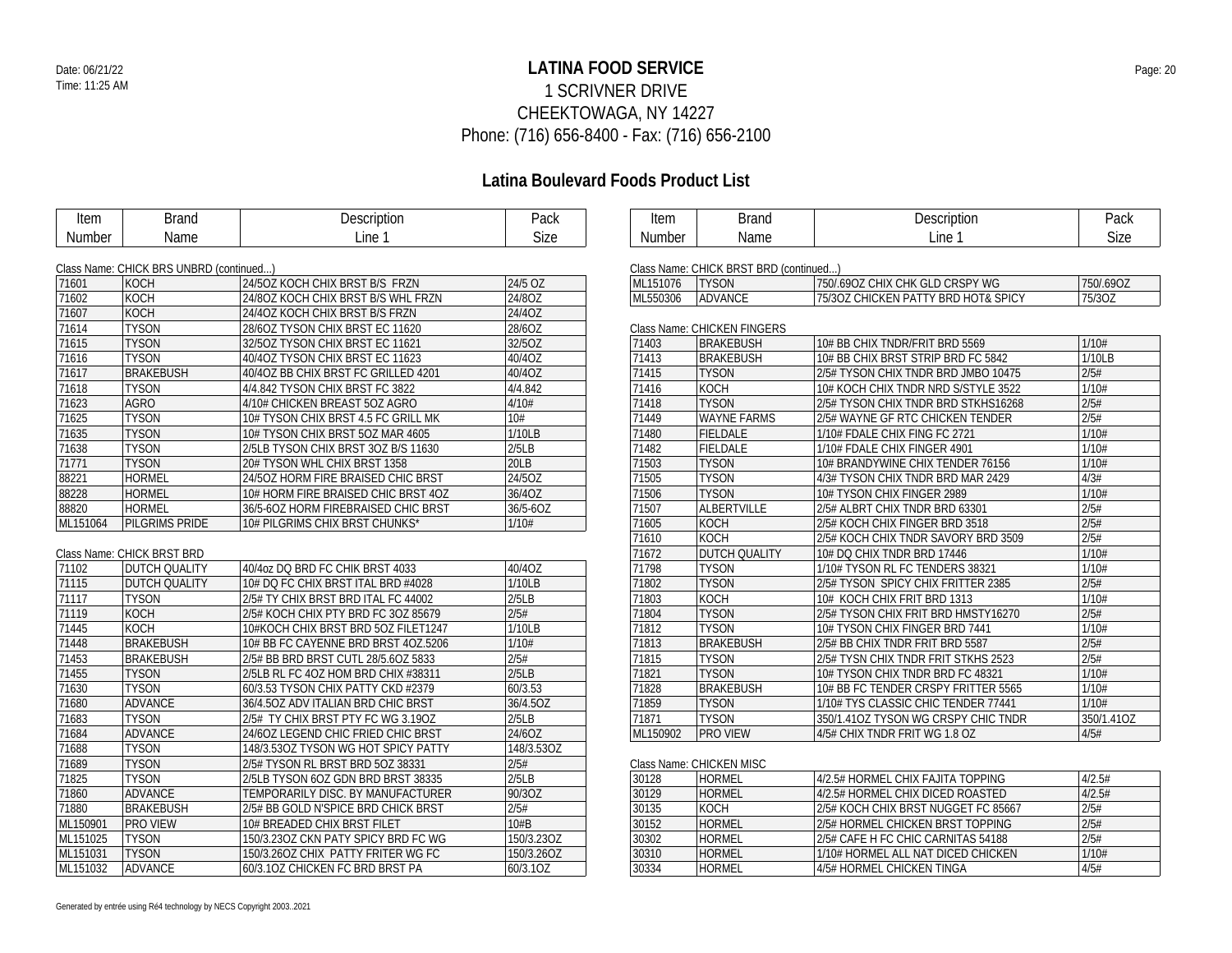# LATINA FOOD SERVICE

1 SCRIVNER DRIVE
CHEEKTOWAGA, NY 14227
Phone: (716) 656-8400 - Fax: (716) 656-2100

Date: 06/21/22
Time: 11:25 AM

## Latina Boulevard Foods Product List

Class Name: CHICK BRS UNBRD (continued...)

| Item Number | Brand Name | Description Line 1 | Pack Size |
|---|---|---|---|
| 71601 | KOCH | 24/5OZ KOCH CHIX BRST B/S FRZN | 24/5 OZ |
| 71602 | KOCH | 24/8OZ KOCH CHIX BRST B/S WHL FRZN | 24/8OZ |
| 71607 | KOCH | 24/4OZ KOCH CHIX BRST B/S FRZN | 24/4OZ |
| 71614 | TYSON | 28/6OZ TYSON CHIX BRST EC 11620 | 28/6OZ |
| 71615 | TYSON | 32/5OZ TYSON CHIX BRST EC 11621 | 32/5OZ |
| 71616 | TYSON | 40/4OZ TYSON CHIX BRST EC 11623 | 40/4OZ |
| 71617 | BRAKEBUSH | 40/4OZ BB CHIX BRST FC GRILLED 4201 | 40/4OZ |
| 71618 | TYSON | 4/4.842 TYSON CHIX BRST FC 3822 | 4/4.842 |
| 71623 | AGRO | 4/10# CHICKEN BREAST 5OZ AGRO | 4/10# |
| 71625 | TYSON | 10# TYSON CHIX BRST 4.5 FC GRILL MK | 10# |
| 71635 | TYSON | 10# TYSON CHIX BRST 5OZ MAR 4605 | 1/10LB |
| 71638 | TYSON | 2/5LB TYSON CHIX BRST 3OZ B/S 11630 | 2/5LB |
| 71771 | TYSON | 20# TYSON WHL CHIX BRST 1358 | 20LB |
| 88221 | HORMEL | 24/5OZ HORM FIRE BRAISED CHIC BRST | 24/5OZ |
| 88228 | HORMEL | 10# HORM FIRE BRAISED CHIC BRST 4OZ | 36/4OZ |
| 88820 | HORMEL | 36/5-6OZ HORM FIREBRAISED CHIC BRST | 36/5-6OZ |
| ML151064 | PILGRIMS PRIDE | 10# PILGRIMS CHIX BRST CHUNKS* | 1/10# |

Class Name: CHICK BRST BRD

| Item Number | Brand Name | Description Line 1 | Pack Size |
|---|---|---|---|
| 71102 | DUTCH QUALITY | 40/4oz DQ BRD FC CHIK BRST 4033 | 40/4OZ |
| 71115 | DUTCH QUALITY | 10# DQ FC CHIX BRST ITAL BRD #4028 | 1/10LB |
| 71117 | TYSON | 2/5# TY CHIX BRST BRD ITAL FC 44002 | 2/5LB |
| 71119 | KOCH | 2/5# KOCH CHIX PTY BRD FC 3OZ 85679 | 2/5# |
| 71445 | KOCH | 10#KOCH CHIX BRST BRD 5OZ FILET1247 | 1/10LB |
| 71448 | BRAKEBUSH | 10# BB FC CAYENNE BRD BRST 4OZ.5206 | 1/10# |
| 71453 | BRAKEBUSH | 2/5# BB BRD BRST CUTL 28/5.6OZ 5833 | 2/5# |
| 71455 | TYSON | 2/5LB RL FC 4OZ HOM BRD CHIX #38311 | 2/5LB |
| 71630 | TYSON | 60/3.53 TYSON CHIX PATTY CKD #2379 | 60/3.53 |
| 71680 | ADVANCE | 36/4.5OZ ADV ITALIAN BRD CHIC BRST | 36/4.5OZ |
| 71683 | TYSON | 2/5# TY CHIX BRST PTY FC WG 3.19OZ | 2/5LB |
| 71684 | ADVANCE | 24/6OZ LEGEND CHIC FRIED CHIC BRST | 24/6OZ |
| 71688 | TYSON | 148/3.53OZ TYSON WG HOT SPICY PATTY | 148/3.53OZ |
| 71689 | TYSON | 2/5# TYSON RL BRST BRD 5OZ 38331 | 2/5# |
| 71825 | TYSON | 2/5LB TYSON 6OZ GDN BRD BRST 38335 | 2/5LB |
| 71860 | ADVANCE | TEMPORARILY DISC. BY MANUFACTURER | 90/3OZ |
| 71880 | BRAKEBUSH | 2/5# BB GOLD N'SPICE BRD CHICK BRST | 2/5# |
| ML150901 | PRO VIEW | 10# BREADED CHIX BRST FILET | 10#B |
| ML151025 | TYSON | 150/3.23OZ CKN PATY SPICY BRD FC WG | 150/3.23OZ |
| ML151031 | TYSON | 150/3.26OZ CHIX PATTY FRITER WG FC | 150/3.26OZ |
| ML151032 | ADVANCE | 60/3.1OZ CHICKEN FC BRD BRST PA | 60/3.1OZ |

Class Name: CHICK BRST BRD (continued...)

| Item Number | Brand Name | Description Line 1 | Pack Size |
|---|---|---|---|
| ML151076 | TYSON | 750/.69OZ CHIX CHK GLD CRSPY WG | 750/.69OZ |
| ML550306 | ADVANCE | 75/3OZ CHICKEN PATTY BRD HOT& SPICY | 75/3OZ |

Class Name: CHICKEN FINGERS

| Item Number | Brand Name | Description Line 1 | Pack Size |
|---|---|---|---|
| 71403 | BRAKEBUSH | 10# BB CHIX TNDR/FRIT BRD 5569 | 1/10# |
| 71413 | BRAKEBUSH | 10# BB CHIX BRST STRIP BRD FC 5842 | 1/10LB |
| 71415 | TYSON | 2/5# TYSON CHIX TNDR BRD JMBO 10475 | 2/5# |
| 71416 | KOCH | 10# KOCH CHIX TNDR NRD S/STYLE 3522 | 1/10# |
| 71418 | TYSON | 2/5# TYSON CHIX TNDR BRD STKHS16268 | 2/5# |
| 71449 | WAYNE FARMS | 2/5# WAYNE GF RTC CHICKEN TENDER | 2/5# |
| 71480 | FIELDALE | 1/10# FDALE CHIX FING FC 2721 | 1/10# |
| 71482 | FIELDALE | 1/10# FDALE CHIX FINGER 4901 | 1/10# |
| 71503 | TYSON | 10# BRANDYWINE CHIX TENDER 76156 | 1/10# |
| 71505 | TYSON | 4/3# TYSON CHIX TNDR BRD MAR 2429 | 4/3# |
| 71506 | TYSON | 10# TYSON CHIX FINGER 2989 | 1/10# |
| 71507 | ALBERTVILLE | 2/5# ALBRT CHIX TNDR BRD 63301 | 2/5# |
| 71605 | KOCH | 2/5# KOCH CHIX FINGER BRD 3518 | 2/5# |
| 71610 | KOCH | 2/5# KOCH CHIX TNDR SAVORY BRD 3509 | 2/5# |
| 71672 | DUTCH QUALITY | 10# DQ CHIX TNDR BRD 17446 | 1/10# |
| 71798 | TYSON | 1/10# TYSON RL FC TENDERS 38321 | 1/10# |
| 71802 | TYSON | 2/5# TYSON SPICY CHIX FRITTER 2385 | 2/5# |
| 71803 | KOCH | 10# KOCH CHIX FRIT BRD 1313 | 1/10# |
| 71804 | TYSON | 2/5# TYSON CHIX FRIT BRD HMSTY16270 | 2/5# |
| 71812 | TYSON | 10# TYSON CHIX FINGER BRD 7441 | 1/10# |
| 71813 | BRAKEBUSH | 2/5# BB CHIX TNDR FRIT BRD 5587 | 2/5# |
| 71815 | TYSON | 2/5# TYSN CHIX TNDR FRIT STKHS 2523 | 2/5# |
| 71821 | TYSON | 10# TYSON CHIX TNDR BRD FC 48321 | 1/10# |
| 71828 | BRAKEBUSH | 10# BB FC TENDER CRSPY FRITTER 5565 | 1/10# |
| 71859 | TYSON | 1/10# TYS CLASSIC CHIC TENDER 77441 | 1/10# |
| 71871 | TYSON | 350/1.41OZ TYSON WG CRSPY CHIC TNDR | 350/1.41OZ |
| ML150902 | PRO VIEW | 4/5# CHIX TNDR FRIT WG 1.8 OZ | 4/5# |

Class Name: CHICKEN MISC

| Item Number | Brand Name | Description Line 1 | Pack Size |
|---|---|---|---|
| 30128 | HORMEL | 4/2.5# HORMEL CHIX FAJITA TOPPING | 4/2.5# |
| 30129 | HORMEL | 4/2.5# HORMEL CHIX DICED ROASTED | 4/2.5# |
| 30135 | KOCH | 2/5# KOCH CHIX BRST NUGGET FC 85667 | 2/5# |
| 30152 | HORMEL | 2/5# HORMEL CHICKEN BRST TOPPING | 2/5# |
| 30302 | HORMEL | 2/5# CAFE H FC CHIC CARNITAS 54188 | 2/5# |
| 30310 | HORMEL | 1/10# HORMEL ALL NAT DICED CHICKEN | 1/10# |
| 30334 | HORMEL | 4/5# HORMEL CHICKEN TINGA | 4/5# |

Generated by entrée using Ré4 technology by NECS Copyright 2003..2021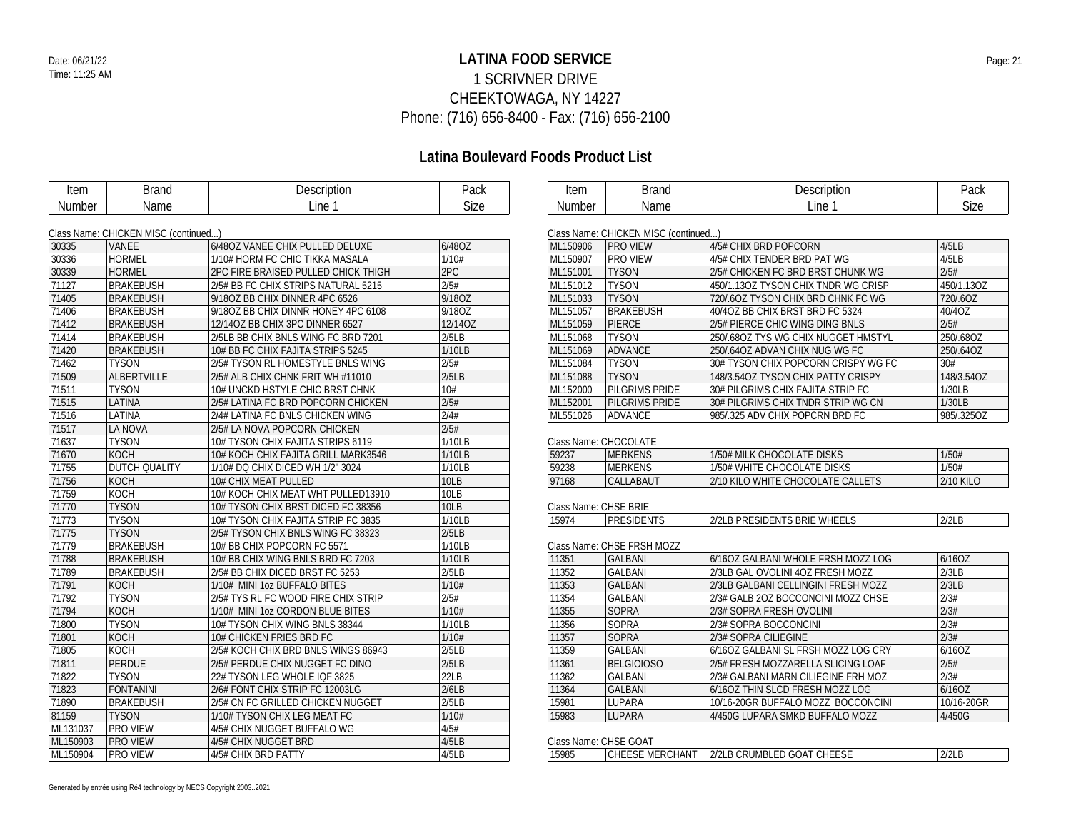# LATINA FOOD SERVICE

1 SCRIVNER DRIVE
CHEEKTOWAGA, NY 14227
Phone: (716) 656-8400 - Fax: (716) 656-2100

## Latina Boulevard Foods Product List

Class Name: CHICKEN MISC (continued...)

| Item Number | Brand Name | Description Line 1 | Pack Size |
|---|---|---|---|
| 30335 | VANEE | 6/48OZ VANEE CHIX PULLED DELUXE | 6/48OZ |
| 30336 | HORMEL | 1/10# HORM FC CHIC TIKKA MASALA | 1/10# |
| 30339 | HORMEL | 2PC FIRE BRAISED PULLED CHICK THIGH | 2PC |
| 71127 | BRAKEBUSH | 2/5# BB FC CHIX STRIPS NATURAL 5215 | 2/5# |
| 71405 | BRAKEBUSH | 9/18OZ BB CHIX DINNER 4PC 6526 | 9/18OZ |
| 71406 | BRAKEBUSH | 9/18OZ BB CHIX DINNR HONEY 4PC 6108 | 9/18OZ |
| 71412 | BRAKEBUSH | 12/14OZ BB CHIX 3PC DINNER 6527 | 12/14OZ |
| 71414 | BRAKEBUSH | 2/5LB BB CHIX BNLS WING FC BRD 7201 | 2/5LB |
| 71420 | BRAKEBUSH | 10# BB FC CHIX FAJITA STRIPS 5245 | 1/10LB |
| 71462 | TYSON | 2/5# TYSON RL HOMESTYLE BNLS WING | 2/5# |
| 71509 | ALBERTVILLE | 2/5# ALB CHIX CHNK FRIT WH #11010 | 2/5LB |
| 71511 | TYSON | 10# UNCKD HSTYLE CHIC BRST CHNK | 10# |
| 71515 | LATINA | 2/5# LATINA FC BRD POPCORN CHICKEN | 2/5# |
| 71516 | LATINA | 2/4# LATINA FC BNLS CHICKEN WING | 2/4# |
| 71517 | LA NOVA | 2/5# LA NOVA POPCORN CHICKEN | 2/5# |
| 71637 | TYSON | 10# TYSON CHIX FAJITA STRIPS 6119 | 1/10LB |
| 71670 | KOCH | 10# KOCH CHIX FAJITA GRILL MARK3546 | 1/10LB |
| 71755 | DUTCH QUALITY | 1/10# DQ CHIX DICED WH 1/2" 3024 | 1/10LB |
| 71756 | KOCH | 10# CHIX MEAT PULLED | 10LB |
| 71759 | KOCH | 10# KOCH CHIX MEAT WHT PULLED13910 | 10LB |
| 71770 | TYSON | 10# TYSON CHIX BRST DICED FC 38356 | 10LB |
| 71773 | TYSON | 10# TYSON CHIX FAJITA STRIP FC 3835 | 1/10LB |
| 71775 | TYSON | 2/5# TYSON CHIX BNLS WING FC 38323 | 2/5LB |
| 71779 | BRAKEBUSH | 10# BB CHIX POPCORN FC 5571 | 1/10LB |
| 71788 | BRAKEBUSH | 10# BB CHIX WING BNLS BRD FC 7203 | 1/10LB |
| 71789 | BRAKEBUSH | 2/5# BB CHIX DICED BRST FC 5253 | 2/5LB |
| 71791 | KOCH | 1/10# MINI 1oz BUFFALO BITES | 1/10# |
| 71792 | TYSON | 2/5# TYS RL FC WOOD FIRE CHIX STRIP | 2/5# |
| 71794 | KOCH | 1/10# MINI 1oz CORDON BLUE BITES | 1/10# |
| 71800 | TYSON | 10# TYSON CHIX WING BNLS 38344 | 1/10LB |
| 71801 | KOCH | 10# CHICKEN FRIES BRD FC | 1/10# |
| 71805 | KOCH | 2/5# KOCH CHIX BRD BNLS WINGS 86943 | 2/5LB |
| 71811 | PERDUE | 2/5# PERDUE CHIX NUGGET FC DINO | 2/5LB |
| 71822 | TYSON | 22# TYSON LEG WHOLE IQF 3825 | 22LB |
| 71823 | FONTANINI | 2/6# FONT CHIX STRIP FC 12003LG | 2/6LB |
| 71890 | BRAKEBUSH | 2/5# CN FC GRILLED CHICKEN NUGGET | 2/5LB |
| 81159 | TYSON | 1/10# TYSON CHIX LEG MEAT FC | 1/10# |
| ML131037 | PRO VIEW | 4/5# CHIX NUGGET BUFFALO WG | 4/5# |
| ML150903 | PRO VIEW | 4/5# CHIX NUGGET BRD | 4/5LB |
| ML150904 | PRO VIEW | 4/5# CHIX BRD PATTY | 4/5LB |
| ML150906 | PRO VIEW | 4/5# CHIX BRD POPCORN | 4/5LB |
| ML150907 | PRO VIEW | 4/5# CHIX TENDER BRD PAT WG | 4/5LB |
| ML151001 | TYSON | 2/5# CHICKEN FC BRD BRST CHUNK WG | 2/5# |
| ML151012 | TYSON | 450/1.13OZ TYSON CHIX TNDR WG CRISP | 450/1.13OZ |
| ML151033 | TYSON | 720/.6OZ TYSON CHIX BRD CHNK FC WG | 720/.6OZ |
| ML151057 | BRAKEBUSH | 40/4OZ BB CHIX BRST BRD FC 5324 | 40/4OZ |
| ML151059 | PIERCE | 2/5# PIERCE CHIC WING DING BNLS | 2/5# |
| ML151068 | TYSON | 250/.68OZ TYS WG CHIX NUGGET HMSTYL | 250/.68OZ |
| ML151069 | ADVANCE | 250/.64OZ ADVAN CHIX NUG WG FC | 250/.64OZ |
| ML151084 | TYSON | 30# TYSON CHIX POPCORN CRISPY WG FC | 30# |
| ML151088 | TYSON | 148/3.54OZ TYSON CHIX PATTY CRISPY | 148/3.54OZ |
| ML152000 | PILGRIMS PRIDE | 30# PILGRIMS CHIX FAJITA STRIP FC | 1/30LB |
| ML152001 | PILGRIMS PRIDE | 30# PILGRIMS CHIX TNDR STRIP WG CN | 1/30LB |
| ML551026 | ADVANCE | 985/.325 ADV CHIX POPCRN BRD FC | 985/.325OZ |

Class Name: CHOCOLATE

| Item Number | Brand Name | Description Line 1 | Pack Size |
|---|---|---|---|
| 59237 | MERKENS | 1/50# MILK CHOCOLATE DISKS | 1/50# |
| 59238 | MERKENS | 1/50# WHITE CHOCOLATE DISKS | 1/50# |
| 97168 | CALLABAUT | 2/10 KILO WHITE CHOCOLATE CALLETS | 2/10 KILO |

Class Name: CHSE BRIE

| Item Number | Brand Name | Description Line 1 | Pack Size |
|---|---|---|---|
| 15974 | PRESIDENTS | 2/2LB PRESIDENTS BRIE WHEELS | 2/2LB |

Class Name: CHSE FRSH MOZZ

| Item Number | Brand Name | Description Line 1 | Pack Size |
|---|---|---|---|
| 11351 | GALBANI | 6/16OZ GALBANI WHOLE FRSH MOZZ LOG | 6/16OZ |
| 11352 | GALBANI | 2/3LB GAL OVOLINI 4OZ FRESH MOZZ | 2/3LB |
| 11353 | GALBANI | 2/3LB GALBANI CELLINGINI FRESH MOZZ | 2/3LB |
| 11354 | GALBANI | 2/3# GALB 2OZ BOCCONCINI MOZZ CHSE | 2/3# |
| 11355 | SOPRA | 2/3# SOPRA FRESH OVOLINI | 2/3# |
| 11356 | SOPRA | 2/3# SOPRA BOCCONCINI | 2/3# |
| 11357 | SOPRA | 2/3# SOPRA CILIEGINE | 2/3# |
| 11359 | GALBANI | 6/16OZ GALBANI SL FRSH MOZZ LOG CRY | 6/16OZ |
| 11361 | BELGIOIOSO | 2/5# FRESH MOZZARELLA SLICING LOAF | 2/5# |
| 11362 | GALBANI | 2/3# GALBANI MARN CILIEGINE FRH MOZ | 2/3# |
| 11364 | GALBANI | 6/16OZ THIN SLCD FRESH MOZZ LOG | 6/16OZ |
| 15981 | LUPARA | 10/16-20GR BUFFALO MOZZ BOCCONCINI | 10/16-20GR |
| 15983 | LUPARA | 4/450G LUPARA SMKD BUFFALO MOZZ | 4/450G |

Class Name: CHSE GOAT

| Item Number | Brand Name | Description Line 1 | Pack Size |
|---|---|---|---|
| 15985 | CHEESE MERCHANT | 2/2LB CRUMBLED GOAT CHEESE | 2/2LB |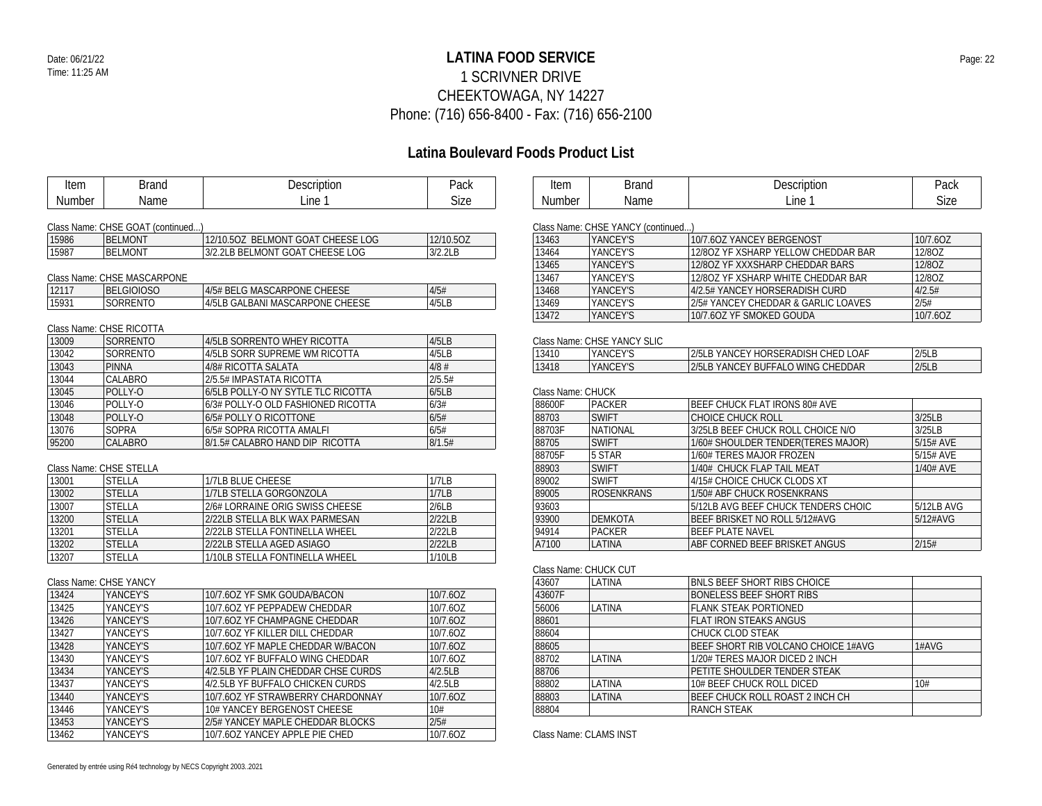# LATINA FOOD SERVICE

1 SCRIVNER DRIVE
CHEEKTOWAGA, NY 14227
Phone: (716) 656-8400 - Fax: (716) 656-2100

Date: 06/21/22
Time: 11:25 AM

## Latina Boulevard Foods Product List

Class Name: CHSE GOAT (continued...)

| Item Number | Brand Name | Description Line 1 | Pack Size |
|---|---|---|---|
| 15986 | BELMONT | 12/10.5OZ BELMONT GOAT CHEESE LOG | 12/10.5OZ |
| 15987 | BELMONT | 3/2.2LB BELMONT GOAT CHEESE LOG | 3/2.2LB |

Class Name: CHSE MASCARPONE

| Item Number | Brand Name | Description Line 1 | Pack Size |
|---|---|---|---|
| 12117 | BELGIOIOSO | 4/5# BELG MASCARPONE CHEESE | 4/5# |
| 15931 | SORRENTO | 4/5LB GALBANI MASCARPONE CHEESE | 4/5LB |

Class Name: CHSE RICOTTA

| Item Number | Brand Name | Description Line 1 | Pack Size |
|---|---|---|---|
| 13009 | SORRENTO | 4/5LB SORRENTO WHEY RICOTTA | 4/5LB |
| 13042 | SORRENTO | 4/5LB SORR SUPREME WM RICOTTA | 4/5LB |
| 13043 | PINNA | 4/8# RICOTTA SALATA | 4/8 # |
| 13044 | CALABRO | 2/5.5# IMPASTATA RICOTTA | 2/5.5# |
| 13045 | POLLY-O | 6/5LB POLLY-O NY SYTLE TLC RICOTTA | 6/5LB |
| 13046 | POLLY-O | 6/3# POLLY-O OLD FASHIONED RICOTTA | 6/3# |
| 13048 | POLLY-O | 6/5# POLLY O RICOTTONE | 6/5# |
| 13076 | SOPRA | 6/5# SOPRA RICOTTA AMALFI | 6/5# |
| 95200 | CALABRO | 8/1.5# CALABRO HAND DIP RICOTTA | 8/1.5# |

Class Name: CHSE STELLA

| Item Number | Brand Name | Description Line 1 | Pack Size |
|---|---|---|---|
| 13001 | STELLA | 1/7LB BLUE CHEESE | 1/7LB |
| 13002 | STELLA | 1/7LB STELLA GORGONZOLA | 1/7LB |
| 13007 | STELLA | 2/6# LORRAINE ORIG SWISS CHEESE | 2/6LB |
| 13200 | STELLA | 2/22LB STELLA BLK WAX PARMESAN | 2/22LB |
| 13201 | STELLA | 2/22LB STELLA FONTINELLA WHEEL | 2/22LB |
| 13202 | STELLA | 2/22LB STELLA AGED ASIAGO | 2/22LB |
| 13207 | STELLA | 1/10LB STELLA FONTINELLA WHEEL | 1/10LB |

Class Name: CHSE YANCY

| Item Number | Brand Name | Description Line 1 | Pack Size |
|---|---|---|---|
| 13424 | YANCEY'S | 10/7.6OZ YF SMK GOUDA/BACON | 10/7.6OZ |
| 13425 | YANCEY'S | 10/7.6OZ YF PEPPADEW CHEDDAR | 10/7.6OZ |
| 13426 | YANCEY'S | 10/7.6OZ YF CHAMPAGNE CHEDDAR | 10/7.6OZ |
| 13427 | YANCEY'S | 10/7.6OZ YF KILLER DILL CHEDDAR | 10/7.6OZ |
| 13428 | YANCEY'S | 10/7.6OZ YF MAPLE CHEDDAR W/BACON | 10/7.6OZ |
| 13430 | YANCEY'S | 10/7.6OZ YF BUFFALO WING CHEDDAR | 10/7.6OZ |
| 13434 | YANCEY'S | 4/2.5LB YF PLAIN CHEDDAR CHSE CURDS | 4/2.5LB |
| 13437 | YANCEY'S | 4/2.5LB YF BUFFALO CHICKEN CURDS | 4/2.5LB |
| 13440 | YANCEY'S | 10/7.6OZ YF STRAWBERRY CHARDONNAY | 10/7.6OZ |
| 13446 | YANCEY'S | 10# YANCEY BERGENOST CHEESE | 10# |
| 13453 | YANCEY'S | 2/5# YANCEY MAPLE CHEDDAR BLOCKS | 2/5# |
| 13462 | YANCEY'S | 10/7.6OZ YANCEY APPLE PIE CHED | 10/7.6OZ |

Class Name: CHSE YANCY (continued...)

| Item Number | Brand Name | Description Line 1 | Pack Size |
|---|---|---|---|
| 13463 | YANCEY'S | 10/7.6OZ YANCEY BERGENOST | 10/7.6OZ |
| 13464 | YANCEY'S | 12/8OZ YF XSHARP YELLOW CHEDDAR BAR | 12/8OZ |
| 13465 | YANCEY'S | 12/8OZ YF XXXSHARP CHEDDAR BARS | 12/8OZ |
| 13467 | YANCEY'S | 12/8OZ YF XSHARP WHITE CHEDDAR BAR | 12/8OZ |
| 13468 | YANCEY'S | 4/2.5# YANCEY HORSERADISH CURD | 4/2.5# |
| 13469 | YANCEY'S | 2/5# YANCEY CHEDDAR & GARLIC LOAVES | 2/5# |
| 13472 | YANCEY'S | 10/7.6OZ YF SMOKED GOUDA | 10/7.6OZ |

Class Name: CHSE YANCY SLIC

| Item Number | Brand Name | Description Line 1 | Pack Size |
|---|---|---|---|
| 13410 | YANCEY'S | 2/5LB YANCEY HORSERADISH CHED LOAF | 2/5LB |
| 13418 | YANCEY'S | 2/5LB YANCEY BUFFALO WING CHEDDAR | 2/5LB |

Class Name: CHUCK

| Item Number | Brand Name | Description Line 1 | Pack Size |
|---|---|---|---|
| 88600F | PACKER | BEEF CHUCK FLAT IRONS 80# AVE | |
| 88703 | SWIFT | CHOICE CHUCK ROLL | 3/25LB |
| 88703F | NATIONAL | 3/25LB BEEF CHUCK ROLL CHOICE N/O | 3/25LB |
| 88705 | SWIFT | 1/60# SHOULDER TENDER(TERES MAJOR) | 5/15# AVE |
| 88705F | 5 STAR | 1/60# TERES MAJOR FROZEN | 5/15# AVE |
| 88903 | SWIFT | 1/40# CHUCK FLAP TAIL MEAT | 1/40# AVE |
| 89002 | SWIFT | 4/15# CHOICE CHUCK CLODS XT | |
| 89005 | ROSENKRANS | 1/50# ABF CHUCK ROSENKRANS | |
| 93603 | | 5/12LB AVG BEEF CHUCK TENDERS CHOIC | 5/12LB AVG |
| 93900 | DEMKOTA | BEEF BRISKET NO ROLL 5/12#AVG | 5/12#AVG |
| 94914 | PACKER | BEEF PLATE NAVEL | |
| A7100 | LATINA | ABF CORNED BEEF BRISKET ANGUS | 2/15# |

Class Name: CHUCK CUT

| Item Number | Brand Name | Description Line 1 | Pack Size |
|---|---|---|---|
| 43607 | LATINA | BNLS BEEF SHORT RIBS CHOICE | |
| 43607F | | BONELESS BEEF SHORT RIBS | |
| 56006 | LATINA | FLANK STEAK PORTIONED | |
| 88601 | | FLAT IRON STEAKS ANGUS | |
| 88604 | | CHUCK CLOD STEAK | |
| 88605 | | BEEF SHORT RIB VOLCANO CHOICE 1#AVG | 1#AVG |
| 88702 | LATINA | 1/20# TERES MAJOR DICED 2 INCH | |
| 88706 | | PETITE SHOULDER TENDER STEAK | |
| 88802 | LATINA | 10# BEEF CHUCK ROLL DICED | 10# |
| 88803 | LATINA | BEEF CHUCK ROLL ROAST 2 INCH CH | |
| 88804 | | RANCH STEAK | |

Class Name: CLAMS INST

Generated by entrée using Ré4 technology by NECS Copyright 2003..2021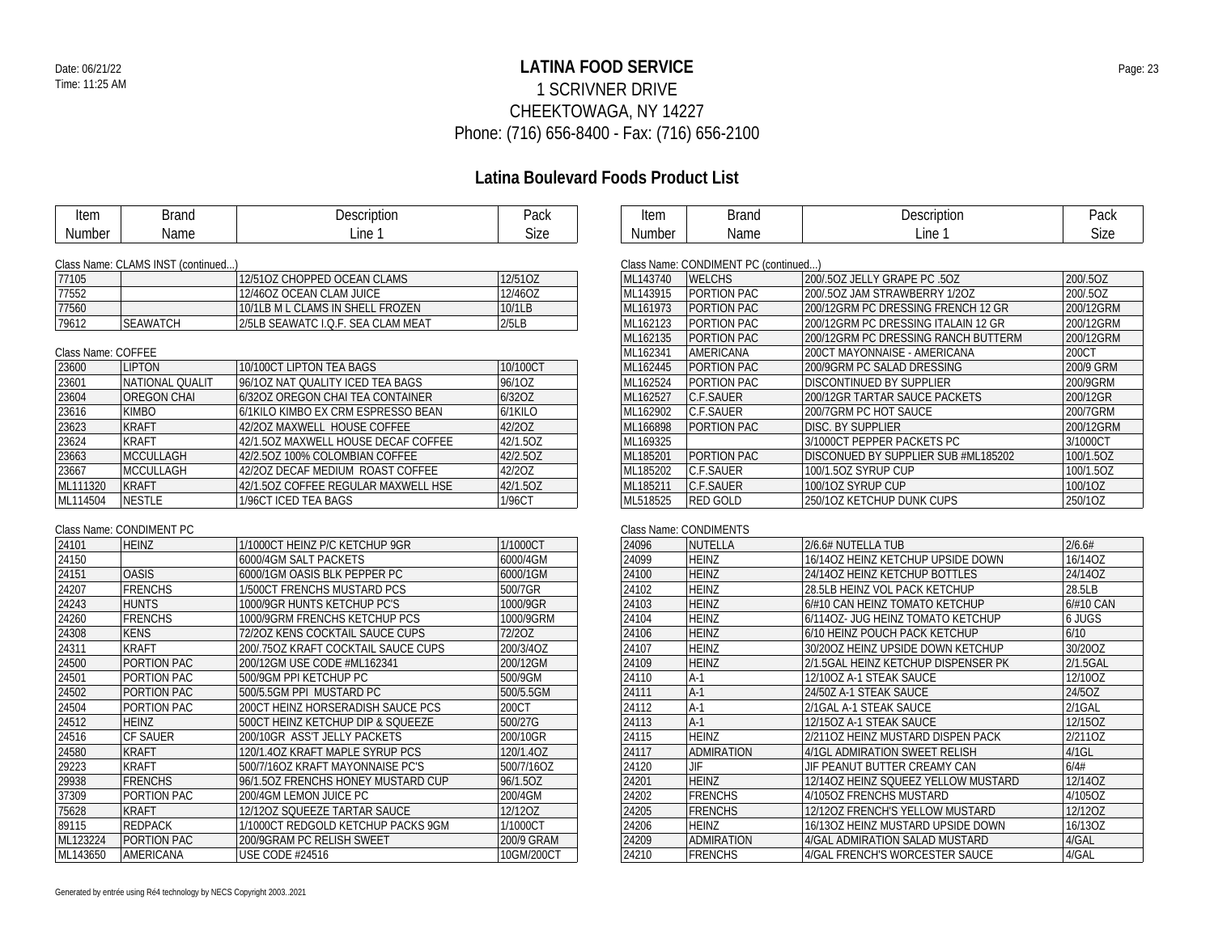# LATINA FOOD SERVICE

1 SCRIVNER DRIVE
CHEEKTOWAGA, NY 14227
Phone: (716) 656-8400 - Fax: (716) 656-2100

Date: 06/21/22
Time: 11:25 AM

## Latina Boulevard Foods Product List

Class Name: CLAMS INST (continued...)

| Item Number | Brand Name | Description Line 1 | Pack Size |
|---|---|---|---|
| 77105 | | 12/51OZ CHOPPED OCEAN CLAMS | 12/51OZ |
| 77552 | | 12/46OZ OCEAN CLAM JUICE | 12/46OZ |
| 77560 | | 10/1LB M L CLAMS IN SHELL FROZEN | 10/1LB |
| 79612 | SEAWATCH | 2/5LB SEAWATC I.Q.F. SEA CLAM MEAT | 2/5LB |

Class Name: COFFEE

| Item Number | Brand Name | Description Line 1 | Pack Size |
|---|---|---|---|
| 23600 | LIPTON | 10/100CT LIPTON TEA BAGS | 10/100CT |
| 23601 | NATIONAL QUALIT | 96/1OZ NAT QUALITY ICED TEA BAGS | 96/1OZ |
| 23604 | OREGON CHAI | 6/32OZ OREGON CHAI TEA CONTAINER | 6/32OZ |
| 23616 | KIMBO | 6/1KILO KIMBO EX CRM ESPRESSO BEAN | 6/1KILO |
| 23623 | KRAFT | 42/2OZ MAXWELL HOUSE COFFEE | 42/2OZ |
| 23624 | KRAFT | 42/1.5OZ MAXWELL HOUSE DECAF COFFEE | 42/1.5OZ |
| 23663 | MCCULLAGH | 42/2.5OZ 100% COLOMBIAN COFFEE | 42/2.5OZ |
| 23667 | MCCULLAGH | 42/2OZ DECAF MEDIUM ROAST COFFEE | 42/2OZ |
| ML111320 | KRAFT | 42/1.5OZ COFFEE REGULAR MAXWELL HSE | 42/1.5OZ |
| ML114504 | NESTLE | 1/96CT ICED TEA BAGS | 1/96CT |

Class Name: CONDIMENT PC

| Item Number | Brand Name | Description Line 1 | Pack Size |
|---|---|---|---|
| 24101 | HEINZ | 1/1000CT HEINZ P/C KETCHUP 9GR | 1/1000CT |
| 24150 | | 6000/4GM SALT PACKETS | 6000/4GM |
| 24151 | OASIS | 6000/1GM OASIS BLK PEPPER PC | 6000/1GM |
| 24207 | FRENCHS | 1/500CT FRENCHS MUSTARD PCS | 500/7GR |
| 24243 | HUNTS | 1000/9GR HUNTS KETCHUP PC'S | 1000/9GR |
| 24260 | FRENCHS | 1000/9GRM FRENCHS KETCHUP PCS | 1000/9GRM |
| 24308 | KENS | 72/2OZ KENS COCKTAIL SAUCE CUPS | 72/2OZ |
| 24311 | KRAFT | 200/.75OZ KRAFT COCKTAIL SAUCE CUPS | 200/3/4OZ |
| 24500 | PORTION PAC | 200/12GM USE CODE #ML162341 | 200/12GM |
| 24501 | PORTION PAC | 500/9GM PPI KETCHUP PC | 500/9GM |
| 24502 | PORTION PAC | 500/5.5GM PPI MUSTARD PC | 500/5.5GM |
| 24504 | PORTION PAC | 200CT HEINZ HORSERADISH SAUCE PCS | 200CT |
| 24512 | HEINZ | 500CT HEINZ KETCHUP DIP & SQUEEZE | 500/27G |
| 24516 | CF SAUER | 200/10GR ASS'T JELLY PACKETS | 200/10GR |
| 24580 | KRAFT | 120/1.4OZ KRAFT MAPLE SYRUP PCS | 120/1.4OZ |
| 29223 | KRAFT | 500/7/16OZ KRAFT MAYONNAISE PC'S | 500/7/16OZ |
| 29938 | FRENCHS | 96/1.5OZ FRENCHS HONEY MUSTARD CUP | 96/1.5OZ |
| 37309 | PORTION PAC | 200/4GM LEMON JUICE PC | 200/4GM |
| 75628 | KRAFT | 12/12OZ SQUEEZE TARTAR SAUCE | 12/12OZ |
| 89115 | REDPACK | 1/1000CT REDGOLD KETCHUP PACKS 9GM | 1/1000CT |
| ML123224 | PORTION PAC | 200/9GRAM PC RELISH SWEET | 200/9 GRAM |
| ML143650 | AMERICANA | USE CODE #24516 | 10GM/200CT |

Class Name: CONDIMENT PC (continued...)

| Item Number | Brand Name | Description Line 1 | Pack Size |
|---|---|---|---|
| ML143740 | WELCHS | 200/.5OZ JELLY GRAPE PC .5OZ | 200/.5OZ |
| ML143915 | PORTION PAC | 200/.5OZ JAM STRAWBERRY 1/2OZ | 200/.5OZ |
| ML161973 | PORTION PAC | 200/12GRM PC DRESSING FRENCH 12 GR | 200/12GRM |
| ML162123 | PORTION PAC | 200/12GRM PC DRESSING ITALAIN 12 GR | 200/12GRM |
| ML162135 | PORTION PAC | 200/12GRM PC DRESSING RANCH BUTTERM | 200/12GRM |
| ML162341 | AMERICANA | 200CT MAYONNAISE - AMERICANA | 200CT |
| ML162445 | PORTION PAC | 200/9GRM PC SALAD DRESSING | 200/9 GRM |
| ML162524 | PORTION PAC | DISCONTINUED BY SUPPLIER | 200/9GRM |
| ML162527 | C.F.SAUER | 200/12GR TARTAR SAUCE PACKETS | 200/12GR |
| ML162902 | C.F.SAUER | 200/7GRM PC HOT SAUCE | 200/7GRM |
| ML166898 | PORTION PAC | DISC. BY SUPPLIER | 200/12GRM |
| ML169325 | | 3/1000CT PEPPER PACKETS PC | 3/1000CT |
| ML185201 | PORTION PAC | DISCONUED BY SUPPLIER SUB #ML185202 | 100/1.5OZ |
| ML185202 | C.F.SAUER | 100/1.5OZ SYRUP CUP | 100/1.5OZ |
| ML185211 | C.F.SAUER | 100/1OZ SYRUP CUP | 100/1OZ |
| ML518525 | RED GOLD | 250/1OZ KETCHUP DUNK CUPS | 250/1OZ |

Class Name: CONDIMENTS

| Item Number | Brand Name | Description Line 1 | Pack Size |
|---|---|---|---|
| 24096 | NUTELLA | 2/6.6# NUTELLA TUB | 2/6.6# |
| 24099 | HEINZ | 16/14OZ HEINZ KETCHUP UPSIDE DOWN | 16/14OZ |
| 24100 | HEINZ | 24/14OZ HEINZ KETCHUP BOTTLES | 24/14OZ |
| 24102 | HEINZ | 28.5LB HEINZ VOL PACK KETCHUP | 28.5LB |
| 24103 | HEINZ | 6/#10 CAN HEINZ TOMATO KETCHUP | 6/#10 CAN |
| 24104 | HEINZ | 6/114OZ- JUG HEINZ TOMATO KETCHUP | 6 JUGS |
| 24106 | HEINZ | 6/10 HEINZ POUCH PACK KETCHUP | 6/10 |
| 24107 | HEINZ | 30/20OZ HEINZ UPSIDE DOWN KETCHUP | 30/20OZ |
| 24109 | HEINZ | 2/1.5GAL HEINZ KETCHUP DISPENSER PK | 2/1.5GAL |
| 24110 | A-1 | 12/10OZ A-1 STEAK SAUCE | 12/10OZ |
| 24111 | A-1 | 24/5OZ A-1 STEAK SAUCE | 24/5OZ |
| 24112 | A-1 | 2/1GAL A-1 STEAK SAUCE | 2/1GAL |
| 24113 | A-1 | 12/15OZ A-1 STEAK SAUCE | 12/15OZ |
| 24115 | HEINZ | 2/211OZ HEINZ MUSTARD DISPEN PACK | 2/211OZ |
| 24117 | ADMIRATION | 4/1GL ADMIRATION SWEET RELISH | 4/1GL |
| 24120 | JIF | JIF PEANUT BUTTER CREAMY CAN | 6/4# |
| 24201 | HEINZ | 12/14OZ HEINZ SQUEEZ YELLOW MUSTARD | 12/14OZ |
| 24202 | FRENCHS | 4/105OZ FRENCHS MUSTARD | 4/105OZ |
| 24205 | FRENCHS | 12/12OZ FRENCH'S YELLOW MUSTARD | 12/12OZ |
| 24206 | HEINZ | 16/13OZ HEINZ MUSTARD UPSIDE DOWN | 16/13OZ |
| 24209 | ADMIRATION | 4/GAL ADMIRATION SALAD MUSTARD | 4/GAL |
| 24210 | FRENCHS | 4/GAL FRENCH'S WORCESTER SAUCE | 4/GAL |

Generated by entrée using Ré4 technology by NECS Copyright 2003..2021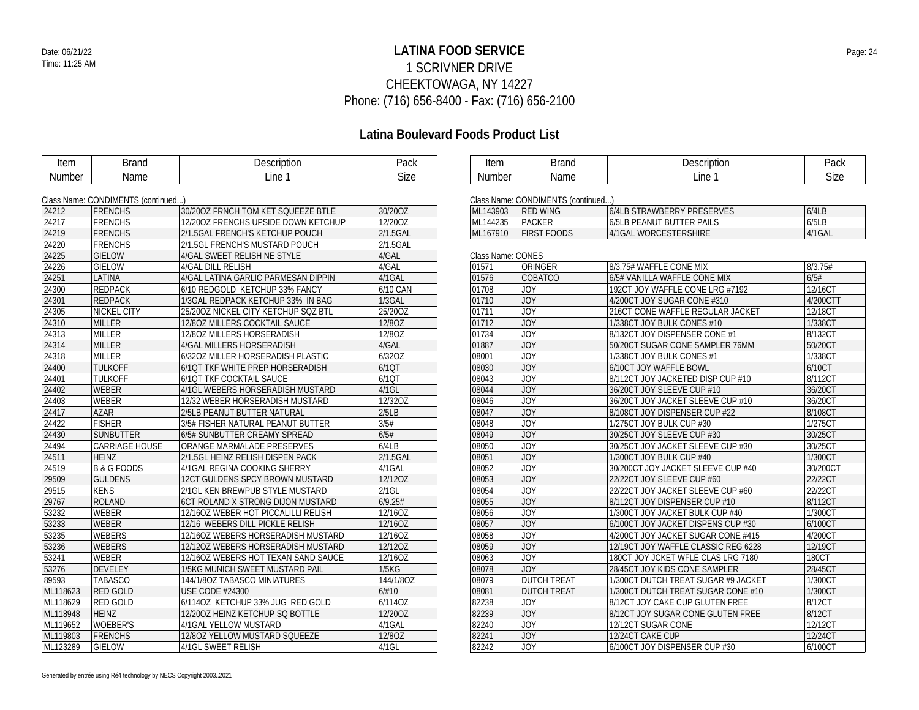Date: 06/21/22
Time: 11:25 AM

# LATINA FOOD SERVICE

1 SCRIVNER DRIVE
CHEEKTOWAGA, NY 14227
Phone: (716) 656-8400 - Fax: (716) 656-2100

## Latina Boulevard Foods Product List

Class Name: CONDIMENTS (continued...)

| Item Number | Brand Name | Description Line 1 | Pack Size |
|---|---|---|---|
| 24212 | FRENCHS | 30/20OZ FRNCH TOM KET SQUEEZE BTLE | 30/20OZ |
| 24217 | FRENCHS | 12/20OZ FRENCHS UPSIDE DOWN KETCHUP | 12/20OZ |
| 24219 | FRENCHS | 2/1.5GAL FRENCH'S KETCHUP POUCH | 2/1.5GAL |
| 24220 | FRENCHS | 2/1.5GL FRENCH'S MUSTARD POUCH | 2/1.5GAL |
| 24225 | GIELOW | 4/GAL SWEET RELISH NE STYLE | 4/GAL |
| 24226 | GIELOW | 4/GAL DILL RELISH | 4/GAL |
| 24251 | LATINA | 4/GAL LATINA GARLIC PARMESAN DIPPIN | 4/1GAL |
| 24300 | REDPACK | 6/10 REDGOLD KETCHUP 33% FANCY | 6/10 CAN |
| 24301 | REDPACK | 1/3GAL REDPACK KETCHUP 33% IN BAG | 1/3GAL |
| 24305 | NICKEL CITY | 25/20OZ NICKEL CITY KETCHUP SQZ BTL | 25/20OZ |
| 24310 | MILLER | 12/8OZ MILLERS COCKTAIL SAUCE | 12/8OZ |
| 24313 | MILLER | 12/8OZ MILLERS HORSERADISH | 12/8OZ |
| 24314 | MILLER | 4/GAL MILLERS HORSERADISH | 4/GAL |
| 24318 | MILLER | 6/32OZ MILLER HORSERADISH PLASTIC | 6/32OZ |
| 24400 | TULKOFF | 6/1QT TKF WHITE PREP HORSERADISH | 6/1QT |
| 24401 | TULKOFF | 6/1QT TKF COCKTAIL SAUCE | 6/1QT |
| 24402 | WEBER | 4/1GL WEBERS HORSERADISH MUSTARD | 4/1GL |
| 24403 | WEBER | 12/32 WEBER HORSERADISH MUSTARD | 12/32OZ |
| 24417 | AZAR | 2/5LB PEANUT BUTTER NATURAL | 2/5LB |
| 24422 | FISHER | 3/5# FISHER NATURAL PEANUT BUTTER | 3/5# |
| 24430 | SUNBUTTER | 6/5# SUNBUTTER CREAMY SPREAD | 6/5# |
| 24494 | CARRIAGE HOUSE | ORANGE MARMALADE PRESERVES | 6/4LB |
| 24511 | HEINZ | 2/1.5GL HEINZ RELISH DISPEN PACK | 2/1.5GAL |
| 24519 | B & G FOODS | 4/1GAL REGINA COOKING SHERRY | 4/1GAL |
| 29509 | GULDENS | 12CT GULDENS SPCY BROWN MUSTARD | 12/12OZ |
| 29515 | KENS | 2/1GL KEN BREWPUB STYLE MUSTARD | 2/1GL |
| 29767 | ROLAND | 6CT ROLAND X STRONG DIJON MUSTARD | 6/9.25# |
| 53232 | WEBER | 12/16OZ WEBER HOT PICCALILLI RELISH | 12/16OZ |
| 53233 | WEBER | 12/16 WEBERS DILL PICKLE RELISH | 12/16OZ |
| 53235 | WEBERS | 12/16OZ WEBERS HORSERADISH MUSTARD | 12/16OZ |
| 53236 | WEBERS | 12/12OZ WEBERS HORSERADISH MUSTARD | 12/12OZ |
| 53241 | WEBER | 12/16OZ WEBERS HOT TEXAN SAND SAUCE | 12/16OZ |
| 53276 | DEVELEY | 1/5KG MUNICH SWEET MUSTARD PAIL | 1/5KG |
| 89593 | TABASCO | 144/1/8OZ TABASCO MINIATURES | 144/1/8OZ |
| ML118623 | RED GOLD | USE CODE #24300 | 6/#10 |
| ML118629 | RED GOLD | 6/114OZ KETCHUP 33% JUG RED GOLD | 6/114OZ |
| ML118948 | HEINZ | 12/20OZ HEINZ KETCHUP SQ BOTTLE | 12/20OZ |
| ML119652 | WOEBER'S | 4/1GAL YELLOW MUSTARD | 4/1GAL |
| ML119803 | FRENCHS | 12/8OZ YELLOW MUSTARD SQUEEZE | 12/8OZ |
| ML123289 | GIELOW | 4/1GL SWEET RELISH | 4/1GL |
| ML143903 | RED WING | 6/4LB STRAWBERRY PRESERVES | 6/4LB |
| ML144235 | PACKER | 6/5LB PEANUT BUTTER PAILS | 6/5LB |
| ML167910 | FIRST FOODS | 4/1GAL WORCESTERSHIRE | 4/1GAL |

Class Name: CONES

| Item Number | Brand Name | Description Line 1 | Pack Size |
|---|---|---|---|
| 01571 | ORINGER | 8/3.75# WAFFLE CONE MIX | 8/3.75# |
| 01576 | COBATCO | 6/5# VANILLA WAFFLE CONE MIX | 6/5# |
| 01708 | JOY | 192CT JOY WAFFLE CONE LRG #7192 | 12/16CT |
| 01710 | JOY | 4/200CT JOY SUGAR CONE #310 | 4/200CTT |
| 01711 | JOY | 216CT CONE WAFFLE REGULAR JACKET | 12/18CT |
| 01712 | JOY | 1/338CT JOY BULK CONES #10 | 1/338CT |
| 01734 | JOY | 8/132CT JOY DISPENSER CONE #1 | 8/132CT |
| 01887 | JOY | 50/20CT SUGAR CONE SAMPLER 76MM | 50/20CT |
| 08001 | JOY | 1/338CT JOY BULK CONES #1 | 1/338CT |
| 08030 | JOY | 6/10CT JOY WAFFLE BOWL | 6/10CT |
| 08043 | JOY | 8/112CT JOY JACKETED DISP CUP #10 | 8/112CT |
| 08044 | JOY | 36/20CT JOY SLEEVE CUP #10 | 36/20CT |
| 08046 | JOY | 36/20CT JOY JACKET SLEEVE CUP #10 | 36/20CT |
| 08047 | JOY | 8/108CT JOY DISPENSER CUP #22 | 8/108CT |
| 08048 | JOY | 1/275CT JOY BULK CUP #30 | 1/275CT |
| 08049 | JOY | 30/25CT JOY SLEEVE CUP #30 | 30/25CT |
| 08050 | JOY | 30/25CT JOY JACKET SLEEVE CUP #30 | 30/25CT |
| 08051 | JOY | 1/300CT JOY BULK CUP #40 | 1/300CT |
| 08052 | JOY | 30/200CT JOY JACKET SLEEVE CUP #40 | 30/200CT |
| 08053 | JOY | 22/22CT JOY SLEEVE CUP #60 | 22/22CT |
| 08054 | JOY | 22/22CT JOY JACKET SLEEVE CUP #60 | 22/22CT |
| 08055 | JOY | 8/112CT JOY DISPENSER CUP #10 | 8/112CT |
| 08056 | JOY | 1/300CT JOY JACKET BULK CUP #40 | 1/300CT |
| 08057 | JOY | 6/100CT JOY JACKET DISPENS CUP #30 | 6/100CT |
| 08058 | JOY | 4/200CT JOY JACKET SUGAR CONE #415 | 4/200CT |
| 08059 | JOY | 12/19CT JOY WAFFLE CLASSIC REG 6228 | 12/19CT |
| 08063 | JOY | 180CT JOY JCKET WFLE CLAS LRG 7180 | 180CT |
| 08078 | JOY | 28/45CT JOY KIDS CONE SAMPLER | 28/45CT |
| 08079 | DUTCH TREAT | 1/300CT DUTCH TREAT SUGAR #9 JACKET | 1/300CT |
| 08081 | DUTCH TREAT | 1/300CT DUTCH TREAT SUGAR CONE #10 | 1/300CT |
| 82238 | JOY | 8/12CT JOY CAKE CUP GLUTEN FREE | 8/12CT |
| 82239 | JOY | 8/12CT JOY SUGAR CONE GLUTEN FREE | 8/12CT |
| 82240 | JOY | 12/12CT SUGAR CONE | 12/12CT |
| 82241 | JOY | 12/24CT CAKE CUP | 12/24CT |
| 82242 | JOY | 6/100CT JOY DISPENSER CUP #30 | 6/100CT |

Generated by entrée using Ré4 technology by NECS Copyright 2003..2021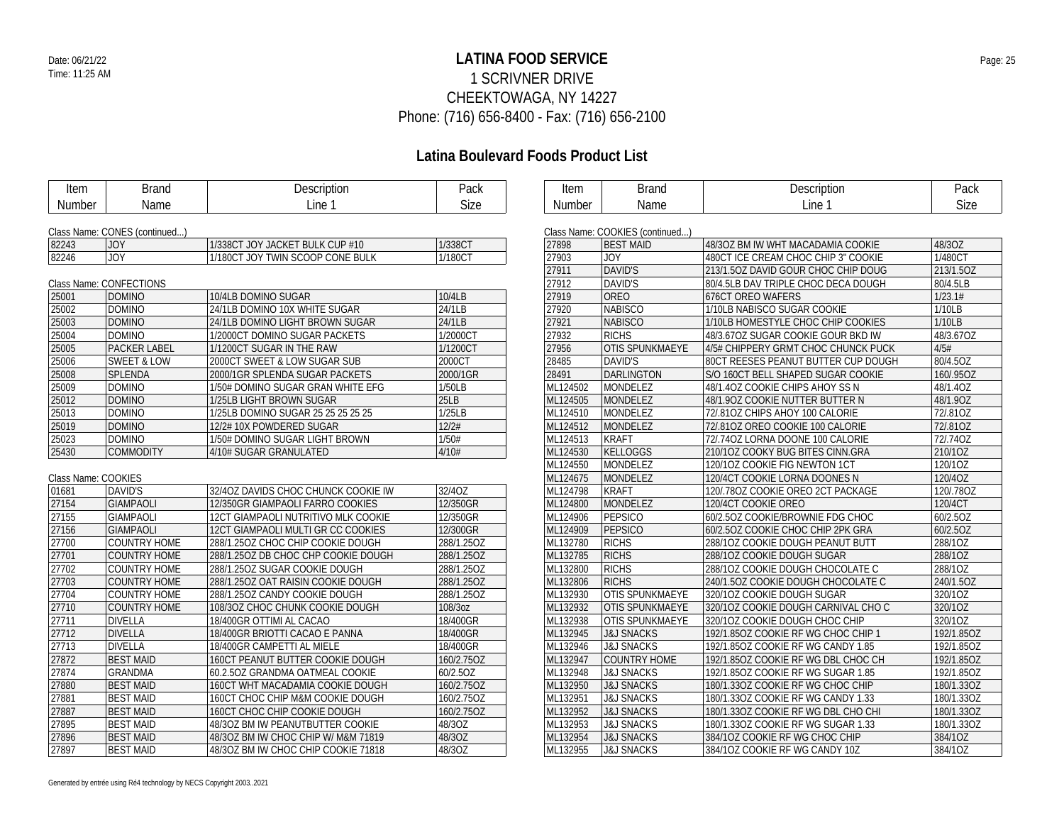# LATINA FOOD SERVICE

1 SCRIVNER DRIVE
CHEEKTOWAGA, NY 14227
Phone: (716) 656-8400 - Fax: (716) 656-2100

## Latina Boulevard Foods Product List

Class Name: CONES (continued...)

| Item Number | Brand Name | Description Line 1 | Pack Size |
|---|---|---|---|
| 82243 | JOY | 1/338CT JOY JACKET BULK CUP #10 | 1/338CT |
| 82246 | JOY | 1/180CT JOY TWIN SCOOP CONE BULK | 1/180CT |

Class Name: CONFECTIONS

| Item Number | Brand Name | Description Line 1 | Pack Size |
|---|---|---|---|
| 25001 | DOMINO | 10/4LB DOMINO SUGAR | 10/4LB |
| 25002 | DOMINO | 24/1LB DOMINO 10X WHITE SUGAR | 24/1LB |
| 25003 | DOMINO | 24/1LB DOMINO LIGHT BROWN SUGAR | 24/1LB |
| 25004 | DOMINO | 1/2000CT DOMINO SUGAR PACKETS | 1/2000CT |
| 25005 | PACKER LABEL | 1/1200CT SUGAR IN THE RAW | 1/1200CT |
| 25006 | SWEET & LOW | 2000CT SWEET & LOW SUGAR SUB | 2000CT |
| 25008 | SPLENDA | 2000/1GR SPLENDA SUGAR PACKETS | 2000/1GR |
| 25009 | DOMINO | 1/50# DOMINO SUGAR GRAN WHITE EFG | 1/50LB |
| 25012 | DOMINO | 1/25LB LIGHT BROWN SUGAR | 25LB |
| 25013 | DOMINO | 1/25LB DOMINO SUGAR 25 25 25 25 25 | 1/25LB |
| 25019 | DOMINO | 12/2# 10X POWDERED SUGAR | 12/2# |
| 25023 | DOMINO | 1/50# DOMINO SUGAR LIGHT BROWN | 1/50# |
| 25430 | COMMODITY | 4/10# SUGAR GRANULATED | 4/10# |

Class Name: COOKIES

| Item Number | Brand Name | Description Line 1 | Pack Size |
|---|---|---|---|
| 01681 | DAVID'S | 32/4OZ DAVIDS CHOC CHUNCK COOKIE IW | 32/4OZ |
| 27154 | GIAMPAOLI | 12/350GR GIAMPAOLI FARRO COOKIES | 12/350GR |
| 27155 | GIAMPAOLI | 12CT GIAMPAOLI NUTRITIVO MLK COOKIE | 12/350GR |
| 27156 | GIAMPAOLI | 12CT GIAMPAOLI MULTI GR CC COOKIES | 12/300GR |
| 27700 | COUNTRY HOME | 288/1.25OZ CHOC CHIP COOKIE DOUGH | 288/1.25OZ |
| 27701 | COUNTRY HOME | 288/1.25OZ DB CHOC CHP COOKIE DOUGH | 288/1.25OZ |
| 27702 | COUNTRY HOME | 288/1.25OZ SUGAR COOKIE DOUGH | 288/1.25OZ |
| 27703 | COUNTRY HOME | 288/1.25OZ OAT RAISIN COOKIE DOUGH | 288/1.25OZ |
| 27704 | COUNTRY HOME | 288/1.25OZ CANDY COOKIE DOUGH | 288/1.25OZ |
| 27710 | COUNTRY HOME | 108/3OZ CHOC CHUNK COOKIE DOUGH | 108/3oz |
| 27711 | DIVELLA | 18/400GR OTTIMI AL CACAO | 18/400GR |
| 27712 | DIVELLA | 18/400GR BRIOTTI CACAO E PANNA | 18/400GR |
| 27713 | DIVELLA | 18/400GR CAMPETTI AL MIELE | 18/400GR |
| 27872 | BEST MAID | 160CT PEANUT BUTTER COOKIE DOUGH | 160/2.75OZ |
| 27874 | GRANDMA | 60.2.5OZ GRANDMA OATMEAL COOKIE | 60/2.5OZ |
| 27880 | BEST MAID | 160CT WHT MACADAMIA COOKIE DOUGH | 160/2.75OZ |
| 27881 | BEST MAID | 160CT CHOC CHIP M&M COOKIE DOUGH | 160/2.75OZ |
| 27887 | BEST MAID | 160CT CHOC CHIP COOKIE DOUGH | 160/2.75OZ |
| 27895 | BEST MAID | 48/3OZ BM IW PEANUTBUTTER COOKIE | 48/3OZ |
| 27896 | BEST MAID | 48/3OZ BM IW CHOC CHIP W/ M&M 71819 | 48/3OZ |
| 27897 | BEST MAID | 48/3OZ BM IW CHOC CHIP COOKIE 71818 | 48/3OZ |

Class Name: COOKIES (continued...)

| Item Number | Brand Name | Description Line 1 | Pack Size |
|---|---|---|---|
| 27898 | BEST MAID | 48/3OZ BM IW WHT MACADAMIA COOKIE | 48/3OZ |
| 27903 | JOY | 480CT ICE CREAM CHOC CHIP 3" COOKIE | 1/480CT |
| 27911 | DAVID'S | 213/1.5OZ DAVID GOUR CHOC CHIP DOUG | 213/1.5OZ |
| 27912 | DAVID'S | 80/4.5LB DAV TRIPLE CHOC DECA DOUGH | 80/4.5LB |
| 27919 | OREO | 676CT OREO WAFERS | 1/23.1# |
| 27920 | NABISCO | 1/10LB NABISCO SUGAR COOKIE | 1/10LB |
| 27921 | NABISCO | 1/10LB HOMESTYLE CHOC CHIP COOKIES | 1/10LB |
| 27932 | RICHS | 48/3.67OZ SUGAR COOKIE GOUR BKD IW | 48/3.67OZ |
| 27956 | OTIS SPUNKMAEYE | 4/5# CHIPPERY GRMT CHOC CHUNCK PUCK | 4/5# |
| 28485 | DAVID'S | 80CT REESES PEANUT BUTTER CUP DOUGH | 80/4.5OZ |
| 28491 | DARLINGTON | S/O 160CT BELL SHAPED SUGAR COOKIE | 160/.95OZ |
| ML124502 | MONDELEZ | 48/1.4OZ COOKIE CHIPS AHOY SS N | 48/1.4OZ |
| ML124505 | MONDELEZ | 48/1.9OZ COOKIE NUTTER BUTTER N | 48/1.9OZ |
| ML124510 | MONDELEZ | 72/.81OZ CHIPS AHOY 100 CALORIE | 72/.81OZ |
| ML124512 | MONDELEZ | 72/.81OZ OREO COOKIE 100 CALORIE | 72/.81OZ |
| ML124513 | KRAFT | 72/.74OZ LORNA DOONE 100 CALORIE | 72/.74OZ |
| ML124530 | KELLOGGS | 210/1OZ COOKY BUG BITES CINN.GRA | 210/1OZ |
| ML124550 | MONDELEZ | 120/1OZ COOKIE FIG NEWTON 1CT | 120/1OZ |
| ML124675 | MONDELEZ | 120/4CT COOKIE LORNA DOONES N | 120/4OZ |
| ML124798 | KRAFT | 120/.78OZ COOKIE OREO 2CT PACKAGE | 120/.78OZ |
| ML124800 | MONDELEZ | 120/4CT COOKIE OREO | 120/4CT |
| ML124906 | PEPSICO | 60/2.5OZ COOKIE/BROWNIE FDG CHOC | 60/2.5OZ |
| ML124909 | PEPSICO | 60/2.5OZ COOKIE CHOC CHIP 2PK GRA | 60/2.5OZ |
| ML132780 | RICHS | 288/1OZ COOKIE DOUGH PEANUT BUTT | 288/1OZ |
| ML132785 | RICHS | 288/1OZ COOKIE DOUGH SUGAR | 288/1OZ |
| ML132800 | RICHS | 288/1OZ COOKIE DOUGH CHOCOLATE C | 288/1OZ |
| ML132806 | RICHS | 240/1.5OZ COOKIE DOUGH CHOCOLATE C | 240/1.5OZ |
| ML132930 | OTIS SPUNKMAEYE | 320/1OZ COOKIE DOUGH SUGAR | 320/1OZ |
| ML132932 | OTIS SPUNKMAEYE | 320/1OZ COOKIE DOUGH CARNIVAL CHO C | 320/1OZ |
| ML132938 | OTIS SPUNKMAEYE | 320/1OZ COOKIE DOUGH CHOC CHIP | 320/1OZ |
| ML132945 | J&J SNACKS | 192/1.85OZ COOKIE RF WG CHOC CHIP 1 | 192/1.85OZ |
| ML132946 | J&J SNACKS | 192/1.85OZ COOKIE RF WG CANDY 1.85 | 192/1.85OZ |
| ML132947 | COUNTRY HOME | 192/1.85OZ COOKIE RF WG DBL CHOC CH | 192/1.85OZ |
| ML132948 | J&J SNACKS | 192/1.85OZ COOKIE RF WG SUGAR 1.85 | 192/1.85OZ |
| ML132950 | J&J SNACKS | 180/1.33OZ COOKIE RF WG CHOC CHIP | 180/1.33OZ |
| ML132951 | J&J SNACKS | 180/1.33OZ COOKIE RF WG CANDY 1.33 | 180/1.33OZ |
| ML132952 | J&J SNACKS | 180/1.33OZ COOKIE RF WG DBL CHO CHI | 180/1.33OZ |
| ML132953 | J&J SNACKS | 180/1.33OZ COOKIE RF WG SUGAR 1.33 | 180/1.33OZ |
| ML132954 | J&J SNACKS | 384/1OZ COOKIE RF WG CHOC CHIP | 384/1OZ |
| ML132955 | J&J SNACKS | 384/1OZ COOKIE RF WG CANDY 1OZ | 384/1OZ |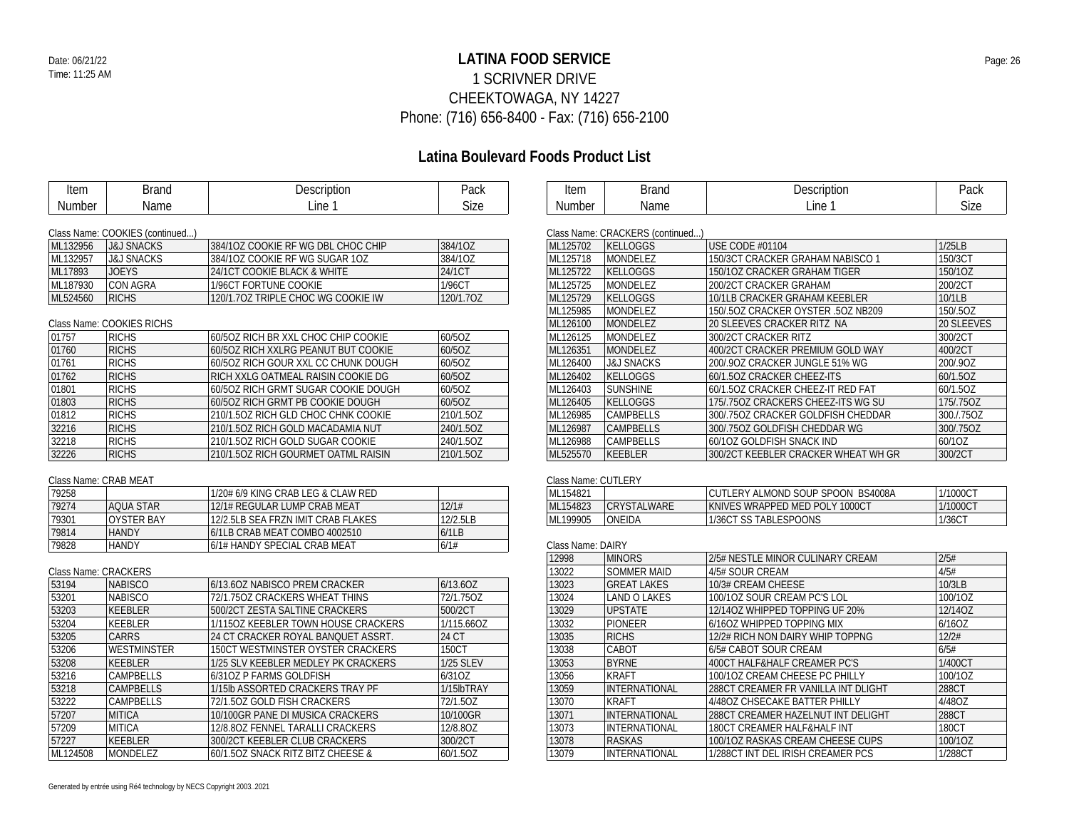# LATINA FOOD SERVICE

1 SCRIVNER DRIVE
CHEEKTOWAGA, NY 14227
Phone: (716) 656-8400 - Fax: (716) 656-2100

Date: 06/21/22
Time: 11:25 AM

## Latina Boulevard Foods Product List

Class Name: COOKIES (continued...)

| Item Number | Brand Name | Description Line 1 | Pack Size |
|---|---|---|---|
| ML132956 | J&J SNACKS | 384/1OZ COOKIE RF WG DBL CHOC CHIP | 384/1OZ |
| ML132957 | J&J SNACKS | 384/1OZ COOKIE RF WG SUGAR 1OZ | 384/1OZ |
| ML17893 | JOEYS | 24/1CT COOKIE BLACK & WHITE | 24/1CT |
| ML187930 | CON AGRA | 1/96CT FORTUNE COOKIE | 1/96CT |
| ML524560 | RICHS | 120/1.7OZ TRIPLE CHOC WG COOKIE IW | 120/1.7OZ |

Class Name: COOKIES RICHS

| Item Number | Brand Name | Description Line 1 | Pack Size |
|---|---|---|---|
| 01757 | RICHS | 60/5OZ RICH BR XXL CHOC CHIP COOKIE | 60/5OZ |
| 01760 | RICHS | 60/5OZ RICH XXLRG PEANUT BUT COOKIE | 60/5OZ |
| 01761 | RICHS | 60/5OZ RICH GOUR XXL CC CHUNK DOUGH | 60/5OZ |
| 01762 | RICHS | RICH XXLG OATMEAL RAISIN COOKIE DG | 60/5OZ |
| 01801 | RICHS | 60/5OZ RICH GRMT SUGAR COOKIE DOUGH | 60/5OZ |
| 01803 | RICHS | 60/5OZ RICH GRMT PB COOKIE DOUGH | 60/5OZ |
| 01812 | RICHS | 210/1.5OZ RICH GLD CHOC CHNK COOKIE | 210/1.5OZ |
| 32216 | RICHS | 210/1.5OZ RICH GOLD MACADAMIA NUT | 240/1.5OZ |
| 32218 | RICHS | 210/1.5OZ RICH GOLD SUGAR COOKIE | 240/1.5OZ |
| 32226 | RICHS | 210/1.5OZ RICH GOURMET OATML RAISIN | 210/1.5OZ |

Class Name: CRAB MEAT

| Item Number | Brand Name | Description Line 1 | Pack Size |
|---|---|---|---|
| 79258 | | 1/20# 6/9 KING CRAB LEG & CLAW RED | |
| 79274 | AQUA STAR | 12/1# REGULAR LUMP CRAB MEAT | 12/1# |
| 79301 | OYSTER BAY | 12/2.5LB SEA FRZN IMIT CRAB FLAKES | 12/2.5LB |
| 79814 | HANDY | 6/1LB CRAB MEAT COMBO 4002510 | 6/1LB |
| 79828 | HANDY | 6/1# HANDY SPECIAL CRAB MEAT | 6/1# |

Class Name: CRACKERS

| Item Number | Brand Name | Description Line 1 | Pack Size |
|---|---|---|---|
| 53194 | NABISCO | 6/13.6OZ NABISCO PREM CRACKER | 6/13.6OZ |
| 53201 | NABISCO | 72/1.75OZ CRACKERS WHEAT THINS | 72/1.75OZ |
| 53203 | KEEBLER | 500/2CT ZESTA SALTINE CRACKERS | 500/2CT |
| 53204 | KEEBLER | 1/115OZ KEEBLER TOWN HOUSE CRACKERS | 1/115.66OZ |
| 53205 | CARRS | 24 CT CRACKER ROYAL BANQUET ASSRT. | 24 CT |
| 53206 | WESTMINSTER | 150CT WESTMINSTER OYSTER CRACKERS | 150CT |
| 53208 | KEEBLER | 1/25 SLV KEEBLER MEDLEY PK CRACKERS | 1/25 SLEV |
| 53216 | CAMPBELLS | 6/31OZ P FARMS GOLDFISH | 6/31OZ |
| 53218 | CAMPBELLS | 1/15lb ASSORTED CRACKERS TRAY PF | 1/15lbTRAY |
| 53222 | CAMPBELLS | 72/1.5OZ GOLD FISH CRACKERS | 72/1.5OZ |
| 57207 | MITICA | 10/100GR PANE DI MUSICA CRACKERS | 10/100GR |
| 57209 | MITICA | 12/8.8OZ FENNEL TARALLI CRACKERS | 12/8.8OZ |
| 57227 | KEEBLER | 300/2CT KEEBLER CLUB CRACKERS | 300/2CT |
| ML124508 | MONDELEZ | 60/1.5OZ SNACK RITZ BITZ CHEESE & | 60/1.5OZ |

Class Name: CRACKERS (continued...)

| Item Number | Brand Name | Description Line 1 | Pack Size |
|---|---|---|---|
| ML125702 | KELLOGGS | USE CODE #01104 | 1/25LB |
| ML125718 | MONDELEZ | 150/3CT CRACKER GRAHAM NABISCO 1 | 150/3CT |
| ML125722 | KELLOGGS | 150/1OZ CRACKER GRAHAM TIGER | 150/1OZ |
| ML125725 | MONDELEZ | 200/2CT CRACKER GRAHAM | 200/2CT |
| ML125729 | KELLOGGS | 10/1LB CRACKER GRAHAM KEEBLER | 10/1LB |
| ML125985 | MONDELEZ | 150/.5OZ CRACKER OYSTER .5OZ NB209 | 150/.5OZ |
| ML126100 | MONDELEZ | 20 SLEEVES CRACKER RITZ NA | 20 SLEEVES |
| ML126125 | MONDELEZ | 300/2CT CRACKER RITZ | 300/2CT |
| ML126351 | MONDELEZ | 400/2CT CRACKER PREMIUM GOLD WAY | 400/2CT |
| ML126400 | J&J SNACKS | 200/.9OZ CRACKER JUNGLE 51% WG | 200/.9OZ |
| ML126402 | KELLOGGS | 60/1.5OZ CRACKER CHEEZ-ITS | 60/1.5OZ |
| ML126403 | SUNSHINE | 60/1.5OZ CRACKER CHEEZ-IT RED FAT | 60/1.5OZ |
| ML126405 | KELLOGGS | 175/.75OZ CRACKERS CHEEZ-ITS WG SU | 175/.75OZ |
| ML126985 | CAMPBELLS | 300/.75OZ CRACKER GOLDFISH CHEDDAR | 300./.75OZ |
| ML126987 | CAMPBELLS | 300/.75OZ GOLDFISH CHEDDAR WG | 300/.75OZ |
| ML126988 | CAMPBELLS | 60/1OZ GOLDFISH SNACK IND | 60/1OZ |
| ML525570 | KEEBLER | 300/2CT KEEBLER CRACKER WHEAT WH GR | 300/2CT |

Class Name: CUTLERY

| Item Number | Brand Name | Description Line 1 | Pack Size |
|---|---|---|---|
| ML154821 | | CUTLERY ALMOND SOUP SPOON BS4008A | 1/1000CT |
| ML154823 | CRYSTALWARE | KNIVES WRAPPED MED POLY 1000CT | 1/1000CT |
| ML199905 | ONEIDA | 1/36CT SS TABLESPOONS | 1/36CT |

Class Name: DAIRY

| Item Number | Brand Name | Description Line 1 | Pack Size |
|---|---|---|---|
| 12998 | MINORS | 2/5# NESTLE MINOR CULINARY CREAM | 2/5# |
| 13022 | SOMMER MAID | 4/5# SOUR CREAM | 4/5# |
| 13023 | GREAT LAKES | 10/3# CREAM CHEESE | 10/3LB |
| 13024 | LAND O LAKES | 100/1OZ SOUR CREAM PC'S LOL | 100/1OZ |
| 13029 | UPSTATE | 12/14OZ WHIPPED TOPPING UF 20% | 12/14OZ |
| 13032 | PIONEER | 6/16OZ WHIPPED TOPPING MIX | 6/16OZ |
| 13035 | RICHS | 12/2# RICH NON DAIRY WHIP TOPPNG | 12/2# |
| 13038 | CABOT | 6/5# CABOT SOUR CREAM | 6/5# |
| 13053 | BYRNE | 400CT HALF&HALF CREAMER PC'S | 1/400CT |
| 13056 | KRAFT | 100/1OZ CREAM CHEESE PC PHILLY | 100/1OZ |
| 13059 | INTERNATIONAL | 288CT CREAMER FR VANILLA INT DLIGHT | 288CT |
| 13070 | KRAFT | 4/48OZ CHSECAKE BATTER PHILLY | 4/48OZ |
| 13071 | INTERNATIONAL | 288CT CREAMER HAZELNUT INT DELIGHT | 288CT |
| 13073 | INTERNATIONAL | 180CT CREAMER HALF&HALF INT | 180CT |
| 13078 | RASKAS | 100/1OZ RASKAS CREAM CHEESE CUPS | 100/1OZ |
| 13079 | INTERNATIONAL | 1/288CT INT DEL IRISH CREAMER PCS | 1/288CT |

Generated by entrée using Ré4 technology by NECS Copyright 2003..2021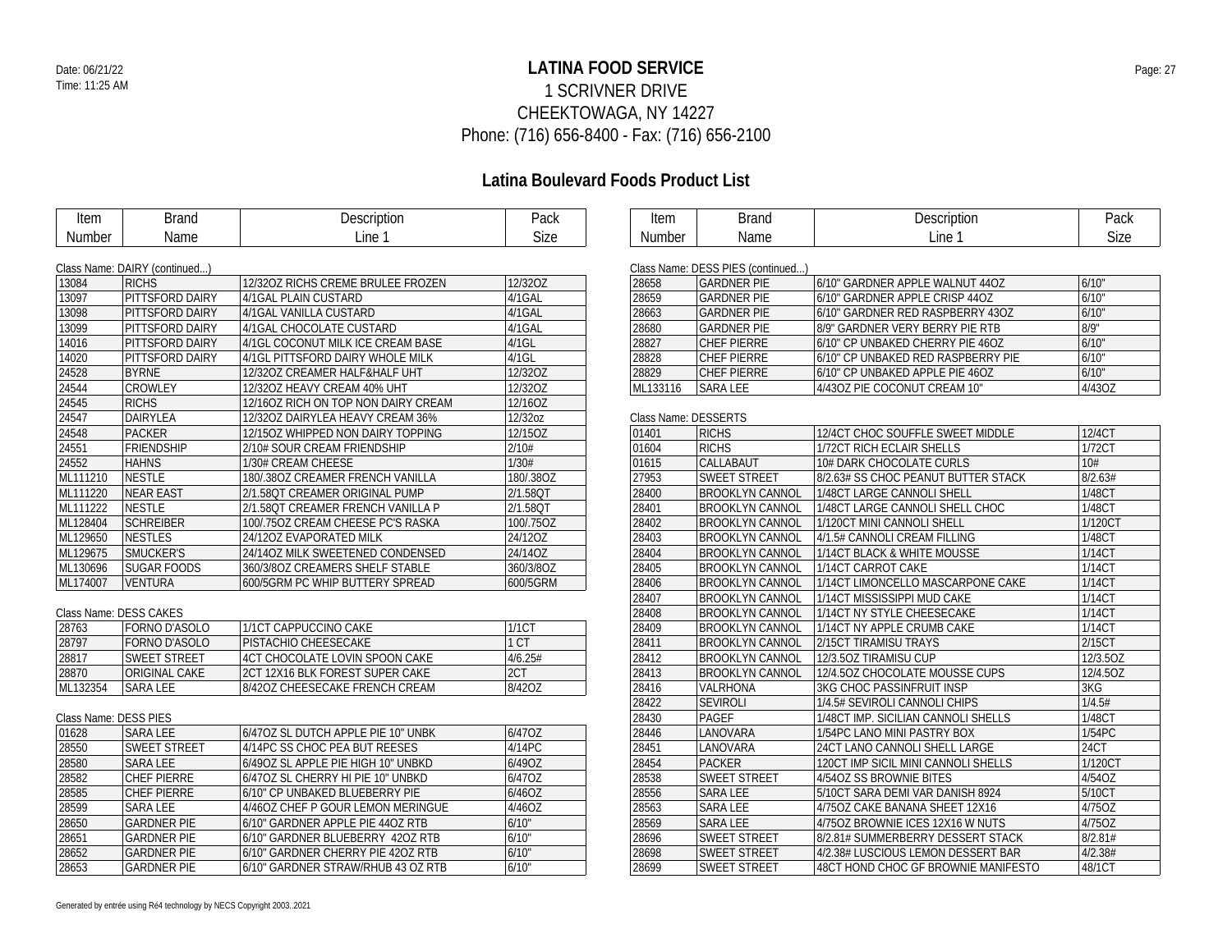**LATINA FOOD SERVICE**
1 SCRIVNER DRIVE
CHEEKTOWAGA, NY 14227
Phone: (716) 656-8400 - Fax: (716) 656-2100

Date: 06/21/22
Time: 11:25 AM

## Latina Boulevard Foods Product List

Class Name: DAIRY (continued...)

| Item Number | Brand Name | Description Line 1 | Pack Size |
|---|---|---|---|
| 13084 | RICHS | 12/32OZ RICHS CREME BRULEE FROZEN | 12/32OZ |
| 13097 | PITTSFORD DAIRY | 4/1GAL PLAIN CUSTARD | 4/1GAL |
| 13098 | PITTSFORD DAIRY | 4/1GAL VANILLA CUSTARD | 4/1GAL |
| 13099 | PITTSFORD DAIRY | 4/1GAL CHOCOLATE CUSTARD | 4/1GAL |
| 14016 | PITTSFORD DAIRY | 4/1GL COCONUT MILK ICE CREAM BASE | 4/1GL |
| 14020 | PITTSFORD DAIRY | 4/1GL PITTSFORD DAIRY WHOLE MILK | 4/1GL |
| 24528 | BYRNE | 12/32OZ CREAMER HALF&HALF UHT | 12/32OZ |
| 24544 | CROWLEY | 12/32OZ HEAVY CREAM 40% UHT | 12/32OZ |
| 24545 | RICHS | 12/16OZ RICH ON TOP NON DAIRY CREAM | 12/16OZ |
| 24547 | DAIRYLEA | 12/32OZ DAIRYLEA HEAVY CREAM 36% | 12/32oz |
| 24548 | PACKER | 12/15OZ WHIPPED NON DAIRY TOPPING | 12/15OZ |
| 24551 | FRIENDSHIP | 2/10# SOUR CREAM FRIENDSHIP | 2/10# |
| 24552 | HAHNS | 1/30# CREAM CHEESE | 1/30# |
| ML111210 | NESTLE | 180/.38OZ CREAMER FRENCH VANILLA | 180/.38OZ |
| ML111220 | NEAR EAST | 2/1.58QT CREAMER ORIGINAL PUMP | 2/1.58QT |
| ML111222 | NESTLE | 2/1.58QT CREAMER FRENCH VANILLA P | 2/1.58QT |
| ML128404 | SCHREIBER | 100/.75OZ CREAM CHEESE PC'S RASKA | 100/.75OZ |
| ML129650 | NESTLES | 24/12OZ EVAPORATED MILK | 24/12OZ |
| ML129675 | SMUCKER'S | 24/14OZ MILK SWEETENED CONDENSED | 24/14OZ |
| ML130696 | SUGAR FOODS | 360/3/8OZ CREAMERS SHELF STABLE | 360/3/8OZ |
| ML174007 | VENTURA | 600/5GRM PC WHIP BUTTERY SPREAD | 600/5GRM |

Class Name: DESS CAKES

| Item Number | Brand Name | Description Line 1 | Pack Size |
|---|---|---|---|
| 28763 | FORNO D'ASOLO | 1/1CT CAPPUCCINO CAKE | 1/1CT |
| 28797 | FORNO D'ASOLO | PISTACHIO CHEESECAKE | 1 CT |
| 28817 | SWEET STREET | 4CT CHOCOLATE LOVIN SPOON CAKE | 4/6.25# |
| 28870 | ORIGINAL CAKE | 2CT 12X16 BLK FOREST SUPER CAKE | 2CT |
| ML132354 | SARA LEE | 8/42OZ CHEESECAKE FRENCH CREAM | 8/42OZ |

Class Name: DESS PIES

| Item Number | Brand Name | Description Line 1 | Pack Size |
|---|---|---|---|
| 01628 | SARA LEE | 6/47OZ SL DUTCH APPLE PIE 10" UNBK | 6/47OZ |
| 28550 | SWEET STREET | 4/14PC SS CHOC PEA BUT REESES | 4/14PC |
| 28580 | SARA LEE | 6/49OZ SL APPLE PIE HIGH 10" UNBKD | 6/49OZ |
| 28582 | CHEF PIERRE | 6/47OZ SL CHERRY HI PIE 10" UNBKD | 6/47OZ |
| 28585 | CHEF PIERRE | 6/10" CP UNBAKED BLUEBERRY PIE | 6/46OZ |
| 28599 | SARA LEE | 4/46OZ CHEF P GOUR LEMON MERINGUE | 4/46OZ |
| 28650 | GARDNER PIE | 6/10" GARDNER APPLE PIE 44OZ RTB | 6/10" |
| 28651 | GARDNER PIE | 6/10" GARDNER BLUEBERRY 42OZ RTB | 6/10" |
| 28652 | GARDNER PIE | 6/10" GARDNER CHERRY PIE 42OZ RTB | 6/10" |
| 28653 | GARDNER PIE | 6/10" GARDNER STRAW/RHUB 43 OZ RTB | 6/10" |

Class Name: DESS PIES (continued...)

| Item Number | Brand Name | Description Line 1 | Pack Size |
|---|---|---|---|
| 28658 | GARDNER PIE | 6/10" GARDNER APPLE WALNUT 44OZ | 6/10" |
| 28659 | GARDNER PIE | 6/10" GARDNER APPLE CRISP 44OZ | 6/10" |
| 28663 | GARDNER PIE | 6/10" GARDNER RED RASPBERRY 43OZ | 6/10" |
| 28680 | GARDNER PIE | 8/9" GARDNER VERY BERRY PIE RTB | 8/9" |
| 28827 | CHEF PIERRE | 6/10" CP UNBAKED CHERRY PIE 46OZ | 6/10" |
| 28828 | CHEF PIERRE | 6/10" CP UNBAKED RED RASPBERRY PIE | 6/10" |
| 28829 | CHEF PIERRE | 6/10" CP UNBAKED APPLE PIE 46OZ | 6/10" |
| ML133116 | SARA LEE | 4/43OZ PIE COCONUT CREAM 10" | 4/43OZ |

Class Name: DESSERTS

| Item Number | Brand Name | Description Line 1 | Pack Size |
|---|---|---|---|
| 01401 | RICHS | 12/4CT CHOC SOUFFLE SWEET MIDDLE | 12/4CT |
| 01604 | RICHS | 1/72CT RICH ECLAIR SHELLS | 1/72CT |
| 01615 | CALLABAUT | 10# DARK CHOCOLATE CURLS | 10# |
| 27953 | SWEET STREET | 8/2.63# SS CHOC PEANUT BUTTER STACK | 8/2.63# |
| 28400 | BROOKLYN CANNOL | 1/48CT LARGE CANNOLI SHELL | 1/48CT |
| 28401 | BROOKLYN CANNOL | 1/48CT LARGE CANNOLI SHELL CHOC | 1/48CT |
| 28402 | BROOKLYN CANNOL | 1/120CT MINI CANNOLI SHELL | 1/120CT |
| 28403 | BROOKLYN CANNOL | 4/1.5# CANNOLI CREAM FILLING | 1/48CT |
| 28404 | BROOKLYN CANNOL | 1/14CT BLACK & WHITE MOUSSE | 1/14CT |
| 28405 | BROOKLYN CANNOL | 1/14CT CARROT CAKE | 1/14CT |
| 28406 | BROOKLYN CANNOL | 1/14CT LIMONCELLO MASCARPONE CAKE | 1/14CT |
| 28407 | BROOKLYN CANNOL | 1/14CT MISSISSIPPI MUD CAKE | 1/14CT |
| 28408 | BROOKLYN CANNOL | 1/14CT NY STYLE CHEESECAKE | 1/14CT |
| 28409 | BROOKLYN CANNOL | 1/14CT NY APPLE CRUMB CAKE | 1/14CT |
| 28411 | BROOKLYN CANNOL | 2/15CT TIRAMISU TRAYS | 2/15CT |
| 28412 | BROOKLYN CANNOL | 12/3.5OZ TIRAMISU CUP | 12/3.5OZ |
| 28413 | BROOKLYN CANNOL | 12/4.5OZ CHOCOLATE MOUSSE CUPS | 12/4.5OZ |
| 28416 | VALRHONA | 3KG CHOC PASSINFRUIT INSP | 3KG |
| 28422 | SEVIROLI | 1/4.5# SEVIROLI CANNOLI CHIPS | 1/4.5# |
| 28430 | PAGEF | 1/48CT IMP. SICILIAN CANNOLI SHELLS | 1/48CT |
| 28446 | LANOVARA | 1/54PC LANO MINI PASTRY BOX | 1/54PC |
| 28451 | LANOVARA | 24CT LANO CANNOLI SHELL LARGE | 24CT |
| 28454 | PACKER | 120CT IMP SICIL MINI CANNOLI SHELLS | 1/120CT |
| 28538 | SWEET STREET | 4/54OZ SS BROWNIE BITES | 4/54OZ |
| 28556 | SARA LEE | 5/10CT SARA DEMI VAR DANISH 8924 | 5/10CT |
| 28563 | SARA LEE | 4/75OZ CAKE BANANA SHEET 12X16 | 4/75OZ |
| 28569 | SARA LEE | 4/75OZ BROWNIE ICES 12X16 W NUTS | 4/75OZ |
| 28696 | SWEET STREET | 8/2.81# SUMMERBERRY DESSERT STACK | 8/2.81# |
| 28698 | SWEET STREET | 4/2.38# LUSCIOUS LEMON DESSERT BAR | 4/2.38# |
| 28699 | SWEET STREET | 48CT HOND CHOC GF BROWNIE MANIFESTO | 48/1CT |

Generated by entrée using Ré4 technology by NECS Copyright 2003..2021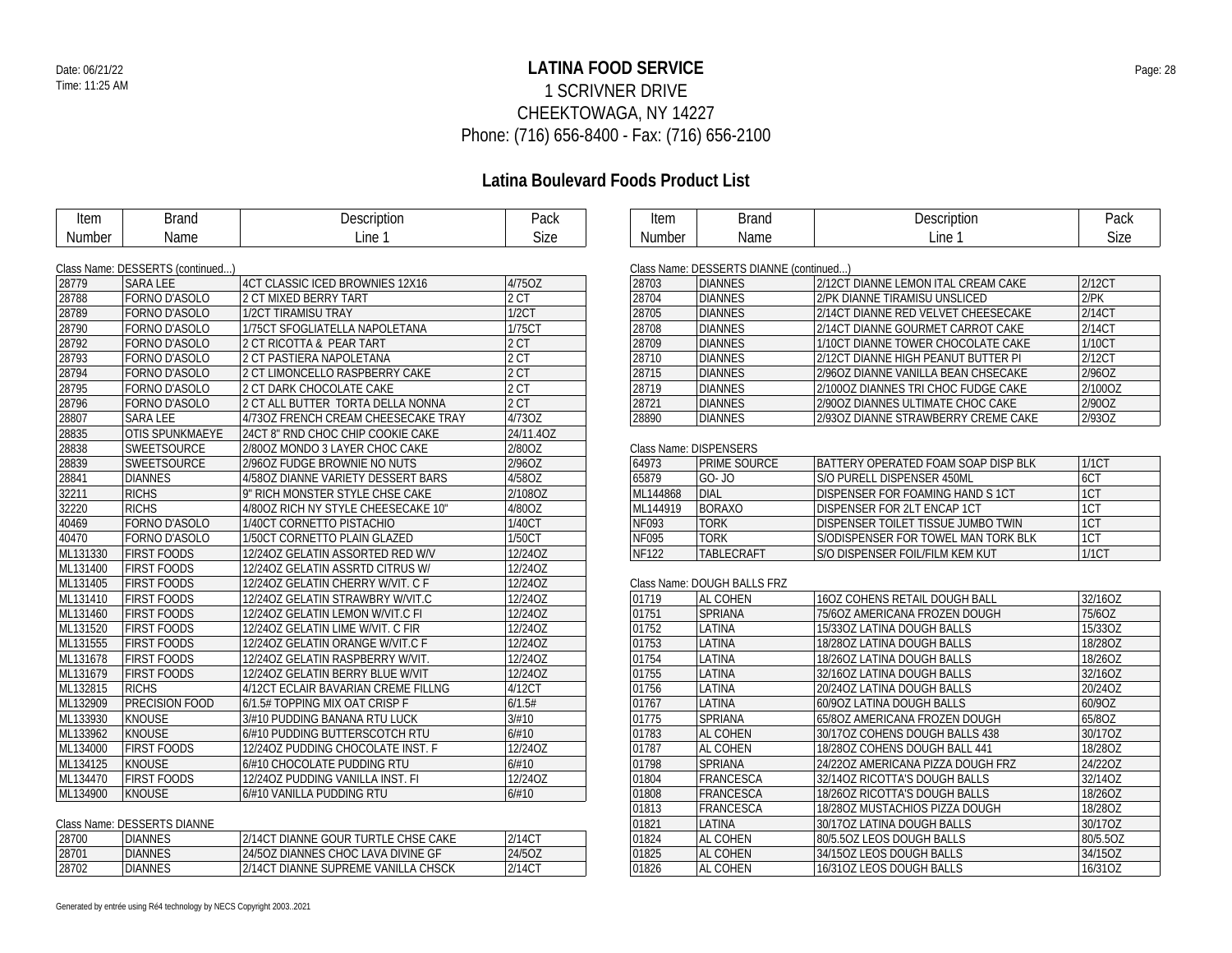# LATINA FOOD SERVICE

1 SCRIVNER DRIVE
CHEEKTOWAGA, NY 14227
Phone: (716) 656-8400 - Fax: (716) 656-2100

## Latina Boulevard Foods Product List

Class Name: DESSERTS (continued...)

| Item Number | Brand Name | Description Line 1 | Pack Size |
|---|---|---|---|
| 28779 | SARA LEE | 4CT CLASSIC ICED BROWNIES 12X16 | 4/75OZ |
| 28788 | FORNO D'ASOLO | 2 CT MIXED BERRY TART | 2 CT |
| 28789 | FORNO D'ASOLO | 1/2CT TIRAMISU TRAY | 1/2CT |
| 28790 | FORNO D'ASOLO | 1/75CT SFOGLIATELLA NAPOLETANA | 1/75CT |
| 28792 | FORNO D'ASOLO | 2 CT RICOTTA & PEAR TART | 2 CT |
| 28793 | FORNO D'ASOLO | 2 CT PASTIERA NAPOLETANA | 2 CT |
| 28794 | FORNO D'ASOLO | 2 CT LIMONCELLO RASPBERRY CAKE | 2 CT |
| 28795 | FORNO D'ASOLO | 2 CT DARK CHOCOLATE CAKE | 2 CT |
| 28796 | FORNO D'ASOLO | 2 CT ALL BUTTER TORTA DELLA NONNA | 2 CT |
| 28807 | SARA LEE | 4/73OZ FRENCH CREAM CHEESECAKE TRAY | 4/73OZ |
| 28835 | OTIS SPUNKMAEYE | 24CT 8" RND CHOC CHIP COOKIE CAKE | 24/11.4OZ |
| 28838 | SWEETSOURCE | 2/80OZ MONDO 3 LAYER CHOC CAKE | 2/80OZ |
| 28839 | SWEETSOURCE | 2/96OZ FUDGE BROWNIE NO NUTS | 2/96OZ |
| 28841 | DIANNES | 4/58OZ DIANNE VARIETY DESSERT BARS | 4/58OZ |
| 32211 | RICHS | 9" RICH MONSTER STYLE CHSE CAKE | 2/108OZ |
| 32220 | RICHS | 4/80OZ RICH NY STYLE CHEESECAKE 10" | 4/80OZ |
| 40469 | FORNO D'ASOLO | 1/40CT CORNETTO PISTACHIO | 1/40CT |
| 40470 | FORNO D'ASOLO | 1/50CT CORNETTO PLAIN GLAZED | 1/50CT |
| ML131330 | FIRST FOODS | 12/24OZ GELATIN ASSORTED RED W/V | 12/24OZ |
| ML131400 | FIRST FOODS | 12/24OZ GELATIN ASSRTD CITRUS W/ | 12/24OZ |
| ML131405 | FIRST FOODS | 12/24OZ GELATIN CHERRY W/VIT. C F | 12/24OZ |
| ML131410 | FIRST FOODS | 12/24OZ GELATIN STRAWBRY W/VIT.C | 12/24OZ |
| ML131460 | FIRST FOODS | 12/24OZ GELATIN LEMON W/VIT.C FI | 12/24OZ |
| ML131520 | FIRST FOODS | 12/24OZ GELATIN LIME W/VIT. C FIR | 12/24OZ |
| ML131555 | FIRST FOODS | 12/24OZ GELATIN ORANGE W/VIT.C F | 12/24OZ |
| ML131678 | FIRST FOODS | 12/24OZ GELATIN RASPBERRY W/VIT. | 12/24OZ |
| ML131679 | FIRST FOODS | 12/24OZ GELATIN BERRY BLUE W/VIT | 12/24OZ |
| ML132815 | RICHS | 4/12CT ECLAIR BAVARIAN CREME FILLNG | 4/12CT |
| ML132909 | PRECISION FOOD | 6/1.5# TOPPING MIX OAT CRISP F | 6/1.5# |
| ML133930 | KNOUSE | 3/#10 PUDDING BANANA RTU LUCK | 3/#10 |
| ML133962 | KNOUSE | 6/#10 PUDDING BUTTERSCOTCH RTU | 6/#10 |
| ML134000 | FIRST FOODS | 12/24OZ PUDDING CHOCOLATE INST. F | 12/24OZ |
| ML134125 | KNOUSE | 6/#10 CHOCOLATE PUDDING RTU | 6/#10 |
| ML134470 | FIRST FOODS | 12/24OZ PUDDING VANILLA INST. FI | 12/24OZ |
| ML134900 | KNOUSE | 6/#10 VANILLA PUDDING RTU | 6/#10 |

Class Name: DESSERTS DIANNE

| Item Number | Brand Name | Description Line 1 | Pack Size |
|---|---|---|---|
| 28700 | DIANNES | 2/14CT DIANNE GOUR TURTLE CHSE CAKE | 2/14CT |
| 28701 | DIANNES | 24/5OZ DIANNES CHOC LAVA DIVINE GF | 24/5OZ |
| 28702 | DIANNES | 2/14CT DIANNE SUPREME VANILLA CHSCK | 2/14CT |

Class Name: DESSERTS DIANNE (continued...)

| Item Number | Brand Name | Description Line 1 | Pack Size |
|---|---|---|---|
| 28703 | DIANNES | 2/12CT DIANNE LEMON ITAL CREAM CAKE | 2/12CT |
| 28704 | DIANNES | 2/PK DIANNE TIRAMISU UNSLICED | 2/PK |
| 28705 | DIANNES | 2/14CT DIANNE RED VELVET CHEESECAKE | 2/14CT |
| 28708 | DIANNES | 2/14CT DIANNE GOURMET CARROT CAKE | 2/14CT |
| 28709 | DIANNES | 1/10CT DIANNE TOWER CHOCOLATE CAKE | 1/10CT |
| 28710 | DIANNES | 2/12CT DIANNE HIGH PEANUT BUTTER PI | 2/12CT |
| 28715 | DIANNES | 2/96OZ DIANNE VANILLA BEAN CHSECAKE | 2/96OZ |
| 28719 | DIANNES | 2/100OZ DIANNES TRI CHOC FUDGE CAKE | 2/100OZ |
| 28721 | DIANNES | 2/90OZ DIANNES ULTIMATE CHOC CAKE | 2/90OZ |
| 28890 | DIANNES | 2/93OZ DIANNE STRAWBERRY CREME CAKE | 2/93OZ |

Class Name: DISPENSERS

| Item Number | Brand Name | Description Line 1 | Pack Size |
|---|---|---|---|
| 64973 | PRIME SOURCE | BATTERY OPERATED FOAM SOAP DISP BLK | 1/1CT |
| 65879 | GO- JO | S/O PURELL DISPENSER 450ML | 6CT |
| ML144868 | DIAL | DISPENSER FOR FOAMING HAND S 1CT | 1CT |
| ML144919 | BORAXO | DISPENSER FOR 2LT ENCAP 1CT | 1CT |
| NF093 | TORK | DISPENSER TOILET TISSUE JUMBO TWIN | 1CT |
| NF095 | TORK | S/ODISPENSER FOR TOWEL MAN TORK BLK | 1CT |
| NF122 | TABLECRAFT | S/O DISPENSER FOIL/FILM KEM KUT | 1/1CT |

Class Name: DOUGH BALLS FRZ

| Item Number | Brand Name | Description Line 1 | Pack Size |
|---|---|---|---|
| 01719 | AL COHEN | 16OZ COHENS RETAIL DOUGH BALL | 32/16OZ |
| 01751 | SPRIANA | 75/6OZ AMERICANA FROZEN DOUGH | 75/6OZ |
| 01752 | LATINA | 15/33OZ LATINA DOUGH BALLS | 15/33OZ |
| 01753 | LATINA | 18/28OZ LATINA DOUGH BALLS | 18/28OZ |
| 01754 | LATINA | 18/26OZ LATINA DOUGH BALLS | 18/26OZ |
| 01755 | LATINA | 32/16OZ LATINA DOUGH BALLS | 32/16OZ |
| 01756 | LATINA | 20/24OZ LATINA DOUGH BALLS | 20/24OZ |
| 01767 | LATINA | 60/9OZ LATINA DOUGH BALLS | 60/9OZ |
| 01775 | SPRIANA | 65/8OZ AMERICANA FROZEN DOUGH | 65/8OZ |
| 01783 | AL COHEN | 30/17OZ COHENS DOUGH BALLS 438 | 30/17OZ |
| 01787 | AL COHEN | 18/28OZ COHENS DOUGH BALL 441 | 18/28OZ |
| 01798 | SPRIANA | 24/22OZ AMERICANA PIZZA DOUGH FRZ | 24/22OZ |
| 01804 | FRANCESCA | 32/14OZ RICOTTA'S DOUGH BALLS | 32/14OZ |
| 01808 | FRANCESCA | 18/26OZ RICOTTA'S DOUGH BALLS | 18/26OZ |
| 01813 | FRANCESCA | 18/28OZ MUSTACHIOS PIZZA DOUGH | 18/28OZ |
| 01821 | LATINA | 30/17OZ LATINA DOUGH BALLS | 30/17OZ |
| 01824 | AL COHEN | 80/5.5OZ LEOS DOUGH BALLS | 80/5.5OZ |
| 01825 | AL COHEN | 34/15OZ LEOS DOUGH BALLS | 34/15OZ |
| 01826 | AL COHEN | 16/31OZ LEOS DOUGH BALLS | 16/31OZ |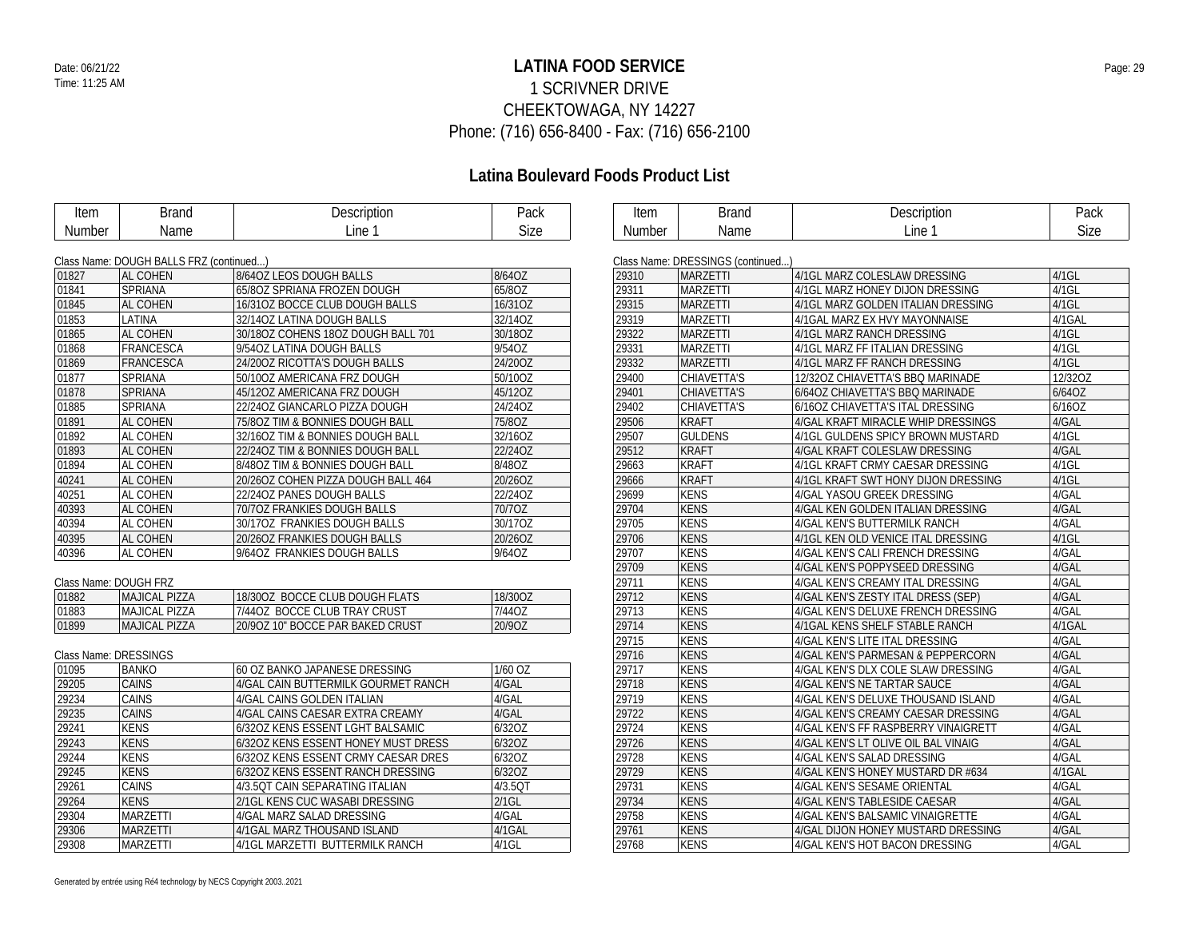# LATINA FOOD SERVICE

1 SCRIVNER DRIVE
CHEEKTOWAGA, NY 14227
Phone: (716) 656-8400 - Fax: (716) 656-2100

Date: 06/21/22
Time: 11:25 AM

## Latina Boulevard Foods Product List

Class Name: DOUGH BALLS FRZ (continued...)

| Item Number | Brand Name | Description Line 1 | Pack Size |
|---|---|---|---|
| 01827 | AL COHEN | 8/64OZ LEOS DOUGH BALLS | 8/64OZ |
| 01841 | SPRIANA | 65/8OZ SPRIANA FROZEN DOUGH | 65/8OZ |
| 01845 | AL COHEN | 16/31OZ BOCCE CLUB DOUGH BALLS | 16/31OZ |
| 01853 | LATINA | 32/14OZ LATINA DOUGH BALLS | 32/14OZ |
| 01865 | AL COHEN | 30/18OZ COHENS 18OZ DOUGH BALL 701 | 30/18OZ |
| 01868 | FRANCESCA | 9/54OZ LATINA DOUGH BALLS | 9/54OZ |
| 01869 | FRANCESCA | 24/20OZ RICOTTA'S DOUGH BALLS | 24/20OZ |
| 01877 | SPRIANA | 50/10OZ AMERICANA FRZ DOUGH | 50/10OZ |
| 01878 | SPRIANA | 45/12OZ AMERICANA FRZ DOUGH | 45/12OZ |
| 01885 | SPRIANA | 22/24OZ GIANCARLO PIZZA DOUGH | 24/24OZ |
| 01891 | AL COHEN | 75/8OZ TIM & BONNIES DOUGH BALL | 75/8OZ |
| 01892 | AL COHEN | 32/16OZ TIM & BONNIES DOUGH BALL | 32/16OZ |
| 01893 | AL COHEN | 22/24OZ TIM & BONNIES DOUGH BALL | 22/24OZ |
| 01894 | AL COHEN | 8/48OZ TIM & BONNIES DOUGH BALL | 8/48OZ |
| 40241 | AL COHEN | 20/26OZ COHEN PIZZA DOUGH BALL 464 | 20/26OZ |
| 40251 | AL COHEN | 22/24OZ PANES DOUGH BALLS | 22/24OZ |
| 40393 | AL COHEN | 70/7OZ FRANKIES DOUGH BALLS | 70/7OZ |
| 40394 | AL COHEN | 30/17OZ FRANKIES DOUGH BALLS | 30/17OZ |
| 40395 | AL COHEN | 20/26OZ FRANKIES DOUGH BALLS | 20/26OZ |
| 40396 | AL COHEN | 9/64OZ FRANKIES DOUGH BALLS | 9/64OZ |

Class Name: DOUGH FRZ

| Item Number | Brand Name | Description Line 1 | Pack Size |
|---|---|---|---|
| 01882 | MAJICAL PIZZA | 18/30OZ BOCCE CLUB DOUGH FLATS | 18/30OZ |
| 01883 | MAJICAL PIZZA | 7/44OZ BOCCE CLUB TRAY CRUST | 7/44OZ |
| 01899 | MAJICAL PIZZA | 20/9OZ 10" BOCCE PAR BAKED CRUST | 20/9OZ |

Class Name: DRESSINGS

| Item Number | Brand Name | Description Line 1 | Pack Size |
|---|---|---|---|
| 01095 | BANKO | 60 OZ BANKO JAPANESE DRESSING | 1/60 OZ |
| 29205 | CAINS | 4/GAL CAIN BUTTERMILK GOURMET RANCH | 4/GAL |
| 29234 | CAINS | 4/GAL CAINS GOLDEN ITALIAN | 4/GAL |
| 29235 | CAINS | 4/GAL CAINS CAESAR EXTRA CREAMY | 4/GAL |
| 29241 | KENS | 6/32OZ KENS ESSENT LGHT BALSAMIC | 6/32OZ |
| 29243 | KENS | 6/32OZ KENS ESSENT HONEY MUST DRESS | 6/32OZ |
| 29244 | KENS | 6/32OZ KENS ESSENT CRMY CAESAR DRES | 6/32OZ |
| 29245 | KENS | 6/32OZ KENS ESSENT RANCH DRESSING | 6/32OZ |
| 29261 | CAINS | 4/3.5QT CAIN SEPARATING ITALIAN | 4/3.5QT |
| 29264 | KENS | 2/1GL KENS CUC WASABI DRESSING | 2/1GL |
| 29304 | MARZETTI | 4/GAL MARZ SALAD DRESSING | 4/GAL |
| 29306 | MARZETTI | 4/1GAL MARZ THOUSAND ISLAND | 4/1GAL |
| 29308 | MARZETTI | 4/1GL MARZETTI BUTTERMILK RANCH | 4/1GL |

Class Name: DRESSINGS (continued...)

| Item Number | Brand Name | Description Line 1 | Pack Size |
|---|---|---|---|
| 29310 | MARZETTI | 4/1GL MARZ COLESLAW DRESSING | 4/1GL |
| 29311 | MARZETTI | 4/1GL MARZ HONEY DIJON DRESSING | 4/1GL |
| 29315 | MARZETTI | 4/1GL MARZ GOLDEN ITALIAN DRESSING | 4/1GL |
| 29319 | MARZETTI | 4/1GAL MARZ EX HVY MAYONNAISE | 4/1GAL |
| 29322 | MARZETTI | 4/1GL MARZ RANCH DRESSING | 4/1GL |
| 29331 | MARZETTI | 4/1GL MARZ FF ITALIAN DRESSING | 4/1GL |
| 29332 | MARZETTI | 4/1GL MARZ FF RANCH DRESSING | 4/1GL |
| 29400 | CHIAVETTA'S | 12/32OZ CHIAVETTA'S BBQ MARINADE | 12/32OZ |
| 29401 | CHIAVETTA'S | 6/64OZ CHIAVETTA'S BBQ MARINADE | 6/64OZ |
| 29402 | CHIAVETTA'S | 6/16OZ CHIAVETTA'S ITAL DRESSING | 6/16OZ |
| 29506 | KRAFT | 4/GAL KRAFT MIRACLE WHIP DRESSINGS | 4/GAL |
| 29507 | GULDENS | 4/1GL GULDENS SPICY BROWN MUSTARD | 4/1GL |
| 29512 | KRAFT | 4/GAL KRAFT COLESLAW DRESSING | 4/GAL |
| 29663 | KRAFT | 4/1GL KRAFT CRMY CAESAR DRESSING | 4/1GL |
| 29666 | KRAFT | 4/1GL KRAFT SWT HONY DIJON DRESSING | 4/1GL |
| 29699 | KENS | 4/GAL YASOU GREEK DRESSING | 4/GAL |
| 29704 | KENS | 4/GAL KEN GOLDEN ITALIAN DRESSING | 4/GAL |
| 29705 | KENS | 4/GAL KEN'S BUTTERMILK RANCH | 4/GAL |
| 29706 | KENS | 4/1GL KEN OLD VENICE ITAL DRESSING | 4/1GL |
| 29707 | KENS | 4/GAL KEN'S CALI FRENCH DRESSING | 4/GAL |
| 29709 | KENS | 4/GAL KEN'S POPPYSEED DRESSING | 4/GAL |
| 29711 | KENS | 4/GAL KEN'S CREAMY ITAL DRESSING | 4/GAL |
| 29712 | KENS | 4/GAL KEN'S ZESTY ITAL DRESS (SEP) | 4/GAL |
| 29713 | KENS | 4/GAL KEN'S DELUXE FRENCH DRESSING | 4/GAL |
| 29714 | KENS | 4/1GAL KENS SHELF STABLE RANCH | 4/1GAL |
| 29715 | KENS | 4/GAL KEN'S LITE ITAL DRESSING | 4/GAL |
| 29716 | KENS | 4/GAL KEN'S PARMESAN & PEPPERCORN | 4/GAL |
| 29717 | KENS | 4/GAL KEN'S DLX COLE SLAW DRESSING | 4/GAL |
| 29718 | KENS | 4/GAL KEN'S NE TARTAR SAUCE | 4/GAL |
| 29719 | KENS | 4/GAL KEN'S DELUXE THOUSAND ISLAND | 4/GAL |
| 29722 | KENS | 4/GAL KEN'S CREAMY CAESAR DRESSING | 4/GAL |
| 29724 | KENS | 4/GAL KEN'S FF RASPBERRY VINAIGRETT | 4/GAL |
| 29726 | KENS | 4/GAL KEN'S LT OLIVE OIL BAL VINAIG | 4/GAL |
| 29728 | KENS | 4/GAL KEN'S SALAD DRESSING | 4/GAL |
| 29729 | KENS | 4/GAL KEN'S HONEY MUSTARD DR #634 | 4/1GAL |
| 29731 | KENS | 4/GAL KEN'S SESAME ORIENTAL | 4/GAL |
| 29734 | KENS | 4/GAL KEN'S TABLESIDE CAESAR | 4/GAL |
| 29758 | KENS | 4/GAL KEN'S BALSAMIC VINAIGRETTE | 4/GAL |
| 29761 | KENS | 4/GAL DIJON HONEY MUSTARD DRESSING | 4/GAL |
| 29768 | KENS | 4/GAL KEN'S HOT BACON DRESSING | 4/GAL |

Generated by entrée using Ré4 technology by NECS Copyright 2003..2021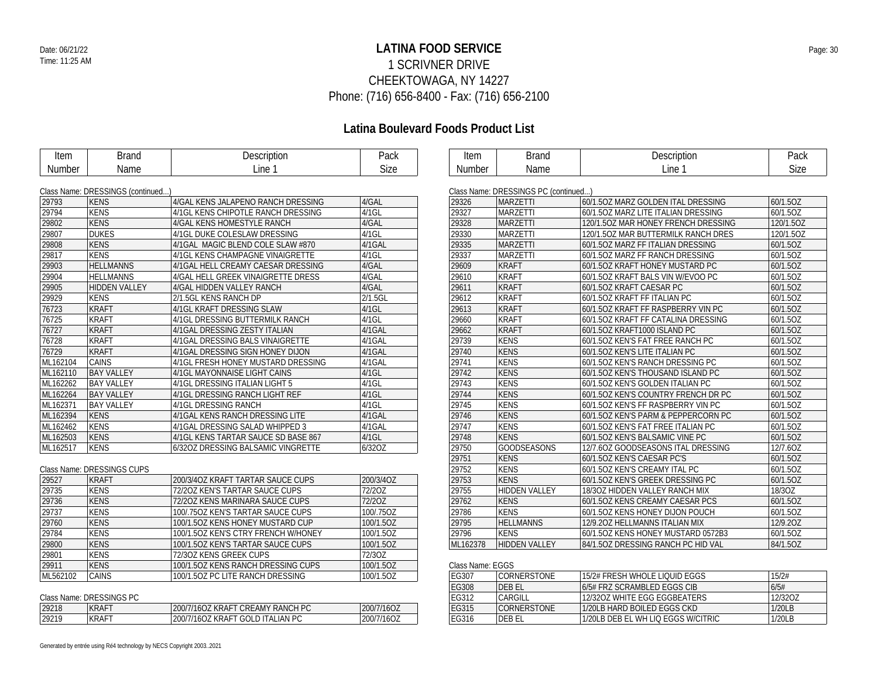# LATINA FOOD SERVICE

1 SCRIVNER DRIVE
CHEEKTOWAGA, NY 14227
Phone: (716) 656-8400 - Fax: (716) 656-2100

Date: 06/21/22
Time: 11:25 AM

## Latina Boulevard Foods Product List

Class Name: DRESSINGS (continued...)

| Item Number | Brand Name | Description Line 1 | Pack Size |
|---|---|---|---|
| 29793 | KENS | 4/GAL KENS JALAPENO RANCH DRESSING | 4/GAL |
| 29794 | KENS | 4/1GL KENS CHIPOTLE RANCH DRESSING | 4/1GL |
| 29802 | KENS | 4/GAL KENS HOMESTYLE RANCH | 4/GAL |
| 29807 | DUKES | 4/1GL DUKE COLESLAW DRESSING | 4/1GL |
| 29808 | KENS | 4/1GAL MAGIC BLEND COLE SLAW #870 | 4/1GAL |
| 29817 | KENS | 4/1GL KENS CHAMPAGNE VINAIGRETTE | 4/1GL |
| 29903 | HELLMANNS | 4/1GAL HELL CREAMY CAESAR DRESSING | 4/GAL |
| 29904 | HELLMANNS | 4/GAL HELL GREEK VINAIGRETTE DRESS | 4/GAL |
| 29905 | HIDDEN VALLEY | 4/GAL HIDDEN VALLEY RANCH | 4/GAL |
| 29929 | KENS | 2/1.5GL KENS RANCH DP | 2/1.5GL |
| 76723 | KRAFT | 4/1GL KRAFT DRESSING SLAW | 4/1GL |
| 76725 | KRAFT | 4/1GL DRESSING BUTTERMILK RANCH | 4/1GL |
| 76727 | KRAFT | 4/1GAL DRESSING ZESTY ITALIAN | 4/1GAL |
| 76728 | KRAFT | 4/1GAL DRESSING BALS VINAIGRETTE | 4/1GAL |
| 76729 | KRAFT | 4/1GAL DRESSING SIGN HONEY DIJON | 4/1GAL |
| ML162104 | CAINS | 4/1GL FRESH HONEY MUSTARD DRESSING | 4/1GAL |
| ML162110 | BAY VALLEY | 4/1GL MAYONNAISE LIGHT CAINS | 4/1GL |
| ML162262 | BAY VALLEY | 4/1GL DRESSING ITALIAN LIGHT 5 | 4/1GL |
| ML162264 | BAY VALLEY | 4/1GL DRESSING RANCH LIGHT REF | 4/1GL |
| ML162371 | BAY VALLEY | 4/1GL DRESSING RANCH | 4/1GL |
| ML162394 | KENS | 4/1GAL KENS RANCH DRESSING LITE | 4/1GAL |
| ML162462 | KENS | 4/1GAL DRESSING SALAD WHIPPED 3 | 4/1GAL |
| ML162503 | KENS | 4/1GL KENS TARTAR SAUCE SD BASE 867 | 4/1GL |
| ML162517 | KENS | 6/32OZ DRESSING BALSAMIC VINGRETTE | 6/32OZ |

Class Name: DRESSINGS CUPS

| Item Number | Brand Name | Description Line 1 | Pack Size |
|---|---|---|---|
| 29527 | KRAFT | 200/3/4OZ KRAFT TARTAR SAUCE CUPS | 200/3/4OZ |
| 29735 | KENS | 72/2OZ KEN'S TARTAR SAUCE CUPS | 72/2OZ |
| 29736 | KENS | 72/2OZ KENS MARINARA SAUCE CUPS | 72/2OZ |
| 29737 | KENS | 100/.75OZ KEN'S TARTAR SAUCE CUPS | 100/.75OZ |
| 29760 | KENS | 100/1.5OZ KENS HONEY MUSTARD CUP | 100/1.5OZ |
| 29784 | KENS | 100/1.5OZ KEN'S CTRY FRENCH W/HONEY | 100/1.5OZ |
| 29800 | KENS | 100/1.5OZ KEN'S TARTAR SAUCE CUPS | 100/1.5OZ |
| 29801 | KENS | 72/3OZ KENS GREEK CUPS | 72/3OZ |
| 29911 | KENS | 100/1.5OZ KENS RANCH DRESSING CUPS | 100/1.5OZ |
| ML562102 | CAINS | 100/1.5OZ PC LITE RANCH DRESSING | 100/1.5OZ |

Class Name: DRESSINGS PC

| Item Number | Brand Name | Description Line 1 | Pack Size |
|---|---|---|---|
| 29218 | KRAFT | 200/7/16OZ KRAFT CREAMY RANCH PC | 200/7/16OZ |
| 29219 | KRAFT | 200/7/16OZ KRAFT GOLD ITALIAN PC | 200/7/16OZ |

Class Name: DRESSINGS PC (continued...)

| Item Number | Brand Name | Description Line 1 | Pack Size |
|---|---|---|---|
| 29326 | MARZETTI | 60/1.5OZ MARZ GOLDEN ITAL DRESSING | 60/1.5OZ |
| 29327 | MARZETTI | 60/1.5OZ MARZ LITE ITALIAN DRESSING | 60/1.5OZ |
| 29328 | MARZETTI | 120/1.5OZ MAR HONEY FRENCH DRESSING | 120/1.5OZ |
| 29330 | MARZETTI | 120/1.5OZ MAR BUTTERMILK RANCH DRES | 120/1.5OZ |
| 29335 | MARZETTI | 60/1.5OZ MARZ FF ITALIAN DRESSING | 60/1.5OZ |
| 29337 | MARZETTI | 60/1.5OZ MARZ FF RANCH DRESSING | 60/1.5OZ |
| 29609 | KRAFT | 60/1.5OZ KRAFT HONEY MUSTARD PC | 60/1.5OZ |
| 29610 | KRAFT | 60/1.5OZ KRAFT BALS VIN W/EVOO PC | 60/1.5OZ |
| 29611 | KRAFT | 60/1.5OZ KRAFT CAESAR PC | 60/1.5OZ |
| 29612 | KRAFT | 60/1.5OZ KRAFT FF ITALIAN PC | 60/1.5OZ |
| 29613 | KRAFT | 60/1.5OZ KRAFT FF RASPBERRY VIN PC | 60/1.5OZ |
| 29660 | KRAFT | 60/1.5OZ KRAFT FF CATALINA DRESSING | 60/1.5OZ |
| 29662 | KRAFT | 60/1.5OZ KRAFT1000 ISLAND PC | 60/1.5OZ |
| 29739 | KENS | 60/1.5OZ KEN'S FAT FREE RANCH PC | 60/1.5OZ |
| 29740 | KENS | 60/1.5OZ KEN'S LITE ITALIAN PC | 60/1.5OZ |
| 29741 | KENS | 60/1.5OZ KEN'S RANCH DRESSING PC | 60/1.5OZ |
| 29742 | KENS | 60/1.5OZ KEN'S THOUSAND ISLAND PC | 60/1.5OZ |
| 29743 | KENS | 60/1.5OZ KEN'S GOLDEN ITALIAN PC | 60/1.5OZ |
| 29744 | KENS | 60/1.5OZ KEN'S COUNTRY FRENCH DR PC | 60/1.5OZ |
| 29745 | KENS | 60/1.5OZ KEN'S FF RASPBERRY VIN PC | 60/1.5OZ |
| 29746 | KENS | 60/1.5OZ KEN'S PARM & PEPPERCORN PC | 60/1.5OZ |
| 29747 | KENS | 60/1.5OZ KEN'S FAT FREE ITALIAN PC | 60/1.5OZ |
| 29748 | KENS | 60/1.5OZ KEN'S BALSAMIC VINE PC | 60/1.5OZ |
| 29750 | GOODSEASONS | 12/7.6OZ GOODSEASONS ITAL DRESSING | 12/7.6OZ |
| 29751 | KENS | 60/1.5OZ KEN'S CAESAR PC'S | 60/1.5OZ |
| 29752 | KENS | 60/1.5OZ KEN'S CREAMY ITAL PC | 60/1.5OZ |
| 29753 | KENS | 60/1.5OZ KEN'S GREEK DRESSING PC | 60/1.5OZ |
| 29755 | HIDDEN VALLEY | 18/3OZ HIDDEN VALLEY RANCH MIX | 18/3OZ |
| 29762 | KENS | 60/1.5OZ KENS CREAMY CAESAR PCS | 60/1.5OZ |
| 29786 | KENS | 60/1.5OZ KENS HONEY DIJON POUCH | 60/1.5OZ |
| 29795 | HELLMANNS | 12/9.2OZ HELLMANNS ITALIAN MIX | 12/9.2OZ |
| 29796 | KENS | 60/1.5OZ KENS HONEY MUSTARD 0572B3 | 60/1.5OZ |
| ML162378 | HIDDEN VALLEY | 84/1.5OZ DRESSING RANCH PC HID VAL | 84/1.5OZ |

Class Name: EGGS

| Item Number | Brand Name | Description Line 1 | Pack Size |
|---|---|---|---|
| EG307 | CORNERSTONE | 15/2# FRESH WHOLE LIQUID EGGS | 15/2# |
| EG308 | DEB EL | 6/5# FRZ SCRAMBLED EGGS CIB | 6/5# |
| EG312 | CARGILL | 12/32OZ WHITE EGG EGGBEATERS | 12/32OZ |
| EG315 | CORNERSTONE | 1/20LB HARD BOILED EGGS CKD | 1/20LB |
| EG316 | DEB EL | 1/20LB DEB EL WH LIQ EGGS W/CITRIC | 1/20LB |

Generated by entrée using Ré4 technology by NECS Copyright 2003..2021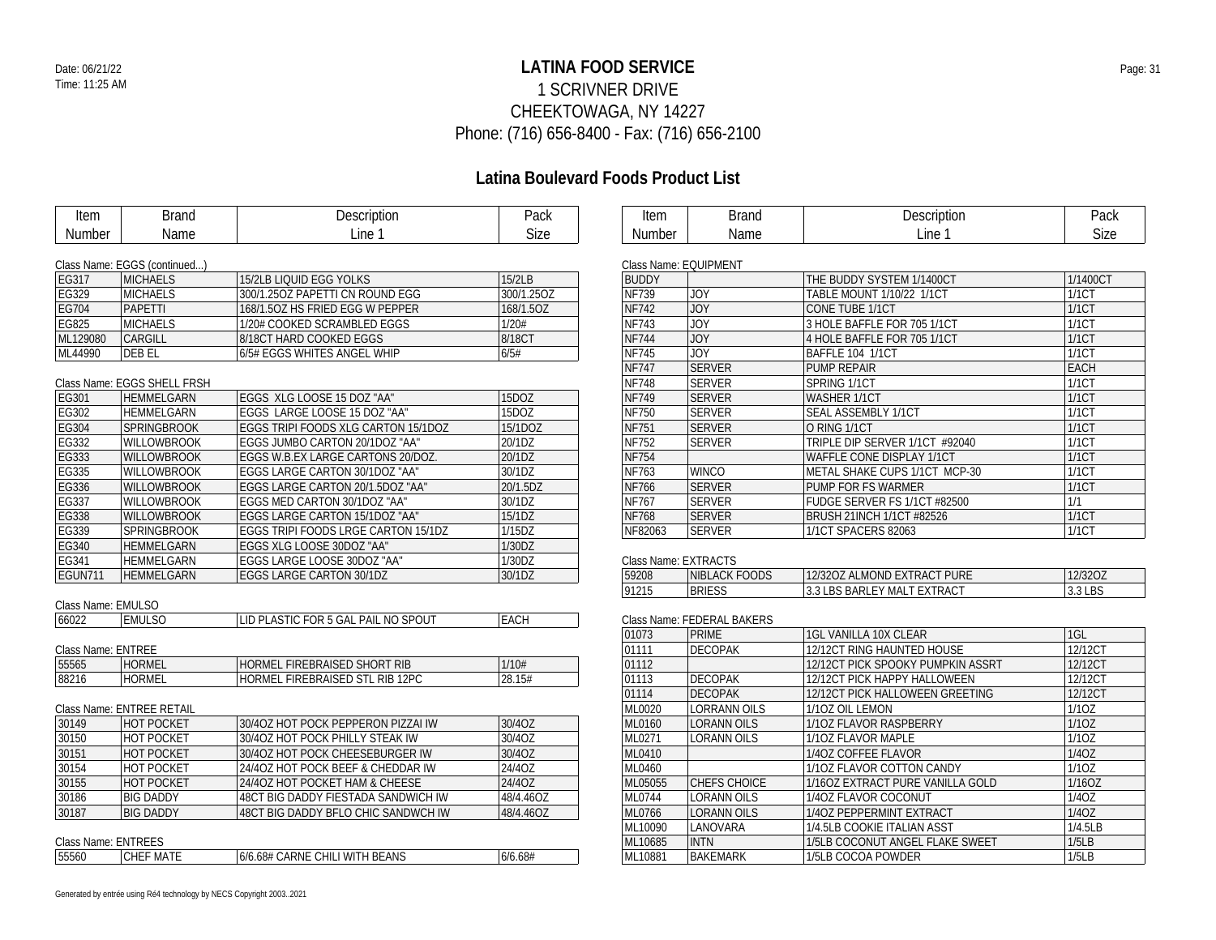# LATINA FOOD SERVICE

1 SCRIVNER DRIVE
CHEEKTOWAGA, NY 14227
Phone: (716) 656-8400 - Fax: (716) 656-2100

Date: 06/21/22
Time: 11:25 AM

## Latina Boulevard Foods Product List

Class Name: EGGS (continued...)

| Item Number | Brand Name | Description Line 1 | Pack Size |
|---|---|---|---|
| EG317 | MICHAELS | 15/2LB LIQUID EGG YOLKS | 15/2LB |
| EG329 | MICHAELS | 300/1.25OZ PAPETTI CN ROUND EGG | 300/1.25OZ |
| EG704 | PAPETTI | 168/1.5OZ HS FRIED EGG W PEPPER | 168/1.5OZ |
| EG825 | MICHAELS | 1/20# COOKED SCRAMBLED EGGS | 1/20# |
| ML129080 | CARGILL | 8/18CT HARD COOKED EGGS | 8/18CT |
| ML44990 | DEB EL | 6/5# EGGS WHITES ANGEL WHIP | 6/5# |

Class Name: EGGS SHELL FRSH

| Item Number | Brand Name | Description Line 1 | Pack Size |
|---|---|---|---|
| EG301 | HEMMELGARN | EGGS XLG LOOSE 15 DOZ "AA" | 15DOZ |
| EG302 | HEMMELGARN | EGGS LARGE LOOSE 15 DOZ "AA" | 15DOZ |
| EG304 | SPRINGBROOK | EGGS TRIPI FOODS XLG CARTON 15/1DOZ | 15/1DOZ |
| EG332 | WILLOWBROOK | EGGS JUMBO CARTON 20/1DOZ "AA" | 20/1DZ |
| EG333 | WILLOWBROOK | EGGS W.B.EX LARGE CARTONS 20/DOZ. | 20/1DZ |
| EG335 | WILLOWBROOK | EGGS LARGE CARTON 30/1DOZ "AA" | 30/1DZ |
| EG336 | WILLOWBROOK | EGGS LARGE CARTON 20/1.5DOZ "AA" | 20/1.5DZ |
| EG337 | WILLOWBROOK | EGGS MED CARTON 30/1DOZ "AA" | 30/1DZ |
| EG338 | WILLOWBROOK | EGGS LARGE CARTON 15/1DOZ "AA" | 15/1DZ |
| EG339 | SPRINGBROOK | EGGS TRIPI FOODS LRGE CARTON 15/1DZ | 1/15DZ |
| EG340 | HEMMELGARN | EGGS XLG LOOSE 30DOZ "AA" | 1/30DZ |
| EG341 | HEMMELGARN | EGGS LARGE LOOSE 30DOZ "AA" | 1/30DZ |
| EGUN711 | HEMMELGARN | EGGS LARGE CARTON 30/1DZ | 30/1DZ |

Class Name: EMULSO

| Item Number | Brand Name | Description Line 1 | Pack Size |
|---|---|---|---|
| 66022 | EMULSO | LID PLASTIC FOR 5 GAL PAIL NO SPOUT | EACH |

Class Name: ENTREE

| Item Number | Brand Name | Description Line 1 | Pack Size |
|---|---|---|---|
| 55565 | HORMEL | HORMEL FIREBRAISED SHORT RIB | 1/10# |
| 88216 | HORMEL | HORMEL FIREBRAISED STL RIB 12PC | 28.15# |

Class Name: ENTREE RETAIL

| Item Number | Brand Name | Description Line 1 | Pack Size |
|---|---|---|---|
| 30149 | HOT POCKET | 30/4OZ HOT POCK PEPPERON PIZZAI IW | 30/4OZ |
| 30150 | HOT POCKET | 30/4OZ HOT POCK PHILLY STEAK IW | 30/4OZ |
| 30151 | HOT POCKET | 30/4OZ HOT POCK CHEESEBURGER IW | 30/4OZ |
| 30154 | HOT POCKET | 24/4OZ HOT POCK BEEF & CHEDDAR IW | 24/4OZ |
| 30155 | HOT POCKET | 24/4OZ HOT POCKET HAM & CHEESE | 24/4OZ |
| 30186 | BIG DADDY | 48CT BIG DADDY FIESTADA SANDWICH IW | 48/4.46OZ |
| 30187 | BIG DADDY | 48CT BIG DADDY BFLO CHIC SANDWCH IW | 48/4.46OZ |

Class Name: ENTREES

| Item Number | Brand Name | Description Line 1 | Pack Size |
|---|---|---|---|
| 55560 | CHEF MATE | 6/6.68# CARNE CHILI WITH BEANS | 6/6.68# |

Class Name: EQUIPMENT

| Item Number | Brand Name | Description Line 1 | Pack Size |
|---|---|---|---|
| BUDDY | | THE BUDDY SYSTEM 1/1400CT | 1/1400CT |
| NF739 | JOY | TABLE MOUNT 1/10/22 1/1CT | 1/1CT |
| NF742 | JOY | CONE TUBE 1/1CT | 1/1CT |
| NF743 | JOY | 3 HOLE BAFFLE FOR 705 1/1CT | 1/1CT |
| NF744 | JOY | 4 HOLE BAFFLE FOR 705 1/1CT | 1/1CT |
| NF745 | JOY | BAFFLE 104 1/1CT | 1/1CT |
| NF747 | SERVER | PUMP REPAIR | EACH |
| NF748 | SERVER | SPRING 1/1CT | 1/1CT |
| NF749 | SERVER | WASHER 1/1CT | 1/1CT |
| NF750 | SERVER | SEAL ASSEMBLY 1/1CT | 1/1CT |
| NF751 | SERVER | O RING 1/1CT | 1/1CT |
| NF752 | SERVER | TRIPLE DIP SERVER 1/1CT #92040 | 1/1CT |
| NF754 | | WAFFLE CONE DISPLAY 1/1CT | 1/1CT |
| NF763 | WINCO | METAL SHAKE CUPS 1/1CT MCP-30 | 1/1CT |
| NF766 | SERVER | PUMP FOR FS WARMER | 1/1CT |
| NF767 | SERVER | FUDGE SERVER FS 1/1CT #82500 | 1/1 |
| NF768 | SERVER | BRUSH 21INCH 1/1CT #82526 | 1/1CT |
| NF82063 | SERVER | 1/1CT SPACERS 82063 | 1/1CT |

Class Name: EXTRACTS

| Item Number | Brand Name | Description Line 1 | Pack Size |
|---|---|---|---|
| 59208 | NIBLACK FOODS | 12/32OZ ALMOND EXTRACT PURE | 12/32OZ |
| 91215 | BRIESS | 3.3 LBS BARLEY MALT EXTRACT | 3.3 LBS |

Class Name: FEDERAL BAKERS

| Item Number | Brand Name | Description Line 1 | Pack Size |
|---|---|---|---|
| 01073 | PRIME | 1GL VANILLA 10X CLEAR | 1GL |
| 01111 | DECOPAK | 12/12CT RING HAUNTED HOUSE | 12/12CT |
| 01112 | | 12/12CT PICK SPOOKY PUMPKIN ASSRT | 12/12CT |
| 01113 | DECOPAK | 12/12CT PICK HAPPY HALLOWEEN | 12/12CT |
| 01114 | DECOPAK | 12/12CT PICK HALLOWEEN GREETING | 12/12CT |
| ML0020 | LORRANN OILS | 1/1OZ OIL LEMON | 1/1OZ |
| ML0160 | LORANN OILS | 1/1OZ FLAVOR RASPBERRY | 1/1OZ |
| ML0271 | LORANN OILS | 1/1OZ FLAVOR MAPLE | 1/1OZ |
| ML0410 | | 1/4OZ COFFEE FLAVOR | 1/4OZ |
| ML0460 | | 1/1OZ FLAVOR COTTON CANDY | 1/1OZ |
| ML05055 | CHEFS CHOICE | 1/16OZ EXTRACT PURE VANILLA GOLD | 1/16OZ |
| ML0744 | LORANN OILS | 1/4OZ FLAVOR COCONUT | 1/4OZ |
| ML0766 | LORANN OILS | 1/4OZ PEPPERMINT EXTRACT | 1/4OZ |
| ML10090 | LANOVARA | 1/4.5LB COOKIE ITALIAN ASST | 1/4.5LB |
| ML10685 | INTN | 1/5LB COCONUT ANGEL FLAKE SWEET | 1/5LB |
| ML10881 | BAKEMARK | 1/5LB COCOA POWDER | 1/5LB |

Generated by entrée using Ré4 technology by NECS Copyright 2003..2021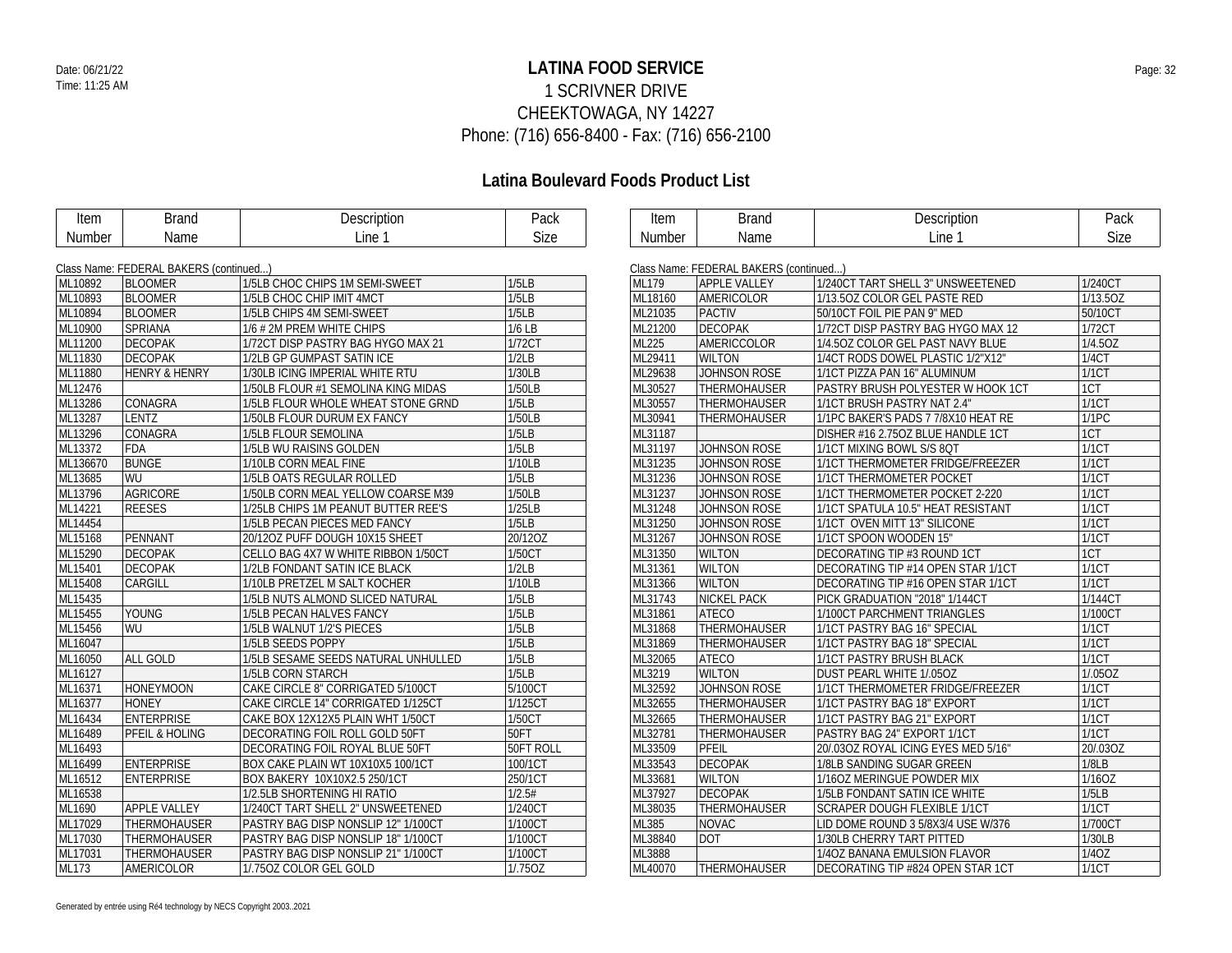# LATINA FOOD SERVICE

1 SCRIVNER DRIVE
CHEEKTOWAGA, NY 14227
Phone: (716) 656-8400 - Fax: (716) 656-2100

Date: 06/21/22
Time: 11:25 AM

## Latina Boulevard Foods Product List

Class Name: FEDERAL BAKERS (continued...)

| Item Number | Brand Name | Description Line 1 | Pack Size |
|---|---|---|---|
| ML10892 | BLOOMER | 1/5LB CHOC CHIPS 1M SEMI-SWEET | 1/5LB |
| ML10893 | BLOOMER | 1/5LB CHOC CHIP IMIT 4MCT | 1/5LB |
| ML10894 | BLOOMER | 1/5LB CHIPS 4M SEMI-SWEET | 1/5LB |
| ML10900 | SPRIANA | 1/6 # 2M PREM WHITE CHIPS | 1/6 LB |
| ML11200 | DECOPAK | 1/72CT DISP PASTRY BAG HYGO MAX 21 | 1/72CT |
| ML11830 | DECOPAK | 1/2LB GP GUMPAST SATIN ICE | 1/2LB |
| ML11880 | HENRY & HENRY | 1/30LB ICING IMPERIAL WHITE RTU | 1/30LB |
| ML12476 | | 1/50LB FLOUR #1 SEMOLINA KING MIDAS | 1/50LB |
| ML13286 | CONAGRA | 1/5LB FLOUR WHOLE WHEAT STONE GRND | 1/5LB |
| ML13287 | LENTZ | 1/50LB FLOUR DURUM EX FANCY | 1/50LB |
| ML13296 | CONAGRA | 1/5LB FLOUR SEMOLINA | 1/5LB |
| ML13372 | FDA | 1/5LB WU RAISINS GOLDEN | 1/5LB |
| ML136670 | BUNGE | 1/10LB CORN MEAL FINE | 1/10LB |
| ML13685 | WU | 1/5LB OATS REGULAR ROLLED | 1/5LB |
| ML13796 | AGRICORE | 1/50LB CORN MEAL YELLOW COARSE M39 | 1/50LB |
| ML14221 | REESES | 1/25LB CHIPS 1M PEANUT BUTTER REE'S | 1/25LB |
| ML14454 | | 1/5LB PECAN PIECES MED FANCY | 1/5LB |
| ML15168 | PENNANT | 20/12OZ PUFF DOUGH 10X15 SHEET | 20/12OZ |
| ML15290 | DECOPAK | CELLO BAG 4X7 W WHITE RIBBON 1/50CT | 1/50CT |
| ML15401 | DECOPAK | 1/2LB FONDANT SATIN ICE BLACK | 1/2LB |
| ML15408 | CARGILL | 1/10LB PRETZEL M SALT KOCHER | 1/10LB |
| ML15435 | | 1/5LB NUTS ALMOND SLICED NATURAL | 1/5LB |
| ML15455 | YOUNG | 1/5LB PECAN HALVES FANCY | 1/5LB |
| ML15456 | WU | 1/5LB WALNUT 1/2'S PIECES | 1/5LB |
| ML16047 | | 1/5LB SEEDS POPPY | 1/5LB |
| ML16050 | ALL GOLD | 1/5LB SESAME SEEDS NATURAL UNHULLED | 1/5LB |
| ML16127 | | 1/5LB CORN STARCH | 1/5LB |
| ML16371 | HONEYMOON | CAKE CIRCLE 8" CORRIGATED 5/100CT | 5/100CT |
| ML16377 | HONEY | CAKE CIRCLE 14" CORRIGATED 1/125CT | 1/125CT |
| ML16434 | ENTERPRISE | CAKE BOX 12X12X5 PLAIN WHT 1/50CT | 1/50CT |
| ML16489 | PFEIL & HOLING | DECORATING FOIL ROLL GOLD 50FT | 50FT |
| ML16493 | | DECORATING FOIL ROYAL BLUE 50FT | 50FT ROLL |
| ML16499 | ENTERPRISE | BOX CAKE PLAIN WT 10X10X5 100/1CT | 100/1CT |
| ML16512 | ENTERPRISE | BOX BAKERY 10X10X2.5 250/1CT | 250/1CT |
| ML16538 | | 1/2.5LB SHORTENING HI RATIO | 1/2.5# |
| ML1690 | APPLE VALLEY | 1/240CT TART SHELL 2" UNSWEETENED | 1/240CT |
| ML17029 | THERMOHAUSER | PASTRY BAG DISP NONSLIP 12" 1/100CT | 1/100CT |
| ML17030 | THERMOHAUSER | PASTRY BAG DISP NONSLIP 18" 1/100CT | 1/100CT |
| ML17031 | THERMOHAUSER | PASTRY BAG DISP NONSLIP 21" 1/100CT | 1/100CT |
| ML173 | AMERICOLOR | 1/.75OZ COLOR GEL GOLD | 1/.75OZ |
| ML179 | APPLE VALLEY | 1/240CT TART SHELL 3" UNSWEETENED | 1/240CT |
| ML18160 | AMERICOLOR | 1/13.5OZ COLOR GEL PASTE RED | 1/13.5OZ |
| ML21035 | PACTIV | 50/10CT FOIL PIE PAN 9" MED | 50/10CT |
| ML21200 | DECOPAK | 1/72CT DISP PASTRY BAG HYGO MAX 12 | 1/72CT |
| ML225 | AMERICCOLOR | 1/4.5OZ COLOR GEL PAST NAVY BLUE | 1/4.5OZ |
| ML29411 | WILTON | 1/4CT RODS DOWEL PLASTIC 1/2"X12" | 1/4CT |
| ML29638 | JOHNSON ROSE | 1/1CT PIZZA PAN 16" ALUMINUM | 1/1CT |
| ML30527 | THERMOHAUSER | PASTRY BRUSH POLYESTER W HOOK 1CT | 1CT |
| ML30557 | THERMOHAUSER | 1/1CT BRUSH PASTRY NAT 2.4" | 1/1CT |
| ML30941 | THERMOHAUSER | 1/1PC BAKER'S PADS 7 7/8X10 HEAT RE | 1/1PC |
| ML31187 | | DISHER #16 2.75OZ BLUE HANDLE 1CT | 1CT |
| ML31197 | JOHNSON ROSE | 1/1CT MIXING BOWL S/S 8QT | 1/1CT |
| ML31235 | JOHNSON ROSE | 1/1CT THERMOMETER FRIDGE/FREEZER | 1/1CT |
| ML31236 | JOHNSON ROSE | 1/1CT THERMOMETER POCKET | 1/1CT |
| ML31237 | JOHNSON ROSE | 1/1CT THERMOMETER POCKET 2-220 | 1/1CT |
| ML31248 | JOHNSON ROSE | 1/1CT SPATULA 10.5" HEAT RESISTANT | 1/1CT |
| ML31250 | JOHNSON ROSE | 1/1CT OVEN MITT 13" SILICONE | 1/1CT |
| ML31267 | JOHNSON ROSE | 1/1CT SPOON WOODEN 15" | 1/1CT |
| ML31350 | WILTON | DECORATING TIP #3 ROUND 1CT | 1CT |
| ML31361 | WILTON | DECORATING TIP #14 OPEN STAR 1/1CT | 1/1CT |
| ML31366 | WILTON | DECORATING TIP #16 OPEN STAR 1/1CT | 1/1CT |
| ML31743 | NICKEL PACK | PICK GRADUATION "2018" 1/144CT | 1/144CT |
| ML31861 | ATECO | 1/100CT PARCHMENT TRIANGLES | 1/100CT |
| ML31868 | THERMOHAUSER | 1/1CT PASTRY BAG 16" SPECIAL | 1/1CT |
| ML31869 | THERMOHAUSER | 1/1CT PASTRY BAG 18" SPECIAL | 1/1CT |
| ML32065 | ATECO | 1/1CT PASTRY BRUSH BLACK | 1/1CT |
| ML3219 | WILTON | DUST PEARL WHITE 1/.05OZ | 1/.05OZ |
| ML32592 | JOHNSON ROSE | 1/1CT THERMOMETER FRIDGE/FREEZER | 1/1CT |
| ML32655 | THERMOHAUSER | 1/1CT PASTRY BAG 18" EXPORT | 1/1CT |
| ML32665 | THERMOHAUSER | 1/1CT PASTRY BAG 21" EXPORT | 1/1CT |
| ML32781 | THERMOHAUSER | PASTRY BAG 24" EXPORT 1/1CT | 1/1CT |
| ML33509 | PFEIL | 20/.03OZ ROYAL ICING EYES MED 5/16" | 20/.03OZ |
| ML33543 | DECOPAK | 1/8LB SANDING SUGAR GREEN | 1/8LB |
| ML33681 | WILTON | 1/16OZ MERINGUE POWDER MIX | 1/16OZ |
| ML37927 | DECOPAK | 1/5LB FONDANT SATIN ICE WHITE | 1/5LB |
| ML38035 | THERMOHAUSER | SCRAPER DOUGH FLEXIBLE 1/1CT | 1/1CT |
| ML385 | NOVAC | LID DOME ROUND 3 5/8X3/4 USE W/376 | 1/700CT |
| ML38840 | DOT | 1/30LB CHERRY TART PITTED | 1/30LB |
| ML3888 | | 1/4OZ BANANA EMULSION FLAVOR | 1/4OZ |
| ML40070 | THERMOHAUSER | DECORATING TIP #824 OPEN STAR 1CT | 1/1CT |

Generated by entrée using Ré4 technology by NECS Copyright 2003..2021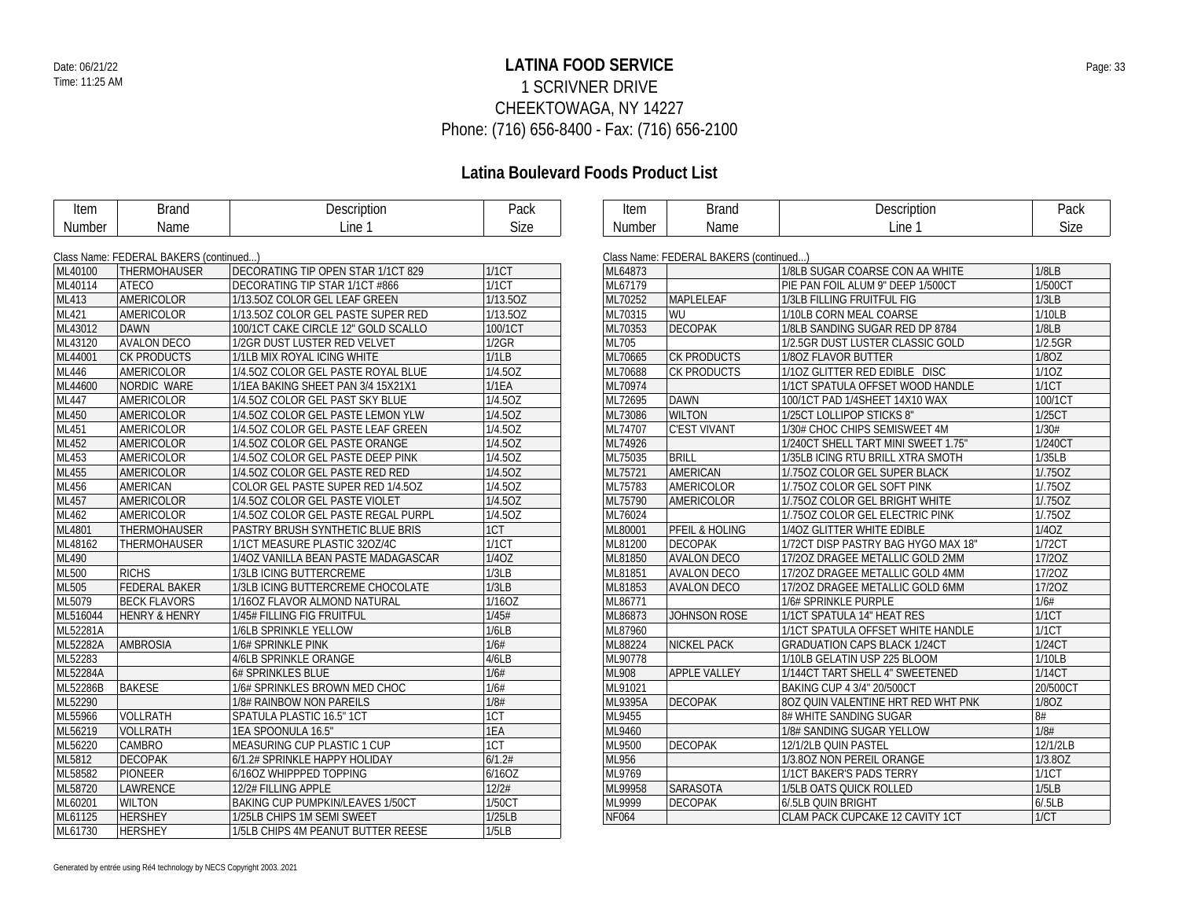# LATINA FOOD SERVICE

1 SCRIVNER DRIVE
CHEEKTOWAGA, NY 14227
Phone: (716) 656-8400 - Fax: (716) 656-2100

Date: 06/21/22
Time: 11:25 AM

## Latina Boulevard Foods Product List

Class Name: FEDERAL BAKERS (continued...)

| Item Number | Brand Name | Description Line 1 | Pack Size |
|---|---|---|---|
| ML40100 | THERMOHAUSER | DECORATING TIP OPEN STAR 1/1CT 829 | 1/1CT |
| ML40114 | ATECO | DECORATING TIP STAR 1/1CT #866 | 1/1CT |
| ML413 | AMERICOLOR | 1/13.5OZ COLOR GEL LEAF GREEN | 1/13.5OZ |
| ML421 | AMERICOLOR | 1/13.5OZ COLOR GEL PASTE SUPER RED | 1/13.5OZ |
| ML43012 | DAWN | 100/1CT CAKE CIRCLE 12" GOLD SCALLO | 100/1CT |
| ML43120 | AVALON DECO | 1/2GR DUST LUSTER RED VELVET | 1/2GR |
| ML44001 | CK PRODUCTS | 1/1LB MIX ROYAL ICING WHITE | 1/1LB |
| ML446 | AMERICOLOR | 1/4.5OZ COLOR GEL PASTE ROYAL BLUE | 1/4.5OZ |
| ML44600 | NORDIC WARE | 1/1EA BAKING SHEET PAN 3/4 15X21X1 | 1/1EA |
| ML447 | AMERICOLOR | 1/4.5OZ COLOR GEL PAST SKY BLUE | 1/4.5OZ |
| ML450 | AMERICOLOR | 1/4.5OZ COLOR GEL PASTE LEMON YLW | 1/4.5OZ |
| ML451 | AMERICOLOR | 1/4.5OZ COLOR GEL PASTE LEAF GREEN | 1/4.5OZ |
| ML452 | AMERICOLOR | 1/4.5OZ COLOR GEL PASTE ORANGE | 1/4.5OZ |
| ML453 | AMERICOLOR | 1/4.5OZ COLOR GEL PASTE DEEP PINK | 1/4.5OZ |
| ML455 | AMERICOLOR | 1/4.5OZ COLOR GEL PASTE RED RED | 1/4.5OZ |
| ML456 | AMERICAN | COLOR GEL PASTE SUPER RED 1/4.5OZ | 1/4.5OZ |
| ML457 | AMERICOLOR | 1/4.5OZ COLOR GEL PASTE VIOLET | 1/4.5OZ |
| ML462 | AMERICOLOR | 1/4.5OZ COLOR GEL PASTE REGAL PURPL | 1/4.5OZ |
| ML4801 | THERMOHAUSER | PASTRY BRUSH SYNTHETIC BLUE BRIS | 1CT |
| ML48162 | THERMOHAUSER | 1/1CT MEASURE PLASTIC 32OZ/4C | 1/1CT |
| ML490 | | 1/4OZ VANILLA BEAN PASTE MADAGASCAR | 1/4OZ |
| ML500 | RICHS | 1/3LB ICING BUTTERCREME | 1/3LB |
| ML505 | FEDERAL BAKER | 1/3LB ICING BUTTERCREME CHOCOLATE | 1/3LB |
| ML5079 | BECK FLAVORS | 1/16OZ FLAVOR ALMOND NATURAL | 1/16OZ |
| ML516044 | HENRY & HENRY | 1/45# FILLING FIG FRUITFUL | 1/45# |
| ML52281A | | 1/6LB SPRINKLE YELLOW | 1/6LB |
| ML52282A | AMBROSIA | 1/6# SPRINKLE PINK | 1/6# |
| ML52283 | | 4/6LB SPRINKLE ORANGE | 4/6LB |
| ML52284A | | 6# SPRINKLES BLUE | 1/6# |
| ML52286B | BAKESE | 1/6# SPRINKLES BROWN MED CHOC | 1/6# |
| ML52290 | | 1/8# RAINBOW NON PAREILS | 1/8# |
| ML55966 | VOLLRATH | SPATULA PLASTIC 16.5" 1CT | 1CT |
| ML56219 | VOLLRATH | 1EA SPOONULA 16.5" | 1EA |
| ML56220 | CAMBRO | MEASURING CUP PLASTIC 1 CUP | 1CT |
| ML5812 | DECOPAK | 6/1.2# SPRINKLE HAPPY HOLIDAY | 6/1.2# |
| ML58582 | PIONEER | 6/16OZ WHIPPPED TOPPING | 6/16OZ |
| ML58720 | LAWRENCE | 12/2# FILLING APPLE | 12/2# |
| ML60201 | WILTON | BAKING CUP PUMPKIN/LEAVES 1/50CT | 1/50CT |
| ML61125 | HERSHEY | 1/25LB CHIPS 1M SEMI SWEET | 1/25LB |
| ML61730 | HERSHEY | 1/5LB CHIPS 4M PEANUT BUTTER REESE | 1/5LB |
| ML64873 | | 1/8LB SUGAR COARSE CON AA WHITE | 1/8LB |
| ML67179 | | PIE PAN FOIL ALUM 9" DEEP 1/500CT | 1/500CT |
| ML70252 | MAPLELEAF | 1/3LB FILLING FRUITFUL FIG | 1/3LB |
| ML70315 | WU | 1/10LB CORN MEAL COARSE | 1/10LB |
| ML70353 | DECOPAK | 1/8LB SANDING SUGAR RED DP 8784 | 1/8LB |
| ML705 | | 1/2.5GR DUST LUSTER CLASSIC GOLD | 1/2.5GR |
| ML70665 | CK PRODUCTS | 1/8OZ FLAVOR BUTTER | 1/8OZ |
| ML70688 | CK PRODUCTS | 1/1OZ GLITTER RED EDIBLE DISC | 1/1OZ |
| ML70974 | | 1/1CT SPATULA OFFSET WOOD HANDLE | 1/1CT |
| ML72695 | DAWN | 100/1CT PAD 1/4SHEET 14X10 WAX | 100/1CT |
| ML73086 | WILTON | 1/25CT LOLLIPOP STICKS 8" | 1/25CT |
| ML74707 | C'EST VIVANT | 1/30# CHOC CHIPS SEMISWEET 4M | 1/30# |
| ML74926 | | 1/240CT SHELL TART MINI SWEET 1.75" | 1/240CT |
| ML75035 | BRILL | 1/35LB ICING RTU BRILL XTRA SMOTH | 1/35LB |
| ML75721 | AMERICAN | 1/.75OZ COLOR GEL SUPER BLACK | 1/.75OZ |
| ML75783 | AMERICOLOR | 1/.75OZ COLOR GEL SOFT PINK | 1/.75OZ |
| ML75790 | AMERICOLOR | 1/.75OZ COLOR GEL BRIGHT WHITE | 1/.75OZ |
| ML76024 | | 1/.75OZ COLOR GEL ELECTRIC PINK | 1/.75OZ |
| ML80001 | PFEIL & HOLING | 1/4OZ GLITTER WHITE EDIBLE | 1/4OZ |
| ML81200 | DECOPAK | 1/72CT DISP PASTRY BAG HYGO MAX 18" | 1/72CT |
| ML81850 | AVALON DECO | 17/2OZ DRAGEE METALLIC GOLD 2MM | 17/2OZ |
| ML81851 | AVALON DECO | 17/2OZ DRAGEE METALLIC GOLD 4MM | 17/2OZ |
| ML81853 | AVALON DECO | 17/2OZ DRAGEE METALLIC GOLD 6MM | 17/2OZ |
| ML86771 | | 1/6# SPRINKLE PURPLE | 1/6# |
| ML86873 | JOHNSON ROSE | 1/1CT SPATULA 14" HEAT RES | 1/1CT |
| ML87960 | | 1/1CT SPATULA OFFSET WHITE HANDLE | 1/1CT |
| ML88224 | NICKEL PACK | GRADUATION CAPS BLACK 1/24CT | 1/24CT |
| ML90778 | | 1/10LB GELATIN USP 225 BLOOM | 1/10LB |
| ML908 | APPLE VALLEY | 1/144CT TART SHELL 4" SWEETENED | 1/14CT |
| ML91021 | | BAKING CUP 4 3/4" 20/500CT | 20/500CT |
| ML9395A | DECOPAK | 8OZ QUIN VALENTINE HRT RED WHT PNK | 1/8OZ |
| ML9455 | | 8# WHITE SANDING SUGAR | 8# |
| ML9460 | | 1/8# SANDING SUGAR YELLOW | 1/8# |
| ML9500 | DECOPAK | 12/1/2LB QUIN PASTEL | 12/1/2LB |
| ML956 | | 1/3.8OZ NON PEREIL ORANGE | 1/3.8OZ |
| ML9769 | | 1/1CT BAKER'S PADS TERRY | 1/1CT |
| ML99958 | SARASOTA | 1/5LB OATS QUICK ROLLED | 1/5LB |
| ML9999 | DECOPAK | 6/.5LB QUIN BRIGHT | 6/.5LB |
| NF064 | | CLAM PACK CUPCAKE 12 CAVITY 1CT | 1/CT |

Generated by entrée using Ré4 technology by NECS Copyright 2003..2021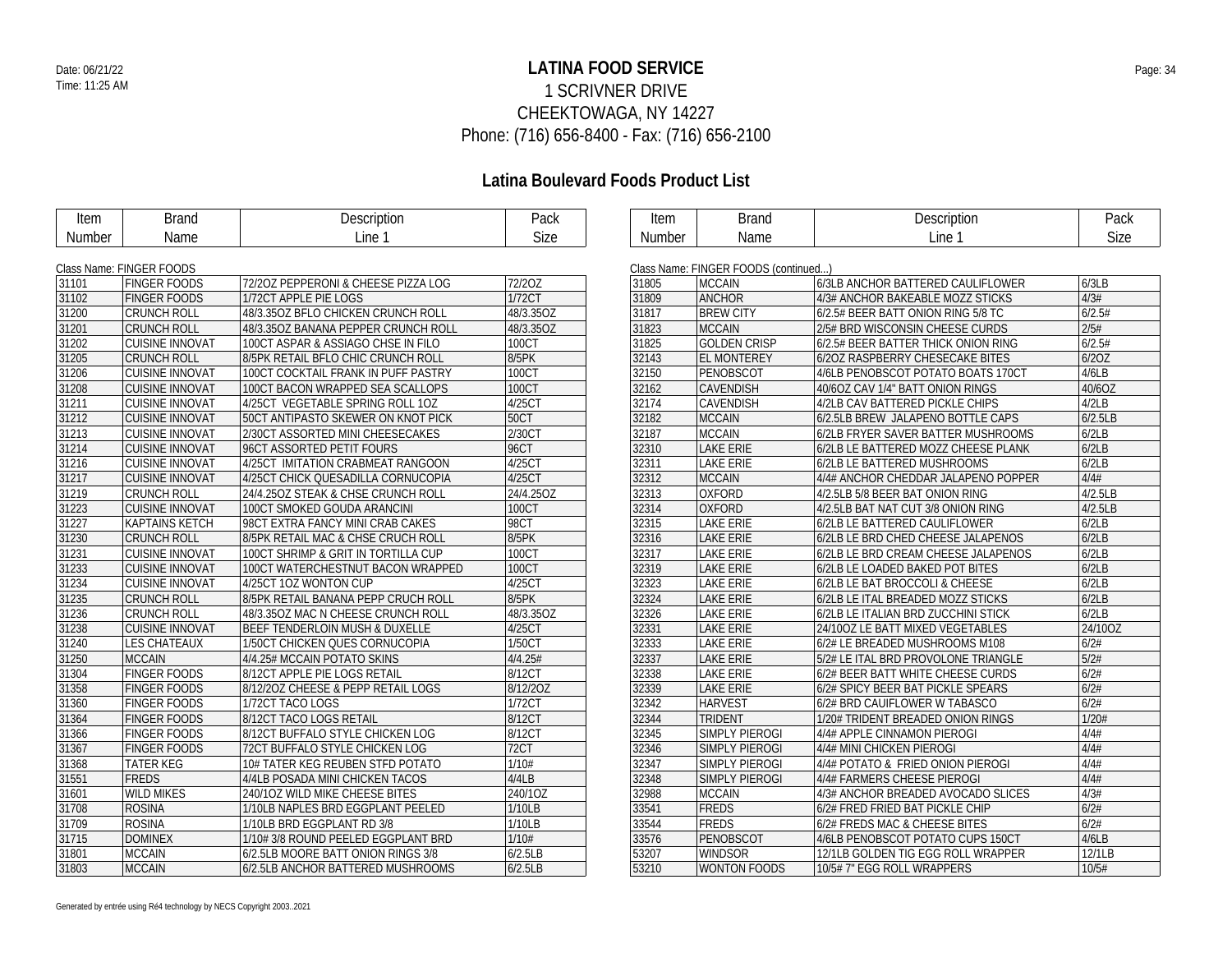Date: 06/21/22
Time: 11:25 AM

# LATINA FOOD SERVICE

1 SCRIVNER DRIVE
CHEEKTOWAGA, NY 14227
Phone: (716) 656-8400 - Fax: (716) 656-2100

## Latina Boulevard Foods Product List

Class Name: FINGER FOODS

| Item Number | Brand Name | Description Line 1 | Pack Size |
|---|---|---|---|
| 31101 | FINGER FOODS | 72/2OZ PEPPERONI & CHEESE PIZZA LOG | 72/2OZ |
| 31102 | FINGER FOODS | 1/72CT APPLE PIE LOGS | 1/72CT |
| 31200 | CRUNCH ROLL | 48/3.35OZ BFLO CHICKEN CRUNCH ROLL | 48/3.35OZ |
| 31201 | CRUNCH ROLL | 48/3.35OZ BANANA PEPPER CRUNCH ROLL | 48/3.35OZ |
| 31202 | CUISINE INNOVAT | 100CT ASPAR & ASSIAGO CHSE IN FILO | 100CT |
| 31205 | CRUNCH ROLL | 8/5PK RETAIL BFLO CHIC CRUNCH ROLL | 8/5PK |
| 31206 | CUISINE INNOVAT | 100CT COCKTAIL FRANK IN PUFF PASTRY | 100CT |
| 31208 | CUISINE INNOVAT | 100CT BACON WRAPPED SEA SCALLOPS | 100CT |
| 31211 | CUISINE INNOVAT | 4/25CT VEGETABLE SPRING ROLL 1OZ | 4/25CT |
| 31212 | CUISINE INNOVAT | 50CT ANTIPASTO SKEWER ON KNOT PICK | 50CT |
| 31213 | CUISINE INNOVAT | 2/30CT ASSORTED MINI CHEESECAKES | 2/30CT |
| 31214 | CUISINE INNOVAT | 96CT ASSORTED PETIT FOURS | 96CT |
| 31216 | CUISINE INNOVAT | 4/25CT IMITATION CRABMEAT RANGOON | 4/25CT |
| 31217 | CUISINE INNOVAT | 4/25CT CHICK QUESADILLA CORNUCOPIA | 4/25CT |
| 31219 | CRUNCH ROLL | 24/4.25OZ STEAK & CHSE CRUNCH ROLL | 24/4.25OZ |
| 31223 | CUISINE INNOVAT | 100CT SMOKED GOUDA ARANCINI | 100CT |
| 31227 | KAPTAINS KETCH | 98CT EXTRA FANCY MINI CRAB CAKES | 98CT |
| 31230 | CRUNCH ROLL | 8/5PK RETAIL MAC & CHSE CRUCH ROLL | 8/5PK |
| 31231 | CUISINE INNOVAT | 100CT SHRIMP & GRIT IN TORTILLA CUP | 100CT |
| 31233 | CUISINE INNOVAT | 100CT WATERCHESTNUT BACON WRAPPED | 100CT |
| 31234 | CUISINE INNOVAT | 4/25CT 1OZ WONTON CUP | 4/25CT |
| 31235 | CRUNCH ROLL | 8/5PK RETAIL BANANA PEPP CRUCH ROLL | 8/5PK |
| 31236 | CRUNCH ROLL | 48/3.35OZ MAC N CHEESE CRUNCH ROLL | 48/3.35OZ |
| 31238 | CUISINE INNOVAT | BEEF TENDERLOIN MUSH & DUXELLE | 4/25CT |
| 31240 | LES CHATEAUX | 1/50CT CHICKEN QUES CORNUCOPIA | 1/50CT |
| 31250 | MCCAIN | 4/4.25# MCCAIN POTATO SKINS | 4/4.25# |
| 31304 | FINGER FOODS | 8/12CT APPLE PIE LOGS RETAIL | 8/12CT |
| 31358 | FINGER FOODS | 8/12/2OZ CHEESE & PEPP RETAIL LOGS | 8/12/2OZ |
| 31360 | FINGER FOODS | 1/72CT TACO LOGS | 1/72CT |
| 31364 | FINGER FOODS | 8/12CT TACO LOGS RETAIL | 8/12CT |
| 31366 | FINGER FOODS | 8/12CT BUFFALO STYLE CHICKEN LOG | 8/12CT |
| 31367 | FINGER FOODS | 72CT BUFFALO STYLE CHICKEN LOG | 72CT |
| 31368 | TATER KEG | 10# TATER KEG REUBEN STFD POTATO | 1/10# |
| 31551 | FREDS | 4/4LB POSADA MINI CHICKEN TACOS | 4/4LB |
| 31601 | WILD MIKES | 240/1OZ WILD MIKE CHEESE BITES | 240/1OZ |
| 31708 | ROSINA | 1/10LB NAPLES BRD EGGPLANT PEELED | 1/10LB |
| 31709 | ROSINA | 1/10LB BRD EGGPLANT RD 3/8 | 1/10LB |
| 31715 | DOMINEX | 1/10# 3/8 ROUND PEELED EGGPLANT BRD | 1/10# |
| 31801 | MCCAIN | 6/2.5LB MOORE BATT ONION RINGS 3/8 | 6/2.5LB |
| 31803 | MCCAIN | 6/2.5LB ANCHOR BATTERED MUSHROOMS | 6/2.5LB |

Class Name: FINGER FOODS (continued...)

| Item Number | Brand Name | Description Line 1 | Pack Size |
|---|---|---|---|
| 31805 | MCCAIN | 6/3LB ANCHOR BATTERED CAULIFLOWER | 6/3LB |
| 31809 | ANCHOR | 4/3# ANCHOR BAKEABLE MOZZ STICKS | 4/3# |
| 31817 | BREW CITY | 6/2.5# BEER BATT ONION RING 5/8 TC | 6/2.5# |
| 31823 | MCCAIN | 2/5# BRD WISCONSIN CHEESE CURDS | 2/5# |
| 31825 | GOLDEN CRISP | 6/2.5# BEER BATTER THICK ONION RING | 6/2.5# |
| 32143 | EL MONTEREY | 6/2OZ RASPBERRY CHESECAKE BITES | 6/2OZ |
| 32150 | PENOBSCOT | 4/6LB PENOBSCOT POTATO BOATS 170CT | 4/6LB |
| 32162 | CAVENDISH | 40/6OZ CAV 1/4" BATT ONION RINGS | 40/6OZ |
| 32174 | CAVENDISH | 4/2LB CAV BATTERED PICKLE CHIPS | 4/2LB |
| 32182 | MCCAIN | 6/2.5LB BREW JALAPENO BOTTLE CAPS | 6/2.5LB |
| 32187 | MCCAIN | 6/2LB FRYER SAVER BATTER MUSHROOMS | 6/2LB |
| 32310 | LAKE ERIE | 6/2LB LE BATTERED MOZZ CHEESE PLANK | 6/2LB |
| 32311 | LAKE ERIE | 6/2LB LE BATTERED MUSHROOMS | 6/2LB |
| 32312 | MCCAIN | 4/4# ANCHOR CHEDDAR JALAPENO POPPER | 4/4# |
| 32313 | OXFORD | 4/2.5LB 5/8 BEER BAT ONION RING | 4/2.5LB |
| 32314 | OXFORD | 4/2.5LB BAT NAT CUT 3/8 ONION RING | 4/2.5LB |
| 32315 | LAKE ERIE | 6/2LB LE BATTERED CAULIFLOWER | 6/2LB |
| 32316 | LAKE ERIE | 6/2LB LE BRD CHED CHEESE JALAPENOS | 6/2LB |
| 32317 | LAKE ERIE | 6/2LB LE BRD CREAM CHEESE JALAPENOS | 6/2LB |
| 32319 | LAKE ERIE | 6/2LB LE LOADED BAKED POT BITES | 6/2LB |
| 32323 | LAKE ERIE | 6/2LB LE BAT BROCCOLI & CHEESE | 6/2LB |
| 32324 | LAKE ERIE | 6/2LB LE ITAL BREADED MOZZ STICKS | 6/2LB |
| 32326 | LAKE ERIE | 6/2LB LE ITALIAN BRD ZUCCHINI STICK | 6/2LB |
| 32331 | LAKE ERIE | 24/10OZ LE BATT MIXED VEGETABLES | 24/10OZ |
| 32333 | LAKE ERIE | 6/2# LE BREADED MUSHROOMS M108 | 6/2# |
| 32337 | LAKE ERIE | 5/2# LE ITAL BRD PROVOLONE TRIANGLE | 5/2# |
| 32338 | LAKE ERIE | 6/2# BEER BATT WHITE CHEESE CURDS | 6/2# |
| 32339 | LAKE ERIE | 6/2# SPICY BEER BAT PICKLE SPEARS | 6/2# |
| 32342 | HARVEST | 6/2# BRD CAUIFLOWER W TABASCO | 6/2# |
| 32344 | TRIDENT | 1/20# TRIDENT BREADED ONION RINGS | 1/20# |
| 32345 | SIMPLY PIEROGI | 4/4# APPLE CINNAMON PIEROGI | 4/4# |
| 32346 | SIMPLY PIEROGI | 4/4# MINI CHICKEN PIEROGI | 4/4# |
| 32347 | SIMPLY PIEROGI | 4/4# POTATO & FRIED ONION PIEROGI | 4/4# |
| 32348 | SIMPLY PIEROGI | 4/4# FARMERS CHEESE PIEROGI | 4/4# |
| 32988 | MCCAIN | 4/3# ANCHOR BREADED AVOCADO SLICES | 4/3# |
| 33541 | FREDS | 6/2# FRED FRIED BAT PICKLE CHIP | 6/2# |
| 33544 | FREDS | 6/2# FREDS MAC & CHEESE BITES | 6/2# |
| 33576 | PENOBSCOT | 4/6LB PENOBSCOT POTATO CUPS 150CT | 4/6LB |
| 53207 | WINDSOR | 12/1LB GOLDEN TIG EGG ROLL WRAPPER | 12/1LB |
| 53210 | WONTON FOODS | 10/5# 7" EGG ROLL WRAPPERS | 10/5# |

Generated by entrée using Ré4 technology by NECS Copyright 2003..2021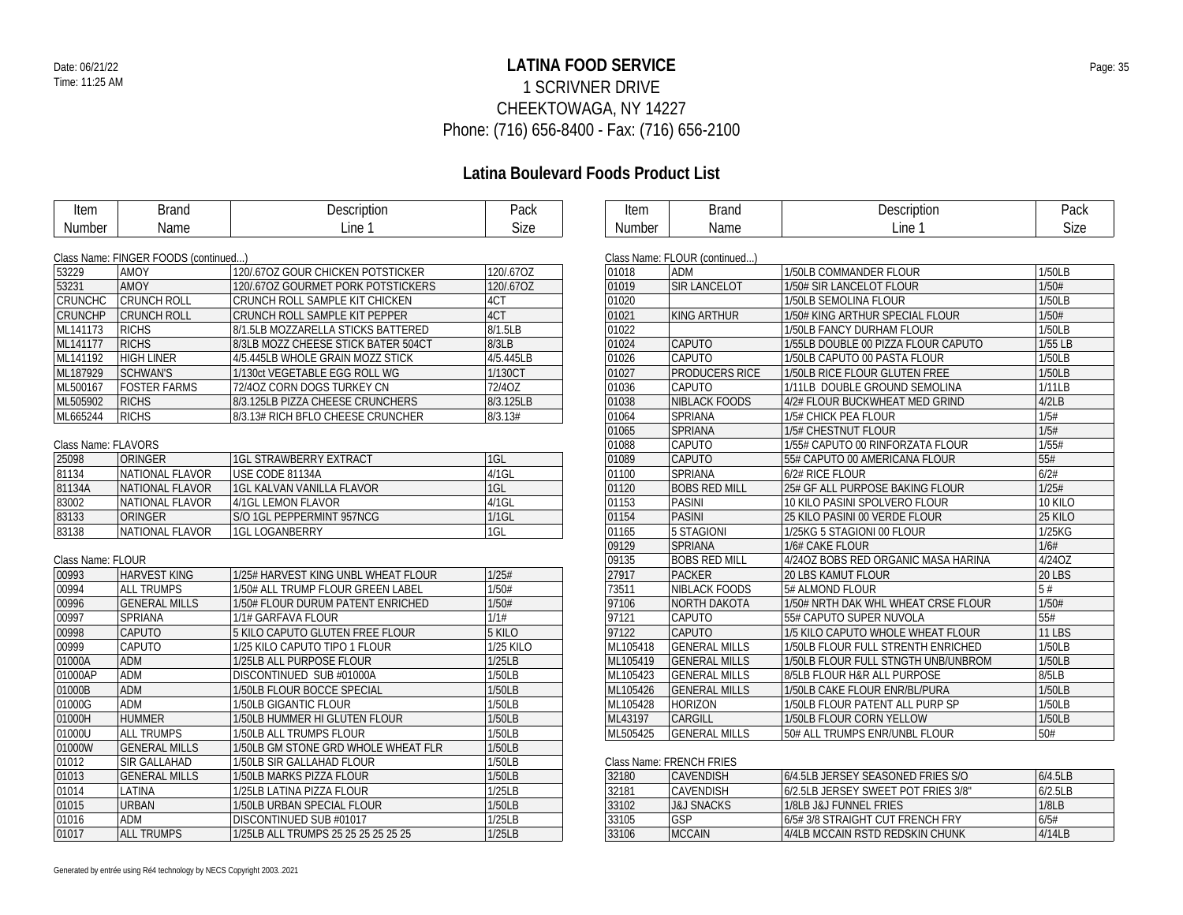# LATINA FOOD SERVICE

1 SCRIVNER DRIVE
CHEEKTOWAGA, NY 14227
Phone: (716) 656-8400 - Fax: (716) 656-2100

## Latina Boulevard Foods Product List

Class Name: FINGER FOODS (continued...)

| Item Number | Brand Name | Description Line 1 | Pack Size |
|---|---|---|---|
| 53229 | AMOY | 120/.67OZ GOUR CHICKEN POTSTICKER | 120/.67OZ |
| 53231 | AMOY | 120/.67OZ GOURMET PORK POTSTICKERS | 120/.67OZ |
| CRUNCHC | CRUNCH ROLL | CRUNCH ROLL SAMPLE KIT CHICKEN | 4CT |
| CRUNCHP | CRUNCH ROLL | CRUNCH ROLL SAMPLE KIT PEPPER | 4CT |
| ML141173 | RICHS | 8/1.5LB MOZZARELLA STICKS BATTERED | 8/1.5LB |
| ML141177 | RICHS | 8/3LB MOZZ CHEESE STICK BATER 504CT | 8/3LB |
| ML141192 | HIGH LINER | 4/5.445LB WHOLE GRAIN MOZZ STICK | 4/5.445LB |
| ML187929 | SCHWAN'S | 1/130ct VEGETABLE EGG ROLL WG | 1/130CT |
| ML500167 | FOSTER FARMS | 72/4OZ CORN DOGS TURKEY CN | 72/4OZ |
| ML505902 | RICHS | 8/3.125LB PIZZA CHEESE CRUNCHERS | 8/3.125LB |
| ML665244 | RICHS | 8/3.13# RICH BFLO CHEESE CRUNCHER | 8/3.13# |

Class Name: FLAVORS

| Item Number | Brand Name | Description Line 1 | Pack Size |
|---|---|---|---|
| 25098 | ORINGER | 1GL STRAWBERRY EXTRACT | 1GL |
| 81134 | NATIONAL FLAVOR | USE CODE 81134A | 4/1GL |
| 81134A | NATIONAL FLAVOR | 1GL KALVAN VANILLA FLAVOR | 1GL |
| 83002 | NATIONAL FLAVOR | 4/1GL LEMON FLAVOR | 4/1GL |
| 83133 | ORINGER | S/O 1GL PEPPERMINT 957NCG | 1/1GL |
| 83138 | NATIONAL FLAVOR | 1GL LOGANBERRY | 1GL |

Class Name: FLOUR

| Item Number | Brand Name | Description Line 1 | Pack Size |
|---|---|---|---|
| 00993 | HARVEST KING | 1/25# HARVEST KING UNBL WHEAT FLOUR | 1/25# |
| 00994 | ALL TRUMPS | 1/50# ALL TRUMP FLOUR GREEN LABEL | 1/50# |
| 00996 | GENERAL MILLS | 1/50# FLOUR DURUM PATENT ENRICHED | 1/50# |
| 00997 | SPRIANA | 1/1# GARFAVA FLOUR | 1/1# |
| 00998 | CAPUTO | 5 KILO CAPUTO GLUTEN FREE FLOUR | 5 KILO |
| 00999 | CAPUTO | 1/25 KILO CAPUTO TIPO 1 FLOUR | 1/25 KILO |
| 01000A | ADM | 1/25LB ALL PURPOSE FLOUR | 1/25LB |
| 01000AP | ADM | DISCONTINUED SUB #01000A | 1/50LB |
| 01000B | ADM | 1/50LB FLOUR BOCCE SPECIAL | 1/50LB |
| 01000G | ADM | 1/50LB GIGANTIC FLOUR | 1/50LB |
| 01000H | HUMMER | 1/50LB HUMMER HI GLUTEN FLOUR | 1/50LB |
| 01000U | ALL TRUMPS | 1/50LB ALL TRUMPS FLOUR | 1/50LB |
| 01000W | GENERAL MILLS | 1/50LB GM STONE GRD WHOLE WHEAT FLR | 1/50LB |
| 01012 | SIR GALLAHAD | 1/50LB SIR GALLAHAD FLOUR | 1/50LB |
| 01013 | GENERAL MILLS | 1/50LB MARKS PIZZA FLOUR | 1/50LB |
| 01014 | LATINA | 1/25LB LATINA PIZZA FLOUR | 1/25LB |
| 01015 | URBAN | 1/50LB URBAN SPECIAL FLOUR | 1/50LB |
| 01016 | ADM | DISCONTINUED SUB #01017 | 1/25LB |
| 01017 | ALL TRUMPS | 1/25LB ALL TRUMPS 25 25 25 25 25 25 | 1/25LB |

Class Name: FLOUR (continued...)

| Item Number | Brand Name | Description Line 1 | Pack Size |
|---|---|---|---|
| 01018 | ADM | 1/50LB COMMANDER FLOUR | 1/50LB |
| 01019 | SIR LANCELOT | 1/50# SIR LANCELOT FLOUR | 1/50# |
| 01020 | | 1/50LB SEMOLINA FLOUR | 1/50LB |
| 01021 | KING ARTHUR | 1/50# KING ARTHUR SPECIAL FLOUR | 1/50# |
| 01022 | | 1/50LB FANCY DURHAM FLOUR | 1/50LB |
| 01024 | CAPUTO | 1/55LB DOUBLE 00 PIZZA FLOUR CAPUTO | 1/55 LB |
| 01026 | CAPUTO | 1/50LB CAPUTO 00 PASTA FLOUR | 1/50LB |
| 01027 | PRODUCERS RICE | 1/50LB RICE FLOUR GLUTEN FREE | 1/50LB |
| 01036 | CAPUTO | 1/11LB DOUBLE GROUND SEMOLINA | 1/11LB |
| 01038 | NIBLACK FOODS | 4/2# FLOUR BUCKWHEAT MED GRIND | 4/2LB |
| 01064 | SPRIANA | 1/5# CHICK PEA FLOUR | 1/5# |
| 01065 | SPRIANA | 1/5# CHESTNUT FLOUR | 1/5# |
| 01088 | CAPUTO | 1/55# CAPUTO 00 RINFORZATA FLOUR | 1/55# |
| 01089 | CAPUTO | 55# CAPUTO 00 AMERICANA FLOUR | 55# |
| 01100 | SPRIANA | 6/2# RICE FLOUR | 6/2# |
| 01120 | BOBS RED MILL | 25# GF ALL PURPOSE BAKING FLOUR | 1/25# |
| 01153 | PASINI | 10 KILO PASINI SPOLVERO FLOUR | 10 KILO |
| 01154 | PASINI | 25 KILO PASINI 00 VERDE FLOUR | 25 KILO |
| 01165 | 5 STAGIONI | 1/25KG 5 STAGIONI 00 FLOUR | 1/25KG |
| 09129 | SPRIANA | 1/6# CAKE FLOUR | 1/6# |
| 09135 | BOBS RED MILL | 4/24OZ BOBS RED ORGANIC MASA HARINA | 4/24OZ |
| 27917 | PACKER | 20 LBS KAMUT FLOUR | 20 LBS |
| 73511 | NIBLACK FOODS | 5# ALMOND FLOUR | 5 # |
| 97106 | NORTH DAKOTA | 1/50# NRTH DAK WHL WHEAT CRSE FLOUR | 1/50# |
| 97121 | CAPUTO | 55# CAPUTO SUPER NUVOLA | 55# |
| 97122 | CAPUTO | 1/5 KILO CAPUTO WHOLE WHEAT FLOUR | 11 LBS |
| ML105418 | GENERAL MILLS | 1/50LB FLOUR FULL STRENTH ENRICHED | 1/50LB |
| ML105419 | GENERAL MILLS | 1/50LB FLOUR FULL STNGTH UNB/UNBROM | 1/50LB |
| ML105423 | GENERAL MILLS | 8/5LB FLOUR H&R ALL PURPOSE | 8/5LB |
| ML105426 | GENERAL MILLS | 1/50LB CAKE FLOUR ENR/BL/PURA | 1/50LB |
| ML105428 | HORIZON | 1/50LB FLOUR PATENT ALL PURP SP | 1/50LB |
| ML43197 | CARGILL | 1/50LB FLOUR CORN YELLOW | 1/50LB |
| ML505425 | GENERAL MILLS | 50# ALL TRUMPS ENR/UNBL FLOUR | 50# |

Class Name: FRENCH FRIES

| Item Number | Brand Name | Description Line 1 | Pack Size |
|---|---|---|---|
| 32180 | CAVENDISH | 6/4.5LB JERSEY SEASONED FRIES S/O | 6/4.5LB |
| 32181 | CAVENDISH | 6/2.5LB JERSEY SWEET POT FRIES 3/8" | 6/2.5LB |
| 33102 | J&J SNACKS | 1/8LB J&J FUNNEL FRIES | 1/8LB |
| 33105 | GSP | 6/5# 3/8 STRAIGHT CUT FRENCH FRY | 6/5# |
| 33106 | MCCAIN | 4/4LB MCCAIN RSTD REDSKIN CHUNK | 4/14LB |

Generated by entrée using Ré4 technology by NECS Copyright 2003..2021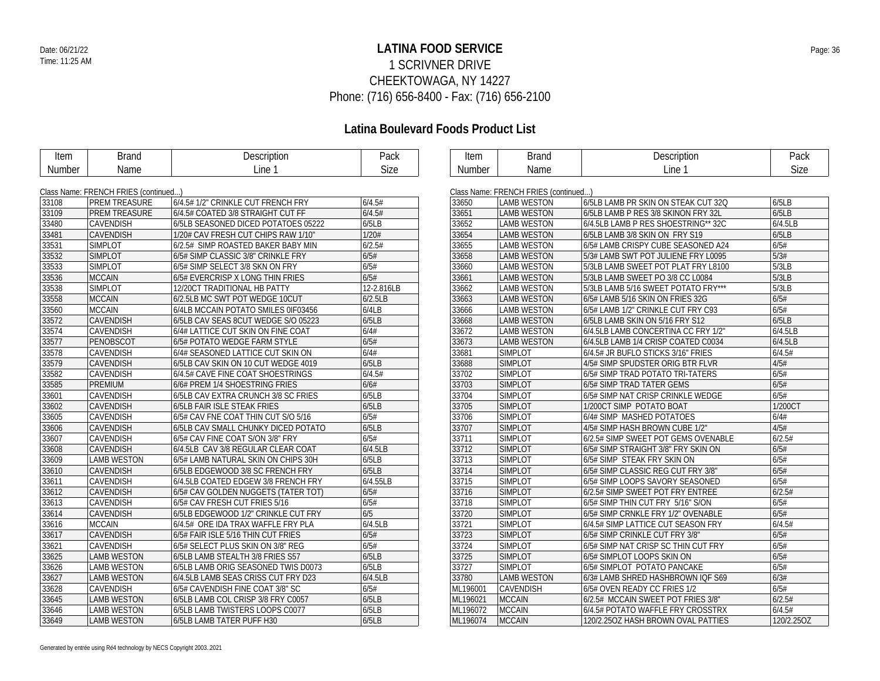# LATINA FOOD SERVICE

1 SCRIVNER DRIVE
CHEEKTOWAGA, NY 14227
Phone: (716) 656-8400 - Fax: (716) 656-2100

Date: 06/21/22
Time: 11:25 AM

## Latina Boulevard Foods Product List

Class Name: FRENCH FRIES (continued...)

| Item Number | Brand Name | Description Line 1 | Pack Size |
|---|---|---|---|
| 33108 | PREM TREASURE | 6/4.5# 1/2" CRINKLE CUT FRENCH FRY | 6/4.5# |
| 33109 | PREM TREASURE | 6/4.5# COATED 3/8 STRAIGHT CUT FF | 6/4.5# |
| 33480 | CAVENDISH | 6/5LB SEASONED DICED POTATOES 05222 | 6/5LB |
| 33481 | CAVENDISH | 1/20# CAV FRESH CUT CHIPS RAW 1/10" | 1/20# |
| 33531 | SIMPLOT | 6/2.5# SIMP ROASTED BAKER BABY MIN | 6/2.5# |
| 33532 | SIMPLOT | 6/5# SIMP CLASSIC 3/8" CRINKLE FRY | 6/5# |
| 33533 | SIMPLOT | 6/5# SIMP SELECT 3/8 SKN ON FRY | 6/5# |
| 33536 | MCCAIN | 6/5# EVERCRISP X LONG THIN FRIES | 6/5# |
| 33538 | SIMPLOT | 12/20CT TRADITIONAL HB PATTY | 12-2.816LB |
| 33558 | MCCAIN | 6/2.5LB MC SWT POT WEDGE 10CUT | 6/2.5LB |
| 33560 | MCCAIN | 6/4LB MCCAIN POTATO SMILES 0IF03456 | 6/4LB |
| 33572 | CAVENDISH | 6/5LB CAV SEAS 8CUT WEDGE S/O 05223 | 6/5LB |
| 33574 | CAVENDISH | 6/4# LATTICE CUT SKIN ON FINE COAT | 6/4# |
| 33577 | PENOBSCOT | 6/5# POTATO WEDGE FARM STYLE | 6/5# |
| 33578 | CAVENDISH | 6/4# SEASONED LATTICE CUT SKIN ON | 6/4# |
| 33579 | CAVENDISH | 6/5LB CAV SKIN ON 10 CUT WEDGE 4019 | 6/5LB |
| 33582 | CAVENDISH | 6/4.5# CAVE FINE COAT SHOESTRINGS | 6/4.5# |
| 33585 | PREMIUM | 6/6# PREM 1/4 SHOESTRING FRIES | 6/6# |
| 33601 | CAVENDISH | 6/5LB CAV EXTRA CRUNCH 3/8 SC FRIES | 6/5LB |
| 33602 | CAVENDISH | 6/5LB FAIR ISLE STEAK FRIES | 6/5LB |
| 33605 | CAVENDISH | 6/5# CAV FNE COAT THIN CUT S/O 5/16 | 6/5# |
| 33606 | CAVENDISH | 6/5LB CAV SMALL CHUNKY DICED POTATO | 6/5LB |
| 33607 | CAVENDISH | 6/5# CAV FINE COAT S/ON 3/8" FRY | 6/5# |
| 33608 | CAVENDISH | 6/4.5LB CAV 3/8 REGULAR CLEAR COAT | 6/4.5LB |
| 33609 | LAMB WESTON | 6/5# LAMB NATURAL SKIN ON CHIPS 30H | 6/5LB |
| 33610 | CAVENDISH | 6/5LB EDGEWOOD 3/8 SC FRENCH FRY | 6/5LB |
| 33611 | CAVENDISH | 6/4.5LB COATED EDGEW 3/8 FRENCH FRY | 6/4.55LB |
| 33612 | CAVENDISH | 6/5# CAV GOLDEN NUGGETS (TATER TOT) | 6/5# |
| 33613 | CAVENDISH | 6/5# CAV FRESH CUT FRIES 5/16 | 6/5# |
| 33614 | CAVENDISH | 6/5LB EDGEWOOD 1/2" CRINKLE CUT FRY | 6/5 |
| 33616 | MCCAIN | 6/4.5# ORE IDA TRAX WAFFLE FRY PLA | 6/4.5LB |
| 33617 | CAVENDISH | 6/5# FAIR ISLE 5/16 THIN CUT FRIES | 6/5# |
| 33621 | CAVENDISH | 6/5# SELECT PLUS SKIN ON 3/8" REG | 6/5# |
| 33625 | LAMB WESTON | 6/5LB LAMB STEALTH 3/8 FRIES S57 | 6/5LB |
| 33626 | LAMB WESTON | 6/5LB LAMB ORIG SEASONED TWIS D0073 | 6/5LB |
| 33627 | LAMB WESTON | 6/4.5LB LAMB SEAS CRISS CUT FRY D23 | 6/4.5LB |
| 33628 | CAVENDISH | 6/5# CAVENDISH FINE COAT 3/8" SC | 6/5# |
| 33645 | LAMB WESTON | 6/5LB LAMB COL CRISP 3/8 FRY C0057 | 6/5LB |
| 33646 | LAMB WESTON | 6/5LB LAMB TWISTERS LOOPS C0077 | 6/5LB |
| 33649 | LAMB WESTON | 6/5LB LAMB TATER PUFF H30 | 6/5LB |
| 33650 | LAMB WESTON | 6/5LB LAMB PR SKIN ON STEAK CUT 32Q | 6/5LB |
| 33651 | LAMB WESTON | 6/5LB LAMB P RES 3/8 SKINON FRY 32L | 6/5LB |
| 33652 | LAMB WESTON | 6/4.5LB LAMB P RES SHOESTRING** 32C | 6/4.5LB |
| 33654 | LAMB WESTON | 6/5LB LAMB 3/8 SKIN ON FRY S19 | 6/5LB |
| 33655 | LAMB WESTON | 6/5# LAMB CRISPY CUBE SEASONED A24 | 6/5# |
| 33658 | LAMB WESTON | 5/3# LAMB SWT POT JULIENE FRY L0095 | 5/3# |
| 33660 | LAMB WESTON | 5/3LB LAMB SWEET POT PLAT FRY L8100 | 5/3LB |
| 33661 | LAMB WESTON | 5/3LB LAMB SWEET PO 3/8 CC L0084 | 5/3LB |
| 33662 | LAMB WESTON | 5/3LB LAMB 5/16 SWEET POTATO FRY*** | 5/3LB |
| 33663 | LAMB WESTON | 6/5# LAMB 5/16 SKIN ON FRIES 32G | 6/5# |
| 33666 | LAMB WESTON | 6/5# LAMB 1/2" CRINKLE CUT FRY C93 | 6/5# |
| 33668 | LAMB WESTON | 6/5LB LAMB SKIN ON 5/16 FRY S12 | 6/5LB |
| 33672 | LAMB WESTON | 6/4.5LB LAMB CONCERTINA CC FRY 1/2" | 6/4.5LB |
| 33673 | LAMB WESTON | 6/4.5LB LAMB 1/4 CRISP COATED C0034 | 6/4.5LB |
| 33681 | SIMPLOT | 6/4.5# JR BUFLO STICKS 3/16" FRIES | 6/4.5# |
| 33688 | SIMPLOT | 4/5# SIMP SPUDSTER ORIG BTR FLVR | 4/5# |
| 33702 | SIMPLOT | 6/5# SIMP TRAD POTATO TRI-TATERS | 6/5# |
| 33703 | SIMPLOT | 6/5# SIMP TRAD TATER GEMS | 6/5# |
| 33704 | SIMPLOT | 6/5# SIMP NAT CRISP CRINKLE WEDGE | 6/5# |
| 33705 | SIMPLOT | 1/200CT SIMP POTATO BOAT | 1/200CT |
| 33706 | SIMPLOT | 6/4# SIMP MASHED POTATOES | 6/4# |
| 33707 | SIMPLOT | 4/5# SIMP HASH BROWN CUBE 1/2" | 4/5# |
| 33711 | SIMPLOT | 6/2.5# SIMP SWEET POT GEMS OVENABLE | 6/2.5# |
| 33712 | SIMPLOT | 6/5# SIMP STRAIGHT 3/8" FRY SKIN ON | 6/5# |
| 33713 | SIMPLOT | 6/5# SIMP STEAK FRY SKIN ON | 6/5# |
| 33714 | SIMPLOT | 6/5# SIMP CLASSIC REG CUT FRY 3/8" | 6/5# |
| 33715 | SIMPLOT | 6/5# SIMP LOOPS SAVORY SEASONED | 6/5# |
| 33716 | SIMPLOT | 6/2.5# SIMP SWEET POT FRY ENTREE | 6/2.5# |
| 33718 | SIMPLOT | 6/5# SIMP THIN CUT FRY 5/16" S/ON | 6/5# |
| 33720 | SIMPLOT | 6/5# SIMP CRNKLE FRY 1/2" OVENABLE | 6/5# |
| 33721 | SIMPLOT | 6/4.5# SIMP LATTICE CUT SEASON FRY | 6/4.5# |
| 33723 | SIMPLOT | 6/5# SIMP CRINKLE CUT FRY 3/8" | 6/5# |
| 33724 | SIMPLOT | 6/5# SIMP NAT CRISP SC THIN CUT FRY | 6/5# |
| 33725 | SIMPLOT | 6/5# SIMPLOT LOOPS SKIN ON | 6/5# |
| 33727 | SIMPLOT | 6/5# SIMPLOT POTATO PANCAKE | 6/5# |
| 33780 | LAMB WESTON | 6/3# LAMB SHRED HASHBROWN IQF S69 | 6/3# |
| ML196001 | CAVENDISH | 6/5# OVEN READY CC FRIES 1/2 | 6/5# |
| ML196021 | MCCAIN | 6/2.5# MCCAIN SWEET POT FRIES 3/8" | 6/2.5# |
| ML196072 | MCCAIN | 6/4.5# POTATO WAFFLE FRY CROSSTRX | 6/4.5# |
| ML196074 | MCCAIN | 120/2.25OZ HASH BROWN OVAL PATTIES | 120/2.25OZ |

Generated by entrée using Ré4 technology by NECS Copyright 2003..2021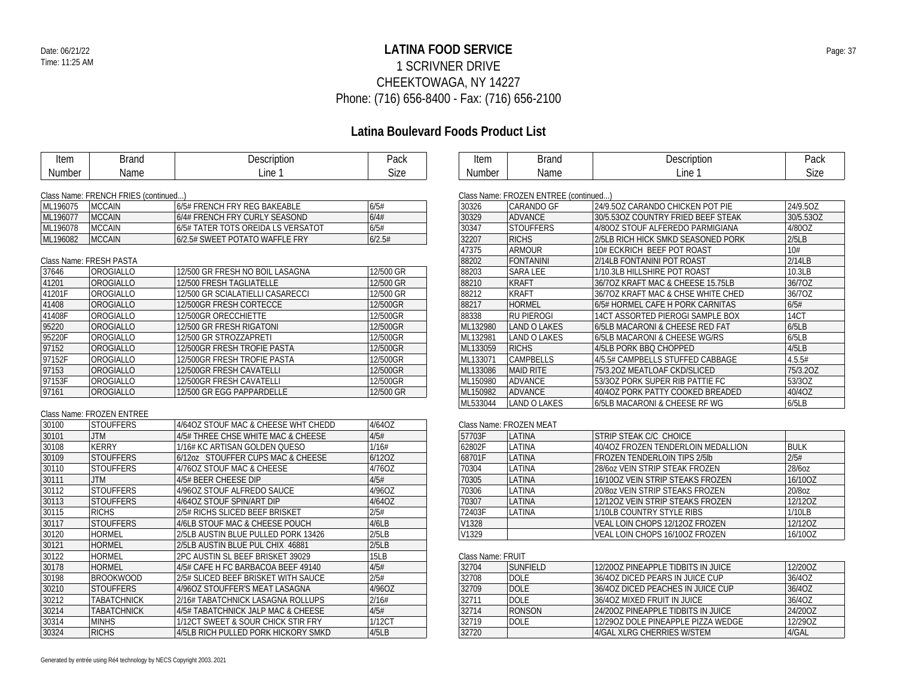Date: 06/21/22
Time: 11:25 AM

# LATINA FOOD SERVICE

1 SCRIVNER DRIVE
CHEEKTOWAGA, NY 14227
Phone: (716) 656-8400 - Fax: (716) 656-2100

## Latina Boulevard Foods Product List

Class Name: FRENCH FRIES (continued...)

| Item Number | Brand Name | Description Line 1 | Pack Size |
|---|---|---|---|
| ML196075 | MCCAIN | 6/5# FRENCH FRY REG BAKEABLE | 6/5# |
| ML196077 | MCCAIN | 6/4# FRENCH FRY CURLY SEASOND | 6/4# |
| ML196078 | MCCAIN | 6/5# TATER TOTS OREIDA LS VERSATOT | 6/5# |
| ML196082 | MCCAIN | 6/2.5# SWEET POTATO WAFFLE FRY | 6/2.5# |

Class Name: FRESH PASTA

| Item Number | Brand Name | Description Line 1 | Pack Size |
|---|---|---|---|
| 37646 | OROGIALLO | 12/500 GR FRESH NO BOIL LASAGNA | 12/500 GR |
| 41201 | OROGIALLO | 12/500 FRESH TAGLIATELLE | 12/500 GR |
| 41201F | OROGIALLO | 12/500 GR SCIALATIELLI CASARECCI | 12/500 GR |
| 41408 | OROGIALLO | 12/500GR FRESH CORTECCE | 12/500GR |
| 41408F | OROGIALLO | 12/500GR ORECCHIETTE | 12/500GR |
| 95220 | OROGIALLO | 12/500 GR FRESH RIGATONI | 12/500GR |
| 95220F | OROGIALLO | 12/500 GR STROZZAPRETI | 12/500GR |
| 97152 | OROGIALLO | 12/500GR FRESH TROFIE PASTA | 12/500GR |
| 97152F | OROGIALLO | 12/500GR FRESH TROFIE PASTA | 12/500GR |
| 97153 | OROGIALLO | 12/500GR FRESH CAVATELLI | 12/500GR |
| 97153F | OROGIALLO | 12/500GR FRESH CAVATELLI | 12/500GR |
| 97161 | OROGIALLO | 12/500 GR EGG PAPPARDELLE | 12/500 GR |

Class Name: FROZEN ENTREE

| Item Number | Brand Name | Description Line 1 | Pack Size |
|---|---|---|---|
| 30100 | STOUFFERS | 4/64OZ STOUF MAC & CHEESE WHT CHEDD | 4/64OZ |
| 30101 | JTM | 4/5# THREE CHSE WHITE MAC & CHEESE | 4/5# |
| 30108 | KERRY | 1/16# KC ARTISAN GOLDEN QUESO | 1/16# |
| 30109 | STOUFFERS | 6/12oz STOUFFER CUPS MAC & CHEESE | 6/12OZ |
| 30110 | STOUFFERS | 4/76OZ STOUF MAC & CHEESE | 4/76OZ |
| 30111 | JTM | 4/5# BEER CHEESE DIP | 4/5# |
| 30112 | STOUFFERS | 4/96OZ STOUF ALFREDO SAUCE | 4/96OZ |
| 30113 | STOUFFERS | 4/64OZ STOUF SPIN/ART DIP | 4/64OZ |
| 30115 | RICHS | 2/5# RICHS SLICED BEEF BRISKET | 2/5# |
| 30117 | STOUFFERS | 4/6LB STOUF MAC & CHEESE POUCH | 4/6LB |
| 30120 | HORMEL | 2/5LB AUSTIN BLUE PULLED PORK 13426 | 2/5LB |
| 30121 | HORMEL | 2/5LB AUSTIN BLUE PUL CHIX 46881 | 2/5LB |
| 30122 | HORMEL | 2PC AUSTIN SL BEEF BRISKET 39029 | 15LB |
| 30178 | HORMEL | 4/5# CAFE H FC BARBACOA BEEF 49140 | 4/5# |
| 30198 | BROOKWOOD | 2/5# SLICED BEEF BRISKET WITH SAUCE | 2/5# |
| 30210 | STOUFFERS | 4/96OZ STOUFFER'S MEAT LASAGNA | 4/96OZ |
| 30212 | TABATCHNICK | 2/16# TABATCHNICK LASAGNA ROLLUPS | 2/16# |
| 30214 | TABATCHNICK | 4/5# TABATCHNICK JALP MAC & CHEESE | 4/5# |
| 30314 | MINHS | 1/12CT SWEET & SOUR CHICK STIR FRY | 1/12CT |
| 30324 | RICHS | 4/5LB RICH PULLED PORK HICKORY SMKD | 4/5LB |

Class Name: FROZEN ENTREE (continued...)

| Item Number | Brand Name | Description Line 1 | Pack Size |
|---|---|---|---|
| 30326 | CARANDO GF | 24/9.5OZ CARANDO CHICKEN POT PIE | 24/9.5OZ |
| 30329 | ADVANCE | 30/5.53OZ COUNTRY FRIED BEEF STEAK | 30/5.53OZ |
| 30347 | STOUFFERS | 4/80OZ STOUF ALFEREDO PARMIGIANA | 4/80OZ |
| 32207 | RICHS | 2/5LB RICH HICK SMKD SEASONED PORK | 2/5LB |
| 47375 | ARMOUR | 10# ECKRICH BEEF POT ROAST | 10# |
| 88202 | FONTANINI | 2/14LB FONTANINI POT ROAST | 2/14LB |
| 88203 | SARA LEE | 1/10.3LB HILLSHIRE POT ROAST | 10.3LB |
| 88210 | KRAFT | 36/7OZ KRAFT MAC & CHEESE 15.75LB | 36/7OZ |
| 88212 | KRAFT | 36/7OZ KRAFT MAC & CHSE WHITE CHED | 36/7OZ |
| 88217 | HORMEL | 6/5# HORMEL CAFE H PORK CARNITAS | 6/5# |
| 88338 | RU PIEROGI | 14CT ASSORTED PIEROGI SAMPLE BOX | 14CT |
| ML132980 | LAND O LAKES | 6/5LB MACARONI & CHEESE RED FAT | 6/5LB |
| ML132981 | LAND O LAKES | 6/5LB MACARONI & CHEESE WG/RS | 6/5LB |
| ML133059 | RICHS | 4/5LB PORK BBQ CHOPPED | 4/5LB |
| ML133071 | CAMPBELLS | 4/5.5# CAMPBELLS STUFFED CABBAGE | 4.5.5# |
| ML133086 | MAID RITE | 75/3.2OZ MEATLOAF CKD/SLICED | 75/3.2OZ |
| ML150980 | ADVANCE | 53/3OZ PORK SUPER RIB PATTIE FC | 53/3OZ |
| ML150982 | ADVANCE | 40/4OZ PORK PATTY COOKED BREADED | 40/4OZ |
| ML533044 | LAND O LAKES | 6/5LB MACARONI & CHEESE RF WG | 6/5LB |

Class Name: FROZEN MEAT

| Item Number | Brand Name | Description Line 1 | Pack Size |
|---|---|---|---|
| 57703F | LATINA | STRIP STEAK C/C CHOICE | |
| 62802F | LATINA | 40/4OZ FROZEN TENDERLOIN MEDALLION | BULK |
| 68701F | LATINA | FROZEN TENDERLOIN TIPS 2/5lb | 2/5# |
| 70304 | LATINA | 28/6oz VEIN STRIP STEAK FROZEN | 28/6oz |
| 70305 | LATINA | 16/10OZ VEIN STRIP STEAKS FROZEN | 16/10OZ |
| 70306 | LATINA | 20/8oz VEIN STRIP STEAKS FROZEN | 20/8oz |
| 70307 | LATINA | 12/12OZ VEIN STRIP STEAKS FROZEN | 12/12OZ |
| 72403F | LATINA | 1/10LB COUNTRY STYLE RIBS | 1/10LB |
| V1328 | | VEAL LOIN CHOPS 12/12OZ FROZEN | 12/12OZ |
| V1329 | | VEAL LOIN CHOPS 16/10OZ FROZEN | 16/10OZ |

Class Name: FRUIT

| Item Number | Brand Name | Description Line 1 | Pack Size |
|---|---|---|---|
| 32704 | SUNFIELD | 12/20OZ PINEAPPLE TIDBITS IN JUICE | 12/20OZ |
| 32708 | DOLE | 36/4OZ DICED PEARS IN JUICE CUP | 36/4OZ |
| 32709 | DOLE | 36/4OZ DICED PEACHES IN JUICE CUP | 36/4OZ |
| 32711 | DOLE | 36/4OZ MIXED FRUIT IN JUICE | 36/4OZ |
| 32714 | RONSON | 24/20OZ PINEAPPLE TIDBITS IN JUICE | 24/20OZ |
| 32719 | DOLE | 12/29OZ DOLE PINEAPPLE PIZZA WEDGE | 12/29OZ |
| 32720 | | 4/GAL XLRG CHERRIES W/STEM | 4/GAL |

Generated by entrée using Ré4 technology by NECS Copyright 2003..2021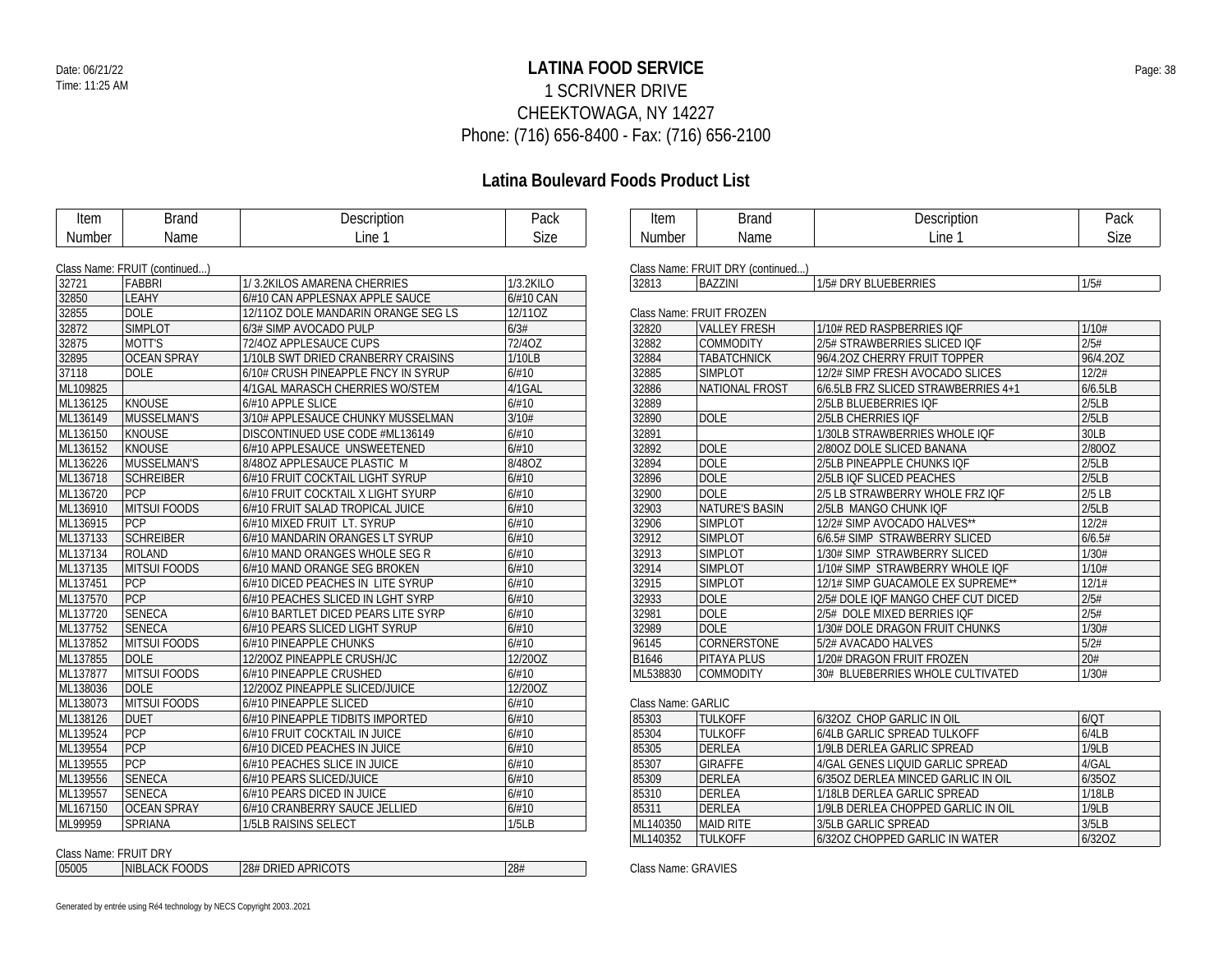# LATINA FOOD SERVICE

1 SCRIVNER DRIVE
CHEEKTOWAGA, NY 14227
Phone: (716) 656-8400 - Fax: (716) 656-2100

Date: 06/21/22
Time: 11:25 AM

## Latina Boulevard Foods Product List

Class Name: FRUIT (continued...)

| Item Number | Brand Name | Description Line 1 | Pack Size |
|---|---|---|---|
| 32721 | FABBRI | 1/ 3.2KILOS AMARENA CHERRIES | 1/3.2KILO |
| 32850 | LEAHY | 6/#10 CAN APPLESNAX APPLE SAUCE | 6/#10 CAN |
| 32855 | DOLE | 12/11OZ DOLE MANDARIN ORANGE SEG LS | 12/11OZ |
| 32872 | SIMPLOT | 6/3# SIMP AVOCADO PULP | 6/3# |
| 32875 | MOTT'S | 72/4OZ APPLESAUCE CUPS | 72/4OZ |
| 32895 | OCEAN SPRAY | 1/10LB SWT DRIED CRANBERRY CRAISINS | 1/10LB |
| 37118 | DOLE | 6/10# CRUSH PINEAPPLE FNCY IN SYRUP | 6/#10 |
| ML109825 | | 4/1GAL MARASCH CHERRIES WO/STEM | 4/1GAL |
| ML136125 | KNOUSE | 6/#10 APPLE SLICE | 6/#10 |
| ML136149 | MUSSELMAN'S | 3/10# APPLESAUCE CHUNKY MUSSELMAN | 3/10# |
| ML136150 | KNOUSE | DISCONTINUED USE CODE #ML136149 | 6/#10 |
| ML136152 | KNOUSE | 6/#10 APPLESAUCE UNSWEETENED | 6/#10 |
| ML136226 | MUSSELMAN'S | 8/48OZ APPLESAUCE PLASTIC M | 8/48OZ |
| ML136718 | SCHREIBER | 6/#10 FRUIT COCKTAIL LIGHT SYRUP | 6/#10 |
| ML136720 | PCP | 6/#10 FRUIT COCKTAIL X LIGHT SURYP | 6/#10 |
| ML136910 | MITSUI FOODS | 6/#10 FRUIT SALAD TROPICAL JUICE | 6/#10 |
| ML136915 | PCP | 6/#10 MIXED FRUIT LT. SYRUP | 6/#10 |
| ML137133 | SCHREIBER | 6/#10 MANDARIN ORANGES LT SYRUP | 6/#10 |
| ML137134 | ROLAND | 6/#10 MAND ORANGES WHOLE SEG R | 6/#10 |
| ML137135 | MITSUI FOODS | 6/#10 MAND ORANGE SEG BROKEN | 6/#10 |
| ML137451 | PCP | 6/#10 DICED PEACHES IN LITE SYRUP | 6/#10 |
| ML137570 | PCP | 6/#10 PEACHES SLICED IN LGHT SYRP | 6/#10 |
| ML137720 | SENECA | 6/#10 BARTLET DICED PEARS LITE SYRP | 6/#10 |
| ML137752 | SENECA | 6/#10 PEARS SLICED LIGHT SYRUP | 6/#10 |
| ML137852 | MITSUI FOODS | 6/#10 PINEAPPLE CHUNKS | 6/#10 |
| ML137855 | DOLE | 12/20OZ PINEAPPLE CRUSH/JC | 12/20OZ |
| ML137877 | MITSUI FOODS | 6/#10 PINEAPPLE CRUSHED | 6/#10 |
| ML138036 | DOLE | 12/20OZ PINEAPPLE SLICED/JUICE | 12/20OZ |
| ML138073 | MITSUI FOODS | 6/#10 PINEAPPLE SLICED | 6/#10 |
| ML138126 | DUET | 6/#10 PINEAPPLE TIDBITS IMPORTED | 6/#10 |
| ML139524 | PCP | 6/#10 FRUIT COCKTAIL IN JUICE | 6/#10 |
| ML139554 | PCP | 6/#10 DICED PEACHES IN JUICE | 6/#10 |
| ML139555 | PCP | 6/#10 PEACHES SLICE IN JUICE | 6/#10 |
| ML139556 | SENECA | 6/#10 PEARS SLICED/JUICE | 6/#10 |
| ML139557 | SENECA | 6/#10 PEARS DICED IN JUICE | 6/#10 |
| ML167150 | OCEAN SPRAY | 6/#10 CRANBERRY SAUCE JELLIED | 6/#10 |
| ML99959 | SPRIANA | 1/5LB RAISINS SELECT | 1/5LB |

Class Name: FRUIT DRY

| Item Number | Brand Name | Description Line 1 | Pack Size |
|---|---|---|---|
| 05005 | NIBLACK FOODS | 28# DRIED APRICOTS | 28# |

Class Name: FRUIT DRY (continued...)

| Item Number | Brand Name | Description Line 1 | Pack Size |
|---|---|---|---|
| 32813 | BAZZINI | 1/5# DRY BLUEBERRIES | 1/5# |

Class Name: FRUIT FROZEN

| Item Number | Brand Name | Description Line 1 | Pack Size |
|---|---|---|---|
| 32820 | VALLEY FRESH | 1/10# RED RASPBERRIES IQF | 1/10# |
| 32882 | COMMODITY | 2/5# STRAWBERRIES SLICED IQF | 2/5# |
| 32884 | TABATCHNICK | 96/4.2OZ CHERRY FRUIT TOPPER | 96/4.2OZ |
| 32885 | SIMPLOT | 12/2# SIMP FRESH AVOCADO SLICES | 12/2# |
| 32886 | NATIONAL FROST | 6/6.5LB FRZ SLICED STRAWBERRIES 4+1 | 6/6.5LB |
| 32889 | | 2/5LB BLUEBERRIES IQF | 2/5LB |
| 32890 | DOLE | 2/5LB CHERRIES IQF | 2/5LB |
| 32891 | | 1/30LB STRAWBERRIES WHOLE IQF | 30LB |
| 32892 | DOLE | 2/80OZ DOLE SLICED BANANA | 2/80OZ |
| 32894 | DOLE | 2/5LB PINEAPPLE CHUNKS IQF | 2/5LB |
| 32896 | DOLE | 2/5LB IQF SLICED PEACHES | 2/5LB |
| 32900 | DOLE | 2/5 LB STRAWBERRY WHOLE FRZ IQF | 2/5 LB |
| 32903 | NATURE'S BASIN | 2/5LB MANGO CHUNK IQF | 2/5LB |
| 32906 | SIMPLOT | 12/2# SIMP AVOCADO HALVES** | 12/2# |
| 32912 | SIMPLOT | 6/6.5# SIMP STRAWBERRY SLICED | 6/6.5# |
| 32913 | SIMPLOT | 1/30# SIMP STRAWBERRY SLICED | 1/30# |
| 32914 | SIMPLOT | 1/10# SIMP STRAWBERRY WHOLE IQF | 1/10# |
| 32915 | SIMPLOT | 12/1# SIMP GUACAMOLE EX SUPREME** | 12/1# |
| 32933 | DOLE | 2/5# DOLE IQF MANGO CHEF CUT DICED | 2/5# |
| 32981 | DOLE | 2/5# DOLE MIXED BERRIES IQF | 2/5# |
| 32989 | DOLE | 1/30# DOLE DRAGON FRUIT CHUNKS | 1/30# |
| 96145 | CORNERSTONE | 5/2# AVACADO HALVES | 5/2# |
| B1646 | PITAYA PLUS | 1/20# DRAGON FRUIT FROZEN | 20# |
| ML538830 | COMMODITY | 30# BLUEBERRIES WHOLE CULTIVATED | 1/30# |

Class Name: GARLIC

| Item Number | Brand Name | Description Line 1 | Pack Size |
|---|---|---|---|
| 85303 | TULKOFF | 6/32OZ CHOP GARLIC IN OIL | 6/QT |
| 85304 | TULKOFF | 6/4LB GARLIC SPREAD TULKOFF | 6/4LB |
| 85305 | DERLEA | 1/9LB DERLEA GARLIC SPREAD | 1/9LB |
| 85307 | GIRAFFE | 4/GAL GENES LIQUID GARLIC SPREAD | 4/GAL |
| 85309 | DERLEA | 6/35OZ DERLEA MINCED GARLIC IN OIL | 6/35OZ |
| 85310 | DERLEA | 1/18LB DERLEA GARLIC SPREAD | 1/18LB |
| 85311 | DERLEA | 1/9LB DERLEA CHOPPED GARLIC IN OIL | 1/9LB |
| ML140350 | MAID RITE | 3/5LB GARLIC SPREAD | 3/5LB |
| ML140352 | TULKOFF | 6/32OZ CHOPPED GARLIC IN WATER | 6/32OZ |

Class Name: GRAVIES

Generated by entrée using Ré4 technology by NECS Copyright 2003..2021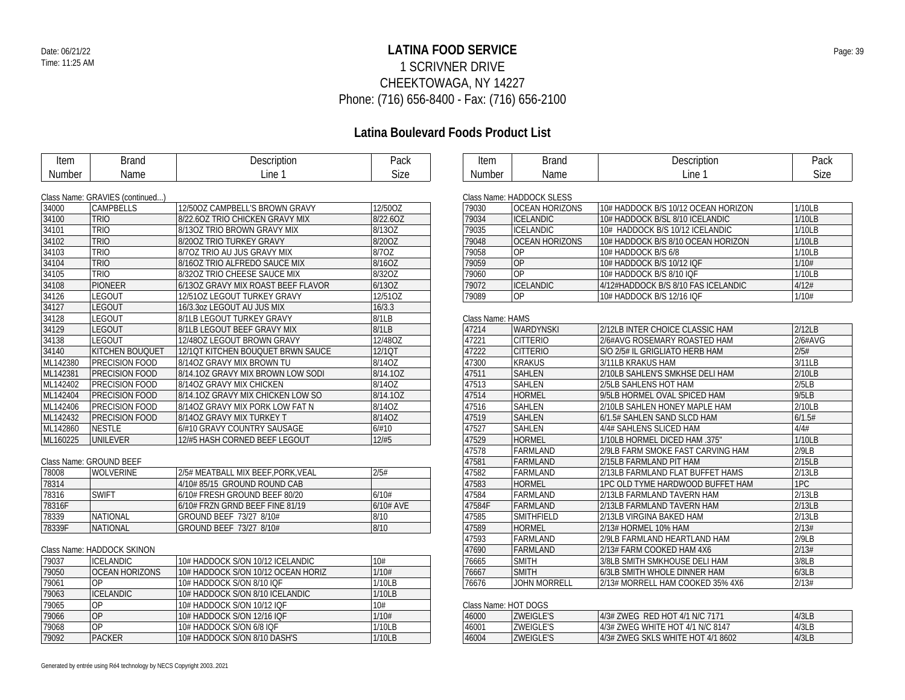# LATINA FOOD SERVICE

1 SCRIVNER DRIVE
CHEEKTOWAGA, NY 14227
Phone: (716) 656-8400 - Fax: (716) 656-2100

Date: 06/21/22
Time: 11:25 AM

## Latina Boulevard Foods Product List

Class Name: GRAVIES (continued...)

| Item Number | Brand Name | Description Line 1 | Pack Size |
|---|---|---|---|
| 34000 | CAMPBELLS | 12/50OZ CAMPBELL'S BROWN GRAVY | 12/50OZ |
| 34100 | TRIO | 8/22.6OZ TRIO CHICKEN GRAVY MIX | 8/22.6OZ |
| 34101 | TRIO | 8/13OZ TRIO BROWN GRAVY MIX | 8/13OZ |
| 34102 | TRIO | 8/20OZ TRIO TURKEY GRAVY | 8/20OZ |
| 34103 | TRIO | 8/7OZ TRIO AU JUS GRAVY MIX | 8/7OZ |
| 34104 | TRIO | 8/16OZ TRIO ALFREDO SAUCE MIX | 8/16OZ |
| 34105 | TRIO | 8/32OZ TRIO CHEESE SAUCE MIX | 8/32OZ |
| 34108 | PIONEER | 6/13OZ GRAVY MIX ROAST BEEF FLAVOR | 6/13OZ |
| 34126 | LEGOUT | 12/51OZ LEGOUT TURKEY GRAVY | 12/51OZ |
| 34127 | LEGOUT | 16/3.3oz LEGOUT AU JUS MIX | 16/3.3 |
| 34128 | LEGOUT | 8/1LB LEGOUT TURKEY GRAVY | 8/1LB |
| 34129 | LEGOUT | 8/1LB LEGOUT BEEF GRAVY MIX | 8/1LB |
| 34138 | LEGOUT | 12/48OZ LEGOUT BROWN GRAVY | 12/48OZ |
| 34140 | KITCHEN BOUQUET | 12/1QT KITCHEN BOUQUET BRWN SAUCE | 12/1QT |
| ML142380 | PRECISION FOOD | 8/14OZ GRAVY MIX BROWN TU | 8/14OZ |
| ML142381 | PRECISION FOOD | 8/14.1OZ GRAVY MIX BROWN LOW SODI | 8/14.1OZ |
| ML142402 | PRECISION FOOD | 8/14OZ GRAVY MIX CHICKEN | 8/14OZ |
| ML142404 | PRECISION FOOD | 8/14.1OZ GRAVY MIX CHICKEN LOW SO | 8/14.1OZ |
| ML142406 | PRECISION FOOD | 8/14OZ GRAVY MIX PORK LOW FAT N | 8/14OZ |
| ML142432 | PRECISION FOOD | 8/14OZ GRAVY MIX TURKEY T | 8/14OZ |
| ML142860 | NESTLE | 6/#10 GRAVY COUNTRY SAUSAGE | 6/#10 |
| ML160225 | UNILEVER | 12/#5 HASH CORNED BEEF LEGOUT | 12/#5 |

Class Name: GROUND BEEF

| Item Number | Brand Name | Description Line 1 | Pack Size |
|---|---|---|---|
| 78008 | WOLVERINE | 2/5# MEATBALL MIX BEEF,PORK,VEAL | 2/5# |
| 78314 | | 4/10# 85/15 GROUND ROUND CAB | |
| 78316 | SWIFT | 6/10# FRESH GROUND BEEF 80/20 | 6/10# |
| 78316F | | 6/10# FRZN GRND BEEF FINE 81/19 | 6/10# AVE |
| 78339 | NATIONAL | GROUND BEEF 73/27 8/10# | 8/10 |
| 78339F | NATIONAL | GROUND BEEF 73/27 8/10# | 8/10 |

Class Name: HADDOCK SKINON

| Item Number | Brand Name | Description Line 1 | Pack Size |
|---|---|---|---|
| 79037 | ICELANDIC | 10# HADDOCK S/ON 10/12 ICELANDIC | 10# |
| 79050 | OCEAN HORIZONS | 10# HADDOCK S/ON 10/12 OCEAN HORIZ | 1/10# |
| 79061 | OP | 10# HADDOCK S/ON 8/10 IQF | 1/10LB |
| 79063 | ICELANDIC | 10# HADDOCK S/ON 8/10 ICELANDIC | 1/10LB |
| 79065 | OP | 10# HADDOCK S/ON 10/12 IQF | 10# |
| 79066 | OP | 10# HADDOCK S/ON 12/16 IQF | 1/10# |
| 79068 | OP | 10# HADDOCK S/ON 6/8 IQF | 1/10LB |
| 79092 | PACKER | 10# HADDOCK S/ON 8/10 DASH'S | 1/10LB |

Class Name: HADDOCK SLESS

| Item Number | Brand Name | Description Line 1 | Pack Size |
|---|---|---|---|
| 79030 | OCEAN HORIZONS | 10# HADDOCK B/S 10/12 OCEAN HORIZON | 1/10LB |
| 79034 | ICELANDIC | 10# HADDOCK B/SL 8/10 ICELANDIC | 1/10LB |
| 79035 | ICELANDIC | 10# HADDOCK B/S 10/12 ICELANDIC | 1/10LB |
| 79048 | OCEAN HORIZONS | 10# HADDOCK B/S 8/10 OCEAN HORIZON | 1/10LB |
| 79058 | OP | 10# HADDOCK B/S 6/8 | 1/10LB |
| 79059 | OP | 10# HADDOCK B/S 10/12 IQF | 1/10# |
| 79060 | OP | 10# HADDOCK B/S 8/10 IQF | 1/10LB |
| 79072 | ICELANDIC | 4/12#HADDOCK B/S 8/10 FAS ICELANDIC | 4/12# |
| 79089 | OP | 10# HADDOCK B/S 12/16 IQF | 1/10# |

Class Name: HAMS

| Item Number | Brand Name | Description Line 1 | Pack Size |
|---|---|---|---|
| 47214 | WARDYNSKI | 2/12LB INTER CHOICE CLASSIC HAM | 2/12LB |
| 47221 | CITTERIO | 2/6#AVG ROSEMARY ROASTED HAM | 2/6#AVG |
| 47222 | CITTERIO | S/O 2/5# IL GRIGLIATO HERB HAM | 2/5# |
| 47300 | KRAKUS | 3/11LB KRAKUS HAM | 3/11LB |
| 47511 | SAHLEN | 2/10LB SAHLEN'S SMKHSE DELI HAM | 2/10LB |
| 47513 | SAHLEN | 2/5LB SAHLENS HOT HAM | 2/5LB |
| 47514 | HORMEL | 9/5LB HORMEL OVAL SPICED HAM | 9/5LB |
| 47516 | SAHLEN | 2/10LB SAHLEN HONEY MAPLE HAM | 2/10LB |
| 47519 | SAHLEN | 6/1.5# SAHLEN SAND SLCD HAM | 6/1.5# |
| 47527 | SAHLEN | 4/4# SAHLENS SLICED HAM | 4/4# |
| 47529 | HORMEL | 1/10LB HORMEL DICED HAM .375" | 1/10LB |
| 47578 | FARMLAND | 2/9LB FARM SMOKE FAST CARVING HAM | 2/9LB |
| 47581 | FARMLAND | 2/15LB FARMLAND PIT HAM | 2/15LB |
| 47582 | FARMLAND | 2/13LB FARMLAND FLAT BUFFET HAMS | 2/13LB |
| 47583 | HORMEL | 1PC OLD TYME HARDWOOD BUFFET HAM | 1PC |
| 47584 | FARMLAND | 2/13LB FARMLAND TAVERN HAM | 2/13LB |
| 47584F | FARMLAND | 2/13LB FARMLAND TAVERN HAM | 2/13LB |
| 47585 | SMITHFIELD | 2/13LB VIRGINA BAKED HAM | 2/13LB |
| 47589 | HORMEL | 2/13# HORMEL 10% HAM | 2/13# |
| 47593 | FARMLAND | 2/9LB FARMLAND HEARTLAND HAM | 2/9LB |
| 47690 | FARMLAND | 2/13# FARM COOKED HAM 4X6 | 2/13# |
| 76665 | SMITH | 3/8LB SMITH SMKHOUSE DELI HAM | 3/8LB |
| 76667 | SMITH | 6/3LB SMITH WHOLE DINNER HAM | 6/3LB |
| 76676 | JOHN MORRELL | 2/13# MORRELL HAM COOKED 35% 4X6 | 2/13# |

Class Name: HOT DOGS

| Item Number | Brand Name | Description Line 1 | Pack Size |
|---|---|---|---|
| 46000 | ZWEIGLE'S | 4/3# ZWEG RED HOT 4/1 N/C 7171 | 4/3LB |
| 46001 | ZWEIGLE'S | 4/3# ZWEG WHITE HOT 4/1 N/C 8147 | 4/3LB |
| 46004 | ZWEIGLE'S | 4/3# ZWEG SKLS WHITE HOT 4/1 8602 | 4/3LB |

Generated by entrée using Ré4 technology by NECS Copyright 2003..2021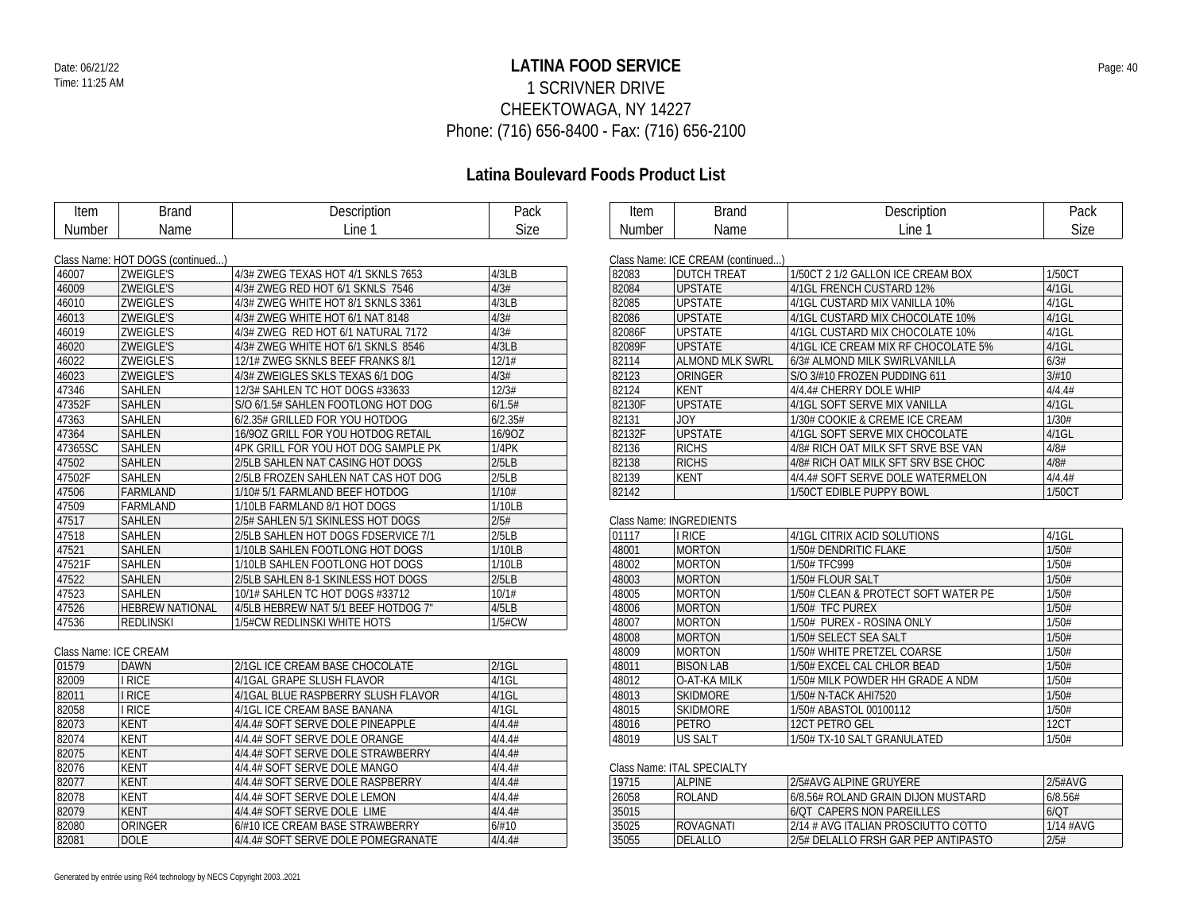# LATINA FOOD SERVICE

1 SCRIVNER DRIVE
CHEEKTOWAGA, NY 14227
Phone: (716) 656-8400 - Fax: (716) 656-2100

Date: 06/21/22
Time: 11:25 AM

## Latina Boulevard Foods Product List

Class Name: HOT DOGS (continued...)

| Item Number | Brand Name | Description Line 1 | Pack Size |
|---|---|---|---|
| 46007 | ZWEIGLE'S | 4/3# ZWEG TEXAS HOT 4/1 SKNLS 7653 | 4/3LB |
| 46009 | ZWEIGLE'S | 4/3# ZWEG RED HOT 6/1 SKNLS 7546 | 4/3# |
| 46010 | ZWEIGLE'S | 4/3# ZWEG WHITE HOT 8/1 SKNLS 3361 | 4/3LB |
| 46013 | ZWEIGLE'S | 4/3# ZWEG WHITE HOT 6/1 NAT 8148 | 4/3# |
| 46019 | ZWEIGLE'S | 4/3# ZWEG RED HOT 6/1 NATURAL 7172 | 4/3# |
| 46020 | ZWEIGLE'S | 4/3# ZWEG WHITE HOT 6/1 SKNLS 8546 | 4/3LB |
| 46022 | ZWEIGLE'S | 12/1# ZWEG SKNLS BEEF FRANKS 8/1 | 12/1# |
| 46023 | ZWEIGLE'S | 4/3# ZWEIGLES SKLS TEXAS 6/1 DOG | 4/3# |
| 47346 | SAHLEN | 12/3# SAHLEN TC HOT DOGS #33633 | 12/3# |
| 47352F | SAHLEN | S/O 6/1.5# SAHLEN FOOTLONG HOT DOG | 6/1.5# |
| 47363 | SAHLEN | 6/2.35# GRILLED FOR YOU HOTDOG | 6/2.35# |
| 47364 | SAHLEN | 16/9OZ GRILL FOR YOU HOTDOG RETAIL | 16/9OZ |
| 47365SC | SAHLEN | 4PK GRILL FOR YOU HOT DOG SAMPLE PK | 1/4PK |
| 47502 | SAHLEN | 2/5LB SAHLEN NAT CASING HOT DOGS | 2/5LB |
| 47502F | SAHLEN | 2/5LB FROZEN SAHLEN NAT CAS HOT DOG | 2/5LB |
| 47506 | FARMLAND | 1/10# 5/1 FARMLAND BEEF HOTDOG | 1/10# |
| 47509 | FARMLAND | 1/10LB FARMLAND 8/1 HOT DOGS | 1/10LB |
| 47517 | SAHLEN | 2/5# SAHLEN 5/1 SKINLESS HOT DOGS | 2/5# |
| 47518 | SAHLEN | 2/5LB SAHLEN HOT DOGS FDSERVICE 7/1 | 2/5LB |
| 47521 | SAHLEN | 1/10LB SAHLEN FOOTLONG HOT DOGS | 1/10LB |
| 47521F | SAHLEN | 1/10LB SAHLEN FOOTLONG HOT DOGS | 1/10LB |
| 47522 | SAHLEN | 2/5LB SAHLEN 8-1 SKINLESS HOT DOGS | 2/5LB |
| 47523 | SAHLEN | 10/1# SAHLEN TC HOT DOGS #33712 | 10/1# |
| 47526 | HEBREW NATIONAL | 4/5LB HEBREW NAT 5/1 BEEF HOTDOG 7" | 4/5LB |
| 47536 | REDLINSKI | 1/5#CW REDLINSKI WHITE HOTS | 1/5#CW |

Class Name: ICE CREAM

| Item Number | Brand Name | Description Line 1 | Pack Size |
|---|---|---|---|
| 01579 | DAWN | 2/1GL ICE CREAM BASE CHOCOLATE | 2/1GL |
| 82009 | I RICE | 4/1GAL GRAPE SLUSH FLAVOR | 4/1GL |
| 82011 | I RICE | 4/1GAL BLUE RASPBERRY SLUSH FLAVOR | 4/1GL |
| 82058 | I RICE | 4/1GL ICE CREAM BASE BANANA | 4/1GL |
| 82073 | KENT | 4/4.4# SOFT SERVE DOLE PINEAPPLE | 4/4.4# |
| 82074 | KENT | 4/4.4# SOFT SERVE DOLE ORANGE | 4/4.4# |
| 82075 | KENT | 4/4.4# SOFT SERVE DOLE STRAWBERRY | 4/4.4# |
| 82076 | KENT | 4/4.4# SOFT SERVE DOLE MANGO | 4/4.4# |
| 82077 | KENT | 4/4.4# SOFT SERVE DOLE RASPBERRY | 4/4.4# |
| 82078 | KENT | 4/4.4# SOFT SERVE DOLE LEMON | 4/4.4# |
| 82079 | KENT | 4/4.4# SOFT SERVE DOLE LIME | 4/4.4# |
| 82080 | ORINGER | 6/#10 ICE CREAM BASE STRAWBERRY | 6/#10 |
| 82081 | DOLE | 4/4.4# SOFT SERVE DOLE POMEGRANATE | 4/4.4# |

Class Name: ICE CREAM (continued...)

| Item Number | Brand Name | Description Line 1 | Pack Size |
|---|---|---|---|
| 82083 | DUTCH TREAT | 1/50CT 2 1/2 GALLON ICE CREAM BOX | 1/50CT |
| 82084 | UPSTATE | 4/1GL FRENCH CUSTARD 12% | 4/1GL |
| 82085 | UPSTATE | 4/1GL CUSTARD MIX VANILLA 10% | 4/1GL |
| 82086 | UPSTATE | 4/1GL CUSTARD MIX CHOCOLATE 10% | 4/1GL |
| 82086F | UPSTATE | 4/1GL CUSTARD MIX CHOCOLATE 10% | 4/1GL |
| 82089F | UPSTATE | 4/1GL ICE CREAM MIX RF CHOCOLATE 5% | 4/1GL |
| 82114 | ALMOND MLK SWRL | 6/3# ALMOND MILK SWIRLVANILLA | 6/3# |
| 82123 | ORINGER | S/O 3/#10 FROZEN PUDDING 611 | 3/#10 |
| 82124 | KENT | 4/4.4# CHERRY DOLE WHIP | 4/4.4# |
| 82130F | UPSTATE | 4/1GL SOFT SERVE MIX VANILLA | 4/1GL |
| 82131 | JOY | 1/30# COOKIE & CREME ICE CREAM | 1/30# |
| 82132F | UPSTATE | 4/1GL SOFT SERVE MIX CHOCOLATE | 4/1GL |
| 82136 | RICHS | 4/8# RICH OAT MILK SFT SRVE BSE VAN | 4/8# |
| 82138 | RICHS | 4/8# RICH OAT MILK SFT SRV BSE CHOC | 4/8# |
| 82139 | KENT | 4/4.4# SOFT SERVE DOLE WATERMELON | 4/4.4# |
| 82142 | | 1/50CT EDIBLE PUPPY BOWL | 1/50CT |

Class Name: INGREDIENTS

| Item Number | Brand Name | Description Line 1 | Pack Size |
|---|---|---|---|
| 01117 | I RICE | 4/1GL CITRIX ACID SOLUTIONS | 4/1GL |
| 48001 | MORTON | 1/50# DENDRITIC FLAKE | 1/50# |
| 48002 | MORTON | 1/50# TFC999 | 1/50# |
| 48003 | MORTON | 1/50# FLOUR SALT | 1/50# |
| 48005 | MORTON | 1/50# CLEAN & PROTECT SOFT WATER PE | 1/50# |
| 48006 | MORTON | 1/50# TFC PUREX | 1/50# |
| 48007 | MORTON | 1/50# PUREX - ROSINA ONLY | 1/50# |
| 48008 | MORTON | 1/50# SELECT SEA SALT | 1/50# |
| 48009 | MORTON | 1/50# WHITE PRETZEL COARSE | 1/50# |
| 48011 | BISON LAB | 1/50# EXCEL CAL CHLOR BEAD | 1/50# |
| 48012 | O-AT-KA MILK | 1/50# MILK POWDER HH GRADE A NDM | 1/50# |
| 48013 | SKIDMORE | 1/50# N-TACK AHI7520 | 1/50# |
| 48015 | SKIDMORE | 1/50# ABASTOL 00100112 | 1/50# |
| 48016 | PETRO | 12CT PETRO GEL | 12CT |
| 48019 | US SALT | 1/50# TX-10 SALT GRANULATED | 1/50# |

Class Name: ITAL SPECIALTY

| Item Number | Brand Name | Description Line 1 | Pack Size |
|---|---|---|---|
| 19715 | ALPINE | 2/5#AVG ALPINE GRUYERE | 2/5#AVG |
| 26058 | ROLAND | 6/8.56# ROLAND GRAIN DIJON MUSTARD | 6/8.56# |
| 35015 | | 6/QT CAPERS NON PAREILLES | 6/QT |
| 35025 | ROVAGNATI | 2/14 # AVG ITALIAN PROSCIUTTO COTTO | 1/14 #AVG |
| 35055 | DELALLO | 2/5# DELALLO FRSH GAR PEP ANTIPASTO | 2/5# |

Generated by entrée using Ré4 technology by NECS Copyright 2003..2021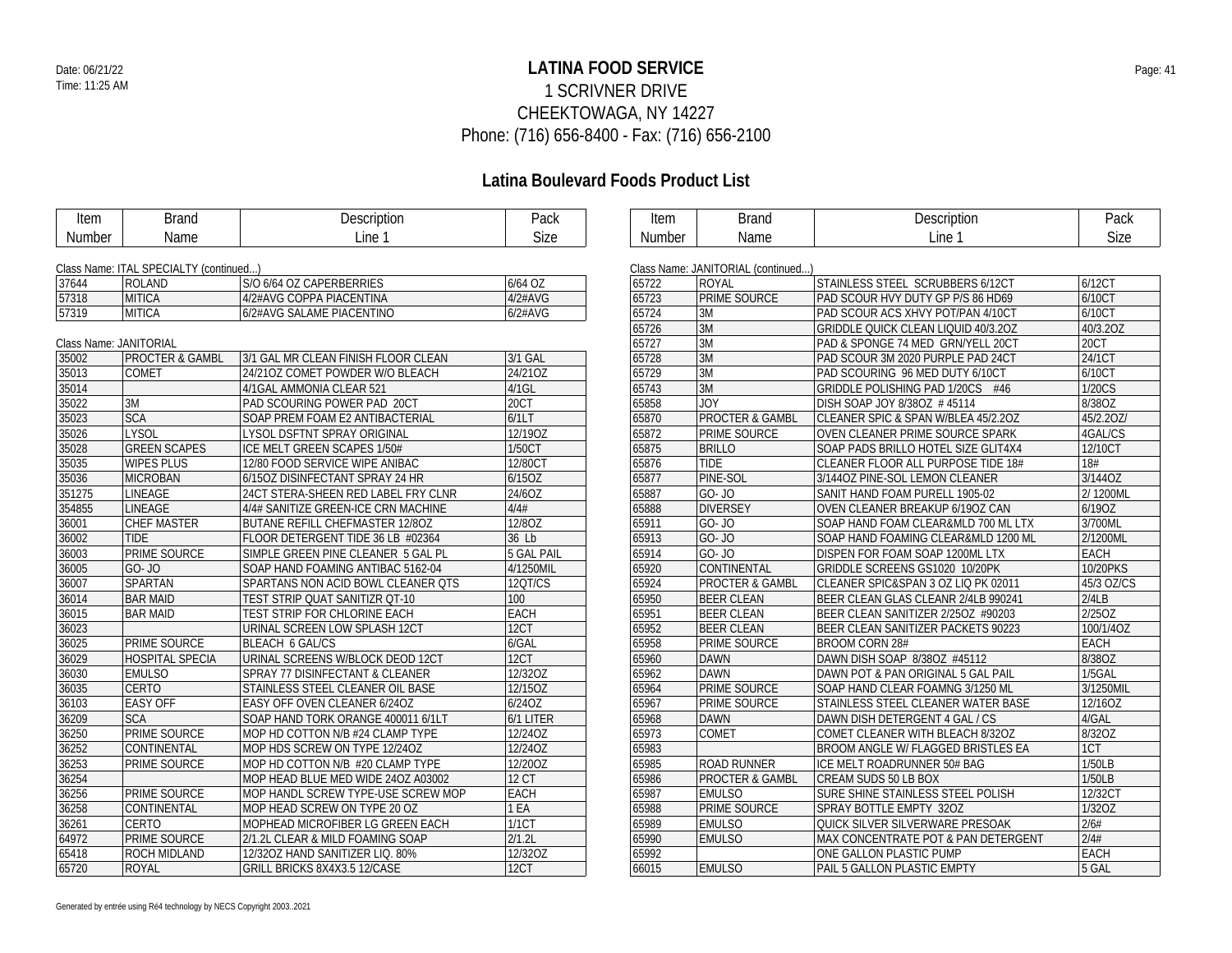# LATINA FOOD SERVICE

1 SCRIVNER DRIVE
CHEEKTOWAGA, NY 14227
Phone: (716) 656-8400 - Fax: (716) 656-2100

Date: 06/21/22
Time: 11:25 AM

## Latina Boulevard Foods Product List

Class Name: ITAL SPECIALTY (continued...)

| Item Number | Brand Name | Description Line 1 | Pack Size |
|---|---|---|---|
| 37644 | ROLAND | S/O 6/64 OZ CAPERBERRIES | 6/64 OZ |
| 57318 | MITICA | 4/2#AVG COPPA PIACENTINA | 4/2#AVG |
| 57319 | MITICA | 6/2#AVG SALAME PIACENTINO | 6/2#AVG |

Class Name: JANITORIAL

| Item Number | Brand Name | Description Line 1 | Pack Size |
|---|---|---|---|
| 35002 | PROCTER & GAMBL | 3/1 GAL MR CLEAN FINISH FLOOR CLEAN | 3/1 GAL |
| 35013 | COMET | 24/21OZ COMET POWDER W/O BLEACH | 24/21OZ |
| 35014 | | 4/1GAL AMMONIA CLEAR 521 | 4/1GL |
| 35022 | 3M | PAD SCOURING POWER PAD 20CT | 20CT |
| 35023 | SCA | SOAP PREM FOAM E2 ANTIBACTERIAL | 6/1LT |
| 35026 | LYSOL | LYSOL DSFTNT SPRAY ORIGINAL | 12/19OZ |
| 35028 | GREEN SCAPES | ICE MELT GREEN SCAPES 1/50# | 1/50CT |
| 35035 | WIPES PLUS | 12/80 FOOD SERVICE WIPE ANIBAC | 12/80CT |
| 35036 | MICROBAN | 6/15OZ DISINFECTANT SPRAY 24 HR | 6/15OZ |
| 351275 | LINEAGE | 24CT STERA-SHEEN RED LABEL FRY CLNR | 24/6OZ |
| 354855 | LINEAGE | 4/4# SANITIZE GREEN-ICE CRN MACHINE | 4/4# |
| 36001 | CHEF MASTER | BUTANE REFILL CHEFMASTER 12/8OZ | 12/8OZ |
| 36002 | TIDE | FLOOR DETERGENT TIDE 36 LB #02364 | 36 Lb |
| 36003 | PRIME SOURCE | SIMPLE GREEN PINE CLEANER 5 GAL PL | 5 GAL PAIL |
| 36005 | GO- JO | SOAP HAND FOAMING ANTIBAC 5162-04 | 4/1250MIL |
| 36007 | SPARTAN | SPARTANS NON ACID BOWL CLEANER QTS | 12QT/CS |
| 36014 | BAR MAID | TEST STRIP QUAT SANITIZR QT-10 | 100 |
| 36015 | BAR MAID | TEST STRIP FOR CHLORINE EACH | EACH |
| 36023 | | URINAL SCREEN LOW SPLASH 12CT | 12CT |
| 36025 | PRIME SOURCE | BLEACH 6 GAL/CS | 6/GAL |
| 36029 | HOSPITAL SPECIA | URINAL SCREENS W/BLOCK DEOD 12CT | 12CT |
| 36030 | EMULSO | SPRAY 77 DISINFECTANT & CLEANER | 12/32OZ |
| 36035 | CERTO | STAINLESS STEEL CLEANER OIL BASE | 12/15OZ |
| 36103 | EASY OFF | EASY OFF OVEN CLEANER 6/24OZ | 6/24OZ |
| 36209 | SCA | SOAP HAND TORK ORANGE 400011 6/1LT | 6/1 LITER |
| 36250 | PRIME SOURCE | MOP HD COTTON N/B #24 CLAMP TYPE | 12/24OZ |
| 36252 | CONTINENTAL | MOP HDS SCREW ON TYPE 12/24OZ | 12/24OZ |
| 36253 | PRIME SOURCE | MOP HD COTTON N/B #20 CLAMP TYPE | 12/20OZ |
| 36254 | | MOP HEAD BLUE MED WIDE 24OZ A03002 | 12 CT |
| 36256 | PRIME SOURCE | MOP HANDL SCREW TYPE-USE SCREW MOP | EACH |
| 36258 | CONTINENTAL | MOP HEAD SCREW ON TYPE 20 OZ | 1 EA |
| 36261 | CERTO | MOPHEAD MICROFIBER LG GREEN EACH | 1/1CT |
| 64972 | PRIME SOURCE | 2/1.2L CLEAR & MILD FOAMING SOAP | 2/1.2L |
| 65418 | ROCH MIDLAND | 12/32OZ HAND SANITIZER LIQ. 80% | 12/32OZ |
| 65720 | ROYAL | GRILL BRICKS 8X4X3.5 12/CASE | 12CT |

Class Name: JANITORIAL (continued...)

| Item Number | Brand Name | Description Line 1 | Pack Size |
|---|---|---|---|
| 65722 | ROYAL | STAINLESS STEEL SCRUBBERS 6/12CT | 6/12CT |
| 65723 | PRIME SOURCE | PAD SCOUR HVY DUTY GP P/S 86 HD69 | 6/10CT |
| 65724 | 3M | PAD SCOUR ACS XHVY POT/PAN 4/10CT | 6/10CT |
| 65726 | 3M | GRIDDLE QUICK CLEAN LIQUID 40/3.2OZ | 40/3.2OZ |
| 65727 | 3M | PAD & SPONGE 74 MED GRN/YELL 20CT | 20CT |
| 65728 | 3M | PAD SCOUR 3M 2020 PURPLE PAD 24CT | 24/1CT |
| 65729 | 3M | PAD SCOURING 96 MED DUTY 6/10CT | 6/10CT |
| 65743 | 3M | GRIDDLE POLISHING PAD 1/20CS #46 | 1/20CS |
| 65858 | JOY | DISH SOAP JOY 8/38OZ # 45114 | 8/38OZ |
| 65870 | PROCTER & GAMBL | CLEANER SPIC & SPAN W/BLEA 45/2.2OZ | 45/2.2OZ/ |
| 65872 | PRIME SOURCE | OVEN CLEANER PRIME SOURCE SPARK | 4GAL/CS |
| 65875 | BRILLO | SOAP PADS BRILLO HOTEL SIZE GLIT4X4 | 12/10CT |
| 65876 | TIDE | CLEANER FLOOR ALL PURPOSE TIDE 18# | 18# |
| 65877 | PINE-SOL | 3/144OZ PINE-SOL LEMON CLEANER | 3/144OZ |
| 65887 | GO- JO | SANIT HAND FOAM PURELL 1905-02 | 2/ 1200ML |
| 65888 | DIVERSEY | OVEN CLEANER BREAKUP 6/19OZ CAN | 6/19OZ |
| 65911 | GO- JO | SOAP HAND FOAM CLEAR&MLD 700 ML LTX | 3/700ML |
| 65913 | GO- JO | SOAP HAND FOAMING CLEAR&MLD 1200 ML | 2/1200ML |
| 65914 | GO- JO | DISPEN FOR FOAM SOAP 1200ML LTX | EACH |
| 65920 | CONTINENTAL | GRIDDLE SCREENS GS1020 10/20PK | 10/20PKS |
| 65924 | PROCTER & GAMBL | CLEANER SPIC&SPAN 3 OZ LIQ PK 02011 | 45/3 OZ/CS |
| 65950 | BEER CLEAN | BEER CLEAN GLAS CLEANR 2/4LB 990241 | 2/4LB |
| 65951 | BEER CLEAN | BEER CLEAN SANITIZER 2/25OZ #90203 | 2/25OZ |
| 65952 | BEER CLEAN | BEER CLEAN SANITIZER PACKETS 90223 | 100/1/4OZ |
| 65958 | PRIME SOURCE | BROOM CORN 28# | EACH |
| 65960 | DAWN | DAWN DISH SOAP 8/38OZ #45112 | 8/38OZ |
| 65962 | DAWN | DAWN POT & PAN ORIGINAL 5 GAL PAIL | 1/5GAL |
| 65964 | PRIME SOURCE | SOAP HAND CLEAR FOAMNG 3/1250 ML | 3/1250MIL |
| 65967 | PRIME SOURCE | STAINLESS STEEL CLEANER WATER BASE | 12/16OZ |
| 65968 | DAWN | DAWN DISH DETERGENT 4 GAL / CS | 4/GAL |
| 65973 | COMET | COMET CLEANER WITH BLEACH 8/32OZ | 8/32OZ |
| 65983 | | BROOM ANGLE W/ FLAGGED BRISTLES EA | 1CT |
| 65985 | ROAD RUNNER | ICE MELT ROADRUNNER 50# BAG | 1/50LB |
| 65986 | PROCTER & GAMBL | CREAM SUDS 50 LB BOX | 1/50LB |
| 65987 | EMULSO | SURE SHINE STAINLESS STEEL POLISH | 12/32CT |
| 65988 | PRIME SOURCE | SPRAY BOTTLE EMPTY 32OZ | 1/32OZ |
| 65989 | EMULSO | QUICK SILVER SILVERWARE PRESOAK | 2/6# |
| 65990 | EMULSO | MAX CONCENTRATE POT & PAN DETERGENT | 2/4# |
| 65992 | | ONE GALLON PLASTIC PUMP | EACH |
| 66015 | EMULSO | PAIL 5 GALLON PLASTIC EMPTY | 5 GAL |

Generated by entrée using Ré4 technology by NECS Copyright 2003..2021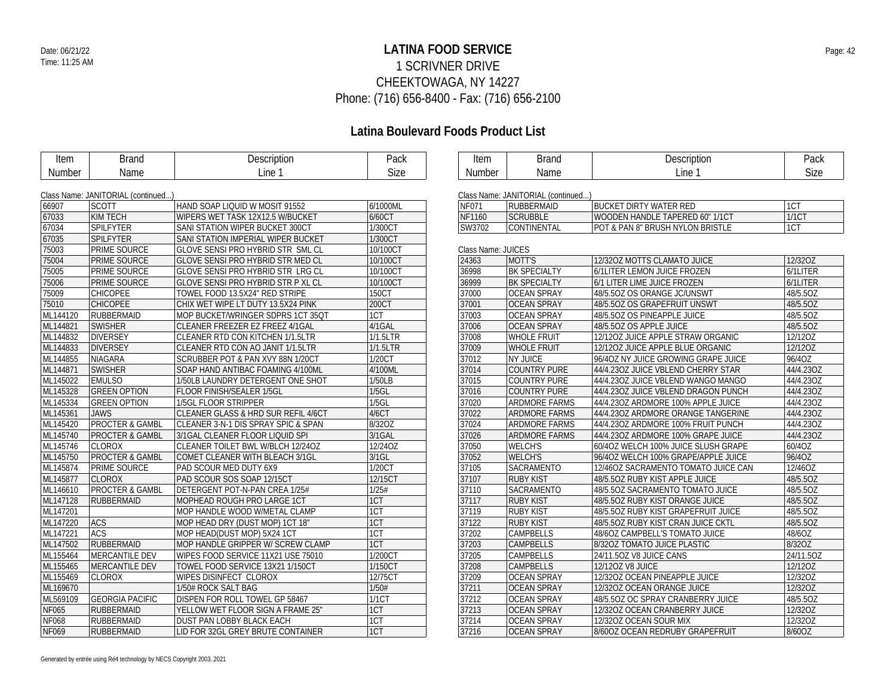# LATINA FOOD SERVICE

1 SCRIVNER DRIVE
CHEEKTOWAGA, NY 14227
Phone: (716) 656-8400 - Fax: (716) 656-2100

Date: 06/21/22
Time: 11:25 AM

## Latina Boulevard Foods Product List

Class Name: JANITORIAL (continued...)

| Item Number | Brand Name | Description Line 1 | Pack Size |
|---|---|---|---|
| 66907 | SCOTT | HAND SOAP LIQUID W MOSIT 91552 | 6/1000ML |
| 67033 | KIM TECH | WIPERS WET TASK 12X12.5 W/BUCKET | 6/60CT |
| 67034 | SPILFYTER | SANI STATION WIPER BUCKET 300CT | 1/300CT |
| 67035 | SPILFYTER | SANI STATION IMPERIAL WIPER BUCKET | 1/300CT |
| 75003 | PRIME SOURCE | GLOVE SENSI PRO HYBRID STR SML CL | 10/100CT |
| 75004 | PRIME SOURCE | GLOVE SENSI PRO HYBRID STR MED CL | 10/100CT |
| 75005 | PRIME SOURCE | GLOVE SENSI PRO HYBRID STR LRG CL | 10/100CT |
| 75006 | PRIME SOURCE | GLOVE SENSI PRO HYBRID STR P XL CL | 10/100CT |
| 75009 | CHICOPEE | TOWEL FOOD 13.5X24" RED STRIPE | 150CT |
| 75010 | CHICOPEE | CHIX WET WIPE LT DUTY 13.5X24 PINK | 200CT |
| ML144120 | RUBBERMAID | MOP BUCKET/WRINGER SDPRS 1CT 35QT | 1CT |
| ML144821 | SWISHER | CLEANER FREEZER EZ FREEZ 4/1GAL | 4/1GAL |
| ML144832 | DIVERSEY | CLEANER RTD CON KITCHEN 1/1.5LTR | 1/1.5LTR |
| ML144833 | DIVERSEY | CLEANER RTD CON AO JANIT 1/1.5LTR | 1/1.5LTR |
| ML144855 | NIAGARA | SCRUBBER POT & PAN XVY 88N 1/20CT | 1/20CT |
| ML144871 | SWISHER | SOAP HAND ANTIBAC FOAMING 4/100ML | 4/100ML |
| ML145022 | EMULSO | 1/50LB LAUNDRY DETERGENT ONE SHOT | 1/50LB |
| ML145328 | GREEN OPTION | FLOOR FINISH/SEALER 1/5GL | 1/5GL |
| ML145334 | GREEN OPTION | 1/5GL FLOOR STRIPPER | 1/5GL |
| ML145361 | JAWS | CLEANER GLASS & HRD SUR REFIL 4/6CT | 4/6CT |
| ML145420 | PROCTER & GAMBL | CLEANER 3-N-1 DIS SPRAY SPIC & SPAN | 8/32OZ |
| ML145740 | PROCTER & GAMBL | 3/1GAL CLEANER FLOOR LIQUID SPI | 3/1GAL |
| ML145746 | CLOROX | CLEANER TOILET BWL W/BLCH 12/24OZ | 12/24OZ |
| ML145750 | PROCTER & GAMBL | COMET CLEANER WITH BLEACH 3/1GL | 3/1GL |
| ML145874 | PRIME SOURCE | PAD SCOUR MED DUTY 6X9 | 1/20CT |
| ML145877 | CLOROX | PAD SCOUR SOS SOAP 12/15CT | 12/15CT |
| ML146610 | PROCTER & GAMBL | DETERGENT POT-N-PAN CREA 1/25# | 1/25# |
| ML147128 | RUBBERMAID | MOPHEAD ROUGH PRO LARGE 1CT | 1CT |
| ML147201 | | MOP HANDLE WOOD W/METAL CLAMP | 1CT |
| ML147220 | ACS | MOP HEAD DRY (DUST MOP) 1CT 18" | 1CT |
| ML147221 | ACS | MOP HEAD(DUST MOP) 5X24 1CT | 1CT |
| ML147502 | RUBBERMAID | MOP HANDLE GRIPPER W/ SCREW CLAMP | 1CT |
| ML155464 | MERCANTILE DEV | WIPES FOOD SERVICE 11X21 USE 75010 | 1/200CT |
| ML155465 | MERCANTILE DEV | TOWEL FOOD SERVICE 13X21 1/150CT | 1/150CT |
| ML155469 | CLOROX | WIPES DISINFECT CLOROX | 12/75CT |
| ML169670 | | 1/50# ROCK SALT BAG | 1/50# |
| ML569109 | GEORGIA PACIFIC | DISPEN FOR ROLL TOWEL GP 58467 | 1/1CT |
| NF065 | RUBBERMAID | YELLOW WET FLOOR SIGN A FRAME 25" | 1CT |
| NF068 | RUBBERMAID | DUST PAN LOBBY BLACK EACH | 1CT |
| NF069 | RUBBERMAID | LID FOR 32GL GREY BRUTE CONTAINER | 1CT |
| NF071 | RUBBERMAID | BUCKET DIRTY WATER RED | 1CT |
| NF1160 | SCRUBBLE | WOODEN HANDLE TAPERED 60" 1/1CT | 1/1CT |
| SW3702 | CONTINENTAL | POT & PAN 8" BRUSH NYLON BRISTLE | 1CT |

Class Name: JUICES

| Item Number | Brand Name | Description Line 1 | Pack Size |
|---|---|---|---|
| 24363 | MOTT'S | 12/32OZ MOTTS CLAMATO JUICE | 12/32OZ |
| 36998 | BK SPECIALTY | 6/1LITER LEMON JUICE FROZEN | 6/1LITER |
| 36999 | BK SPECIALTY | 6/1 LITER LIME JUICE FROZEN | 6/1LITER |
| 37000 | OCEAN SPRAY | 48/5.5OZ OS ORANGE JC/UNSWT | 48/5.5OZ |
| 37001 | OCEAN SPRAY | 48/5.5OZ OS GRAPEFRUIT UNSWT | 48/5.5OZ |
| 37003 | OCEAN SPRAY | 48/5.5OZ OS PINEAPPLE JUICE | 48/5.5OZ |
| 37006 | OCEAN SPRAY | 48/5.5OZ OS APPLE JUICE | 48/5.5OZ |
| 37008 | WHOLE FRUIT | 12/12OZ JUICE APPLE STRAW ORGANIC | 12/12OZ |
| 37009 | WHOLE FRUIT | 12/12OZ JUICE APPLE BLUE ORGANIC | 12/12OZ |
| 37012 | NY JUICE | 96/4OZ NY JUICE GROWING GRAPE JUICE | 96/4OZ |
| 37014 | COUNTRY PURE | 44/4.23OZ JUICE VBLEND CHERRY STAR | 44/4.23OZ |
| 37015 | COUNTRY PURE | 44/4.23OZ JUICE VBLEND WANGO MANGO | 44/4.23OZ |
| 37016 | COUNTRY PURE | 44/4.23OZ JUICE VBLEND DRAGON PUNCH | 44/4.23OZ |
| 37020 | ARDMORE FARMS | 44/4.23OZ ARDMORE 100% APPLE JUICE | 44/4.23OZ |
| 37022 | ARDMORE FARMS | 44/4.23OZ ARDMORE ORANGE TANGERINE | 44/4.23OZ |
| 37024 | ARDMORE FARMS | 44/4.23OZ ARDMORE 100% FRUIT PUNCH | 44/4.23OZ |
| 37026 | ARDMORE FARMS | 44/4.23OZ ARDMORE 100% GRAPE JUICE | 44/4.23OZ |
| 37050 | WELCH'S | 60/4OZ WELCH 100% JUICE SLUSH GRAPE | 60/4OZ |
| 37052 | WELCH'S | 96/4OZ WELCH 100% GRAPE/APPLE JUICE | 96/4OZ |
| 37105 | SACRAMENTO | 12/46OZ SACRAMENTO TOMATO JUICE CAN | 12/46OZ |
| 37107 | RUBY KIST | 48/5.5OZ RUBY KIST APPLE JUICE | 48/5.5OZ |
| 37110 | SACRAMENTO | 48/5.5OZ SACRAMENTO TOMATO JUICE | 48/5.5OZ |
| 37117 | RUBY KIST | 48/5.5OZ RUBY KIST ORANGE JUICE | 48/5.5OZ |
| 37119 | RUBY KIST | 48/5.5OZ RUBY KIST GRAPEFRUIT JUICE | 48/5.5OZ |
| 37122 | RUBY KIST | 48/5.5OZ RUBY KIST CRAN JUICE CKTL | 48/5.5OZ |
| 37202 | CAMPBELLS | 48/6OZ CAMPBELL'S TOMATO JUICE | 48/6OZ |
| 37203 | CAMPBELLS | 8/32OZ TOMATO JUICE PLASTIC | 8/32OZ |
| 37205 | CAMPBELLS | 24/11.5OZ V8 JUICE CANS | 24/11.5OZ |
| 37208 | CAMPBELLS | 12/12OZ V8 JUICE | 12/12OZ |
| 37209 | OCEAN SPRAY | 12/32OZ OCEAN PINEAPPLE JUICE | 12/32OZ |
| 37211 | OCEAN SPRAY | 12/32OZ OCEAN ORANGE JUICE | 12/32OZ |
| 37212 | OCEAN SPRAY | 48/5.5OZ OC SPRAY CRANBERRY JUICE | 48/5.5OZ |
| 37213 | OCEAN SPRAY | 12/32OZ OCEAN CRANBERRY JUICE | 12/32OZ |
| 37214 | OCEAN SPRAY | 12/32OZ OCEAN SOUR MIX | 12/32OZ |
| 37216 | OCEAN SPRAY | 8/60OZ OCEAN REDRUBY GRAPEFRUIT | 8/60OZ |

Generated by entrée using Ré4 technology by NECS Copyright 2003..2021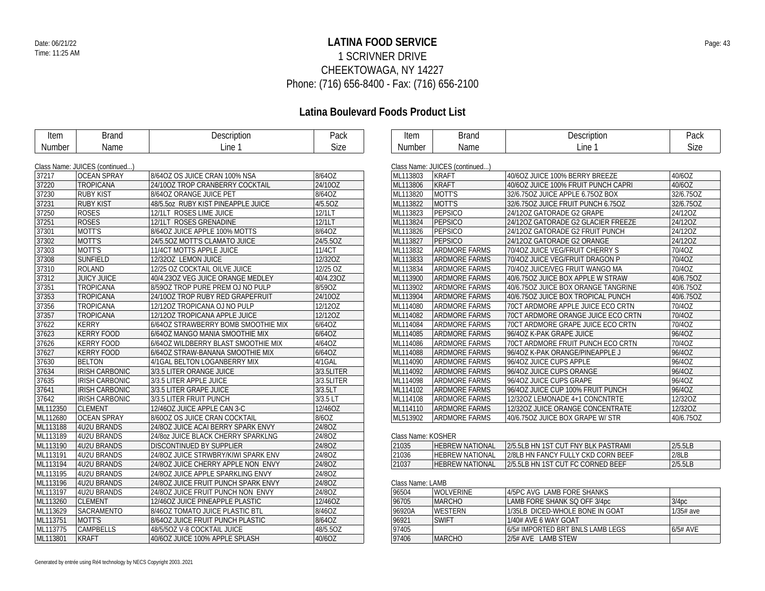# LATINA FOOD SERVICE

1 SCRIVNER DRIVE
CHEEKTOWAGA, NY 14227
Phone: (716) 656-8400 - Fax: (716) 656-2100

## Latina Boulevard Foods Product List

Class Name: JUICES (continued...)

| Item Number | Brand Name | Description Line 1 | Pack Size |
|---|---|---|---|
| 37217 | OCEAN SPRAY | 8/64OZ OS JUICE CRAN 100% NSA | 8/64OZ |
| 37220 | TROPICANA | 24/10OZ TROP CRANBERRY COCKTAIL | 24/10OZ |
| 37230 | RUBY KIST | 8/64OZ ORANGE JUICE PET | 8/64OZ |
| 37231 | RUBY KIST | 48/5.5oz RUBY KIST PINEAPPLE JUICE | 4/5.5OZ |
| 37250 | ROSES | 12/1LT ROSES LIME JUICE | 12/1LT |
| 37251 | ROSES | 12/1LT ROSES GRENADINE | 12/1LT |
| 37301 | MOTT'S | 8/64OZ JUICE APPLE 100% MOTTS | 8/64OZ |
| 37302 | MOTT'S | 24/5.5OZ MOTT'S CLAMATO JUICE | 24/5.5OZ |
| 37303 | MOTT'S | 11/4CT MOTTS APPLE JUICE | 11/4CT |
| 37308 | SUNFIELD | 12/32OZ LEMON JUICE | 12/32OZ |
| 37310 | ROLAND | 12/25 OZ COCKTAIL OILVE JUICE | 12/25 OZ |
| 37312 | JUICY JUICE | 40/4.23OZ VEG JUICE ORANGE MEDLEY | 40/4.23OZ |
| 37351 | TROPICANA | 8/59OZ TROP PURE PREM OJ NO PULP | 8/59OZ |
| 37353 | TROPICANA | 24/10OZ TROP RUBY RED GRAPEFRUIT | 24/10OZ |
| 37356 | TROPICANA | 12/12OZ TROPICANA OJ NO PULP | 12/12OZ |
| 37357 | TROPICANA | 12/12OZ TROPICANA APPLE JUICE | 12/12OZ |
| 37622 | KERRY | 6/64OZ STRAWBERRY BOMB SMOOTHIE MIX | 6/64OZ |
| 37623 | KERRY FOOD | 6/64OZ MANGO MANIA SMOOTHIE MIX | 6/64OZ |
| 37626 | KERRY FOOD | 6/64OZ WILDBERRY BLAST SMOOTHIE MIX | 4/64OZ |
| 37627 | KERRY FOOD | 6/64OZ STRAW-BANANA SMOOTHIE MIX | 6/64OZ |
| 37630 | BELTON | 4/1GAL BELTON LOGANBERRY MIX | 4/1GAL |
| 37634 | IRISH CARBONIC | 3/3.5 LITER ORANGE JUICE | 3/3.5LITER |
| 37635 | IRISH CARBONIC | 3/3.5 LITER APPLE JUICE | 3/3.5LITER |
| 37641 | IRISH CARBONIC | 3/3.5 LITER GRAPE JUICE | 3/3.5LT |
| 37642 | IRISH CARBONIC | 3/3.5 LITER FRUIT PUNCH | 3/3.5 LT |
| ML112350 | CLEMENT | 12/46OZ JUICE APPLE CAN 3-C | 12/46OZ |
| ML112680 | OCEAN SPRAY | 8/60OZ OS JUICE CRAN COCKTAIL | 8/6OZ |
| ML113188 | 4U2U BRANDS | 24/8OZ JUICE ACAI BERRY SPARK ENVY | 24/8OZ |
| ML113189 | 4U2U BRANDS | 24/8oz JUICE BLACK CHERRY SPARKLNG | 24/8OZ |
| ML113190 | 4U2U BRANDS | DISCONTINUED BY SUPPLIER | 24/8OZ |
| ML113191 | 4U2U BRANDS | 24/8OZ JUICE STRWBRY/KIWI SPARK ENV | 24/8OZ |
| ML113194 | 4U2U BRANDS | 24/8OZ JUICE CHERRY APPLE NON ENVY | 24/8OZ |
| ML113195 | 4U2U BRANDS | 24/8OZ JUICE APPLE SPARKLING ENVY | 24/8OZ |
| ML113196 | 4U2U BRANDS | 24/8OZ JUICE FRUIT PUNCH SPARK ENVY | 24/8OZ |
| ML113197 | 4U2U BRANDS | 24/8OZ JUICE FRUIT PUNCH NON ENVY | 24/8OZ |
| ML113260 | CLEMENT | 12/46OZ JUICE PINEAPPLE PLASTIC | 12/46OZ |
| ML113629 | SACRAMENTO | 8/46OZ TOMATO JUICE PLASTIC BTL | 8/46OZ |
| ML113751 | MOTT'S | 8/64OZ JUICE FRUIT PUNCH PLASTIC | 8/64OZ |
| ML113775 | CAMPBELLS | 48/5/5OZ V-8 COCKTAIL JUICE | 48/5.5OZ |
| ML113801 | KRAFT | 40/6OZ JUICE 100% APPLE SPLASH | 40/6OZ |
| ML113803 | KRAFT | 40/6OZ JUICE 100% BERRY BREEZE | 40/6OZ |
| ML113806 | KRAFT | 40/6OZ JUICE 100% FRUIT PUNCH CAPRI | 40/6OZ |
| ML113820 | MOTT'S | 32/6.75OZ JUICE APPLE 6.75OZ BOX | 32/6.75OZ |
| ML113822 | MOTT'S | 32/6.75OZ JUICE FRUIT PUNCH 6.75OZ | 32/6.75OZ |
| ML113823 | PEPSICO | 24/12OZ GATORADE G2 GRAPE | 24/12OZ |
| ML113824 | PEPSICO | 24/12OZ GATORADE G2 GLACIER FREEZE | 24/12OZ |
| ML113826 | PEPSICO | 24/12OZ GATORADE G2 FRUIT PUNCH | 24/12OZ |
| ML113827 | PEPSICO | 24/12OZ GATORADE G2 ORANGE | 24/12OZ |
| ML113832 | ARDMORE FARMS | 70/4OZ JUICE VEG/FRUIT CHERRY S | 70/4OZ |
| ML113833 | ARDMORE FARMS | 70/4OZ JUICE VEG/FRUIT DRAGON P | 70/4OZ |
| ML113834 | ARDMORE FARMS | 70/4OZ JUICE/VEG FRUIT WANGO MA | 70/4OZ |
| ML113900 | ARDMORE FARMS | 40/6.75OZ JUICE BOX APPLE W STRAW | 40/6.75OZ |
| ML113902 | ARDMORE FARMS | 40/6.75OZ JUICE BOX ORANGE TANGRINE | 40/6.75OZ |
| ML113904 | ARDMORE FARMS | 40/6.75OZ JUICE BOX TROPICAL PUNCH | 40/6.75OZ |
| ML114080 | ARDMORE FARMS | 70CT ARDMORE APPLE JUICE ECO CRTN | 70/4OZ |
| ML114082 | ARDMORE FARMS | 70CT ARDMORE ORANGE JUICE ECO CRTN | 70/4OZ |
| ML114084 | ARDMORE FARMS | 70CT ARDMORE GRAPE JUICE ECO CRTN | 70/4OZ |
| ML114085 | ARDMORE FARMS | 96/4OZ K-PAK GRAPE JUICE | 96/4OZ |
| ML114086 | ARDMORE FARMS | 70CT ARDMORE FRUIT PUNCH ECO CRTN | 70/4OZ |
| ML114088 | ARDMORE FARMS | 96/4OZ K-PAK ORANGE/PINEAPPLE J | 96/4OZ |
| ML114090 | ARDMORE FARMS | 96/4OZ JUICE CUPS APPLE | 96/4OZ |
| ML114092 | ARDMORE FARMS | 96/4OZ JUICE CUPS ORANGE | 96/4OZ |
| ML114098 | ARDMORE FARMS | 96/4OZ JUICE CUPS GRAPE | 96/4OZ |
| ML114102 | ARDMORE FARMS | 96/4OZ JUICE CUP 100% FRUIT PUNCH | 96/4OZ |
| ML114108 | ARDMORE FARMS | 12/32OZ LEMONADE 4+1 CONCNTRTE | 12/32OZ |
| ML114110 | ARDMORE FARMS | 12/32OZ JUICE ORANGE CONCENTRATE | 12/32OZ |
| ML513902 | ARDMORE FARMS | 40/6.75OZ JUICE BOX GRAPE W/ STR | 40/6.75OZ |

Class Name: KOSHER

| Item Number | Brand Name | Description Line 1 | Pack Size |
|---|---|---|---|
| 21035 | HEBREW NATIONAL | 2/5.5LB HN 1ST CUT FNY BLK PASTRAMI | 2/5.5LB |
| 21036 | HEBREW NATIONAL | 2/8LB HN FANCY FULLY CKD CORN BEEF | 2/8LB |
| 21037 | HEBREW NATIONAL | 2/5.5LB HN 1ST CUT FC CORNED BEEF | 2/5.5LB |

Class Name: LAMB

| Item Number | Brand Name | Description Line 1 | Pack Size |
|---|---|---|---|
| 96504 | WOLVERINE | 4/5PC AVG LAMB FORE SHANKS | |
| 96705 | MARCHO | LAMB FORE SHANK SQ OFF 3/4pc | 3/4pc |
| 96920A | WESTERN | 1/35LB DICED-WHOLE BONE IN GOAT | 1/35# ave |
| 96921 | SWIFT | 1/40# AVE 6 WAY GOAT | |
| 97405 | | 6/5# IMPORTED BRT BNLS LAMB LEGS | 6/5# AVE |
| 97406 | MARCHO | 2/5# AVE LAMB STEW | |

Generated by entrée using Ré4 technology by NECS Copyright 2003..2021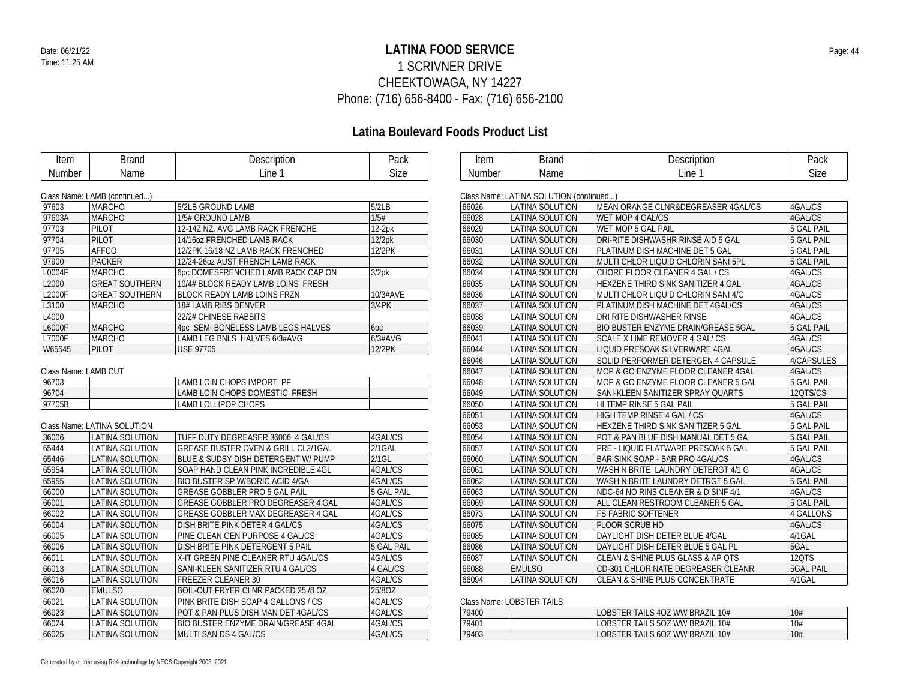# LATINA FOOD SERVICE

1 SCRIVNER DRIVE
CHEEKTOWAGA, NY 14227
Phone: (716) 656-8400 - Fax: (716) 656-2100

Date: 06/21/22
Time: 11:25 AM

## Latina Boulevard Foods Product List

Class Name: LAMB (continued...)

| Item Number | Brand Name | Description Line 1 | Pack Size |
|---|---|---|---|
| 97603 | MARCHO | 5/2LB GROUND LAMB | 5/2LB |
| 97603A | MARCHO | 1/5# GROUND LAMB | 1/5# |
| 97703 | PILOT | 12-14Z NZ. AVG LAMB RACK FRENCHE | 12-2pk |
| 97704 | PILOT | 14/16oz FRENCHED LAMB RACK | 12/2pk |
| 97705 | AFFCO | 12/2PK 16/18 NZ LAMB RACK FRENCHED | 12/2PK |
| 97900 | PACKER | 12/24-26oz AUST FRENCH LAMB RACK | |
| L0004F | MARCHO | 6pc DOMESFRENCHED LAMB RACK CAP ON | 3/2pk |
| L2000 | GREAT SOUTHERN | 10/4# BLOCK READY LAMB LOINS FRESH | |
| L2000F | GREAT SOUTHERN | BLOCK READY LAMB LOINS FRZN | 10/3#AVE |
| L3100 | MARCHO | 18# LAMB RIBS DENVER | 3/4PK |
| L4000 | | 22/2# CHINESE RABBITS | |
| L6000F | MARCHO | 4pc SEMI BONELESS LAMB LEGS HALVES | 6pc |
| L7000F | MARCHO | LAMB LEG BNLS HALVES 6/3#AVG | 6/3#AVG |
| W65545 | PILOT | USE 97705 | 12/2PK |

Class Name: LAMB CUT

| Item Number | Brand Name | Description Line 1 | Pack Size |
|---|---|---|---|
| 96703 | | LAMB LOIN CHOPS IMPORT PF | |
| 96704 | | LAMB LOIN CHOPS DOMESTIC FRESH | |
| 97705B | | LAMB LOLLIPOP CHOPS | |

Class Name: LATINA SOLUTION

| Item Number | Brand Name | Description Line 1 | Pack Size |
|---|---|---|---|
| 36006 | LATINA SOLUTION | TUFF DUTY DEGREASER 36006 4 GAL/CS | 4GAL/CS |
| 65444 | LATINA SOLUTION | GREASE BUSTER OVEN & GRILL CL2/1GAL | 2/1GAL |
| 65446 | LATINA SOLUTION | BLUE & SUDSY DISH DETERGENT W/ PUMP | 2/1GL |
| 65954 | LATINA SOLUTION | SOAP HAND CLEAN PINK INCREDIBLE 4GL | 4GAL/CS |
| 65955 | LATINA SOLUTION | BIO BUSTER SP W/BORIC ACID 4/GA | 4GAL/CS |
| 66000 | LATINA SOLUTION | GREASE GOBBLER PRO 5 GAL PAIL | 5 GAL PAIL |
| 66001 | LATINA SOLUTION | GREASE GOBBLER PRO DEGREASER 4 GAL | 4GAL/CS |
| 66002 | LATINA SOLUTION | GREASE GOBBLER MAX DEGREASER 4 GAL | 4GAL/CS |
| 66004 | LATINA SOLUTION | DISH BRITE PINK DETER 4 GAL/CS | 4GAL/CS |
| 66005 | LATINA SOLUTION | PINE CLEAN GEN PURPOSE 4 GAL/CS | 4GAL/CS |
| 66006 | LATINA SOLUTION | DISH BRITE PINK DETERGENT 5 PAIL | 5 GAL PAIL |
| 66011 | LATINA SOLUTION | X-IT GREEN PINE CLEANER RTU 4GAL/CS | 4GAL/CS |
| 66013 | LATINA SOLUTION | SANI-KLEEN SANITIZER RTU 4 GAL/CS | 4 GAL/CS |
| 66016 | LATINA SOLUTION | FREEZER CLEANER 30 | 4GAL/CS |
| 66020 | EMULSO | BOIL-OUT FRYER CLNR PACKED 25 /8 OZ | 25/8OZ |
| 66021 | LATINA SOLUTION | PINK BRITE DISH SOAP 4 GALLONS / CS | 4GAL/CS |
| 66023 | LATINA SOLUTION | POT & PAN PLUS DISH MAN DET 4GAL/CS | 4GAL/CS |
| 66024 | LATINA SOLUTION | BIO BUSTER ENZYME DRAIN/GREASE 4GAL | 4GAL/CS |
| 66025 | LATINA SOLUTION | MULTI SAN DS 4 GAL/CS | 4GAL/CS |

Class Name: LATINA SOLUTION (continued...)

| Item Number | Brand Name | Description Line 1 | Pack Size |
|---|---|---|---|
| 66026 | LATINA SOLUTION | MEAN ORANGE CLNR&DEGREASER 4GAL/CS | 4GAL/CS |
| 66028 | LATINA SOLUTION | WET MOP 4 GAL/CS | 4GAL/CS |
| 66029 | LATINA SOLUTION | WET MOP 5 GAL PAIL | 5 GAL PAIL |
| 66030 | LATINA SOLUTION | DRI-RITE DISHWASHR RINSE AID 5 GAL | 5 GAL PAIL |
| 66031 | LATINA SOLUTION | PLATINUM DISH MACHINE DET 5 GAL | 5 GAL PAIL |
| 66032 | LATINA SOLUTION | MULTI CHLOR LIQUID CHLORIN SANI 5PL | 5 GAL PAIL |
| 66034 | LATINA SOLUTION | CHORE FLOOR CLEANER 4 GAL / CS | 4GAL/CS |
| 66035 | LATINA SOLUTION | HEXZENE THIRD SINK SANITIZER 4 GAL | 4GAL/CS |
| 66036 | LATINA SOLUTION | MULTI CHLOR LIQUID CHLORIN SANI 4/C | 4GAL/CS |
| 66037 | LATINA SOLUTION | PLATINUM DISH MACHINE DET 4GAL/CS | 4GAL/CS |
| 66038 | LATINA SOLUTION | DRI RITE DISHWASHER RINSE | 4GAL/CS |
| 66039 | LATINA SOLUTION | BIO BUSTER ENZYME DRAIN/GREASE 5GAL | 5 GAL PAIL |
| 66041 | LATINA SOLUTION | SCALE X LIME REMOVER 4 GAL/ CS | 4GAL/CS |
| 66044 | LATINA SOLUTION | LIQUID PRESOAK SILVERWARE 4GAL | 4GAL/CS |
| 66046 | LATINA SOLUTION | SOLID PERFORMER DETERGEN 4 CAPSULE | 4/CAPSULES |
| 66047 | LATINA SOLUTION | MOP & GO ENZYME FLOOR CLEANER 4GAL | 4GAL/CS |
| 66048 | LATINA SOLUTION | MOP & GO ENZYME FLOOR CLEANER 5 GAL | 5 GAL PAIL |
| 66049 | LATINA SOLUTION | SANI-KLEEN SANITIZER SPRAY QUARTS | 12QTS/CS |
| 66050 | LATINA SOLUTION | HI TEMP RINSE 5 GAL PAIL | 5 GAL PAIL |
| 66051 | LATINA SOLUTION | HIGH TEMP RINSE 4 GAL / CS | 4GAL/CS |
| 66053 | LATINA SOLUTION | HEXZENE THIRD SINK SANITIZER 5 GAL | 5 GAL PAIL |
| 66054 | LATINA SOLUTION | POT & PAN BLUE DISH MANUAL DET 5 GA | 5 GAL PAIL |
| 66057 | LATINA SOLUTION | PRE - LIQUID FLATWARE PRESOAK 5 GAL | 5 GAL PAIL |
| 66060 | LATINA SOLUTION | BAR SINK SOAP - BAR PRO 4GAL/CS | 4GAL/CS |
| 66061 | LATINA SOLUTION | WASH N BRITE LAUNDRY DETERGT 4/1 G | 4GAL/CS |
| 66062 | LATINA SOLUTION | WASH N BRITE LAUNDRY DETRGT 5 GAL | 5 GAL PAIL |
| 66063 | LATINA SOLUTION | NDC-64 NO RINS CLEANER & DISINF 4/1 | 4GAL/CS |
| 66069 | LATINA SOLUTION | ALL CLEAN RESTROOM CLEANER 5 GAL | 5 GAL PAIL |
| 66073 | LATINA SOLUTION | FS FABRIC SOFTENER | 4 GALLONS |
| 66075 | LATINA SOLUTION | FLOOR SCRUB HD | 4GAL/CS |
| 66085 | LATINA SOLUTION | DAYLIGHT DISH DETER BLUE 4/GAL | 4/1GAL |
| 66086 | LATINA SOLUTION | DAYLIGHT DISH DETER BLUE 5 GAL PL | 5GAL |
| 66087 | LATINA SOLUTION | CLEAN & SHINE PLUS GLASS & AP QTS | 12QTS |
| 66088 | EMULSO | CD-301 CHLORINATE DEGREASER CLEANR | 5GAL PAIL |
| 66094 | LATINA SOLUTION | CLEAN & SHINE PLUS CONCENTRATE | 4/1GAL |

Class Name: LOBSTER TAILS

| Item Number | Brand Name | Description Line 1 | Pack Size |
|---|---|---|---|
| 79400 | | LOBSTER TAILS 4OZ WW BRAZIL 10# | 10# |
| 79401 | | LOBSTER TAILS 5OZ WW BRAZIL 10# | 10# |
| 79403 | | LOBSTER TAILS 6OZ WW BRAZIL 10# | 10# |

Generated by entrée using Ré4 technology by NECS Copyright 2003..2021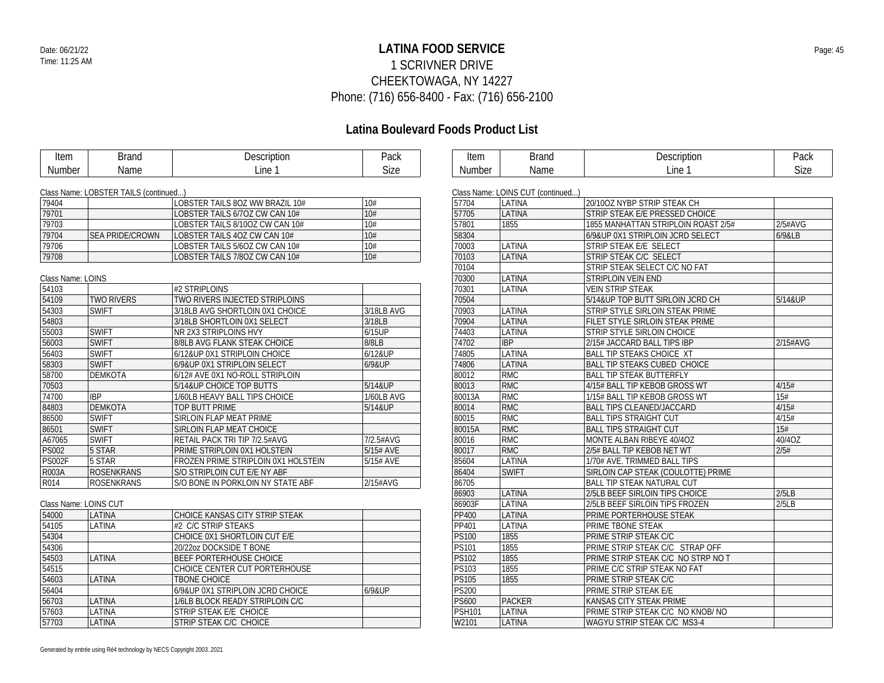# LATINA FOOD SERVICE

1 SCRIVNER DRIVE
CHEEKTOWAGA, NY 14227
Phone: (716) 656-8400 - Fax: (716) 656-2100

Date: 06/21/22
Time: 11:25 AM

## Latina Boulevard Foods Product List

Class Name: LOBSTER TAILS (continued...)

| Item Number | Brand Name | Description Line 1 | Pack Size |
|---|---|---|---|
| 79404 | | LOBSTER TAILS 8OZ WW BRAZIL 10# | 10# |
| 79701 | | LOBSTER TAILS 6/7OZ CW CAN 10# | 10# |
| 79703 | | LOBSTER TAILS 8/10OZ CW CAN 10# | 10# |
| 79704 | SEA PRIDE/CROWN | LOBSTER TAILS 4OZ CW CAN 10# | 10# |
| 79706 | | LOBSTER TAILS 5/6OZ CW CAN 10# | 10# |
| 79708 | | LOBSTER TAILS 7/8OZ CW CAN 10# | 10# |

Class Name: LOINS

| Item Number | Brand Name | Description Line 1 | Pack Size |
|---|---|---|---|
| 54103 | | #2 STRIPLOINS | |
| 54109 | TWO RIVERS | TWO RIVERS INJECTED STRIPLOINS | |
| 54303 | SWIFT | 3/18LB AVG SHORTLOIN 0X1 CHOICE | 3/18LB AVG |
| 54803 | | 3/18LB SHORTLOIN 0X1 SELECT | 3/18LB |
| 55003 | SWIFT | NR 2X3 STRIPLOINS HVY | 6/15UP |
| 56003 | SWIFT | 8/8LB AVG FLANK STEAK CHOICE | 8/8LB |
| 56403 | SWIFT | 6/12&UP 0X1 STRIPLOIN CHOICE | 6/12&UP |
| 58303 | SWIFT | 6/9&UP 0X1 STRIPLOIN SELECT | 6/9&UP |
| 58700 | DEMKOTA | 6/12# AVE 0X1 NO-ROLL STRIPLOIN | |
| 70503 | | 5/14&UP CHOICE TOP BUTTS | 5/14&UP |
| 74700 | IBP | 1/60LB HEAVY BALL TIPS CHOICE | 1/60LB AVG |
| 84803 | DEMKOTA | TOP BUTT PRIME | 5/14&UP |
| 86500 | SWIFT | SIRLOIN FLAP MEAT PRIME | |
| 86501 | SWIFT | SIRLOIN FLAP MEAT CHOICE | |
| A67065 | SWIFT | RETAIL PACK TRI TIP 7/2.5#AVG | 7/2.5#AVG |
| PS002 | 5 STAR | PRIME STRIPLOIN 0X1 HOLSTEIN | 5/15# AVE |
| PS002F | 5 STAR | FROZEN PRIME STRIPLOIN 0X1 HOLSTEIN | 5/15# AVE |
| R003A | ROSENKRANS | S/O STRIPLOIN CUT E/E NY ABF | |
| R014 | ROSENKRANS | S/O BONE IN PORKLOIN NY STATE ABF | 2/15#AVG |

Class Name: LOINS CUT

| Item Number | Brand Name | Description Line 1 | Pack Size |
|---|---|---|---|
| 54000 | LATINA | CHOICE KANSAS CITY STRIP STEAK | |
| 54105 | LATINA | #2 C/C STRIP STEAKS | |
| 54304 | | CHOICE 0X1 SHORTLOIN CUT E/E | |
| 54306 | | 20/22oz DOCKSIDE T BONE | |
| 54503 | LATINA | BEEF PORTERHOUSE CHOICE | |
| 54515 | | CHOICE CENTER CUT PORTERHOUSE | |
| 54603 | LATINA | TBONE CHOICE | |
| 56404 | | 6/9&UP 0X1 STRIPLOIN JCRD CHOICE | 6/9&UP |
| 56703 | LATINA | 1/6LB BLOCK READY STRIPLOIN C/C | |
| 57603 | LATINA | STRIP STEAK E/E CHOICE | |
| 57703 | LATINA | STRIP STEAK C/C CHOICE | |

Class Name: LOINS CUT (continued...)

| Item Number | Brand Name | Description Line 1 | Pack Size |
|---|---|---|---|
| 57704 | LATINA | 20/10OZ NYBP STRIP STEAK CH | |
| 57705 | LATINA | STRIP STEAK E/E PRESSED CHOICE | |
| 57801 | 1855 | 1855 MANHATTAN STRIPLOIN ROAST 2/5# | 2/5#AVG |
| 58304 | | 6/9&UP 0X1 STRIPLOIN JCRD SELECT | 6/9&LB |
| 70003 | LATINA | STRIP STEAK E/E SELECT | |
| 70103 | LATINA | STRIP STEAK C/C SELECT | |
| 70104 | | STRIP STEAK SELECT C/C NO FAT | |
| 70300 | LATINA | STRIPLOIN VEIN END | |
| 70301 | LATINA | VEIN STRIP STEAK | |
| 70504 | | 5/14&UP TOP BUTT SIRLOIN JCRD CH | 5/14&UP |
| 70903 | LATINA | STRIP STYLE SIRLOIN STEAK PRIME | |
| 70904 | LATINA | FILET STYLE SIRLOIN STEAK PRIME | |
| 74403 | LATINA | STRIP STYLE SIRLOIN CHOICE | |
| 74702 | IBP | 2/15# JACCARD BALL TIPS IBP | 2/15#AVG |
| 74805 | LATINA | BALL TIP STEAKS CHOICE XT | |
| 74806 | LATINA | BALL TIP STEAKS CUBED CHOICE | |
| 80012 | RMC | BALL TIP STEAK BUTTERFLY | |
| 80013 | RMC | 4/15# BALL TIP KEBOB GROSS WT | 4/15# |
| 80013A | RMC | 1/15# BALL TIP KEBOB GROSS WT | 15# |
| 80014 | RMC | BALL TIPS CLEANED/JACCARD | 4/15# |
| 80015 | RMC | BALL TIPS STRAIGHT CUT | 4/15# |
| 80015A | RMC | BALL TIPS STRAIGHT CUT | 15# |
| 80016 | RMC | MONTE ALBAN RIBEYE 40/4OZ | 40/4OZ |
| 80017 | RMC | 2/5# BALL TIP KEBOB NET WT | 2/5# |
| 85604 | LATINA | 1/70# AVE. TRIMMED BALL TIPS | |
| 86404 | SWIFT | SIRLOIN CAP STEAK (COULOTTE) PRIME | |
| 86705 | | BALL TIP STEAK NATURAL CUT | |
| 86903 | LATINA | 2/5LB BEEF SIRLOIN TIPS CHOICE | 2/5LB |
| 86903F | LATINA | 2/5LB BEEF SIRLOIN TIPS FROZEN | 2/5LB |
| PP400 | LATINA | PRIME PORTERHOUSE STEAK | |
| PP401 | LATINA | PRIME TBONE STEAK | |
| PS100 | 1855 | PRIME STRIP STEAK C/C | |
| PS101 | 1855 | PRIME STRIP STEAK C/C STRAP OFF | |
| PS102 | 1855 | PRIME STRIP STEAK C/C NO STRP NO T | |
| PS103 | 1855 | PRIME C/C STRIP STEAK NO FAT | |
| PS105 | 1855 | PRIME STRIP STEAK C/C | |
| PS200 | | PRIME STRIP STEAK E/E | |
| PS600 | PACKER | KANSAS CITY STEAK PRIME | |
| PSH101 | LATINA | PRIME STRIP STEAK C/C NO KNOB/ NO | |
| W2101 | LATINA | WAGYU STRIP STEAK C/C MS3-4 | |

Generated by entrée using Ré4 technology by NECS Copyright 2003..2021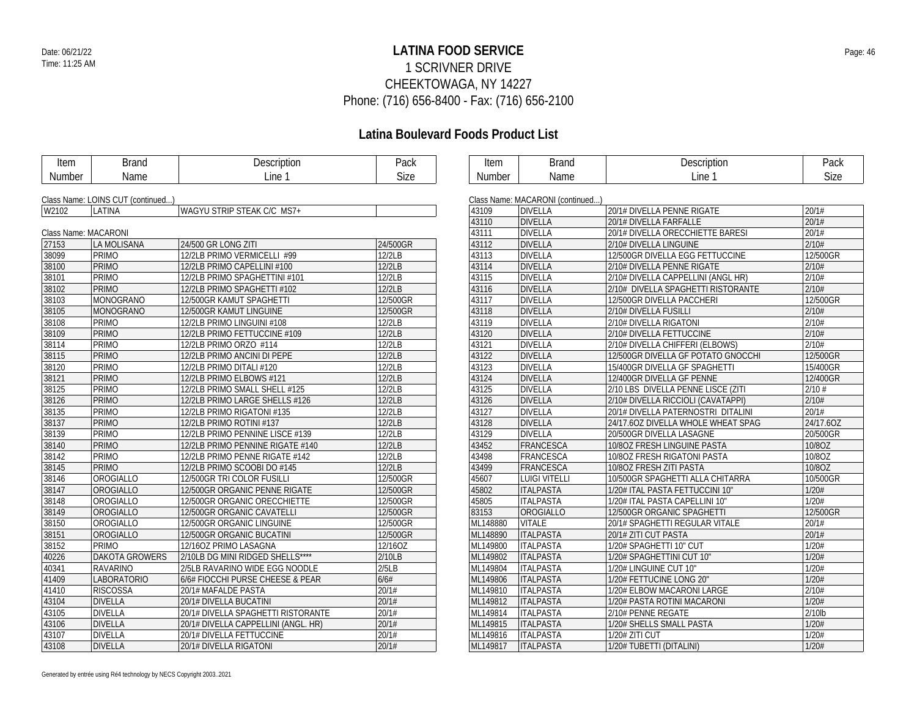# LATINA FOOD SERVICE

1 SCRIVNER DRIVE
CHEEKTOWAGA, NY 14227
Phone: (716) 656-8400 - Fax: (716) 656-2100

Date: 06/21/22
Time: 11:25 AM

## Latina Boulevard Foods Product List

Class Name: LOINS CUT (continued...)

| Item Number | Brand Name | Description Line 1 | Pack Size |
|---|---|---|---|
| W2102 | LATINA | WAGYU STRIP STEAK C/C MS7+ | |

Class Name: MACARONI

| Item Number | Brand Name | Description Line 1 | Pack Size |
|---|---|---|---|
| 27153 | LA MOLISANA | 24/500 GR LONG ZITI | 24/500GR |
| 38099 | PRIMO | 12/2LB PRIMO VERMICELLI #99 | 12/2LB |
| 38100 | PRIMO | 12/2LB PRIMO CAPELLINI #100 | 12/2LB |
| 38101 | PRIMO | 12/2LB PRIMO SPAGHETTINI #101 | 12/2LB |
| 38102 | PRIMO | 12/2LB PRIMO SPAGHETTI #102 | 12/2LB |
| 38103 | MONOGRANO | 12/500GR KAMUT SPAGHETTI | 12/500GR |
| 38105 | MONOGRANO | 12/500GR KAMUT LINGUINE | 12/500GR |
| 38108 | PRIMO | 12/2LB PRIMO LINGUINI #108 | 12/2LB |
| 38109 | PRIMO | 12/2LB PRIMO FETTUCCINE #109 | 12/2LB |
| 38114 | PRIMO | 12/2LB PRIMO ORZO #114 | 12/2LB |
| 38115 | PRIMO | 12/2LB PRIMO ANCINI DI PEPE | 12/2LB |
| 38120 | PRIMO | 12/2LB PRIMO DITALI #120 | 12/2LB |
| 38121 | PRIMO | 12/2LB PRIMO ELBOWS #121 | 12/2LB |
| 38125 | PRIMO | 12/2LB PRIMO SMALL SHELL #125 | 12/2LB |
| 38126 | PRIMO | 12/2LB PRIMO LARGE SHELLS #126 | 12/2LB |
| 38135 | PRIMO | 12/2LB PRIMO RIGATONI #135 | 12/2LB |
| 38137 | PRIMO | 12/2LB PRIMO ROTINI #137 | 12/2LB |
| 38139 | PRIMO | 12/2LB PRIMO PENNINE LISCE #139 | 12/2LB |
| 38140 | PRIMO | 12/2LB PRIMO PENNINE RIGATE #140 | 12/2LB |
| 38142 | PRIMO | 12/2LB PRIMO PENNE RIGATE #142 | 12/2LB |
| 38145 | PRIMO | 12/2LB PRIMO SCOOBI DO #145 | 12/2LB |
| 38146 | OROGIALLO | 12/500GR TRI COLOR FUSILLI | 12/500GR |
| 38147 | OROGIALLO | 12/500GR ORGANIC PENNE RIGATE | 12/500GR |
| 38148 | OROGIALLO | 12/500GR ORGANIC ORECCHIETTE | 12/500GR |
| 38149 | OROGIALLO | 12/500GR ORGANIC CAVATELLI | 12/500GR |
| 38150 | OROGIALLO | 12/500GR ORGANIC LINGUINE | 12/500GR |
| 38151 | OROGIALLO | 12/500GR ORGANIC BUCATINI | 12/500GR |
| 38152 | PRIMO | 12/16OZ PRIMO LASAGNA | 12/16OZ |
| 40226 | DAKOTA GROWERS | 2/10LB DG MINI RIDGED SHELLS**** | 2/10LB |
| 40341 | RAVARINO | 2/5LB RAVARINO WIDE EGG NOODLE | 2/5LB |
| 41409 | LABORATORIO | 6/6# FIOCCHI PURSE CHEESE & PEAR | 6/6# |
| 41410 | RISCOSSA | 20/1# MAFALDE PASTA | 20/1# |
| 43104 | DIVELLA | 20/1# DIVELLA BUCATINI | 20/1# |
| 43105 | DIVELLA | 20/1# DIVELLA SPAGHETTI RISTORANTE | 20/1# |
| 43106 | DIVELLA | 20/1# DIVELLA CAPPELLINI (ANGL. HR) | 20/1# |
| 43107 | DIVELLA | 20/1# DIVELLA FETTUCCINE | 20/1# |
| 43108 | DIVELLA | 20/1# DIVELLA RIGATONI | 20/1# |

Class Name: MACARONI (continued...)

| Item Number | Brand Name | Description Line 1 | Pack Size |
|---|---|---|---|
| 43109 | DIVELLA | 20/1# DIVELLA PENNE RIGATE | 20/1# |
| 43110 | DIVELLA | 20/1# DIVELLA FARFALLE | 20/1# |
| 43111 | DIVELLA | 20/1# DIVELLA ORECCHIETTE BARESI | 20/1# |
| 43112 | DIVELLA | 2/10# DIVELLA LINGUINE | 2/10# |
| 43113 | DIVELLA | 12/500GR DIVELLA EGG FETTUCCINE | 12/500GR |
| 43114 | DIVELLA | 2/10# DIVELLA PENNE RIGATE | 2/10# |
| 43115 | DIVELLA | 2/10# DIVELLA CAPPELLINI (ANGL HR) | 2/10# |
| 43116 | DIVELLA | 2/10# DIVELLA SPAGHETTI RISTORANTE | 2/10# |
| 43117 | DIVELLA | 12/500GR DIVELLA PACCHERI | 12/500GR |
| 43118 | DIVELLA | 2/10# DIVELLA FUSILLI | 2/10# |
| 43119 | DIVELLA | 2/10# DIVELLA RIGATONI | 2/10# |
| 43120 | DIVELLA | 2/10# DIVELLA FETTUCCINE | 2/10# |
| 43121 | DIVELLA | 2/10# DIVELLA CHIFFERI (ELBOWS) | 2/10# |
| 43122 | DIVELLA | 12/500GR DIVELLA GF POTATO GNOCCHI | 12/500GR |
| 43123 | DIVELLA | 15/400GR DIVELLA GF SPAGHETTI | 15/400GR |
| 43124 | DIVELLA | 12/400GR DIVELLA GF PENNE | 12/400GR |
| 43125 | DIVELLA | 2/10 LBS DIVELLA PENNE LISCE (ZITI | 2/10 # |
| 43126 | DIVELLA | 2/10# DIVELLA RICCIOLI (CAVATAPPI) | 2/10# |
| 43127 | DIVELLA | 20/1# DIVELLA PATERNOSTRI DITALINI | 20/1# |
| 43128 | DIVELLA | 24/17.6OZ DIVELLA WHOLE WHEAT SPAG | 24/17.6OZ |
| 43129 | DIVELLA | 20/500GR DIVELLA LASAGNE | 20/500GR |
| 43452 | FRANCESCA | 10/8OZ FRESH LINGUINE PASTA | 10/8OZ |
| 43498 | FRANCESCA | 10/8OZ FRESH RIGATONI PASTA | 10/8OZ |
| 43499 | FRANCESCA | 10/8OZ FRESH ZITI PASTA | 10/8OZ |
| 45607 | LUIGI VITELLI | 10/500GR SPAGHETTI ALLA CHITARRA | 10/500GR |
| 45802 | ITALPASTA | 1/20# ITAL PASTA FETTUCCINI 10" | 1/20# |
| 45805 | ITALPASTA | 1/20# ITAL PASTA CAPELLINI 10" | 1/20# |
| 83153 | OROGIALLO | 12/500GR ORGANIC SPAGHETTI | 12/500GR |
| ML148880 | VITALE | 20/1# SPAGHETTI REGULAR VITALE | 20/1# |
| ML148890 | ITALPASTA | 20/1# ZITI CUT PASTA | 20/1# |
| ML149800 | ITALPASTA | 1/20# SPAGHETTI 10" CUT | 1/20# |
| ML149802 | ITALPASTA | 1/20# SPAGHETTINI CUT 10" | 1/20# |
| ML149804 | ITALPASTA | 1/20# LINGUINE CUT 10" | 1/20# |
| ML149806 | ITALPASTA | 1/20# FETTUCINE LONG 20" | 1/20# |
| ML149810 | ITALPASTA | 1/20# ELBOW MACARONI LARGE | 2/10# |
| ML149812 | ITALPASTA | 1/20# PASTA ROTINI MACARONI | 1/20# |
| ML149814 | ITALPASTA | 2/10# PENNE REGATE | 2/10lb |
| ML149815 | ITALPASTA | 1/20# SHELLS SMALL PASTA | 1/20# |
| ML149816 | ITALPASTA | 1/20# ZITI CUT | 1/20# |
| ML149817 | ITALPASTA | 1/20# TUBETTI (DITALINI) | 1/20# |

Generated by entrée using Ré4 technology by NECS Copyright 2003..2021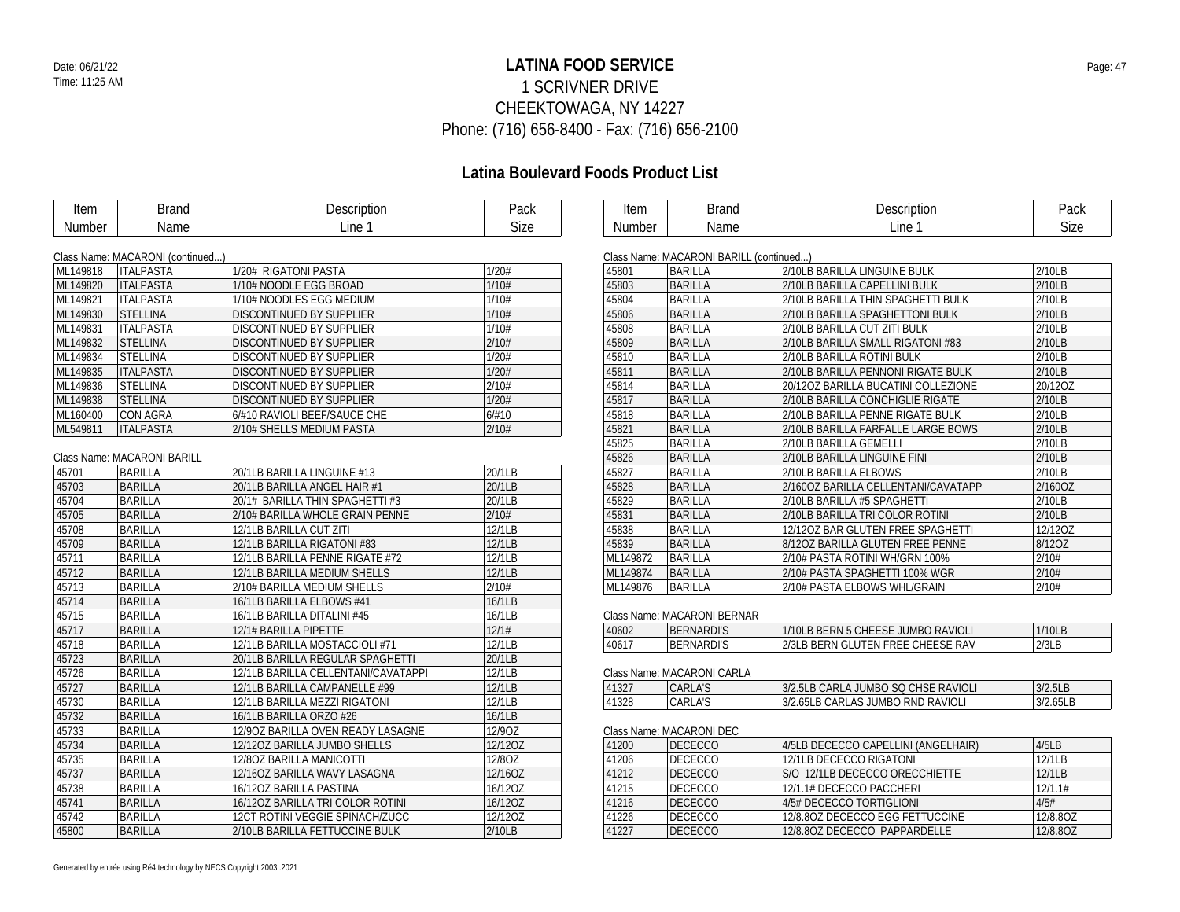# LATINA FOOD SERVICE

1 SCRIVNER DRIVE
CHEEKTOWAGA, NY 14227
Phone: (716) 656-8400 - Fax: (716) 656-2100

## Latina Boulevard Foods Product List

Class Name: MACARONI (continued...)

| Item Number | Brand Name | Description Line 1 | Pack Size |
|---|---|---|---|
| ML149818 | ITALPASTA | 1/20# RIGATONI PASTA | 1/20# |
| ML149820 | ITALPASTA | 1/10# NOODLE EGG BROAD | 1/10# |
| ML149821 | ITALPASTA | 1/10# NOODLES EGG MEDIUM | 1/10# |
| ML149830 | STELLINA | DISCONTINUED BY SUPPLIER | 1/10# |
| ML149831 | ITALPASTA | DISCONTINUED BY SUPPLIER | 1/10# |
| ML149832 | STELLINA | DISCONTINUED BY SUPPLIER | 2/10# |
| ML149834 | STELLINA | DISCONTINUED BY SUPPLIER | 1/20# |
| ML149835 | ITALPASTA | DISCONTINUED BY SUPPLIER | 1/20# |
| ML149836 | STELLINA | DISCONTINUED BY SUPPLIER | 2/10# |
| ML149838 | STELLINA | DISCONTINUED BY SUPPLIER | 1/20# |
| ML160400 | CON AGRA | 6/#10 RAVIOLI BEEF/SAUCE CHE | 6/#10 |
| ML549811 | ITALPASTA | 2/10# SHELLS MEDIUM PASTA | 2/10# |

Class Name: MACARONI BARILL

| Item Number | Brand Name | Description Line 1 | Pack Size |
|---|---|---|---|
| 45701 | BARILLA | 20/1LB BARILLA LINGUINE #13 | 20/1LB |
| 45703 | BARILLA | 20/1LB BARILLA ANGEL HAIR #1 | 20/1LB |
| 45704 | BARILLA | 20/1# BARILLA THIN SPAGHETTI #3 | 20/1LB |
| 45705 | BARILLA | 2/10# BARILLA WHOLE GRAIN PENNE | 2/10# |
| 45708 | BARILLA | 12/1LB BARILLA CUT ZITI | 12/1LB |
| 45709 | BARILLA | 12/1LB BARILLA RIGATONI #83 | 12/1LB |
| 45711 | BARILLA | 12/1LB BARILLA PENNE RIGATE #72 | 12/1LB |
| 45712 | BARILLA | 12/1LB BARILLA MEDIUM SHELLS | 12/1LB |
| 45713 | BARILLA | 2/10# BARILLA MEDIUM SHELLS | 2/10# |
| 45714 | BARILLA | 16/1LB BARILLA ELBOWS #41 | 16/1LB |
| 45715 | BARILLA | 16/1LB BARILLA DITALINI #45 | 16/1LB |
| 45717 | BARILLA | 12/1# BARILLA PIPETTE | 12/1# |
| 45718 | BARILLA | 12/1LB BARILLA MOSTACCIOLI #71 | 12/1LB |
| 45723 | BARILLA | 20/1LB BARILLA REGULAR SPAGHETTI | 20/1LB |
| 45726 | BARILLA | 12/1LB BARILLA CELLENTANI/CAVATAPPI | 12/1LB |
| 45727 | BARILLA | 12/1LB BARILLA CAMPANELLE #99 | 12/1LB |
| 45730 | BARILLA | 12/1LB BARILLA MEZZI RIGATONI | 12/1LB |
| 45732 | BARILLA | 16/1LB BARILLA ORZO #26 | 16/1LB |
| 45733 | BARILLA | 12/9OZ BARILLA OVEN READY LASAGNE | 12/9OZ |
| 45734 | BARILLA | 12/12OZ BARILLA JUMBO SHELLS | 12/12OZ |
| 45735 | BARILLA | 12/8OZ BARILLA MANICOTTI | 12/8OZ |
| 45737 | BARILLA | 12/16OZ BARILLA WAVY LASAGNA | 12/16OZ |
| 45738 | BARILLA | 16/12OZ BARILLA PASTINA | 16/12OZ |
| 45741 | BARILLA | 16/12OZ BARILLA TRI COLOR ROTINI | 16/12OZ |
| 45742 | BARILLA | 12CT ROTINI VEGGIE SPINACH/ZUCC | 12/12OZ |
| 45800 | BARILLA | 2/10LB BARILLA FETTUCCINE BULK | 2/10LB |

Class Name: MACARONI BARILL (continued...)

| Item Number | Brand Name | Description Line 1 | Pack Size |
|---|---|---|---|
| 45801 | BARILLA | 2/10LB BARILLA LINGUINE BULK | 2/10LB |
| 45803 | BARILLA | 2/10LB BARILLA CAPELLINI BULK | 2/10LB |
| 45804 | BARILLA | 2/10LB BARILLA THIN SPAGHETTI BULK | 2/10LB |
| 45806 | BARILLA | 2/10LB BARILLA SPAGHETTONI BULK | 2/10LB |
| 45808 | BARILLA | 2/10LB BARILLA CUT ZITI BULK | 2/10LB |
| 45809 | BARILLA | 2/10LB BARILLA SMALL RIGATONI #83 | 2/10LB |
| 45810 | BARILLA | 2/10LB BARILLA ROTINI BULK | 2/10LB |
| 45811 | BARILLA | 2/10LB BARILLA PENNONI RIGATE BULK | 2/10LB |
| 45814 | BARILLA | 20/12OZ BARILLA BUCATINI COLLEZIONE | 20/12OZ |
| 45817 | BARILLA | 2/10LB BARILLA CONCHIGLIE RIGATE | 2/10LB |
| 45818 | BARILLA | 2/10LB BARILLA PENNE RIGATE BULK | 2/10LB |
| 45821 | BARILLA | 2/10LB BARILLA FARFALLE LARGE BOWS | 2/10LB |
| 45825 | BARILLA | 2/10LB BARILLA GEMELLI | 2/10LB |
| 45826 | BARILLA | 2/10LB BARILLA LINGUINE FINI | 2/10LB |
| 45827 | BARILLA | 2/10LB BARILLA ELBOWS | 2/10LB |
| 45828 | BARILLA | 2/160OZ BARILLA CELLENTANI/CAVATAPP | 2/160OZ |
| 45829 | BARILLA | 2/10LB BARILLA #5 SPAGHETTI | 2/10LB |
| 45831 | BARILLA | 2/10LB BARILLA TRI COLOR ROTINI | 2/10LB |
| 45838 | BARILLA | 12/12OZ BAR GLUTEN FREE SPAGHETTI | 12/12OZ |
| 45839 | BARILLA | 8/12OZ BARILLA GLUTEN FREE PENNE | 8/12OZ |
| ML149872 | BARILLA | 2/10# PASTA ROTINI WH/GRN 100% | 2/10# |
| ML149874 | BARILLA | 2/10# PASTA SPAGHETTI 100% WGR | 2/10# |
| ML149876 | BARILLA | 2/10# PASTA ELBOWS WHL/GRAIN | 2/10# |

Class Name: MACARONI BERNAR

| Item Number | Brand Name | Description Line 1 | Pack Size |
|---|---|---|---|
| 40602 | BERNARDI'S | 1/10LB BERN 5 CHEESE JUMBO RAVIOLI | 1/10LB |
| 40617 | BERNARDI'S | 2/3LB BERN GLUTEN FREE CHEESE RAV | 2/3LB |

Class Name: MACARONI CARLA

| Item Number | Brand Name | Description Line 1 | Pack Size |
|---|---|---|---|
| 41327 | CARLA'S | 3/2.5LB CARLA JUMBO SQ CHSE RAVIOLI | 3/2.5LB |
| 41328 | CARLA'S | 3/2.65LB CARLAS JUMBO RND RAVIOLI | 3/2.65LB |

Class Name: MACARONI DEC

| Item Number | Brand Name | Description Line 1 | Pack Size |
|---|---|---|---|
| 41200 | DECECCO | 4/5LB DECECCO CAPELLINI (ANGELHAIR) | 4/5LB |
| 41206 | DECECCO | 12/1LB DECECCO RIGATONI | 12/1LB |
| 41212 | DECECCO | S/O 12/1LB DECECCO ORECCHIETTE | 12/1LB |
| 41215 | DECECCO | 12/1.1# DECECCO PACCHERI | 12/1.1# |
| 41216 | DECECCO | 4/5# DECECCO TORTIGLIONI | 4/5# |
| 41226 | DECECCO | 12/8.8OZ DECECCO EGG FETTUCCINE | 12/8.8OZ |
| 41227 | DECECCO | 12/8.8OZ DECECCO PAPPARDELLE | 12/8.8OZ |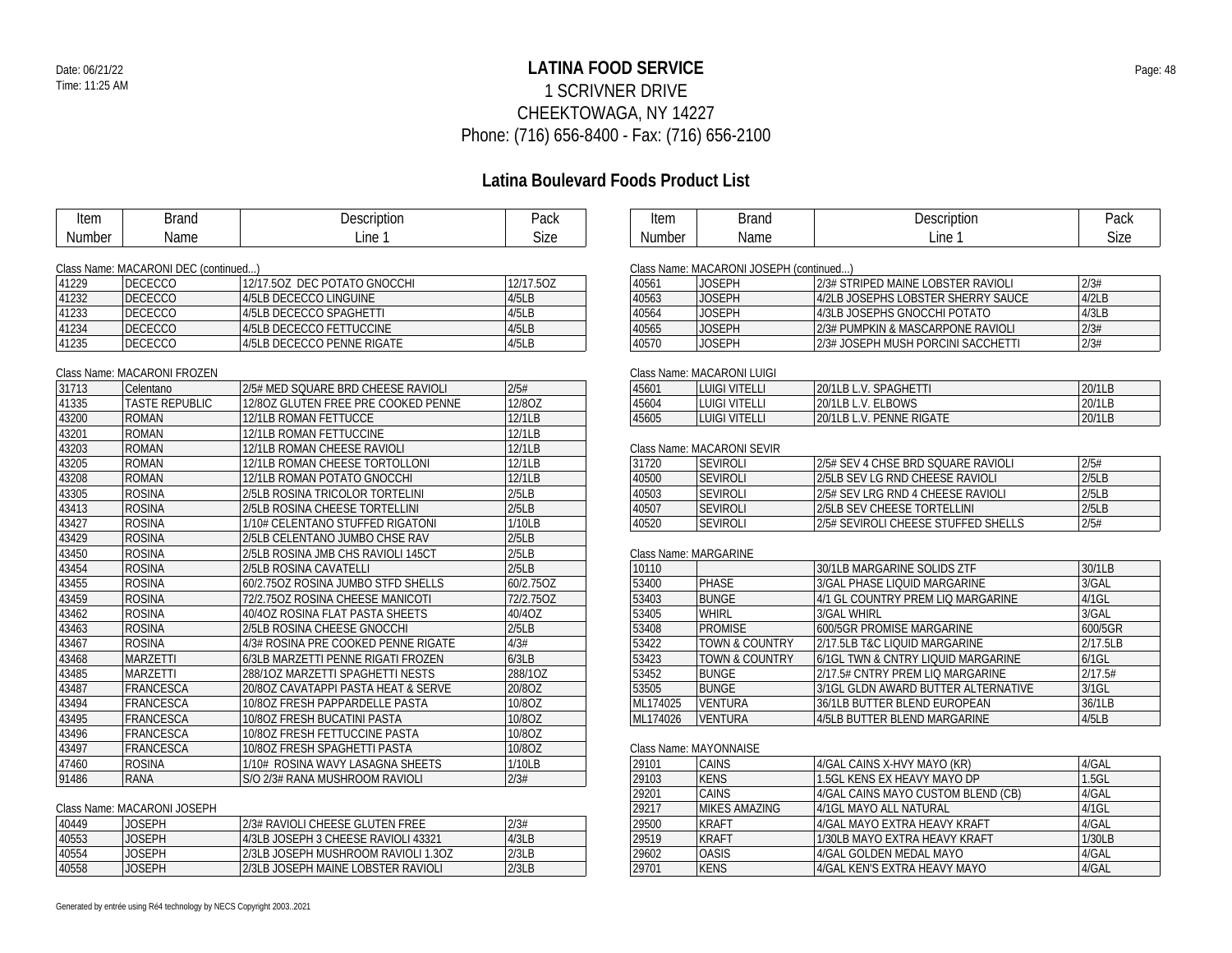# LATINA FOOD SERVICE

1 SCRIVNER DRIVE
CHEEKTOWAGA, NY 14227
Phone: (716) 656-8400 - Fax: (716) 656-2100

## Latina Boulevard Foods Product List

Class Name: MACARONI DEC (continued...)

| Item Number | Brand Name | Description Line 1 | Pack Size |
|---|---|---|---|
| 41229 | DECECCO | 12/17.5OZ DEC POTATO GNOCCHI | 12/17.5OZ |
| 41232 | DECECCO | 4/5LB DECECCO LINGUINE | 4/5LB |
| 41233 | DECECCO | 4/5LB DECECCO SPAGHETTI | 4/5LB |
| 41234 | DECECCO | 4/5LB DECECCO FETTUCCINE | 4/5LB |
| 41235 | DECECCO | 4/5LB DECECCO PENNE RIGATE | 4/5LB |

Class Name: MACARONI FROZEN

| Item Number | Brand Name | Description Line 1 | Pack Size |
|---|---|---|---|
| 31713 | Celentano | 2/5# MED SQUARE BRD CHEESE RAVIOLI | 2/5# |
| 41335 | TASTE REPUBLIC | 12/8OZ GLUTEN FREE PRE COOKED PENNE | 12/8OZ |
| 43200 | ROMAN | 12/1LB ROMAN FETTUCCE | 12/1LB |
| 43201 | ROMAN | 12/1LB ROMAN FETTUCCINE | 12/1LB |
| 43203 | ROMAN | 12/1LB ROMAN CHEESE RAVIOLI | 12/1LB |
| 43205 | ROMAN | 12/1LB ROMAN CHEESE TORTOLLONI | 12/1LB |
| 43208 | ROMAN | 12/1LB ROMAN POTATO GNOCCHI | 12/1LB |
| 43305 | ROSINA | 2/5LB ROSINA TRICOLOR TORTELINI | 2/5LB |
| 43413 | ROSINA | 2/5LB ROSINA CHEESE TORTELLINI | 2/5LB |
| 43427 | ROSINA | 1/10# CELENTANO STUFFED RIGATONI | 1/10LB |
| 43429 | ROSINA | 2/5LB CELENTANO JUMBO CHSE RAV | 2/5LB |
| 43450 | ROSINA | 2/5LB ROSINA JMB CHS RAVIOLI 145CT | 2/5LB |
| 43454 | ROSINA | 2/5LB ROSINA CAVATELLI | 2/5LB |
| 43455 | ROSINA | 60/2.75OZ ROSINA JUMBO STFD SHELLS | 60/2.75OZ |
| 43459 | ROSINA | 72/2.75OZ ROSINA CHEESE MANICOTI | 72/2.75OZ |
| 43462 | ROSINA | 40/4OZ ROSINA FLAT PASTA SHEETS | 40/4OZ |
| 43463 | ROSINA | 2/5LB ROSINA CHEESE GNOCCHI | 2/5LB |
| 43467 | ROSINA | 4/3# ROSINA PRE COOKED PENNE RIGATE | 4/3# |
| 43468 | MARZETTI | 6/3LB MARZETTI PENNE RIGATI FROZEN | 6/3LB |
| 43485 | MARZETTI | 288/1OZ MARZETTI SPAGHETTI NESTS | 288/1OZ |
| 43487 | FRANCESCA | 20/8OZ CAVATAPPI PASTA HEAT & SERVE | 20/8OZ |
| 43494 | FRANCESCA | 10/8OZ FRESH PAPPARDELLE PASTA | 10/8OZ |
| 43495 | FRANCESCA | 10/8OZ FRESH BUCATINI PASTA | 10/8OZ |
| 43496 | FRANCESCA | 10/8OZ FRESH FETTUCCINE PASTA | 10/8OZ |
| 43497 | FRANCESCA | 10/8OZ FRESH SPAGHETTI PASTA | 10/8OZ |
| 47460 | ROSINA | 1/10# ROSINA WAVY LASAGNA SHEETS | 1/10LB |
| 91486 | RANA | S/O 2/3# RANA MUSHROOM RAVIOLI | 2/3# |

Class Name: MACARONI JOSEPH

| Item Number | Brand Name | Description Line 1 | Pack Size |
|---|---|---|---|
| 40449 | JOSEPH | 2/3# RAVIOLI CHEESE GLUTEN FREE | 2/3# |
| 40553 | JOSEPH | 4/3LB JOSEPH 3 CHEESE RAVIOLI 43321 | 4/3LB |
| 40554 | JOSEPH | 2/3LB JOSEPH MUSHROOM RAVIOLI 1.3OZ | 2/3LB |
| 40558 | JOSEPH | 2/3LB JOSEPH MAINE LOBSTER RAVIOLI | 2/3LB |

Class Name: MACARONI JOSEPH (continued...)

| Item Number | Brand Name | Description Line 1 | Pack Size |
|---|---|---|---|
| 40561 | JOSEPH | 2/3# STRIPED MAINE LOBSTER RAVIOLI | 2/3# |
| 40563 | JOSEPH | 4/2LB JOSEPHS LOBSTER SHERRY SAUCE | 4/2LB |
| 40564 | JOSEPH | 4/3LB JOSEPHS GNOCCHI POTATO | 4/3LB |
| 40565 | JOSEPH | 2/3# PUMPKIN & MASCARPONE RAVIOLI | 2/3# |
| 40570 | JOSEPH | 2/3# JOSEPH MUSH PORCINI SACCHETTI | 2/3# |

Class Name: MACARONI LUIGI

| Item Number | Brand Name | Description Line 1 | Pack Size |
|---|---|---|---|
| 45601 | LUIGI VITELLI | 20/1LB L.V. SPAGHETTI | 20/1LB |
| 45604 | LUIGI VITELLI | 20/1LB L.V. ELBOWS | 20/1LB |
| 45605 | LUIGI VITELLI | 20/1LB L.V. PENNE RIGATE | 20/1LB |

Class Name: MACARONI SEVIR

| Item Number | Brand Name | Description Line 1 | Pack Size |
|---|---|---|---|
| 31720 | SEVIROLI | 2/5# SEV 4 CHSE BRD SQUARE RAVIOLI | 2/5# |
| 40500 | SEVIROLI | 2/5LB SEV LG RND CHEESE RAVIOLI | 2/5LB |
| 40503 | SEVIROLI | 2/5# SEV LRG RND 4 CHEESE RAVIOLI | 2/5LB |
| 40507 | SEVIROLI | 2/5LB SEV CHEESE TORTELLINI | 2/5LB |
| 40520 | SEVIROLI | 2/5# SEVIROLI CHEESE STUFFED SHELLS | 2/5# |

Class Name: MARGARINE

| Item Number | Brand Name | Description Line 1 | Pack Size |
|---|---|---|---|
| 10110 | | 30/1LB MARGARINE SOLIDS ZTF | 30/1LB |
| 53400 | PHASE | 3/GAL PHASE LIQUID MARGARINE | 3/GAL |
| 53403 | BUNGE | 4/1 GL COUNTRY PREM LIQ MARGARINE | 4/1GL |
| 53405 | WHIRL | 3/GAL WHIRL | 3/GAL |
| 53408 | PROMISE | 600/5GR PROMISE MARGARINE | 600/5GR |
| 53422 | TOWN & COUNTRY | 2/17.5LB T&C LIQUID MARGARINE | 2/17.5LB |
| 53423 | TOWN & COUNTRY | 6/1GL TWN & CNTRY LIQUID MARGARINE | 6/1GL |
| 53452 | BUNGE | 2/17.5# CNTRY PREM LIQ MARGARINE | 2/17.5# |
| 53505 | BUNGE | 3/1GL GLDN AWARD BUTTER ALTERNATIVE | 3/1GL |
| ML174025 | VENTURA | 36/1LB BUTTER BLEND EUROPEAN | 36/1LB |
| ML174026 | VENTURA | 4/5LB BUTTER BLEND MARGARINE | 4/5LB |

Class Name: MAYONNAISE

| Item Number | Brand Name | Description Line 1 | Pack Size |
|---|---|---|---|
| 29101 | CAINS | 4/GAL CAINS X-HVY MAYO (KR) | 4/GAL |
| 29103 | KENS | 1.5GL KENS EX HEAVY MAYO DP | 1.5GL |
| 29201 | CAINS | 4/GAL CAINS MAYO CUSTOM BLEND (CB) | 4/GAL |
| 29217 | MIKES AMAZING | 4/1GL MAYO ALL NATURAL | 4/1GL |
| 29500 | KRAFT | 4/GAL MAYO EXTRA HEAVY KRAFT | 4/GAL |
| 29519 | KRAFT | 1/30LB MAYO EXTRA HEAVY KRAFT | 1/30LB |
| 29602 | OASIS | 4/GAL GOLDEN MEDAL MAYO | 4/GAL |
| 29701 | KENS | 4/GAL KEN'S EXTRA HEAVY MAYO | 4/GAL |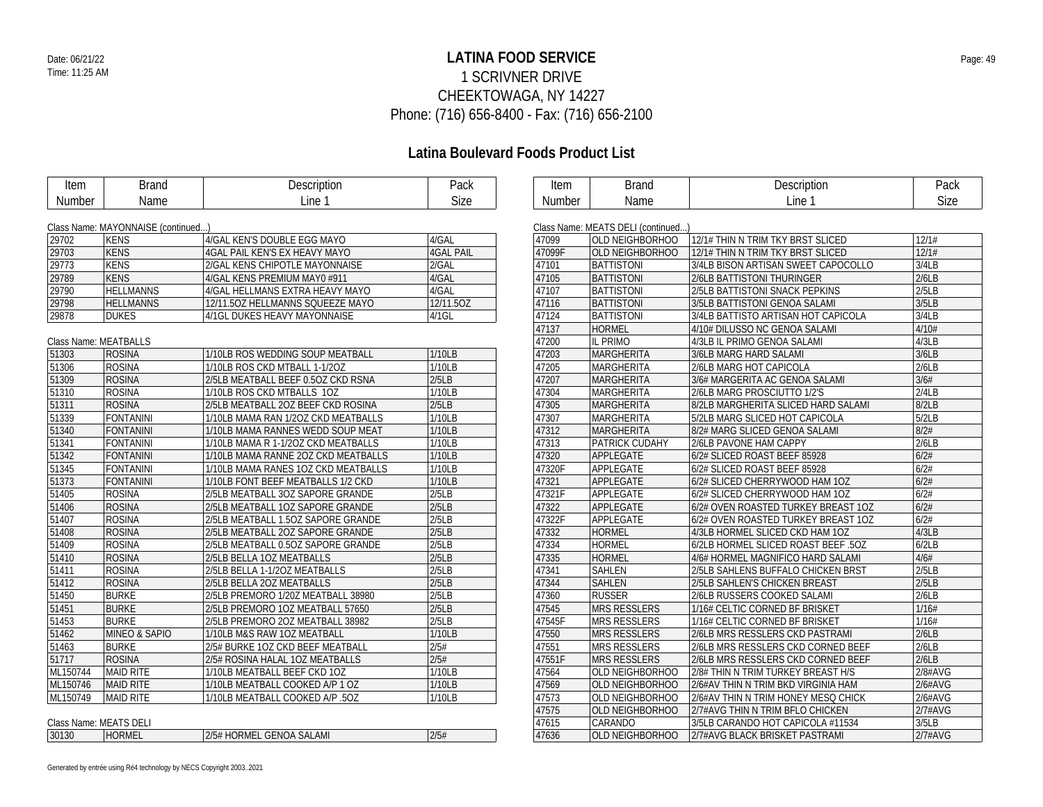# LATINA FOOD SERVICE

1 SCRIVNER DRIVE
CHEEKTOWAGA, NY 14227
Phone: (716) 656-8400 - Fax: (716) 656-2100

## Latina Boulevard Foods Product List

Class Name: MAYONNAISE (continued...)

| Item Number | Brand Name | Description Line 1 | Pack Size |
|---|---|---|---|
| 29702 | KENS | 4/GAL KEN'S DOUBLE EGG MAYO | 4/GAL |
| 29703 | KENS | 4GAL PAIL KEN'S EX HEAVY MAYO | 4GAL PAIL |
| 29773 | KENS | 2/GAL KENS CHIPOTLE MAYONNAISE | 2/GAL |
| 29789 | KENS | 4/GAL KENS PREMIUM MAY0 #911 | 4/GAL |
| 29790 | HELLMANNS | 4/GAL HELLMANS EXTRA HEAVY MAYO | 4/GAL |
| 29798 | HELLMANNS | 12/11.5OZ HELLMANNS SQUEEZE MAYO | 12/11.5OZ |
| 29878 | DUKES | 4/1GL DUKES HEAVY MAYONNAISE | 4/1GL |

Class Name: MEATBALLS

| Item Number | Brand Name | Description Line 1 | Pack Size |
|---|---|---|---|
| 51303 | ROSINA | 1/10LB ROS WEDDING SOUP MEATBALL | 1/10LB |
| 51306 | ROSINA | 1/10LB ROS CKD MTBALL 1-1/2OZ | 1/10LB |
| 51309 | ROSINA | 2/5LB MEATBALL BEEF 0.5OZ CKD RSNA | 2/5LB |
| 51310 | ROSINA | 1/10LB ROS CKD MTBALLS 1OZ | 1/10LB |
| 51311 | ROSINA | 2/5LB MEATBALL 2OZ BEEF CKD ROSINA | 2/5LB |
| 51339 | FONTANINI | 1/10LB MAMA RAN 1/2OZ CKD MEATBALLS | 1/10LB |
| 51340 | FONTANINI | 1/10LB MAMA RANNES WEDD SOUP MEAT | 1/10LB |
| 51341 | FONTANINI | 1/10LB MAMA R 1-1/2OZ CKD MEATBALLS | 1/10LB |
| 51342 | FONTANINI | 1/10LB MAMA RANNE 2OZ CKD MEATBALLS | 1/10LB |
| 51345 | FONTANINI | 1/10LB MAMA RANES 1OZ CKD MEATBALLS | 1/10LB |
| 51373 | FONTANINI | 1/10LB FONT BEEF MEATBALLS 1/2 CKD | 1/10LB |
| 51405 | ROSINA | 2/5LB MEATBALL 3OZ SAPORE GRANDE | 2/5LB |
| 51406 | ROSINA | 2/5LB MEATBALL 1OZ SAPORE GRANDE | 2/5LB |
| 51407 | ROSINA | 2/5LB MEATBALL 1.5OZ SAPORE GRANDE | 2/5LB |
| 51408 | ROSINA | 2/5LB MEATBALL 2OZ SAPORE GRANDE | 2/5LB |
| 51409 | ROSINA | 2/5LB MEATBALL 0.5OZ SAPORE GRANDE | 2/5LB |
| 51410 | ROSINA | 2/5LB BELLA 1OZ MEATBALLS | 2/5LB |
| 51411 | ROSINA | 2/5LB BELLA 1-1/2OZ MEATBALLS | 2/5LB |
| 51412 | ROSINA | 2/5LB BELLA 2OZ MEATBALLS | 2/5LB |
| 51450 | BURKE | 2/5LB PREMORO 1/20Z MEATBALL 38980 | 2/5LB |
| 51451 | BURKE | 2/5LB PREMORO 1OZ MEATBALL 57650 | 2/5LB |
| 51453 | BURKE | 2/5LB PREMORO 2OZ MEATBALL 38982 | 2/5LB |
| 51462 | MINEO & SAPIO | 1/10LB M&S RAW 1OZ MEATBALL | 1/10LB |
| 51463 | BURKE | 2/5# BURKE 1OZ CKD BEEF MEATBALL | 2/5# |
| 51717 | ROSINA | 2/5# ROSINA HALAL 1OZ MEATBALLS | 2/5# |
| ML150744 | MAID RITE | 1/10LB MEATBALL BEEF CKD 1OZ | 1/10LB |
| ML150746 | MAID RITE | 1/10LB MEATBALL COOKED A/P 1 OZ | 1/10LB |
| ML150749 | MAID RITE | 1/10LB MEATBALL COOKED A/P .5OZ | 1/10LB |

Class Name: MEATS DELI

| Item Number | Brand Name | Description Line 1 | Pack Size |
|---|---|---|---|
| 30130 | HORMEL | 2/5# HORMEL GENOA SALAMI | 2/5# |

Class Name: MEATS DELI (continued...)

| Item Number | Brand Name | Description Line 1 | Pack Size |
|---|---|---|---|
| 47099 | OLD NEIGHBORHOO | 12/1# THIN N TRIM TKY BRST SLICED | 12/1# |
| 47099F | OLD NEIGHBORHOO | 12/1# THIN N TRIM TKY BRST SLICED | 12/1# |
| 47101 | BATTISTONI | 3/4LB BISON ARTISAN SWEET CAPOCOLLO | 3/4LB |
| 47105 | BATTISTONI | 2/6LB BATTISTONI THURINGER | 2/6LB |
| 47107 | BATTISTONI | 2/5LB BATTISTONI SNACK PEPKINS | 2/5LB |
| 47116 | BATTISTONI | 3/5LB BATTISTONI GENOA SALAMI | 3/5LB |
| 47124 | BATTISTONI | 3/4LB BATTISTO ARTISAN HOT CAPICOLA | 3/4LB |
| 47137 | HORMEL | 4/10# DILUSSO NC GENOA SALAMI | 4/10# |
| 47200 | IL PRIMO | 4/3LB IL PRIMO GENOA SALAMI | 4/3LB |
| 47203 | MARGHERITA | 3/6LB MARG HARD SALAMI | 3/6LB |
| 47205 | MARGHERITA | 2/6LB MARG HOT CAPICOLA | 2/6LB |
| 47207 | MARGHERITA | 3/6# MARGERITA AC GENOA SALAMI | 3/6# |
| 47304 | MARGHERITA | 2/6LB MARG PROSCIUTTO 1/2'S | 2/4LB |
| 47305 | MARGHERITA | 8/2LB MARGHERITA SLICED HARD SALAMI | 8/2LB |
| 47307 | MARGHERITA | 5/2LB MARG SLICED HOT CAPICOLA | 5/2LB |
| 47312 | MARGHERITA | 8/2# MARG SLICED GENOA SALAMI | 8/2# |
| 47313 | PATRICK CUDAHY | 2/6LB PAVONE HAM CAPPY | 2/6LB |
| 47320 | APPLEGATE | 6/2# SLICED ROAST BEEF 85928 | 6/2# |
| 47320F | APPLEGATE | 6/2# SLICED ROAST BEEF 85928 | 6/2# |
| 47321 | APPLEGATE | 6/2# SLICED CHERRYWOOD HAM 1OZ | 6/2# |
| 47321F | APPLEGATE | 6/2# SLICED CHERRYWOOD HAM 1OZ | 6/2# |
| 47322 | APPLEGATE | 6/2# OVEN ROASTED TURKEY BREAST 1OZ | 6/2# |
| 47322F | APPLEGATE | 6/2# OVEN ROASTED TURKEY BREAST 1OZ | 6/2# |
| 47332 | HORMEL | 4/3LB HORMEL SLICED CKD HAM 1OZ | 4/3LB |
| 47334 | HORMEL | 6/2LB HORMEL SLICED ROAST BEEF .5OZ | 6/2LB |
| 47335 | HORMEL | 4/6# HORMEL MAGNIFICO HARD SALAMI | 4/6# |
| 47341 | SAHLEN | 2/5LB SAHLENS BUFFALO CHICKEN BRST | 2/5LB |
| 47344 | SAHLEN | 2/5LB SAHLEN'S CHICKEN BREAST | 2/5LB |
| 47360 | RUSSER | 2/6LB RUSSERS COOKED SALAMI | 2/6LB |
| 47545 | MRS RESSLERS | 1/16# CELTIC CORNED BF BRISKET | 1/16# |
| 47545F | MRS RESSLERS | 1/16# CELTIC CORNED BF BRISKET | 1/16# |
| 47550 | MRS RESSLERS | 2/6LB MRS RESSLERS CKD PASTRAMI | 2/6LB |
| 47551 | MRS RESSLERS | 2/6LB MRS RESSLERS CKD CORNED BEEF | 2/6LB |
| 47551F | MRS RESSLERS | 2/6LB MRS RESSLERS CKD CORNED BEEF | 2/6LB |
| 47564 | OLD NEIGHBORHOO | 2/8# THIN N TRIM TURKEY BREAST H/S | 2/8#AVG |
| 47569 | OLD NEIGHBORHOO | 2/6#AV THIN N TRIM BKD VIRGINIA HAM | 2/6#AVG |
| 47573 | OLD NEIGHBORHOO | 2/6#AV THIN N TRIM HONEY MESQ CHICK | 2/6#AVG |
| 47575 | OLD NEIGHBORHOO | 2/7#AVG THIN N TRIM BFLO CHICKEN | 2/7#AVG |
| 47615 | CARANDO | 3/5LB CARANDO HOT CAPICOLA #11534 | 3/5LB |
| 47636 | OLD NEIGHBORHOO | 2/7#AVG BLACK BRISKET PASTRAMI | 2/7#AVG |

Generated by entrée using Ré4 technology by NECS Copyright 2003..2021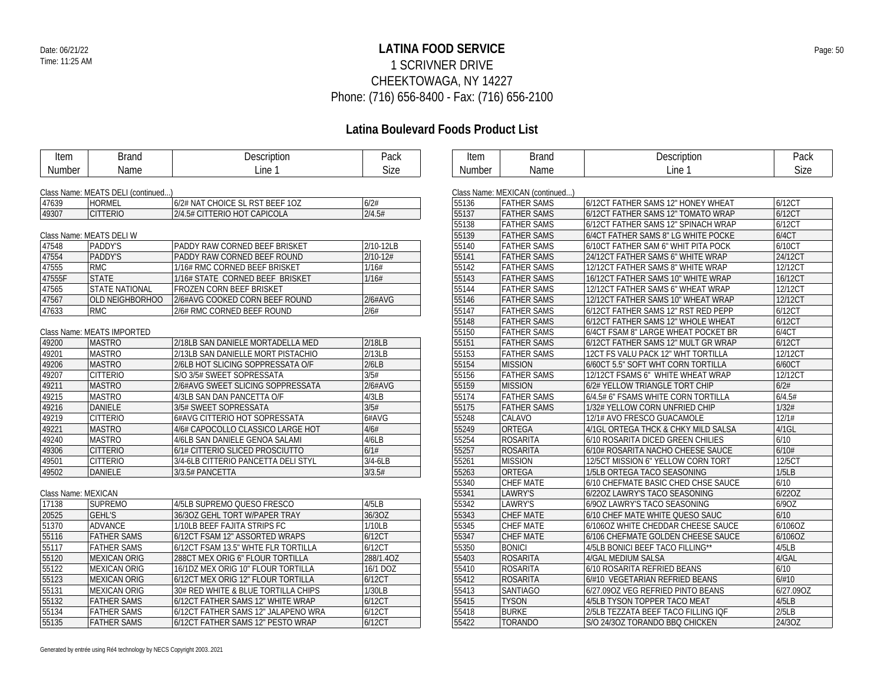# LATINA FOOD SERVICE

1 SCRIVNER DRIVE
CHEEKTOWAGA, NY 14227
Phone: (716) 656-8400 - Fax: (716) 656-2100

Date: 06/21/22
Time: 11:25 AM

## Latina Boulevard Foods Product List

Class Name: MEATS DELI (continued...)

| Item Number | Brand Name | Description Line 1 | Pack Size |
|---|---|---|---|
| 47639 | HORMEL | 6/2# NAT CHOICE SL RST BEEF 1OZ | 6/2# |
| 49307 | CITTERIO | 2/4.5# CITTERIO HOT CAPICOLA | 2/4.5# |

Class Name: MEATS DELI W

| Item Number | Brand Name | Description Line 1 | Pack Size |
|---|---|---|---|
| 47548 | PADDY'S | PADDY RAW CORNED BEEF BRISKET | 2/10-12LB |
| 47554 | PADDY'S | PADDY RAW CORNED BEEF ROUND | 2/10-12# |
| 47555 | RMC | 1/16# RMC CORNED BEEF BRISKET | 1/16# |
| 47555F | STATE | 1/16# STATE CORNED BEEF BRISKET | 1/16# |
| 47565 | STATE NATIONAL | FROZEN CORN BEEF BRISKET | |
| 47567 | OLD NEIGHBORHOO | 2/6#AVG COOKED CORN BEEF ROUND | 2/6#AVG |
| 47633 | RMC | 2/6# RMC CORNED BEEF ROUND | 2/6# |

Class Name: MEATS IMPORTED

| Item Number | Brand Name | Description Line 1 | Pack Size |
|---|---|---|---|
| 49200 | MASTRO | 2/18LB SAN DANIELE MORTADELLA MED | 2/18LB |
| 49201 | MASTRO | 2/13LB SAN DANIELLE MORT PISTACHIO | 2/13LB |
| 49206 | MASTRO | 2/6LB HOT SLICING SOPPRESSATA O/F | 2/6LB |
| 49207 | CITTERIO | S/O 3/5# SWEET SOPRESSATA | 3/5# |
| 49211 | MASTRO | 2/6#AVG SWEET SLICING SOPPRESSATA | 2/6#AVG |
| 49215 | MASTRO | 4/3LB SAN DAN PANCETTA O/F | 4/3LB |
| 49216 | DANIELE | 3/5# SWEET SOPRESSATA | 3/5# |
| 49219 | CITTERIO | 6#AVG CITTERIO HOT SOPRESSATA | 6#AVG |
| 49221 | MASTRO | 4/6# CAPOCOLLO CLASSICO LARGE HOT | 4/6# |
| 49240 | MASTRO | 4/6LB SAN DANIELE GENOA SALAMI | 4/6LB |
| 49306 | CITTERIO | 6/1# CITTERIO SLICED PROSCIUTTO | 6/1# |
| 49501 | CITTERIO | 3/4-6LB CITTERIO PANCETTA DELI STYL | 3/4-6LB |
| 49502 | DANIELE | 3/3.5# PANCETTA | 3/3.5# |

Class Name: MEXICAN

| Item Number | Brand Name | Description Line 1 | Pack Size |
|---|---|---|---|
| 17138 | SUPREMO | 4/5LB SUPREMO QUESO FRESCO | 4/5LB |
| 20525 | GEHL'S | 36/3OZ GEHL TORT W/PAPER TRAY | 36/3OZ |
| 51370 | ADVANCE | 1/10LB BEEF FAJITA STRIPS FC | 1/10LB |
| 55116 | FATHER SAMS | 6/12CT FSAM 12" ASSORTED WRAPS | 6/12CT |
| 55117 | FATHER SAMS | 6/12CT FSAM 13.5" WHTE FLR TORTILLA | 6/12CT |
| 55120 | MEXICAN ORIG | 288CT MEX ORIG 6" FLOUR TORTILLA | 288/1.4OZ |
| 55122 | MEXICAN ORIG | 16/1DZ MEX ORIG 10" FLOUR TORTILLA | 16/1 DOZ |
| 55123 | MEXICAN ORIG | 6/12CT MEX ORIG 12" FLOUR TORTILLA | 6/12CT |
| 55131 | MEXICAN ORIG | 30# RED WHITE & BLUE TORTILLA CHIPS | 1/30LB |
| 55132 | FATHER SAMS | 6/12CT FATHER SAMS 12" WHITE WRAP | 6/12CT |
| 55134 | FATHER SAMS | 6/12CT FATHER SAMS 12" JALAPENO WRA | 6/12CT |
| 55135 | FATHER SAMS | 6/12CT FATHER SAMS 12" PESTO WRAP | 6/12CT |

Class Name: MEXICAN (continued...)

| Item Number | Brand Name | Description Line 1 | Pack Size |
|---|---|---|---|
| 55136 | FATHER SAMS | 6/12CT FATHER SAMS 12" HONEY WHEAT | 6/12CT |
| 55137 | FATHER SAMS | 6/12CT FATHER SAMS 12" TOMATO WRAP | 6/12CT |
| 55138 | FATHER SAMS | 6/12CT FATHER SAMS 12" SPINACH WRAP | 6/12CT |
| 55139 | FATHER SAMS | 6/4CT FATHER SAMS 8" LG WHITE POCKE | 6/4CT |
| 55140 | FATHER SAMS | 6/10CT FATHER SAM 6" WHIT PITA POCK | 6/10CT |
| 55141 | FATHER SAMS | 24/12CT FATHER SAMS 6" WHITE WRAP | 24/12CT |
| 55142 | FATHER SAMS | 12/12CT FATHER SAMS 8" WHITE WRAP | 12/12CT |
| 55143 | FATHER SAMS | 16/12CT FATHER SAMS 10" WHITE WRAP | 16/12CT |
| 55144 | FATHER SAMS | 12/12CT FATHER SAMS 6" WHEAT WRAP | 12/12CT |
| 55146 | FATHER SAMS | 12/12CT FATHER SAMS 10" WHEAT WRAP | 12/12CT |
| 55147 | FATHER SAMS | 6/12CT FATHER SAMS 12" RST RED PEPP | 6/12CT |
| 55148 | FATHER SAMS | 6/12CT FATHER SAMS 12" WHOLE WHEAT | 6/12CT |
| 55150 | FATHER SAMS | 6/4CT FSAM 8" LARGE WHEAT POCKET BR | 6/4CT |
| 55151 | FATHER SAMS | 6/12CT FATHER SAMS 12" MULT GR WRAP | 6/12CT |
| 55153 | FATHER SAMS | 12CT FS VALU PACK 12" WHT TORTILLA | 12/12CT |
| 55154 | MISSION | 6/60CT 5.5" SOFT WHT CORN TORTILLA | 6/60CT |
| 55156 | FATHER SAMS | 12/12CT FSAMS 6" WHITE WHEAT WRAP | 12/12CT |
| 55159 | MISSION | 6/2# YELLOW TRIANGLE TORT CHIP | 6/2# |
| 55174 | FATHER SAMS | 6/4.5# 6" FSAMS WHITE CORN TORTILLA | 6/4.5# |
| 55175 | FATHER SAMS | 1/32# YELLOW CORN UNFRIED CHIP | 1/32# |
| 55248 | CALAVO | 12/1# AVO FRESCO GUACAMOLE | 12/1# |
| 55249 | ORTEGA | 4/1GL ORTEGA THCK & CHKY MILD SALSA | 4/1GL |
| 55254 | ROSARITA | 6/10 ROSARITA DICED GREEN CHILIES | 6/10 |
| 55257 | ROSARITA | 6/10# ROSARITA NACHO CHEESE SAUCE | 6/10# |
| 55261 | MISSION | 12/5CT MISSION 6" YELLOW CORN TORT | 12/5CT |
| 55263 | ORTEGA | 1/5LB ORTEGA TACO SEASONING | 1/5LB |
| 55340 | CHEF MATE | 6/10 CHEFMATE BASIC CHED CHSE SAUCE | 6/10 |
| 55341 | LAWRY'S | 6/22OZ LAWRY'S TACO SEASONING | 6/22OZ |
| 55342 | LAWRY'S | 6/9OZ LAWRY'S TACO SEASONING | 6/9OZ |
| 55343 | CHEF MATE | 6/10 CHEF MATE WHITE QUESO SAUC | 6/10 |
| 55345 | CHEF MATE | 6/106OZ WHITE CHEDDAR CHEESE SAUCE | 6/106OZ |
| 55347 | CHEF MATE | 6/106 CHEFMATE GOLDEN CHEESE SAUCE | 6/106OZ |
| 55350 | BONICI | 4/5LB BONICI BEEF TACO FILLING** | 4/5LB |
| 55403 | ROSARITA | 4/GAL MEDIUM SALSA | 4/GAL |
| 55410 | ROSARITA | 6/10 ROSARITA REFRIED BEANS | 6/10 |
| 55412 | ROSARITA | 6/#10 VEGETARIAN REFRIED BEANS | 6/#10 |
| 55413 | SANTIAGO | 6/27.09OZ VEG REFRIED PINTO BEANS | 6/27.09OZ |
| 55415 | TYSON | 4/5LB TYSON TOPPER TACO MEAT | 4/5LB |
| 55418 | BURKE | 2/5LB TEZZATA BEEF TACO FILLING IQF | 2/5LB |
| 55422 | TORANDO | S/O 24/3OZ TORANDO BBQ CHICKEN | 24/3OZ |

Generated by entrée using Ré4 technology by NECS Copyright 2003..2021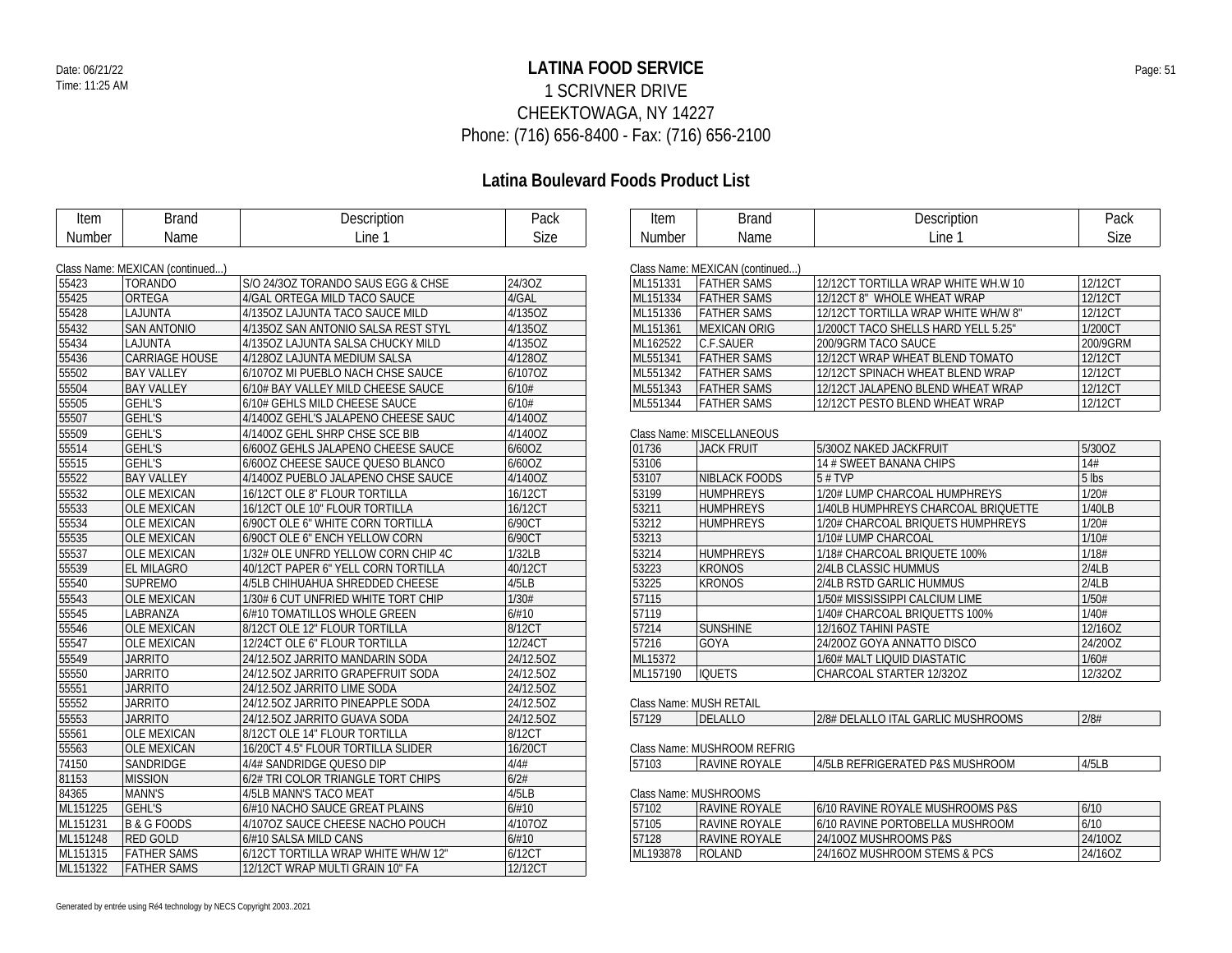# LATINA FOOD SERVICE

1 SCRIVNER DRIVE
CHEEKTOWAGA, NY 14227
Phone: (716) 656-8400 - Fax: (716) 656-2100

Date: 06/21/22
Time: 11:25 AM

## Latina Boulevard Foods Product List

Class Name: MEXICAN (continued...)

| Item Number | Brand Name | Description Line 1 | Pack Size |
|---|---|---|---|
| 55423 | TORANDO | S/O 24/3OZ TORANDO SAUS EGG & CHSE | 24/3OZ |
| 55425 | ORTEGA | 4/GAL ORTEGA MILD TACO SAUCE | 4/GAL |
| 55428 | LAJUNTA | 4/135OZ LAJUNTA TACO SAUCE MILD | 4/135OZ |
| 55432 | SAN ANTONIO | 4/135OZ SAN ANTONIO SALSA REST STYL | 4/135OZ |
| 55434 | LAJUNTA | 4/135OZ LAJUNTA SALSA CHUCKY MILD | 4/135OZ |
| 55436 | CARRIAGE HOUSE | 4/128OZ LAJUNTA MEDIUM SALSA | 4/128OZ |
| 55502 | BAY VALLEY | 6/107OZ MI PUEBLO NACH CHSE SAUCE | 6/107OZ |
| 55504 | BAY VALLEY | 6/10# BAY VALLEY MILD CHEESE SAUCE | 6/10# |
| 55505 | GEHL'S | 6/10# GEHLS MILD CHEESE SAUCE | 6/10# |
| 55507 | GEHL'S | 4/140OZ GEHL'S JALAPENO CHEESE SAUC | 4/140OZ |
| 55509 | GEHL'S | 4/140OZ GEHL SHRP CHSE SCE BIB | 4/140OZ |
| 55514 | GEHL'S | 6/60OZ GEHLS JALAPENO CHEESE SAUCE | 6/60OZ |
| 55515 | GEHL'S | 6/60OZ CHEESE SAUCE QUESO BLANCO | 6/60OZ |
| 55522 | BAY VALLEY | 4/140OZ PUEBLO JALAPENO CHSE SAUCE | 4/140OZ |
| 55532 | OLE MEXICAN | 16/12CT OLE 8" FLOUR TORTILLA | 16/12CT |
| 55533 | OLE MEXICAN | 16/12CT OLE 10" FLOUR TORTILLA | 16/12CT |
| 55534 | OLE MEXICAN | 6/90CT OLE 6" WHITE CORN TORTILLA | 6/90CT |
| 55535 | OLE MEXICAN | 6/90CT OLE 6" ENCH YELLOW CORN | 6/90CT |
| 55537 | OLE MEXICAN | 1/32# OLE UNFRD YELLOW CORN CHIP 4C | 1/32LB |
| 55539 | EL MILAGRO | 40/12CT PAPER 6" YELL CORN TORTILLA | 40/12CT |
| 55540 | SUPREMO | 4/5LB CHIHUAHUA SHREDDED CHEESE | 4/5LB |
| 55543 | OLE MEXICAN | 1/30# 6 CUT UNFRIED WHITE TORT CHIP | 1/30# |
| 55545 | LABRANZA | 6/#10 TOMATILLOS WHOLE GREEN | 6/#10 |
| 55546 | OLE MEXICAN | 8/12CT OLE 12" FLOUR TORTILLA | 8/12CT |
| 55547 | OLE MEXICAN | 12/24CT OLE 6" FLOUR TORTILLA | 12/24CT |
| 55549 | JARRITO | 24/12.5OZ JARRITO MANDARIN SODA | 24/12.5OZ |
| 55550 | JARRITO | 24/12.5OZ JARRITO GRAPEFRUIT SODA | 24/12.5OZ |
| 55551 | JARRITO | 24/12.5OZ JARRITO LIME SODA | 24/12.5OZ |
| 55552 | JARRITO | 24/12.5OZ JARRITO PINEAPPLE SODA | 24/12.5OZ |
| 55553 | JARRITO | 24/12.5OZ JARRITO GUAVA SODA | 24/12.5OZ |
| 55561 | OLE MEXICAN | 8/12CT OLE 14" FLOUR TORTILLA | 8/12CT |
| 55563 | OLE MEXICAN | 16/20CT 4.5" FLOUR TORTILLA SLIDER | 16/20CT |
| 74150 | SANDRIDGE | 4/4# SANDRIDGE QUESO DIP | 4/4# |
| 81153 | MISSION | 6/2# TRI COLOR TRIANGLE TORT CHIPS | 6/2# |
| 84365 | MANN'S | 4/5LB MANN'S TACO MEAT | 4/5LB |
| ML151225 | GEHL'S | 6/#10 NACHO SAUCE GREAT PLAINS | 6/#10 |
| ML151231 | B & G FOODS | 4/107OZ SAUCE CHEESE NACHO POUCH | 4/107OZ |
| ML151248 | RED GOLD | 6/#10 SALSA MILD CANS | 6/#10 |
| ML151315 | FATHER SAMS | 6/12CT TORTILLA WRAP WHITE WH/W 12" | 6/12CT |
| ML151322 | FATHER SAMS | 12/12CT WRAP MULTI GRAIN 10" FA | 12/12CT |
| ML151331 | FATHER SAMS | 12/12CT TORTILLA WRAP WHITE WH.W 10 | 12/12CT |
| ML151334 | FATHER SAMS | 12/12CT 8" WHOLE WHEAT WRAP | 12/12CT |
| ML151336 | FATHER SAMS | 12/12CT TORTILLA WRAP WHITE WH/W 8" | 12/12CT |
| ML151361 | MEXICAN ORIG | 1/200CT TACO SHELLS HARD YELL 5.25" | 1/200CT |
| ML162522 | C.F.SAUER | 200/9GRM TACO SAUCE | 200/9GRM |
| ML551341 | FATHER SAMS | 12/12CT WRAP WHEAT BLEND TOMATO | 12/12CT |
| ML551342 | FATHER SAMS | 12/12CT SPINACH WHEAT BLEND WRAP | 12/12CT |
| ML551343 | FATHER SAMS | 12/12CT JALAPENO BLEND WHEAT WRAP | 12/12CT |
| ML551344 | FATHER SAMS | 12/12CT PESTO BLEND WHEAT WRAP | 12/12CT |

Class Name: MISCELLANEOUS

| Item Number | Brand Name | Description Line 1 | Pack Size |
|---|---|---|---|
| 01736 | JACK FRUIT | 5/30OZ NAKED JACKFRUIT | 5/30OZ |
| 53106 | | 14 # SWEET BANANA CHIPS | 14# |
| 53107 | NIBLACK FOODS | 5 # TVP | 5 lbs |
| 53199 | HUMPHREYS | 1/20# LUMP CHARCOAL HUMPHREYS | 1/20# |
| 53211 | HUMPHREYS | 1/40LB HUMPHREYS CHARCOAL BRIQUETTE | 1/40LB |
| 53212 | HUMPHREYS | 1/20# CHARCOAL BRIQUETS HUMPHREYS | 1/20# |
| 53213 | | 1/10# LUMP CHARCOAL | 1/10# |
| 53214 | HUMPHREYS | 1/18# CHARCOAL BRIQUETE 100% | 1/18# |
| 53223 | KRONOS | 2/4LB CLASSIC HUMMUS | 2/4LB |
| 53225 | KRONOS | 2/4LB RSTD GARLIC HUMMUS | 2/4LB |
| 57115 | | 1/50# MISSISSIPPI CALCIUM LIME | 1/50# |
| 57119 | | 1/40# CHARCOAL BRIQUETTS 100% | 1/40# |
| 57214 | SUNSHINE | 12/16OZ TAHINI PASTE | 12/16OZ |
| 57216 | GOYA | 24/20OZ GOYA ANNATTO DISCO | 24/20OZ |
| ML15372 | | 1/60# MALT LIQUID DIASTATIC | 1/60# |
| ML157190 | IQUETS | CHARCOAL STARTER 12/32OZ | 12/32OZ |

Class Name: MUSH RETAIL

| Item Number | Brand Name | Description Line 1 | Pack Size |
|---|---|---|---|
| 57129 | DELALLO | 2/8# DELALLO ITAL GARLIC MUSHROOMS | 2/8# |

Class Name: MUSHROOM REFRIG

| Item Number | Brand Name | Description Line 1 | Pack Size |
|---|---|---|---|
| 57103 | RAVINE ROYALE | 4/5LB REFRIGERATED P&S MUSHROOM | 4/5LB |

Class Name: MUSHROOMS

| Item Number | Brand Name | Description Line 1 | Pack Size |
|---|---|---|---|
| 57102 | RAVINE ROYALE | 6/10 RAVINE ROYALE MUSHROOMS P&S | 6/10 |
| 57105 | RAVINE ROYALE | 6/10 RAVINE PORTOBELLA MUSHROOM | 6/10 |
| 57128 | RAVINE ROYALE | 24/10OZ MUSHROOMS P&S | 24/10OZ |
| ML193878 | ROLAND | 24/16OZ MUSHROOM STEMS & PCS | 24/16OZ |

Generated by entrée using Ré4 technology by NECS Copyright 2003..2021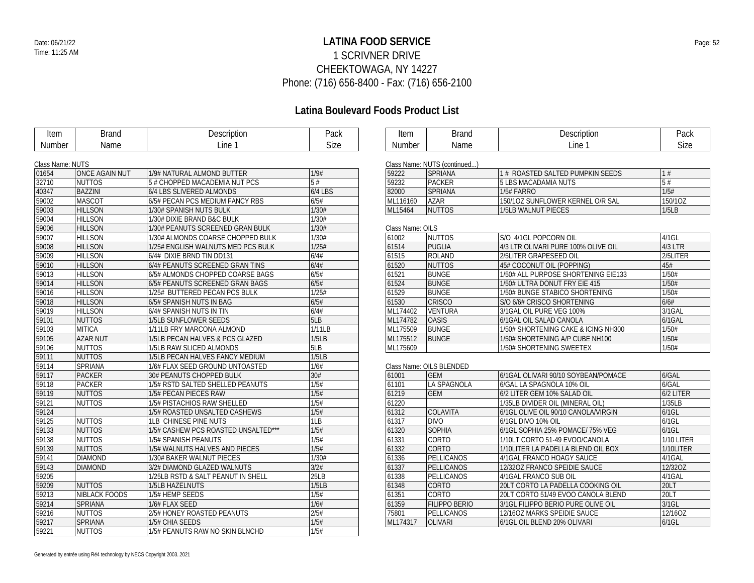**LATINA FOOD SERVICE**

1 SCRIVNER DRIVE

CHEEKTOWAGA, NY 14227

Phone: (716) 656-8400 - Fax: (716) 656-2100

Date: 06/21/22

Time: 11:25 AM

## Latina Boulevard Foods Product List

Class Name: NUTS

| Item Number | Brand Name | Description Line 1 | Pack Size |
|---|---|---|---|
| 01654 | ONCE AGAIN NUT | 1/9# NATURAL ALMOND BUTTER | 1/9# |
| 32710 | NUTTOS | 5 # CHOPPED MACADEMIA NUT PCS | 5 # |
| 40347 | BAZZINI | 6/4 LBS SLIVERED ALMONDS | 6/4 LBS |
| 59002 | MASCOT | 6/5# PECAN PCS MEDIUM FANCY RBS | 6/5# |
| 59003 | HILLSON | 1/30# SPANISH NUTS BULK | 1/30# |
| 59004 | HILLSON | 1/30# DIXIE BRAND B&C BULK | 1/30# |
| 59006 | HILLSON | 1/30# PEANUTS SCREENED GRAN BULK | 1/30# |
| 59007 | HILLSON | 1/30# ALMONDS COARSE CHOPPED BULK | 1/30# |
| 59008 | HILLSON | 1/25# ENGLISH WALNUTS MED PCS BULK | 1/25# |
| 59009 | HILLSON | 6/4# DIXIE BRND TIN DD131 | 6/4# |
| 59010 | HILLSON | 6/4# PEANUTS SCREENED GRAN TINS | 6/4# |
| 59013 | HILLSON | 6/5# ALMONDS CHOPPED COARSE BAGS | 6/5# |
| 59014 | HILLSON | 6/5# PEANUTS SCREENED GRAN BAGS | 6/5# |
| 59016 | HILLSON | 1/25# BUTTERED PECAN PCS BULK | 1/25# |
| 59018 | HILLSON | 6/5# SPANISH NUTS IN BAG | 6/5# |
| 59019 | HILLSON | 6/4# SPANISH NUTS IN TIN | 6/4# |
| 59101 | NUTTOS | 1/5LB SUNFLOWER SEEDS | 5LB |
| 59103 | MITICA | 1/11LB FRY MARCONA ALMOND | 1/11LB |
| 59105 | AZAR NUT | 1/5LB PECAN HALVES & PCS GLAZED | 1/5LB |
| 59106 | NUTTOS | 1/5LB RAW SLICED ALMONDS | 5LB |
| 59111 | NUTTOS | 1/5LB PECAN HALVES FANCY MEDIUM | 1/5LB |
| 59114 | SPRIANA | 1/6# FLAX SEED GROUND UNTOASTED | 1/6# |
| 59117 | PACKER | 30# PEANUTS CHOPPED BULK | 30# |
| 59118 | PACKER | 1/5# RSTD SALTED SHELLED PEANUTS | 1/5# |
| 59119 | NUTTOS | 1/5# PECAN PIECES RAW | 1/5# |
| 59121 | NUTTOS | 1/5# PISTACHIOS RAW SHELLED | 1/5# |
| 59124 | | 1/5# ROASTED UNSALTED CASHEWS | 1/5# |
| 59125 | NUTTOS | 1LB CHINESE PINE NUTS | 1LB |
| 59133 | NUTTOS | 1/5# CASHEW PCS ROASTED UNSALTED*** | 1/5# |
| 59138 | NUTTOS | 1/5# SPANISH PEANUTS | 1/5# |
| 59139 | NUTTOS | 1/5# WALNUTS HALVES AND PIECES | 1/5# |
| 59141 | DIAMOND | 1/30# BAKER WALNUT PIECES | 1/30# |
| 59143 | DIAMOND | 3/2# DIAMOND GLAZED WALNUTS | 3/2# |
| 59205 | | 1/25LB RSTD & SALT PEANUT IN SHELL | 25LB |
| 59209 | NUTTOS | 1/5LB HAZELNUTS | 1/5LB |
| 59213 | NIBLACK FOODS | 1/5# HEMP SEEDS | 1/5# |
| 59214 | SPRIANA | 1/6# FLAX SEED | 1/6# |
| 59216 | NUTTOS | 2/5# HONEY ROASTED PEANUTS | 2/5# |
| 59217 | SPRIANA | 1/5# CHIA SEEDS | 1/5# |
| 59221 | NUTTOS | 1/5# PEANUTS RAW NO SKIN BLNCHD | 1/5# |

Class Name: NUTS (continued...)

| Item Number | Brand Name | Description Line 1 | Pack Size |
|---|---|---|---|
| 59222 | SPRIANA | 1 # ROASTED SALTED PUMPKIN SEEDS | 1 # |
| 59232 | PACKER | 5 LBS MACADAMIA NUTS | 5 # |
| 82000 | SPRIANA | 1/5# FARRO | 1/5# |
| ML116160 | AZAR | 150/1OZ SUNFLOWER KERNEL O/R SAL | 150/1OZ |
| ML15464 | NUTTOS | 1/5LB WALNUT PIECES | 1/5LB |

Class Name: OILS

| Item Number | Brand Name | Description Line 1 | Pack Size |
|---|---|---|---|
| 61002 | NUTTOS | S/O 4/1GL POPCORN OIL | 4/1GL |
| 61514 | PUGLIA | 4/3 LTR OLIVARI PURE 100% OLIVE OIL | 4/3 LTR |
| 61515 | ROLAND | 2/5LITER GRAPESEED OIL | 2/5LITER |
| 61520 | NUTTOS | 45# COCONUT OIL (POPPING) | 45# |
| 61521 | BUNGE | 1/50# ALL PURPOSE SHORTENING EIE133 | 1/50# |
| 61524 | BUNGE | 1/50# ULTRA DONUT FRY EIE 415 | 1/50# |
| 61529 | BUNGE | 1/50# BUNGE STABICO SHORTENING | 1/50# |
| 61530 | CRISCO | S/O 6/6# CRISCO SHORTENING | 6/6# |
| ML174402 | VENTURA | 3/1GAL OIL PURE VEG 100% | 3/1GAL |
| ML174782 | OASIS | 6/1GAL OIL SALAD CANOLA | 6/1GAL |
| ML175509 | BUNGE | 1/50# SHORTENING CAKE & ICING NH300 | 1/50# |
| ML175512 | BUNGE | 1/50# SHORTENING A/P CUBE NH100 | 1/50# |
| ML175609 | | 1/50# SHORTENING SWEETEX | 1/50# |

Class Name: OILS BLENDED

| Item Number | Brand Name | Description Line 1 | Pack Size |
|---|---|---|---|
| 61001 | GEM | 6/1GAL OLIVARI 90/10 SOYBEAN/POMACE | 6/GAL |
| 61101 | LA SPAGNOLA | 6/GAL LA SPAGNOLA 10% OIL | 6/GAL |
| 61219 | GEM | 6/2 LITER GEM 10% SALAD OIL | 6/2 LITER |
| 61220 | | 1/35LB DIVIDER OIL (MINERAL OIL) | 1/35LB |
| 61312 | COLAVITA | 6/1GL OLIVE OIL 90/10 CANOLA/VIRGIN | 6/1GL |
| 61317 | DIVO | 6/1GL DIVO 10% OIL | 6/1GL |
| 61320 | SOPHIA | 6/1GL SOPHIA 25% POMACE/ 75% VEG | 6/1GL |
| 61331 | CORTO | 1/10LT CORTO 51-49 EVOO/CANOLA | 1/10 LITER |
| 61332 | CORTO | 1/10LITER LA PADELLA BLEND OIL BOX | 1/10LITER |
| 61336 | PELLICANOS | 4/1GAL FRANCO HOAGY SAUCE | 4/1GAL |
| 61337 | PELLICANOS | 12/32OZ FRANCO SPEIDIE SAUCE | 12/32OZ |
| 61338 | PELLICANOS | 4/1GAL FRANCO SUB OIL | 4/1GAL |
| 61348 | CORTO | 20LT CORTO LA PADELLA COOKING OIL | 20LT |
| 61351 | CORTO | 20LT CORTO 51/49 EVOO CANOLA BLEND | 20LT |
| 61359 | FILIPPO BERIO | 3/1GL FILIPPO BERIO PURE OLIVE OIL | 3/1GL |
| 75801 | PELLICANOS | 12/16OZ MARKS SPEIDIE SAUCE | 12/16OZ |
| ML174317 | OLIVARI | 6/1GL OIL BLEND 20% OLIVARI | 6/1GL |

Generated by entrée using Ré4 technology by NECS Copyright 2003..2021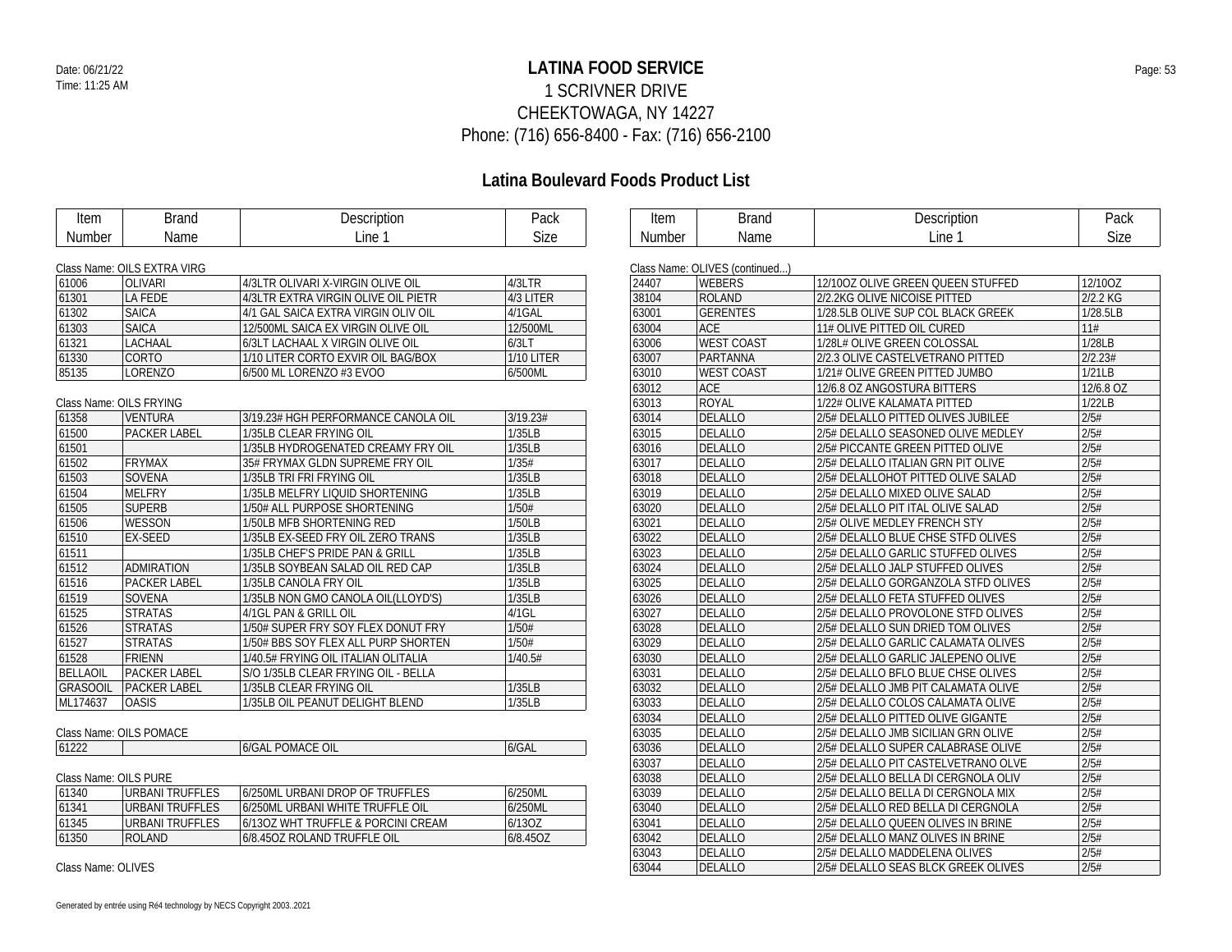# LATINA FOOD SERVICE

1 SCRIVNER DRIVE
CHEEKTOWAGA, NY 14227
Phone: (716) 656-8400 - Fax: (716) 656-2100

Date: 06/21/22
Time: 11:25 AM

## Latina Boulevard Foods Product List

Class Name: OILS EXTRA VIRG

| Item Number | Brand Name | Description Line 1 | Pack Size |
|---|---|---|---|
| 61006 | OLIVARI | 4/3LTR OLIVARI X-VIRGIN OLIVE OIL | 4/3LTR |
| 61301 | LA FEDE | 4/3LTR EXTRA VIRGIN OLIVE OIL PIETR | 4/3 LITER |
| 61302 | SAICA | 4/1 GAL SAICA EXTRA VIRGIN OLIV OIL | 4/1GAL |
| 61303 | SAICA | 12/500ML SAICA EX VIRGIN OLIVE OIL | 12/500ML |
| 61321 | LACHAAL | 6/3LT LACHAAL X VIRGIN OLIVE OIL | 6/3LT |
| 61330 | CORTO | 1/10 LITER CORTO EXVIR OIL BAG/BOX | 1/10 LITER |
| 85135 | LORENZO | 6/500 ML LORENZO #3 EVOO | 6/500ML |

Class Name: OILS FRYING

| Item Number | Brand Name | Description Line 1 | Pack Size |
|---|---|---|---|
| 61358 | VENTURA | 3/19.23# HGH PERFORMANCE CANOLA OIL | 3/19.23# |
| 61500 | PACKER LABEL | 1/35LB CLEAR FRYING OIL | 1/35LB |
| 61501 | | 1/35LB HYDROGENATED CREAMY FRY OIL | 1/35LB |
| 61502 | FRYMAX | 35# FRYMAX GLDN SUPREME FRY OIL | 1/35# |
| 61503 | SOVENA | 1/35LB TRI FRI FRYING OIL | 1/35LB |
| 61504 | MELFRY | 1/35LB MELFRY LIQUID SHORTENING | 1/35LB |
| 61505 | SUPERB | 1/50# ALL PURPOSE SHORTENING | 1/50# |
| 61506 | WESSON | 1/50LB MFB SHORTENING RED | 1/50LB |
| 61510 | EX-SEED | 1/35LB EX-SEED FRY OIL ZERO TRANS | 1/35LB |
| 61511 | | 1/35LB CHEF'S PRIDE PAN & GRILL | 1/35LB |
| 61512 | ADMIRATION | 1/35LB SOYBEAN SALAD OIL RED CAP | 1/35LB |
| 61516 | PACKER LABEL | 1/35LB CANOLA FRY OIL | 1/35LB |
| 61519 | SOVENA | 1/35LB NON GMO CANOLA OIL(LLOYD'S) | 1/35LB |
| 61525 | STRATAS | 4/1GL PAN & GRILL OIL | 4/1GL |
| 61526 | STRATAS | 1/50# SUPER FRY SOY FLEX DONUT FRY | 1/50# |
| 61527 | STRATAS | 1/50# BBS SOY FLEX ALL PURP SHORTEN | 1/50# |
| 61528 | FRIENN | 1/40.5# FRYING OIL ITALIAN OLITALIA | 1/40.5# |
| BELLAOIL | PACKER LABEL | S/O 1/35LB CLEAR FRYING OIL - BELLA | |
| GRASOOIL | PACKER LABEL | 1/35LB CLEAR FRYING OIL | 1/35LB |
| ML174637 | OASIS | 1/35LB OIL PEANUT DELIGHT BLEND | 1/35LB |

Class Name: OILS POMACE

| Item Number | Brand Name | Description Line 1 | Pack Size |
|---|---|---|---|
| 61222 | | 6/GAL POMACE OIL | 6/GAL |

Class Name: OILS PURE

| Item Number | Brand Name | Description Line 1 | Pack Size |
|---|---|---|---|
| 61340 | URBANI TRUFFLES | 6/250ML URBANI DROP OF TRUFFLES | 6/250ML |
| 61341 | URBANI TRUFFLES | 6/250ML URBANI WHITE TRUFFLE OIL | 6/250ML |
| 61345 | URBANI TRUFFLES | 6/13OZ WHT TRUFFLE & PORCINI CREAM | 6/13OZ |
| 61350 | ROLAND | 6/8.45OZ ROLAND TRUFFLE OIL | 6/8.45OZ |

Class Name: OLIVES

Class Name: OLIVES (continued...)

| Item Number | Brand Name | Description Line 1 | Pack Size |
|---|---|---|---|
| 24407 | WEBERS | 12/10OZ OLIVE GREEN QUEEN STUFFED | 12/10OZ |
| 38104 | ROLAND | 2/2.2KG OLIVE NICOISE PITTED | 2/2.2 KG |
| 63001 | GERENTES | 1/28.5LB OLIVE SUP COL BLACK GREEK | 1/28.5LB |
| 63004 | ACE | 11# OLIVE PITTED OIL CURED | 11# |
| 63006 | WEST COAST | 1/28L# OLIVE GREEN COLOSSAL | 1/28LB |
| 63007 | PARTANNA | 2/2.3 OLIVE CASTELVETRANO PITTED | 2/2.23# |
| 63010 | WEST COAST | 1/21# OLIVE GREEN PITTED JUMBO | 1/21LB |
| 63012 | ACE | 12/6.8 OZ ANGOSTURA BITTERS | 12/6.8 OZ |
| 63013 | ROYAL | 1/22# OLIVE KALAMATA PITTED | 1/22LB |
| 63014 | DELALLO | 2/5# DELALLO PITTED OLIVES JUBILEE | 2/5# |
| 63015 | DELALLO | 2/5# DELALLO SEASONED OLIVE MEDLEY | 2/5# |
| 63016 | DELALLO | 2/5# PICCANTE GREEN PITTED OLIVE | 2/5# |
| 63017 | DELALLO | 2/5# DELALLO ITALIAN GRN PIT OLIVE | 2/5# |
| 63018 | DELALLO | 2/5# DELALLOHOT PITTED OLIVE SALAD | 2/5# |
| 63019 | DELALLO | 2/5# DELALLO MIXED OLIVE SALAD | 2/5# |
| 63020 | DELALLO | 2/5# DELALLO PIT ITAL OLIVE SALAD | 2/5# |
| 63021 | DELALLO | 2/5# OLIVE MEDLEY FRENCH STY | 2/5# |
| 63022 | DELALLO | 2/5# DELALLO BLUE CHSE STFD OLIVES | 2/5# |
| 63023 | DELALLO | 2/5# DELALLO GARLIC STUFFED OLIVES | 2/5# |
| 63024 | DELALLO | 2/5# DELALLO JALP STUFFED OLIVES | 2/5# |
| 63025 | DELALLO | 2/5# DELALLO GORGANZOLA STFD OLIVES | 2/5# |
| 63026 | DELALLO | 2/5# DELALLO FETA STUFFED OLIVES | 2/5# |
| 63027 | DELALLO | 2/5# DELALLO PROVOLONE STFD OLIVES | 2/5# |
| 63028 | DELALLO | 2/5# DELALLO SUN DRIED TOM OLIVES | 2/5# |
| 63029 | DELALLO | 2/5# DELALLO GARLIC CALAMATA OLIVES | 2/5# |
| 63030 | DELALLO | 2/5# DELALLO GARLIC JALEPENO OLIVE | 2/5# |
| 63031 | DELALLO | 2/5# DELALLO BFLO BLUE CHSE OLIVES | 2/5# |
| 63032 | DELALLO | 2/5# DELALLO JMB PIT CALAMATA OLIVE | 2/5# |
| 63033 | DELALLO | 2/5# DELALLO COLOS CALAMATA OLIVE | 2/5# |
| 63034 | DELALLO | 2/5# DELALLO PITTED OLIVE GIGANTE | 2/5# |
| 63035 | DELALLO | 2/5# DELALLO JMB SICILIAN GRN OLIVE | 2/5# |
| 63036 | DELALLO | 2/5# DELALLO SUPER CALABRASE OLIVE | 2/5# |
| 63037 | DELALLO | 2/5# DELALLO PIT CASTELVETRANO OLVE | 2/5# |
| 63038 | DELALLO | 2/5# DELALLO BELLA DI CERGNOLA OLIV | 2/5# |
| 63039 | DELALLO | 2/5# DELALLO BELLA DI CERGNOLA MIX | 2/5# |
| 63040 | DELALLO | 2/5# DELALLO RED BELLA DI CERGNOLA | 2/5# |
| 63041 | DELALLO | 2/5# DELALLO QUEEN OLIVES IN BRINE | 2/5# |
| 63042 | DELALLO | 2/5# DELALLO MANZ OLIVES IN BRINE | 2/5# |
| 63043 | DELALLO | 2/5# DELALLO MADDELENA OLIVES | 2/5# |
| 63044 | DELALLO | 2/5# DELALLO SEAS BLCK GREEK OLIVES | 2/5# |

Generated by entrée using Ré4 technology by NECS Copyright 2003..2021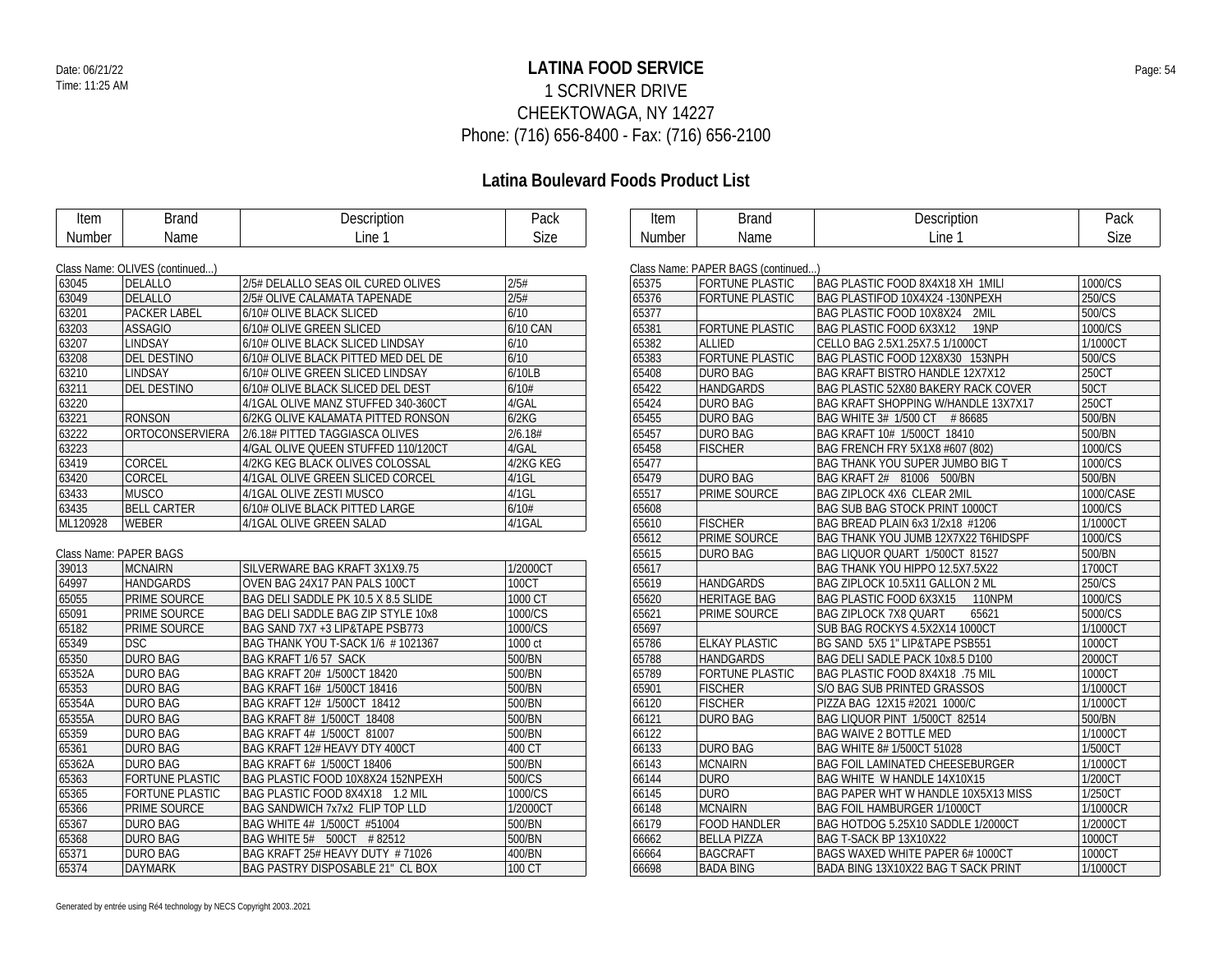# LATINA FOOD SERVICE

1 SCRIVNER DRIVE
CHEEKTOWAGA, NY 14227
Phone: (716) 656-8400 - Fax: (716) 656-2100

Date: 06/21/22
Time: 11:25 AM

## Latina Boulevard Foods Product List

Class Name: OLIVES (continued...)

| Item Number | Brand Name | Description Line 1 | Pack Size |
|---|---|---|---|
| 63045 | DELALLO | 2/5# DELALLO SEAS OIL CURED OLIVES | 2/5# |
| 63049 | DELALLO | 2/5# OLIVE CALAMATA TAPENADE | 2/5# |
| 63201 | PACKER LABEL | 6/10# OLIVE BLACK SLICED | 6/10 |
| 63203 | ASSAGIO | 6/10# OLIVE GREEN SLICED | 6/10 CAN |
| 63207 | LINDSAY | 6/10# OLIVE BLACK SLICED LINDSAY | 6/10 |
| 63208 | DEL DESTINO | 6/10# OLIVE BLACK PITTED MED DEL DE | 6/10 |
| 63210 | LINDSAY | 6/10# OLIVE GREEN SLICED LINDSAY | 6/10LB |
| 63211 | DEL DESTINO | 6/10# OLIVE BLACK SLICED DEL DEST | 6/10# |
| 63220 | | 4/1GAL OLIVE MANZ STUFFED 340-360CT | 4/GAL |
| 63221 | RONSON | 6/2KG OLIVE KALAMATA PITTED RONSON | 6/2KG |
| 63222 | ORTOCONSERVIERA | 2/6.18# PITTED TAGGIASCA OLIVES | 2/6.18# |
| 63223 | | 4/GAL OLIVE QUEEN STUFFED 110/120CT | 4/GAL |
| 63419 | CORCEL | 4/2KG KEG BLACK OLIVES COLOSSAL | 4/2KG KEG |
| 63420 | CORCEL | 4/1GAL OLIVE GREEN SLICED CORCEL | 4/1GL |
| 63433 | MUSCO | 4/1GAL OLIVE ZESTI MUSCO | 4/1GL |
| 63435 | BELL CARTER | 6/10# OLIVE BLACK PITTED LARGE | 6/10# |
| ML120928 | WEBER | 4/1GAL OLIVE GREEN SALAD | 4/1GAL |

Class Name: PAPER BAGS

| Item Number | Brand Name | Description Line 1 | Pack Size |
|---|---|---|---|
| 39013 | MCNAIRN | SILVERWARE BAG KRAFT 3X1X9.75 | 1/2000CT |
| 64997 | HANDGARDS | OVEN BAG 24X17 PAN PALS 100CT | 100CT |
| 65055 | PRIME SOURCE | BAG DELI SADDLE PK 10.5 X 8.5 SLIDE | 1000 CT |
| 65091 | PRIME SOURCE | BAG DELI SADDLE BAG ZIP STYLE 10x8 | 1000/CS |
| 65182 | PRIME SOURCE | BAG SAND 7X7 +3 LIP&TAPE PSB773 | 1000/CS |
| 65349 | DSC | BAG THANK YOU T-SACK 1/6 # 1021367 | 1000 ct |
| 65350 | DURO BAG | BAG KRAFT 1/6 57 SACK | 500/BN |
| 65352A | DURO BAG | BAG KRAFT 20# 1/500CT 18420 | 500/BN |
| 65353 | DURO BAG | BAG KRAFT 16# 1/500CT 18416 | 500/BN |
| 65354A | DURO BAG | BAG KRAFT 12# 1/500CT 18412 | 500/BN |
| 65355A | DURO BAG | BAG KRAFT 8# 1/500CT 18408 | 500/BN |
| 65359 | DURO BAG | BAG KRAFT 4# 1/500CT 81007 | 500/BN |
| 65361 | DURO BAG | BAG KRAFT 12# HEAVY DTY 400CT | 400 CT |
| 65362A | DURO BAG | BAG KRAFT 6# 1/500CT 18406 | 500/BN |
| 65363 | FORTUNE PLASTIC | BAG PLASTIC FOOD 10X8X24 152NPEXH | 500/CS |
| 65365 | FORTUNE PLASTIC | BAG PLASTIC FOOD 8X4X18 1.2 MIL | 1000/CS |
| 65366 | PRIME SOURCE | BAG SANDWICH 7x7x2 FLIP TOP LLD | 1/2000CT |
| 65367 | DURO BAG | BAG WHITE 4# 1/500CT #51004 | 500/BN |
| 65368 | DURO BAG | BAG WHITE 5# 500CT # 82512 | 500/BN |
| 65371 | DURO BAG | BAG KRAFT 25# HEAVY DUTY # 71026 | 400/BN |
| 65374 | DAYMARK | BAG PASTRY DISPOSABLE 21" CL BOX | 100 CT |

Class Name: PAPER BAGS (continued...)

| Item Number | Brand Name | Description Line 1 | Pack Size |
|---|---|---|---|
| 65375 | FORTUNE PLASTIC | BAG PLASTIC FOOD 8X4X18 XH 1MILl | 1000/CS |
| 65376 | FORTUNE PLASTIC | BAG PLASTIFOD 10X4X24 -130NPEXH | 250/CS |
| 65377 | | BAG PLASTIC FOOD 10X8X24 2MIL | 500/CS |
| 65381 | FORTUNE PLASTIC | BAG PLASTIC FOOD 6X3X12 19NP | 1000/CS |
| 65382 | ALLIED | CELLO BAG 2.5X1.25X7.5 1/1000CT | 1/1000CT |
| 65383 | FORTUNE PLASTIC | BAG PLASTIC FOOD 12X8X30 153NPH | 500/CS |
| 65408 | DURO BAG | BAG KRAFT BISTRO HANDLE 12X7X12 | 250CT |
| 65422 | HANDGARDS | BAG PLASTIC 52X80 BAKERY RACK COVER | 50CT |
| 65424 | DURO BAG | BAG KRAFT SHOPPING W/HANDLE 13X7X17 | 250CT |
| 65455 | DURO BAG | BAG WHITE 3# 1/500 CT # 86685 | 500/BN |
| 65457 | DURO BAG | BAG KRAFT 10# 1/500CT 18410 | 500/BN |
| 65458 | FISCHER | BAG FRENCH FRY 5X1X8 #607 (802) | 1000/CS |
| 65477 | | BAG THANK YOU SUPER JUMBO BIG T | 1000/CS |
| 65479 | DURO BAG | BAG KRAFT 2# 81006 500/BN | 500/BN |
| 65517 | PRIME SOURCE | BAG ZIPLOCK 4X6 CLEAR 2MIL | 1000/CASE |
| 65608 | | BAG SUB BAG STOCK PRINT 1000CT | 1000/CS |
| 65610 | FISCHER | BAG BREAD PLAIN 6x3 1/2x18 #1206 | 1/1000CT |
| 65612 | PRIME SOURCE | BAG THANK YOU JUMB 12X7X22 T6HIDSPF | 1000/CS |
| 65615 | DURO BAG | BAG LIQUOR QUART 1/500CT 81527 | 500/BN |
| 65617 | | BAG THANK YOU HIPPO 12.5X7.5X22 | 1700CT |
| 65619 | HANDGARDS | BAG ZIPLOCK 10.5X11 GALLON 2 ML | 250/CS |
| 65620 | HERITAGE BAG | BAG PLASTIC FOOD 6X3X15 110NPM | 1000/CS |
| 65621 | PRIME SOURCE | BAG ZIPLOCK 7X8 QUART 65621 | 5000/CS |
| 65697 | | SUB BAG ROCKYS 4.5X2X14 1000CT | 1/1000CT |
| 65786 | ELKAY PLASTIC | BG SAND 5X5 1" LIP&TAPE PSB551 | 1000CT |
| 65788 | HANDGARDS | BAG DELI SADLE PACK 10x8.5 D100 | 2000CT |
| 65789 | FORTUNE PLASTIC | BAG PLASTIC FOOD 8X4X18 .75 MIL | 1000CT |
| 65901 | FISCHER | S/O BAG SUB PRINTED GRASSOS | 1/1000CT |
| 66120 | FISCHER | PIZZA BAG 12X15 #2021 1000/C | 1/1000CT |
| 66121 | DURO BAG | BAG LIQUOR PINT 1/500CT 82514 | 500/BN |
| 66122 | | BAG WAIVE 2 BOTTLE MED | 1/1000CT |
| 66133 | DURO BAG | BAG WHITE 8# 1/500CT 51028 | 1/500CT |
| 66143 | MCNAIRN | BAG FOIL LAMINATED CHEESEBURGER | 1/1000CT |
| 66144 | DURO | BAG WHITE W HANDLE 14X10X15 | 1/200CT |
| 66145 | DURO | BAG PAPER WHT W HANDLE 10X5X13 MISS | 1/250CT |
| 66148 | MCNAIRN | BAG FOIL HAMBURGER 1/1000CT | 1/1000CR |
| 66179 | FOOD HANDLER | BAG HOTDOG 5.25X10 SADDLE 1/2000CT | 1/2000CT |
| 66662 | BELLA PIZZA | BAG T-SACK BP 13X10X22 | 1000CT |
| 66664 | BAGCRAFT | BAGS WAXED WHITE PAPER 6# 1000CT | 1000CT |
| 66698 | BADA BING | BADA BING 13X10X22 BAG T SACK PRINT | 1/1000CT |

Generated by entrée using Ré4 technology by NECS Copyright 2003..2021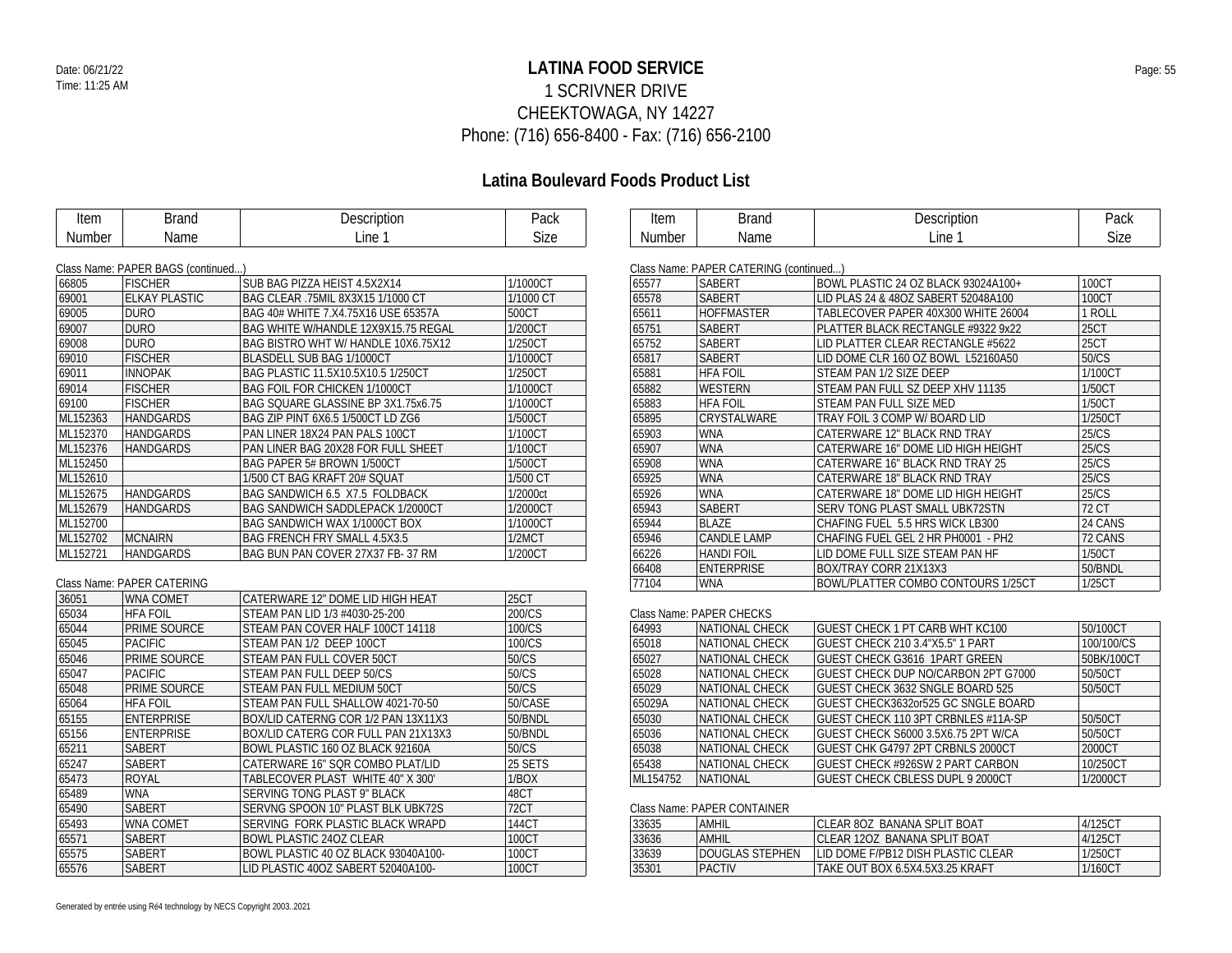# LATINA FOOD SERVICE

1 SCRIVNER DRIVE
CHEEKTOWAGA, NY 14227
Phone: (716) 656-8400 - Fax: (716) 656-2100

Date: 06/21/22
Time: 11:25 AM

## Latina Boulevard Foods Product List

Class Name: PAPER BAGS (continued...)

| Item Number | Brand Name | Description Line 1 | Pack Size |
|---|---|---|---|
| 66805 | FISCHER | SUB BAG PIZZA HEIST 4.5X2X14 | 1/1000CT |
| 69001 | ELKAY PLASTIC | BAG CLEAR .75MIL 8X3X15 1/1000 CT | 1/1000 CT |
| 69005 | DURO | BAG 40# WHITE 7.X4.75X16 USE 65357A | 500CT |
| 69007 | DURO | BAG WHITE W/HANDLE 12X9X15.75 REGAL | 1/200CT |
| 69008 | DURO | BAG BISTRO WHT W/ HANDLE 10X6.75X12 | 1/250CT |
| 69010 | FISCHER | BLASDELL SUB BAG 1/1000CT | 1/1000CT |
| 69011 | INNOPAK | BAG PLASTIC 11.5X10.5X10.5 1/250CT | 1/250CT |
| 69014 | FISCHER | BAG FOIL FOR CHICKEN 1/1000CT | 1/1000CT |
| 69100 | FISCHER | BAG SQUARE GLASSINE BP 3X1.75x6.75 | 1/1000CT |
| ML152363 | HANDGARDS | BAG ZIP PINT 6X6.5 1/500CT LD ZG6 | 1/500CT |
| ML152370 | HANDGARDS | PAN LINER 18X24 PAN PALS 100CT | 1/100CT |
| ML152376 | HANDGARDS | PAN LINER BAG 20X28 FOR FULL SHEET | 1/100CT |
| ML152450 | | BAG PAPER 5# BROWN 1/500CT | 1/500CT |
| ML152610 | | 1/500 CT BAG KRAFT 20# SQUAT | 1/500 CT |
| ML152675 | HANDGARDS | BAG SANDWICH 6.5 X7.5 FOLDBACK | 1/2000ct |
| ML152679 | HANDGARDS | BAG SANDWICH SADDLEPACK 1/2000CT | 1/2000CT |
| ML152700 | | BAG SANDWICH WAX 1/1000CT BOX | 1/1000CT |
| ML152702 | MCNAIRN | BAG FRENCH FRY SMALL 4.5X3.5 | 1/2MCT |
| ML152721 | HANDGARDS | BAG BUN PAN COVER 27X37 FB- 37 RM | 1/200CT |

Class Name: PAPER CATERING

| Item Number | Brand Name | Description Line 1 | Pack Size |
|---|---|---|---|
| 36051 | WNA COMET | CATERWARE 12" DOME LID HIGH HEAT | 25CT |
| 65034 | HFA FOIL | STEAM PAN LID 1/3 #4030-25-200 | 200/CS |
| 65044 | PRIME SOURCE | STEAM PAN COVER HALF 100CT 14118 | 100/CS |
| 65045 | PACIFIC | STEAM PAN 1/2 DEEP 100CT | 100/CS |
| 65046 | PRIME SOURCE | STEAM PAN FULL COVER 50CT | 50/CS |
| 65047 | PACIFIC | STEAM PAN FULL DEEP 50/CS | 50/CS |
| 65048 | PRIME SOURCE | STEAM PAN FULL MEDIUM 50CT | 50/CS |
| 65064 | HFA FOIL | STEAM PAN FULL SHALLOW 4021-70-50 | 50/CASE |
| 65155 | ENTERPRISE | BOX/LID CATERNG COR 1/2 PAN 13X11X3 | 50/BNDL |
| 65156 | ENTERPRISE | BOX/LID CATERG COR FULL PAN 21X13X3 | 50/BNDL |
| 65211 | SABERT | BOWL PLASTIC 160 OZ BLACK 92160A | 50/CS |
| 65247 | SABERT | CATERWARE 16" SQR COMBO PLAT/LID | 25 SETS |
| 65473 | ROYAL | TABLECOVER PLAST WHITE 40" X 300' | 1/BOX |
| 65489 | WNA | SERVING TONG PLAST 9" BLACK | 48CT |
| 65490 | SABERT | SERVNG SPOON 10" PLAST BLK UBK72S | 72CT |
| 65493 | WNA COMET | SERVING FORK PLASTIC BLACK WRAPD | 144CT |
| 65571 | SABERT | BOWL PLASTIC 24OZ CLEAR | 100CT |
| 65575 | SABERT | BOWL PLASTIC 40 OZ BLACK 93040A100- | 100CT |
| 65576 | SABERT | LID PLASTIC 40OZ SABERT 52040A100- | 100CT |

Class Name: PAPER CATERING (continued...)

| Item Number | Brand Name | Description Line 1 | Pack Size |
|---|---|---|---|
| 65577 | SABERT | BOWL PLASTIC 24 OZ BLACK 93024A100+ | 100CT |
| 65578 | SABERT | LID PLAS 24 & 48OZ SABERT 52048A100 | 100CT |
| 65611 | HOFFMASTER | TABLECOVER PAPER 40X300 WHITE 26004 | 1 ROLL |
| 65751 | SABERT | PLATTER BLACK RECTANGLE #9322 9x22 | 25CT |
| 65752 | SABERT | LID PLATTER CLEAR RECTANGLE #5622 | 25CT |
| 65817 | SABERT | LID DOME CLR 160 OZ BOWL L52160A50 | 50/CS |
| 65881 | HFA FOIL | STEAM PAN 1/2 SIZE DEEP | 1/100CT |
| 65882 | WESTERN | STEAM PAN FULL SZ DEEP XHV 11135 | 1/50CT |
| 65883 | HFA FOIL | STEAM PAN FULL SIZE MED | 1/50CT |
| 65895 | CRYSTALWARE | TRAY FOIL 3 COMP W/ BOARD LID | 1/250CT |
| 65903 | WNA | CATERWARE 12" BLACK RND TRAY | 25/CS |
| 65907 | WNA | CATERWARE 16" DOME LID HIGH HEIGHT | 25/CS |
| 65908 | WNA | CATERWARE 16" BLACK RND TRAY 25 | 25/CS |
| 65925 | WNA | CATERWARE 18" BLACK RND TRAY | 25/CS |
| 65926 | WNA | CATERWARE 18" DOME LID HIGH HEIGHT | 25/CS |
| 65943 | SABERT | SERV TONG PLAST SMALL UBK72STN | 72 CT |
| 65944 | BLAZE | CHAFING FUEL 5.5 HRS WICK LB300 | 24 CANS |
| 65946 | CANDLE LAMP | CHAFING FUEL GEL 2 HR PH0001 - PH2 | 72 CANS |
| 66226 | HANDI FOIL | LID DOME FULL SIZE STEAM PAN HF | 1/50CT |
| 66408 | ENTERPRISE | BOX/TRAY CORR 21X13X3 | 50/BNDL |
| 77104 | WNA | BOWL/PLATTER COMBO CONTOURS 1/25CT | 1/25CT |

Class Name: PAPER CHECKS

| Item Number | Brand Name | Description Line 1 | Pack Size |
|---|---|---|---|
| 64993 | NATIONAL CHECK | GUEST CHECK 1 PT CARB WHT KC100 | 50/100CT |
| 65018 | NATIONAL CHECK | GUEST CHECK 210 3.4"X5.5" 1 PART | 100/100/CS |
| 65027 | NATIONAL CHECK | GUEST CHECK G3616 1PART GREEN | 50BK/100CT |
| 65028 | NATIONAL CHECK | GUEST CHECK DUP NO/CARBON 2PT G7000 | 50/50CT |
| 65029 | NATIONAL CHECK | GUEST CHECK 3632 SNGLE BOARD 525 | 50/50CT |
| 65029A | NATIONAL CHECK | GUEST CHECK3632or525 GC SNGLE BOARD | |
| 65030 | NATIONAL CHECK | GUEST CHECK 110 3PT CRBNLES #11A-SP | 50/50CT |
| 65036 | NATIONAL CHECK | GUEST CHECK S6000 3.5X6.75 2PT W/CA | 50/50CT |
| 65038 | NATIONAL CHECK | GUEST CHK G4797 2PT CRBNLS 2000CT | 2000CT |
| 65438 | NATIONAL CHECK | GUEST CHECK #926SW 2 PART CARBON | 10/250CT |
| ML154752 | NATIONAL | GUEST CHECK CBLESS DUPL 9 2000CT | 1/2000CT |

Class Name: PAPER CONTAINER

| Item Number | Brand Name | Description Line 1 | Pack Size |
|---|---|---|---|
| 33635 | AMHIL | CLEAR 8OZ BANANA SPLIT BOAT | 4/125CT |
| 33636 | AMHIL | CLEAR 12OZ BANANA SPLIT BOAT | 4/125CT |
| 33639 | DOUGLAS STEPHEN | LID DOME F/PB12 DISH PLASTIC CLEAR | 1/250CT |
| 35301 | PACTIV | TAKE OUT BOX 6.5X4.5X3.25 KRAFT | 1/160CT |

Generated by entrée using Ré4 technology by NECS Copyright 2003..2021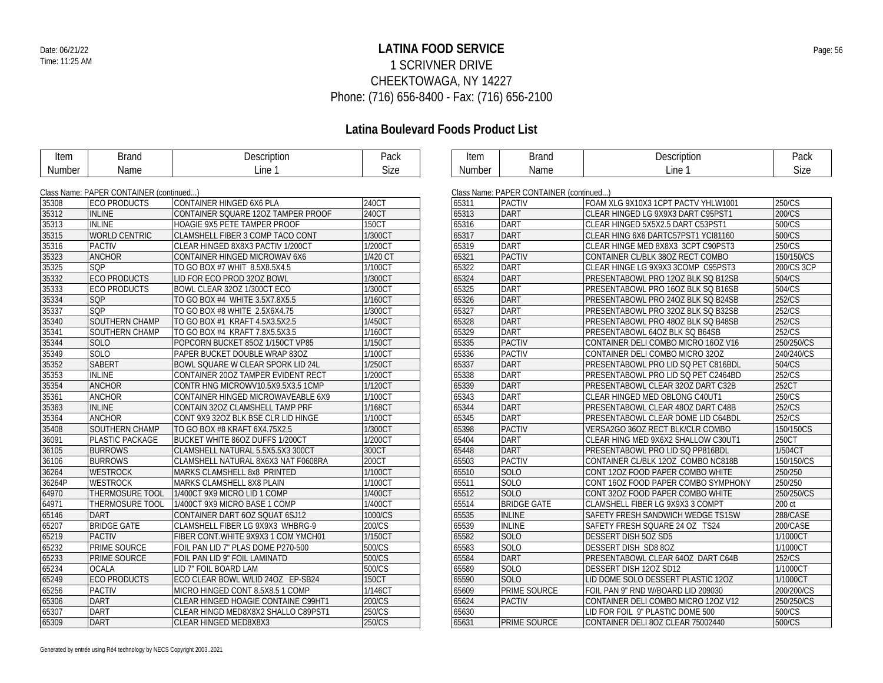# LATINA FOOD SERVICE

1 SCRIVNER DRIVE
CHEEKTOWAGA, NY 14227
Phone: (716) 656-8400 - Fax: (716) 656-2100

Date: 06/21/22
Time: 11:25 AM

## Latina Boulevard Foods Product List

Class Name: PAPER CONTAINER (continued...)

| Item Number | Brand Name | Description Line 1 | Pack Size |
|---|---|---|---|
| 35308 | ECO PRODUCTS | CONTAINER HINGED 6X6 PLA | 240CT |
| 35312 | INLINE | CONTAINER SQUARE 12OZ TAMPER PROOF | 240CT |
| 35313 | INLINE | HOAGIE 9X5 PETE TAMPER PROOF | 150CT |
| 35315 | WORLD CENTRIC | CLAMSHELL FIBER 3 COMP TACO CONT | 1/300CT |
| 35316 | PACTIV | CLEAR HINGED 8X8X3 PACTIV 1/200CT | 1/200CT |
| 35323 | ANCHOR | CONTAINER HINGED MICROWAV 6X6 | 1/420 CT |
| 35325 | SQP | TO GO BOX #7 WHIT 8.5X8.5X4.5 | 1/100CT |
| 35332 | ECO PRODUCTS | LID FOR ECO PROD 32OZ BOWL | 1/300CT |
| 35333 | ECO PRODUCTS | BOWL CLEAR 32OZ 1/300CT ECO | 1/300CT |
| 35334 | SQP | TO GO BOX #4 WHITE 3.5X7.8X5.5 | 1/160CT |
| 35337 | SQP | TO GO BOX #8 WHITE 2.5X6X4.75 | 1/300CT |
| 35340 | SOUTHERN CHAMP | TO GO BOX #1 KRAFT 4.5X3.5X2.5 | 1/450CT |
| 35341 | SOUTHERN CHAMP | TO GO BOX #4 KRAFT 7.8X5.5X3.5 | 1/160CT |
| 35344 | SOLO | POPCORN BUCKET 85OZ 1/150CT VP85 | 1/150CT |
| 35349 | SOLO | PAPER BUCKET DOUBLE WRAP 83OZ | 1/100CT |
| 35352 | SABERT | BOWL SQUARE W CLEAR SPORK LID 24L | 1/250CT |
| 35353 | INLINE | CONTAINER 20OZ TAMPER EVIDENT RECT | 1/200CT |
| 35354 | ANCHOR | CONTR HNG MICROWV10.5X9.5X3.5 1CMP | 1/120CT |
| 35361 | ANCHOR | CONTAINER HINGED MICROWAVEABLE 6X9 | 1/100CT |
| 35363 | INLINE | CONTAIN 32OZ CLAMSHELL TAMP PRF | 1/168CT |
| 35364 | ANCHOR | CONT 9X9 32OZ BLK BSE CLR LID HINGE | 1/100CT |
| 35408 | SOUTHERN CHAMP | TO GO BOX #8 KRAFT 6X4.75X2.5 | 1/300CT |
| 36091 | PLASTIC PACKAGE | BUCKET WHITE 86OZ DUFFS 1/200CT | 1/200CT |
| 36105 | BURROWS | CLAMSHELL NATURAL 5.5X5.5X3 300CT | 300CT |
| 36106 | BURROWS | CLAMSHELL NATURAL 8X6X3 NAT F0608RA | 200CT |
| 36264 | WESTROCK | MARKS CLAMSHELL 8x8 PRINTED | 1/100CT |
| 36264P | WESTROCK | MARKS CLAMSHELL 8X8 PLAIN | 1/100CT |
| 64970 | THERMOSURE TOOL | 1/400CT 9X9 MICRO LID 1 COMP | 1/400CT |
| 64971 | THERMOSURE TOOL | 1/400CT 9X9 MICRO BASE 1 COMP | 1/400CT |
| 65146 | DART | CONTAINER DART 6OZ SQUAT 6SJ12 | 1000/CS |
| 65207 | BRIDGE GATE | CLAMSHELL FIBER LG 9X9X3 WHBRG-9 | 200/CS |
| 65219 | PACTIV | FIBER CONT.WHITE 9X9X3 1 COM YMCH01 | 1/150CT |
| 65232 | PRIME SOURCE | FOIL PAN LID 7" PLAS DOME P270-500 | 500/CS |
| 65233 | PRIME SOURCE | FOIL PAN LID 9" FOIL LAMINATD | 500/CS |
| 65234 | OCALA | LID 7" FOIL BOARD LAM | 500/CS |
| 65249 | ECO PRODUCTS | ECO CLEAR BOWL W/LID 24OZ EP-SB24 | 150CT |
| 65256 | PACTIV | MICRO HINGED CONT 8.5X8.5 1 COMP | 1/146CT |
| 65306 | DART | CLEAR HINGED HOAGIE CONTAINE C99HT1 | 200/CS |
| 65307 | DART | CLEAR HINGD MED8X8X2 SHALLO C89PST1 | 250/CS |
| 65309 | DART | CLEAR HINGED MED8X8X3 | 250/CS |
| 65311 | PACTIV | FOAM XLG 9X10X3 1CPT PACTV YHLW1001 | 250/CS |
| 65313 | DART | CLEAR HINGED LG 9X9X3 DART C95PST1 | 200/CS |
| 65316 | DART | CLEAR HINGED 5X5X2.5 DART C53PST1 | 500/CS |
| 65317 | DART | CLEAR HING 6X6 DARTC57PST1 YCI81160 | 500/CS |
| 65319 | DART | CLEAR HINGE MED 8X8X3 3CPT C90PST3 | 250/CS |
| 65321 | PACTIV | CONTAINER CL/BLK 38OZ RECT COMBO | 150/150/CS |
| 65322 | DART | CLEAR HINGE LG 9X9X3 3COMP C95PST3 | 200/CS 3CP |
| 65324 | DART | PRESENTABOWL PRO 12OZ BLK SQ B12SB | 504/CS |
| 65325 | DART | PRESENTABOWL PRO 16OZ BLK SQ B16SB | 504/CS |
| 65326 | DART | PRESENTABOWL PRO 24OZ BLK SQ B24SB | 252/CS |
| 65327 | DART | PRESENTABOWL PRO 32OZ BLK SQ B32SB | 252/CS |
| 65328 | DART | PRESENTABOWL PRO 48OZ BLK SQ B48SB | 252/CS |
| 65329 | DART | PRESENTABOWL 64OZ BLK SQ B64SB | 252/CS |
| 65335 | PACTIV | CONTAINER DELI COMBO MICRO 16OZ V16 | 250/250/CS |
| 65336 | PACTIV | CONTAINER DELI COMBO MICRO 32OZ | 240/240/CS |
| 65337 | DART | PRESENTABOWL PRO LID SQ PET C816BDL | 504/CS |
| 65338 | DART | PRESENTABOWL PRO LID SQ PET C2464BD | 252/CS |
| 65339 | DART | PRESENTABOWL CLEAR 32OZ DART C32B | 252CT |
| 65343 | DART | CLEAR HINGED MED OBLONG C40UT1 | 250/CS |
| 65344 | DART | PRESENTABOWL CLEAR 48OZ DART C48B | 252/CS |
| 65345 | DART | PRESENTABOWL CLEAR DOME LID C64BDL | 252/CS |
| 65398 | PACTIV | VERSA2GO 36OZ RECT BLK/CLR COMBO | 150/150CS |
| 65404 | DART | CLEAR HING MED 9X6X2 SHALLOW C30UT1 | 250CT |
| 65448 | DART | PRESENTABOWL PRO LID SQ PP816BDL | 1/504CT |
| 65503 | PACTIV | CONTAINER CL/BLK 12OZ COMBO NC818B | 150/150/CS |
| 65510 | SOLO | CONT 12OZ FOOD PAPER COMBO WHITE | 250/250 |
| 65511 | SOLO | CONT 16OZ FOOD PAPER COMBO SYMPHONY | 250/250 |
| 65512 | SOLO | CONT 32OZ FOOD PAPER COMBO WHITE | 250/250/CS |
| 65514 | BRIDGE GATE | CLAMSHELL FIBER LG 9X9X3 3 COMPT | 200 ct |
| 65535 | INLINE | SAFETY FRESH SANDWICH WEDGE TS1SW | 288/CASE |
| 65539 | INLINE | SAFETY FRESH SQUARE 24 OZ TS24 | 200/CASE |
| 65582 | SOLO | DESSERT DISH 5OZ SD5 | 1/1000CT |
| 65583 | SOLO | DESSERT DISH SD8 8OZ | 1/1000CT |
| 65584 | DART | PRESENTABOWL CLEAR 64OZ DART C64B | 252/CS |
| 65589 | SOLO | DESSERT DISH 12OZ SD12 | 1/1000CT |
| 65590 | SOLO | LID DOME SOLO DESSERT PLASTIC 12OZ | 1/1000CT |
| 65609 | PRIME SOURCE | FOIL PAN 9" RND W/BOARD LID 209030 | 200/200/CS |
| 65624 | PACTIV | CONTAINER DELI COMBO MICRO 12OZ V12 | 250/250/CS |
| 65630 | | LID FOR FOIL 9" PLASTIC DOME 500 | 500/CS |
| 65631 | PRIME SOURCE | CONTAINER DELI 8OZ CLEAR 75002440 | 500/CS |

Generated by entrée using Ré4 technology by NECS Copyright 2003..2021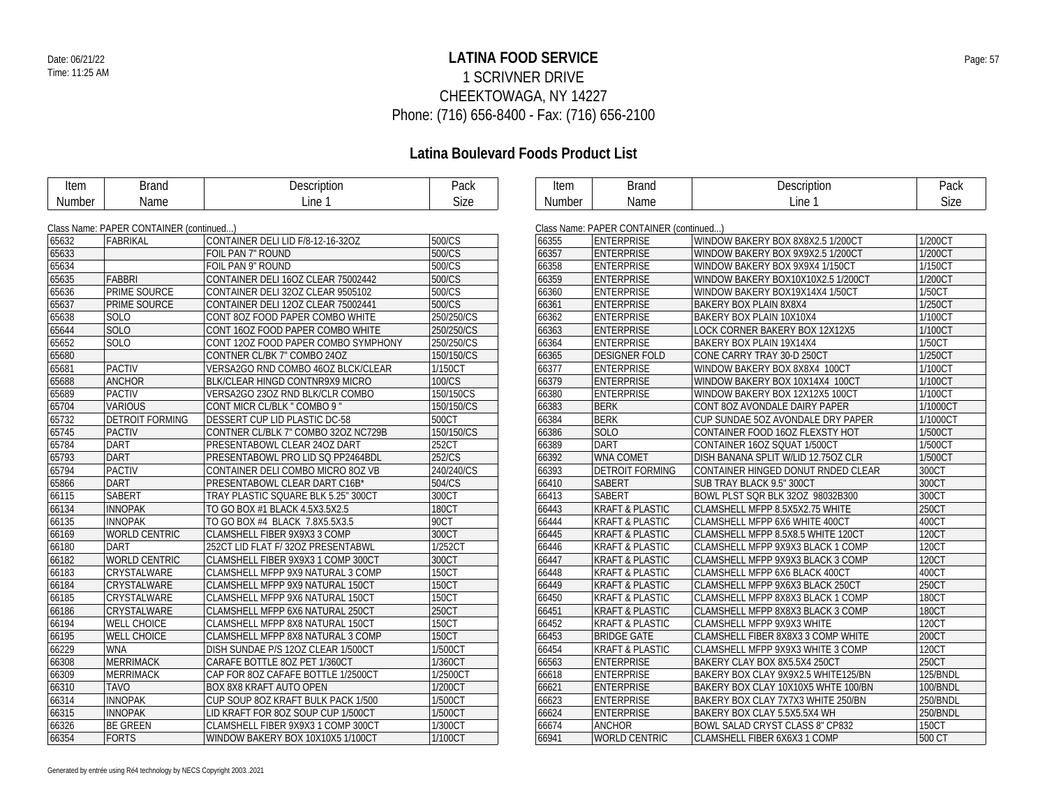# LATINA FOOD SERVICE

1 SCRIVNER DRIVE
CHEEKTOWAGA, NY 14227
Phone: (716) 656-8400 - Fax: (716) 656-2100

Date: 06/21/22
Time: 11:25 AM

## Latina Boulevard Foods Product List

Class Name: PAPER CONTAINER (continued...)

| Item Number | Brand Name | Description Line 1 | Pack Size |
|---|---|---|---|
| 65632 | FABRIKAL | CONTAINER DELI LID F/8-12-16-32OZ | 500/CS |
| 65633 | | FOIL PAN 7" ROUND | 500/CS |
| 65634 | | FOIL PAN 9" ROUND | 500/CS |
| 65635 | FABBRI | CONTAINER DELI 16OZ CLEAR 75002442 | 500/CS |
| 65636 | PRIME SOURCE | CONTAINER DELI 32OZ CLEAR 9505102 | 500/CS |
| 65637 | PRIME SOURCE | CONTAINER DELI 12OZ CLEAR 75002441 | 500/CS |
| 65638 | SOLO | CONT 8OZ FOOD PAPER COMBO WHITE | 250/250/CS |
| 65644 | SOLO | CONT 16OZ FOOD PAPER COMBO WHITE | 250/250/CS |
| 65652 | SOLO | CONT 12OZ FOOD PAPER COMBO SYMPHONY | 250/250/CS |
| 65680 | | CONTNER CL/BK 7" COMBO 24OZ | 150/150/CS |
| 65681 | PACTIV | VERSA2GO RND COMBO 46OZ BLCK/CLEAR | 1/150CT |
| 65688 | ANCHOR | BLK/CLEAR HINGD CONTNR9X9 MICRO | 100/CS |
| 65689 | PACTIV | VERSA2GO 23OZ RND BLK/CLR COMBO | 150/150CS |
| 65704 | VARIOUS | CONT MICR CL/BLK " COMBO 9 " | 150/150/CS |
| 65732 | DETROIT FORMING | DESSERT CUP LID PLASTIC DC-58 | 500CT |
| 65745 | PACTIV | CONTNER CL/BLK 7" COMBO 32OZ NC729B | 150/150/CS |
| 65784 | DART | PRESENTABOWL CLEAR 24OZ DART | 252CT |
| 65793 | DART | PRESENTABOWL PRO LID SQ PP2464BDL | 252/CS |
| 65794 | PACTIV | CONTAINER DELI COMBO MICRO 8OZ VB | 240/240/CS |
| 65866 | DART | PRESENTABOWL CLEAR DART C16B* | 504/CS |
| 66115 | SABERT | TRAY PLASTIC SQUARE BLK 5.25" 300CT | 300CT |
| 66134 | INNOPAK | TO GO BOX #1 BLACK 4.5X3.5X2.5 | 180CT |
| 66135 | INNOPAK | TO GO BOX #4 BLACK 7.8X5.5X3.5 | 90CT |
| 66169 | WORLD CENTRIC | CLAMSHELL FIBER 9X9X3 3 COMP | 300CT |
| 66180 | DART | 252CT LID FLAT F/ 32OZ PRESENTABWL | 1/252CT |
| 66182 | WORLD CENTRIC | CLAMSHELL FIBER 9X9X3 1 COMP 300CT | 300CT |
| 66183 | CRYSTALWARE | CLAMSHELL MFPP 9X9 NATURAL 3 COMP | 150CT |
| 66184 | CRYSTALWARE | CLAMSHELL MFPP 9X9 NATURAL 150CT | 150CT |
| 66185 | CRYSTALWARE | CLAMSHELL MFPP 9X6 NATURAL 150CT | 150CT |
| 66186 | CRYSTALWARE | CLAMSHELL MFPP 6X6 NATURAL 250CT | 250CT |
| 66194 | WELL CHOICE | CLAMSHELL MFPP 8X8 NATURAL 150CT | 150CT |
| 66195 | WELL CHOICE | CLAMSHELL MFPP 8X8 NATURAL 3 COMP | 150CT |
| 66229 | WNA | DISH SUNDAE P/S 12OZ CLEAR 1/500CT | 1/500CT |
| 66308 | MERRIMACK | CARAFE BOTTLE 8OZ PET 1/360CT | 1/360CT |
| 66309 | MERRIMACK | CAP FOR 8OZ CAFAFE BOTTLE 1/2500CT | 1/2500CT |
| 66310 | TAVO | BOX 8X8 KRAFT AUTO OPEN | 1/200CT |
| 66314 | INNOPAK | CUP SOUP 8OZ KRAFT BULK PACK 1/500 | 1/500CT |
| 66315 | INNOPAK | LID KRAFT FOR 8OZ SOUP CUP 1/500CT | 1/500CT |
| 66326 | BE GREEN | CLAMSHELL FIBER 9X9X3 1 COMP 300CT | 1/300CT |
| 66354 | FORTS | WINDOW BAKERY BOX 10X10X5 1/100CT | 1/100CT |
| 66355 | ENTERPRISE | WINDOW BAKERY BOX 8X8X2.5 1/200CT | 1/200CT |
| 66357 | ENTERPRISE | WINDOW BAKERY BOX 9X9X2.5 1/200CT | 1/200CT |
| 66358 | ENTERPRISE | WINDOW BAKERY BOX 9X9X4 1/150CT | 1/150CT |
| 66359 | ENTERPRISE | WINDOW BAKERY BOX10X10X2.5 1/200CT | 1/200CT |
| 66360 | ENTERPRISE | WINDOW BAKERY BOX19X14X4 1/50CT | 1/50CT |
| 66361 | ENTERPRISE | BAKERY BOX PLAIN 8X8X4 | 1/250CT |
| 66362 | ENTERPRISE | BAKERY BOX PLAIN 10X10X4 | 1/100CT |
| 66363 | ENTERPRISE | LOCK CORNER BAKERY BOX 12X12X5 | 1/100CT |
| 66364 | ENTERPRISE | BAKERY BOX PLAIN 19X14X4 | 1/50CT |
| 66365 | DESIGNER FOLD | CONE CARRY TRAY 30-D 250CT | 1/250CT |
| 66377 | ENTERPRISE | WINDOW BAKERY BOX 8X8X4 100CT | 1/100CT |
| 66379 | ENTERPRISE | WINDOW BAKERY BOX 10X14X4 100CT | 1/100CT |
| 66380 | ENTERPRISE | WINDOW BAKERY BOX 12X12X5 100CT | 1/100CT |
| 66383 | BERK | CONT 8OZ AVONDALE DAIRY PAPER | 1/1000CT |
| 66384 | BERK | CUP SUNDAE 5OZ AVONDALE DRY PAPER | 1/1000CT |
| 66386 | SOLO | CONTAINER FOOD 16OZ FLEXSTY HOT | 1/500CT |
| 66389 | DART | CONTAINER 16OZ SQUAT 1/500CT | 1/500CT |
| 66392 | WNA COMET | DISH BANANA SPLIT W/LID 12.75OZ CLR | 1/500CT |
| 66393 | DETROIT FORMING | CONTAINER HINGED DONUT RNDED CLEAR | 300CT |
| 66410 | SABERT | SUB TRAY BLACK 9.5" 300CT | 300CT |
| 66413 | SABERT | BOWL PLST SQR BLK 32OZ 98032B300 | 300CT |
| 66443 | KRAFT & PLASTIC | CLAMSHELL MFPP 8.5X5X2.75 WHITE | 250CT |
| 66444 | KRAFT & PLASTIC | CLAMSHELL MFPP 6X6 WHITE 400CT | 400CT |
| 66445 | KRAFT & PLASTIC | CLAMSHELL MFPP 8.5X8.5 WHITE 120CT | 120CT |
| 66446 | KRAFT & PLASTIC | CLAMSHELL MFPP 9X9X3 BLACK 1 COMP | 120CT |
| 66447 | KRAFT & PLASTIC | CLAMSHELL MFPP 9X9X3 BLACK 3 COMP | 120CT |
| 66448 | KRAFT & PLASTIC | CLAMSHELL MFPP 6X6 BLACK 400CT | 400CT |
| 66449 | KRAFT & PLASTIC | CLAMSHELL MFPP 9X6X3 BLACK 250CT | 250CT |
| 66450 | KRAFT & PLASTIC | CLAMSHELL MFPP 8X8X3 BLACK 1 COMP | 180CT |
| 66451 | KRAFT & PLASTIC | CLAMSHELL MFPP 8X8X3 BLACK 3 COMP | 180CT |
| 66452 | KRAFT & PLASTIC | CLAMSHELL MFPP 9X9X3 WHITE | 120CT |
| 66453 | BRIDGE GATE | CLAMSHELL FIBER 8X8X3 3 COMP WHITE | 200CT |
| 66454 | KRAFT & PLASTIC | CLAMSHELL MFPP 9X9X3 WHITE 3 COMP | 120CT |
| 66563 | ENTERPRISE | BAKERY CLAY BOX 8X5.5X4 250CT | 250CT |
| 66618 | ENTERPRISE | BAKERY BOX CLAY 9X9X2.5 WHITE125/BN | 125/BNDL |
| 66621 | ENTERPRISE | BAKERY BOX CLAY 10X10X5 WHTE 100/BN | 100/BNDL |
| 66623 | ENTERPRISE | BAKERY BOX CLAY 7X7X3 WHITE 250/BN | 250/BNDL |
| 66624 | ENTERPRISE | BAKERY BOX CLAY 5.5X5.5X4 WH | 250/BNDL |
| 66674 | ANCHOR | BOWL SALAD CRYST CLASS 8" CP832 | 150CT |
| 66941 | WORLD CENTRIC | CLAMSHELL FIBER 6X6X3 1 COMP | 500 CT |

Generated by entrée using Ré4 technology by NECS Copyright 2003..2021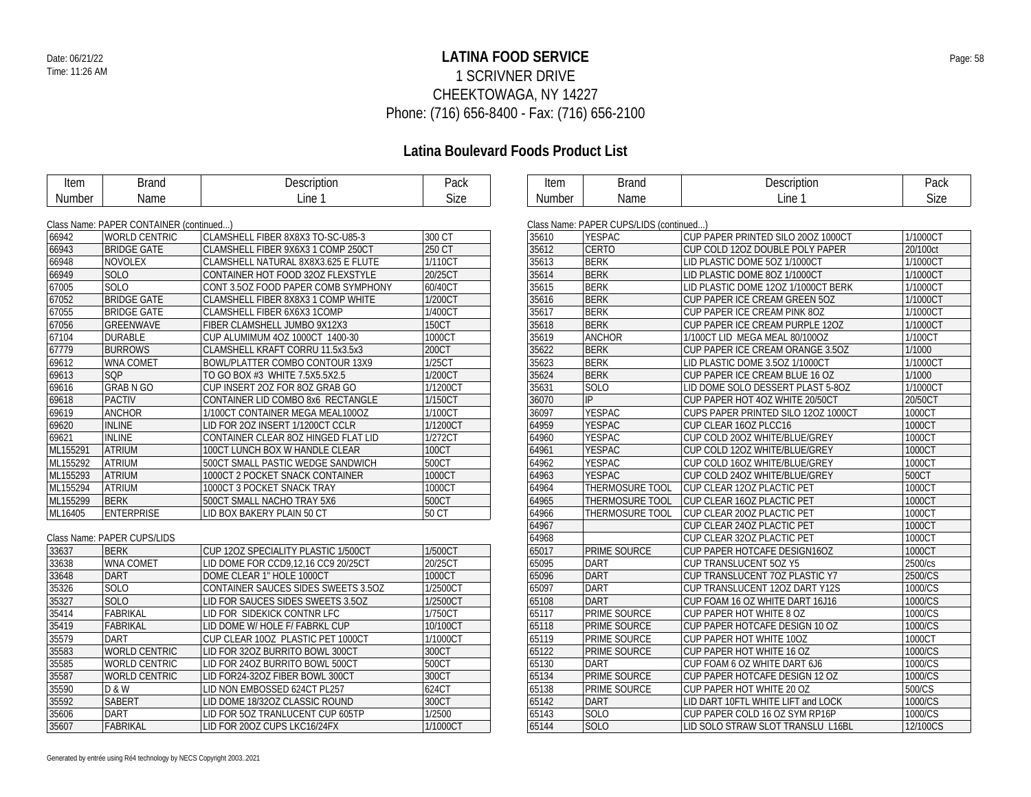# LATINA FOOD SERVICE

1 SCRIVNER DRIVE
CHEEKTOWAGA, NY 14227
Phone: (716) 656-8400 - Fax: (716) 656-2100

Date: 06/21/22
Time: 11:26 AM

## Latina Boulevard Foods Product List

Class Name: PAPER CONTAINER (continued...)

| Item Number | Brand Name | Description Line 1 | Pack Size |
|---|---|---|---|
| 66942 | WORLD CENTRIC | CLAMSHELL FIBER 8X8X3 TO-SC-U85-3 | 300 CT |
| 66943 | BRIDGE GATE | CLAMSHELL FIBER 9X6X3 1 COMP 250CT | 250 CT |
| 66948 | NOVOLEX | CLAMSHELL NATURAL 8X8X3.625 E FLUTE | 1/110CT |
| 66949 | SOLO | CONTAINER HOT FOOD 32OZ FLEXSTYLE | 20/25CT |
| 67005 | SOLO | CONT 3.5OZ FOOD PAPER COMB SYMPHONY | 60/40CT |
| 67052 | BRIDGE GATE | CLAMSHELL FIBER 8X8X3 1 COMP WHITE | 1/200CT |
| 67055 | BRIDGE GATE | CLAMSHELL FIBER 6X6X3 1COMP | 1/400CT |
| 67056 | GREENWAVE | FIBER CLAMSHELL JUMBO 9X12X3 | 150CT |
| 67104 | DURABLE | CUP ALUMIMUM 4OZ 1000CT 1400-30 | 1000CT |
| 67779 | BURROWS | CLAMSHELL KRAFT CORRU 11.5x3.5x3 | 200CT |
| 69612 | WNA COMET | BOWL/PLATTER COMBO CONTOUR 13X9 | 1/25CT |
| 69613 | SQP | TO GO BOX #3 WHITE 7.5X5.5X2.5 | 1/200CT |
| 69616 | GRAB N GO | CUP INSERT 2OZ FOR 8OZ GRAB GO | 1/1200CT |
| 69618 | PACTIV | CONTAINER LID COMBO 8x6 RECTANGLE | 1/150CT |
| 69619 | ANCHOR | 1/100CT CONTAINER MEGA MEAL100OZ | 1/100CT |
| 69620 | INLINE | LID FOR 2OZ INSERT 1/1200CT CCLR | 1/1200CT |
| 69621 | INLINE | CONTAINER CLEAR 8OZ HINGED FLAT LID | 1/272CT |
| ML155291 | ATRIUM | 100CT LUNCH BOX W HANDLE CLEAR | 100CT |
| ML155292 | ATRIUM | 500CT SMALL PASTIC WEDGE SANDWICH | 500CT |
| ML155293 | ATRIUM | 1000CT 2 POCKET SNACK CONTAINER | 1000CT |
| ML155294 | ATRIUM | 1000CT 3 POCKET SNACK TRAY | 1000CT |
| ML155299 | BERK | 500CT SMALL NACHO TRAY 5X6 | 500CT |
| ML16405 | ENTERPRISE | LID BOX BAKERY PLAIN 50 CT | 50 CT |

Class Name: PAPER CUPS/LIDS

| Item Number | Brand Name | Description Line 1 | Pack Size |
|---|---|---|---|
| 33637 | BERK | CUP 12OZ SPECIALITY PLASTIC 1/500CT | 1/500CT |
| 33638 | WNA COMET | LID DOME FOR CCD9,12,16 CC9 20/25CT | 20/25CT |
| 33648 | DART | DOME CLEAR 1" HOLE 1000CT | 1000CT |
| 35326 | SOLO | CONTAINER SAUCES SIDES SWEETS 3.5OZ | 1/2500CT |
| 35327 | SOLO | LID FOR SAUCES SIDES SWEETS 3.5OZ | 1/2500CT |
| 35414 | FABRIKAL | LID FOR SIDEKICK CONTNR LFC | 1/750CT |
| 35419 | FABRIKAL | LID DOME W/ HOLE F/ FABRKL CUP | 10/100CT |
| 35579 | DART | CUP CLEAR 10OZ PLASTIC PET 1000CT | 1/1000CT |
| 35583 | WORLD CENTRIC | LID FOR 32OZ BURRITO BOWL 300CT | 300CT |
| 35585 | WORLD CENTRIC | LID FOR 24OZ BURRITO BOWL 500CT | 500CT |
| 35587 | WORLD CENTRIC | LID FOR24-32OZ FIBER BOWL 300CT | 300CT |
| 35590 | D & W | LID NON EMBOSSED 624CT PL257 | 624CT |
| 35592 | SABERT | LID DOME 18/32OZ CLASSIC ROUND | 300CT |
| 35606 | DART | LID FOR 5OZ TRANLUCENT CUP 605TP | 1/2500 |
| 35607 | FABRIKAL | LID FOR 20OZ CUPS LKC16/24FX | 1/1000CT |

Class Name: PAPER CUPS/LIDS (continued...)

| Item Number | Brand Name | Description Line 1 | Pack Size |
|---|---|---|---|
| 35610 | YESPAC | CUP PAPER PRINTED SILO 20OZ 1000CT | 1/1000CT |
| 35612 | CERTO | CUP COLD 12OZ DOUBLE POLY PAPER | 20/100ct |
| 35613 | BERK | LID PLASTIC DOME 5OZ 1/1000CT | 1/1000CT |
| 35614 | BERK | LID PLASTIC DOME 8OZ 1/1000CT | 1/1000CT |
| 35615 | BERK | LID PLASTIC DOME 12OZ 1/1000CT BERK | 1/1000CT |
| 35616 | BERK | CUP PAPER ICE CREAM GREEN 5OZ | 1/1000CT |
| 35617 | BERK | CUP PAPER ICE CREAM PINK 8OZ | 1/1000CT |
| 35618 | BERK | CUP PAPER ICE CREAM PURPLE 12OZ | 1/1000CT |
| 35619 | ANCHOR | 1/100CT LID MEGA MEAL 80/100OZ | 1/100CT |
| 35622 | BERK | CUP PAPER ICE CREAM ORANGE 3.5OZ | 1/1000 |
| 35623 | BERK | LID PLASTIC DOME 3.5OZ 1/1000CT | 1/1000CT |
| 35624 | BERK | CUP PAPER ICE CREAM BLUE 16 OZ | 1/1000 |
| 35631 | SOLO | LID DOME SOLO DESSERT PLAST 5-8OZ | 1/1000CT |
| 36070 | IP | CUP PAPER HOT 4OZ WHITE 20/50CT | 20/50CT |
| 36097 | YESPAC | CUPS PAPER PRINTED SILO 12OZ 1000CT | 1000CT |
| 64959 | YESPAC | CUP CLEAR 16OZ PLCC16 | 1000CT |
| 64960 | YESPAC | CUP COLD 20OZ WHITE/BLUE/GREY | 1000CT |
| 64961 | YESPAC | CUP COLD 12OZ WHITE/BLUE/GREY | 1000CT |
| 64962 | YESPAC | CUP COLD 16OZ WHITE/BLUE/GREY | 1000CT |
| 64963 | YESPAC | CUP COLD 24OZ WHITE/BLUE/GREY | 500CT |
| 64964 | THERMOSURE TOOL | CUP CLEAR 12OZ PLACTIC PET | 1000CT |
| 64965 | THERMOSURE TOOL | CUP CLEAR 16OZ PLACTIC PET | 1000CT |
| 64966 | THERMOSURE TOOL | CUP CLEAR 20OZ PLACTIC PET | 1000CT |
| 64967 | | CUP CLEAR 24OZ PLACTIC PET | 1000CT |
| 64968 | | CUP CLEAR 32OZ PLACTIC PET | 1000CT |
| 65017 | PRIME SOURCE | CUP PAPER HOTCAFE DESIGN16OZ | 1000CT |
| 65095 | DART | CUP TRANSLUCENT 5OZ Y5 | 2500/cs |
| 65096 | DART | CUP TRANSLUCENT 7OZ PLASTIC Y7 | 2500/CS |
| 65097 | DART | CUP TRANSLUCENT 12OZ DART Y12S | 1000/CS |
| 65108 | DART | CUP FOAM 16 OZ WHITE DART 16J16 | 1000/CS |
| 65117 | PRIME SOURCE | CUP PAPER HOT WHITE 8 OZ | 1000/CS |
| 65118 | PRIME SOURCE | CUP PAPER HOTCAFE DESIGN 10 OZ | 1000/CS |
| 65119 | PRIME SOURCE | CUP PAPER HOT WHITE 10OZ | 1000CT |
| 65122 | PRIME SOURCE | CUP PAPER HOT WHITE 16 OZ | 1000/CS |
| 65130 | DART | CUP FOAM 6 OZ WHITE DART 6J6 | 1000/CS |
| 65134 | PRIME SOURCE | CUP PAPER HOTCAFE DESIGN 12 OZ | 1000/CS |
| 65138 | PRIME SOURCE | CUP PAPER HOT WHITE 20 OZ | 500/CS |
| 65142 | DART | LID DART 10FTL WHITE LIFT and LOCK | 1000/CS |
| 65143 | SOLO | CUP PAPER COLD 16 OZ SYM RP16P | 1000/CS |
| 65144 | SOLO | LID SOLO STRAW SLOT TRANSLU L16BL | 12/100CS |

Generated by entrée using Ré4 technology by NECS Copyright 2003..2021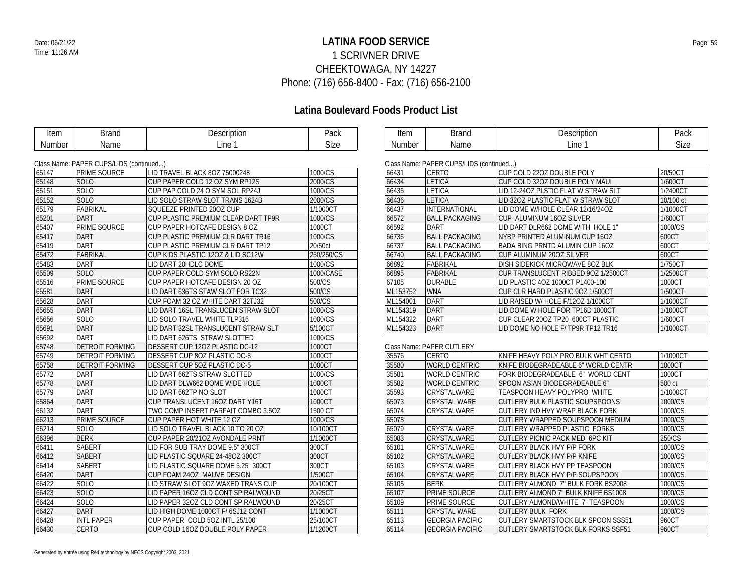# LATINA FOOD SERVICE

1 SCRIVNER DRIVE
CHEEKTOWAGA, NY 14227
Phone: (716) 656-8400 - Fax: (716) 656-2100

## Latina Boulevard Foods Product List

Class Name: PAPER CUPS/LIDS (continued...)

| Item Number | Brand Name | Description Line 1 | Pack Size |
|---|---|---|---|
| 65147 | PRIME SOURCE | LID TRAVEL BLACK 8OZ 75000248 | 1000/CS |
| 65148 | SOLO | CUP PAPER COLD 12 OZ SYM RP12S | 2000/CS |
| 65151 | SOLO | CUP PAP COLD 24 O SYM SOL RP24J | 1000/CS |
| 65152 | SOLO | LID SOLO STRAW SLOT TRANS 1624B | 2000/CS |
| 65179 | FABRIKAL | SQUEEZE PRINTED 20OZ CUP | 1/1000CT |
| 65201 | DART | CUP PLASTIC PREMIUM CLEAR DART TP9R | 1000/CS |
| 65407 | PRIME SOURCE | CUP PAPER HOTCAFE DESIGN 8 OZ | 1000CT |
| 65417 | DART | CUP PLASTIC PREMIUM CLR DART TR16 | 1000/CS |
| 65419 | DART | CUP PLASTIC PREMIUM CLR DART TP12 | 20/50ct |
| 65472 | FABRIKAL | CUP KIDS PLASTIC 12OZ & LID SC12W | 250/250/CS |
| 65483 | DART | LID DART 20HDLC DOME | 1000/CS |
| 65509 | SOLO | CUP PAPER COLD SYM SOLO RS22N | 1000/CASE |
| 65516 | PRIME SOURCE | CUP PAPER HOTCAFE DESIGN 20 OZ | 500/CS |
| 65581 | DART | LID DART 636TS STAW SLOT FOR TC32 | 500/CS |
| 65628 | DART | CUP FOAM 32 OZ WHITE DART 32TJ32 | 500/CS |
| 65655 | DART | LID DART 16SL TRANSLUCEN STRAW SLOT | 1000/CS |
| 65656 | SOLO | LID SOLO TRAVEL WHITE TLP316 | 1000/CS |
| 65691 | DART | LID DART 32SL TRANSLUCENT STRAW SLT | 5/100CT |
| 65692 | DART | LID DART 626TS STRAW SLOTTED | 1000/CS |
| 65748 | DETROIT FORMING | DESSERT CUP 12OZ PLASTIC DC-12 | 1000CT |
| 65749 | DETROIT FORMING | DESSERT CUP 8OZ PLASTIC DC-8 | 1000CT |
| 65758 | DETROIT FORMING | DESSERT CUP 5OZ PLASTIC DC-5 | 1000CT |
| 65772 | DART | LID DART 662TS STRAW SLOTTED | 1000/CS |
| 65778 | DART | LID DART DLW662 DOME WIDE HOLE | 1000CT |
| 65779 | DART | LID DART 662TP NO SLOT | 1000CT |
| 65864 | DART | CUP TRANSLUCENT 16OZ DART Y16T | 1000CT |
| 66132 | DART | TWO COMP INSERT PARFAIT COMBO 3.5OZ | 1500 CT |
| 66213 | PRIME SOURCE | CUP PAPER HOT WHITE 12 OZ | 1000/CS |
| 66214 | SOLO | LID SOLO TRAVEL BLACK 10 TO 20 OZ | 10/100CT |
| 66396 | BERK | CUP PAPER 20/21OZ AVONDALE PRNT | 1/1000CT |
| 66411 | SABERT | LID FOR SUB TRAY DOME 9.5" 300CT | 300CT |
| 66412 | SABERT | LID PLASTIC SQUARE 24-48OZ 300CT | 300CT |
| 66414 | SABERT | LID PLASTIC SQUARE DOME 5.25" 300CT | 300CT |
| 66420 | DART | CUP FOAM 24OZ MAUVE DESIGN | 1/500CT |
| 66422 | SOLO | LID STRAW SLOT 9OZ WAXED TRANS CUP | 20/100CT |
| 66423 | SOLO | LID PAPER 16OZ CLD CONT SPIRALWOUND | 20/25CT |
| 66424 | SOLO | LID PAPER 32OZ CLD CONT SPIRALWOUND | 20/25CT |
| 66427 | DART | LID HIGH DOME 1000CT F/ 6SJ12 CONT | 1/1000CT |
| 66428 | INTL PAPER | CUP PAPER COLD 5OZ INTL 25/100 | 25/100CT |
| 66430 | CERTO | CUP COLD 16OZ DOUBLE POLY PAPER | 1/1200CT |
| 66431 | CERTO | CUP COLD 22OZ DOUBLE POLY | 20/50CT |
| 66434 | LETICA | CUP COLD 32OZ DOUBLE POLY MAUI | 1/600CT |
| 66435 | LETICA | LID 12-24OZ PLSTIC FLAT W STRAW SLT | 1/2400CT |
| 66436 | LETICA | LID 32OZ PLASTIC FLAT W STRAW SLOT | 10/100 ct |
| 66437 | INTERNATIONAL | LID DOME W/HOLE CLEAR 12/16/24OZ | 1/1000CT |
| 66572 | BALL PACKAGING | CUP ALUMINUM 16OZ SILVER | 1/600CT |
| 66592 | DART | LID DART DLR662 DOME WITH HOLE 1" | 1000/CS |
| 66736 | BALL PACKAGING | NYBP PRINTED ALUMINUM CUP 16OZ | 600CT |
| 66737 | BALL PACKAGING | BADA BING PRNTD ALUMIN CUP 16OZ | 600CT |
| 66740 | BALL PACKAGING | CUP ALUMINUM 20OZ SILVER | 600CT |
| 66892 | FABRIKAL | DISH SIDEKICK MICROWAVE 8OZ BLK | 1/750CT |
| 66895 | FABRIKAL | CUP TRANSLUCENT RIBBED 9OZ 1/2500CT | 1/2500CT |
| 67105 | DURABLE | LID PLASTIC 4OZ 1000CT P1400-100 | 1000CT |
| ML153752 | WNA | CUP CLR HARD PLASTIC 9OZ 1/500CT | 1/500CT |
| ML154001 | DART | LID RAISED W/ HOLE F/12OZ 1/1000CT | 1/1000CT |
| ML154319 | DART | LID DOME W HOLE FOR TP16D 1000CT | 1/1000CT |
| ML154322 | DART | CUP CLEAR 20OZ TP20 600CT PLASTIC | 1/600CT |
| ML154323 | DART | LID DOME NO HOLE F/ TP9R TP12 TR16 | 1/1000CT |

Class Name: PAPER CUTLERY

| Item Number | Brand Name | Description Line 1 | Pack Size |
|---|---|---|---|
| 35576 | CERTO | KNIFE HEAVY POLY PRO BULK WHT CERTO | 1/1000CT |
| 35580 | WORLD CENTRIC | KNIFE BIODEGRADEABLE 6" WORLD CENTR | 1000CT |
| 35581 | WORLD CENTRIC | FORK BIODEGRADEABLE 6" WORLD CENT | 1000CT |
| 35582 | WORLD CENTRIC | SPOON ASIAN BIODEGRADEABLE 6" | 500 ct |
| 35593 | CRYSTALWARE | TEASPOON HEAVY POLYPRO WHITE | 1/1000CT |
| 65073 | CRYSTAL WARE | CUTLERY BULK PLASTIC SOUPSPOONS | 1000/CS |
| 65074 | CRYSTALWARE | CUTLERY IND HVY WRAP BLACK FORK | 1000/CS |
| 65078 | | CUTLERY WRAPPED SOUPSPOON MEDIUM | 1000/CS |
| 65079 | CRYSTALWARE | CUTLERY WRAPPED PLASTIC FORKS | 1000/CS |
| 65083 | CRYSTALWARE | CUTLERY PICNIC PACK MED 6PC KIT | 250/CS |
| 65101 | CRYSTALWARE | CUTLERY BLACK HVY P/P FORK | 1000/CS |
| 65102 | CRYSTALWARE | CUTLERY BLACK HVY P/P KNIFE | 1000/CS |
| 65103 | CRYSTALWARE | CUTLERY BLACK HVY PP TEASPOON | 1000/CS |
| 65104 | CRYSTALWARE | CUTLERY BLACK HVY P/P SOUPSPOON | 1000/CS |
| 65105 | BERK | CUTLERY ALMOND 7" BULK FORK BS2008 | 1000/CS |
| 65107 | PRIME SOURCE | CUTLERY ALMOND 7" BULK KNIFE BS1008 | 1000/CS |
| 65109 | PRIME SOURCE | CUTLERY ALMOND/WHITE 7" TEASPOON | 1000/CS |
| 65111 | CRYSTAL WARE | CUTLERY BULK FORK | 1000/CS |
| 65113 | GEORGIA PACIFIC | CUTLERY SMARTSTOCK BLK SPOON SSS51 | 960CT |
| 65114 | GEORGIA PACIFIC | CUTLERY SMARTSTOCK BLK FORKS SSF51 | 960CT |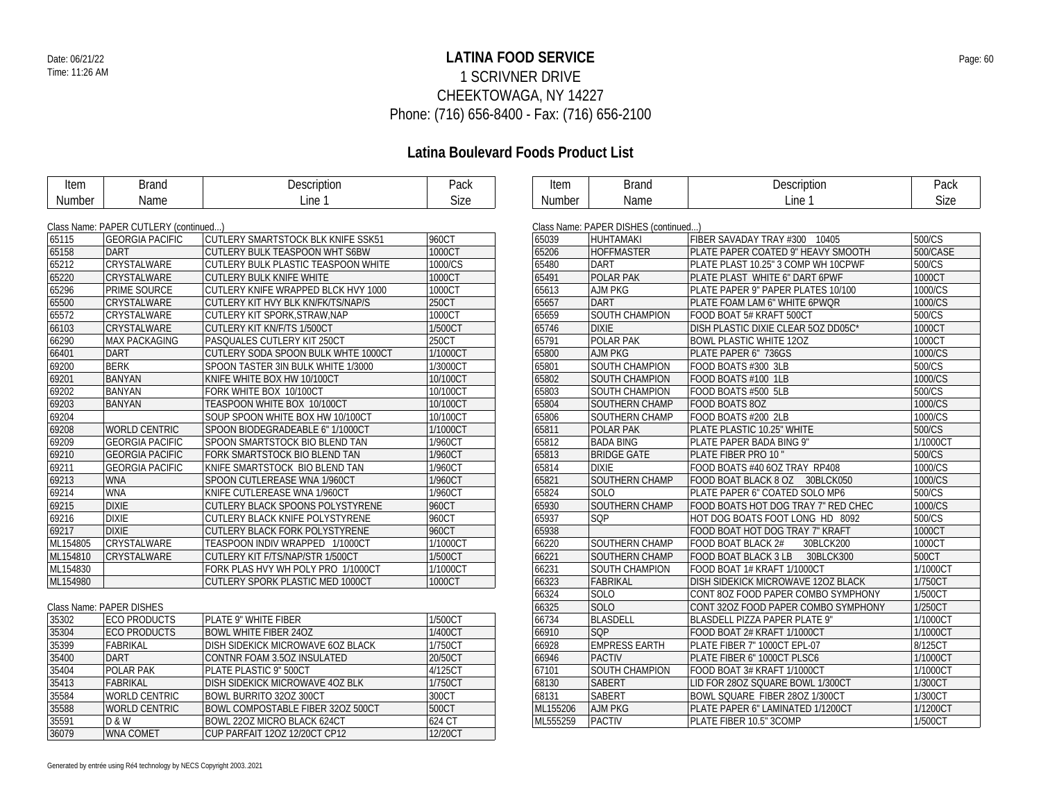# LATINA FOOD SERVICE

1 SCRIVNER DRIVE
CHEEKTOWAGA, NY 14227
Phone: (716) 656-8400 - Fax: (716) 656-2100

Date: 06/21/22
Time: 11:26 AM

## Latina Boulevard Foods Product List

Class Name: PAPER CUTLERY (continued...)

| Item Number | Brand Name | Description Line 1 | Pack Size |
|---|---|---|---|
| 65115 | GEORGIA PACIFIC | CUTLERY SMARTSTOCK BLK KNIFE SSK51 | 960CT |
| 65158 | DART | CUTLERY BULK TEASPOON WHT S6BW | 1000CT |
| 65212 | CRYSTALWARE | CUTLERY BULK PLASTIC TEASPOON WHITE | 1000/CS |
| 65220 | CRYSTALWARE | CUTLERY BULK KNIFE WHITE | 1000CT |
| 65296 | PRIME SOURCE | CUTLERY KNIFE WRAPPED BLCK HVY 1000 | 1000CT |
| 65500 | CRYSTALWARE | CUTLERY KIT HVY BLK KN/FK/TS/NAP/S | 250CT |
| 65572 | CRYSTALWARE | CUTLERY KIT SPORK,STRAW,NAP | 1000CT |
| 66103 | CRYSTALWARE | CUTLERY KIT KN/F/TS 1/500CT | 1/500CT |
| 66290 | MAX PACKAGING | PASQUALES CUTLERY KIT 250CT | 250CT |
| 66401 | DART | CUTLERY SODA SPOON BULK WHTE 1000CT | 1/1000CT |
| 69200 | BERK | SPOON TASTER 3IN BULK WHITE 1/3000 | 1/3000CT |
| 69201 | BANYAN | KNIFE WHITE BOX HW 10/100CT | 10/100CT |
| 69202 | BANYAN | FORK WHITE BOX 10/100CT | 10/100CT |
| 69203 | BANYAN | TEASPOON WHITE BOX 10/100CT | 10/100CT |
| 69204 | | SOUP SPOON WHITE BOX HW 10/100CT | 10/100CT |
| 69208 | WORLD CENTRIC | SPOON BIODEGRADEABLE 6" 1/1000CT | 1/1000CT |
| 69209 | GEORGIA PACIFIC | SPOON SMARTSTOCK BIO BLEND TAN | 1/960CT |
| 69210 | GEORGIA PACIFIC | FORK SMARTSTOCK BIO BLEND TAN | 1/960CT |
| 69211 | GEORGIA PACIFIC | KNIFE SMARTSTOCK BIO BLEND TAN | 1/960CT |
| 69213 | WNA | SPOON CUTLEREASE WNA 1/960CT | 1/960CT |
| 69214 | WNA | KNIFE CUTLEREASE WNA 1/960CT | 1/960CT |
| 69215 | DIXIE | CUTLERY BLACK SPOONS POLYSTYRENE | 960CT |
| 69216 | DIXIE | CUTLERY BLACK KNIFE POLYSTYRENE | 960CT |
| 69217 | DIXIE | CUTLERY BLACK FORK POLYSTYRENE | 960CT |
| ML154805 | CRYSTALWARE | TEASPOON INDIV WRAPPED 1/1000CT | 1/1000CT |
| ML154810 | CRYSTALWARE | CUTLERY KIT F/TS/NAP/STR 1/500CT | 1/500CT |
| ML154830 | | FORK PLAS HVY WH POLY PRO 1/1000CT | 1/1000CT |
| ML154980 | | CUTLERY SPORK PLASTIC MED 1000CT | 1000CT |

Class Name: PAPER DISHES

| Item Number | Brand Name | Description Line 1 | Pack Size |
|---|---|---|---|
| 35302 | ECO PRODUCTS | PLATE 9" WHITE FIBER | 1/500CT |
| 35304 | ECO PRODUCTS | BOWL WHITE FIBER 24OZ | 1/400CT |
| 35399 | FABRIKAL | DISH SIDEKICK MICROWAVE 6OZ BLACK | 1/750CT |
| 35400 | DART | CONTNR FOAM 3.5OZ INSULATED | 20/50CT |
| 35404 | POLAR PAK | PLATE PLASTIC 9" 500CT | 4/125CT |
| 35413 | FABRIKAL | DISH SIDEKICK MICROWAVE 4OZ BLK | 1/750CT |
| 35584 | WORLD CENTRIC | BOWL BURRITO 32OZ 300CT | 300CT |
| 35588 | WORLD CENTRIC | BOWL COMPOSTABLE FIBER 32OZ 500CT | 500CT |
| 35591 | D & W | BOWL 22OZ MICRO BLACK 624CT | 624 CT |
| 36079 | WNA COMET | CUP PARFAIT 12OZ 12/20CT CP12 | 12/20CT |

Class Name: PAPER DISHES (continued...)

| Item Number | Brand Name | Description Line 1 | Pack Size |
|---|---|---|---|
| 65039 | HUHTAMAKI | FIBER SAVADAY TRAY #300 10405 | 500/CS |
| 65206 | HOFFMASTER | PLATE PAPER COATED 9" HEAVY SMOOTH | 500/CASE |
| 65480 | DART | PLATE PLAST 10.25" 3 COMP WH 10CPWF | 500/CS |
| 65491 | POLAR PAK | PLATE PLAST WHITE 6" DART 6PWF | 1000CT |
| 65613 | AJM PKG | PLATE PAPER 9" PAPER PLATES 10/100 | 1000/CS |
| 65657 | DART | PLATE FOAM LAM 6" WHITE 6PWQR | 1000/CS |
| 65659 | SOUTH CHAMPION | FOOD BOAT 5# KRAFT 500CT | 500/CS |
| 65746 | DIXIE | DISH PLASTIC DIXIE CLEAR 5OZ DD05C* | 1000CT |
| 65791 | POLAR PAK | BOWL PLASTIC WHITE 12OZ | 1000CT |
| 65800 | AJM PKG | PLATE PAPER 6" 736GS | 1000/CS |
| 65801 | SOUTH CHAMPION | FOOD BOATS #300 3LB | 500/CS |
| 65802 | SOUTH CHAMPION | FOOD BOATS #100 1LB | 1000/CS |
| 65803 | SOUTH CHAMPION | FOOD BOATS #500 5LB | 500/CS |
| 65804 | SOUTHERN CHAMP | FOOD BOATS 8OZ | 1000/CS |
| 65806 | SOUTHERN CHAMP | FOOD BOATS #200 2LB | 1000/CS |
| 65811 | POLAR PAK | PLATE PLASTIC 10.25" WHITE | 500/CS |
| 65812 | BADA BING | PLATE PAPER BADA BING 9" | 1/1000CT |
| 65813 | BRIDGE GATE | PLATE FIBER PRO 10 " | 500/CS |
| 65814 | DIXIE | FOOD BOATS #40 6OZ TRAY RP408 | 1000/CS |
| 65821 | SOUTHERN CHAMP | FOOD BOAT BLACK 8 OZ 30BLCK050 | 1000/CS |
| 65824 | SOLO | PLATE PAPER 6" COATED SOLO MP6 | 500/CS |
| 65930 | SOUTHERN CHAMP | FOOD BOATS HOT DOG TRAY 7" RED CHEC | 1000/CS |
| 65937 | SQP | HOT DOG BOATS FOOT LONG HD 8092 | 500/CS |
| 65938 | | FOOD BOAT HOT DOG TRAY 7" KRAFT | 1000CT |
| 66220 | SOUTHERN CHAMP | FOOD BOAT BLACK 2# 30BLCK200 | 1000CT |
| 66221 | SOUTHERN CHAMP | FOOD BOAT BLACK 3 LB 30BLCK300 | 500CT |
| 66231 | SOUTH CHAMPION | FOOD BOAT 1# KRAFT 1/1000CT | 1/1000CT |
| 66323 | FABRIKAL | DISH SIDEKICK MICROWAVE 12OZ BLACK | 1/750CT |
| 66324 | SOLO | CONT 8OZ FOOD PAPER COMBO SYMPHONY | 1/500CT |
| 66325 | SOLO | CONT 32OZ FOOD PAPER COMBO SYMPHONY | 1/250CT |
| 66734 | BLASDELL | BLASDELL PIZZA PAPER PLATE 9" | 1/1000CT |
| 66910 | SQP | FOOD BOAT 2# KRAFT 1/1000CT | 1/1000CT |
| 66928 | EMPRESS EARTH | PLATE FIBER 7" 1000CT EPL-07 | 8/125CT |
| 66946 | PACTIV | PLATE FIBER 6" 1000CT PLSC6 | 1/1000CT |
| 67101 | SOUTH CHAMPION | FOOD BOAT 3# KRAFT 1/1000CT | 1/1000CT |
| 68130 | SABERT | LID FOR 28OZ SQUARE BOWL 1/300CT | 1/300CT |
| 68131 | SABERT | BOWL SQUARE FIBER 28OZ 1/300CT | 1/300CT |
| ML155206 | AJM PKG | PLATE PAPER 6" LAMINATED 1/1200CT | 1/1200CT |
| ML555259 | PACTIV | PLATE FIBER 10.5" 3COMP | 1/500CT |

Generated by entrée using Ré4 technology by NECS Copyright 2003..2021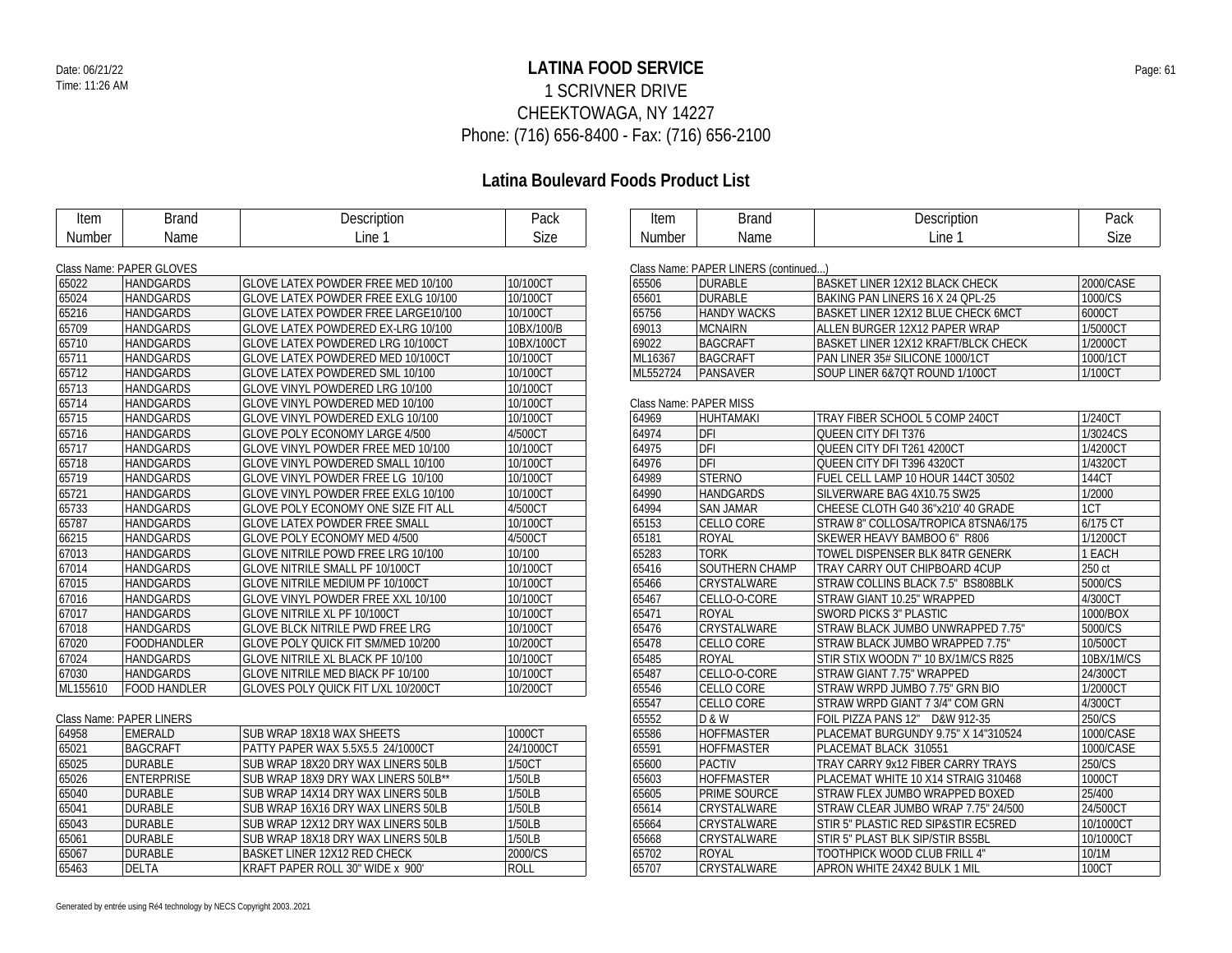# LATINA FOOD SERVICE

1 SCRIVNER DRIVE
CHEEKTOWAGA, NY 14227
Phone: (716) 656-8400 - Fax: (716) 656-2100

Date: 06/21/22
Time: 11:26 AM

## Latina Boulevard Foods Product List

Class Name: PAPER GLOVES

| Item Number | Brand Name | Description Line 1 | Pack Size |
|---|---|---|---|
| 65022 | HANDGARDS | GLOVE LATEX POWDER FREE MED 10/100 | 10/100CT |
| 65024 | HANDGARDS | GLOVE LATEX POWDER FREE EXLG 10/100 | 10/100CT |
| 65216 | HANDGARDS | GLOVE LATEX POWDER FREE LARGE10/100 | 10/100CT |
| 65709 | HANDGARDS | GLOVE LATEX POWDERED EX-LRG 10/100 | 10BX/100/B |
| 65710 | HANDGARDS | GLOVE LATEX POWDERED LRG 10/100CT | 10BX/100CT |
| 65711 | HANDGARDS | GLOVE LATEX POWDERED MED 10/100CT | 10/100CT |
| 65712 | HANDGARDS | GLOVE LATEX POWDERED SML 10/100 | 10/100CT |
| 65713 | HANDGARDS | GLOVE VINYL POWDERED LRG 10/100 | 10/100CT |
| 65714 | HANDGARDS | GLOVE VINYL POWDERED MED 10/100 | 10/100CT |
| 65715 | HANDGARDS | GLOVE VINYL POWDERED EXLG 10/100 | 10/100CT |
| 65716 | HANDGARDS | GLOVE POLY ECONOMY LARGE 4/500 | 4/500CT |
| 65717 | HANDGARDS | GLOVE VINYL POWDER FREE MED 10/100 | 10/100CT |
| 65718 | HANDGARDS | GLOVE VINYL POWDERED SMALL 10/100 | 10/100CT |
| 65719 | HANDGARDS | GLOVE VINYL POWDER FREE LG 10/100 | 10/100CT |
| 65721 | HANDGARDS | GLOVE VINYL POWDER FREE EXLG 10/100 | 10/100CT |
| 65733 | HANDGARDS | GLOVE POLY ECONOMY ONE SIZE FIT ALL | 4/500CT |
| 65787 | HANDGARDS | GLOVE LATEX POWDER FREE SMALL | 10/100CT |
| 66215 | HANDGARDS | GLOVE POLY ECONOMY MED 4/500 | 4/500CT |
| 67013 | HANDGARDS | GLOVE NITRILE POWD FREE LRG 10/100 | 10/100 |
| 67014 | HANDGARDS | GLOVE NITRILE SMALL PF 10/100CT | 10/100CT |
| 67015 | HANDGARDS | GLOVE NITRILE MEDIUM PF 10/100CT | 10/100CT |
| 67016 | HANDGARDS | GLOVE VINYL POWDER FREE XXL 10/100 | 10/100CT |
| 67017 | HANDGARDS | GLOVE NITRILE XL PF 10/100CT | 10/100CT |
| 67018 | HANDGARDS | GLOVE BLCK NITRILE PWD FREE LRG | 10/100CT |
| 67020 | FOODHANDLER | GLOVE POLY QUICK FIT SM/MED 10/200 | 10/200CT |
| 67024 | HANDGARDS | GLOVE NITRILE XL BLACK PF 10/100 | 10/100CT |
| 67030 | HANDGARDS | GLOVE NITRILE MED BIACK PF 10/100 | 10/100CT |
| ML155610 | FOOD HANDLER | GLOVES POLY QUICK FIT L/XL 10/200CT | 10/200CT |

Class Name: PAPER LINERS

| Item Number | Brand Name | Description Line 1 | Pack Size |
|---|---|---|---|
| 64958 | EMERALD | SUB WRAP 18X18 WAX SHEETS | 1000CT |
| 65021 | BAGCRAFT | PATTY PAPER WAX 5.5X5.5 24/1000CT | 24/1000CT |
| 65025 | DURABLE | SUB WRAP 18X20 DRY WAX LINERS 50LB | 1/50CT |
| 65026 | ENTERPRISE | SUB WRAP 18X9 DRY WAX LINERS 50LB** | 1/50LB |
| 65040 | DURABLE | SUB WRAP 14X14 DRY WAX LINERS 50LB | 1/50LB |
| 65041 | DURABLE | SUB WRAP 16X16 DRY WAX LINERS 50LB | 1/50LB |
| 65043 | DURABLE | SUB WRAP 12X12 DRY WAX LINERS 50LB | 1/50LB |
| 65061 | DURABLE | SUB WRAP 18X18 DRY WAX LINERS 50LB | 1/50LB |
| 65067 | DURABLE | BASKET LINER 12X12 RED CHECK | 2000/CS |
| 65463 | DELTA | KRAFT PAPER ROLL 30" WIDE x 900' | ROLL |

Class Name: PAPER LINERS (continued...)

| Item Number | Brand Name | Description Line 1 | Pack Size |
|---|---|---|---|
| 65506 | DURABLE | BASKET LINER 12X12 BLACK CHECK | 2000/CASE |
| 65601 | DURABLE | BAKING PAN LINERS 16 X 24 QPL-25 | 1000/CS |
| 65756 | HANDY WACKS | BASKET LINER 12X12 BLUE CHECK 6MCT | 6000CT |
| 69013 | MCNAIRN | ALLEN BURGER 12X12 PAPER WRAP | 1/5000CT |
| 69022 | BAGCRAFT | BASKET LINER 12X12 KRAFT/BLCK CHECK | 1/2000CT |
| ML16367 | BAGCRAFT | PAN LINER 35# SILICONE 1000/1CT | 1000/1CT |
| ML552724 | PANSAVER | SOUP LINER 6&7QT ROUND 1/100CT | 1/100CT |

Class Name: PAPER MISS

| Item Number | Brand Name | Description Line 1 | Pack Size |
|---|---|---|---|
| 64969 | HUHTAMAKI | TRAY FIBER SCHOOL 5 COMP 240CT | 1/240CT |
| 64974 | DFI | QUEEN CITY DFI T376 | 1/3024CS |
| 64975 | DFI | QUEEN CITY DFI T261 4200CT | 1/4200CT |
| 64976 | DFI | QUEEN CITY DFI T396 4320CT | 1/4320CT |
| 64989 | STERNO | FUEL CELL LAMP 10 HOUR 144CT 30502 | 144CT |
| 64990 | HANDGARDS | SILVERWARE BAG 4X10.75 SW25 | 1/2000 |
| 64994 | SAN JAMAR | CHEESE CLOTH G40 36"x210' 40 GRADE | 1CT |
| 65153 | CELLO CORE | STRAW 8" COLLOSA/TROPICA 8TSNA6/175 | 6/175 CT |
| 65181 | ROYAL | SKEWER HEAVY BAMBOO 6" R806 | 1/1200CT |
| 65283 | TORK | TOWEL DISPENSER BLK 84TR GENERK | 1 EACH |
| 65416 | SOUTHERN CHAMP | TRAY CARRY OUT CHIPBOARD 4CUP | 250 ct |
| 65466 | CRYSTALWARE | STRAW COLLINS BLACK 7.5" BS808BLK | 5000/CS |
| 65467 | CELLO-O-CORE | STRAW GIANT 10.25" WRAPPED | 4/300CT |
| 65471 | ROYAL | SWORD PICKS 3" PLASTIC | 1000/BOX |
| 65476 | CRYSTALWARE | STRAW BLACK JUMBO UNWRAPPED 7.75" | 5000/CS |
| 65478 | CELLO CORE | STRAW BLACK JUMBO WRAPPED 7.75" | 10/500CT |
| 65485 | ROYAL | STIR STIX WOODN 7" 10 BX/1M/CS R825 | 10BX/1M/CS |
| 65487 | CELLO-O-CORE | STRAW GIANT 7.75" WRAPPED | 24/300CT |
| 65546 | CELLO CORE | STRAW WRPD JUMBO 7.75" GRN BIO | 1/2000CT |
| 65547 | CELLO CORE | STRAW WRPD GIANT 7 3/4" COM GRN | 4/300CT |
| 65552 | D & W | FOIL PIZZA PANS 12" D&W 912-35 | 250/CS |
| 65586 | HOFFMASTER | PLACEMAT BURGUNDY 9.75" X 14"310524 | 1000/CASE |
| 65591 | HOFFMASTER | PLACEMAT BLACK 310551 | 1000/CASE |
| 65600 | PACTIV | TRAY CARRY 9x12 FIBER CARRY TRAYS | 250/CS |
| 65603 | HOFFMASTER | PLACEMAT WHITE 10 X14 STRAIG 310468 | 1000CT |
| 65605 | PRIME SOURCE | STRAW FLEX JUMBO WRAPPED BOXED | 25/400 |
| 65614 | CRYSTALWARE | STRAW CLEAR JUMBO WRAP 7.75" 24/500 | 24/500CT |
| 65664 | CRYSTALWARE | STIR 5" PLASTIC RED SIP&STIR EC5RED | 10/1000CT |
| 65668 | CRYSTALWARE | STIR 5" PLAST BLK SIP/STIR BS5BL | 10/1000CT |
| 65702 | ROYAL | TOOTHPICK WOOD CLUB FRILL 4" | 10/1M |
| 65707 | CRYSTALWARE | APRON WHITE 24X42 BULK 1 MIL | 100CT |

Generated by entrée using Ré4 technology by NECS Copyright 2003..2021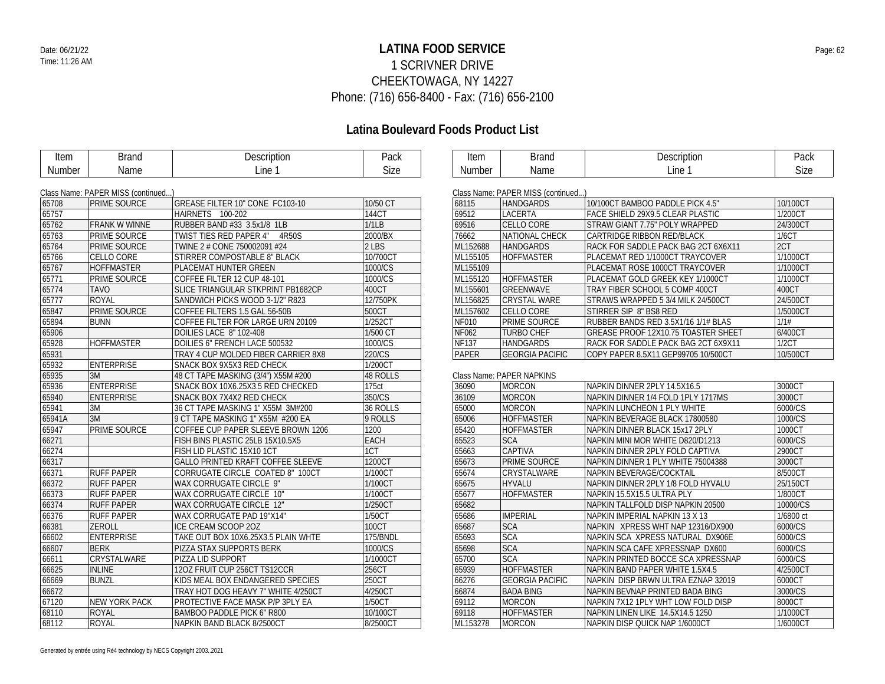# LATINA FOOD SERVICE

1 SCRIVNER DRIVE
CHEEKTOWAGA, NY 14227
Phone: (716) 656-8400 - Fax: (716) 656-2100

Date: 06/21/22
Time: 11:26 AM

## Latina Boulevard Foods Product List

Class Name: PAPER MISS (continued...)

| Item Number | Brand Name | Description Line 1 | Pack Size |
|---|---|---|---|
| 65708 | PRIME SOURCE | GREASE FILTER 10" CONE FC103-10 | 10/50 CT |
| 65757 | | HAIRNETS 100-202 | 144CT |
| 65762 | FRANK W WINNE | RUBBER BAND #33 3.5x1/8 1LB | 1/1LB |
| 65763 | PRIME SOURCE | TWIST TIES RED PAPER 4" 4R50S | 2000/BX |
| 65764 | PRIME SOURCE | TWINE 2 # CONE 750002091 #24 | 2 LBS |
| 65766 | CELLO CORE | STIRRER COMPOSTABLE 8" BLACK | 10/700CT |
| 65767 | HOFFMASTER | PLACEMAT HUNTER GREEN | 1000/CS |
| 65771 | PRIME SOURCE | COFFEE FILTER 12 CUP 48-101 | 1000/CS |
| 65774 | TAVO | SLICE TRIANGULAR STKPRINT PB1682CP | 400CT |
| 65777 | ROYAL | SANDWICH PICKS WOOD 3-1/2" R823 | 12/750PK |
| 65847 | PRIME SOURCE | COFFEE FILTERS 1.5 GAL 56-50B | 500CT |
| 65894 | BUNN | COFFEE FILTER FOR LARGE URN 20109 | 1/252CT |
| 65906 | | DOILIES LACE 8" 102-408 | 1/500 CT |
| 65928 | HOFFMASTER | DOILIES 6" FRENCH LACE 500532 | 1000/CS |
| 65931 | | TRAY 4 CUP MOLDED FIBER CARRIER 8X8 | 220/CS |
| 65932 | ENTERPRISE | SNACK BOX 9X5X3 RED CHECK | 1/200CT |
| 65935 | 3M | 48 CT TAPE MASKING (3/4") X55M #200 | 48 ROLLS |
| 65936 | ENTERPRISE | SNACK BOX 10X6.25X3.5 RED CHECKED | 175ct |
| 65940 | ENTERPRISE | SNACK BOX 7X4X2 RED CHECK | 350/CS |
| 65941 | 3M | 36 CT TAPE MASKING 1" X55M 3M#200 | 36 ROLLS |
| 65941A | 3M | 9 CT TAPE MASKING 1" X55M #200 EA | 9 ROLLS |
| 65947 | PRIME SOURCE | COFFEE CUP PAPER SLEEVE BROWN 1206 | 1200 |
| 66271 | | FISH BINS PLASTIC 25LB 15X10.5X5 | EACH |
| 66274 | | FISH LID PLASTIC 15X10 1CT | 1CT |
| 66317 | | GALLO PRINTED KRAFT COFFEE SLEEVE | 1200CT |
| 66371 | RUFF PAPER | CORRUGATE CIRCLE COATED 8" 100CT | 1/100CT |
| 66372 | RUFF PAPER | WAX CORRUGATE CIRCLE 9" | 1/100CT |
| 66373 | RUFF PAPER | WAX CORRUGATE CIRCLE 10" | 1/100CT |
| 66374 | RUFF PAPER | WAX CORRUGATE CIRCLE 12" | 1/250CT |
| 66376 | RUFF PAPER | WAX CORRUGATE PAD 19"X14" | 1/50CT |
| 66381 | ZEROLL | ICE CREAM SCOOP 2OZ | 100CT |
| 66602 | ENTERPRISE | TAKE OUT BOX 10X6.25X3.5 PLAIN WHTE | 175/BNDL |
| 66607 | BERK | PIZZA STAX SUPPORTS BERK | 1000/CS |
| 66611 | CRYSTALWARE | PIZZA LID SUPPORT | 1/1000CT |
| 66625 | INLINE | 12OZ FRUIT CUP 256CT TS12CCR | 256CT |
| 66669 | BUNZL | KIDS MEAL BOX ENDANGERED SPECIES | 250CT |
| 66672 | | TRAY HOT DOG HEAVY 7" WHITE 4/250CT | 4/250CT |
| 67120 | NEW YORK PACK | PROTECTIVE FACE MASK P/P 3PLY EA | 1/50CT |
| 68110 | ROYAL | BAMBOO PADDLE PICK 6" R800 | 10/100CT |
| 68112 | ROYAL | NAPKIN BAND BLACK 8/2500CT | 8/2500CT |
| 68115 | HANDGARDS | 10/100CT BAMBOO PADDLE PICK 4.5" | 10/100CT |
| 69512 | LACERTA | FACE SHIELD 29X9.5 CLEAR PLASTIC | 1/200CT |
| 69516 | CELLO CORE | STRAW GIANT 7.75" POLY WRAPPED | 24/300CT |
| 76662 | NATIONAL CHECK | CARTRIDGE RIBBON RED/BLACK | 1/6CT |
| ML152688 | HANDGARDS | RACK FOR SADDLE PACK BAG 2CT 6X6X11 | 2CT |
| ML155105 | HOFFMASTER | PLACEMAT RED 1/1000CT TRAYCOVER | 1/1000CT |
| ML155109 | | PLACEMAT ROSE 1000CT TRAYCOVER | 1/1000CT |
| ML155120 | HOFFMASTER | PLACEMAT GOLD GREEK KEY 1/1000CT | 1/1000CT |
| ML155601 | GREENWAVE | TRAY FIBER SCHOOL 5 COMP 400CT | 400CT |
| ML156825 | CRYSTAL WARE | STRAWS WRAPPED 5 3/4 MILK 24/500CT | 24/500CT |
| ML157602 | CELLO CORE | STIRRER SIP 8" BS8 RED | 1/5000CT |
| NF010 | PRIME SOURCE | RUBBER BANDS RED 3.5X1/16 1/1# BLAS | 1/1# |
| NF062 | TURBO CHEF | GREASE PROOF 12X10.75 TOASTER SHEET | 6/400CT |
| NF137 | HANDGARDS | RACK FOR SADDLE PACK BAG 2CT 6X9X11 | 1/2CT |
| PAPER | GEORGIA PACIFIC | COPY PAPER 8.5X11 GEP99705 10/500CT | 10/500CT |

Class Name: PAPER NAPKINS

| Item Number | Brand Name | Description Line 1 | Pack Size |
|---|---|---|---|
| 36090 | MORCON | NAPKIN DINNER 2PLY 14.5X16.5 | 3000CT |
| 36109 | MORCON | NAPKIN DINNER 1/4 FOLD 1PLY 1717MS | 3000CT |
| 65000 | MORCON | NAPKIN LUNCHEON 1 PLY WHITE | 6000/CS |
| 65006 | HOFFMASTER | NAPKIN BEVERAGE BLACK 17800580 | 1000/CS |
| 65420 | HOFFMASTER | NAPKIN DINNER BLACK 15x17 2PLY | 1000CT |
| 65523 | SCA | NAPKIN MINI MOR WHITE D820/D1213 | 6000/CS |
| 65663 | CAPTIVA | NAPKIN DINNER 2PLY FOLD CAPTIVA | 2900CT |
| 65673 | PRIME SOURCE | NAPKIN DINNER 1 PLY WHITE 75004388 | 3000CT |
| 65674 | CRYSTALWARE | NAPKIN BEVERAGE/COCKTAIL | 8/500CT |
| 65675 | HYVALU | NAPKIN DINNER 2PLY 1/8 FOLD HYVALU | 25/150CT |
| 65677 | HOFFMASTER | NAPKIN 15.5X15.5 ULTRA PLY | 1/800CT |
| 65682 | | NAPKIN TALLFOLD DISP NAPKIN 20500 | 10000/CS |
| 65686 | IMPERIAL | NAPKIN IMPERIAL NAPKIN 13 X 13 | 1/6800 ct |
| 65687 | SCA | NAPKIN XPRESS WHT NAP 12316/DX900 | 6000/CS |
| 65693 | SCA | NAPKIN SCA XPRESS NATURAL DX906E | 6000/CS |
| 65698 | SCA | NAPKIN SCA CAFE XPRESSNAP DX600 | 6000/CS |
| 65700 | SCA | NAPKIN PRINTED BOCCE SCA XPRESSNAP | 6000/CS |
| 65939 | HOFFMASTER | NAPKIN BAND PAPER WHITE 1.5X4.5 | 4/2500CT |
| 66276 | GEORGIA PACIFIC | NAPKIN DISP BRWN ULTRA EZNAP 32019 | 6000CT |
| 66874 | BADA BING | NAPKIN BEVNAP PRINTED BADA BING | 3000/CS |
| 69112 | MORCON | NAPKIN 7X12 1PLY WHT LOW FOLD DISP | 8000CT |
| 69118 | HOFFMASTER | NAPKIN LINEN LIKE 14.5X14.5 1250 | 1/1000CT |
| ML153278 | MORCON | NAPKIN DISP QUICK NAP 1/6000CT | 1/6000CT |

Generated by entrée using Ré4 technology by NECS Copyright 2003..2021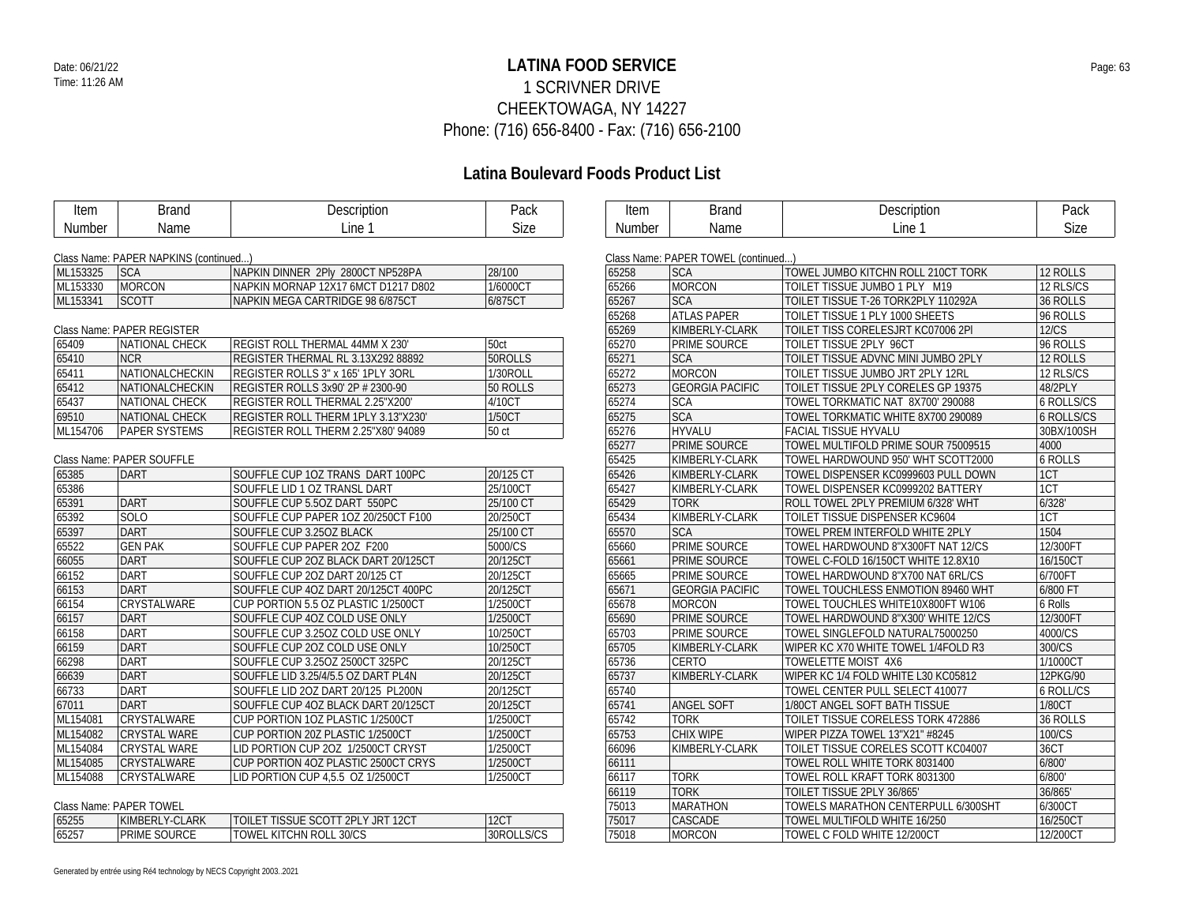# LATINA FOOD SERVICE

1 SCRIVNER DRIVE
CHEEKTOWAGA, NY 14227
Phone: (716) 656-8400 - Fax: (716) 656-2100

Date: 06/21/22
Time: 11:26 AM

## Latina Boulevard Foods Product List

Class Name: PAPER NAPKINS (continued...)

| Item Number | Brand Name | Description Line 1 | Pack Size |
|---|---|---|---|
| ML153325 | SCA | NAPKIN DINNER 2Ply 2800CT NP528PA | 28/100 |
| ML153330 | MORCON | NAPKIN MORNAP 12X17 6MCT D1217 D802 | 1/6000CT |
| ML153341 | SCOTT | NAPKIN MEGA CARTRIDGE 98 6/875CT | 6/875CT |

Class Name: PAPER REGISTER

| Item Number | Brand Name | Description Line 1 | Pack Size |
|---|---|---|---|
| 65409 | NATIONAL CHECK | REGIST ROLL THERMAL 44MM X 230' | 50ct |
| 65410 | NCR | REGISTER THERMAL RL 3.13X292 88892 | 50ROLLS |
| 65411 | NATIONALCHECKIN | REGISTER ROLLS 3" x 165' 1PLY 3ORL | 1/30ROLL |
| 65412 | NATIONALCHECKIN | REGISTER ROLLS 3x90' 2P # 2300-90 | 50 ROLLS |
| 65437 | NATIONAL CHECK | REGISTER ROLL THERMAL 2.25"X200' | 4/10CT |
| 69510 | NATIONAL CHECK | REGISTER ROLL THERM 1PLY 3.13"X230' | 1/50CT |
| ML154706 | PAPER SYSTEMS | REGISTER ROLL THERM 2.25"X80' 94089 | 50 ct |

Class Name: PAPER SOUFFLE

| Item Number | Brand Name | Description Line 1 | Pack Size |
|---|---|---|---|
| 65385 | DART | SOUFFLE CUP 1OZ TRANS DART 100PC | 20/125 CT |
| 65386 | | SOUFFLE LID 1 OZ TRANSL DART | 25/100CT |
| 65391 | DART | SOUFFLE CUP 5.5OZ DART 550PC | 25/100 CT |
| 65392 | SOLO | SOUFFLE CUP PAPER 1OZ 20/250CT F100 | 20/250CT |
| 65397 | DART | SOUFFLE CUP 3.25OZ BLACK | 25/100 CT |
| 65522 | GEN PAK | SOUFFLE CUP PAPER 2OZ F200 | 5000/CS |
| 66055 | DART | SOUFFLE CUP 2OZ BLACK DART 20/125CT | 20/125CT |
| 66152 | DART | SOUFFLE CUP 2OZ DART 20/125 CT | 20/125CT |
| 66153 | DART | SOUFFLE CUP 4OZ DART 20/125CT 400PC | 20/125CT |
| 66154 | CRYSTALWARE | CUP PORTION 5.5 OZ PLASTIC 1/2500CT | 1/2500CT |
| 66157 | DART | SOUFFLE CUP 4OZ COLD USE ONLY | 1/2500CT |
| 66158 | DART | SOUFFLE CUP 3.25OZ COLD USE ONLY | 10/250CT |
| 66159 | DART | SOUFFLE CUP 2OZ COLD USE ONLY | 10/250CT |
| 66298 | DART | SOUFFLE CUP 3.25OZ 2500CT 325PC | 20/125CT |
| 66639 | DART | SOUFFLE LID 3.25/4/5.5 OZ DART PL4N | 20/125CT |
| 66733 | DART | SOUFFLE LID 2OZ DART 20/125 PL200N | 20/125CT |
| 67011 | DART | SOUFFLE CUP 4OZ BLACK DART 20/125CT | 20/125CT |
| ML154081 | CRYSTALWARE | CUP PORTION 1OZ PLASTIC 1/2500CT | 1/2500CT |
| ML154082 | CRYSTAL WARE | CUP PORTION 20Z PLASTIC 1/2500CT | 1/2500CT |
| ML154084 | CRYSTAL WARE | LID PORTION CUP 2OZ 1/2500CT CRYST | 1/2500CT |
| ML154085 | CRYSTALWARE | CUP PORTION 4OZ PLASTIC 2500CT CRYS | 1/2500CT |
| ML154088 | CRYSTALWARE | LID PORTION CUP 4,5.5 OZ 1/2500CT | 1/2500CT |

Class Name: PAPER TOWEL

| Item Number | Brand Name | Description Line 1 | Pack Size |
|---|---|---|---|
| 65255 | KIMBERLY-CLARK | TOILET TISSUE SCOTT 2PLY JRT 12CT | 12CT |
| 65257 | PRIME SOURCE | TOWEL KITCHN ROLL 30/CS | 30ROLLS/CS |

Class Name: PAPER TOWEL (continued...)

| Item Number | Brand Name | Description Line 1 | Pack Size |
|---|---|---|---|
| 65258 | SCA | TOWEL JUMBO KITCHN ROLL 210CT TORK | 12 ROLLS |
| 65266 | MORCON | TOILET TISSUE JUMBO 1 PLY M19 | 12 RLS/CS |
| 65267 | SCA | TOILET TISSUE T-26 TORK2PLY 110292A | 36 ROLLS |
| 65268 | ATLAS PAPER | TOILET TISSUE 1 PLY 1000 SHEETS | 96 ROLLS |
| 65269 | KIMBERLY-CLARK | TOILET TISS CORELESJRT KC07006 2PI | 12/CS |
| 65270 | PRIME SOURCE | TOILET TISSUE 2PLY 96CT | 96 ROLLS |
| 65271 | SCA | TOILET TISSUE ADVNC MINI JUMBO 2PLY | 12 ROLLS |
| 65272 | MORCON | TOILET TISSUE JUMBO JRT 2PLY 12RL | 12 RLS/CS |
| 65273 | GEORGIA PACIFIC | TOILET TISSUE 2PLY CORELES GP 19375 | 48/2PLY |
| 65274 | SCA | TOWEL TORKMATIC NAT 8X700' 290088 | 6 ROLLS/CS |
| 65275 | SCA | TOWEL TORKMATIC WHITE 8X700 290089 | 6 ROLLS/CS |
| 65276 | HYVALU | FACIAL TISSUE HYVALU | 30BX/100SH |
| 65277 | PRIME SOURCE | TOWEL MULTIFOLD PRIME SOUR 75009515 | 4000 |
| 65425 | KIMBERLY-CLARK | TOWEL HARDWOUND 950' WHT SCOTT2000 | 6 ROLLS |
| 65426 | KIMBERLY-CLARK | TOWEL DISPENSER KC0999603 PULL DOWN | 1CT |
| 65427 | KIMBERLY-CLARK | TOWEL DISPENSER KC0999202 BATTERY | 1CT |
| 65429 | TORK | ROLL TOWEL 2PLY PREMIUM 6/328' WHT | 6/328' |
| 65434 | KIMBERLY-CLARK | TOILET TISSUE DISPENSER KC9604 | 1CT |
| 65570 | SCA | TOWEL PREM INTERFOLD WHITE 2PLY | 1504 |
| 65660 | PRIME SOURCE | TOWEL HARDWOUND 8"X300FT NAT 12/CS | 12/300FT |
| 65661 | PRIME SOURCE | TOWEL C-FOLD 16/150CT WHITE 12.8X10 | 16/150CT |
| 65665 | PRIME SOURCE | TOWEL HARDWOUND 8"X700 NAT 6RL/CS | 6/700FT |
| 65671 | GEORGIA PACIFIC | TOWEL TOUCHLESS ENMOTION 89460 WHT | 6/800 FT |
| 65678 | MORCON | TOWEL TOUCHLES WHITE10X800FT W106 | 6 Rolls |
| 65690 | PRIME SOURCE | TOWEL HARDWOUND 8"X300' WHITE 12/CS | 12/300FT |
| 65703 | PRIME SOURCE | TOWEL SINGLEFOLD NATURAL75000250 | 4000/CS |
| 65705 | KIMBERLY-CLARK | WIPER KC X70 WHITE TOWEL 1/4FOLD R3 | 300/CS |
| 65736 | CERTO | TOWELETTE MOIST 4X6 | 1/1000CT |
| 65737 | KIMBERLY-CLARK | WIPER KC 1/4 FOLD WHITE L30 KC05812 | 12PKG/90 |
| 65740 | | TOWEL CENTER PULL SELECT 410077 | 6 ROLL/CS |
| 65741 | ANGEL SOFT | 1/80CT ANGEL SOFT BATH TISSUE | 1/80CT |
| 65742 | TORK | TOILET TISSUE CORELESS TORK 472886 | 36 ROLLS |
| 65753 | CHIX WIPE | WIPER PIZZA TOWEL 13"X21" #8245 | 100/CS |
| 66096 | KIMBERLY-CLARK | TOILET TISSUE CORELES SCOTT KC04007 | 36CT |
| 66111 | | TOWEL ROLL WHITE TORK 8031400 | 6/800' |
| 66117 | TORK | TOWEL ROLL KRAFT TORK 8031300 | 6/800' |
| 66119 | TORK | TOILET TISSUE 2PLY 36/865' | 36/865' |
| 75013 | MARATHON | TOWELS MARATHON CENTERPULL 6/300SHT | 6/300CT |
| 75017 | CASCADE | TOWEL MULTIFOLD WHITE 16/250 | 16/250CT |
| 75018 | MORCON | TOWEL C FOLD WHITE 12/200CT | 12/200CT |

Generated by entrée using Ré4 technology by NECS Copyright 2003..2021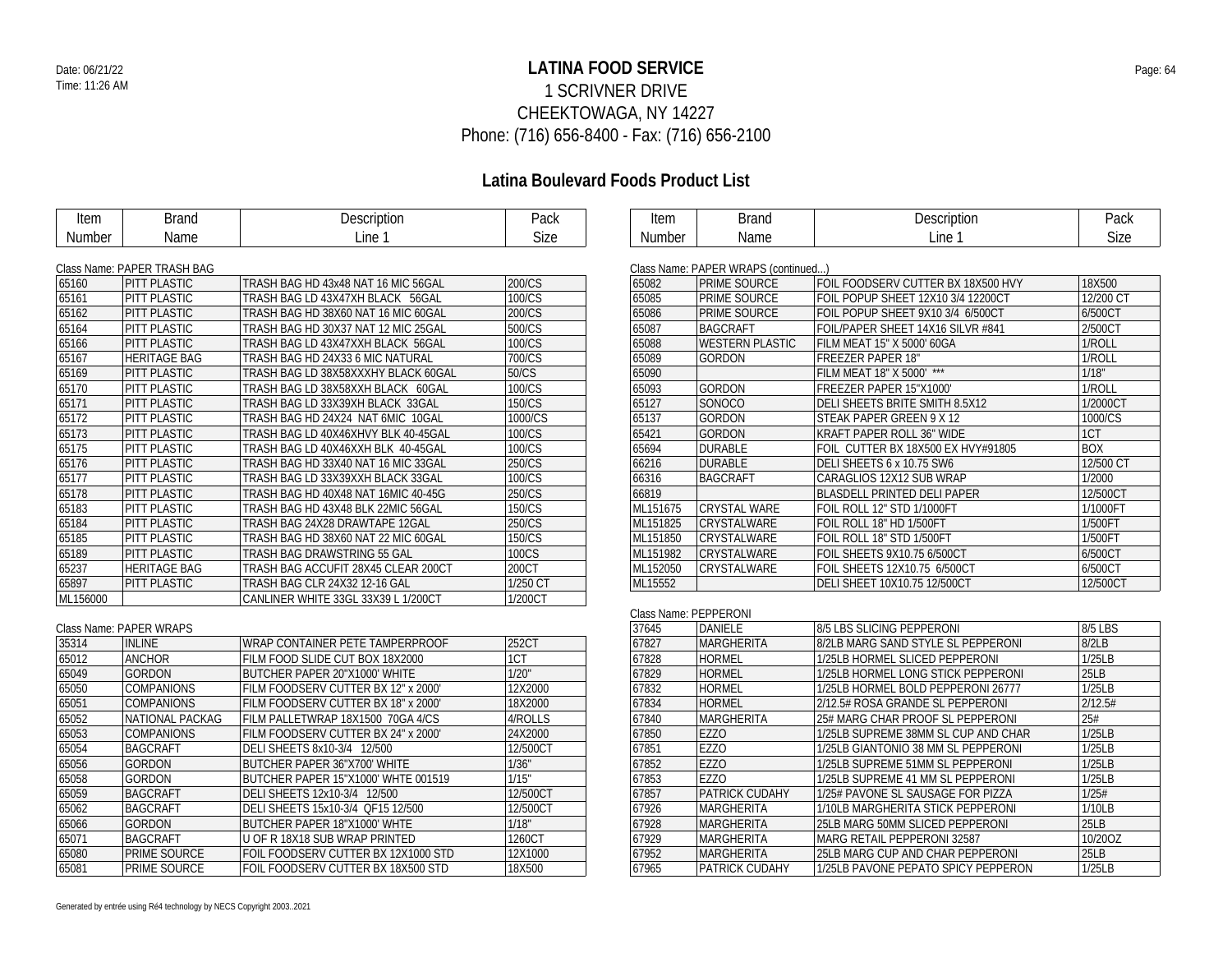# LATINA FOOD SERVICE

1 SCRIVNER DRIVE
CHEEKTOWAGA, NY 14227
Phone: (716) 656-8400 - Fax: (716) 656-2100

Date: 06/21/22
Time: 11:26 AM

## Latina Boulevard Foods Product List

Class Name: PAPER TRASH BAG

| Item Number | Brand Name | Description Line 1 | Pack Size |
|---|---|---|---|
| 65160 | PITT PLASTIC | TRASH BAG HD 43x48 NAT 16 MIC 56GAL | 200/CS |
| 65161 | PITT PLASTIC | TRASH BAG LD 43X47XH BLACK 56GAL | 100/CS |
| 65162 | PITT PLASTIC | TRASH BAG HD 38X60 NAT 16 MIC 60GAL | 200/CS |
| 65164 | PITT PLASTIC | TRASH BAG HD 30X37 NAT 12 MIC 25GAL | 500/CS |
| 65166 | PITT PLASTIC | TRASH BAG LD 43X47XXH BLACK 56GAL | 100/CS |
| 65167 | HERITAGE BAG | TRASH BAG HD 24X33 6 MIC NATURAL | 700/CS |
| 65169 | PITT PLASTIC | TRASH BAG LD 38X58XXXHY BLACK 60GAL | 50/CS |
| 65170 | PITT PLASTIC | TRASH BAG LD 38X58XXH BLACK 60GAL | 100/CS |
| 65171 | PITT PLASTIC | TRASH BAG LD 33X39XH BLACK 33GAL | 150/CS |
| 65172 | PITT PLASTIC | TRASH BAG HD 24X24 NAT 6MIC 10GAL | 1000/CS |
| 65173 | PITT PLASTIC | TRASH BAG LD 40X46XHVY BLK 40-45GAL | 100/CS |
| 65175 | PITT PLASTIC | TRASH BAG LD 40X46XXH BLK 40-45GAL | 100/CS |
| 65176 | PITT PLASTIC | TRASH BAG HD 33X40 NAT 16 MIC 33GAL | 250/CS |
| 65177 | PITT PLASTIC | TRASH BAG LD 33X39XXH BLACK 33GAL | 100/CS |
| 65178 | PITT PLASTIC | TRASH BAG HD 40X48 NAT 16MIC 40-45G | 250/CS |
| 65183 | PITT PLASTIC | TRASH BAG HD 43X48 BLK 22MIC 56GAL | 150/CS |
| 65184 | PITT PLASTIC | TRASH BAG 24X28 DRAWTAPE 12GAL | 250/CS |
| 65185 | PITT PLASTIC | TRASH BAG HD 38X60 NAT 22 MIC 60GAL | 150/CS |
| 65189 | PITT PLASTIC | TRASH BAG DRAWSTRING 55 GAL | 100CS |
| 65237 | HERITAGE BAG | TRASH BAG ACCUFIT 28X45 CLEAR 200CT | 200CT |
| 65897 | PITT PLASTIC | TRASH BAG CLR 24X32 12-16 GAL | 1/250 CT |
| ML156000 | | CANLINER WHITE 33GL 33X39 L 1/200CT | 1/200CT |

Class Name: PAPER WRAPS

| Item Number | Brand Name | Description Line 1 | Pack Size |
|---|---|---|---|
| 35314 | INLINE | WRAP CONTAINER PETE TAMPERPROOF | 252CT |
| 65012 | ANCHOR | FILM FOOD SLIDE CUT BOX 18X2000 | 1CT |
| 65049 | GORDON | BUTCHER PAPER 20"X1000' WHITE | 1/20" |
| 65050 | COMPANIONS | FILM FOODSERV CUTTER BX 12" x 2000' | 12X2000 |
| 65051 | COMPANIONS | FILM FOODSERV CUTTER BX 18" x 2000' | 18X2000 |
| 65052 | NATIONAL PACKAG | FILM PALLETWRAP 18X1500 70GA 4/CS | 4/ROLLS |
| 65053 | COMPANIONS | FILM FOODSERV CUTTER BX 24" x 2000' | 24X2000 |
| 65054 | BAGCRAFT | DELI SHEETS 8x10-3/4 12/500 | 12/500CT |
| 65056 | GORDON | BUTCHER PAPER 36"X700' WHITE | 1/36" |
| 65058 | GORDON | BUTCHER PAPER 15"X1000' WHTE 001519 | 1/15" |
| 65059 | BAGCRAFT | DELI SHEETS 12x10-3/4 12/500 | 12/500CT |
| 65062 | BAGCRAFT | DELI SHEETS 15x10-3/4 QF15 12/500 | 12/500CT |
| 65066 | GORDON | BUTCHER PAPER 18"X1000' WHTE | 1/18" |
| 65071 | BAGCRAFT | U OF R 18X18 SUB WRAP PRINTED | 1260CT |
| 65080 | PRIME SOURCE | FOIL FOODSERV CUTTER BX 12X1000 STD | 12X1000 |
| 65081 | PRIME SOURCE | FOIL FOODSERV CUTTER BX 18X500 STD | 18X500 |

Class Name: PAPER WRAPS (continued...)

| Item Number | Brand Name | Description Line 1 | Pack Size |
|---|---|---|---|
| 65082 | PRIME SOURCE | FOIL FOODSERV CUTTER BX 18X500 HVY | 18X500 |
| 65085 | PRIME SOURCE | FOIL POPUP SHEET 12X10 3/4 12200CT | 12/200 CT |
| 65086 | PRIME SOURCE | FOIL POPUP SHEET 9X10 3/4 6/500CT | 6/500CT |
| 65087 | BAGCRAFT | FOIL/PAPER SHEET 14X16 SILVR #841 | 2/500CT |
| 65088 | WESTERN PLASTIC | FILM MEAT 15" X 5000' 60GA | 1/ROLL |
| 65089 | GORDON | FREEZER PAPER 18" | 1/ROLL |
| 65090 | | FILM MEAT 18" X 5000' *** | 1/18" |
| 65093 | GORDON | FREEZER PAPER 15"X1000' | 1/ROLL |
| 65127 | SONOCO | DELI SHEETS BRITE SMITH 8.5X12 | 1/2000CT |
| 65137 | GORDON | STEAK PAPER GREEN 9 X 12 | 1000/CS |
| 65421 | GORDON | KRAFT PAPER ROLL 36" WIDE | 1CT |
| 65694 | DURABLE | FOIL CUTTER BX 18X500 EX HVY#91805 | BOX |
| 66216 | DURABLE | DELI SHEETS 6 x 10.75 SW6 | 12/500 CT |
| 66316 | BAGCRAFT | CARAGLIOS 12X12 SUB WRAP | 1/2000 |
| 66819 | | BLASDELL PRINTED DELI PAPER | 12/500CT |
| ML151675 | CRYSTAL WARE | FOIL ROLL 12" STD 1/1000FT | 1/1000FT |
| ML151825 | CRYSTALWARE | FOIL ROLL 18" HD 1/500FT | 1/500FT |
| ML151850 | CRYSTALWARE | FOIL ROLL 18" STD 1/500FT | 1/500FT |
| ML151982 | CRYSTALWARE | FOIL SHEETS 9X10.75 6/500CT | 6/500CT |
| ML152050 | CRYSTALWARE | FOIL SHEETS 12X10.75 6/500CT | 6/500CT |
| ML15552 | | DELI SHEET 10X10.75 12/500CT | 12/500CT |

Class Name: PEPPERONI

| Item Number | Brand Name | Description Line 1 | Pack Size |
|---|---|---|---|
| 37645 | DANIELE | 8/5 LBS SLICING PEPPERONI | 8/5 LBS |
| 67827 | MARGHERITA | 8/2LB MARG SAND STYLE SL PEPPERONI | 8/2LB |
| 67828 | HORMEL | 1/25LB HORMEL SLICED PEPPERONI | 1/25LB |
| 67829 | HORMEL | 1/25LB HORMEL LONG STICK PEPPERONI | 25LB |
| 67832 | HORMEL | 1/25LB HORMEL BOLD PEPPERONI 26777 | 1/25LB |
| 67834 | HORMEL | 2/12.5# ROSA GRANDE SL PEPPERONI | 2/12.5# |
| 67840 | MARGHERITA | 25# MARG CHAR PROOF SL PEPPERONI | 25# |
| 67850 | EZZO | 1/25LB SUPREME 38MM SL CUP AND CHAR | 1/25LB |
| 67851 | EZZO | 1/25LB GIANTONIO 38 MM SL PEPPERONI | 1/25LB |
| 67852 | EZZO | 1/25LB SUPREME 51MM SL PEPPERONI | 1/25LB |
| 67853 | EZZO | 1/25LB SUPREME 41 MM SL PEPPERONI | 1/25LB |
| 67857 | PATRICK CUDAHY | 1/25# PAVONE SL SAUSAGE FOR PIZZA | 1/25# |
| 67926 | MARGHERITA | 1/10LB MARGHERITA STICK PEPPERONI | 1/10LB |
| 67928 | MARGHERITA | 25LB MARG 50MM SLICED PEPPERONI | 25LB |
| 67929 | MARGHERITA | MARG RETAIL PEPPERONI 32587 | 10/20OZ |
| 67952 | MARGHERITA | 25LB MARG CUP AND CHAR PEPPERONI | 25LB |
| 67965 | PATRICK CUDAHY | 1/25LB PAVONE PEPATO SPICY PEPPERON | 1/25LB |

Generated by entrée using Ré4 technology by NECS Copyright 2003..2021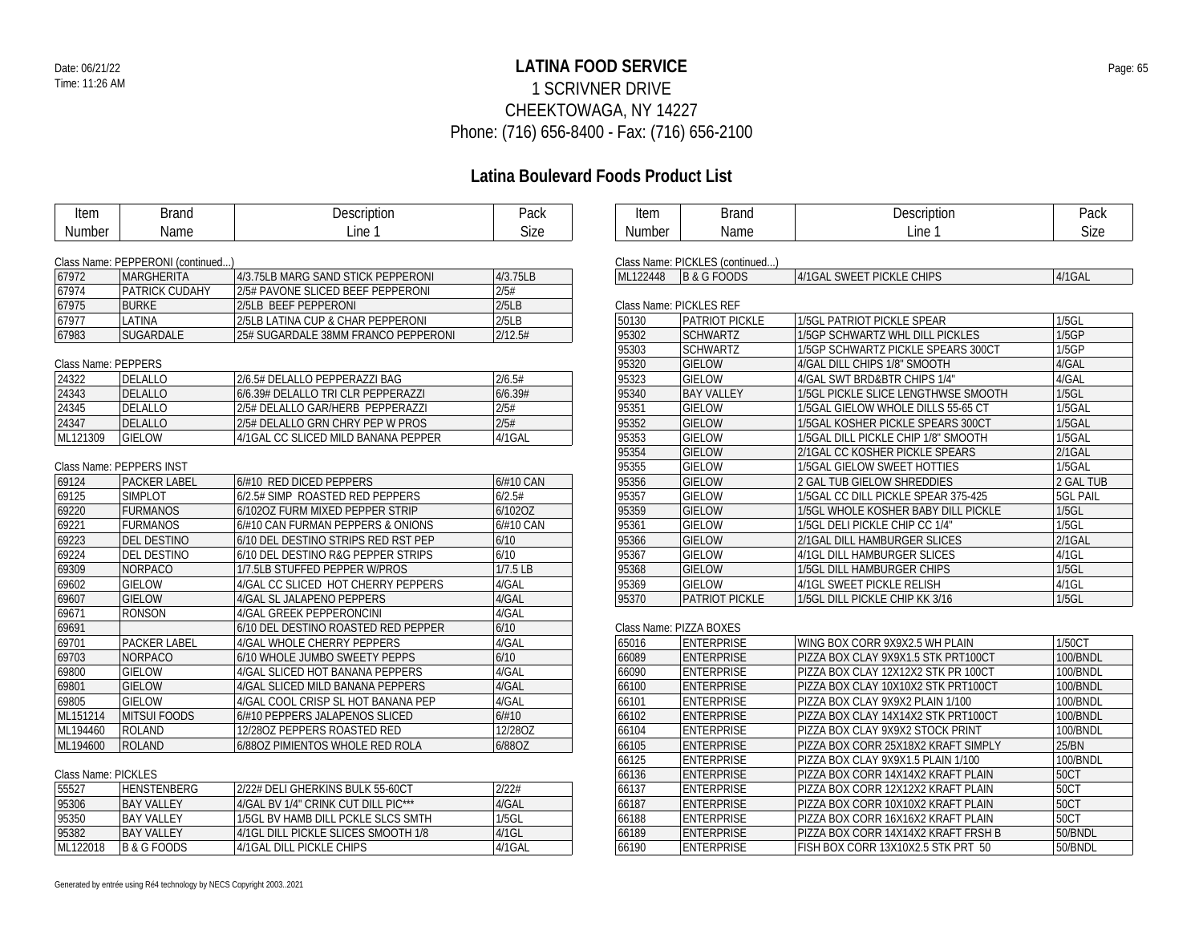# LATINA FOOD SERVICE

1 SCRIVNER DRIVE
CHEEKTOWAGA, NY 14227
Phone: (716) 656-8400 - Fax: (716) 656-2100

Date: 06/21/22
Time: 11:26 AM

## Latina Boulevard Foods Product List

Class Name: PEPPERONI (continued...)

| Item Number | Brand Name | Description Line 1 | Pack Size |
|---|---|---|---|
| 67972 | MARGHERITA | 4/3.75LB MARG SAND STICK PEPPERONI | 4/3.75LB |
| 67974 | PATRICK CUDAHY | 2/5# PAVONE SLICED BEEF PEPPERONI | 2/5# |
| 67975 | BURKE | 2/5LB BEEF PEPPERONI | 2/5LB |
| 67977 | LATINA | 2/5LB LATINA CUP & CHAR PEPPERONI | 2/5LB |
| 67983 | SUGARDALE | 25# SUGARDALE 38MM FRANCO PEPPERONI | 2/12.5# |

Class Name: PEPPERS

| Item Number | Brand Name | Description Line 1 | Pack Size |
|---|---|---|---|
| 24322 | DELALLO | 2/6.5# DELALLO PEPPERAZZI BAG | 2/6.5# |
| 24343 | DELALLO | 6/6.39# DELALLO TRI CLR PEPPERAZZI | 6/6.39# |
| 24345 | DELALLO | 2/5# DELALLO GAR/HERB PEPPERAZZI | 2/5# |
| 24347 | DELALLO | 2/5# DELALLO GRN CHRY PEP W PROS | 2/5# |
| ML121309 | GIELOW | 4/1GAL CC SLICED MILD BANANA PEPPER | 4/1GAL |

Class Name: PEPPERS INST

| Item Number | Brand Name | Description Line 1 | Pack Size |
|---|---|---|---|
| 69124 | PACKER LABEL | 6/#10 RED DICED PEPPERS | 6/#10 CAN |
| 69125 | SIMPLOT | 6/2.5# SIMP ROASTED RED PEPPERS | 6/2.5# |
| 69220 | FURMANOS | 6/102OZ FURM MIXED PEPPER STRIP | 6/102OZ |
| 69221 | FURMANOS | 6/#10 CAN FURMAN PEPPERS & ONIONS | 6/#10 CAN |
| 69223 | DEL DESTINO | 6/10 DEL DESTINO STRIPS RED RST PEP | 6/10 |
| 69224 | DEL DESTINO | 6/10 DEL DESTINO R&G PEPPER STRIPS | 6/10 |
| 69309 | NORPACO | 1/7.5LB STUFFED PEPPER W/PROS | 1/7.5 LB |
| 69602 | GIELOW | 4/GAL CC SLICED HOT CHERRY PEPPERS | 4/GAL |
| 69607 | GIELOW | 4/GAL SL JALAPENO PEPPERS | 4/GAL |
| 69671 | RONSON | 4/GAL GREEK PEPPERONCINI | 4/GAL |
| 69691 | | 6/10 DEL DESTINO ROASTED RED PEPPER | 6/10 |
| 69701 | PACKER LABEL | 4/GAL WHOLE CHERRY PEPPERS | 4/GAL |
| 69703 | NORPACO | 6/10 WHOLE JUMBO SWEETY PEPPS | 6/10 |
| 69800 | GIELOW | 4/GAL SLICED HOT BANANA PEPPERS | 4/GAL |
| 69801 | GIELOW | 4/GAL SLICED MILD BANANA PEPPERS | 4/GAL |
| 69805 | GIELOW | 4/GAL COOL CRISP SL HOT BANANA PEP | 4/GAL |
| ML151214 | MITSUI FOODS | 6/#10 PEPPERS JALAPENOS SLICED | 6/#10 |
| ML194460 | ROLAND | 12/28OZ PEPPERS ROASTED RED | 12/28OZ |
| ML194600 | ROLAND | 6/88OZ PIMIENTOS WHOLE RED ROLA | 6/88OZ |

Class Name: PICKLES

| Item Number | Brand Name | Description Line 1 | Pack Size |
|---|---|---|---|
| 55527 | HENSTENBERG | 2/22# DELI GHERKINS BULK 55-60CT | 2/22# |
| 95306 | BAY VALLEY | 4/GAL BV 1/4" CRINK CUT DILL PIC*** | 4/GAL |
| 95350 | BAY VALLEY | 1/5GL BV HAMB DILL PCKLE SLCS SMTH | 1/5GL |
| 95382 | BAY VALLEY | 4/1GL DILL PICKLE SLICES SMOOTH 1/8 | 4/1GL |
| ML122018 | B & G FOODS | 4/1GAL DILL PICKLE CHIPS | 4/1GAL |

Class Name: PICKLES (continued...)

| Item Number | Brand Name | Description Line 1 | Pack Size |
|---|---|---|---|
| ML122448 | B & G FOODS | 4/1GAL SWEET PICKLE CHIPS | 4/1GAL |

Class Name: PICKLES REF

| Item Number | Brand Name | Description Line 1 | Pack Size |
|---|---|---|---|
| 50130 | PATRIOT PICKLE | 1/5GL PATRIOT PICKLE SPEAR | 1/5GL |
| 95302 | SCHWARTZ | 1/5GP SCHWARTZ WHL DILL PICKLES | 1/5GP |
| 95303 | SCHWARTZ | 1/5GP SCHWARTZ PICKLE SPEARS 300CT | 1/5GP |
| 95320 | GIELOW | 4/GAL DILL CHIPS 1/8" SMOOTH | 4/GAL |
| 95323 | GIELOW | 4/GAL SWT BRD&BTR CHIPS 1/4" | 4/GAL |
| 95340 | BAY VALLEY | 1/5GL PICKLE SLICE LENGTHWSE SMOOTH | 1/5GL |
| 95351 | GIELOW | 1/5GAL GIELOW WHOLE DILLS 55-65 CT | 1/5GAL |
| 95352 | GIELOW | 1/5GAL KOSHER PICKLE SPEARS 300CT | 1/5GAL |
| 95353 | GIELOW | 1/5GAL DILL PICKLE CHIP 1/8" SMOOTH | 1/5GAL |
| 95354 | GIELOW | 2/1GAL CC KOSHER PICKLE SPEARS | 2/1GAL |
| 95355 | GIELOW | 1/5GAL GIELOW SWEET HOTTIES | 1/5GAL |
| 95356 | GIELOW | 2 GAL TUB GIELOW SHREDDIES | 2 GAL TUB |
| 95357 | GIELOW | 1/5GAL CC DILL PICKLE SPEAR 375-425 | 5GL PAIL |
| 95359 | GIELOW | 1/5GL WHOLE KOSHER BABY DILL PICKLE | 1/5GL |
| 95361 | GIELOW | 1/5GL DELI PICKLE CHIP CC 1/4" | 1/5GL |
| 95366 | GIELOW | 2/1GAL DILL HAMBURGER SLICES | 2/1GAL |
| 95367 | GIELOW | 4/1GL DILL HAMBURGER SLICES | 4/1GL |
| 95368 | GIELOW | 1/5GL DILL HAMBURGER CHIPS | 1/5GL |
| 95369 | GIELOW | 4/1GL SWEET PICKLE RELISH | 4/1GL |
| 95370 | PATRIOT PICKLE | 1/5GL DILL PICKLE CHIP KK 3/16 | 1/5GL |

Class Name: PIZZA BOXES

| Item Number | Brand Name | Description Line 1 | Pack Size |
|---|---|---|---|
| 65016 | ENTERPRISE | WING BOX CORR 9X9X2.5 WH PLAIN | 1/50CT |
| 66089 | ENTERPRISE | PIZZA BOX CLAY 9X9X1.5 STK PRT100CT | 100/BNDL |
| 66090 | ENTERPRISE | PIZZA BOX CLAY 12X12X2 STK PR 100CT | 100/BNDL |
| 66100 | ENTERPRISE | PIZZA BOX CLAY 10X10X2 STK PRT100CT | 100/BNDL |
| 66101 | ENTERPRISE | PIZZA BOX CLAY 9X9X2 PLAIN 1/100 | 100/BNDL |
| 66102 | ENTERPRISE | PIZZA BOX CLAY 14X14X2 STK PRT100CT | 100/BNDL |
| 66104 | ENTERPRISE | PIZZA BOX CLAY 9X9X2 STOCK PRINT | 100/BNDL |
| 66105 | ENTERPRISE | PIZZA BOX CORR 25X18X2 KRAFT SIMPLY | 25/BN |
| 66125 | ENTERPRISE | PIZZA BOX CLAY 9X9X1.5 PLAIN 1/100 | 100/BNDL |
| 66136 | ENTERPRISE | PIZZA BOX CORR 14X14X2 KRAFT PLAIN | 50CT |
| 66137 | ENTERPRISE | PIZZA BOX CORR 12X12X2 KRAFT PLAIN | 50CT |
| 66187 | ENTERPRISE | PIZZA BOX CORR 10X10X2 KRAFT PLAIN | 50CT |
| 66188 | ENTERPRISE | PIZZA BOX CORR 16X16X2 KRAFT PLAIN | 50CT |
| 66189 | ENTERPRISE | PIZZA BOX CORR 14X14X2 KRAFT FRSH B | 50/BNDL |
| 66190 | ENTERPRISE | FISH BOX CORR 13X10X2.5 STK PRT 50 | 50/BNDL |

Generated by entrée using Ré4 technology by NECS Copyright 2003..2021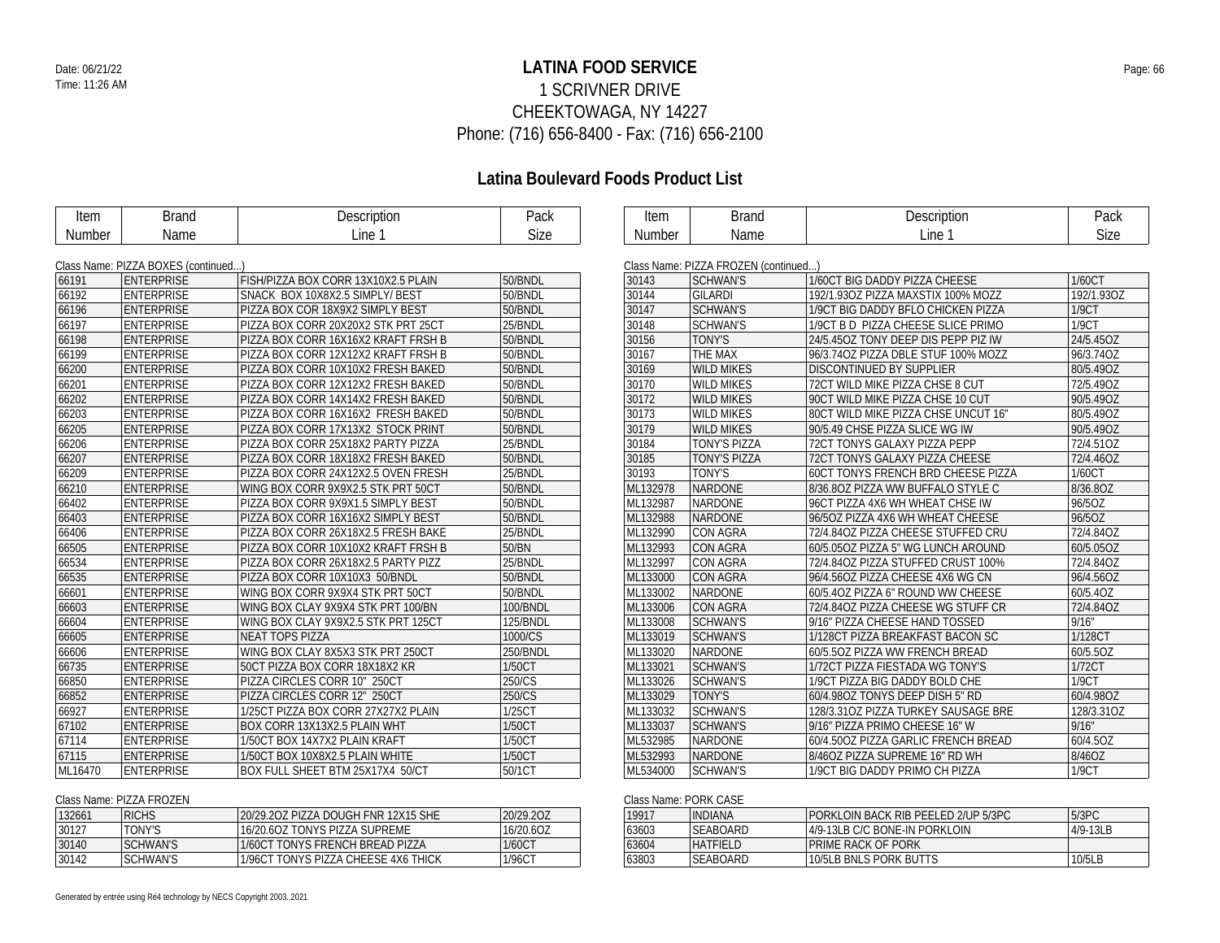# LATINA FOOD SERVICE

1 SCRIVNER DRIVE
CHEEKTOWAGA, NY 14227
Phone: (716) 656-8400 - Fax: (716) 656-2100

Date: 06/21/22
Time: 11:26 AM

## Latina Boulevard Foods Product List

Class Name: PIZZA BOXES (continued...)

| Item Number | Brand Name | Description Line 1 | Pack Size |
|---|---|---|---|
| 66191 | ENTERPRISE | FISH/PIZZA BOX CORR 13X10X2.5 PLAIN | 50/BNDL |
| 66192 | ENTERPRISE | SNACK BOX 10X8X2.5 SIMPLY/ BEST | 50/BNDL |
| 66196 | ENTERPRISE | PIZZA BOX COR 18X9X2 SIMPLY BEST | 50/BNDL |
| 66197 | ENTERPRISE | PIZZA BOX CORR 20X20X2 STK PRT 25CT | 25/BNDL |
| 66198 | ENTERPRISE | PIZZA BOX CORR 16X16X2 KRAFT FRSH B | 50/BNDL |
| 66199 | ENTERPRISE | PIZZA BOX CORR 12X12X2 KRAFT FRSH B | 50/BNDL |
| 66200 | ENTERPRISE | PIZZA BOX CORR 10X10X2 FRESH BAKED | 50/BNDL |
| 66201 | ENTERPRISE | PIZZA BOX CORR 12X12X2 FRESH BAKED | 50/BNDL |
| 66202 | ENTERPRISE | PIZZA BOX CORR 14X14X2 FRESH BAKED | 50/BNDL |
| 66203 | ENTERPRISE | PIZZA BOX CORR 16X16X2 FRESH BAKED | 50/BNDL |
| 66205 | ENTERPRISE | PIZZA BOX CORR 17X13X2 STOCK PRINT | 50/BNDL |
| 66206 | ENTERPRISE | PIZZA BOX CORR 25X18X2 PARTY PIZZA | 25/BNDL |
| 66207 | ENTERPRISE | PIZZA BOX CORR 18X18X2 FRESH BAKED | 50/BNDL |
| 66209 | ENTERPRISE | PIZZA BOX CORR 24X12X2.5 OVEN FRESH | 25/BNDL |
| 66210 | ENTERPRISE | WING BOX CORR 9X9X2.5 STK PRT 50CT | 50/BNDL |
| 66402 | ENTERPRISE | PIZZA BOX CORR 9X9X1.5 SIMPLY BEST | 50/BNDL |
| 66403 | ENTERPRISE | PIZZA BOX CORR 16X16X2 SIMPLY BEST | 50/BNDL |
| 66406 | ENTERPRISE | PIZZA BOX CORR 26X18X2.5 FRESH BAKE | 25/BNDL |
| 66505 | ENTERPRISE | PIZZA BOX CORR 10X10X2 KRAFT FRSH B | 50/BN |
| 66534 | ENTERPRISE | PIZZA BOX CORR 26X18X2.5 PARTY PIZZ | 25/BNDL |
| 66535 | ENTERPRISE | PIZZA BOX CORR 10X10X3 50/BNDL | 50/BNDL |
| 66601 | ENTERPRISE | WING BOX CORR 9X9X4 STK PRT 50CT | 50/BNDL |
| 66603 | ENTERPRISE | WING BOX CLAY 9X9X4 STK PRT 100/BN | 100/BNDL |
| 66604 | ENTERPRISE | WING BOX CLAY 9X9X2.5 STK PRT 125CT | 125/BNDL |
| 66605 | ENTERPRISE | NEAT TOPS PIZZA | 1000/CS |
| 66606 | ENTERPRISE | WING BOX CLAY 8X5X3 STK PRT 250CT | 250/BNDL |
| 66735 | ENTERPRISE | 50CT PIZZA BOX CORR 18X18X2 KR | 1/50CT |
| 66850 | ENTERPRISE | PIZZA CIRCLES CORR 10" 250CT | 250/CS |
| 66852 | ENTERPRISE | PIZZA CIRCLES CORR 12" 250CT | 250/CS |
| 66927 | ENTERPRISE | 1/25CT PIZZA BOX CORR 27X27X2 PLAIN | 1/25CT |
| 67102 | ENTERPRISE | BOX CORR 13X13X2.5 PLAIN WHT | 1/50CT |
| 67114 | ENTERPRISE | 1/50CT BOX 14X7X2 PLAIN KRAFT | 1/50CT |
| 67115 | ENTERPRISE | 1/50CT BOX 10X8X2.5 PLAIN WHITE | 1/50CT |
| ML16470 | ENTERPRISE | BOX FULL SHEET BTM 25X17X4 50/CT | 50/1CT |

Class Name: PIZZA FROZEN

| Item Number | Brand Name | Description Line 1 | Pack Size |
|---|---|---|---|
| 132661 | RICHS | 20/29.2OZ PIZZA DOUGH FNR 12X15 SHE | 20/29.2OZ |
| 30127 | TONY'S | 16/20.6OZ TONYS PIZZA SUPREME | 16/20.6OZ |
| 30140 | SCHWAN'S | 1/60CT TONYS FRENCH BREAD PIZZA | 1/60CT |
| 30142 | SCHWAN'S | 1/96CT TONYS PIZZA CHEESE 4X6 THICK | 1/96CT |

Class Name: PIZZA FROZEN (continued...)

| Item Number | Brand Name | Description Line 1 | Pack Size |
|---|---|---|---|
| 30143 | SCHWAN'S | 1/60CT BIG DADDY PIZZA CHEESE | 1/60CT |
| 30144 | GILARDI | 192/1.93OZ PIZZA MAXSTIX 100% MOZZ | 192/1.93OZ |
| 30147 | SCHWAN'S | 1/9CT BIG DADDY BFLO CHICKEN PIZZA | 1/9CT |
| 30148 | SCHWAN'S | 1/9CT B D PIZZA CHEESE SLICE PRIMO | 1/9CT |
| 30156 | TONY'S | 24/5.45OZ TONY DEEP DIS PEPP PIZ IW | 24/5.45OZ |
| 30167 | THE MAX | 96/3.74OZ PIZZA DBLE STUF 100% MOZZ | 96/3.74OZ |
| 30169 | WILD MIKES | DISCONTINUED BY SUPPLIER | 80/5.49OZ |
| 30170 | WILD MIKES | 72CT WILD MIKE PIZZA CHSE 8 CUT | 72/5.49OZ |
| 30172 | WILD MIKES | 90CT WILD MIKE PIZZA CHSE 10 CUT | 90/5.49OZ |
| 30173 | WILD MIKES | 80CT WILD MIKE PIZZA CHSE UNCUT 16" | 80/5.49OZ |
| 30179 | WILD MIKES | 90/5.49 CHSE PIZZA SLICE WG IW | 90/5.49OZ |
| 30184 | TONY'S PIZZA | 72CT TONYS GALAXY PIZZA PEPP | 72/4.51OZ |
| 30185 | TONY'S PIZZA | 72CT TONYS GALAXY PIZZA CHEESE | 72/4.46OZ |
| 30193 | TONY'S | 60CT TONYS FRENCH BRD CHEESE PIZZA | 1/60CT |
| ML132978 | NARDONE | 8/36.8OZ PIZZA WW BUFFALO STYLE C | 8/36.8OZ |
| ML132987 | NARDONE | 96CT PIZZA 4X6 WH WHEAT CHSE IW | 96/5OZ |
| ML132988 | NARDONE | 96/5OZ PIZZA 4X6 WH WHEAT CHEESE | 96/5OZ |
| ML132990 | CON AGRA | 72/4.84OZ PIZZA CHEESE STUFFED CRU | 72/4.84OZ |
| ML132993 | CON AGRA | 60/5.05OZ PIZZA 5" WG LUNCH AROUND | 60/5.05OZ |
| ML132997 | CON AGRA | 72/4.84OZ PIZZA STUFFED CRUST 100% | 72/4.84OZ |
| ML133000 | CON AGRA | 96/4.56OZ PIZZA CHEESE 4X6 WG CN | 96/4.56OZ |
| ML133002 | NARDONE | 60/5.4OZ PIZZA 6" ROUND WW CHEESE | 60/5.4OZ |
| ML133006 | CON AGRA | 72/4.84OZ PIZZA CHEESE WG STUFF CR | 72/4.84OZ |
| ML133008 | SCHWAN'S | 9/16" PIZZA CHEESE HAND TOSSED | 9/16" |
| ML133019 | SCHWAN'S | 1/128CT PIZZA BREAKFAST BACON SC | 1/128CT |
| ML133020 | NARDONE | 60/5.5OZ PIZZA WW FRENCH BREAD | 60/5.5OZ |
| ML133021 | SCHWAN'S | 1/72CT PIZZA FIESTADA WG TONY'S | 1/72CT |
| ML133026 | SCHWAN'S | 1/9CT PIZZA BIG DADDY BOLD CHE | 1/9CT |
| ML133029 | TONY'S | 60/4.98OZ TONYS DEEP DISH 5" RD | 60/4.98OZ |
| ML133032 | SCHWAN'S | 128/3.31OZ PIZZA TURKEY SAUSAGE BRE | 128/3.31OZ |
| ML133037 | SCHWAN'S | 9/16" PIZZA PRIMO CHEESE 16" W | 9/16" |
| ML532985 | NARDONE | 60/4.50OZ PIZZA GARLIC FRENCH BREAD | 60/4.5OZ |
| ML532993 | NARDONE | 8/46OZ PIZZA SUPREME 16" RD WH | 8/46OZ |
| ML534000 | SCHWAN'S | 1/9CT BIG DADDY PRIMO CH PIZZA | 1/9CT |

Class Name: PORK CASE

| Item Number | Brand Name | Description Line 1 | Pack Size |
|---|---|---|---|
| 19917 | INDIANA | PORKLOIN BACK RIB PEELED 2/UP 5/3PC | 5/3PC |
| 63603 | SEABOARD | 4/9-13LB C/C BONE-IN PORKLOIN | 4/9-13LB |
| 63604 | HATFIELD | PRIME RACK OF PORK | |
| 63803 | SEABOARD | 10/5LB BNLS PORK BUTTS | 10/5LB |

Generated by entrée using Ré4 technology by NECS Copyright 2003..2021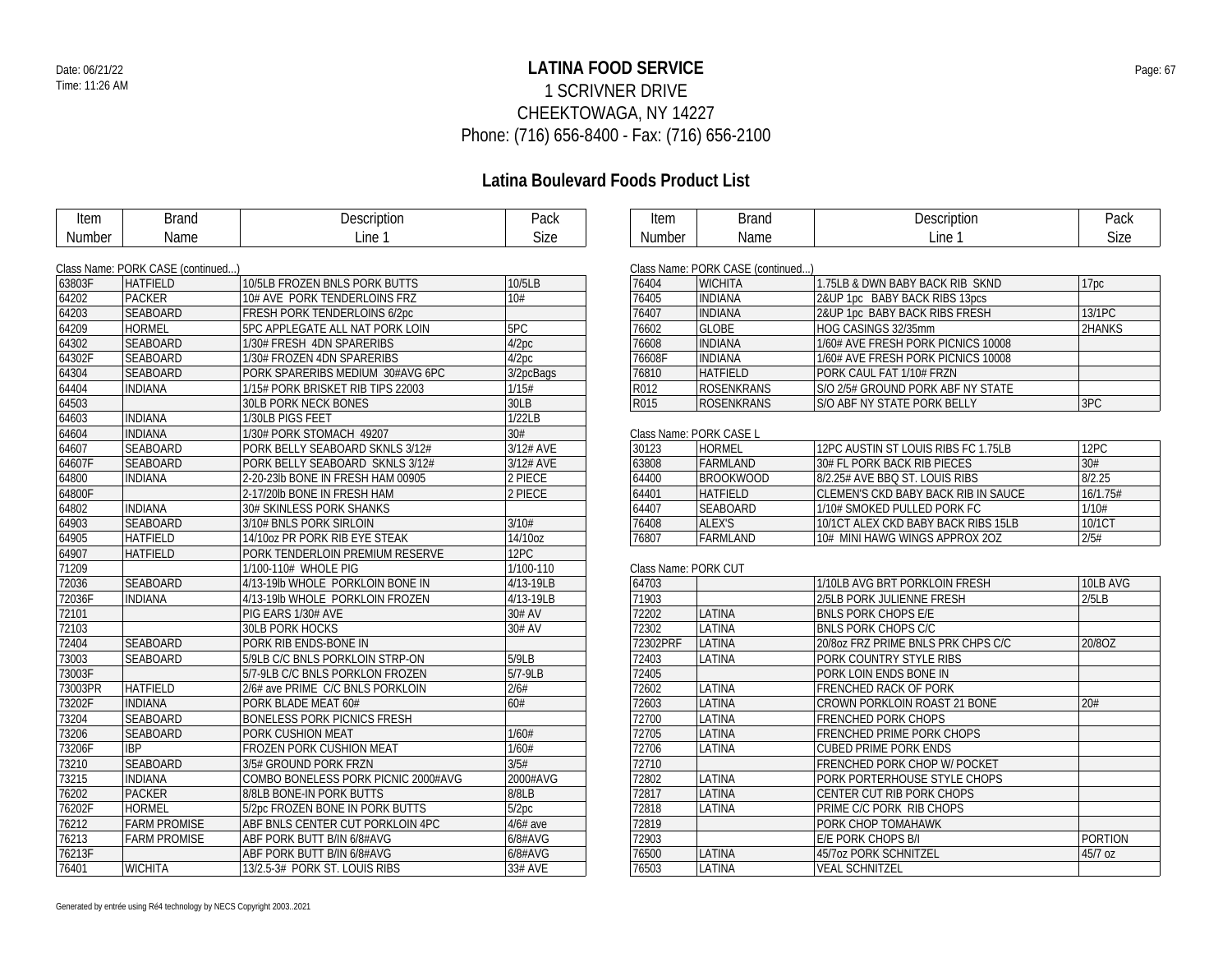Date: 06/21/22
Time: 11:26 AM

# LATINA FOOD SERVICE

1 SCRIVNER DRIVE
CHEEKTOWAGA, NY 14227
Phone: (716) 656-8400 - Fax: (716) 656-2100

## Latina Boulevard Foods Product List

Class Name: PORK CASE (continued...)

| Item Number | Brand Name | Description Line 1 | Pack Size |
|---|---|---|---|
| 63803F | HATFIELD | 10/5LB FROZEN BNLS PORK BUTTS | 10/5LB |
| 64202 | PACKER | 10# AVE PORK TENDERLOINS FRZ | 10# |
| 64203 | SEABOARD | FRESH PORK TENDERLOINS 6/2pc | |
| 64209 | HORMEL | 5PC APPLEGATE ALL NAT PORK LOIN | 5PC |
| 64302 | SEABOARD | 1/30# FRESH 4DN SPARERIBS | 4/2pc |
| 64302F | SEABOARD | 1/30# FROZEN 4DN SPARERIBS | 4/2pc |
| 64304 | SEABOARD | PORK SPARERIBS MEDIUM 30#AVG 6PC | 3/2pcBags |
| 64404 | INDIANA | 1/15# PORK BRISKET RIB TIPS 22003 | 1/15# |
| 64503 | | 30LB PORK NECK BONES | 30LB |
| 64603 | INDIANA | 1/30LB PIGS FEET | 1/22LB |
| 64604 | INDIANA | 1/30# PORK STOMACH 49207 | 30# |
| 64607 | SEABOARD | PORK BELLY SEABOARD SKNLS 3/12# | 3/12# AVE |
| 64607F | SEABOARD | PORK BELLY SEABOARD SKNLS 3/12# | 3/12# AVE |
| 64800 | INDIANA | 2-20-23lb BONE IN FRESH HAM 00905 | 2 PIECE |
| 64800F | | 2-17/20lb BONE IN FRESH HAM | 2 PIECE |
| 64802 | INDIANA | 30# SKINLESS PORK SHANKS | |
| 64903 | SEABOARD | 3/10# BNLS PORK SIRLOIN | 3/10# |
| 64905 | HATFIELD | 14/10oz PR PORK RIB EYE STEAK | 14/10oz |
| 64907 | HATFIELD | PORK TENDERLOIN PREMIUM RESERVE | 12PC |
| 71209 | | 1/100-110# WHOLE PIG | 1/100-110 |
| 72036 | SEABOARD | 4/13-19lb WHOLE PORKLOIN BONE IN | 4/13-19LB |
| 72036F | INDIANA | 4/13-19lb WHOLE PORKLOIN FROZEN | 4/13-19LB |
| 72101 | | PIG EARS 1/30# AVE | 30# AV |
| 72103 | | 30LB PORK HOCKS | 30# AV |
| 72404 | SEABOARD | PORK RIB ENDS-BONE IN | |
| 73003 | SEABOARD | 5/9LB C/C BNLS PORKLOIN STRP-ON | 5/9LB |
| 73003F | | 5/7-9LB C/C BNLS PORKLON FROZEN | 5/7-9LB |
| 73003PR | HATFIELD | 2/6# ave PRIME C/C BNLS PORKLOIN | 2/6# |
| 73202F | INDIANA | PORK BLADE MEAT 60# | 60# |
| 73204 | SEABOARD | BONELESS PORK PICNICS FRESH | |
| 73206 | SEABOARD | PORK CUSHION MEAT | 1/60# |
| 73206F | IBP | FROZEN PORK CUSHION MEAT | 1/60# |
| 73210 | SEABOARD | 3/5# GROUND PORK FRZN | 3/5# |
| 73215 | INDIANA | COMBO BONELESS PORK PICNIC 2000#AVG | 2000#AVG |
| 76202 | PACKER | 8/8LB BONE-IN PORK BUTTS | 8/8LB |
| 76202F | HORMEL | 5/2pc FROZEN BONE IN PORK BUTTS | 5/2pc |
| 76212 | FARM PROMISE | ABF BNLS CENTER CUT PORKLOIN 4PC | 4/6# ave |
| 76213 | FARM PROMISE | ABF PORK BUTT B/IN 6/8#AVG | 6/8#AVG |
| 76213F | | ABF PORK BUTT B/IN 6/8#AVG | 6/8#AVG |
| 76401 | WICHITA | 13/2.5-3# PORK ST. LOUIS RIBS | 33# AVE |
| 76404 | WICHITA | 1.75LB & DWN BABY BACK RIB SKND | 17pc |
| 76405 | INDIANA | 2&UP 1pc BABY BACK RIBS 13pcs | |
| 76407 | INDIANA | 2&UP 1pc BABY BACK RIBS FRESH | 13/1PC |
| 76602 | GLOBE | HOG CASINGS 32/35mm | 2HANKS |
| 76608 | INDIANA | 1/60# AVE FRESH PORK PICNICS 10008 | |
| 76608F | INDIANA | 1/60# AVE FRESH PORK PICNICS 10008 | |
| 76810 | HATFIELD | PORK CAUL FAT 1/10# FRZN | |
| R012 | ROSENKRANS | S/O 2/5# GROUND PORK ABF NY STATE | |
| R015 | ROSENKRANS | S/O ABF NY STATE PORK BELLY | 3PC |

Class Name: PORK CASE L

| Item Number | Brand Name | Description Line 1 | Pack Size |
|---|---|---|---|
| 30123 | HORMEL | 12PC AUSTIN ST LOUIS RIBS FC 1.75LB | 12PC |
| 63808 | FARMLAND | 30# FL PORK BACK RIB PIECES | 30# |
| 64400 | BROOKWOOD | 8/2.25# AVE BBQ ST. LOUIS RIBS | 8/2.25 |
| 64401 | HATFIELD | CLEMEN'S CKD BABY BACK RIB IN SAUCE | 16/1.75# |
| 64407 | SEABOARD | 1/10# SMOKED PULLED PORK FC | 1/10# |
| 76408 | ALEX'S | 10/1CT ALEX CKD BABY BACK RIBS 15LB | 10/1CT |
| 76807 | FARMLAND | 10# MINI HAWG WINGS APPROX 2OZ | 2/5# |

Class Name: PORK CUT

| Item Number | Brand Name | Description Line 1 | Pack Size |
|---|---|---|---|
| 64703 | | 1/10LB AVG BRT PORKLOIN FRESH | 10LB AVG |
| 71903 | | 2/5LB PORK JULIENNE FRESH | 2/5LB |
| 72202 | LATINA | BNLS PORK CHOPS E/E | |
| 72302 | LATINA | BNLS PORK CHOPS C/C | |
| 72302PRF | LATINA | 20/8oz FRZ PRIME BNLS PRK CHPS C/C | 20/8OZ |
| 72403 | LATINA | PORK COUNTRY STYLE RIBS | |
| 72405 | | PORK LOIN ENDS BONE IN | |
| 72602 | LATINA | FRENCHED RACK OF PORK | |
| 72603 | LATINA | CROWN PORKLOIN ROAST 21 BONE | 20# |
| 72700 | LATINA | FRENCHED PORK CHOPS | |
| 72705 | LATINA | FRENCHED PRIME PORK CHOPS | |
| 72706 | LATINA | CUBED PRIME PORK ENDS | |
| 72710 | | FRENCHED PORK CHOP W/ POCKET | |
| 72802 | LATINA | PORK PORTERHOUSE STYLE CHOPS | |
| 72817 | LATINA | CENTER CUT RIB PORK CHOPS | |
| 72818 | LATINA | PRIME C/C PORK RIB CHOPS | |
| 72819 | | PORK CHOP TOMAHAWK | |
| 72903 | | E/E PORK CHOPS B/I | PORTION |
| 76500 | LATINA | 45/7oz PORK SCHNITZEL | 45/7 oz |
| 76503 | LATINA | VEAL SCHNITZEL | |

Generated by entrée using Ré4 technology by NECS Copyright 2003..2021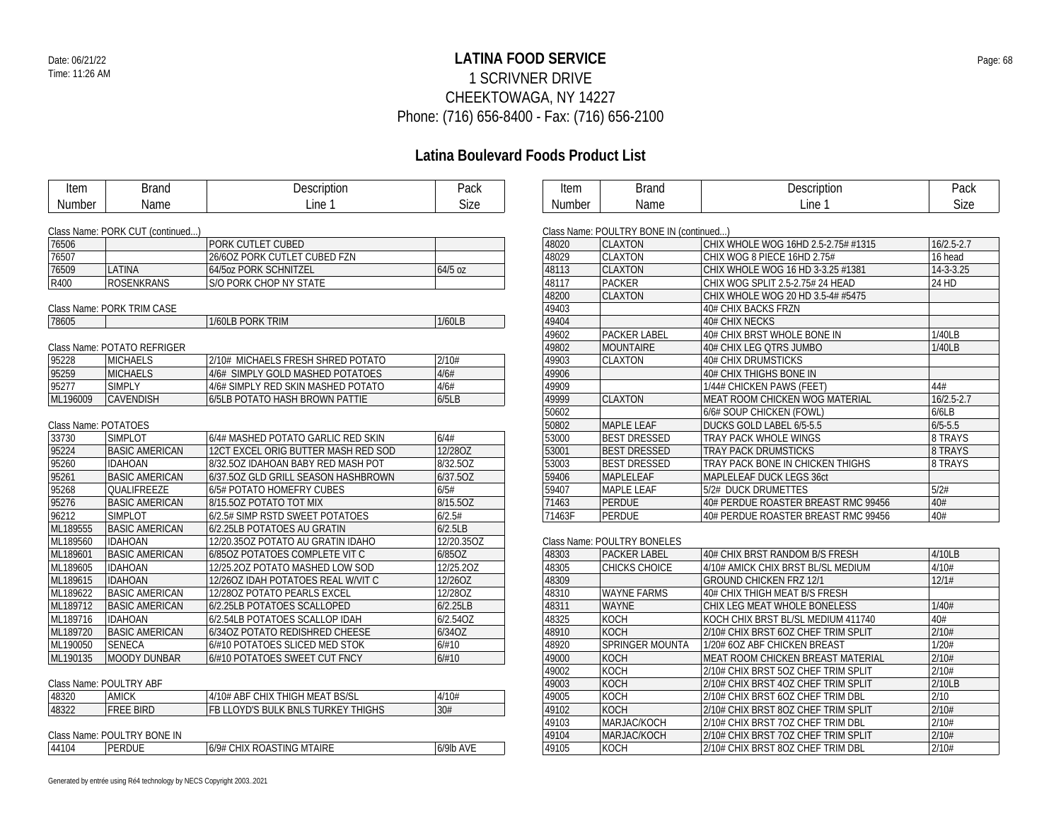# LATINA FOOD SERVICE

1 SCRIVNER DRIVE
CHEEKTOWAGA, NY 14227
Phone: (716) 656-8400 - Fax: (716) 656-2100

Date: 06/21/22
Time: 11:26 AM

## Latina Boulevard Foods Product List

Class Name: PORK CUT (continued...)

| Item Number | Brand Name | Description Line 1 | Pack Size |
|---|---|---|---|
| 76506 | | PORK CUTLET CUBED | |
| 76507 | | 26/6OZ PORK CUTLET CUBED FZN | |
| 76509 | LATINA | 64/5oz PORK SCHNITZEL | 64/5 oz |
| R400 | ROSENKRANS | S/O PORK CHOP NY STATE | |

Class Name: PORK TRIM CASE

| Item Number | Brand Name | Description Line 1 | Pack Size |
|---|---|---|---|
| 78605 | | 1/60LB PORK TRIM | 1/60LB |

Class Name: POTATO REFRIGER

| Item Number | Brand Name | Description Line 1 | Pack Size |
|---|---|---|---|
| 95228 | MICHAELS | 2/10# MICHAELS FRESH SHRED POTATO | 2/10# |
| 95259 | MICHAELS | 4/6# SIMPLY GOLD MASHED POTATOES | 4/6# |
| 95277 | SIMPLY | 4/6# SIMPLY RED SKIN MASHED POTATO | 4/6# |
| ML196009 | CAVENDISH | 6/5LB POTATO HASH BROWN PATTIE | 6/5LB |

Class Name: POTATOES

| Item Number | Brand Name | Description Line 1 | Pack Size |
|---|---|---|---|
| 33730 | SIMPLOT | 6/4# MASHED POTATO GARLIC RED SKIN | 6/4# |
| 95224 | BASIC AMERICAN | 12CT EXCEL ORIG BUTTER MASH RED SOD | 12/28OZ |
| 95260 | IDAHOAN | 8/32.5OZ IDAHOAN BABY RED MASH POT | 8/32.5OZ |
| 95261 | BASIC AMERICAN | 6/37.5OZ GLD GRILL SEASON HASHBROWN | 6/37.5OZ |
| 95268 | QUALIFREEZE | 6/5# POTATO HOMEFRY CUBES | 6/5# |
| 95276 | BASIC AMERICAN | 8/15.5OZ POTATO TOT MIX | 8/15.5OZ |
| 96212 | SIMPLOT | 6/2.5# SIMP RSTD SWEET POTATOES | 6/2.5# |
| ML189555 | BASIC AMERICAN | 6/2.25LB POTATOES AU GRATIN | 6/2.5LB |
| ML189560 | IDAHOAN | 12/20.35OZ POTATO AU GRATIN IDAHO | 12/20.35OZ |
| ML189601 | BASIC AMERICAN | 6/85OZ POTATOES COMPLETE VIT C | 6/85OZ |
| ML189605 | IDAHOAN | 12/25.2OZ POTATO MASHED LOW SOD | 12/25.2OZ |
| ML189615 | IDAHOAN | 12/26OZ IDAH POTATOES REAL W/VIT C | 12/26OZ |
| ML189622 | BASIC AMERICAN | 12/28OZ POTATO PEARLS EXCEL | 12/28OZ |
| ML189712 | BASIC AMERICAN | 6/2.25LB POTATOES SCALLOPED | 6/2.25LB |
| ML189716 | IDAHOAN | 6/2.54LB POTATOES SCALLOP IDAH | 6/2.54OZ |
| ML189720 | BASIC AMERICAN | 6/34OZ POTATO REDISHRED CHEESE | 6/34OZ |
| ML190050 | SENECA | 6/#10 POTATOES SLICED MED STOK | 6/#10 |
| ML190135 | MOODY DUNBAR | 6/#10 POTATOES SWEET CUT FNCY | 6/#10 |

Class Name: POULTRY ABF

| Item Number | Brand Name | Description Line 1 | Pack Size |
|---|---|---|---|
| 48320 | AMICK | 4/10# ABF CHIX THIGH MEAT BS/SL | 4/10# |
| 48322 | FREE BIRD | FB LLOYD'S BULK BNLS TURKEY THIGHS | 30# |

Class Name: POULTRY BONE IN

| Item Number | Brand Name | Description Line 1 | Pack Size |
|---|---|---|---|
| 44104 | PERDUE | 6/9# CHIX ROASTING MTAIRE | 6/9lb AVE |

Class Name: POULTRY BONE IN (continued...)

| Item Number | Brand Name | Description Line 1 | Pack Size |
|---|---|---|---|
| 48020 | CLAXTON | CHIX WHOLE WOG 16HD 2.5-2.75# #1315 | 16/2.5-2.7 |
| 48029 | CLAXTON | CHIX WOG 8 PIECE 16HD 2.75# | 16 head |
| 48113 | CLAXTON | CHIX WHOLE WOG 16 HD 3-3.25 #1381 | 14-3-3.25 |
| 48117 | PACKER | CHIX WOG SPLIT 2.5-2.75# 24 HEAD | 24 HD |
| 48200 | CLAXTON | CHIX WHOLE WOG 20 HD 3.5-4# #5475 | |
| 49403 | | 40# CHIX BACKS FRZN | |
| 49404 | | 40# CHIX NECKS | |
| 49602 | PACKER LABEL | 40# CHIX BRST WHOLE BONE IN | 1/40LB |
| 49802 | MOUNTAIRE | 40# CHIX LEG QTRS JUMBO | 1/40LB |
| 49903 | CLAXTON | 40# CHIX DRUMSTICKS | |
| 49906 | | 40# CHIX THIGHS BONE IN | |
| 49909 | | 1/44# CHICKEN PAWS (FEET) | 44# |
| 49999 | CLAXTON | MEAT ROOM CHICKEN WOG MATERIAL | 16/2.5-2.7 |
| 50602 | | 6/6# SOUP CHICKEN (FOWL) | 6/6LB |
| 50802 | MAPLE LEAF | DUCKS GOLD LABEL 6/5-5.5 | 6/5-5.5 |
| 53000 | BEST DRESSED | TRAY PACK WHOLE WINGS | 8 TRAYS |
| 53001 | BEST DRESSED | TRAY PACK DRUMSTICKS | 8 TRAYS |
| 53003 | BEST DRESSED | TRAY PACK BONE IN CHICKEN THIGHS | 8 TRAYS |
| 59406 | MAPLELEAF | MAPLELEAF DUCK LEGS 36ct | |
| 59407 | MAPLE LEAF | 5/2# DUCK DRUMETTES | 5/2# |
| 71463 | PERDUE | 40# PERDUE ROASTER BREAST RMC 99456 | 40# |
| 71463F | PERDUE | 40# PERDUE ROASTER BREAST RMC 99456 | 40# |

Class Name: POULTRY BONELES

| Item Number | Brand Name | Description Line 1 | Pack Size |
|---|---|---|---|
| 48303 | PACKER LABEL | 40# CHIX BRST RANDOM B/S FRESH | 4/10LB |
| 48305 | CHICKS CHOICE | 4/10# AMICK CHIX BRST BL/SL MEDIUM | 4/10# |
| 48309 | | GROUND CHICKEN FRZ 12/1 | 12/1# |
| 48310 | WAYNE FARMS | 40# CHIX THIGH MEAT B/S FRESH | |
| 48311 | WAYNE | CHIX LEG MEAT WHOLE BONELESS | 1/40# |
| 48325 | KOCH | KOCH CHIX BRST BL/SL MEDIUM 411740 | 40# |
| 48910 | KOCH | 2/10# CHIX BRST 6OZ CHEF TRIM SPLIT | 2/10# |
| 48920 | SPRINGER MOUNTA | 1/20# 6OZ ABF CHICKEN BREAST | 1/20# |
| 49000 | KOCH | MEAT ROOM CHICKEN BREAST MATERIAL | 2/10# |
| 49002 | KOCH | 2/10# CHIX BRST 5OZ CHEF TRIM SPLIT | 2/10# |
| 49003 | KOCH | 2/10# CHIX BRST 4OZ CHEF TRIM SPLIT | 2/10LB |
| 49005 | KOCH | 2/10# CHIX BRST 6OZ CHEF TRIM DBL | 2/10 |
| 49102 | KOCH | 2/10# CHIX BRST 8OZ CHEF TRIM SPLIT | 2/10# |
| 49103 | MARJAC/KOCH | 2/10# CHIX BRST 7OZ CHEF TRIM DBL | 2/10# |
| 49104 | MARJAC/KOCH | 2/10# CHIX BRST 7OZ CHEF TRIM SPLIT | 2/10# |
| 49105 | KOCH | 2/10# CHIX BRST 8OZ CHEF TRIM DBL | 2/10# |

Generated by entrée using Ré4 technology by NECS Copyright 2003..2021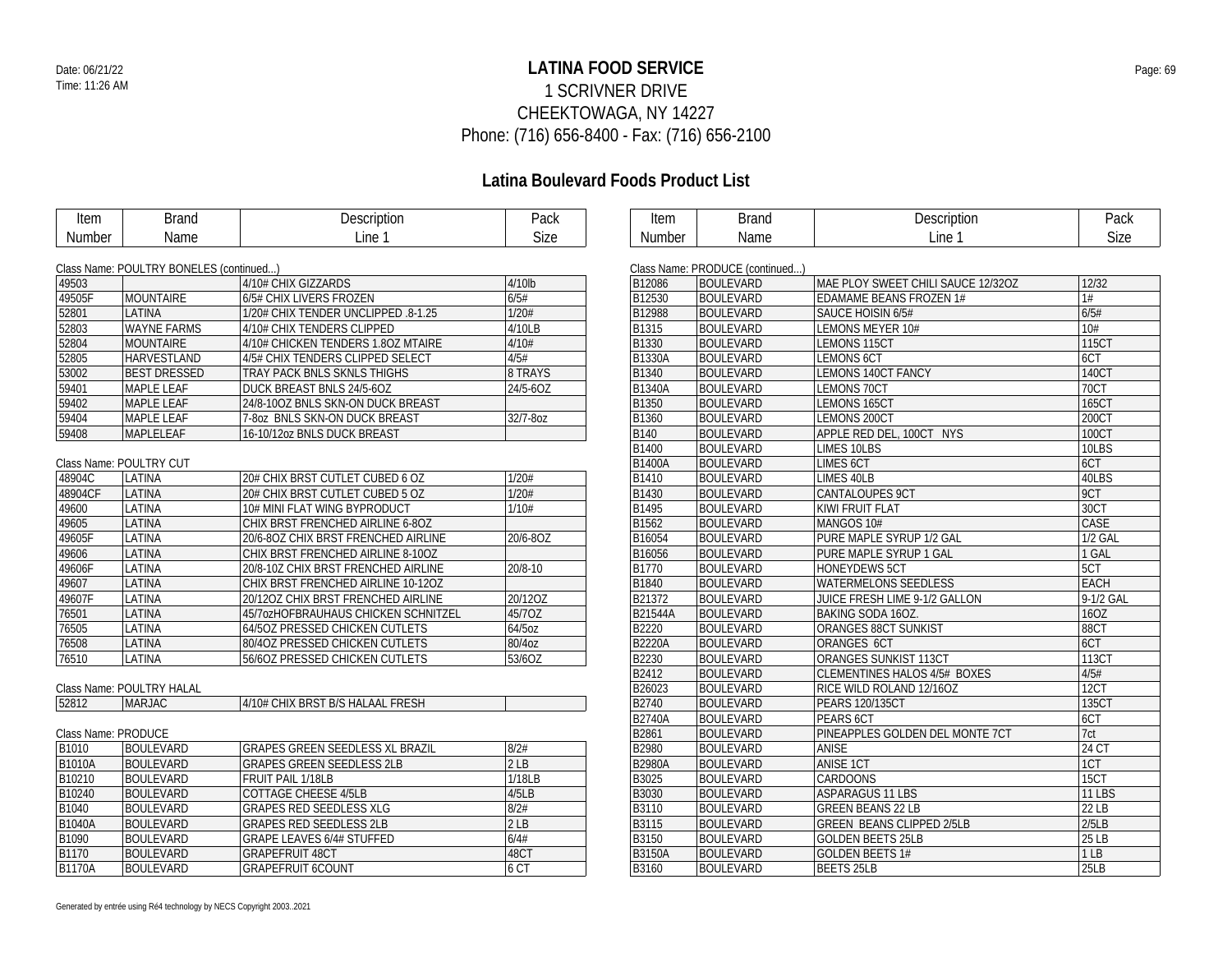# LATINA FOOD SERVICE

1 SCRIVNER DRIVE
CHEEKTOWAGA, NY 14227
Phone: (716) 656-8400 - Fax: (716) 656-2100

Date: 06/21/22
Time: 11:26 AM

## Latina Boulevard Foods Product List

Class Name: POULTRY BONELES (continued...)

| Item Number | Brand Name | Description Line 1 | Pack Size |
|---|---|---|---|
| 49503 | | 4/10# CHIX GIZZARDS | 4/10lb |
| 49505F | MOUNTAIRE | 6/5# CHIX LIVERS FROZEN | 6/5# |
| 52801 | LATINA | 1/20# CHIX TENDER UNCLIPPED .8-1.25 | 1/20# |
| 52803 | WAYNE FARMS | 4/10# CHIX TENDERS CLIPPED | 4/10LB |
| 52804 | MOUNTAIRE | 4/10# CHICKEN TENDERS 1.8OZ MTAIRE | 4/10# |
| 52805 | HARVESTLAND | 4/5# CHIX TENDERS CLIPPED SELECT | 4/5# |
| 53002 | BEST DRESSED | TRAY PACK BNLS SKNLS THIGHS | 8 TRAYS |
| 59401 | MAPLE LEAF | DUCK BREAST BNLS 24/5-6OZ | 24/5-6OZ |
| 59402 | MAPLE LEAF | 24/8-10OZ BNLS SKN-ON DUCK BREAST | |
| 59404 | MAPLE LEAF | 7-8oz BNLS SKN-ON DUCK BREAST | 32/7-8oz |
| 59408 | MAPLELEAF | 16-10/12oz BNLS DUCK BREAST | |

Class Name: POULTRY CUT

| Item Number | Brand Name | Description Line 1 | Pack Size |
|---|---|---|---|
| 48904C | LATINA | 20# CHIX BRST CUTLET CUBED 6 OZ | 1/20# |
| 48904CF | LATINA | 20# CHIX BRST CUTLET CUBED 5 OZ | 1/20# |
| 49600 | LATINA | 10# MINI FLAT WING BYPRODUCT | 1/10# |
| 49605 | LATINA | CHIX BRST FRENCHED AIRLINE 6-8OZ | |
| 49605F | LATINA | 20/6-8OZ CHIX BRST FRENCHED AIRLINE | 20/6-8OZ |
| 49606 | LATINA | CHIX BRST FRENCHED AIRLINE 8-10OZ | |
| 49606F | LATINA | 20/8-10Z CHIX BRST FRENCHED AIRLINE | 20/8-10 |
| 49607 | LATINA | CHIX BRST FRENCHED AIRLINE 10-12OZ | |
| 49607F | LATINA | 20/12OZ CHIX BRST FRENCHED AIRLINE | 20/12OZ |
| 76501 | LATINA | 45/7ozHOFBRAUHAUS CHICKEN SCHNITZEL | 45/7OZ |
| 76505 | LATINA | 64/5OZ PRESSED CHICKEN CUTLETS | 64/5oz |
| 76508 | LATINA | 80/4OZ PRESSED CHICKEN CUTLETS | 80/4oz |
| 76510 | LATINA | 56/6OZ PRESSED CHICKEN CUTLETS | 53/6OZ |

Class Name: POULTRY HALAL

| Item Number | Brand Name | Description Line 1 | Pack Size |
|---|---|---|---|
| 52812 | MARJAC | 4/10# CHIX BRST B/S HALAAL FRESH | |

Class Name: PRODUCE

| Item Number | Brand Name | Description Line 1 | Pack Size |
|---|---|---|---|
| B1010 | BOULEVARD | GRAPES GREEN SEEDLESS XL BRAZIL | 8/2# |
| B1010A | BOULEVARD | GRAPES GREEN SEEDLESS 2LB | 2 LB |
| B10210 | BOULEVARD | FRUIT PAIL 1/18LB | 1/18LB |
| B10240 | BOULEVARD | COTTAGE CHEESE 4/5LB | 4/5LB |
| B1040 | BOULEVARD | GRAPES RED SEEDLESS XLG | 8/2# |
| B1040A | BOULEVARD | GRAPES RED SEEDLESS 2LB | 2 LB |
| B1090 | BOULEVARD | GRAPE LEAVES 6/4# STUFFED | 6/4# |
| B1170 | BOULEVARD | GRAPEFRUIT 48CT | 48CT |
| B1170A | BOULEVARD | GRAPEFRUIT 6COUNT | 6 CT |

Class Name: PRODUCE (continued...)

| Item Number | Brand Name | Description Line 1 | Pack Size |
|---|---|---|---|
| B12086 | BOULEVARD | MAE PLOY SWEET CHILI SAUCE 12/32OZ | 12/32 |
| B12530 | BOULEVARD | EDAMAME BEANS FROZEN 1# | 1# |
| B12988 | BOULEVARD | SAUCE HOISIN 6/5# | 6/5# |
| B1315 | BOULEVARD | LEMONS MEYER 10# | 10# |
| B1330 | BOULEVARD | LEMONS 115CT | 115CT |
| B1330A | BOULEVARD | LEMONS 6CT | 6CT |
| B1340 | BOULEVARD | LEMONS 140CT FANCY | 140CT |
| B1340A | BOULEVARD | LEMONS 70CT | 70CT |
| B1350 | BOULEVARD | LEMONS 165CT | 165CT |
| B1360 | BOULEVARD | LEMONS 200CT | 200CT |
| B140 | BOULEVARD | APPLE RED DEL, 100CT NYS | 100CT |
| B1400 | BOULEVARD | LIMES 10LBS | 10LBS |
| B1400A | BOULEVARD | LIMES 6CT | 6CT |
| B1410 | BOULEVARD | LIMES 40LB | 40LBS |
| B1430 | BOULEVARD | CANTALOUPES 9CT | 9CT |
| B1495 | BOULEVARD | KIWI FRUIT FLAT | 30CT |
| B1562 | BOULEVARD | MANGOS 10# | CASE |
| B16054 | BOULEVARD | PURE MAPLE SYRUP 1/2 GAL | 1/2 GAL |
| B16056 | BOULEVARD | PURE MAPLE SYRUP 1 GAL | 1 GAL |
| B1770 | BOULEVARD | HONEYDEWS 5CT | 5CT |
| B1840 | BOULEVARD | WATERMELONS SEEDLESS | EACH |
| B21372 | BOULEVARD | JUICE FRESH LIME 9-1/2 GALLON | 9-1/2 GAL |
| B21544A | BOULEVARD | BAKING SODA 16OZ. | 16OZ |
| B2220 | BOULEVARD | ORANGES 88CT SUNKIST | 88CT |
| B2220A | BOULEVARD | ORANGES 6CT | 6CT |
| B2230 | BOULEVARD | ORANGES SUNKIST 113CT | 113CT |
| B2412 | BOULEVARD | CLEMENTINES HALOS 4/5# BOXES | 4/5# |
| B26023 | BOULEVARD | RICE WILD ROLAND 12/16OZ | 12CT |
| B2740 | BOULEVARD | PEARS 120/135CT | 135CT |
| B2740A | BOULEVARD | PEARS 6CT | 6CT |
| B2861 | BOULEVARD | PINEAPPLES GOLDEN DEL MONTE 7CT | 7ct |
| B2980 | BOULEVARD | ANISE | 24 CT |
| B2980A | BOULEVARD | ANISE 1CT | 1CT |
| B3025 | BOULEVARD | CARDOONS | 15CT |
| B3030 | BOULEVARD | ASPARAGUS 11 LBS | 11 LBS |
| B3110 | BOULEVARD | GREEN BEANS 22 LB | 22 LB |
| B3115 | BOULEVARD | GREEN BEANS CLIPPED 2/5LB | 2/5LB |
| B3150 | BOULEVARD | GOLDEN BEETS 25LB | 25 LB |
| B3150A | BOULEVARD | GOLDEN BEETS 1# | 1 LB |
| B3160 | BOULEVARD | BEETS 25LB | 25LB |

Generated by entrée using Ré4 technology by NECS Copyright 2003..2021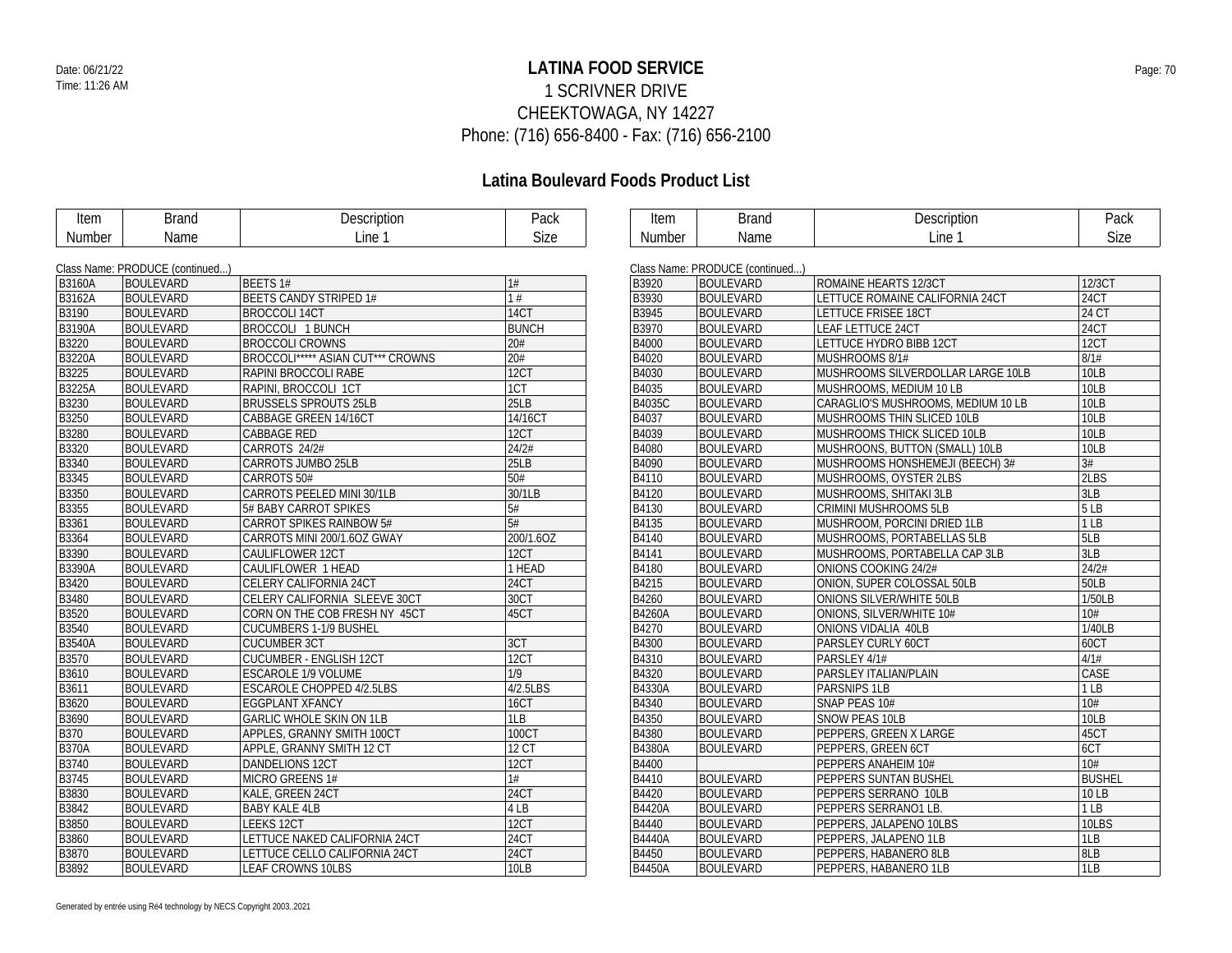# LATINA FOOD SERVICE

1 SCRIVNER DRIVE
CHEEKTOWAGA, NY 14227
Phone: (716) 656-8400 - Fax: (716) 656-2100

Date: 06/21/22
Time: 11:26 AM

## Latina Boulevard Foods Product List

Class Name: PRODUCE (continued...)

| Item Number | Brand Name | Description Line 1 | Pack Size |
|---|---|---|---|
| B3160A | BOULEVARD | BEETS 1# | 1# |
| B3162A | BOULEVARD | BEETS CANDY STRIPED 1# | 1 # |
| B3190 | BOULEVARD | BROCCOLI 14CT | 14CT |
| B3190A | BOULEVARD | BROCCOLI 1 BUNCH | BUNCH |
| B3220 | BOULEVARD | BROCCOLI CROWNS | 20# |
| B3220A | BOULEVARD | BROCCOLI***** ASIAN CUT*** CROWNS | 20# |
| B3225 | BOULEVARD | RAPINI BROCCOLI RABE | 12CT |
| B3225A | BOULEVARD | RAPINI, BROCCOLI 1CT | 1CT |
| B3230 | BOULEVARD | BRUSSELS SPROUTS 25LB | 25LB |
| B3250 | BOULEVARD | CABBAGE GREEN 14/16CT | 14/16CT |
| B3280 | BOULEVARD | CABBAGE RED | 12CT |
| B3320 | BOULEVARD | CARROTS 24/2# | 24/2# |
| B3340 | BOULEVARD | CARROTS JUMBO 25LB | 25LB |
| B3345 | BOULEVARD | CARROTS 50# | 50# |
| B3350 | BOULEVARD | CARROTS PEELED MINI 30/1LB | 30/1LB |
| B3355 | BOULEVARD | 5# BABY CARROT SPIKES | 5# |
| B3361 | BOULEVARD | CARROT SPIKES RAINBOW 5# | 5# |
| B3364 | BOULEVARD | CARROTS MINI 200/1.6OZ GWAY | 200/1.6OZ |
| B3390 | BOULEVARD | CAULIFLOWER 12CT | 12CT |
| B3390A | BOULEVARD | CAULIFLOWER 1 HEAD | 1 HEAD |
| B3420 | BOULEVARD | CELERY CALIFORNIA 24CT | 24CT |
| B3480 | BOULEVARD | CELERY CALIFORNIA SLEEVE 30CT | 30CT |
| B3520 | BOULEVARD | CORN ON THE COB FRESH NY 45CT | 45CT |
| B3540 | BOULEVARD | CUCUMBERS 1-1/9 BUSHEL | |
| B3540A | BOULEVARD | CUCUMBER 3CT | 3CT |
| B3570 | BOULEVARD | CUCUMBER - ENGLISH 12CT | 12CT |
| B3610 | BOULEVARD | ESCAROLE 1/9 VOLUME | 1/9 |
| B3611 | BOULEVARD | ESCAROLE CHOPPED 4/2.5LBS | 4/2.5LBS |
| B3620 | BOULEVARD | EGGPLANT XFANCY | 16CT |
| B3690 | BOULEVARD | GARLIC WHOLE SKIN ON 1LB | 1LB |
| B370 | BOULEVARD | APPLES, GRANNY SMITH 100CT | 100CT |
| B370A | BOULEVARD | APPLE, GRANNY SMITH 12 CT | 12 CT |
| B3740 | BOULEVARD | DANDELIONS 12CT | 12CT |
| B3745 | BOULEVARD | MICRO GREENS 1# | 1# |
| B3830 | BOULEVARD | KALE, GREEN 24CT | 24CT |
| B3842 | BOULEVARD | BABY KALE 4LB | 4 LB |
| B3850 | BOULEVARD | LEEKS 12CT | 12CT |
| B3860 | BOULEVARD | LETTUCE NAKED CALIFORNIA 24CT | 24CT |
| B3870 | BOULEVARD | LETTUCE CELLO CALIFORNIA 24CT | 24CT |
| B3892 | BOULEVARD | LEAF CROWNS 10LBS | 10LB |
| B3920 | BOULEVARD | ROMAINE HEARTS 12/3CT | 12/3CT |
| B3930 | BOULEVARD | LETTUCE ROMAINE CALIFORNIA 24CT | 24CT |
| B3945 | BOULEVARD | LETTUCE FRISEE 18CT | 24 CT |
| B3970 | BOULEVARD | LEAF LETTUCE 24CT | 24CT |
| B4000 | BOULEVARD | LETTUCE HYDRO BIBB 12CT | 12CT |
| B4020 | BOULEVARD | MUSHROOMS 8/1# | 8/1# |
| B4030 | BOULEVARD | MUSHROOMS SILVERDOLLAR LARGE 10LB | 10LB |
| B4035 | BOULEVARD | MUSHROOMS, MEDIUM 10 LB | 10LB |
| B4035C | BOULEVARD | CARAGLIO'S MUSHROOMS, MEDIUM 10 LB | 10LB |
| B4037 | BOULEVARD | MUSHROOMS THIN SLICED 10LB | 10LB |
| B4039 | BOULEVARD | MUSHROOMS THICK SLICED 10LB | 10LB |
| B4080 | BOULEVARD | MUSHROONS, BUTTON (SMALL) 10LB | 10LB |
| B4090 | BOULEVARD | MUSHROOMS HONSHEMEJI (BEECH) 3# | 3# |
| B4110 | BOULEVARD | MUSHROOMS, OYSTER 2LBS | 2LBS |
| B4120 | BOULEVARD | MUSHROOMS, SHITAKI 3LB | 3LB |
| B4130 | BOULEVARD | CRIMINI MUSHROOMS 5LB | 5 LB |
| B4135 | BOULEVARD | MUSHROOM, PORCINI DRIED 1LB | 1 LB |
| B4140 | BOULEVARD | MUSHROOMS, PORTABELLAS 5LB | 5LB |
| B4141 | BOULEVARD | MUSHROOMS, PORTABELLA CAP 3LB | 3LB |
| B4180 | BOULEVARD | ONIONS COOKING 24/2# | 24/2# |
| B4215 | BOULEVARD | ONION, SUPER COLOSSAL 50LB | 50LB |
| B4260 | BOULEVARD | ONIONS SILVER/WHITE 50LB | 1/50LB |
| B4260A | BOULEVARD | ONIONS, SILVER/WHITE 10# | 10# |
| B4270 | BOULEVARD | ONIONS VIDALIA 40LB | 1/40LB |
| B4300 | BOULEVARD | PARSLEY CURLY 60CT | 60CT |
| B4310 | BOULEVARD | PARSLEY 4/1# | 4/1# |
| B4320 | BOULEVARD | PARSLEY ITALIAN/PLAIN | CASE |
| B4330A | BOULEVARD | PARSNIPS 1LB | 1 LB |
| B4340 | BOULEVARD | SNAP PEAS 10# | 10# |
| B4350 | BOULEVARD | SNOW PEAS 10LB | 10LB |
| B4380 | BOULEVARD | PEPPERS, GREEN X LARGE | 45CT |
| B4380A | BOULEVARD | PEPPERS, GREEN 6CT | 6CT |
| B4400 | | PEPPERS ANAHEIM 10# | 10# |
| B4410 | BOULEVARD | PEPPERS SUNTAN BUSHEL | BUSHEL |
| B4420 | BOULEVARD | PEPPERS SERRANO 10LB | 10 LB |
| B4420A | BOULEVARD | PEPPERS SERRANO1 LB. | 1 LB |
| B4440 | BOULEVARD | PEPPERS, JALAPENO 10LBS | 10LBS |
| B4440A | BOULEVARD | PEPPERS, JALAPENO 1LB | 1LB |
| B4450 | BOULEVARD | PEPPERS, HABANERO 8LB | 8LB |
| B4450A | BOULEVARD | PEPPERS, HABANERO 1LB | 1LB |

Generated by entrée using Ré4 technology by NECS Copyright 2003..2021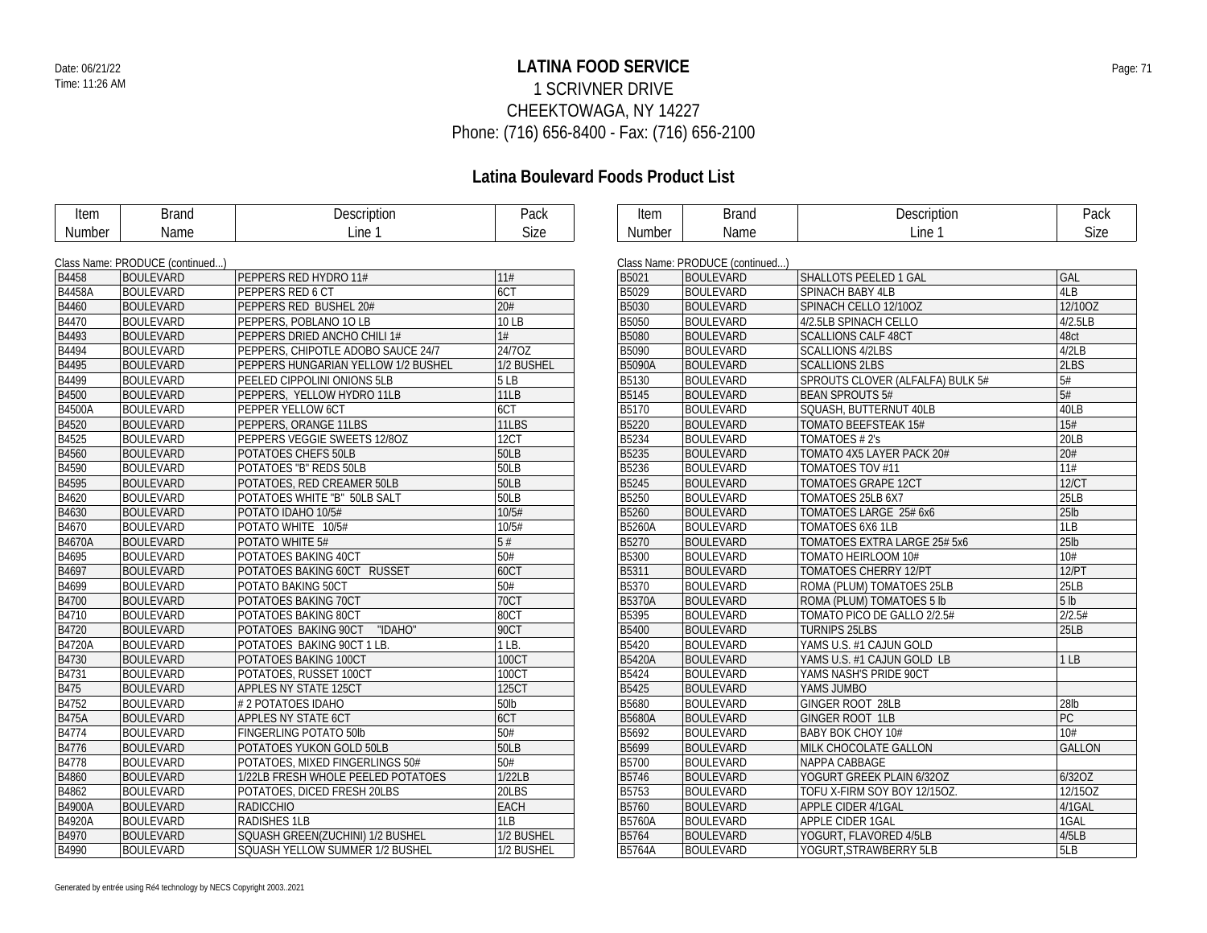# LATINA FOOD SERVICE

1 SCRIVNER DRIVE
CHEEKTOWAGA, NY 14227
Phone: (716) 656-8400 - Fax: (716) 656-2100

Date: 06/21/22
Time: 11:26 AM

## Latina Boulevard Foods Product List

Class Name: PRODUCE (continued...)

| Item Number | Brand Name | Description Line 1 | Pack Size |
|---|---|---|---|
| B4458 | BOULEVARD | PEPPERS RED HYDRO 11# | 11# |
| B4458A | BOULEVARD | PEPPERS RED 6 CT | 6CT |
| B4460 | BOULEVARD | PEPPERS RED BUSHEL 20# | 20# |
| B4470 | BOULEVARD | PEPPERS, POBLANO 1O LB | 10 LB |
| B4493 | BOULEVARD | PEPPERS DRIED ANCHO CHILI 1# | 1# |
| B4494 | BOULEVARD | PEPPERS, CHIPOTLE ADOBO SAUCE 24/7 | 24/7OZ |
| B4495 | BOULEVARD | PEPPERS HUNGARIAN YELLOW 1/2 BUSHEL | 1/2 BUSHEL |
| B4499 | BOULEVARD | PEELED CIPPOLINI ONIONS 5LB | 5 LB |
| B4500 | BOULEVARD | PEPPERS, YELLOW HYDRO 11LB | 11LB |
| B4500A | BOULEVARD | PEPPER YELLOW 6CT | 6CT |
| B4520 | BOULEVARD | PEPPERS, ORANGE 11LBS | 11LBS |
| B4525 | BOULEVARD | PEPPERS VEGGIE SWEETS 12/8OZ | 12CT |
| B4560 | BOULEVARD | POTATOES CHEFS 50LB | 50LB |
| B4590 | BOULEVARD | POTATOES "B" REDS 50LB | 50LB |
| B4595 | BOULEVARD | POTATOES, RED CREAMER 50LB | 50LB |
| B4620 | BOULEVARD | POTATOES WHITE "B" 50LB SALT | 50LB |
| B4630 | BOULEVARD | POTATO IDAHO 10/5# | 10/5# |
| B4670 | BOULEVARD | POTATO WHITE 10/5# | 10/5# |
| B4670A | BOULEVARD | POTATO WHITE 5# | 5 # |
| B4695 | BOULEVARD | POTATOES BAKING 40CT | 50# |
| B4697 | BOULEVARD | POTATOES BAKING 60CT RUSSET | 60CT |
| B4699 | BOULEVARD | POTATO BAKING 50CT | 50# |
| B4700 | BOULEVARD | POTATOES BAKING 70CT | 70CT |
| B4710 | BOULEVARD | POTATOES BAKING 80CT | 80CT |
| B4720 | BOULEVARD | POTATOES BAKING 90CT "IDAHO" | 90CT |
| B4720A | BOULEVARD | POTATOES BAKING 90CT 1 LB. | 1 LB. |
| B4730 | BOULEVARD | POTATOES BAKING 100CT | 100CT |
| B4731 | BOULEVARD | POTATOES, RUSSET 100CT | 100CT |
| B475 | BOULEVARD | APPLES NY STATE 125CT | 125CT |
| B4752 | BOULEVARD | # 2 POTATOES IDAHO | 50lb |
| B475A | BOULEVARD | APPLES NY STATE 6CT | 6CT |
| B4774 | BOULEVARD | FINGERLING POTATO 50lb | 50# |
| B4776 | BOULEVARD | POTATOES YUKON GOLD 50LB | 50LB |
| B4778 | BOULEVARD | POTATOES, MIXED FINGERLINGS 50# | 50# |
| B4860 | BOULEVARD | 1/22LB FRESH WHOLE PEELED POTATOES | 1/22LB |
| B4862 | BOULEVARD | POTATOES, DICED FRESH 20LBS | 20LBS |
| B4900A | BOULEVARD | RADICCHIO | EACH |
| B4920A | BOULEVARD | RADISHES 1LB | 1LB |
| B4970 | BOULEVARD | SQUASH GREEN(ZUCHINI) 1/2 BUSHEL | 1/2 BUSHEL |
| B4990 | BOULEVARD | SQUASH YELLOW SUMMER 1/2 BUSHEL | 1/2 BUSHEL |
| B5021 | BOULEVARD | SHALLOTS PEELED 1 GAL | GAL |
| B5029 | BOULEVARD | SPINACH BABY 4LB | 4LB |
| B5030 | BOULEVARD | SPINACH CELLO 12/10OZ | 12/10OZ |
| B5050 | BOULEVARD | 4/2.5LB SPINACH CELLO | 4/2.5LB |
| B5080 | BOULEVARD | SCALLIONS CALF 48CT | 48ct |
| B5090 | BOULEVARD | SCALLIONS 4/2LBS | 4/2LB |
| B5090A | BOULEVARD | SCALLIONS 2LBS | 2LBS |
| B5130 | BOULEVARD | SPROUTS CLOVER (ALFALFA) BULK 5# | 5# |
| B5145 | BOULEVARD | BEAN SPROUTS 5# | 5# |
| B5170 | BOULEVARD | SQUASH, BUTTERNUT 40LB | 40LB |
| B5220 | BOULEVARD | TOMATO BEEFSTEAK 15# | 15# |
| B5234 | BOULEVARD | TOMATOES # 2's | 20LB |
| B5235 | BOULEVARD | TOMATO 4X5 LAYER PACK 20# | 20# |
| B5236 | BOULEVARD | TOMATOES TOV #11 | 11# |
| B5245 | BOULEVARD | TOMATOES GRAPE 12CT | 12/CT |
| B5250 | BOULEVARD | TOMATOES 25LB 6X7 | 25LB |
| B5260 | BOULEVARD | TOMATOES LARGE 25# 6x6 | 25lb |
| B5260A | BOULEVARD | TOMATOES 6X6 1LB | 1LB |
| B5270 | BOULEVARD | TOMATOES EXTRA LARGE 25# 5x6 | 25lb |
| B5300 | BOULEVARD | TOMATO HEIRLOOM 10# | 10# |
| B5311 | BOULEVARD | TOMATOES CHERRY 12/PT | 12/PT |
| B5370 | BOULEVARD | ROMA (PLUM) TOMATOES 25LB | 25LB |
| B5370A | BOULEVARD | ROMA (PLUM) TOMATOES 5 lb | 5 lb |
| B5395 | BOULEVARD | TOMATO PICO DE GALLO 2/2.5# | 2/2.5# |
| B5400 | BOULEVARD | TURNIPS 25LBS | 25LB |
| B5420 | BOULEVARD | YAMS U.S. #1 CAJUN GOLD | |
| B5420A | BOULEVARD | YAMS U.S. #1 CAJUN GOLD LB | 1 LB |
| B5424 | BOULEVARD | YAMS NASH'S PRIDE 90CT | |
| B5425 | BOULEVARD | YAMS JUMBO | |
| B5680 | BOULEVARD | GINGER ROOT 28LB | 28lb |
| B5680A | BOULEVARD | GINGER ROOT 1LB | PC |
| B5692 | BOULEVARD | BABY BOK CHOY 10# | 10# |
| B5699 | BOULEVARD | MILK CHOCOLATE GALLON | GALLON |
| B5700 | BOULEVARD | NAPPA CABBAGE | |
| B5746 | BOULEVARD | YOGURT GREEK PLAIN 6/32OZ | 6/32OZ |
| B5753 | BOULEVARD | TOFU X-FIRM SOY BOY 12/15OZ. | 12/15OZ |
| B5760 | BOULEVARD | APPLE CIDER 4/1GAL | 4/1GAL |
| B5760A | BOULEVARD | APPLE CIDER 1GAL | 1GAL |
| B5764 | BOULEVARD | YOGURT, FLAVORED 4/5LB | 4/5LB |
| B5764A | BOULEVARD | YOGURT,STRAWBERRY 5LB | 5LB |

Generated by entrée using Ré4 technology by NECS Copyright 2003..2021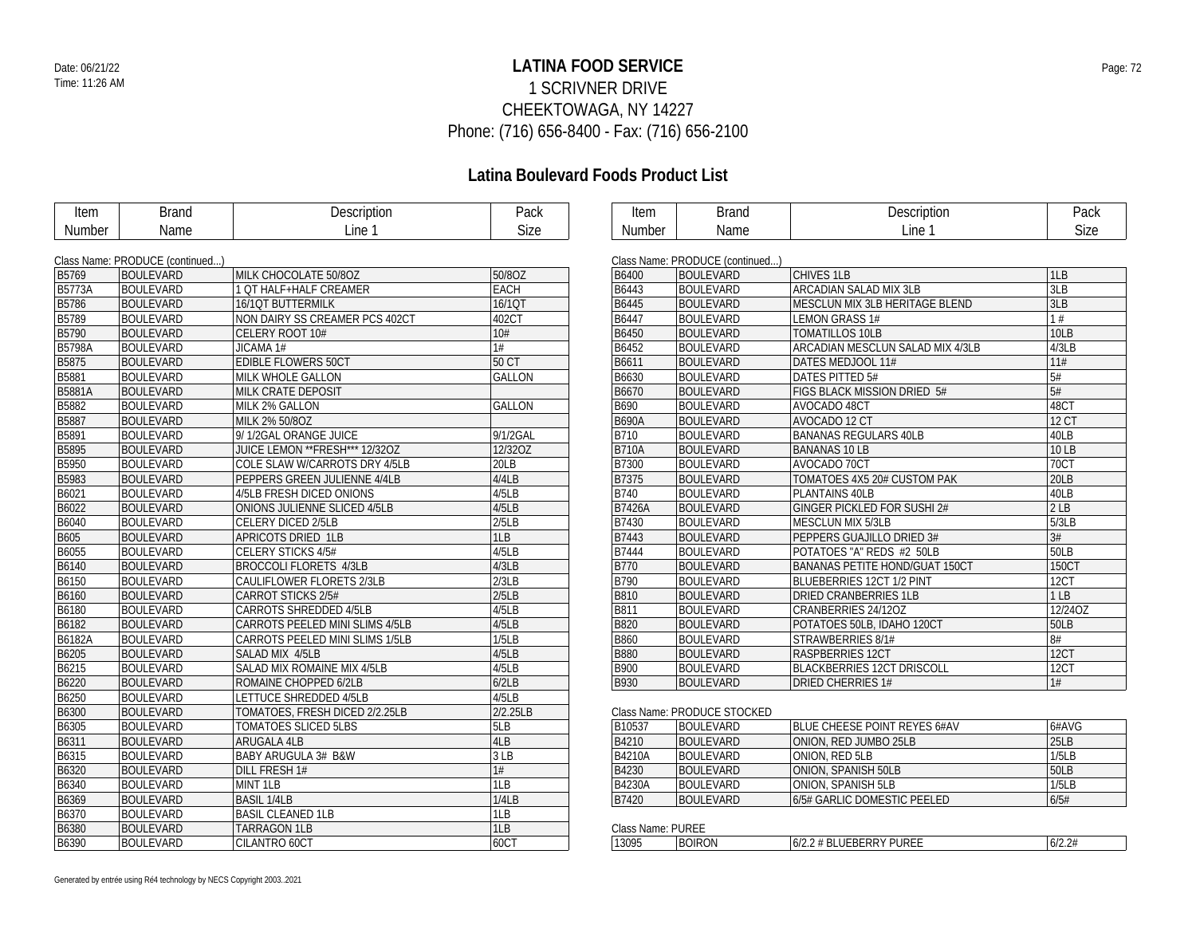# LATINA FOOD SERVICE

1 SCRIVNER DRIVE
CHEEKTOWAGA, NY 14227
Phone: (716) 656-8400 - Fax: (716) 656-2100

Date: 06/21/22
Time: 11:26 AM

## Latina Boulevard Foods Product List

Class Name: PRODUCE (continued...)

| Item Number | Brand Name | Description Line 1 | Pack Size |
|---|---|---|---|
| B5769 | BOULEVARD | MILK CHOCOLATE 50/8OZ | 50/8OZ |
| B5773A | BOULEVARD | 1 QT HALF+HALF CREAMER | EACH |
| B5786 | BOULEVARD | 16/1QT BUTTERMILK | 16/1QT |
| B5789 | BOULEVARD | NON DAIRY SS CREAMER PCS 402CT | 402CT |
| B5790 | BOULEVARD | CELERY ROOT 10# | 10# |
| B5798A | BOULEVARD | JICAMA 1# | 1# |
| B5875 | BOULEVARD | EDIBLE FLOWERS 50CT | 50 CT |
| B5881 | BOULEVARD | MILK WHOLE GALLON | GALLON |
| B5881A | BOULEVARD | MILK CRATE DEPOSIT | |
| B5882 | BOULEVARD | MILK 2% GALLON | GALLON |
| B5887 | BOULEVARD | MILK 2% 50/8OZ | |
| B5891 | BOULEVARD | 9/ 1/2GAL ORANGE JUICE | 9/1/2GAL |
| B5895 | BOULEVARD | JUICE LEMON **FRESH*** 12/32OZ | 12/32OZ |
| B5950 | BOULEVARD | COLE SLAW W/CARROTS DRY 4/5LB | 20LB |
| B5983 | BOULEVARD | PEPPERS GREEN JULIENNE 4/4LB | 4/4LB |
| B6021 | BOULEVARD | 4/5LB FRESH DICED ONIONS | 4/5LB |
| B6022 | BOULEVARD | ONIONS JULIENNE SLICED 4/5LB | 4/5LB |
| B6040 | BOULEVARD | CELERY DICED 2/5LB | 2/5LB |
| B605 | BOULEVARD | APRICOTS DRIED 1LB | 1LB |
| B6055 | BOULEVARD | CELERY STICKS 4/5# | 4/5LB |
| B6140 | BOULEVARD | BROCCOLI FLORETS 4/3LB | 4/3LB |
| B6150 | BOULEVARD | CAULIFLOWER FLORETS 2/3LB | 2/3LB |
| B6160 | BOULEVARD | CARROT STICKS 2/5# | 2/5LB |
| B6180 | BOULEVARD | CARROTS SHREDDED 4/5LB | 4/5LB |
| B6182 | BOULEVARD | CARROTS PEELED MINI SLIMS 4/5LB | 4/5LB |
| B6182A | BOULEVARD | CARROTS PEELED MINI SLIMS 1/5LB | 1/5LB |
| B6205 | BOULEVARD | SALAD MIX 4/5LB | 4/5LB |
| B6215 | BOULEVARD | SALAD MIX ROMAINE MIX 4/5LB | 4/5LB |
| B6220 | BOULEVARD | ROMAINE CHOPPED 6/2LB | 6/2LB |
| B6250 | BOULEVARD | LETTUCE SHREDDED 4/5LB | 4/5LB |
| B6300 | BOULEVARD | TOMATOES, FRESH DICED 2/2.25LB | 2/2.25LB |
| B6305 | BOULEVARD | TOMATOES SLICED 5LBS | 5LB |
| B6311 | BOULEVARD | ARUGALA 4LB | 4LB |
| B6315 | BOULEVARD | BABY ARUGULA 3# B&W | 3 LB |
| B6320 | BOULEVARD | DILL FRESH 1# | 1# |
| B6340 | BOULEVARD | MINT 1LB | 1LB |
| B6369 | BOULEVARD | BASIL 1/4LB | 1/4LB |
| B6370 | BOULEVARD | BASIL CLEANED 1LB | 1LB |
| B6380 | BOULEVARD | TARRAGON 1LB | 1LB |
| B6390 | BOULEVARD | CILANTRO 60CT | 60CT |
| B6400 | BOULEVARD | CHIVES 1LB | 1LB |
| B6443 | BOULEVARD | ARCADIAN SALAD MIX 3LB | 3LB |
| B6445 | BOULEVARD | MESCLUN MIX 3LB HERITAGE BLEND | 3LB |
| B6447 | BOULEVARD | LEMON GRASS 1# | 1 # |
| B6450 | BOULEVARD | TOMATILLOS 10LB | 10LB |
| B6452 | BOULEVARD | ARCADIAN MESCLUN SALAD MIX 4/3LB | 4/3LB |
| B6611 | BOULEVARD | DATES MEDJOOL 11# | 11# |
| B6630 | BOULEVARD | DATES PITTED 5# | 5# |
| B6670 | BOULEVARD | FIGS BLACK MISSION DRIED 5# | 5# |
| B690 | BOULEVARD | AVOCADO 48CT | 48CT |
| B690A | BOULEVARD | AVOCADO 12 CT | 12 CT |
| B710 | BOULEVARD | BANANAS REGULARS 40LB | 40LB |
| B710A | BOULEVARD | BANANAS 10 LB | 10 LB |
| B7300 | BOULEVARD | AVOCADO 70CT | 70CT |
| B7375 | BOULEVARD | TOMATOES 4X5 20# CUSTOM PAK | 20LB |
| B740 | BOULEVARD | PLANTAINS 40LB | 40LB |
| B7426A | BOULEVARD | GINGER PICKLED FOR SUSHI 2# | 2 LB |
| B7430 | BOULEVARD | MESCLUN MIX 5/3LB | 5/3LB |
| B7443 | BOULEVARD | PEPPERS GUAJILLO DRIED 3# | 3# |
| B7444 | BOULEVARD | POTATOES "A" REDS #2 50LB | 50LB |
| B770 | BOULEVARD | BANANAS PETITE HOND/GUAT 150CT | 150CT |
| B790 | BOULEVARD | BLUEBERRIES 12CT 1/2 PINT | 12CT |
| B810 | BOULEVARD | DRIED CRANBERRIES 1LB | 1 LB |
| B811 | BOULEVARD | CRANBERRIES 24/12OZ | 12/24OZ |
| B820 | BOULEVARD | POTATOES 50LB, IDAHO 120CT | 50LB |
| B860 | BOULEVARD | STRAWBERRIES 8/1# | 8# |
| B880 | BOULEVARD | RASPBERRIES 12CT | 12CT |
| B900 | BOULEVARD | BLACKBERRIES 12CT DRISCOLL | 12CT |
| B930 | BOULEVARD | DRIED CHERRIES 1# | 1# |

Class Name: PRODUCE STOCKED

| Item Number | Brand Name | Description Line 1 | Pack Size |
|---|---|---|---|
| B10537 | BOULEVARD | BLUE CHEESE POINT REYES 6#AV | 6#AVG |
| B4210 | BOULEVARD | ONION, RED JUMBO 25LB | 25LB |
| B4210A | BOULEVARD | ONION, RED 5LB | 1/5LB |
| B4230 | BOULEVARD | ONION, SPANISH 50LB | 50LB |
| B4230A | BOULEVARD | ONION, SPANISH 5LB | 1/5LB |
| B7420 | BOULEVARD | 6/5# GARLIC DOMESTIC PEELED | 6/5# |

Class Name: PUREE

| Item Number | Brand Name | Description Line 1 | Pack Size |
|---|---|---|---|
| 13095 | BOIRON | 6/2.2 # BLUEBERRY PUREE | 6/2.2# |

Generated by entrée using Ré4 technology by NECS Copyright 2003..2021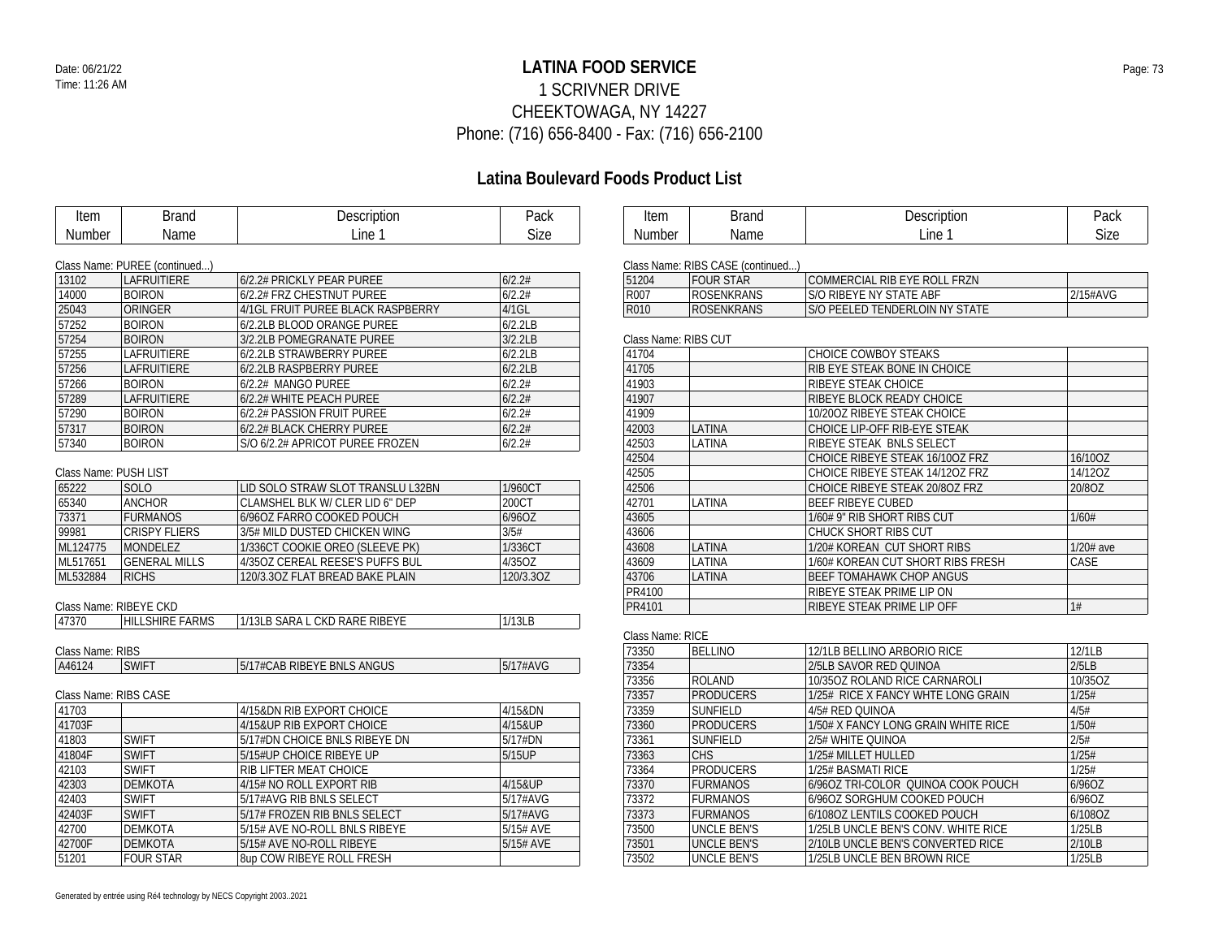# LATINA FOOD SERVICE

1 SCRIVNER DRIVE
CHEEKTOWAGA, NY 14227
Phone: (716) 656-8400 - Fax: (716) 656-2100

## Latina Boulevard Foods Product List

Date: 06/21/22
Time: 11:26 AM

Class Name: PUREE (continued...)

| Item Number | Brand Name | Description Line 1 | Pack Size |
|---|---|---|---|
| 13102 | LAFRUITIERE | 6/2.2# PRICKLY PEAR PUREE | 6/2.2# |
| 14000 | BOIRON | 6/2.2# FRZ CHESTNUT PUREE | 6/2.2# |
| 25043 | ORINGER | 4/1GL FRUIT PUREE BLACK RASPBERRY | 4/1GL |
| 57252 | BOIRON | 6/2.2LB BLOOD ORANGE PUREE | 6/2.2LB |
| 57254 | BOIRON | 3/2.2LB POMEGRANATE PUREE | 3/2.2LB |
| 57255 | LAFRUITIERE | 6/2.2LB STRAWBERRY PUREE | 6/2.2LB |
| 57256 | LAFRUITIERE | 6/2.2LB RASPBERRY PUREE | 6/2.2LB |
| 57266 | BOIRON | 6/2.2# MANGO PUREE | 6/2.2# |
| 57289 | LAFRUITIERE | 6/2.2# WHITE PEACH PUREE | 6/2.2# |
| 57290 | BOIRON | 6/2.2# PASSION FRUIT PUREE | 6/2.2# |
| 57317 | BOIRON | 6/2.2# BLACK CHERRY PUREE | 6/2.2# |
| 57340 | BOIRON | S/O 6/2.2# APRICOT PUREE FROZEN | 6/2.2# |

Class Name: PUSH LIST

| Item Number | Brand Name | Description Line 1 | Pack Size |
|---|---|---|---|
| 65222 | SOLO | LID SOLO STRAW SLOT TRANSLU L32BN | 1/960CT |
| 65340 | ANCHOR | CLAMSHEL BLK W/ CLER LID 6" DEP | 200CT |
| 73371 | FURMANOS | 6/96OZ FARRO COOKED POUCH | 6/96OZ |
| 99981 | CRISPY FLIERS | 3/5# MILD DUSTED CHICKEN WING | 3/5# |
| ML124775 | MONDELEZ | 1/336CT COOKIE OREO (SLEEVE PK) | 1/336CT |
| ML517651 | GENERAL MILLS | 4/35OZ CEREAL REESE'S PUFFS BUL | 4/35OZ |
| ML532884 | RICHS | 120/3.3OZ FLAT BREAD BAKE PLAIN | 120/3.3OZ |

Class Name: RIBEYE CKD

| Item Number | Brand Name | Description Line 1 | Pack Size |
|---|---|---|---|
| 47370 | HILLSHIRE FARMS | 1/13LB SARA L CKD RARE RIBEYE | 1/13LB |

Class Name: RIBS

| Item Number | Brand Name | Description Line 1 | Pack Size |
|---|---|---|---|
| A46124 | SWIFT | 5/17#CAB RIBEYE BNLS ANGUS | 5/17#AVG |

Class Name: RIBS CASE

| Item Number | Brand Name | Description Line 1 | Pack Size |
|---|---|---|---|
| 41703 | | 4/15&DN RIB EXPORT CHOICE | 4/15&DN |
| 41703F | | 4/15&UP RIB EXPORT CHOICE | 4/15&UP |
| 41803 | SWIFT | 5/17#DN CHOICE BNLS RIBEYE DN | 5/17#DN |
| 41804F | SWIFT | 5/15#UP CHOICE RIBEYE UP | 5/15UP |
| 42103 | SWIFT | RIB LIFTER MEAT CHOICE | |
| 42303 | DEMKOTA | 4/15# NO ROLL EXPORT RIB | 4/15&UP |
| 42403 | SWIFT | 5/17#AVG RIB BNLS SELECT | 5/17#AVG |
| 42403F | SWIFT | 5/17# FROZEN RIB BNLS SELECT | 5/17#AVG |
| 42700 | DEMKOTA | 5/15# AVE NO-ROLL BNLS RIBEYE | 5/15# AVE |
| 42700F | DEMKOTA | 5/15# AVE NO-ROLL RIBEYE | 5/15# AVE |
| 51201 | FOUR STAR | 8up COW RIBEYE ROLL FRESH | |

Class Name: RIBS CASE (continued...)

| Item Number | Brand Name | Description Line 1 | Pack Size |
|---|---|---|---|
| 51204 | FOUR STAR | COMMERCIAL RIB EYE ROLL FRZN | |
| R007 | ROSENKRANS | S/O RIBEYE NY STATE ABF | 2/15#AVG |
| R010 | ROSENKRANS | S/O PEELED TENDERLOIN NY STATE | |

Class Name: RIBS CUT

| Item Number | Brand Name | Description Line 1 | Pack Size |
|---|---|---|---|
| 41704 | | CHOICE COWBOY STEAKS | |
| 41705 | | RIB EYE STEAK BONE IN CHOICE | |
| 41903 | | RIBEYE STEAK CHOICE | |
| 41907 | | RIBEYE BLOCK READY CHOICE | |
| 41909 | | 10/20OZ RIBEYE STEAK CHOICE | |
| 42003 | LATINA | CHOICE LIP-OFF RIB-EYE STEAK | |
| 42503 | LATINA | RIBEYE STEAK BNLS SELECT | |
| 42504 | | CHOICE RIBEYE STEAK 16/10OZ FRZ | 16/10OZ |
| 42505 | | CHOICE RIBEYE STEAK 14/12OZ FRZ | 14/12OZ |
| 42506 | | CHOICE RIBEYE STEAK 20/8OZ FRZ | 20/8OZ |
| 42701 | LATINA | BEEF RIBEYE CUBED | |
| 43605 | | 1/60# 9" RIB SHORT RIBS CUT | 1/60# |
| 43606 | | CHUCK SHORT RIBS CUT | |
| 43608 | LATINA | 1/20# KOREAN CUT SHORT RIBS | 1/20# ave |
| 43609 | LATINA | 1/60# KOREAN CUT SHORT RIBS FRESH | CASE |
| 43706 | LATINA | BEEF TOMAHAWK CHOP ANGUS | |
| PR4100 | | RIBEYE STEAK PRIME LIP ON | |
| PR4101 | | RIBEYE STEAK PRIME LIP OFF | 1# |

Class Name: RICE

| Item Number | Brand Name | Description Line 1 | Pack Size |
|---|---|---|---|
| 73350 | BELLINO | 12/1LB BELLINO ARBORIO RICE | 12/1LB |
| 73354 | | 2/5LB SAVOR RED QUINOA | 2/5LB |
| 73356 | ROLAND | 10/35OZ ROLAND RICE CARNAROLI | 10/35OZ |
| 73357 | PRODUCERS | 1/25# RICE X FANCY WHTE LONG GRAIN | 1/25# |
| 73359 | SUNFIELD | 4/5# RED QUINOA | 4/5# |
| 73360 | PRODUCERS | 1/50# X FANCY LONG GRAIN WHITE RICE | 1/50# |
| 73361 | SUNFIELD | 2/5# WHITE QUINOA | 2/5# |
| 73363 | CHS | 1/25# MILLET HULLED | 1/25# |
| 73364 | PRODUCERS | 1/25# BASMATI RICE | 1/25# |
| 73370 | FURMANOS | 6/96OZ TRI-COLOR QUINOA COOK POUCH | 6/96OZ |
| 73372 | FURMANOS | 6/96OZ SORGHUM COOKED POUCH | 6/96OZ |
| 73373 | FURMANOS | 6/108OZ LENTILS COOKED POUCH | 6/108OZ |
| 73500 | UNCLE BEN'S | 1/25LB UNCLE BEN'S CONV. WHITE RICE | 1/25LB |
| 73501 | UNCLE BEN'S | 2/10LB UNCLE BEN'S CONVERTED RICE | 2/10LB |
| 73502 | UNCLE BEN'S | 1/25LB UNCLE BEN BROWN RICE | 1/25LB |

Generated by entrée using Ré4 technology by NECS Copyright 2003..2021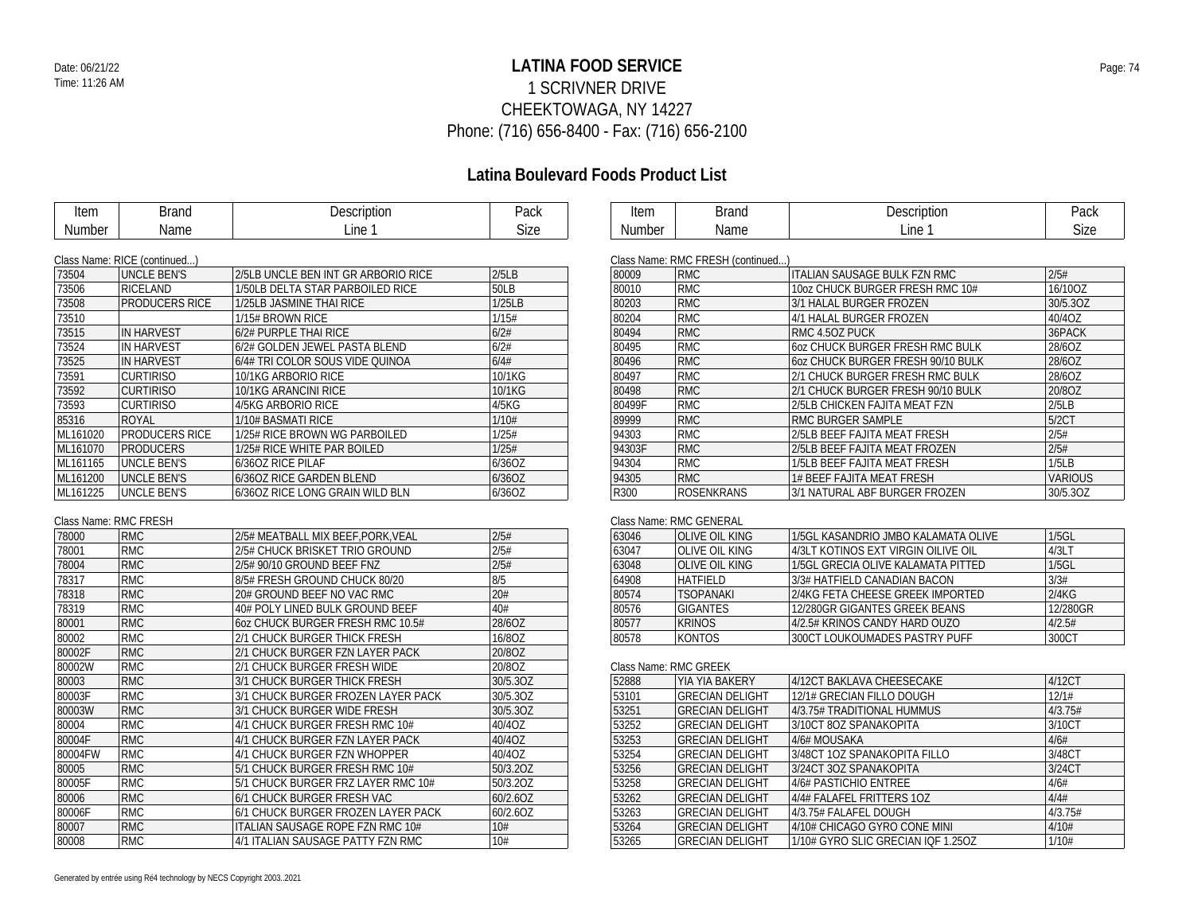Date: 06/21/22
Time: 11:26 AM

# LATINA FOOD SERVICE

1 SCRIVNER DRIVE
CHEEKTOWAGA, NY 14227
Phone: (716) 656-8400 - Fax: (716) 656-2100

## Latina Boulevard Foods Product List

Class Name: RICE (continued...)

| Item Number | Brand Name | Description Line 1 | Pack Size |
|---|---|---|---|
| 73504 | UNCLE BEN'S | 2/5LB UNCLE BEN INT GR ARBORIO RICE | 2/5LB |
| 73506 | RICELAND | 1/50LB DELTA STAR PARBOILED RICE | 50LB |
| 73508 | PRODUCERS RICE | 1/25LB JASMINE THAI RICE | 1/25LB |
| 73510 | | 1/15# BROWN RICE | 1/15# |
| 73515 | IN HARVEST | 6/2# PURPLE THAI RICE | 6/2# |
| 73524 | IN HARVEST | 6/2# GOLDEN JEWEL PASTA BLEND | 6/2# |
| 73525 | IN HARVEST | 6/4# TRI COLOR SOUS VIDE QUINOA | 6/4# |
| 73591 | CURTIRISO | 10/1KG ARBORIO RICE | 10/1KG |
| 73592 | CURTIRISO | 10/1KG ARANCINI RICE | 10/1KG |
| 73593 | CURTIRISO | 4/5KG ARBORIO RICE | 4/5KG |
| 85316 | ROYAL | 1/10# BASMATI RICE | 1/10# |
| ML161020 | PRODUCERS RICE | 1/25# RICE BROWN WG PARBOILED | 1/25# |
| ML161070 | PRODUCERS | 1/25# RICE WHITE PAR BOILED | 1/25# |
| ML161165 | UNCLE BEN'S | 6/36OZ RICE PILAF | 6/36OZ |
| ML161200 | UNCLE BEN'S | 6/36OZ RICE GARDEN BLEND | 6/36OZ |
| ML161225 | UNCLE BEN'S | 6/36OZ RICE LONG GRAIN WILD BLN | 6/36OZ |

Class Name: RMC FRESH

| Item Number | Brand Name | Description Line 1 | Pack Size |
|---|---|---|---|
| 78000 | RMC | 2/5# MEATBALL MIX BEEF,PORK,VEAL | 2/5# |
| 78001 | RMC | 2/5# CHUCK BRISKET TRIO GROUND | 2/5# |
| 78004 | RMC | 2/5# 90/10 GROUND BEEF FNZ | 2/5# |
| 78317 | RMC | 8/5# FRESH GROUND CHUCK 80/20 | 8/5 |
| 78318 | RMC | 20# GROUND BEEF NO VAC RMC | 20# |
| 78319 | RMC | 40# POLY LINED BULK GROUND BEEF | 40# |
| 80001 | RMC | 6oz CHUCK BURGER FRESH RMC 10.5# | 28/6OZ |
| 80002 | RMC | 2/1 CHUCK BURGER THICK FRESH | 16/8OZ |
| 80002F | RMC | 2/1 CHUCK BURGER FZN LAYER PACK | 20/8OZ |
| 80002W | RMC | 2/1 CHUCK BURGER FRESH WIDE | 20/8OZ |
| 80003 | RMC | 3/1 CHUCK BURGER THICK FRESH | 30/5.3OZ |
| 80003F | RMC | 3/1 CHUCK BURGER FROZEN LAYER PACK | 30/5.3OZ |
| 80003W | RMC | 3/1 CHUCK BURGER WIDE FRESH | 30/5.3OZ |
| 80004 | RMC | 4/1 CHUCK BURGER FRESH RMC 10# | 40/4OZ |
| 80004F | RMC | 4/1 CHUCK BURGER FZN LAYER PACK | 40/4OZ |
| 80004FW | RMC | 4/1 CHUCK BURGER FZN WHOPPER | 40/4OZ |
| 80005 | RMC | 5/1 CHUCK BURGER FRESH RMC 10# | 50/3.2OZ |
| 80005F | RMC | 5/1 CHUCK BURGER FRZ LAYER RMC 10# | 50/3.2OZ |
| 80006 | RMC | 6/1 CHUCK BURGER FRESH VAC | 60/2.6OZ |
| 80006F | RMC | 6/1 CHUCK BURGER FROZEN LAYER PACK | 60/2.6OZ |
| 80007 | RMC | ITALIAN SAUSAGE ROPE FZN RMC 10# | 10# |
| 80008 | RMC | 4/1 ITALIAN SAUSAGE PATTY FZN RMC | 10# |

Class Name: RMC FRESH (continued...)

| Item Number | Brand Name | Description Line 1 | Pack Size |
|---|---|---|---|
| 80009 | RMC | ITALIAN SAUSAGE BULK FZN RMC | 2/5# |
| 80010 | RMC | 10oz CHUCK BURGER FRESH RMC 10# | 16/10OZ |
| 80203 | RMC | 3/1 HALAL BURGER FROZEN | 30/5.3OZ |
| 80204 | RMC | 4/1 HALAL BURGER FROZEN | 40/4OZ |
| 80494 | RMC | RMC 4.5OZ PUCK | 36PACK |
| 80495 | RMC | 6oz CHUCK BURGER FRESH RMC BULK | 28/6OZ |
| 80496 | RMC | 6oz CHUCK BURGER FRESH 90/10 BULK | 28/6OZ |
| 80497 | RMC | 2/1 CHUCK BURGER FRESH RMC BULK | 28/6OZ |
| 80498 | RMC | 2/1 CHUCK BURGER FRESH 90/10 BULK | 20/8OZ |
| 80499F | RMC | 2/5LB CHICKEN FAJITA MEAT FZN | 2/5LB |
| 89999 | RMC | RMC BURGER SAMPLE | 5/2CT |
| 94303 | RMC | 2/5LB BEEF FAJITA MEAT FRESH | 2/5# |
| 94303F | RMC | 2/5LB BEEF FAJITA MEAT FROZEN | 2/5# |
| 94304 | RMC | 1/5LB BEEF FAJITA MEAT FRESH | 1/5LB |
| 94305 | RMC | 1# BEEF FAJITA MEAT FRESH | VARIOUS |
| R300 | ROSENKRANS | 3/1 NATURAL ABF BURGER FROZEN | 30/5.3OZ |

Class Name: RMC GENERAL

| Item Number | Brand Name | Description Line 1 | Pack Size |
|---|---|---|---|
| 63046 | OLIVE OIL KING | 1/5GL KASANDRIO JMBO KALAMATA OLIVE | 1/5GL |
| 63047 | OLIVE OIL KING | 4/3LT KOTINOS EXT VIRGIN OILIVE OIL | 4/3LT |
| 63048 | OLIVE OIL KING | 1/5GL GRECIA OLIVE KALAMATA PITTED | 1/5GL |
| 64908 | HATFIELD | 3/3# HATFIELD CANADIAN BACON | 3/3# |
| 80574 | TSOPANAKI | 2/4KG FETA CHEESE GREEK IMPORTED | 2/4KG |
| 80576 | GIGANTES | 12/280GR GIGANTES GREEK BEANS | 12/280GR |
| 80577 | KRINOS | 4/2.5# KRINOS CANDY HARD OUZO | 4/2.5# |
| 80578 | KONTOS | 300CT LOUKOUMADES PASTRY PUFF | 300CT |

Class Name: RMC GREEK

| Item Number | Brand Name | Description Line 1 | Pack Size |
|---|---|---|---|
| 52888 | YIA YIA BAKERY | 4/12CT BAKLAVA CHEESECAKE | 4/12CT |
| 53101 | GRECIAN DELIGHT | 12/1# GRECIAN FILLO DOUGH | 12/1# |
| 53251 | GRECIAN DELIGHT | 4/3.75# TRADITIONAL HUMMUS | 4/3.75# |
| 53252 | GRECIAN DELIGHT | 3/10CT 8OZ SPANAKOPITA | 3/10CT |
| 53253 | GRECIAN DELIGHT | 4/6# MOUSAKA | 4/6# |
| 53254 | GRECIAN DELIGHT | 3/48CT 1OZ SPANAKOPITA FILLO | 3/48CT |
| 53256 | GRECIAN DELIGHT | 3/24CT 3OZ SPANAKOPITA | 3/24CT |
| 53258 | GRECIAN DELIGHT | 4/6# PASTICHIO ENTREE | 4/6# |
| 53262 | GRECIAN DELIGHT | 4/4# FALAFEL FRITTERS 1OZ | 4/4# |
| 53263 | GRECIAN DELIGHT | 4/3.75# FALAFEL DOUGH | 4/3.75# |
| 53264 | GRECIAN DELIGHT | 4/10# CHICAGO GYRO CONE MINI | 4/10# |
| 53265 | GRECIAN DELIGHT | 1/10# GYRO SLIC GRECIAN IQF 1.25OZ | 1/10# |

Generated by entrée using Ré4 technology by NECS Copyright 2003..2021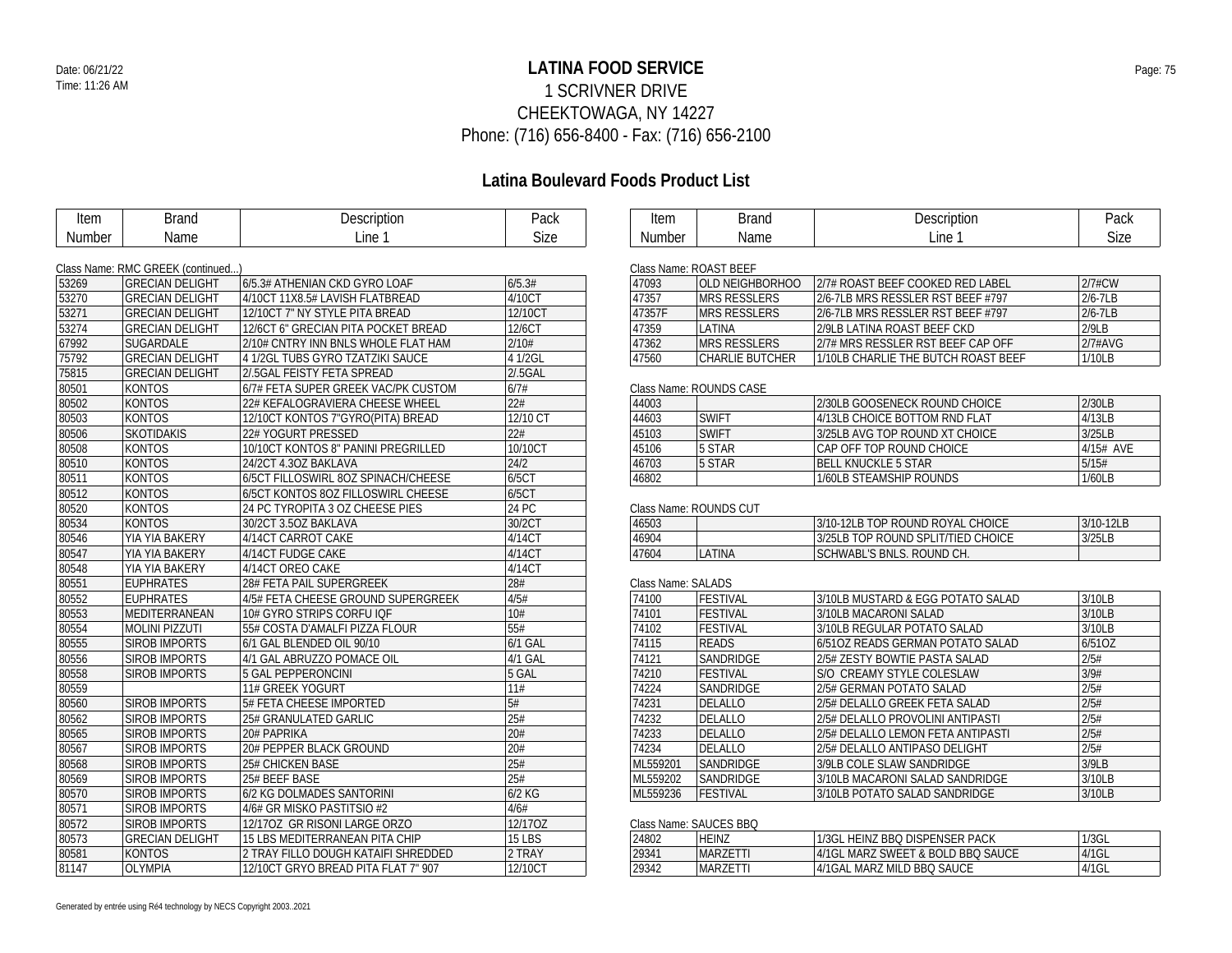Date: 06/21/22
Time: 11:26 AM

# LATINA FOOD SERVICE

1 SCRIVNER DRIVE
CHEEKTOWAGA, NY 14227
Phone: (716) 656-8400 - Fax: (716) 656-2100

## Latina Boulevard Foods Product List

Class Name: RMC GREEK (continued...)

| Item Number | Brand Name | Description Line 1 | Pack Size |
|---|---|---|---|
| 53269 | GRECIAN DELIGHT | 6/5.3# ATHENIAN CKD GYRO LOAF | 6/5.3# |
| 53270 | GRECIAN DELIGHT | 4/10CT 11X8.5# LAVISH FLATBREAD | 4/10CT |
| 53271 | GRECIAN DELIGHT | 12/10CT 7" NY STYLE PITA BREAD | 12/10CT |
| 53274 | GRECIAN DELIGHT | 12/6CT 6" GRECIAN PITA POCKET BREAD | 12/6CT |
| 67992 | SUGARDALE | 2/10# CNTRY INN BNLS WHOLE FLAT HAM | 2/10# |
| 75792 | GRECIAN DELIGHT | 4 1/2GL TUBS GYRO TZATZIKI SAUCE | 4 1/2GL |
| 75815 | GRECIAN DELIGHT | 2/.5GAL FEISTY FETA SPREAD | 2/.5GAL |
| 80501 | KONTOS | 6/7# FETA SUPER GREEK VAC/PK CUSTOM | 6/7# |
| 80502 | KONTOS | 22# KEFALOGRAVIERA CHEESE WHEEL | 22# |
| 80503 | KONTOS | 12/10CT KONTOS 7"GYRO(PITA) BREAD | 12/10 CT |
| 80506 | SKOTIDAKIS | 22# YOGURT PRESSED | 22# |
| 80508 | KONTOS | 10/10CT KONTOS 8" PANINI PREGRILLED | 10/10CT |
| 80510 | KONTOS | 24/2CT 4.3OZ BAKLAVA | 24/2 |
| 80511 | KONTOS | 6/5CT FILLOSWIRL 8OZ SPINACH/CHEESE | 6/5CT |
| 80512 | KONTOS | 6/5CT KONTOS 8OZ FILLOSWIRL CHEESE | 6/5CT |
| 80520 | KONTOS | 24 PC TYROPITA 3 OZ CHEESE PIES | 24 PC |
| 80534 | KONTOS | 30/2CT 3.5OZ BAKLAVA | 30/2CT |
| 80546 | YIA YIA BAKERY | 4/14CT CARROT CAKE | 4/14CT |
| 80547 | YIA YIA BAKERY | 4/14CT FUDGE CAKE | 4/14CT |
| 80548 | YIA YIA BAKERY | 4/14CT OREO CAKE | 4/14CT |
| 80551 | EUPHRATES | 28# FETA PAIL SUPERGREEK | 28# |
| 80552 | EUPHRATES | 4/5# FETA CHEESE GROUND SUPERGREEK | 4/5# |
| 80553 | MEDITERRANEAN | 10# GYRO STRIPS CORFU IQF | 10# |
| 80554 | MOLINI PIZZUTI | 55# COSTA D'AMALFI PIZZA FLOUR | 55# |
| 80555 | SIROB IMPORTS | 6/1 GAL BLENDED OIL 90/10 | 6/1 GAL |
| 80556 | SIROB IMPORTS | 4/1 GAL ABRUZZO POMACE OIL | 4/1 GAL |
| 80558 | SIROB IMPORTS | 5 GAL PEPPERONCINI | 5 GAL |
| 80559 | | 11# GREEK YOGURT | 11# |
| 80560 | SIROB IMPORTS | 5# FETA CHEESE IMPORTED | 5# |
| 80562 | SIROB IMPORTS | 25# GRANULATED GARLIC | 25# |
| 80565 | SIROB IMPORTS | 20# PAPRIKA | 20# |
| 80567 | SIROB IMPORTS | 20# PEPPER BLACK GROUND | 20# |
| 80568 | SIROB IMPORTS | 25# CHICKEN BASE | 25# |
| 80569 | SIROB IMPORTS | 25# BEEF BASE | 25# |
| 80570 | SIROB IMPORTS | 6/2 KG DOLMADES SANTORINI | 6/2 KG |
| 80571 | SIROB IMPORTS | 4/6# GR MISKO PASTITSIO #2 | 4/6# |
| 80572 | SIROB IMPORTS | 12/17OZ GR RISONI LARGE ORZO | 12/17OZ |
| 80573 | GRECIAN DELIGHT | 15 LBS MEDITERRANEAN PITA CHIP | 15 LBS |
| 80581 | KONTOS | 2 TRAY FILLO DOUGH KATAIFI SHREDDED | 2 TRAY |
| 81147 | OLYMPIA | 12/10CT GRYO BREAD PITA FLAT 7" 907 | 12/10CT |

Class Name: ROAST BEEF

| Item Number | Brand Name | Description Line 1 | Pack Size |
|---|---|---|---|
| 47093 | OLD NEIGHBORHOO | 2/7# ROAST BEEF COOKED RED LABEL | 2/7#CW |
| 47357 | MRS RESSLERS | 2/6-7LB MRS RESSLER RST BEEF #797 | 2/6-7LB |
| 47357F | MRS RESSLERS | 2/6-7LB MRS RESSLER RST BEEF #797 | 2/6-7LB |
| 47359 | LATINA | 2/9LB LATINA ROAST BEEF CKD | 2/9LB |
| 47362 | MRS RESSLERS | 2/7# MRS RESSLER RST BEEF CAP OFF | 2/7#AVG |
| 47560 | CHARLIE BUTCHER | 1/10LB CHARLIE THE BUTCH ROAST BEEF | 1/10LB |

Class Name: ROUNDS CASE

| Item Number | Brand Name | Description Line 1 | Pack Size |
|---|---|---|---|
| 44003 | | 2/30LB GOOSENECK ROUND CHOICE | 2/30LB |
| 44603 | SWIFT | 4/13LB CHOICE BOTTOM RND FLAT | 4/13LB |
| 45103 | SWIFT | 3/25LB AVG TOP ROUND XT CHOICE | 3/25LB |
| 45106 | 5 STAR | CAP OFF TOP ROUND CHOICE | 4/15# AVE |
| 46703 | 5 STAR | BELL KNUCKLE 5 STAR | 5/15# |
| 46802 | | 1/60LB STEAMSHIP ROUNDS | 1/60LB |

Class Name: ROUNDS CUT

| Item Number | Brand Name | Description Line 1 | Pack Size |
|---|---|---|---|
| 46503 | | 3/10-12LB TOP ROUND ROYAL CHOICE | 3/10-12LB |
| 46904 | | 3/25LB TOP ROUND SPLIT/TIED CHOICE | 3/25LB |
| 47604 | LATINA | SCHWABL'S BNLS. ROUND CH. | |

Class Name: SALADS

| Item Number | Brand Name | Description Line 1 | Pack Size |
|---|---|---|---|
| 74100 | FESTIVAL | 3/10LB MUSTARD & EGG POTATO SALAD | 3/10LB |
| 74101 | FESTIVAL | 3/10LB MACARONI SALAD | 3/10LB |
| 74102 | FESTIVAL | 3/10LB REGULAR POTATO SALAD | 3/10LB |
| 74115 | READS | 6/51OZ READS GERMAN POTATO SALAD | 6/51OZ |
| 74121 | SANDRIDGE | 2/5# ZESTY BOWTIE PASTA SALAD | 2/5# |
| 74210 | FESTIVAL | S/O CREAMY STYLE COLESLAW | 3/9# |
| 74224 | SANDRIDGE | 2/5# GERMAN POTATO SALAD | 2/5# |
| 74231 | DELALLO | 2/5# DELALLO GREEK FETA SALAD | 2/5# |
| 74232 | DELALLO | 2/5# DELALLO PROVOLINI ANTIPASTI | 2/5# |
| 74233 | DELALLO | 2/5# DELALLO LEMON FETA ANTIPASTI | 2/5# |
| 74234 | DELALLO | 2/5# DELALLO ANTIPASO DELIGHT | 2/5# |
| ML559201 | SANDRIDGE | 3/9LB COLE SLAW SANDRIDGE | 3/9LB |
| ML559202 | SANDRIDGE | 3/10LB MACARONI SALAD SANDRIDGE | 3/10LB |
| ML559236 | FESTIVAL | 3/10LB POTATO SALAD SANDRIDGE | 3/10LB |

Class Name: SAUCES BBQ

| Item Number | Brand Name | Description Line 1 | Pack Size |
|---|---|---|---|
| 24802 | HEINZ | 1/3GL HEINZ BBQ DISPENSER PACK | 1/3GL |
| 29341 | MARZETTI | 4/1GL MARZ SWEET & BOLD BBQ SAUCE | 4/1GL |
| 29342 | MARZETTI | 4/1GAL MARZ MILD BBQ SAUCE | 4/1GL |

Generated by entrée using Ré4 technology by NECS Copyright 2003..2021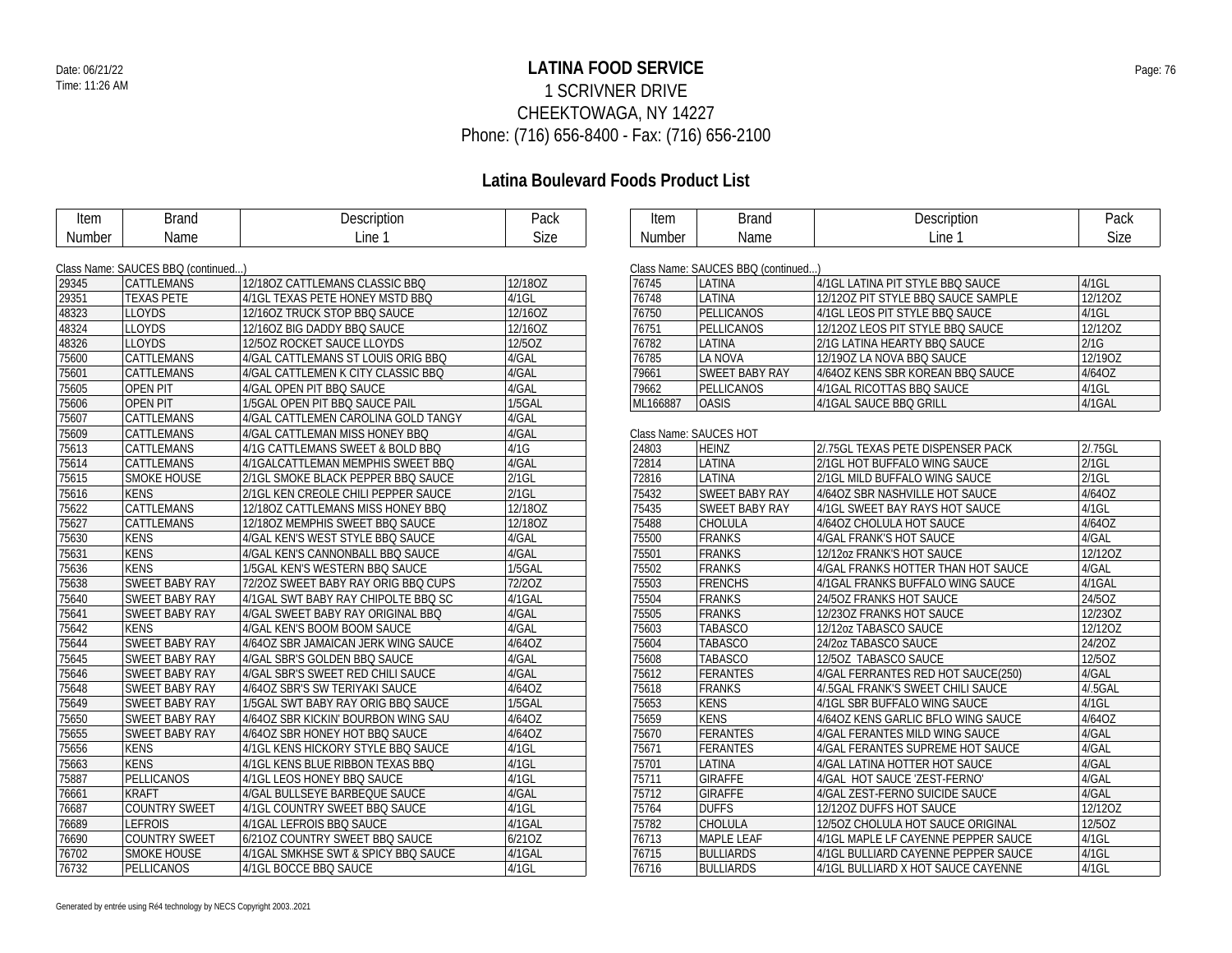# LATINA FOOD SERVICE

1 SCRIVNER DRIVE
CHEEKTOWAGA, NY 14227
Phone: (716) 656-8400 - Fax: (716) 656-2100

## Latina Boulevard Foods Product List

Class Name: SAUCES BBQ (continued...)

| Item Number | Brand Name | Description Line 1 | Pack Size |
|---|---|---|---|
| 29345 | CATTLEMANS | 12/18OZ CATTLEMANS CLASSIC BBQ | 12/18OZ |
| 29351 | TEXAS PETE | 4/1GL TEXAS PETE HONEY MSTD BBQ | 4/1GL |
| 48323 | LLOYDS | 12/16OZ TRUCK STOP BBQ SAUCE | 12/16OZ |
| 48324 | LLOYDS | 12/16OZ BIG DADDY BBQ SAUCE | 12/16OZ |
| 48326 | LLOYDS | 12/5OZ ROCKET SAUCE LLOYDS | 12/5OZ |
| 75600 | CATTLEMANS | 4/GAL CATTLEMANS ST LOUIS ORIG BBQ | 4/GAL |
| 75601 | CATTLEMANS | 4/GAL CATTLEMEN K CITY CLASSIC BBQ | 4/GAL |
| 75605 | OPEN PIT | 4/GAL OPEN PIT BBQ SAUCE | 4/GAL |
| 75606 | OPEN PIT | 1/5GAL OPEN PIT BBQ SAUCE PAIL | 1/5GAL |
| 75607 | CATTLEMANS | 4/GAL CATTLEMEN CAROLINA GOLD TANGY | 4/GAL |
| 75609 | CATTLEMANS | 4/GAL CATTLEMAN MISS HONEY BBQ | 4/GAL |
| 75613 | CATTLEMANS | 4/1G CATTLEMANS SWEET & BOLD BBQ | 4/1G |
| 75614 | CATTLEMANS | 4/1GALCATTLEMAN MEMPHIS SWEET BBQ | 4/GAL |
| 75615 | SMOKE HOUSE | 2/1GL SMOKE BLACK PEPPER BBQ SAUCE | 2/1GL |
| 75616 | KENS | 2/1GL KEN CREOLE CHILI PEPPER SAUCE | 2/1GL |
| 75622 | CATTLEMANS | 12/18OZ CATTLEMANS MISS HONEY BBQ | 12/18OZ |
| 75627 | CATTLEMANS | 12/18OZ MEMPHIS SWEET BBQ SAUCE | 12/18OZ |
| 75630 | KENS | 4/GAL KEN'S WEST STYLE BBQ SAUCE | 4/GAL |
| 75631 | KENS | 4/GAL KEN'S CANNONBALL BBQ SAUCE | 4/GAL |
| 75636 | KENS | 1/5GAL KEN'S WESTERN BBQ SAUCE | 1/5GAL |
| 75638 | SWEET BABY RAY | 72/2OZ SWEET BABY RAY ORIG BBQ CUPS | 72/2OZ |
| 75640 | SWEET BABY RAY | 4/1GAL SWT BABY RAY CHIPOLTE BBQ SC | 4/1GAL |
| 75641 | SWEET BABY RAY | 4/GAL SWEET BABY RAY ORIGINAL BBQ | 4/GAL |
| 75642 | KENS | 4/GAL KEN'S BOOM BOOM SAUCE | 4/GAL |
| 75644 | SWEET BABY RAY | 4/64OZ SBR JAMAICAN JERK WING SAUCE | 4/64OZ |
| 75645 | SWEET BABY RAY | 4/GAL SBR'S GOLDEN BBQ SAUCE | 4/GAL |
| 75646 | SWEET BABY RAY | 4/GAL SBR'S SWEET RED CHILI SAUCE | 4/GAL |
| 75648 | SWEET BABY RAY | 4/64OZ SBR'S SW TERIYAKI SAUCE | 4/64OZ |
| 75649 | SWEET BABY RAY | 1/5GAL SWT BABY RAY ORIG BBQ SAUCE | 1/5GAL |
| 75650 | SWEET BABY RAY | 4/64OZ SBR KICKIN' BOURBON WING SAU | 4/64OZ |
| 75655 | SWEET BABY RAY | 4/64OZ SBR HONEY HOT BBQ SAUCE | 4/64OZ |
| 75656 | KENS | 4/1GL KENS HICKORY STYLE BBQ SAUCE | 4/1GL |
| 75663 | KENS | 4/1GL KENS BLUE RIBBON TEXAS BBQ | 4/1GL |
| 75887 | PELLICANOS | 4/1GL LEOS HONEY BBQ SAUCE | 4/1GL |
| 76661 | KRAFT | 4/GAL BULLSEYE BARBEQUE SAUCE | 4/GAL |
| 76687 | COUNTRY SWEET | 4/1GL COUNTRY SWEET BBQ SAUCE | 4/1GL |
| 76689 | LEFROIS | 4/1GAL LEFROIS BBQ SAUCE | 4/1GAL |
| 76690 | COUNTRY SWEET | 6/21OZ COUNTRY SWEET BBQ SAUCE | 6/21OZ |
| 76702 | SMOKE HOUSE | 4/1GAL SMKHSE SWT & SPICY BBQ SAUCE | 4/1GAL |
| 76732 | PELLICANOS | 4/1GL BOCCE BBQ SAUCE | 4/1GL |
| 76745 | LATINA | 4/1GL LATINA PIT STYLE BBQ SAUCE | 4/1GL |
| 76748 | LATINA | 12/12OZ PIT STYLE BBQ SAUCE SAMPLE | 12/12OZ |
| 76750 | PELLICANOS | 4/1GL LEOS PIT STYLE BBQ SAUCE | 4/1GL |
| 76751 | PELLICANOS | 12/12OZ LEOS PIT STYLE BBQ SAUCE | 12/12OZ |
| 76782 | LATINA | 2/1G LATINA HEARTY BBQ SAUCE | 2/1G |
| 76785 | LA NOVA | 12/19OZ LA NOVA BBQ SAUCE | 12/19OZ |
| 79661 | SWEET BABY RAY | 4/64OZ KENS SBR KOREAN BBQ SAUCE | 4/64OZ |
| 79662 | PELLICANOS | 4/1GAL RICOTTAS BBQ SAUCE | 4/1GL |
| ML166887 | OASIS | 4/1GAL SAUCE BBQ GRILL | 4/1GAL |

Class Name: SAUCES HOT

| Item Number | Brand Name | Description Line 1 | Pack Size |
|---|---|---|---|
| 24803 | HEINZ | 2/.75GL TEXAS PETE DISPENSER PACK | 2/.75GL |
| 72814 | LATINA | 2/1GL HOT BUFFALO WING SAUCE | 2/1GL |
| 72816 | LATINA | 2/1GL MILD BUFFALO WING SAUCE | 2/1GL |
| 75432 | SWEET BABY RAY | 4/64OZ SBR NASHVILLE HOT SAUCE | 4/64OZ |
| 75435 | SWEET BABY RAY | 4/1GL SWEET BAY RAYS HOT SAUCE | 4/1GL |
| 75488 | CHOLULA | 4/64OZ CHOLULA HOT SAUCE | 4/64OZ |
| 75500 | FRANKS | 4/GAL FRANK'S HOT SAUCE | 4/GAL |
| 75501 | FRANKS | 12/12oz FRANK'S HOT SAUCE | 12/12OZ |
| 75502 | FRANKS | 4/GAL FRANKS HOTTER THAN HOT SAUCE | 4/GAL |
| 75503 | FRENCHS | 4/1GAL FRANKS BUFFALO WING SAUCE | 4/1GAL |
| 75504 | FRANKS | 24/5OZ FRANKS HOT SAUCE | 24/5OZ |
| 75505 | FRANKS | 12/23OZ FRANKS HOT SAUCE | 12/23OZ |
| 75603 | TABASCO | 12/12oz TABASCO SAUCE | 12/12OZ |
| 75604 | TABASCO | 24/2oz TABASCO SAUCE | 24/2OZ |
| 75608 | TABASCO | 12/5OZ TABASCO SAUCE | 12/5OZ |
| 75612 | FERANTES | 4/GAL FERRANTES RED HOT SAUCE(250) | 4/GAL |
| 75618 | FRANKS | 4/.5GAL FRANK'S SWEET CHILI SAUCE | 4/.5GAL |
| 75653 | KENS | 4/1GL SBR BUFFALO WING SAUCE | 4/1GL |
| 75659 | KENS | 4/64OZ KENS GARLIC BFLO WING SAUCE | 4/64OZ |
| 75670 | FERANTES | 4/GAL FERANTES MILD WING SAUCE | 4/GAL |
| 75671 | FERANTES | 4/GAL FERANTES SUPREME HOT SAUCE | 4/GAL |
| 75701 | LATINA | 4/GAL LATINA HOTTER HOT SAUCE | 4/GAL |
| 75711 | GIRAFFE | 4/GAL HOT SAUCE 'ZEST-FERNO' | 4/GAL |
| 75712 | GIRAFFE | 4/GAL ZEST-FERNO SUICIDE SAUCE | 4/GAL |
| 75764 | DUFFS | 12/12OZ DUFFS HOT SAUCE | 12/12OZ |
| 75782 | CHOLULA | 12/5OZ CHOLULA HOT SAUCE ORIGINAL | 12/5OZ |
| 76713 | MAPLE LEAF | 4/1GL MAPLE LF CAYENNE PEPPER SAUCE | 4/1GL |
| 76715 | BULLIARDS | 4/1GL BULLIARD CAYENNE PEPPER SAUCE | 4/1GL |
| 76716 | BULLIARDS | 4/1GL BULLIARD X HOT SAUCE CAYENNE | 4/1GL |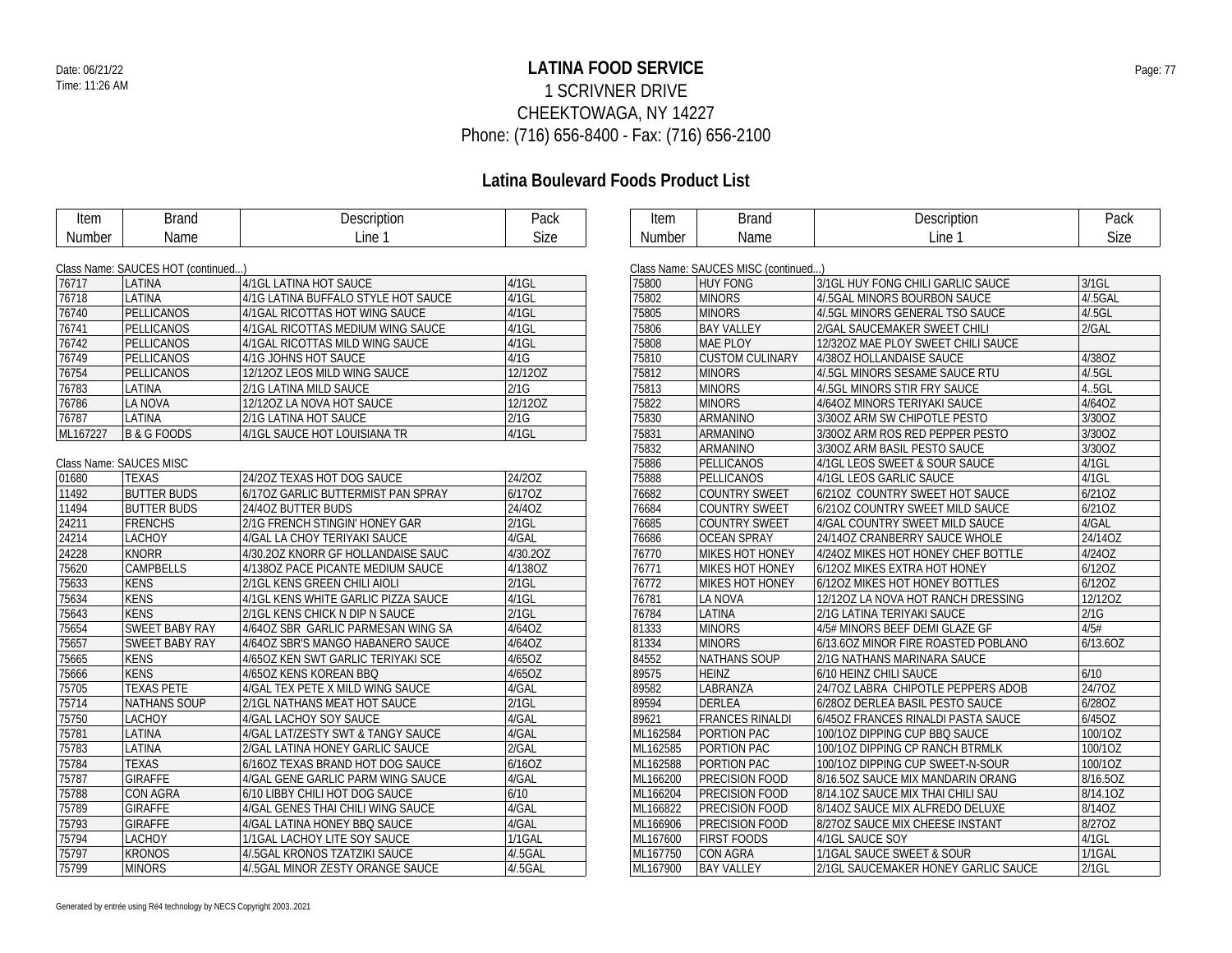# LATINA FOOD SERVICE

1 SCRIVNER DRIVE
CHEEKTOWAGA, NY 14227
Phone: (716) 656-8400 - Fax: (716) 656-2100

Date: 06/21/22
Time: 11:26 AM

## Latina Boulevard Foods Product List

Class Name: SAUCES HOT (continued...)

| Item Number | Brand Name | Description Line 1 | Pack Size |
|---|---|---|---|
| 76717 | LATINA | 4/1GL LATINA HOT SAUCE | 4/1GL |
| 76718 | LATINA | 4/1G LATINA BUFFALO STYLE HOT SAUCE | 4/1GL |
| 76740 | PELLICANOS | 4/1GAL RICOTTAS HOT WING SAUCE | 4/1GL |
| 76741 | PELLICANOS | 4/1GAL RICOTTAS MEDIUM WING SAUCE | 4/1GL |
| 76742 | PELLICANOS | 4/1GAL RICOTTAS MILD WING SAUCE | 4/1GL |
| 76749 | PELLICANOS | 4/1G JOHNS HOT SAUCE | 4/1G |
| 76754 | PELLICANOS | 12/12OZ LEOS MILD WING SAUCE | 12/12OZ |
| 76783 | LATINA | 2/1G LATINA MILD SAUCE | 2/1G |
| 76786 | LA NOVA | 12/12OZ LA NOVA HOT SAUCE | 12/12OZ |
| 76787 | LATINA | 2/1G LATINA HOT SAUCE | 2/1G |
| ML167227 | B & G FOODS | 4/1GL SAUCE HOT LOUISIANA TR | 4/1GL |

Class Name: SAUCES MISC

| Item Number | Brand Name | Description Line 1 | Pack Size |
|---|---|---|---|
| 01680 | TEXAS | 24/2OZ TEXAS HOT DOG SAUCE | 24/2OZ |
| 11492 | BUTTER BUDS | 6/17OZ GARLIC BUTTERMIST PAN SPRAY | 6/17OZ |
| 11494 | BUTTER BUDS | 24/4OZ BUTTER BUDS | 24/4OZ |
| 24211 | FRENCHS | 2/1G FRENCH STINGIN' HONEY GAR | 2/1GL |
| 24214 | LACHOY | 4/GAL LA CHOY TERIYAKI SAUCE | 4/GAL |
| 24228 | KNORR | 4/30.2OZ KNORR GF HOLLANDAISE SAUC | 4/30.2OZ |
| 75620 | CAMPBELLS | 4/138OZ PACE PICANTE MEDIUM SAUCE | 4/138OZ |
| 75633 | KENS | 2/1GL KENS GREEN CHILI AIOLI | 2/1GL |
| 75634 | KENS | 4/1GL KENS WHITE GARLIC PIZZA SAUCE | 4/1GL |
| 75643 | KENS | 2/1GL KENS CHICK N DIP N SAUCE | 2/1GL |
| 75654 | SWEET BABY RAY | 4/64OZ SBR GARLIC PARMESAN WING SA | 4/64OZ |
| 75657 | SWEET BABY RAY | 4/64OZ SBR'S MANGO HABANERO SAUCE | 4/64OZ |
| 75665 | KENS | 4/65OZ KEN SWT GARLIC TERIYAKI SCE | 4/65OZ |
| 75666 | KENS | 4/65OZ KENS KOREAN BBQ | 4/65OZ |
| 75705 | TEXAS PETE | 4/GAL TEX PETE X MILD WING SAUCE | 4/GAL |
| 75714 | NATHANS SOUP | 2/1GL NATHANS MEAT HOT SAUCE | 2/1GL |
| 75750 | LACHOY | 4/GAL LACHOY SOY SAUCE | 4/GAL |
| 75781 | LATINA | 4/GAL LAT/ZESTY SWT & TANGY SAUCE | 4/GAL |
| 75783 | LATINA | 2/GAL LATINA HONEY GARLIC SAUCE | 2/GAL |
| 75784 | TEXAS | 6/16OZ TEXAS BRAND HOT DOG SAUCE | 6/16OZ |
| 75787 | GIRAFFE | 4/GAL GENE GARLIC PARM WING SAUCE | 4/GAL |
| 75788 | CON AGRA | 6/10 LIBBY CHILI HOT DOG SAUCE | 6/10 |
| 75789 | GIRAFFE | 4/GAL GENES THAI CHILI WING SAUCE | 4/GAL |
| 75793 | GIRAFFE | 4/GAL LATINA HONEY BBQ SAUCE | 4/GAL |
| 75794 | LACHOY | 1/1GAL LACHOY LITE SOY SAUCE | 1/1GAL |
| 75797 | KRONOS | 4/.5GAL KRONOS TZATZIKI SAUCE | 4/.5GAL |
| 75799 | MINORS | 4/.5GAL MINOR ZESTY ORANGE SAUCE | 4/.5GAL |

Class Name: SAUCES MISC (continued...)

| Item Number | Brand Name | Description Line 1 | Pack Size |
|---|---|---|---|
| 75800 | HUY FONG | 3/1GL HUY FONG CHILI GARLIC SAUCE | 3/1GL |
| 75802 | MINORS | 4/.5GAL MINORS BOURBON SAUCE | 4/.5GAL |
| 75805 | MINORS | 4/.5GL MINORS GENERAL TSO SAUCE | 4/.5GL |
| 75806 | BAY VALLEY | 2/GAL SAUCEMAKER SWEET CHILI | 2/GAL |
| 75808 | MAE PLOY | 12/32OZ MAE PLOY SWEET CHILI SAUCE | |
| 75810 | CUSTOM CULINARY | 4/38OZ HOLLANDAISE SAUCE | 4/38OZ |
| 75812 | MINORS | 4/.5GL MINORS SESAME SAUCE RTU | 4/.5GL |
| 75813 | MINORS | 4/.5GL MINORS STIR FRY SAUCE | 4..5GL |
| 75822 | MINORS | 4/64OZ MINORS TERIYAKI SAUCE | 4/64OZ |
| 75830 | ARMANINO | 3/30OZ ARM SW CHIPOTLE PESTO | 3/30OZ |
| 75831 | ARMANINO | 3/30OZ ARM ROS RED PEPPER PESTO | 3/30OZ |
| 75832 | ARMANINO | 3/30OZ ARM BASIL PESTO SAUCE | 3/30OZ |
| 75886 | PELLICANOS | 4/1GL LEOS SWEET & SOUR SAUCE | 4/1GL |
| 75888 | PELLICANOS | 4/1GL LEOS GARLIC SAUCE | 4/1GL |
| 76682 | COUNTRY SWEET | 6/21OZ COUNTRY SWEET HOT SAUCE | 6/21OZ |
| 76684 | COUNTRY SWEET | 6/21OZ COUNTRY SWEET MILD SAUCE | 6/21OZ |
| 76685 | COUNTRY SWEET | 4/GAL COUNTRY SWEET MILD SAUCE | 4/GAL |
| 76686 | OCEAN SPRAY | 24/14OZ CRANBERRY SAUCE WHOLE | 24/14OZ |
| 76770 | MIKES HOT HONEY | 4/24OZ MIKES HOT HONEY CHEF BOTTLE | 4/24OZ |
| 76771 | MIKES HOT HONEY | 6/12OZ MIKES EXTRA HOT HONEY | 6/12OZ |
| 76772 | MIKES HOT HONEY | 6/12OZ MIKES HOT HONEY BOTTLES | 6/12OZ |
| 76781 | LA NOVA | 12/12OZ LA NOVA HOT RANCH DRESSING | 12/12OZ |
| 76784 | LATINA | 2/1G LATINA TERIYAKI SAUCE | 2/1G |
| 81333 | MINORS | 4/5# MINORS BEEF DEMI GLAZE GF | 4/5# |
| 81334 | MINORS | 6/13.6OZ MINOR FIRE ROASTED POBLANO | 6/13.6OZ |
| 84552 | NATHANS SOUP | 2/1G NATHANS MARINARA SAUCE | |
| 89575 | HEINZ | 6/10 HEINZ CHILI SAUCE | 6/10 |
| 89582 | LABRANZA | 24/7OZ LABRA CHIPOTLE PEPPERS ADOB | 24/7OZ |
| 89594 | DERLEA | 6/28OZ DERLEA BASIL PESTO SAUCE | 6/28OZ |
| 89621 | FRANCES RINALDI | 6/45OZ FRANCES RINALDI PASTA SAUCE | 6/45OZ |
| ML162584 | PORTION PAC | 100/1OZ DIPPING CUP BBQ SAUCE | 100/1OZ |
| ML162585 | PORTION PAC | 100/1OZ DIPPING CP RANCH BTRMLK | 100/1OZ |
| ML162588 | PORTION PAC | 100/1OZ DIPPING CUP SWEET-N-SOUR | 100/1OZ |
| ML166200 | PRECISION FOOD | 8/16.5OZ SAUCE MIX MANDARIN ORANG | 8/16.5OZ |
| ML166204 | PRECISION FOOD | 8/14.1OZ SAUCE MIX THAI CHILI SAU | 8/14.1OZ |
| ML166822 | PRECISION FOOD | 8/14OZ SAUCE MIX ALFREDO DELUXE | 8/14OZ |
| ML166906 | PRECISION FOOD | 8/27OZ SAUCE MIX CHEESE INSTANT | 8/27OZ |
| ML167600 | FIRST FOODS | 4/1GL SAUCE SOY | 4/1GL |
| ML167750 | CON AGRA | 1/1GAL SAUCE SWEET & SOUR | 1/1GAL |
| ML167900 | BAY VALLEY | 2/1GL SAUCEMAKER HONEY GARLIC SAUCE | 2/1GL |

Generated by entrée using Ré4 technology by NECS Copyright 2003..2021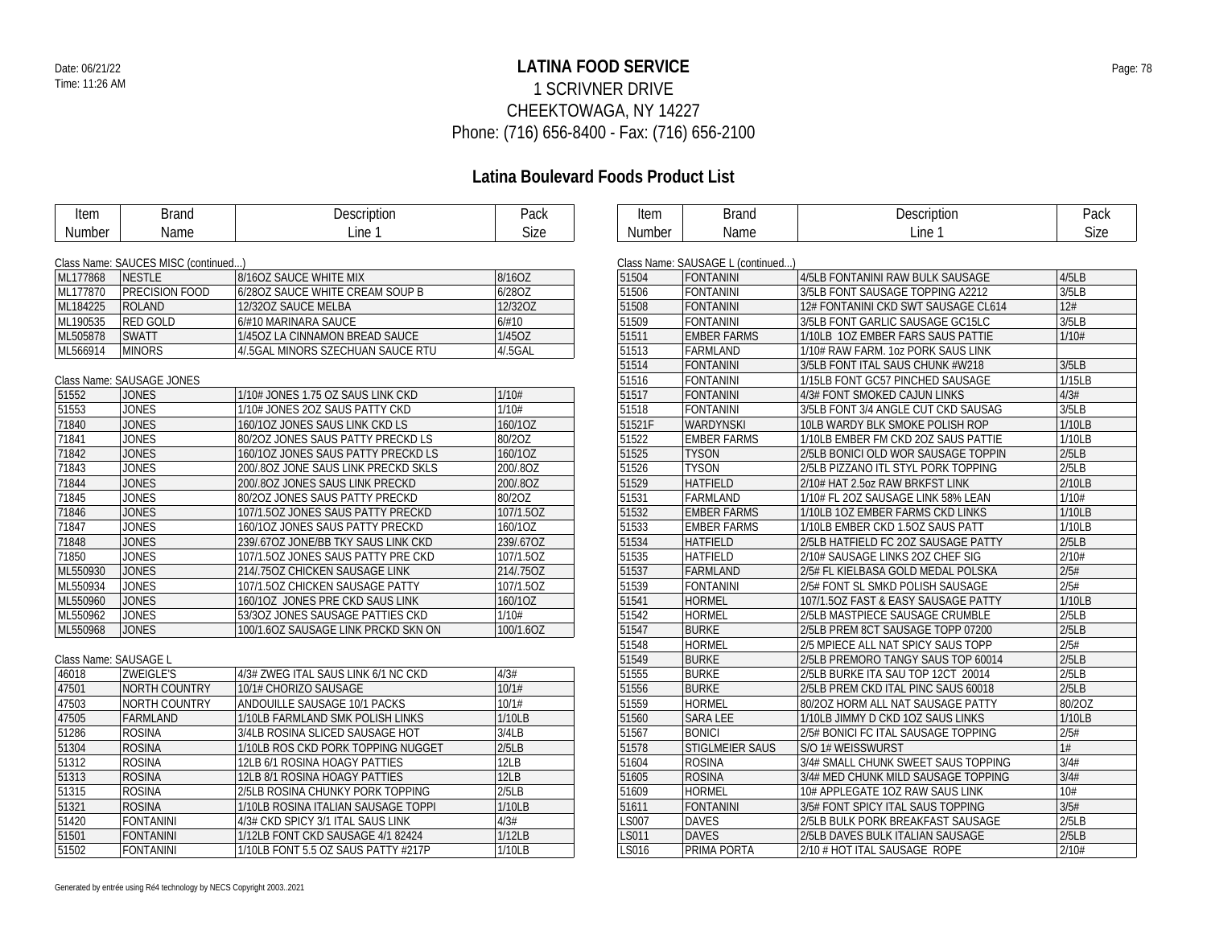Date: 06/21/22
Time: 11:26 AM

# LATINA FOOD SERVICE

1 SCRIVNER DRIVE
CHEEKTOWAGA, NY 14227
Phone: (716) 656-8400 - Fax: (716) 656-2100

## Latina Boulevard Foods Product List

Class Name: SAUCES MISC (continued...)

| Item Number | Brand Name | Description Line 1 | Pack Size |
|---|---|---|---|
| ML177868 | NESTLE | 8/16OZ SAUCE WHITE MIX | 8/16OZ |
| ML177870 | PRECISION FOOD | 6/28OZ SAUCE WHITE CREAM SOUP B | 6/28OZ |
| ML184225 | ROLAND | 12/32OZ SAUCE MELBA | 12/32OZ |
| ML190535 | RED GOLD | 6/#10 MARINARA SAUCE | 6/#10 |
| ML505878 | SWATT | 1/45OZ LA CINNAMON BREAD SAUCE | 1/45OZ |
| ML566914 | MINORS | 4/.5GAL MINORS SZECHUAN SAUCE RTU | 4/.5GAL |

Class Name: SAUSAGE JONES

| Item Number | Brand Name | Description Line 1 | Pack Size |
|---|---|---|---|
| 51552 | JONES | 1/10# JONES 1.75 OZ SAUS LINK CKD | 1/10# |
| 51553 | JONES | 1/10# JONES 2OZ SAUS PATTY CKD | 1/10# |
| 71840 | JONES | 160/1OZ JONES SAUS LINK CKD LS | 160/1OZ |
| 71841 | JONES | 80/2OZ JONES SAUS PATTY PRECKD LS | 80/2OZ |
| 71842 | JONES | 160/1OZ JONES SAUS PATTY PRECKD LS | 160/1OZ |
| 71843 | JONES | 200/.8OZ JONE SAUS LINK PRECKD SKLS | 200/.8OZ |
| 71844 | JONES | 200/.8OZ JONES SAUS LINK PRECKD | 200/.8OZ |
| 71845 | JONES | 80/2OZ JONES SAUS PATTY PRECKD | 80/2OZ |
| 71846 | JONES | 107/1.5OZ JONES SAUS PATTY PRECKD | 107/1.5OZ |
| 71847 | JONES | 160/1OZ JONES SAUS PATTY PRECKD | 160/1OZ |
| 71848 | JONES | 239/.67OZ JONE/BB TKY SAUS LINK CKD | 239/.67OZ |
| 71850 | JONES | 107/1.5OZ JONES SAUS PATTY PRE CKD | 107/1.5OZ |
| ML550930 | JONES | 214/.75OZ CHICKEN SAUSAGE LINK | 214/.75OZ |
| ML550934 | JONES | 107/1.5OZ CHICKEN SAUSAGE PATTY | 107/1.5OZ |
| ML550960 | JONES | 160/1OZ JONES PRE CKD SAUS LINK | 160/1OZ |
| ML550962 | JONES | 53/3OZ JONES SAUSAGE PATTIES CKD | 1/10# |
| ML550968 | JONES | 100/1.6OZ SAUSAGE LINK PRCKD SKN ON | 100/1.6OZ |

Class Name: SAUSAGE L

| Item Number | Brand Name | Description Line 1 | Pack Size |
|---|---|---|---|
| 46018 | ZWEIGLE'S | 4/3# ZWEG ITAL SAUS LINK 6/1 NC CKD | 4/3# |
| 47501 | NORTH COUNTRY | 10/1# CHORIZO SAUSAGE | 10/1# |
| 47503 | NORTH COUNTRY | ANDOUILLE SAUSAGE 10/1 PACKS | 10/1# |
| 47505 | FARMLAND | 1/10LB FARMLAND SMK POLISH LINKS | 1/10LB |
| 51286 | ROSINA | 3/4LB ROSINA SLICED SAUSAGE HOT | 3/4LB |
| 51304 | ROSINA | 1/10LB ROS CKD PORK TOPPING NUGGET | 2/5LB |
| 51312 | ROSINA | 12LB 6/1 ROSINA HOAGY PATTIES | 12LB |
| 51313 | ROSINA | 12LB 8/1 ROSINA HOAGY PATTIES | 12LB |
| 51315 | ROSINA | 2/5LB ROSINA CHUNKY PORK TOPPING | 2/5LB |
| 51321 | ROSINA | 1/10LB ROSINA ITALIAN SAUSAGE TOPPI | 1/10LB |
| 51420 | FONTANINI | 4/3# CKD SPICY 3/1 ITAL SAUS LINK | 4/3# |
| 51501 | FONTANINI | 1/12LB FONT CKD SAUSAGE 4/1 82424 | 1/12LB |
| 51502 | FONTANINI | 1/10LB FONT 5.5 OZ SAUS PATTY #217P | 1/10LB |

Class Name: SAUSAGE L (continued...)

| Item Number | Brand Name | Description Line 1 | Pack Size |
|---|---|---|---|
| 51504 | FONTANINI | 4/5LB FONTANINI RAW BULK SAUSAGE | 4/5LB |
| 51506 | FONTANINI | 3/5LB FONT SAUSAGE TOPPING A2212 | 3/5LB |
| 51508 | FONTANINI | 12# FONTANINI CKD SWT SAUSAGE CL614 | 12# |
| 51509 | FONTANINI | 3/5LB FONT GARLIC SAUSAGE GC15LC | 3/5LB |
| 51511 | EMBER FARMS | 1/10LB 1OZ EMBER FARS SAUS PATTIE | 1/10# |
| 51513 | FARMLAND | 1/10# RAW FARM. 1oz PORK SAUS LINK | |
| 51514 | FONTANINI | 3/5LB FONT ITAL SAUS CHUNK #W218 | 3/5LB |
| 51516 | FONTANINI | 1/15LB FONT GC57 PINCHED SAUSAGE | 1/15LB |
| 51517 | FONTANINI | 4/3# FONT SMOKED CAJUN LINKS | 4/3# |
| 51518 | FONTANINI | 3/5LB FONT 3/4 ANGLE CUT CKD SAUSAG | 3/5LB |
| 51521F | WARDYNSKI | 10LB WARDY BLK SMOKE POLISH ROP | 1/10LB |
| 51522 | EMBER FARMS | 1/10LB EMBER FM CKD 2OZ SAUS PATTIE | 1/10LB |
| 51525 | TYSON | 2/5LB BONICI OLD WOR SAUSAGE TOPPIN | 2/5LB |
| 51526 | TYSON | 2/5LB PIZZANO ITL STYL PORK TOPPING | 2/5LB |
| 51529 | HATFIELD | 2/10# HAT 2.5oz RAW BRKFST LINK | 2/10LB |
| 51531 | FARMLAND | 1/10# FL 2OZ SAUSAGE LINK 58% LEAN | 1/10# |
| 51532 | EMBER FARMS | 1/10LB 1OZ EMBER FARMS CKD LINKS | 1/10LB |
| 51533 | EMBER FARMS | 1/10LB EMBER CKD 1.5OZ SAUS PATT | 1/10LB |
| 51534 | HATFIELD | 2/5LB HATFIELD FC 2OZ SAUSAGE PATTY | 2/5LB |
| 51535 | HATFIELD | 2/10# SAUSAGE LINKS 2OZ CHEF SIG | 2/10# |
| 51537 | FARMLAND | 2/5# FL KIELBASA GOLD MEDAL POLSKA | 2/5# |
| 51539 | FONTANINI | 2/5# FONT SL SMKD POLISH SAUSAGE | 2/5# |
| 51541 | HORMEL | 107/1.5OZ FAST & EASY SAUSAGE PATTY | 1/10LB |
| 51542 | HORMEL | 2/5LB MASTPIECE SAUSAGE CRUMBLE | 2/5LB |
| 51547 | BURKE | 2/5LB PREM 8CT SAUSAGE TOPP 07200 | 2/5LB |
| 51548 | HORMEL | 2/5 MPIECE ALL NAT SPICY SAUS TOPP | 2/5# |
| 51549 | BURKE | 2/5LB PREMORO TANGY SAUS TOP 60014 | 2/5LB |
| 51555 | BURKE | 2/5LB BURKE ITA SAU TOP 12CT 20014 | 2/5LB |
| 51556 | BURKE | 2/5LB PREM CKD ITAL PINC SAUS 60018 | 2/5LB |
| 51559 | HORMEL | 80/2OZ HORM ALL NAT SAUSAGE PATTY | 80/2OZ |
| 51560 | SARA LEE | 1/10LB JIMMY D CKD 1OZ SAUS LINKS | 1/10LB |
| 51567 | BONICI | 2/5# BONICI FC ITAL SAUSAGE TOPPING | 2/5# |
| 51578 | STIGLMEIER SAUS | S/O 1# WEISSWURST | 1# |
| 51604 | ROSINA | 3/4# SMALL CHUNK SWEET SAUS TOPPING | 3/4# |
| 51605 | ROSINA | 3/4# MED CHUNK MILD SAUSAGE TOPPING | 3/4# |
| 51609 | HORMEL | 10# APPLEGATE 1OZ RAW SAUS LINK | 10# |
| 51611 | FONTANINI | 3/5# FONT SPICY ITAL SAUS TOPPING | 3/5# |
| LS007 | DAVES | 2/5LB BULK PORK BREAKFAST SAUSAGE | 2/5LB |
| LS011 | DAVES | 2/5LB DAVES BULK ITALIAN SAUSAGE | 2/5LB |
| LS016 | PRIMA PORTA | 2/10 # HOT ITAL SAUSAGE ROPE | 2/10# |

Generated by entrée using Ré4 technology by NECS Copyright 2003..2021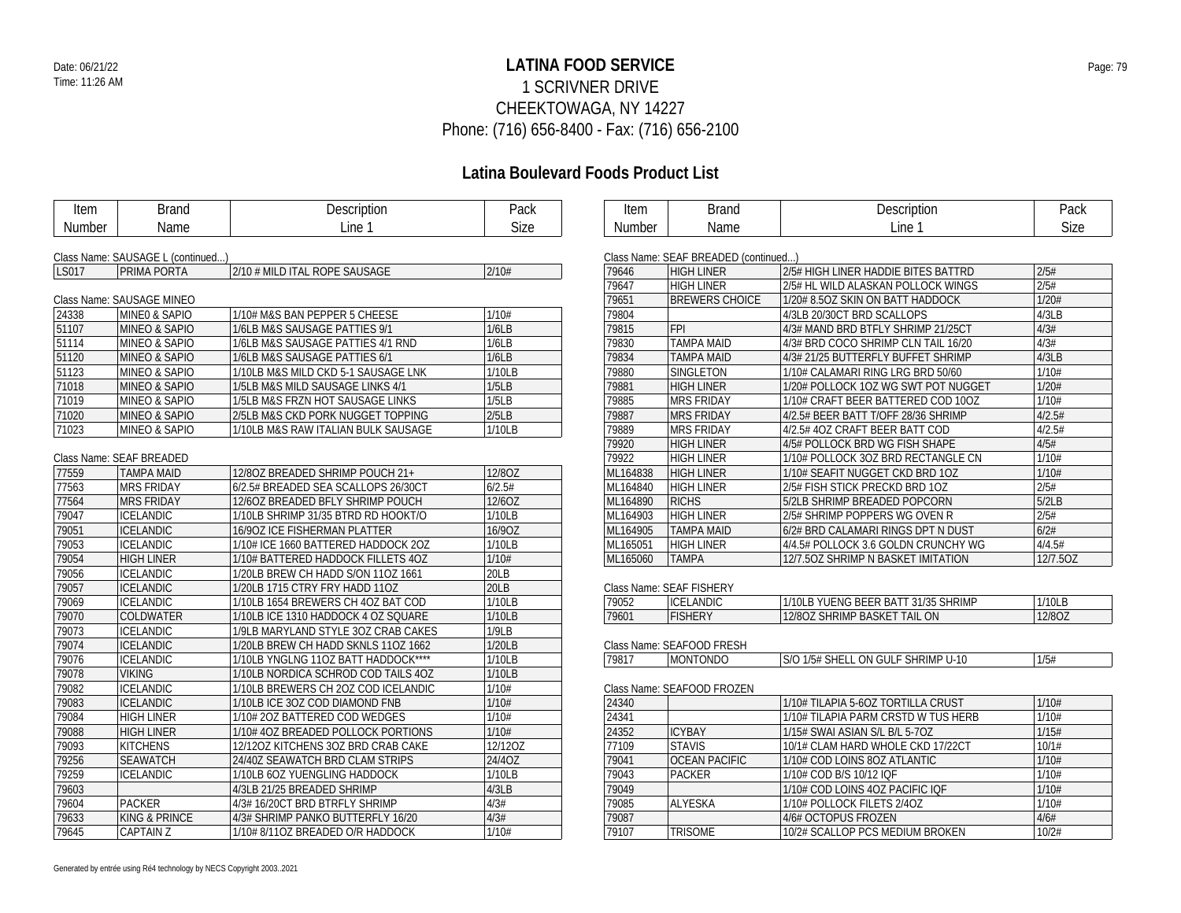# LATINA FOOD SERVICE

1 SCRIVNER DRIVE
CHEEKTOWAGA, NY 14227
Phone: (716) 656-8400 - Fax: (716) 656-2100

Date: 06/21/22
Time: 11:26 AM

## Latina Boulevard Foods Product List

Class Name: SAUSAGE L (continued...)

| Item Number | Brand Name | Description Line 1 | Pack Size |
|---|---|---|---|
| LS017 | PRIMA PORTA | 2/10 # MILD ITAL ROPE SAUSAGE | 2/10# |

Class Name: SAUSAGE MINEO

| Item Number | Brand Name | Description Line 1 | Pack Size |
|---|---|---|---|
| 24338 | MINE0 & SAPIO | 1/10# M&S BAN PEPPER 5 CHEESE | 1/10# |
| 51107 | MINEO & SAPIO | 1/6LB M&S SAUSAGE PATTIES 9/1 | 1/6LB |
| 51114 | MINEO & SAPIO | 1/6LB M&S SAUSAGE PATTIES 4/1 RND | 1/6LB |
| 51120 | MINEO & SAPIO | 1/6LB M&S SAUSAGE PATTIES 6/1 | 1/6LB |
| 51123 | MINEO & SAPIO | 1/10LB M&S MILD CKD 5-1 SAUSAGE LNK | 1/10LB |
| 71018 | MINEO & SAPIO | 1/5LB M&S MILD SAUSAGE LINKS 4/1 | 1/5LB |
| 71019 | MINEO & SAPIO | 1/5LB M&S FRZN HOT SAUSAGE LINKS | 1/5LB |
| 71020 | MINEO & SAPIO | 2/5LB M&S CKD PORK NUGGET TOPPING | 2/5LB |
| 71023 | MINEO & SAPIO | 1/10LB M&S RAW ITALIAN BULK SAUSAGE | 1/10LB |

Class Name: SEAF BREADED

| Item Number | Brand Name | Description Line 1 | Pack Size |
|---|---|---|---|
| 77559 | TAMPA MAID | 12/8OZ BREADED SHRIMP POUCH 21+ | 12/8OZ |
| 77563 | MRS FRIDAY | 6/2.5# BREADED SEA SCALLOPS 26/30CT | 6/2.5# |
| 77564 | MRS FRIDAY | 12/6OZ BREADED BFLY SHRIMP POUCH | 12/6OZ |
| 79047 | ICELANDIC | 1/10LB SHRIMP 31/35 BTRD RD HOOKT/O | 1/10LB |
| 79051 | ICELANDIC | 16/9OZ ICE FISHERMAN PLATTER | 16/9OZ |
| 79053 | ICELANDIC | 1/10# ICE 1660 BATTERED HADDOCK 2OZ | 1/10LB |
| 79054 | HIGH LINER | 1/10# BATTERED HADDOCK FILLETS 4OZ | 1/10# |
| 79056 | ICELANDIC | 1/20LB BREW CH HADD S/ON 11OZ 1661 | 20LB |
| 79057 | ICELANDIC | 1/20LB 1715 CTRY FRY HADD 11OZ | 20LB |
| 79069 | ICELANDIC | 1/10LB 1654 BREWERS CH 4OZ BAT COD | 1/10LB |
| 79070 | COLDWATER | 1/10LB ICE 1310 HADDOCK 4 OZ SQUARE | 1/10LB |
| 79073 | ICELANDIC | 1/9LB MARYLAND STYLE 3OZ CRAB CAKES | 1/9LB |
| 79074 | ICELANDIC | 1/20LB BREW CH HADD SKNLS 11OZ 1662 | 1/20LB |
| 79076 | ICELANDIC | 1/10LB YNGLNG 11OZ BATT HADDOCK**** | 1/10LB |
| 79078 | VIKING | 1/10LB NORDICA SCHROD COD TAILS 4OZ | 1/10LB |
| 79082 | ICELANDIC | 1/10LB BREWERS CH 2OZ COD ICELANDIC | 1/10# |
| 79083 | ICELANDIC | 1/10LB ICE 3OZ COD DIAMOND FNB | 1/10# |
| 79084 | HIGH LINER | 1/10# 2OZ BATTERED COD WEDGES | 1/10# |
| 79088 | HIGH LINER | 1/10# 4OZ BREADED POLLOCK PORTIONS | 1/10# |
| 79093 | KITCHENS | 12/12OZ KITCHENS 3OZ BRD CRAB CAKE | 12/12OZ |
| 79256 | SEAWATCH | 24/4OZ SEAWATCH BRD CLAM STRIPS | 24/4OZ |
| 79259 | ICELANDIC | 1/10LB 6OZ YUENGLING HADDOCK | 1/10LB |
| 79603 | | 4/3LB 21/25 BREADED SHRIMP | 4/3LB |
| 79604 | PACKER | 4/3# 16/20CT BRD BTRFLY SHRIMP | 4/3# |
| 79633 | KING & PRINCE | 4/3# SHRIMP PANKO BUTTERFLY 16/20 | 4/3# |
| 79645 | CAPTAIN Z | 1/10# 8/11OZ BREADED O/R HADDOCK | 1/10# |

Class Name: SEAF BREADED (continued...)

| Item Number | Brand Name | Description Line 1 | Pack Size |
|---|---|---|---|
| 79646 | HIGH LINER | 2/5# HIGH LINER HADDIE BITES BATTRD | 2/5# |
| 79647 | HIGH LINER | 2/5# HL WILD ALASKAN POLLOCK WINGS | 2/5# |
| 79651 | BREWERS CHOICE | 1/20# 8.5OZ SKIN ON BATT HADDOCK | 1/20# |
| 79804 | | 4/3LB 20/30CT BRD SCALLOPS | 4/3LB |
| 79815 | FPI | 4/3# MAND BRD BTFLY SHRIMP 21/25CT | 4/3# |
| 79830 | TAMPA MAID | 4/3# BRD COCO SHRIMP CLN TAIL 16/20 | 4/3# |
| 79834 | TAMPA MAID | 4/3# 21/25 BUTTERFLY BUFFET SHRIMP | 4/3LB |
| 79880 | SINGLETON | 1/10# CALAMARI RING LRG BRD 50/60 | 1/10# |
| 79881 | HIGH LINER | 1/20# POLLOCK 1OZ WG SWT POT NUGGET | 1/20# |
| 79885 | MRS FRIDAY | 1/10# CRAFT BEER BATTERED COD 10OZ | 1/10# |
| 79887 | MRS FRIDAY | 4/2.5# BEER BATT T/OFF 28/36 SHRIMP | 4/2.5# |
| 79889 | MRS FRIDAY | 4/2.5# 4OZ CRAFT BEER BATT COD | 4/2.5# |
| 79920 | HIGH LINER | 4/5# POLLOCK BRD WG FISH SHAPE | 4/5# |
| 79922 | HIGH LINER | 1/10# POLLOCK 3OZ BRD RECTANGLE CN | 1/10# |
| ML164838 | HIGH LINER | 1/10# SEAFIT NUGGET CKD BRD 1OZ | 1/10# |
| ML164840 | HIGH LINER | 2/5# FISH STICK PRECKD BRD 1OZ | 2/5# |
| ML164890 | RICHS | 5/2LB SHRIMP BREADED POPCORN | 5/2LB |
| ML164903 | HIGH LINER | 2/5# SHRIMP POPPERS WG OVEN R | 2/5# |
| ML164905 | TAMPA MAID | 6/2# BRD CALAMARI RINGS DPT N DUST | 6/2# |
| ML165051 | HIGH LINER | 4/4.5# POLLOCK 3.6 GOLDN CRUNCHY WG | 4/4.5# |
| ML165060 | TAMPA | 12/7.5OZ SHRIMP N BASKET IMITATION | 12/7.5OZ |

Class Name: SEAF FISHERY

| Item Number | Brand Name | Description Line 1 | Pack Size |
|---|---|---|---|
| 79052 | ICELANDIC | 1/10LB YUENG BEER BATT 31/35 SHRIMP | 1/10LB |
| 79601 | FISHERY | 12/8OZ SHRIMP BASKET TAIL ON | 12/8OZ |

Class Name: SEAFOOD FRESH

| Item Number | Brand Name | Description Line 1 | Pack Size |
|---|---|---|---|
| 79817 | MONTONDO | S/O 1/5# SHELL ON GULF SHRIMP U-10 | 1/5# |

Class Name: SEAFOOD FROZEN

| Item Number | Brand Name | Description Line 1 | Pack Size |
|---|---|---|---|
| 24340 | | 1/10# TILAPIA 5-6OZ TORTILLA CRUST | 1/10# |
| 24341 | | 1/10# TILAPIA PARM CRSTD W TUS HERB | 1/10# |
| 24352 | ICYBAY | 1/15# SWAI ASIAN S/L B/L 5-7OZ | 1/15# |
| 77109 | STAVIS | 10/1# CLAM HARD WHOLE CKD 17/22CT | 10/1# |
| 79041 | OCEAN PACIFIC | 1/10# COD LOINS 8OZ ATLANTIC | 1/10# |
| 79043 | PACKER | 1/10# COD B/S 10/12 IQF | 1/10# |
| 79049 | | 1/10# COD LOINS 4OZ PACIFIC IQF | 1/10# |
| 79085 | ALYESKA | 1/10# POLLOCK FILETS 2/4OZ | 1/10# |
| 79087 | | 4/6# OCTOPUS FROZEN | 4/6# |
| 79107 | TRISOME | 10/2# SCALLOP PCS MEDIUM BROKEN | 10/2# |

Generated by entrée using Ré4 technology by NECS Copyright 2003..2021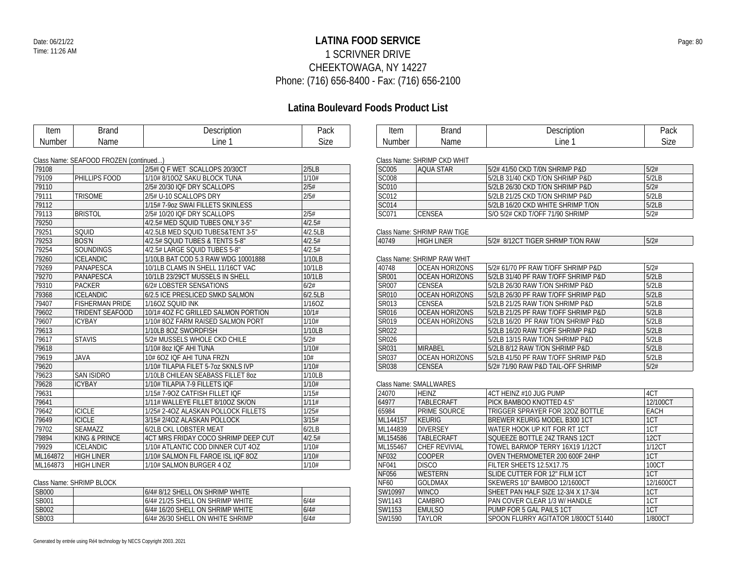# LATINA FOOD SERVICE

1 SCRIVNER DRIVE
CHEEKTOWAGA, NY 14227
Phone: (716) 656-8400 - Fax: (716) 656-2100

Date: 06/21/22
Time: 11:26 AM

## Latina Boulevard Foods Product List

Class Name: SEAFOOD FROZEN (continued...)

| Item Number | Brand Name | Description Line 1 | Pack Size |
|---|---|---|---|
| 79108 | | 2/5#I Q F WET SCALLOPS 20/30CT | 2/5LB |
| 79109 | PHILLIPS FOOD | 1/10# 8/10OZ SAKU BLOCK TUNA | 1/10# |
| 79110 | | 2/5# 20/30 IQF DRY SCALLOPS | 2/5# |
| 79111 | TRISOME | 2/5# U-10 SCALLOPS DRY | 2/5# |
| 79112 | | 1/15# 7-9oz SWAI FILLETS SKINLESS | |
| 79113 | BRISTOL | 2/5# 10/20 IQF DRY SCALLOPS | 2/5# |
| 79250 | | 4/2.5# MED SQUID TUBES ONLY 3-5" | 4/2.5# |
| 79251 | SQUID | 4/2.5LB MED SQUID TUBES&TENT 3-5" | 4/2.5LB |
| 79253 | BOS'N | 4/2.5# SQUID TUBES & TENTS 5-8" | 4/2.5# |
| 79254 | SOUNDINGS | 4/2.5# LARGE SQUID TUBES 5-8" | 4/2.5# |
| 79260 | ICELANDIC | 1/10LB BAT COD 5.3 RAW WDG 10001888 | 1/10LB |
| 79269 | PANAPESCA | 10/1LB CLAMS IN SHELL 11/16CT VAC | 10/1LB |
| 79270 | PANAPESCA | 10/1LB 23/29CT MUSSELS IN SHELL | 10/1LB |
| 79310 | PACKER | 6/2# LOBSTER SENSATIONS | 6/2# |
| 79368 | ICELANDIC | 6/2.5 ICE PRESLICED SMKD SALMON | 6/2.5LB |
| 79407 | FISHERMAN PRIDE | 1/16OZ SQUID INK | 1/16OZ |
| 79602 | TRIDENT SEAFOOD | 10/1# 4OZ FC GRILLED SALMON PORTION | 10/1# |
| 79607 | ICYBAY | 1/10# 8OZ FARM RAISED SALMON PORT | 1/10# |
| 79613 | | 1/10LB 8OZ SWORDFISH | 1/10LB |
| 79617 | STAVIS | 5/2# MUSSELS WHOLE CKD CHILE | 5/2# |
| 79618 | | 1/10# 8oz IQF AHI TUNA | 1/10# |
| 79619 | JAVA | 10# 6OZ IQF AHI TUNA FRZN | 10# |
| 79620 | | 1/10# TILAPIA FILET 5-7oz SKNLS IVP | 1/10# |
| 79623 | SAN ISIDRO | 1/10LB CHILEAN SEABASS FILLET 8oz | 1/10LB |
| 79628 | ICYBAY | 1/10# TILAPIA 7-9 FILLETS IQF | 1/10# |
| 79631 | | 1/15# 7-9OZ CATFISH FILLET IQF | 1/15# |
| 79641 | | 1/11# WALLEYE FILLET 8/10OZ SK/ON | 1/11# |
| 79642 | ICICLE | 1/25# 2-4OZ ALASKAN POLLOCK FILLETS | 1/25# |
| 79649 | ICICLE | 3/15# 2/4OZ ALASKAN POLLOCK | 3/15# |
| 79702 | SEAMAZZ | 6/2LB CKL LOBSTER MEAT | 6/2LB |
| 79894 | KING & PRINCE | 4CT MRS FRIDAY COCO SHRIMP DEEP CUT | 4/2.5# |
| 79929 | ICELANDIC | 1/10# ATLANTIC COD DINNER CUT 4OZ | 1/10# |
| ML164872 | HIGH LINER | 1/10# SALMON FIL FAROE ISL IQF 8OZ | 1/10# |
| ML164873 | HIGH LINER | 1/10# SALMON BURGER 4 OZ | 1/10# |

Class Name: SHRIMP BLOCK

| Item Number | Brand Name | Description Line 1 | Pack Size |
|---|---|---|---|
| SB000 | | 6/4# 8/12 SHELL ON SHRIMP WHITE | |
| SB001 | | 6/4# 21/25 SHELL ON SHRIMP WHITE | 6/4# |
| SB002 | | 6/4# 16/20 SHELL ON SHRIMP WHITE | 6/4# |
| SB003 | | 6/4# 26/30 SHELL ON WHITE SHRIMP | 6/4# |

Class Name: SHRIMP CKD WHIT

| Item Number | Brand Name | Description Line 1 | Pack Size |
|---|---|---|---|
| SC005 | AQUA STAR | 5/2# 41/50 CKD T/ON SHRIMP P&D | 5/2# |
| SC008 | | 5/2LB 31/40 CKD T/ON SHRIMP P&D | 5/2LB |
| SC010 | | 5/2LB 26/30 CKD T/ON SHRIMP P&D | 5/2# |
| SC012 | | 5/2LB 21/25 CKD T/ON SHRIMP P&D | 5/2LB |
| SC014 | | 5/2LB 16/20 CKD WHITE SHRIMP T/ON | 5/2LB |
| SC071 | CENSEA | S/O 5/2# CKD T/OFF 71/90 SHRIMP | 5/2# |

Class Name: SHRIMP RAW TIGE

| Item Number | Brand Name | Description Line 1 | Pack Size |
|---|---|---|---|
| 40749 | HIGH LINER | 5/2# 8/12CT TIGER SHRMP T/ON RAW | 5/2# |

Class Name: SHRIMP RAW WHIT

| Item Number | Brand Name | Description Line 1 | Pack Size |
|---|---|---|---|
| 40748 | OCEAN HORIZONS | 5/2# 61/70 PF RAW T/OFF SHRIMP P&D | 5/2# |
| SR001 | OCEAN HORIZONS | 5/2LB 31/40 PF RAW T/OFF SHRIMP P&D | 5/2LB |
| SR007 | CENSEA | 5/2LB 26/30 RAW T/ON SHRIMP P&D | 5/2LB |
| SR010 | OCEAN HORIZONS | 5/2LB 26/30 PF RAW T/OFF SHRIMP P&D | 5/2LB |
| SR013 | CENSEA | 5/2LB 21/25 RAW T/ON SHRIMP P&D | 5/2LB |
| SR016 | OCEAN HORIZONS | 5/2LB 21/25 PF RAW T/OFF SHRIMP P&D | 5/2LB |
| SR019 | OCEAN HORIZONS | 5/2LB 16/20 PF RAW T/ON SHRIMP P&D | 5/2LB |
| SR022 | | 5/2LB 16/20 RAW T/OFF SHRIMP P&D | 5/2LB |
| SR026 | | 5/2LB 13/15 RAW T/ON SHRIMP P&D | 5/2LB |
| SR031 | MIRABEL | 5/2LB 8/12 RAW T/ON SHRIMP P&D | 5/2LB |
| SR037 | OCEAN HORIZONS | 5/2LB 41/50 PF RAW T/OFF SHRIMP P&D | 5/2LB |
| SR038 | CENSEA | 5/2# 71/90 RAW P&D TAIL-OFF SHRIMP | 5/2# |

Class Name: SMALLWARES

| Item Number | Brand Name | Description Line 1 | Pack Size |
|---|---|---|---|
| 24070 | HEINZ | 4CT HEINZ #10 JUG PUMP | 4CT |
| 64977 | TABLECRAFT | PICK BAMBOO KNOTTED 4.5" | 12/100CT |
| 65984 | PRIME SOURCE | TRIGGER SPRAYER FOR 32OZ BOTTLE | EACH |
| ML144157 | KEURIG | BREWER KEURIG MODEL B300 1CT | 1CT |
| ML144839 | DIVERSEY | WATER HOOK UP KIT FOR RT 1CT | 1CT |
| ML154586 | TABLECRAFT | SQUEEZE BOTTLE 24Z TRANS 12CT | 12CT |
| ML155467 | CHEF REVIVIAL | TOWEL BARMOP TERRY 16X19 1/12CT | 1/12CT |
| NF032 | COOPER | OVEN THERMOMETER 200 600F 24HP | 1CT |
| NF041 | DISCO | FILTER SHEETS 12.5X17.75 | 100CT |
| NF056 | WESTERN | SLIDE CUTTER FOR 12" FILM 1CT | 1CT |
| NF60 | GOLDMAX | SKEWERS 10" BAMBOO 12/1600CT | 12/1600CT |
| SW10997 | WINCO | SHEET PAN HALF SIZE 12-3/4 X 17-3/4 | 1CT |
| SW1143 | CAMBRO | PAN COVER CLEAR 1/3 W/ HANDLE | 1CT |
| SW1153 | EMULSO | PUMP FOR 5 GAL PAILS 1CT | 1CT |
| SW1590 | TAYLOR | SPOON FLURRY AGITATOR 1/800CT 51440 | 1/800CT |

Generated by entrée using Ré4 technology by NECS Copyright 2003..2021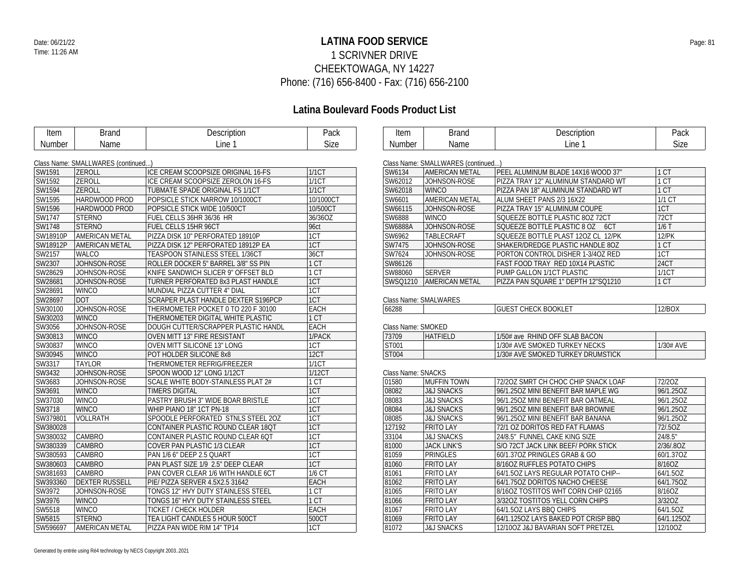# LATINA FOOD SERVICE

Date: 06/21/22
Time: 11:26 AM

1 SCRIVNER DRIVE
CHEEKTOWAGA, NY 14227
Phone: (716) 656-8400 - Fax: (716) 656-2100

## Latina Boulevard Foods Product List

Class Name: SMALLWARES (continued...)

| Item Number | Brand Name | Description Line 1 | Pack Size |
|---|---|---|---|
| SW1591 | ZEROLL | ICE CREAM SCOOPSIZE ORIGINAL 16-FS | 1/1CT |
| SW1592 | ZEROLL | ICE CREAM SCOOPSIZE ZEROLON 16-FS | 1/1CT |
| SW1594 | ZEROLL | TUBMATE SPADE ORIGINAL FS 1/1CT | 1/1CT |
| SW1595 | HARDWOOD PROD | POPSICLE STICK NARROW 10/1000CT | 10/1000CT |
| SW1596 | HARDWOOD PROD | POPSICLE STICK WIDE 10/500CT | 10/500CT |
| SW1747 | STERNO | FUEL CELLS 36HR 36/36 HR | 36/36OZ |
| SW1748 | STERNO | FUEL CELLS 15HR 96CT | 96ct |
| SW18910P | AMERICAN METAL | PIZZA DISK 10" PERFORATED 18910P | 1CT |
| SW18912P | AMERICAN METAL | PIZZA DISK 12" PERFORATED 18912P EA | 1CT |
| SW2157 | WALCO | TEASPOON STAINLESS STEEL 1/36CT | 36CT |
| SW2307 | JOHNSON-ROSE | ROLLER DOCKER 5" BARREL 3/8" SS PIN | 1 CT |
| SW28629 | JOHNSON-ROSE | KNIFE SANDWICH SLICER 9" OFFSET BLD | 1 CT |
| SW28681 | JOHNSON-ROSE | TURNER PERFORATED 8x3 PLAST HANDLE | 1CT |
| SW28691 | WINCO | MUNDIAL PIZZA CUTTER 4" DIAL | 1CT |
| SW28697 | DOT | SCRAPER PLAST HANDLE DEXTER S196PCP | 1CT |
| SW30100 | JOHNSON-ROSE | THERMOMETER POCKET 0 TO 220 F 30100 | EACH |
| SW30203 | WINCO | THERMOMETER DIGITAL WHITE PLASTIC | 1 CT |
| SW3056 | JOHNSON-ROSE | DOUGH CUTTER/SCRAPPER PLASTIC HANDL | EACH |
| SW30813 | WINCO | OVEN MITT 13" FIRE RESISTANT | 1/PACK |
| SW30837 | WINCO | OVEN MITT SILICONE 13" LONG | 1CT |
| SW30945 | WINCO | POT HOLDER SILICONE 8x8 | 12CT |
| SW3317 | TAYLOR | THERMOMETER REFRIG/FREEZER | 1/1CT |
| SW3432 | JOHNSON-ROSE | SPOON WOOD 12" LONG 1/12CT | 1/12CT |
| SW3683 | JOHNSON-ROSE | SCALE WHITE BODY-STAINLESS PLAT 2# | 1 CT |
| SW3691 | WINCO | TIMERS DIGITAL | 1CT |
| SW37030 | WINCO | PASTRY BRUSH 3" WIDE BOAR BRISTLE | 1CT |
| SW3718 | WINCO | WHIP PIANO 18" 1CT PN-18 | 1CT |
| SW379801 | VOLLRATH | SPOODLE PERFORATED STNLS STEEL 2OZ | 1CT |
| SW380028 | | CONTAINER PLASTIC ROUND CLEAR 18QT | 1CT |
| SW380032 | CAMBRO | CONTAINER PLASTIC ROUND CLEAR 6QT | 1CT |
| SW380339 | CAMBRO | COVER PAN PLASTIC 1/3 CLEAR | 1CT |
| SW380593 | CAMBRO | PAN 1/6 6" DEEP 2.5 QUART | 1CT |
| SW380603 | CAMBRO | PAN PLAST SIZE 1/9 2.5" DEEP CLEAR | 1CT |
| SW381693 | CAMBRO | PAN COVER CLEAR 1/6 WITH HANDLE 6CT | 1/6 CT |
| SW393360 | DEXTER RUSSELL | PIE/ PIZZA SERVER 4.5X2.5 31642 | EACH |
| SW3972 | JOHNSON-ROSE | TONGS 12" HVY DUTY STAINLESS STEEL | 1 CT |
| SW3976 | WINCO | TONGS 16" HVY DUTY STAINLESS STEEL | 1 CT |
| SW5518 | WINCO | TICKET / CHECK HOLDER | EACH |
| SW5815 | STERNO | TEA LIGHT CANDLES 5 HOUR 500CT | 500CT |
| SW596697 | AMERICAN METAL | PIZZA PAN WIDE RIM 14" TP14 | 1CT |
| SW6134 | AMERICAN METAL | PEEL ALUMINUM BLADE 14X16 WOOD 37" | 1 CT |
| SW62012 | JOHNSON-ROSE | PIZZA TRAY 12" ALUMINUM STANDARD WT | 1 CT |
| SW62018 | WINCO | PIZZA PAN 18" ALUMINUM STANDARD WT | 1 CT |
| SW6601 | AMERICAN METAL | ALUM SHEET PANS 2/3 16X22 | 1/1 CT |
| SW66115 | JOHNSON-ROSE | PIZZA TRAY 15" ALUMINUM COUPE | 1CT |
| SW6888 | WINCO | SQUEEZE BOTTLE PLASTIC 8OZ 72CT | 72CT |
| SW6888A | JOHNSON-ROSE | SQUEEZE BOTTLE PLASTIC 8 OZ 6CT | 1/6 T |
| SW6962 | TABLECRAFT | SQUEEZE BOTTLE PLAST 12OZ CL 12/PK | 12/PK |
| SW7475 | JOHNSON-ROSE | SHAKER/DREDGE PLASTIC HANDLE 8OZ | 1 CT |
| SW7624 | JOHNSON-ROSE | PORTON CONTROL DISHER 1-3/4OZ RED | 1CT |
| SW86126 | | FAST FOOD TRAY RED 10X14 PLASTIC | 24CT |
| SW88060 | SERVER | PUMP GALLON 1/1CT PLASTIC | 1/1CT |
| SWSQ1210 | AMERICAN METAL | PIZZA PAN SQUARE 1" DEPTH 12"SQ1210 | 1 CT |

Class Name: SMALWARES

| Item Number | Brand Name | Description Line 1 | Pack Size |
|---|---|---|---|
| 66288 | | GUEST CHECK BOOKLET | 12/BOX |

Class Name: SMOKED

| Item Number | Brand Name | Description Line 1 | Pack Size |
|---|---|---|---|
| 73709 | HATFIELD | 1/50# ave RHIND OFF SLAB BACON | |
| ST001 | | 1/30# AVE SMOKED TURKEY NECKS | 1/30# AVE |
| ST004 | | 1/30# AVE SMOKED TURKEY DRUMSTICK | |

Class Name: SNACKS

| Item Number | Brand Name | Description Line 1 | Pack Size |
|---|---|---|---|
| 01580 | MUFFIN TOWN | 72/2OZ SMRT CH CHOC CHIP SNACK LOAF | 72/2OZ |
| 08082 | J&J SNACKS | 96/1.25OZ MINI BENEFIT BAR MAPLE WG | 96/1.25OZ |
| 08083 | J&J SNACKS | 96/1.25OZ MINI BENEFIT BAR OATMEAL | 96/1.25OZ |
| 08084 | J&J SNACKS | 96/1.25OZ MINI BENEFIT BAR BROWNIE | 96/1.25OZ |
| 08085 | J&J SNACKS | 96/1.25OZ MINI BENEFIT BAR BANANA | 96/1.25OZ |
| 127192 | FRITO LAY | 72/1 OZ DORITOS RED FAT FLAMAS | 72/.5OZ |
| 33104 | J&J SNACKS | 24/8.5" FUNNEL CAKE KING SIZE | 24/8.5" |
| 81000 | JACK LINK'S | S/O 72CT JACK LINK BEEF/ PORK STICK | 2/36/.8OZ |
| 81059 | PRINGLES | 60/1.37OZ PRINGLES GRAB & GO | 60/1.37OZ |
| 81060 | FRITO LAY | 8/16OZ RUFFLES POTATO CHIPS | 8/16OZ |
| 81061 | FRITO LAY | 64/1.5OZ LAYS REGULAR POTATO CHIP-- | 64/1.5OZ |
| 81062 | FRITO LAY | 64/1.75OZ DORITOS NACHO CHEESE | 64/1.75OZ |
| 81065 | FRITO LAY | 8/16OZ TOSTITOS WHT CORN CHIP 02165 | 8/16OZ |
| 81066 | FRITO LAY | 3/32OZ TOSTITOS YELL CORN CHIPS | 3/32OZ |
| 81067 | FRITO LAY | 64/1.5OZ LAYS BBQ CHIPS | 64/1.5OZ |
| 81069 | FRITO LAY | 64/1.125OZ LAYS BAKED POT CRISP BBQ | 64/1.125OZ |
| 81072 | J&J SNACKS | 12/10OZ J&J BAVARIAN SOFT PRETZEL | 12/10OZ |

Generated by entrée using Ré4 technology by NECS Copyright 2003..2021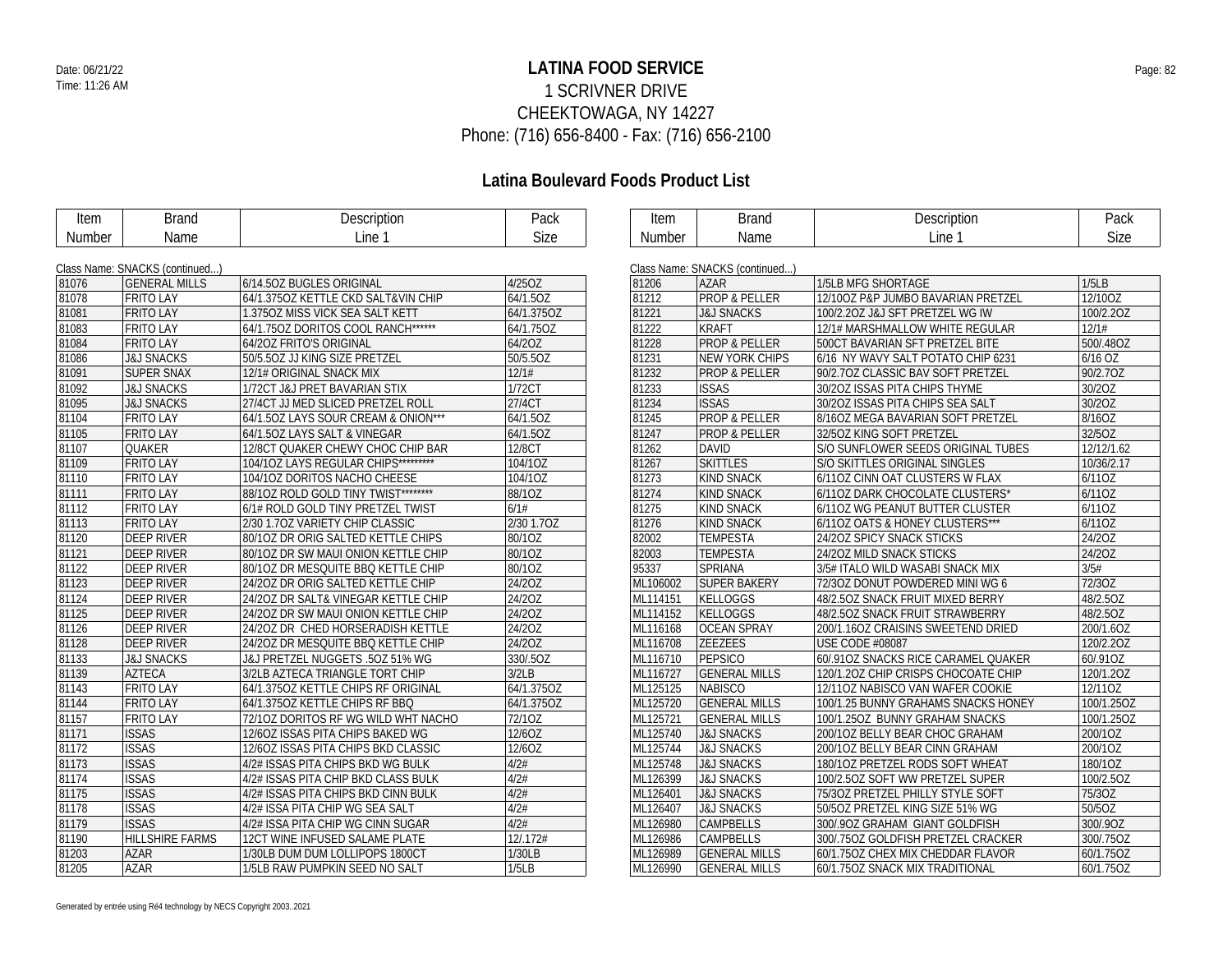# LATINA FOOD SERVICE

1 SCRIVNER DRIVE
CHEEKTOWAGA, NY 14227
Phone: (716) 656-8400 - Fax: (716) 656-2100

Date: 06/21/22
Time: 11:26 AM

## Latina Boulevard Foods Product List

Class Name: SNACKS (continued...)

| Item Number | Brand Name | Description Line 1 | Pack Size |
|---|---|---|---|
| 81076 | GENERAL MILLS | 6/14.5OZ BUGLES ORIGINAL | 4/25OZ |
| 81078 | FRITO LAY | 64/1.375OZ KETTLE CKD SALT&VIN CHIP | 64/1.5OZ |
| 81081 | FRITO LAY | 1.375OZ MISS VICK SEA SALT KETT | 64/1.375OZ |
| 81083 | FRITO LAY | 64/1.75OZ DORITOS COOL RANCH****** | 64/1.75OZ |
| 81084 | FRITO LAY | 64/2OZ FRITO'S ORIGINAL | 64/2OZ |
| 81086 | J&J SNACKS | 50/5.5OZ JJ KING SIZE PRETZEL | 50/5.5OZ |
| 81091 | SUPER SNAX | 12/1# ORIGINAL SNACK MIX | 12/1# |
| 81092 | J&J SNACKS | 1/72CT J&J PRET BAVARIAN STIX | 1/72CT |
| 81095 | J&J SNACKS | 27/4CT JJ MED SLICED PRETZEL ROLL | 27/4CT |
| 81104 | FRITO LAY | 64/1.5OZ LAYS SOUR CREAM & ONION*** | 64/1.5OZ |
| 81105 | FRITO LAY | 64/1.5OZ LAYS SALT & VINEGAR | 64/1.5OZ |
| 81107 | QUAKER | 12/8CT QUAKER CHEWY CHOC CHIP BAR | 12/8CT |
| 81109 | FRITO LAY | 104/1OZ LAYS REGULAR CHIPS********* | 104/1OZ |
| 81110 | FRITO LAY | 104/1OZ DORITOS NACHO CHEESE | 104/1OZ |
| 81111 | FRITO LAY | 88/1OZ ROLD GOLD TINY TWIST******** | 88/1OZ |
| 81112 | FRITO LAY | 6/1# ROLD GOLD TINY PRETZEL TWIST | 6/1# |
| 81113 | FRITO LAY | 2/30 1.7OZ VARIETY CHIP CLASSIC | 2/30 1.7OZ |
| 81120 | DEEP RIVER | 80/1OZ DR ORIG SALTED KETTLE CHIPS | 80/1OZ |
| 81121 | DEEP RIVER | 80/1OZ DR SW MAUI ONION KETTLE CHIP | 80/1OZ |
| 81122 | DEEP RIVER | 80/1OZ DR MESQUITE BBQ KETTLE CHIP | 80/1OZ |
| 81123 | DEEP RIVER | 24/2OZ DR ORIG SALTED KETTLE CHIP | 24/2OZ |
| 81124 | DEEP RIVER | 24/2OZ DR SALT& VINEGAR KETTLE CHIP | 24/2OZ |
| 81125 | DEEP RIVER | 24/2OZ DR SW MAUI ONION KETTLE CHIP | 24/2OZ |
| 81126 | DEEP RIVER | 24/2OZ DR  CHED HORSERADISH KETTLE | 24/2OZ |
| 81128 | DEEP RIVER | 24/2OZ DR MESQUITE BBQ KETTLE CHIP | 24/2OZ |
| 81133 | J&J SNACKS | J&J PRETZEL NUGGETS .5OZ 51% WG | 330/.5OZ |
| 81139 | AZTECA | 3/2LB AZTECA TRIANGLE TORT CHIP | 3/2LB |
| 81143 | FRITO LAY | 64/1.375OZ KETTLE CHIPS RF ORIGINAL | 64/1.375OZ |
| 81144 | FRITO LAY | 64/1.375OZ KETTLE CHIPS RF BBQ | 64/1.375OZ |
| 81157 | FRITO LAY | 72/1OZ DORITOS RF WG WILD WHT NACHO | 72/1OZ |
| 81171 | ISSAS | 12/6OZ ISSAS PITA CHIPS BAKED WG | 12/6OZ |
| 81172 | ISSAS | 12/6OZ ISSAS PITA CHIPS BKD CLASSIC | 12/6OZ |
| 81173 | ISSAS | 4/2# ISSAS PITA CHIPS BKD WG BULK | 4/2# |
| 81174 | ISSAS | 4/2# ISSAS PITA CHIP BKD CLASS BULK | 4/2# |
| 81175 | ISSAS | 4/2# ISSAS PITA CHIPS BKD CINN BULK | 4/2# |
| 81178 | ISSAS | 4/2# ISSA PITA CHIP WG SEA SALT | 4/2# |
| 81179 | ISSAS | 4/2# ISSA PITA CHIP WG CINN SUGAR | 4/2# |
| 81190 | HILLSHIRE FARMS | 12CT WINE INFUSED SALAME PLATE | 12/.172# |
| 81203 | AZAR | 1/30LB DUM DUM LOLLIPOPS 1800CT | 1/30LB |
| 81205 | AZAR | 1/5LB RAW PUMPKIN SEED NO SALT | 1/5LB |
| 81206 | AZAR | 1/5LB MFG SHORTAGE | 1/5LB |
| 81212 | PROP & PELLER | 12/10OZ P&P JUMBO BAVARIAN PRETZEL | 12/10OZ |
| 81221 | J&J SNACKS | 100/2.2OZ J&J SFT PRETZEL WG IW | 100/2.2OZ |
| 81222 | KRAFT | 12/1# MARSHMALLOW WHITE REGULAR | 12/1# |
| 81228 | PROP & PELLER | 500CT BAVARIAN SFT PRETZEL BITE | 500/.48OZ |
| 81231 | NEW YORK CHIPS | 6/16  NY WAVY SALT POTATO CHIP 6231 | 6/16 OZ |
| 81232 | PROP & PELLER | 90/2.7OZ CLASSIC BAV SOFT PRETZEL | 90/2.7OZ |
| 81233 | ISSAS | 30/2OZ ISSAS PITA CHIPS THYME | 30/2OZ |
| 81234 | ISSAS | 30/2OZ ISSAS PITA CHIPS SEA SALT | 30/2OZ |
| 81245 | PROP & PELLER | 8/16OZ MEGA BAVARIAN SOFT PRETZEL | 8/16OZ |
| 81247 | PROP & PELLER | 32/5OZ KING SOFT PRETZEL | 32/5OZ |
| 81262 | DAVID | S/O SUNFLOWER SEEDS ORIGINAL TUBES | 12/12/1.62 |
| 81267 | SKITTLES | S/O SKITTLES ORIGINAL SINGLES | 10/36/2.17 |
| 81273 | KIND SNACK | 6/11OZ CINN OAT CLUSTERS W FLAX | 6/11OZ |
| 81274 | KIND SNACK | 6/11OZ DARK CHOCOLATE CLUSTERS* | 6/11OZ |
| 81275 | KIND SNACK | 6/11OZ WG PEANUT BUTTER CLUSTER | 6/11OZ |
| 81276 | KIND SNACK | 6/11OZ OATS & HONEY CLUSTERS*** | 6/11OZ |
| 82002 | TEMPESTA | 24/2OZ SPICY SNACK STICKS | 24/2OZ |
| 82003 | TEMPESTA | 24/2OZ MILD SNACK STICKS | 24/2OZ |
| 95337 | SPRIANA | 3/5# ITALO WILD WASABI SNACK MIX | 3/5# |
| ML106002 | SUPER BAKERY | 72/3OZ DONUT POWDERED MINI WG 6 | 72/3OZ |
| ML114151 | KELLOGGS | 48/2.5OZ SNACK FRUIT MIXED BERRY | 48/2.5OZ |
| ML114152 | KELLOGGS | 48/2.5OZ SNACK FRUIT STRAWBERRY | 48/2.5OZ |
| ML116168 | OCEAN SPRAY | 200/1.16OZ CRAISINS SWEETEND DRIED | 200/1.6OZ |
| ML116708 | ZEEZEES | USE CODE #08087 | 120/2.2OZ |
| ML116710 | PEPSICO | 60/.91OZ SNACKS RICE CARAMEL QUAKER | 60/.91OZ |
| ML116727 | GENERAL MILLS | 120/1.2OZ CHIP CRISPS CHOCOATE CHIP | 120/1.2OZ |
| ML125125 | NABISCO | 12/11OZ NABISCO VAN WAFER COOKIE | 12/11OZ |
| ML125720 | GENERAL MILLS | 100/1.25 BUNNY GRAHAMS SNACKS HONEY | 100/1.25OZ |
| ML125721 | GENERAL MILLS | 100/1.25OZ  BUNNY GRAHAM SNACKS | 100/1.25OZ |
| ML125740 | J&J SNACKS | 200/1OZ BELLY BEAR CHOC GRAHAM | 200/1OZ |
| ML125744 | J&J SNACKS | 200/1OZ BELLY BEAR CINN GRAHAM | 200/1OZ |
| ML125748 | J&J SNACKS | 180/1OZ PRETZEL RODS SOFT WHEAT | 180/1OZ |
| ML126399 | J&J SNACKS | 100/2.5OZ SOFT WW PRETZEL SUPER | 100/2.5OZ |
| ML126401 | J&J SNACKS | 75/3OZ PRETZEL PHILLY STYLE SOFT | 75/3OZ |
| ML126407 | J&J SNACKS | 50/5OZ PRETZEL KING SIZE 51% WG | 50/5OZ |
| ML126980 | CAMPBELLS | 300/.9OZ GRAHAM  GIANT GOLDFISH | 300/.9OZ |
| ML126986 | CAMPBELLS | 300/.75OZ GOLDFISH PRETZEL CRACKER | 300/.75OZ |
| ML126989 | GENERAL MILLS | 60/1.75OZ CHEX MIX CHEDDAR FLAVOR | 60/1.75OZ |
| ML126990 | GENERAL MILLS | 60/1.75OZ SNACK MIX TRADITIONAL | 60/1.75OZ |

Generated by entrée using Ré4 technology by NECS Copyright 2003..2021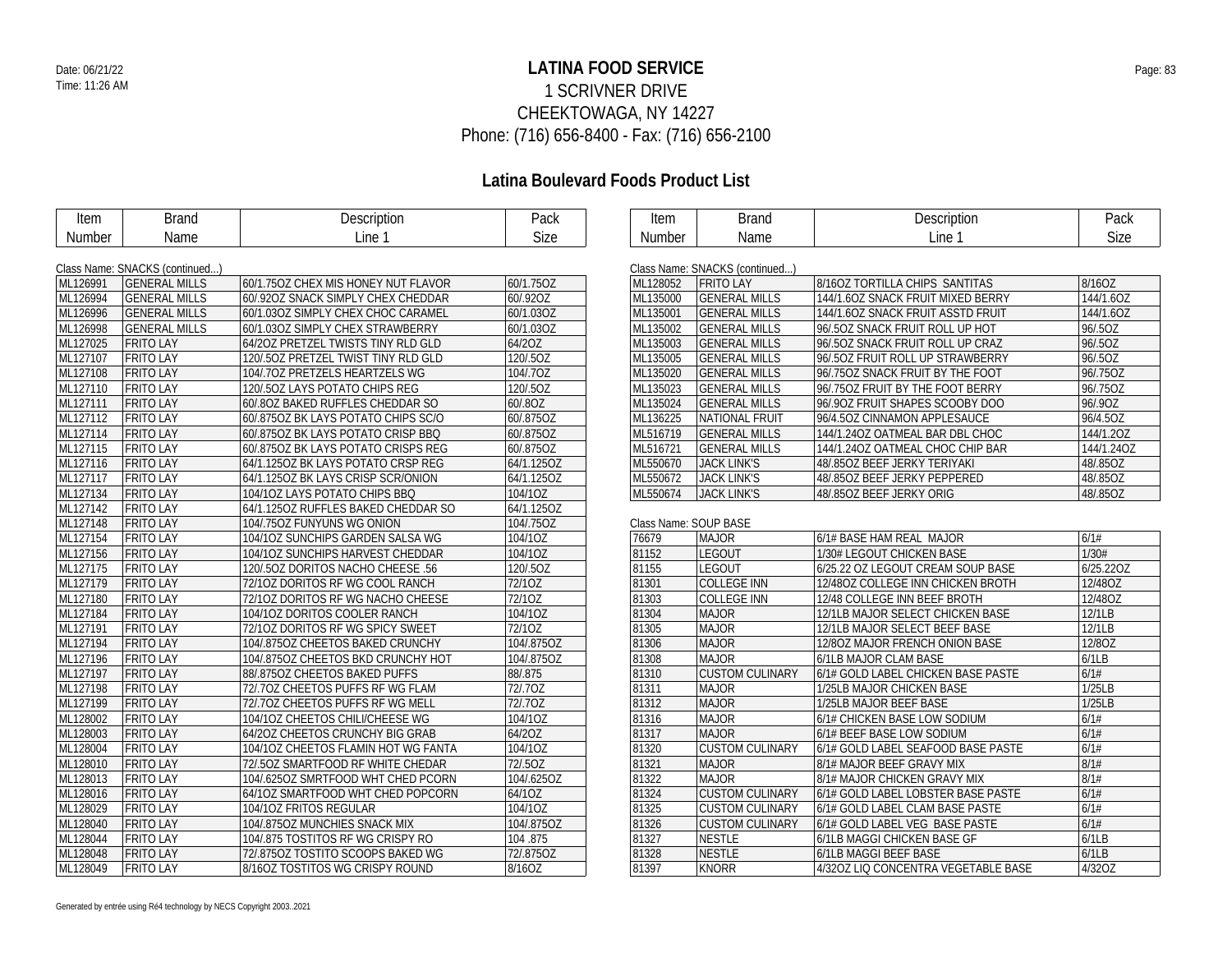# LATINA FOOD SERVICE

1 SCRIVNER DRIVE
CHEEKTOWAGA, NY 14227
Phone: (716) 656-8400 - Fax: (716) 656-2100

Date: 06/21/22
Time: 11:26 AM

## Latina Boulevard Foods Product List

Class Name: SNACKS (continued...)

| Item Number | Brand Name | Description Line 1 | Pack Size |
|---|---|---|---|
| ML126991 | GENERAL MILLS | 60/1.75OZ CHEX MIS HONEY NUT FLAVOR | 60/1.75OZ |
| ML126994 | GENERAL MILLS | 60/.92OZ SNACK SIMPLY CHEX CHEDDAR | 60/.92OZ |
| ML126996 | GENERAL MILLS | 60/1.03OZ SIMPLY CHEX CHOC CARAMEL | 60/1.03OZ |
| ML126998 | GENERAL MILLS | 60/1.03OZ SIMPLY CHEX STRAWBERRY | 60/1.03OZ |
| ML127025 | FRITO LAY | 64/2OZ PRETZEL TWISTS TINY RLD GLD | 64/2OZ |
| ML127107 | FRITO LAY | 120/.5OZ PRETZEL TWIST TINY RLD GLD | 120/.5OZ |
| ML127108 | FRITO LAY | 104/.7OZ PRETZELS HEARTZELS WG | 104/.7OZ |
| ML127110 | FRITO LAY | 120/.5OZ LAYS POTATO CHIPS REG | 120/.5OZ |
| ML127111 | FRITO LAY | 60/.8OZ BAKED RUFFLES CHEDDAR SO | 60/.8OZ |
| ML127112 | FRITO LAY | 60/.875OZ BK LAYS POTATO CHIPS SC/O | 60/.875OZ |
| ML127114 | FRITO LAY | 60/.875OZ BK LAYS POTATO CRISP BBQ | 60/.875OZ |
| ML127115 | FRITO LAY | 60/.875OZ BK LAYS POTATO CRISPS REG | 60/.875OZ |
| ML127116 | FRITO LAY | 64/1.125OZ BK LAYS POTATO CRSP REG | 64/1.125OZ |
| ML127117 | FRITO LAY | 64/1.125OZ BK LAYS CRISP SCR/ONION | 64/1.125OZ |
| ML127134 | FRITO LAY | 104/1OZ LAYS POTATO CHIPS BBQ | 104/1OZ |
| ML127142 | FRITO LAY | 64/1.125OZ RUFFLES BAKED CHEDDAR SO | 64/1.125OZ |
| ML127148 | FRITO LAY | 104/.75OZ FUNYUNS WG ONION | 104/.75OZ |
| ML127154 | FRITO LAY | 104/1OZ SUNCHIPS GARDEN SALSA WG | 104/1OZ |
| ML127156 | FRITO LAY | 104/1OZ SUNCHIPS HARVEST CHEDDAR | 104/1OZ |
| ML127175 | FRITO LAY | 120/.5OZ DORITOS NACHO CHEESE .56 | 120/.5OZ |
| ML127179 | FRITO LAY | 72/1OZ DORITOS RF WG COOL RANCH | 72/1OZ |
| ML127180 | FRITO LAY | 72/1OZ DORITOS RF WG NACHO CHEESE | 72/1OZ |
| ML127184 | FRITO LAY | 104/1OZ DORITOS COOLER RANCH | 104/1OZ |
| ML127191 | FRITO LAY | 72/1OZ DORITOS RF WG SPICY SWEET | 72/1OZ |
| ML127194 | FRITO LAY | 104/.875OZ CHEETOS BAKED CRUNCHY | 104/.875OZ |
| ML127196 | FRITO LAY | 104/.875OZ CHEETOS BKD CRUNCHY HOT | 104/.875OZ |
| ML127197 | FRITO LAY | 88/.875OZ CHEETOS BAKED PUFFS | 88/.875 |
| ML127198 | FRITO LAY | 72/.7OZ CHEETOS PUFFS RF WG FLAM | 72/.7OZ |
| ML127199 | FRITO LAY | 72/.7OZ CHEETOS PUFFS RF WG MELL | 72/.7OZ |
| ML128002 | FRITO LAY | 104/1OZ CHEETOS CHILI/CHEESE WG | 104/1OZ |
| ML128003 | FRITO LAY | 64/2OZ CHEETOS CRUNCHY BIG GRAB | 64/2OZ |
| ML128004 | FRITO LAY | 104/1OZ CHEETOS FLAMIN HOT WG FANTA | 104/1OZ |
| ML128010 | FRITO LAY | 72/.5OZ SMARTFOOD RF WHITE CHEDAR | 72/.5OZ |
| ML128013 | FRITO LAY | 104/.625OZ SMRTFOOD WHT CHED PCORN | 104/.625OZ |
| ML128016 | FRITO LAY | 64/1OZ SMARTFOOD WHT CHED POPCORN | 64/1OZ |
| ML128029 | FRITO LAY | 104/1OZ FRITOS REGULAR | 104/1OZ |
| ML128040 | FRITO LAY | 104/.875OZ MUNCHIES SNACK MIX | 104/.875OZ |
| ML128044 | FRITO LAY | 104/.875 TOSTITOS RF WG CRISPY RO | 104 .875 |
| ML128048 | FRITO LAY | 72/.875OZ TOSTITO SCOOPS BAKED WG | 72/.875OZ |
| ML128049 | FRITO LAY | 8/16OZ TOSTITOS WG CRISPY ROUND | 8/16OZ |
| ML128052 | FRITO LAY | 8/16OZ TORTILLA CHIPS SANTITAS | 8/16OZ |
| ML135000 | GENERAL MILLS | 144/1.6OZ SNACK FRUIT MIXED BERRY | 144/1.6OZ |
| ML135001 | GENERAL MILLS | 144/1.6OZ SNACK FRUIT ASSTD FRUIT | 144/1.6OZ |
| ML135002 | GENERAL MILLS | 96/.5OZ SNACK FRUIT ROLL UP HOT | 96/.5OZ |
| ML135003 | GENERAL MILLS | 96/.5OZ SNACK FRUIT ROLL UP CRAZ | 96/.5OZ |
| ML135005 | GENERAL MILLS | 96/.5OZ FRUIT ROLL UP STRAWBERRY | 96/.5OZ |
| ML135020 | GENERAL MILLS | 96/.75OZ SNACK FRUIT BY THE FOOT | 96/.75OZ |
| ML135023 | GENERAL MILLS | 96/.75OZ FRUIT BY THE FOOT BERRY | 96/.75OZ |
| ML135024 | GENERAL MILLS | 96/.9OZ FRUIT SHAPES SCOOBY DOO | 96/.9OZ |
| ML136225 | NATIONAL FRUIT | 96/4.5OZ CINNAMON APPLESAUCE | 96/4.5OZ |
| ML516719 | GENERAL MILLS | 144/1.24OZ OATMEAL BAR DBL CHOC | 144/1.2OZ |
| ML516721 | GENERAL MILLS | 144/1.24OZ OATMEAL CHOC CHIP BAR | 144/1.24OZ |
| ML550670 | JACK LINK'S | 48/.85OZ BEEF JERKY TERIYAKI | 48/.85OZ |
| ML550672 | JACK LINK'S | 48/.85OZ BEEF JERKY PEPPERED | 48/.85OZ |
| ML550674 | JACK LINK'S | 48/.85OZ BEEF JERKY ORIG | 48/.85OZ |

Class Name: SOUP BASE

| Item Number | Brand Name | Description Line 1 | Pack Size |
|---|---|---|---|
| 76679 | MAJOR | 6/1# BASE HAM REAL MAJOR | 6/1# |
| 81152 | LEGOUT | 1/30# LEGOUT CHICKEN BASE | 1/30# |
| 81155 | LEGOUT | 6/25.22 OZ LEGOUT CREAM SOUP BASE | 6/25.22OZ |
| 81301 | COLLEGE INN | 12/48OZ COLLEGE INN CHICKEN BROTH | 12/48OZ |
| 81303 | COLLEGE INN | 12/48 COLLEGE INN BEEF BROTH | 12/48OZ |
| 81304 | MAJOR | 12/1LB MAJOR SELECT CHICKEN BASE | 12/1LB |
| 81305 | MAJOR | 12/1LB MAJOR SELECT BEEF BASE | 12/1LB |
| 81306 | MAJOR | 12/8OZ MAJOR FRENCH ONION BASE | 12/8OZ |
| 81308 | MAJOR | 6/1LB MAJOR CLAM BASE | 6/1LB |
| 81310 | CUSTOM CULINARY | 6/1# GOLD LABEL CHICKEN BASE PASTE | 6/1# |
| 81311 | MAJOR | 1/25LB MAJOR CHICKEN BASE | 1/25LB |
| 81312 | MAJOR | 1/25LB MAJOR BEEF BASE | 1/25LB |
| 81316 | MAJOR | 6/1# CHICKEN BASE LOW SODIUM | 6/1# |
| 81317 | MAJOR | 6/1# BEEF BASE LOW SODIUM | 6/1# |
| 81320 | CUSTOM CULINARY | 6/1# GOLD LABEL SEAFOOD BASE PASTE | 6/1# |
| 81321 | MAJOR | 8/1# MAJOR BEEF GRAVY MIX | 8/1# |
| 81322 | MAJOR | 8/1# MAJOR CHICKEN GRAVY MIX | 8/1# |
| 81324 | CUSTOM CULINARY | 6/1# GOLD LABEL LOBSTER BASE PASTE | 6/1# |
| 81325 | CUSTOM CULINARY | 6/1# GOLD LABEL CLAM BASE PASTE | 6/1# |
| 81326 | CUSTOM CULINARY | 6/1# GOLD LABEL VEG BASE PASTE | 6/1# |
| 81327 | NESTLE | 6/1LB MAGGI CHICKEN BASE GF | 6/1LB |
| 81328 | NESTLE | 6/1LB MAGGI BEEF BASE | 6/1LB |
| 81397 | KNORR | 4/32OZ LIQ CONCENTRA VEGETABLE BASE | 4/32OZ |

Generated by entrée using Ré4 technology by NECS Copyright 2003..2021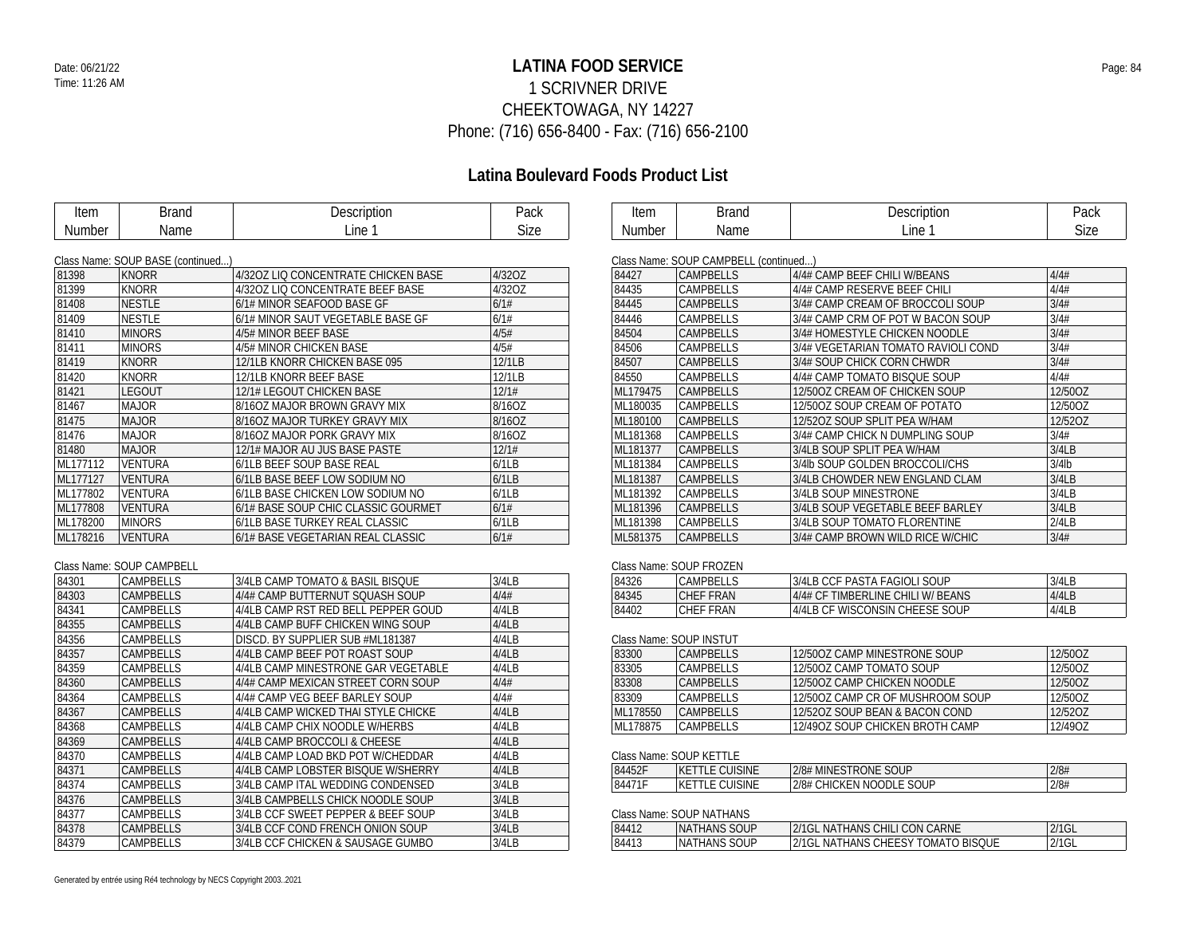# LATINA FOOD SERVICE

1 SCRIVNER DRIVE
CHEEKTOWAGA, NY 14227
Phone: (716) 656-8400 - Fax: (716) 656-2100

## Latina Boulevard Foods Product List

Class Name: SOUP BASE (continued...)

| Item Number | Brand Name | Description Line 1 | Pack Size |
|---|---|---|---|
| 81398 | KNORR | 4/32OZ LIQ CONCENTRATE CHICKEN BASE | 4/32OZ |
| 81399 | KNORR | 4/32OZ LIQ CONCENTRATE BEEF BASE | 4/32OZ |
| 81408 | NESTLE | 6/1# MINOR SEAFOOD BASE GF | 6/1# |
| 81409 | NESTLE | 6/1# MINOR SAUT VEGETABLE BASE GF | 6/1# |
| 81410 | MINORS | 4/5# MINOR BEEF BASE | 4/5# |
| 81411 | MINORS | 4/5# MINOR CHICKEN BASE | 4/5# |
| 81419 | KNORR | 12/1LB KNORR CHICKEN BASE 095 | 12/1LB |
| 81420 | KNORR | 12/1LB KNORR BEEF BASE | 12/1LB |
| 81421 | LEGOUT | 12/1# LEGOUT CHICKEN BASE | 12/1# |
| 81467 | MAJOR | 8/16OZ MAJOR BROWN GRAVY MIX | 8/16OZ |
| 81475 | MAJOR | 8/16OZ MAJOR TURKEY GRAVY MIX | 8/16OZ |
| 81476 | MAJOR | 8/16OZ MAJOR PORK GRAVY MIX | 8/16OZ |
| 81480 | MAJOR | 12/1# MAJOR AU JUS BASE PASTE | 12/1# |
| ML177112 | VENTURA | 6/1LB BEEF SOUP BASE REAL | 6/1LB |
| ML177127 | VENTURA | 6/1LB BASE BEEF LOW SODIUM NO | 6/1LB |
| ML177802 | VENTURA | 6/1LB BASE CHICKEN LOW SODIUM NO | 6/1LB |
| ML177808 | VENTURA | 6/1# BASE SOUP CHIC CLASSIC GOURMET | 6/1# |
| ML178200 | MINORS | 6/1LB BASE TURKEY REAL CLASSIC | 6/1LB |
| ML178216 | VENTURA | 6/1# BASE VEGETARIAN REAL CLASSIC | 6/1# |

Class Name: SOUP CAMPBELL

| Item Number | Brand Name | Description Line 1 | Pack Size |
|---|---|---|---|
| 84301 | CAMPBELLS | 3/4LB CAMP TOMATO & BASIL BISQUE | 3/4LB |
| 84303 | CAMPBELLS | 4/4# CAMP BUTTERNUT SQUASH SOUP | 4/4# |
| 84341 | CAMPBELLS | 4/4LB CAMP RST RED BELL PEPPER GOUD | 4/4LB |
| 84355 | CAMPBELLS | 4/4LB CAMP BUFF CHICKEN WING SOUP | 4/4LB |
| 84356 | CAMPBELLS | DISCD. BY SUPPLIER SUB #ML181387 | 4/4LB |
| 84357 | CAMPBELLS | 4/4LB CAMP BEEF POT ROAST SOUP | 4/4LB |
| 84359 | CAMPBELLS | 4/4LB CAMP MINESTRONE GAR VEGETABLE | 4/4LB |
| 84360 | CAMPBELLS | 4/4# CAMP MEXICAN STREET CORN SOUP | 4/4# |
| 84364 | CAMPBELLS | 4/4# CAMP VEG BEEF BARLEY SOUP | 4/4# |
| 84367 | CAMPBELLS | 4/4LB CAMP WICKED THAI STYLE CHICKE | 4/4LB |
| 84368 | CAMPBELLS | 4/4LB CAMP CHIX NOODLE W/HERBS | 4/4LB |
| 84369 | CAMPBELLS | 4/4LB CAMP BROCCOLI & CHEESE | 4/4LB |
| 84370 | CAMPBELLS | 4/4LB CAMP LOAD BKD POT W/CHEDDAR | 4/4LB |
| 84371 | CAMPBELLS | 4/4LB CAMP LOBSTER BISQUE W/SHERRY | 4/4LB |
| 84374 | CAMPBELLS | 3/4LB CAMP ITAL WEDDING CONDENSED | 3/4LB |
| 84376 | CAMPBELLS | 3/4LB CAMPBELLS CHICK NOODLE SOUP | 3/4LB |
| 84377 | CAMPBELLS | 3/4LB CCF SWEET PEPPER & BEEF SOUP | 3/4LB |
| 84378 | CAMPBELLS | 3/4LB CCF COND FRENCH ONION SOUP | 3/4LB |
| 84379 | CAMPBELLS | 3/4LB CCF CHICKEN & SAUSAGE GUMBO | 3/4LB |

Class Name: SOUP CAMPBELL (continued...)

| Item Number | Brand Name | Description Line 1 | Pack Size |
|---|---|---|---|
| 84427 | CAMPBELLS | 4/4# CAMP BEEF CHILI W/BEANS | 4/4# |
| 84435 | CAMPBELLS | 4/4# CAMP RESERVE BEEF CHILI | 4/4# |
| 84445 | CAMPBELLS | 3/4# CAMP CREAM OF BROCCOLI SOUP | 3/4# |
| 84446 | CAMPBELLS | 3/4# CAMP CRM OF POT W BACON SOUP | 3/4# |
| 84504 | CAMPBELLS | 3/4# HOMESTYLE CHICKEN NOODLE | 3/4# |
| 84506 | CAMPBELLS | 3/4# VEGETARIAN TOMATO RAVIOLI COND | 3/4# |
| 84507 | CAMPBELLS | 3/4# SOUP CHICK CORN CHWDR | 3/4# |
| 84550 | CAMPBELLS | 4/4# CAMP TOMATO BISQUE SOUP | 4/4# |
| ML179475 | CAMPBELLS | 12/50OZ CREAM OF CHICKEN SOUP | 12/50OZ |
| ML180035 | CAMPBELLS | 12/50OZ SOUP CREAM OF POTATO | 12/50OZ |
| ML180100 | CAMPBELLS | 12/52OZ SOUP SPLIT PEA W/HAM | 12/52OZ |
| ML181368 | CAMPBELLS | 3/4# CAMP CHICK N DUMPLING SOUP | 3/4# |
| ML181377 | CAMPBELLS | 3/4LB SOUP SPLIT PEA W/HAM | 3/4LB |
| ML181384 | CAMPBELLS | 3/4lb SOUP GOLDEN BROCCOLI/CHS | 3/4lb |
| ML181387 | CAMPBELLS | 3/4LB CHOWDER NEW ENGLAND CLAM | 3/4LB |
| ML181392 | CAMPBELLS | 3/4LB SOUP MINESTRONE | 3/4LB |
| ML181396 | CAMPBELLS | 3/4LB SOUP VEGETABLE BEEF BARLEY | 3/4LB |
| ML181398 | CAMPBELLS | 3/4LB SOUP TOMATO FLORENTINE | 2/4LB |
| ML581375 | CAMPBELLS | 3/4# CAMP BROWN WILD RICE W/CHIC | 3/4# |

Class Name: SOUP FROZEN

| Item Number | Brand Name | Description Line 1 | Pack Size |
|---|---|---|---|
| 84326 | CAMPBELLS | 3/4LB CCF PASTA FAGIOLI SOUP | 3/4LB |
| 84345 | CHEF FRAN | 4/4# CF TIMBERLINE CHILI W/ BEANS | 4/4LB |
| 84402 | CHEF FRAN | 4/4LB CF WISCONSIN CHEESE SOUP | 4/4LB |

Class Name: SOUP INSTUT

| Item Number | Brand Name | Description Line 1 | Pack Size |
|---|---|---|---|
| 83300 | CAMPBELLS | 12/50OZ CAMP MINESTRONE SOUP | 12/50OZ |
| 83305 | CAMPBELLS | 12/50OZ CAMP TOMATO SOUP | 12/50OZ |
| 83308 | CAMPBELLS | 12/50OZ CAMP CHICKEN NOODLE | 12/50OZ |
| 83309 | CAMPBELLS | 12/50OZ CAMP CR OF MUSHROOM SOUP | 12/50OZ |
| ML178550 | CAMPBELLS | 12/52OZ SOUP BEAN & BACON COND | 12/52OZ |
| ML178875 | CAMPBELLS | 12/49OZ SOUP CHICKEN BROTH CAMP | 12/49OZ |

Class Name: SOUP KETTLE

| Item Number | Brand Name | Description Line 1 | Pack Size |
|---|---|---|---|
| 84452F | KETTLE CUISINE | 2/8# MINESTRONE SOUP | 2/8# |
| 84471F | KETTLE CUISINE | 2/8# CHICKEN NOODLE SOUP | 2/8# |

Class Name: SOUP NATHANS

| Item Number | Brand Name | Description Line 1 | Pack Size |
|---|---|---|---|
| 84412 | NATHANS SOUP | 2/1GL NATHANS CHILI CON CARNE | 2/1GL |
| 84413 | NATHANS SOUP | 2/1GL NATHANS CHEESY TOMATO BISQUE | 2/1GL |

Generated by entrée using Ré4 technology by NECS Copyright 2003..2021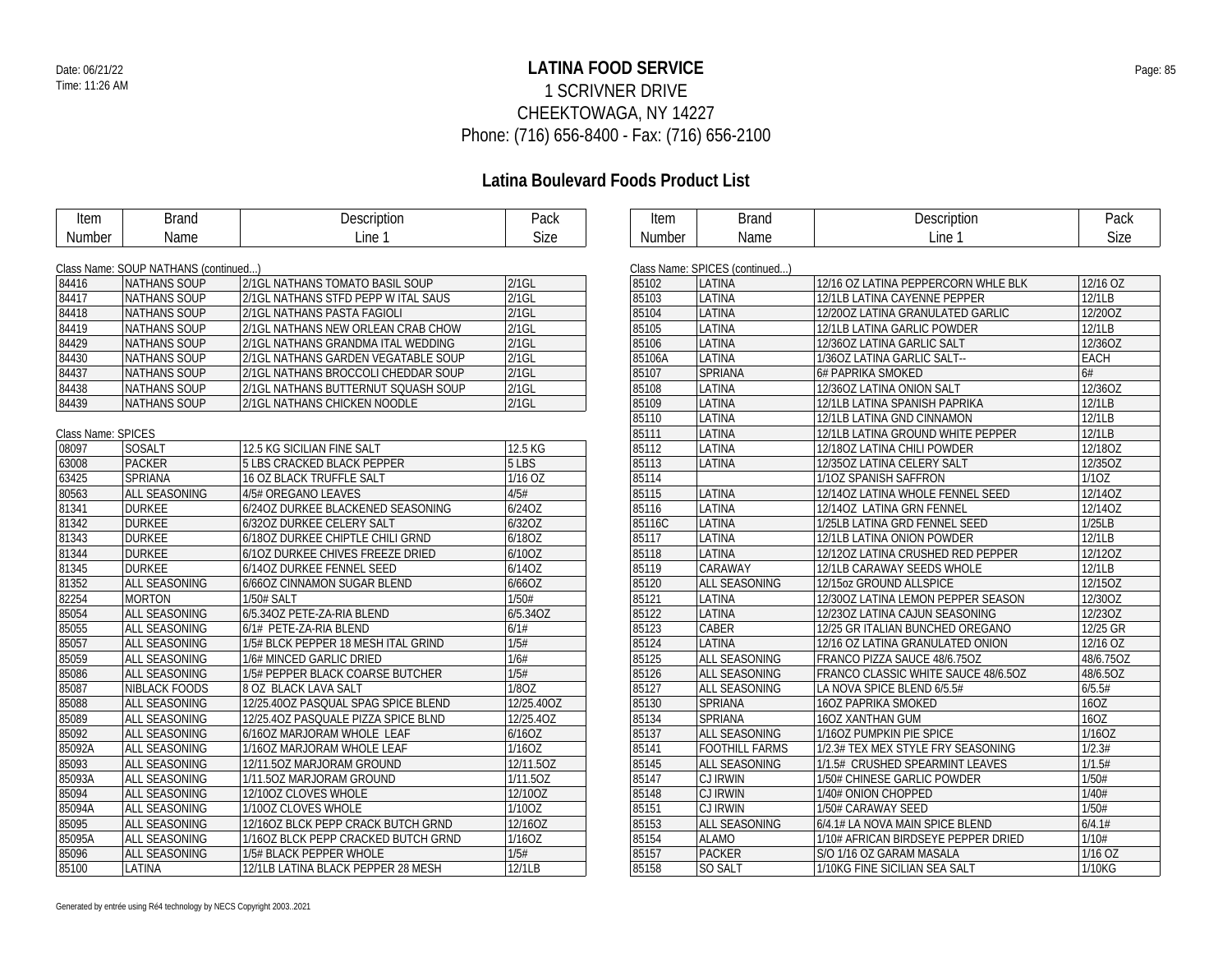# LATINA FOOD SERVICE

1 SCRIVNER DRIVE
CHEEKTOWAGA, NY 14227
Phone: (716) 656-8400 - Fax: (716) 656-2100

## Latina Boulevard Foods Product List

Class Name: SOUP NATHANS (continued...)

| Item Number | Brand Name | Description Line 1 | Pack Size |
|---|---|---|---|
| 84416 | NATHANS SOUP | 2/1GL NATHANS TOMATO BASIL SOUP | 2/1GL |
| 84417 | NATHANS SOUP | 2/1GL NATHANS STFD PEPP W ITAL SAUS | 2/1GL |
| 84418 | NATHANS SOUP | 2/1GL NATHANS PASTA FAGIOLI | 2/1GL |
| 84419 | NATHANS SOUP | 2/1GL NATHANS NEW ORLEAN CRAB CHOW | 2/1GL |
| 84429 | NATHANS SOUP | 2/1GL NATHANS GRANDMA ITAL WEDDING | 2/1GL |
| 84430 | NATHANS SOUP | 2/1GL NATHANS GARDEN VEGATABLE SOUP | 2/1GL |
| 84437 | NATHANS SOUP | 2/1GL NATHANS BROCCOLI CHEDDAR SOUP | 2/1GL |
| 84438 | NATHANS SOUP | 2/1GL NATHANS BUTTERNUT SQUASH SOUP | 2/1GL |
| 84439 | NATHANS SOUP | 2/1GL NATHANS CHICKEN NOODLE | 2/1GL |

Class Name: SPICES

| Item Number | Brand Name | Description Line 1 | Pack Size |
|---|---|---|---|
| 08097 | SOSALT | 12.5 KG SICILIAN FINE SALT | 12.5 KG |
| 63008 | PACKER | 5 LBS CRACKED BLACK PEPPER | 5 LBS |
| 63425 | SPRIANA | 16 OZ BLACK TRUFFLE SALT | 1/16 OZ |
| 80563 | ALL SEASONING | 4/5# OREGANO LEAVES | 4/5# |
| 81341 | DURKEE | 6/24OZ DURKEE BLACKENED SEASONING | 6/24OZ |
| 81342 | DURKEE | 6/32OZ DURKEE CELERY SALT | 6/32OZ |
| 81343 | DURKEE | 6/18OZ DURKEE CHIPTLE CHILI GRND | 6/18OZ |
| 81344 | DURKEE | 6/1OZ DURKEE CHIVES FREEZE DRIED | 6/10OZ |
| 81345 | DURKEE | 6/14OZ DURKEE FENNEL SEED | 6/14OZ |
| 81352 | ALL SEASONING | 6/66OZ CINNAMON SUGAR BLEND | 6/66OZ |
| 82254 | MORTON | 1/50# SALT | 1/50# |
| 85054 | ALL SEASONING | 6/5.34OZ PETE-ZA-RIA BLEND | 6/5.34OZ |
| 85055 | ALL SEASONING | 6/1# PETE-ZA-RIA BLEND | 6/1# |
| 85057 | ALL SEASONING | 1/5# BLCK PEPPER 18 MESH ITAL GRIND | 1/5# |
| 85059 | ALL SEASONING | 1/6# MINCED GARLIC DRIED | 1/6# |
| 85086 | ALL SEASONING | 1/5# PEPPER BLACK COARSE BUTCHER | 1/5# |
| 85087 | NIBLACK FOODS | 8 OZ BLACK LAVA SALT | 1/8OZ |
| 85088 | ALL SEASONING | 12/25.40OZ PASQUAL SPAG SPICE BLEND | 12/25.40OZ |
| 85089 | ALL SEASONING | 12/25.4OZ PASQUALE PIZZA SPICE BLND | 12/25.4OZ |
| 85092 | ALL SEASONING | 6/16OZ MARJORAM WHOLE LEAF | 6/16OZ |
| 85092A | ALL SEASONING | 1/16OZ MARJORAM WHOLE LEAF | 1/16OZ |
| 85093 | ALL SEASONING | 12/11.5OZ MARJORAM GROUND | 12/11.5OZ |
| 85093A | ALL SEASONING | 1/11.5OZ MARJORAM GROUND | 1/11.5OZ |
| 85094 | ALL SEASONING | 12/10OZ CLOVES WHOLE | 12/10OZ |
| 85094A | ALL SEASONING | 1/10OZ CLOVES WHOLE | 1/10OZ |
| 85095 | ALL SEASONING | 12/16OZ BLCK PEPP CRACK BUTCH GRND | 12/16OZ |
| 85095A | ALL SEASONING | 1/16OZ BLCK PEPP CRACKED BUTCH GRND | 1/16OZ |
| 85096 | ALL SEASONING | 1/5# BLACK PEPPER WHOLE | 1/5# |
| 85100 | LATINA | 12/1LB LATINA BLACK PEPPER 28 MESH | 12/1LB |

Class Name: SPICES (continued...)

| Item Number | Brand Name | Description Line 1 | Pack Size |
|---|---|---|---|
| 85102 | LATINA | 12/16 OZ LATINA PEPPERCORN WHLE BLK | 12/16 OZ |
| 85103 | LATINA | 12/1LB LATINA CAYENNE PEPPER | 12/1LB |
| 85104 | LATINA | 12/20OZ LATINA GRANULATED GARLIC | 12/20OZ |
| 85105 | LATINA | 12/1LB LATINA GARLIC POWDER | 12/1LB |
| 85106 | LATINA | 12/36OZ LATINA GARLIC SALT | 12/36OZ |
| 85106A | LATINA | 1/36OZ LATINA GARLIC SALT-- | EACH |
| 85107 | SPRIANA | 6# PAPRIKA SMOKED | 6# |
| 85108 | LATINA | 12/36OZ LATINA ONION SALT | 12/36OZ |
| 85109 | LATINA | 12/1LB LATINA SPANISH PAPRIKA | 12/1LB |
| 85110 | LATINA | 12/1LB LATINA GND CINNAMON | 12/1LB |
| 85111 | LATINA | 12/1LB LATINA GROUND WHITE PEPPER | 12/1LB |
| 85112 | LATINA | 12/18OZ LATINA CHILI POWDER | 12/18OZ |
| 85113 | LATINA | 12/35OZ LATINA CELERY SALT | 12/35OZ |
| 85114 | | 1/1OZ SPANISH SAFFRON | 1/1OZ |
| 85115 | LATINA | 12/14OZ LATINA WHOLE FENNEL SEED | 12/14OZ |
| 85116 | LATINA | 12/14OZ LATINA GRN FENNEL | 12/14OZ |
| 85116C | LATINA | 1/25LB LATINA GRD FENNEL SEED | 1/25LB |
| 85117 | LATINA | 12/1LB LATINA ONION POWDER | 12/1LB |
| 85118 | LATINA | 12/12OZ LATINA CRUSHED RED PEPPER | 12/12OZ |
| 85119 | CARAWAY | 12/1LB CARAWAY SEEDS WHOLE | 12/1LB |
| 85120 | ALL SEASONING | 12/15oz GROUND ALLSPICE | 12/15OZ |
| 85121 | LATINA | 12/30OZ LATINA LEMON PEPPER SEASON | 12/30OZ |
| 85122 | LATINA | 12/23OZ LATINA CAJUN SEASONING | 12/23OZ |
| 85123 | CABER | 12/25 GR ITALIAN BUNCHED OREGANO | 12/25 GR |
| 85124 | LATINA | 12/16 OZ LATINA GRANULATED ONION | 12/16 OZ |
| 85125 | ALL SEASONING | FRANCO PIZZA SAUCE 48/6.75OZ | 48/6.75OZ |
| 85126 | ALL SEASONING | FRANCO CLASSIC WHITE SAUCE 48/6.5OZ | 48/6.5OZ |
| 85127 | ALL SEASONING | LA NOVA SPICE BLEND 6/5.5# | 6/5.5# |
| 85130 | SPRIANA | 16OZ PAPRIKA SMOKED | 16OZ |
| 85134 | SPRIANA | 16OZ XANTHAN GUM | 16OZ |
| 85137 | ALL SEASONING | 1/16OZ PUMPKIN PIE SPICE | 1/16OZ |
| 85141 | FOOTHILL FARMS | 1/2.3# TEX MEX STYLE FRY SEASONING | 1/2.3# |
| 85145 | ALL SEASONING | 1/1.5# CRUSHED SPEARMINT LEAVES | 1/1.5# |
| 85147 | CJ IRWIN | 1/50# CHINESE GARLIC POWDER | 1/50# |
| 85148 | CJ IRWIN | 1/40# ONION CHOPPED | 1/40# |
| 85151 | CJ IRWIN | 1/50# CARAWAY SEED | 1/50# |
| 85153 | ALL SEASONING | 6/4.1# LA NOVA MAIN SPICE BLEND | 6/4.1# |
| 85154 | ALAMO | 1/10# AFRICAN BIRDSEYE PEPPER DRIED | 1/10# |
| 85157 | PACKER | S/O 1/16 OZ GARAM MASALA | 1/16 OZ |
| 85158 | SO SALT | 1/10KG FINE SICILIAN SEA SALT | 1/10KG |

Generated by entrée using Ré4 technology by NECS Copyright 2003..2021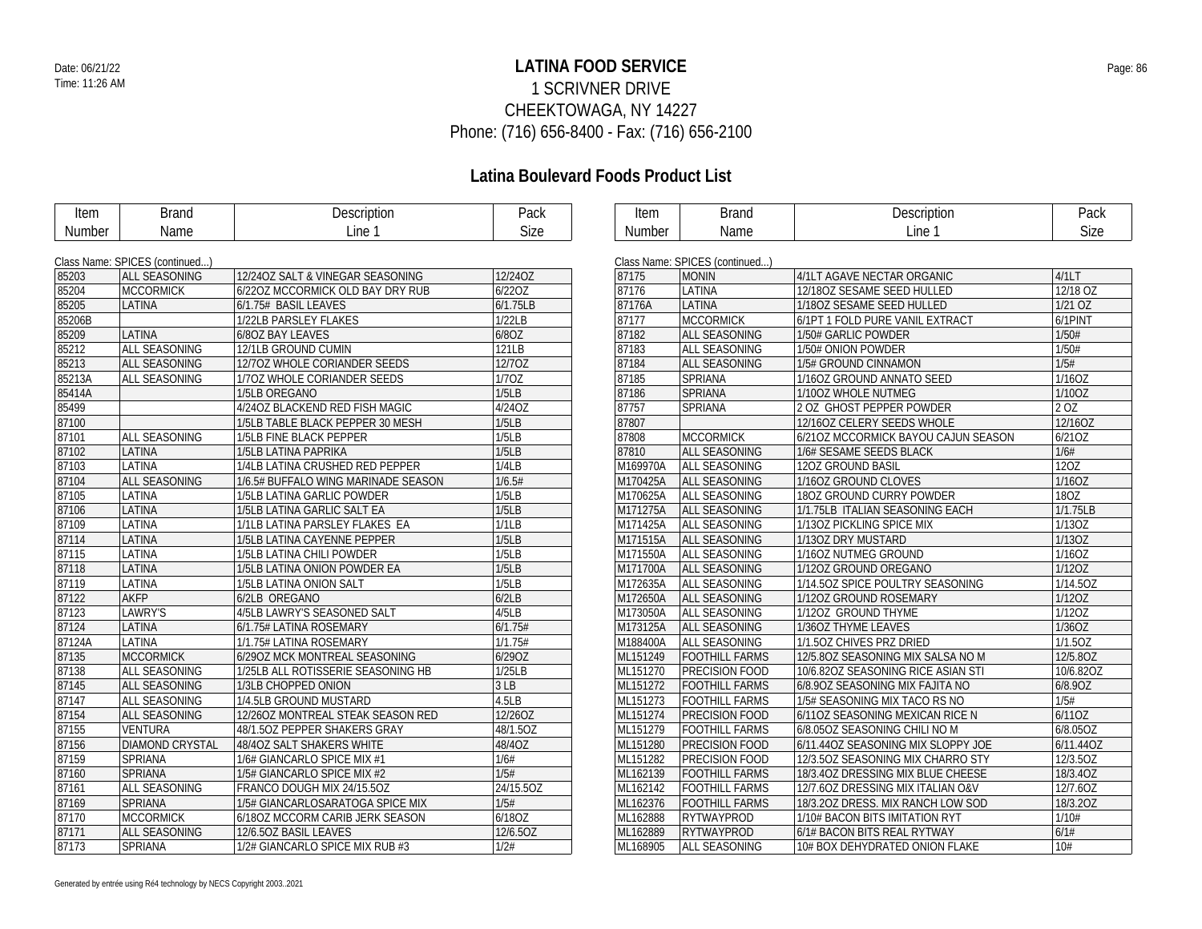Date: 06/21/22
Time: 11:26 AM

# LATINA FOOD SERVICE

1 SCRIVNER DRIVE
CHEEKTOWAGA, NY 14227
Phone: (716) 656-8400 - Fax: (716) 656-2100

## Latina Boulevard Foods Product List

Class Name: SPICES (continued...)

| Item Number | Brand Name | Description Line 1 | Pack Size |
|---|---|---|---|
| 85203 | ALL SEASONING | 12/24OZ SALT & VINEGAR SEASONING | 12/24OZ |
| 85204 | MCCORMICK | 6/22OZ MCCORMICK OLD BAY DRY RUB | 6/22OZ |
| 85205 | LATINA | 6/1.75# BASIL LEAVES | 6/1.75LB |
| 85206B | | 1/22LB PARSLEY FLAKES | 1/22LB |
| 85209 | LATINA | 6/8OZ BAY LEAVES | 6/8OZ |
| 85212 | ALL SEASONING | 12/1LB GROUND CUMIN | 121LB |
| 85213 | ALL SEASONING | 12/7OZ WHOLE CORIANDER SEEDS | 12/7OZ |
| 85213A | ALL SEASONING | 1/7OZ WHOLE CORIANDER SEEDS | 1/7OZ |
| 85414A | | 1/5LB OREGANO | 1/5LB |
| 85499 | | 4/24OZ BLACKEND RED FISH MAGIC | 4/24OZ |
| 87100 | | 1/5LB TABLE BLACK PEPPER 30 MESH | 1/5LB |
| 87101 | ALL SEASONING | 1/5LB FINE BLACK PEPPER | 1/5LB |
| 87102 | LATINA | 1/5LB LATINA PAPRIKA | 1/5LB |
| 87103 | LATINA | 1/4LB LATINA CRUSHED RED PEPPER | 1/4LB |
| 87104 | ALL SEASONING | 1/6.5# BUFFALO WING MARINADE SEASON | 1/6.5# |
| 87105 | LATINA | 1/5LB LATINA GARLIC POWDER | 1/5LB |
| 87106 | LATINA | 1/5LB LATINA GARLIC SALT EA | 1/5LB |
| 87109 | LATINA | 1/1LB LATINA PARSLEY FLAKES EA | 1/1LB |
| 87114 | LATINA | 1/5LB LATINA CAYENNE PEPPER | 1/5LB |
| 87115 | LATINA | 1/5LB LATINA CHILI POWDER | 1/5LB |
| 87118 | LATINA | 1/5LB LATINA ONION POWDER EA | 1/5LB |
| 87119 | LATINA | 1/5LB LATINA ONION SALT | 1/5LB |
| 87122 | AKFP | 6/2LB OREGANO | 6/2LB |
| 87123 | LAWRY'S | 4/5LB LAWRY'S SEASONED SALT | 4/5LB |
| 87124 | LATINA | 6/1.75# LATINA ROSEMARY | 6/1.75# |
| 87124A | LATINA | 1/1.75# LATINA ROSEMARY | 1/1.75# |
| 87135 | MCCORMICK | 6/29OZ MCK MONTREAL SEASONING | 6/29OZ |
| 87138 | ALL SEASONING | 1/25LB ALL ROTISSERIE SEASONING HB | 1/25LB |
| 87145 | ALL SEASONING | 1/3LB CHOPPED ONION | 3 LB |
| 87147 | ALL SEASONING | 1/4.5LB GROUND MUSTARD | 4.5LB |
| 87154 | ALL SEASONING | 12/26OZ MONTREAL STEAK SEASON RED | 12/26OZ |
| 87155 | VENTURA | 48/1.5OZ PEPPER SHAKERS GRAY | 48/1.5OZ |
| 87156 | DIAMOND CRYSTAL | 48/4OZ SALT SHAKERS WHITE | 48/4OZ |
| 87159 | SPRIANA | 1/6# GIANCARLO SPICE MIX #1 | 1/6# |
| 87160 | SPRIANA | 1/5# GIANCARLO SPICE MIX #2 | 1/5# |
| 87161 | ALL SEASONING | FRANCO DOUGH MIX 24/15.5OZ | 24/15.5OZ |
| 87169 | SPRIANA | 1/5# GIANCARLOSARATOGA SPICE MIX | 1/5# |
| 87170 | MCCORMICK | 6/18OZ MCCORM CARIB JERK SEASON | 6/18OZ |
| 87171 | ALL SEASONING | 12/6.5OZ BASIL LEAVES | 12/6.5OZ |
| 87173 | SPRIANA | 1/2# GIANCARLO SPICE MIX RUB #3 | 1/2# |
| 87175 | MONIN | 4/1LT AGAVE NECTAR ORGANIC | 4/1LT |
| 87176 | LATINA | 12/18OZ SESAME SEED HULLED | 12/18 OZ |
| 87176A | LATINA | 1/18OZ SESAME SEED HULLED | 1/21 OZ |
| 87177 | MCCORMICK | 6/1PT 1 FOLD PURE VANIL EXTRACT | 6/1PINT |
| 87182 | ALL SEASONING | 1/50# GARLIC POWDER | 1/50# |
| 87183 | ALL SEASONING | 1/50# ONION POWDER | 1/50# |
| 87184 | ALL SEASONING | 1/5# GROUND CINNAMON | 1/5# |
| 87185 | SPRIANA | 1/16OZ GROUND ANNATO SEED | 1/16OZ |
| 87186 | SPRIANA | 1/10OZ WHOLE NUTMEG | 1/10OZ |
| 87757 | SPRIANA | 2 OZ GHOST PEPPER POWDER | 2 OZ |
| 87807 | | 12/16OZ CELERY SEEDS WHOLE | 12/16OZ |
| 87808 | MCCORMICK | 6/21OZ MCCORMICK BAYOU CAJUN SEASON | 6/21OZ |
| 87810 | ALL SEASONING | 1/6# SESAME SEEDS BLACK | 1/6# |
| M169970A | ALL SEASONING | 12OZ GROUND BASIL | 12OZ |
| M170425A | ALL SEASONING | 1/16OZ GROUND CLOVES | 1/16OZ |
| M170625A | ALL SEASONING | 18OZ GROUND CURRY POWDER | 18OZ |
| M171275A | ALL SEASONING | 1/1.75LB ITALIAN SEASONING EACH | 1/1.75LB |
| M171425A | ALL SEASONING | 1/13OZ PICKLING SPICE MIX | 1/13OZ |
| M171515A | ALL SEASONING | 1/13OZ DRY MUSTARD | 1/13OZ |
| M171550A | ALL SEASONING | 1/16OZ NUTMEG GROUND | 1/16OZ |
| M171700A | ALL SEASONING | 1/12OZ GROUND OREGANO | 1/12OZ |
| M172635A | ALL SEASONING | 1/14.5OZ SPICE POULTRY SEASONING | 1/14.5OZ |
| M172650A | ALL SEASONING | 1/12OZ GROUND ROSEMARY | 1/12OZ |
| M173050A | ALL SEASONING | 1/12OZ GROUND THYME | 1/12OZ |
| M173125A | ALL SEASONING | 1/36OZ THYME LEAVES | 1/36OZ |
| M188400A | ALL SEASONING | 1/1.5OZ CHIVES PRZ DRIED | 1/1.5OZ |
| ML151249 | FOOTHILL FARMS | 12/5.8OZ SEASONING MIX SALSA NO M | 12/5.8OZ |
| ML151270 | PRECISION FOOD | 10/6.82OZ SEASONING RICE ASIAN STI | 10/6.82OZ |
| ML151272 | FOOTHILL FARMS | 6/8.9OZ SEASONING MIX FAJITA NO | 6/8.9OZ |
| ML151273 | FOOTHILL FARMS | 1/5# SEASONING MIX TACO RS NO | 1/5# |
| ML151274 | PRECISION FOOD | 6/11OZ SEASONING MEXICAN RICE N | 6/11OZ |
| ML151279 | FOOTHILL FARMS | 6/8.05OZ SEASONING CHILI NO M | 6/8.05OZ |
| ML151280 | PRECISION FOOD | 6/11.44OZ SEASONING MIX SLOPPY JOE | 6/11.44OZ |
| ML151282 | PRECISION FOOD | 12/3.5OZ SEASONING MIX CHARRO STY | 12/3.5OZ |
| ML162139 | FOOTHILL FARMS | 18/3.4OZ DRESSING MIX BLUE CHEESE | 18/3.4OZ |
| ML162142 | FOOTHILL FARMS | 12/7.6OZ DRESSING MIX ITALIAN O&V | 12/7.6OZ |
| ML162376 | FOOTHILL FARMS | 18/3.2OZ DRESS. MIX RANCH LOW SOD | 18/3.2OZ |
| ML162888 | RYTWAYPROD | 1/10# BACON BITS IMITATION RYT | 1/10# |
| ML162889 | RYTWAYPROD | 6/1# BACON BITS REAL RYTWAY | 6/1# |
| ML168905 | ALL SEASONING | 10# BOX DEHYDRATED ONION FLAKE | 10# |

Generated by entrée using Ré4 technology by NECS Copyright 2003..2021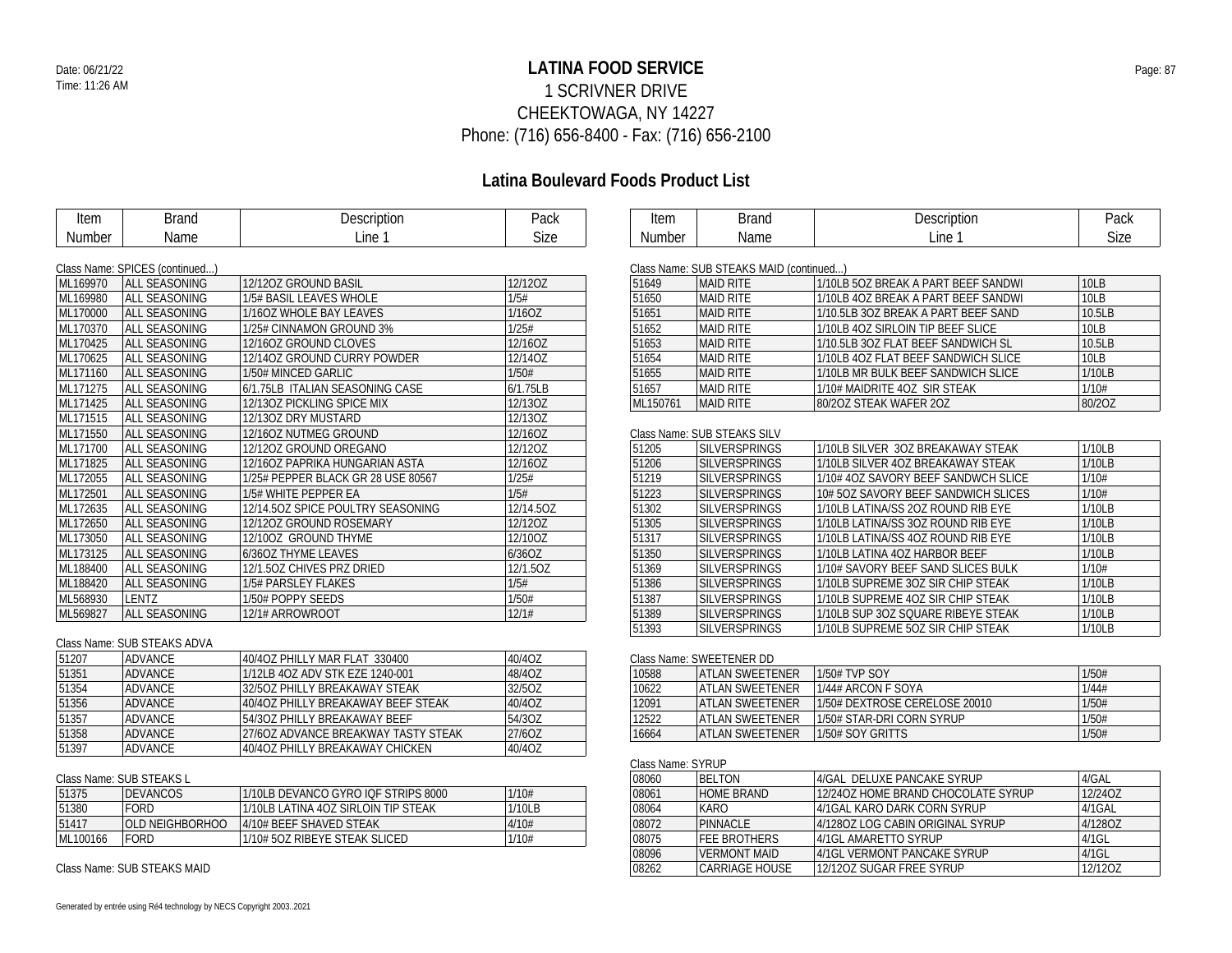# LATINA FOOD SERVICE

1 SCRIVNER DRIVE
CHEEKTOWAGA, NY 14227
Phone: (716) 656-8400 - Fax: (716) 656-2100

Date: 06/21/22
Time: 11:26 AM

## Latina Boulevard Foods Product List

Class Name: SPICES (continued...)

| Item Number | Brand Name | Description Line 1 | Pack Size |
|---|---|---|---|
| ML169970 | ALL SEASONING | 12/12OZ GROUND BASIL | 12/12OZ |
| ML169980 | ALL SEASONING | 1/5# BASIL LEAVES WHOLE | 1/5# |
| ML170000 | ALL SEASONING | 1/16OZ WHOLE BAY LEAVES | 1/16OZ |
| ML170370 | ALL SEASONING | 1/25# CINNAMON GROUND 3% | 1/25# |
| ML170425 | ALL SEASONING | 12/16OZ GROUND CLOVES | 12/16OZ |
| ML170625 | ALL SEASONING | 12/14OZ GROUND CURRY POWDER | 12/14OZ |
| ML171160 | ALL SEASONING | 1/50# MINCED GARLIC | 1/50# |
| ML171275 | ALL SEASONING | 6/1.75LB ITALIAN SEASONING CASE | 6/1.75LB |
| ML171425 | ALL SEASONING | 12/13OZ PICKLING SPICE MIX | 12/13OZ |
| ML171515 | ALL SEASONING | 12/13OZ DRY MUSTARD | 12/13OZ |
| ML171550 | ALL SEASONING | 12/16OZ NUTMEG GROUND | 12/16OZ |
| ML171700 | ALL SEASONING | 12/12OZ GROUND OREGANO | 12/12OZ |
| ML171825 | ALL SEASONING | 12/16OZ PAPRIKA HUNGARIAN ASTA | 12/16OZ |
| ML172055 | ALL SEASONING | 1/25# PEPPER BLACK GR 28 USE 80567 | 1/25# |
| ML172501 | ALL SEASONING | 1/5# WHITE PEPPER EA | 1/5# |
| ML172635 | ALL SEASONING | 12/14.5OZ SPICE POULTRY SEASONING | 12/14.5OZ |
| ML172650 | ALL SEASONING | 12/12OZ GROUND ROSEMARY | 12/12OZ |
| ML173050 | ALL SEASONING | 12/10OZ GROUND THYME | 12/10OZ |
| ML173125 | ALL SEASONING | 6/36OZ THYME LEAVES | 6/36OZ |
| ML188400 | ALL SEASONING | 12/1.5OZ CHIVES PRZ DRIED | 12/1.5OZ |
| ML188420 | ALL SEASONING | 1/5# PARSLEY FLAKES | 1/5# |
| ML568930 | LENTZ | 1/50# POPPY SEEDS | 1/50# |
| ML569827 | ALL SEASONING | 12/1# ARROWROOT | 12/1# |

Class Name: SUB STEAKS ADVA

| Item Number | Brand Name | Description Line 1 | Pack Size |
|---|---|---|---|
| 51207 | ADVANCE | 40/4OZ PHILLY MAR FLAT 330400 | 40/4OZ |
| 51351 | ADVANCE | 1/12LB 4OZ ADV STK EZE 1240-001 | 48/4OZ |
| 51354 | ADVANCE | 32/5OZ PHILLY BREAKAWAY STEAK | 32/5OZ |
| 51356 | ADVANCE | 40/4OZ PHILLY BREAKAWAY BEEF STEAK | 40/4OZ |
| 51357 | ADVANCE | 54/3OZ PHILLY BREAKAWAY BEEF | 54/3OZ |
| 51358 | ADVANCE | 27/6OZ ADVANCE BREAKWAY TASTY STEAK | 27/6OZ |
| 51397 | ADVANCE | 40/4OZ PHILLY BREAKAWAY CHICKEN | 40/4OZ |

Class Name: SUB STEAKS L

| Item Number | Brand Name | Description Line 1 | Pack Size |
|---|---|---|---|
| 51375 | DEVANCOS | 1/10LB DEVANCO GYRO IQF STRIPS 8000 | 1/10# |
| 51380 | FORD | 1/10LB LATINA 4OZ SIRLOIN TIP STEAK | 1/10LB |
| 51417 | OLD NEIGHBORHOO | 4/10# BEEF SHAVED STEAK | 4/10# |
| ML100166 | FORD | 1/10# 5OZ RIBEYE STEAK SLICED | 1/10# |

Class Name: SUB STEAKS MAID

Class Name: SUB STEAKS MAID (continued...)

| Item Number | Brand Name | Description Line 1 | Pack Size |
|---|---|---|---|
| 51649 | MAID RITE | 1/10LB 5OZ BREAK A PART BEEF SANDWI | 10LB |
| 51650 | MAID RITE | 1/10LB 4OZ BREAK A PART BEEF SANDWI | 10LB |
| 51651 | MAID RITE | 1/10.5LB 3OZ BREAK A PART BEEF SAND | 10.5LB |
| 51652 | MAID RITE | 1/10LB 4OZ SIRLOIN TIP BEEF SLICE | 10LB |
| 51653 | MAID RITE | 1/10.5LB 3OZ FLAT BEEF SANDWICH SL | 10.5LB |
| 51654 | MAID RITE | 1/10LB 4OZ FLAT BEEF SANDWICH SLICE | 10LB |
| 51655 | MAID RITE | 1/10LB MR BULK BEEF SANDWICH SLICE | 1/10LB |
| 51657 | MAID RITE | 1/10# MAIDRITE 4OZ SIR STEAK | 1/10# |
| ML150761 | MAID RITE | 80/2OZ STEAK WAFER 2OZ | 80/2OZ |

Class Name: SUB STEAKS SILV

| Item Number | Brand Name | Description Line 1 | Pack Size |
|---|---|---|---|
| 51205 | SILVERSPRINGS | 1/10LB SILVER 3OZ BREAKAWAY STEAK | 1/10LB |
| 51206 | SILVERSPRINGS | 1/10LB SILVER 4OZ BREAKAWAY STEAK | 1/10LB |
| 51219 | SILVERSPRINGS | 1/10# 4OZ SAVORY BEEF SANDWCH SLICE | 1/10# |
| 51223 | SILVERSPRINGS | 10# 5OZ SAVORY BEEF SANDWICH SLICES | 1/10# |
| 51302 | SILVERSPRINGS | 1/10LB LATINA/SS 2OZ ROUND RIB EYE | 1/10LB |
| 51305 | SILVERSPRINGS | 1/10LB LATINA/SS 3OZ ROUND RIB EYE | 1/10LB |
| 51317 | SILVERSPRINGS | 1/10LB LATINA/SS 4OZ ROUND RIB EYE | 1/10LB |
| 51350 | SILVERSPRINGS | 1/10LB LATINA 4OZ HARBOR BEEF | 1/10LB |
| 51369 | SILVERSPRINGS | 1/10# SAVORY BEEF SAND SLICES BULK | 1/10# |
| 51386 | SILVERSPRINGS | 1/10LB SUPREME 3OZ SIR CHIP STEAK | 1/10LB |
| 51387 | SILVERSPRINGS | 1/10LB SUPREME 4OZ SIR CHIP STEAK | 1/10LB |
| 51389 | SILVERSPRINGS | 1/10LB SUP 3OZ SQUARE RIBEYE STEAK | 1/10LB |
| 51393 | SILVERSPRINGS | 1/10LB SUPREME 5OZ SIR CHIP STEAK | 1/10LB |

Class Name: SWEETENER DD

| Item Number | Brand Name | Description Line 1 | Pack Size |
|---|---|---|---|
| 10588 | ATLAN SWEETENER | 1/50# TVP SOY | 1/50# |
| 10622 | ATLAN SWEETENER | 1/44# ARCON F SOYA | 1/44# |
| 12091 | ATLAN SWEETENER | 1/50# DEXTROSE CERELOSE 20010 | 1/50# |
| 12522 | ATLAN SWEETENER | 1/50# STAR-DRI CORN SYRUP | 1/50# |
| 16664 | ATLAN SWEETENER | 1/50# SOY GRITTS | 1/50# |

Class Name: SYRUP

| Item Number | Brand Name | Description Line 1 | Pack Size |
|---|---|---|---|
| 08060 | BELTON | 4/GAL DELUXE PANCAKE SYRUP | 4/GAL |
| 08061 | HOME BRAND | 12/24OZ HOME BRAND CHOCOLATE SYRUP | 12/24OZ |
| 08064 | KARO | 4/1GAL KARO DARK CORN SYRUP | 4/1GAL |
| 08072 | PINNACLE | 4/128OZ LOG CABIN ORIGINAL SYRUP | 4/128OZ |
| 08075 | FEE BROTHERS | 4/1GL AMARETTO SYRUP | 4/1GL |
| 08096 | VERMONT MAID | 4/1GL VERMONT PANCAKE SYRUP | 4/1GL |
| 08262 | CARRIAGE HOUSE | 12/12OZ SUGAR FREE SYRUP | 12/12OZ |

Generated by entrée using Ré4 technology by NECS Copyright 2003..2021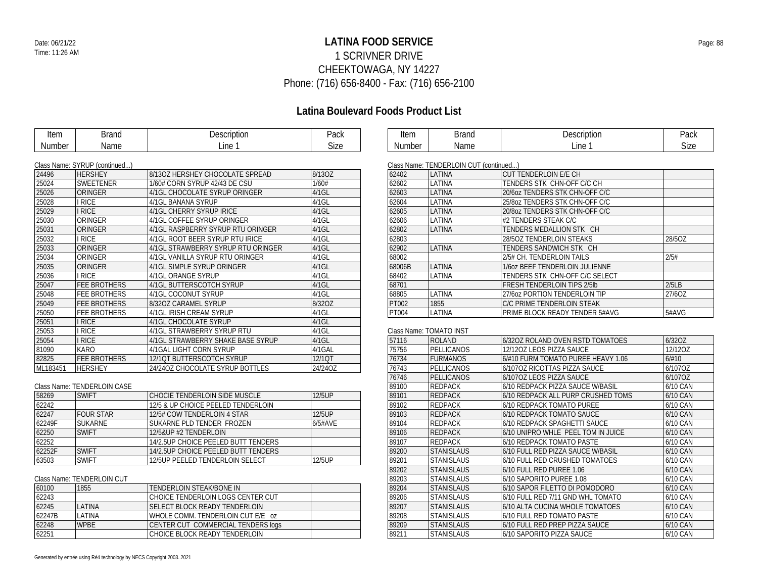# LATINA FOOD SERVICE

1 SCRIVNER DRIVE
CHEEKTOWAGA, NY 14227
Phone: (716) 656-8400 - Fax: (716) 656-2100

Date: 06/21/22
Time: 11:26 AM

## Latina Boulevard Foods Product List

Class Name: SYRUP (continued...)

| Item Number | Brand Name | Description Line 1 | Pack Size |
|---|---|---|---|
| 24496 | HERSHEY | 8/13OZ HERSHEY CHOCOLATE SPREAD | 8/13OZ |
| 25024 | SWEETENER | 1/60# CORN SYRUP 42/43 DE CSU | 1/60# |
| 25026 | ORINGER | 4/1GL CHOCOLATE SYRUP ORINGER | 4/1GL |
| 25028 | I RICE | 4/1GL BANANA SYRUP | 4/1GL |
| 25029 | I RICE | 4/1GL CHERRY SYRUP IRICE | 4/1GL |
| 25030 | ORINGER | 4/1GL COFFEE SYRUP ORINGER | 4/1GL |
| 25031 | ORINGER | 4/1GL RASPBERRY SYRUP RTU ORINGER | 4/1GL |
| 25032 | I RICE | 4/1GL ROOT BEER SYRUP RTU IRICE | 4/1GL |
| 25033 | ORINGER | 4/1GL STRAWBERRY SYRUP RTU ORINGER | 4/1GL |
| 25034 | ORINGER | 4/1GL VANILLA SYRUP RTU ORINGER | 4/1GL |
| 25035 | ORINGER | 4/1GL SIMPLE SYRUP ORINGER | 4/1GL |
| 25036 | I RICE | 4/1GL ORANGE SYRUP | 4/1GL |
| 25047 | FEE BROTHERS | 4/1GL BUTTERSCOTCH SYRUP | 4/1GL |
| 25048 | FEE BROTHERS | 4/1GL COCONUT SYRUP | 4/1GL |
| 25049 | FEE BROTHERS | 8/32OZ CARAMEL SYRUP | 8/32OZ |
| 25050 | FEE BROTHERS | 4/1GL IRISH CREAM SYRUP | 4/1GL |
| 25051 | I RICE | 4/1GL CHOCOLATE SYRUP | 4/1GL |
| 25053 | I RICE | 4/1GL STRAWBERRY SYRUP RTU | 4/1GL |
| 25054 | I RICE | 4/1GL STRAWBERRY SHAKE BASE SYRUP | 4/1GL |
| 81090 | KARO | 4/1GAL LIGHT CORN SYRUP | 4/1GAL |
| 82825 | FEE BROTHERS | 12/1QT BUTTERSCOTCH SYRUP | 12/1QT |
| ML183451 | HERSHEY | 24/24OZ CHOCOLATE SYRUP BOTTLES | 24/24OZ |

Class Name: TENDERLOIN CASE

| Item Number | Brand Name | Description Line 1 | Pack Size |
|---|---|---|---|
| 58269 | SWIFT | CHOCIE TENDERLOIN SIDE MUSCLE | 12/5UP |
| 62242 | | 12/5 & UP CHOICE PEELED TENDERLOIN | |
| 62247 | FOUR STAR | 12/5# COW TENDERLOIN 4 STAR | 12/5UP |
| 62249F | SUKARNE | SUKARNE PLD TENDER FROZEN | 6/5#AVE |
| 62250 | SWIFT | 12/5&UP #2 TENDERLOIN | |
| 62252 | | 14/2.5UP CHOICE PEELED BUTT TENDERS | |
| 62252F | SWIFT | 14/2.5UP CHOICE PEELED BUTT TENDERS | |
| 63503 | SWIFT | 12/5UP PEELED TENDERLOIN SELECT | 12/5UP |

Class Name: TENDERLOIN CUT

| Item Number | Brand Name | Description Line 1 | Pack Size |
|---|---|---|---|
| 60100 | 1855 | TENDERLOIN STEAK/BONE IN | |
| 62243 | | CHOICE TENDERLOIN LOGS CENTER CUT | |
| 62245 | LATINA | SELECT BLOCK READY TENDERLOIN | |
| 62247B | LATINA | WHOLE COMM. TENDERLOIN CUT E/E oz | |
| 62248 | WPBE | CENTER CUT COMMERCIAL TENDERS logs | |
| 62251 | | CHOICE BLOCK READY TENDERLOIN | |

Class Name: TENDERLOIN CUT (continued...)

| Item Number | Brand Name | Description Line 1 | Pack Size |
|---|---|---|---|
| 62402 | LATINA | CUT TENDERLOIN E/E CH | |
| 62602 | LATINA | TENDERS STK CHN-OFF C/C CH | |
| 62603 | LATINA | 20/6oz TENDERS STK CHN-OFF C/C | |
| 62604 | LATINA | 25/8oz TENDERS STK CHN-OFF C/C | |
| 62605 | LATINA | 20/8oz TENDERS STK CHN-OFF C/C | |
| 62606 | LATINA | #2 TENDERS STEAK C/C | |
| 62802 | LATINA | TENDERS MEDALLION STK CH | |
| 62803 | | 28/5OZ TENDERLOIN STEAKS | 28/5OZ |
| 62902 | LATINA | TENDERS SANDWICH STK CH | |
| 68002 | | 2/5# CH. TENDERLOIN TAILS | 2/5# |
| 68006B | LATINA | 1/6oz BEEF TENDERLOIN JULIENNE | |
| 68402 | LATINA | TENDERS STK CHN-OFF C/C SELECT | |
| 68701 | | FRESH TENDERLOIN TIPS 2/5lb | 2/5LB |
| 68805 | LATINA | 27/6oz PORTION TENDERLOIN TIP | 27/6OZ |
| PT002 | 1855 | C/C PRIME TENDERLOIN STEAK | |
| PT004 | LATINA | PRIME BLOCK READY TENDER 5#AVG | 5#AVG |

Class Name: TOMATO INST

| Item Number | Brand Name | Description Line 1 | Pack Size |
|---|---|---|---|
| 57116 | ROLAND | 6/32OZ ROLAND OVEN RSTD TOMATOES | 6/32OZ |
| 75756 | PELLICANOS | 12/12OZ LEOS PIZZA SAUCE | 12/12OZ |
| 76734 | FURMANOS | 6/#10 FURM TOMATO PUREE HEAVY 1.06 | 6/#10 |
| 76743 | PELLICANOS | 6/107OZ RICOTTAS PIZZA SAUCE | 6/107OZ |
| 76746 | PELLICANOS | 6/107OZ LEOS PIZZA SAUCE | 6/107OZ |
| 89100 | REDPACK | 6/10 REDPACK PIZZA SAUCE W/BASIL | 6/10 CAN |
| 89101 | REDPACK | 6/10 REDPACK ALL PURP CRUSHED TOMS | 6/10 CAN |
| 89102 | REDPACK | 6/10 REDPACK TOMATO PUREE | 6/10 CAN |
| 89103 | REDPACK | 6/10 REDPACK TOMATO SAUCE | 6/10 CAN |
| 89104 | REDPACK | 6/10 REDPACK SPAGHETTI SAUCE | 6/10 CAN |
| 89106 | REDPACK | 6/10 UNIPRO WHLE PEEL TOM IN JUICE | 6/10 CAN |
| 89107 | REDPACK | 6/10 REDPACK TOMATO PASTE | 6/10 CAN |
| 89200 | STANISLAUS | 6/10 FULL RED PIZZA SAUCE W/BASIL | 6/10 CAN |
| 89201 | STANISLAUS | 6/10 FULL RED CRUSHED TOMATOES | 6/10 CAN |
| 89202 | STANISLAUS | 6/10 FULL RED PUREE 1.06 | 6/10 CAN |
| 89203 | STANISLAUS | 6/10 SAPORITO PUREE 1.08 | 6/10 CAN |
| 89204 | STANISLAUS | 6/10 SAPOR FILETTO DI POMODORO | 6/10 CAN |
| 89206 | STANISLAUS | 6/10 FULL RED 7/11 GND WHL TOMATO | 6/10 CAN |
| 89207 | STANISLAUS | 6/10 ALTA CUCINA WHOLE TOMATOES | 6/10 CAN |
| 89208 | STANISLAUS | 6/10 FULL RED TOMATO PASTE | 6/10 CAN |
| 89209 | STANISLAUS | 6/10 FULL RED PREP PIZZA SAUCE | 6/10 CAN |
| 89211 | STANISLAUS | 6/10 SAPORITO PIZZA SAUCE | 6/10 CAN |

Generated by entrée using Ré4 technology by NECS Copyright 2003..2021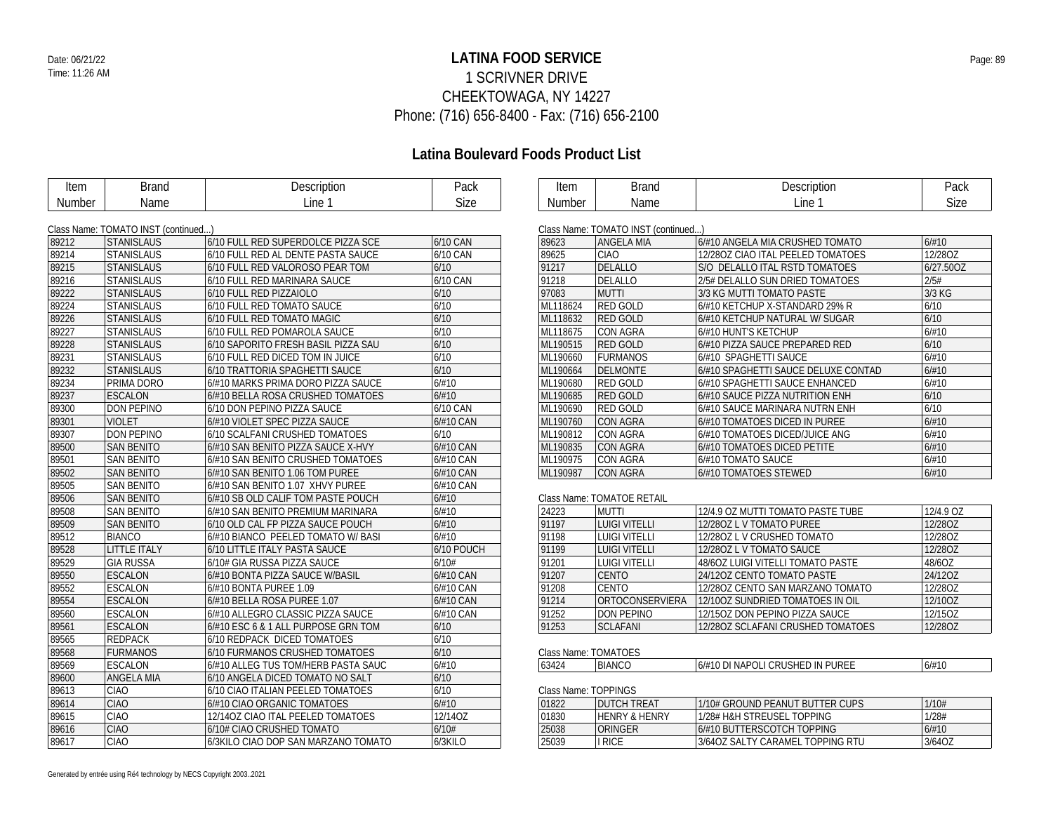Date: 06/21/22
Time: 11:26 AM

# LATINA FOOD SERVICE

1 SCRIVNER DRIVE
CHEEKTOWAGA, NY 14227
Phone: (716) 656-8400 - Fax: (716) 656-2100

## Latina Boulevard Foods Product List

Class Name: TOMATO INST (continued...)

| Item Number | Brand Name | Description Line 1 | Pack Size |
|---|---|---|---|
| 89212 | STANISLAUS | 6/10 FULL RED SUPERDOLCE PIZZA SCE | 6/10 CAN |
| 89214 | STANISLAUS | 6/10 FULL RED AL DENTE PASTA SAUCE | 6/10 CAN |
| 89215 | STANISLAUS | 6/10 FULL RED VALOROSO PEAR TOM | 6/10 |
| 89216 | STANISLAUS | 6/10 FULL RED MARINARA SAUCE | 6/10 CAN |
| 89222 | STANISLAUS | 6/10 FULL RED PIZZAIOLO | 6/10 |
| 89224 | STANISLAUS | 6/10 FULL RED TOMATO SAUCE | 6/10 |
| 89226 | STANISLAUS | 6/10 FULL RED TOMATO MAGIC | 6/10 |
| 89227 | STANISLAUS | 6/10 FULL RED POMAROLA SAUCE | 6/10 |
| 89228 | STANISLAUS | 6/10 SAPORITO FRESH BASIL PIZZA SAU | 6/10 |
| 89231 | STANISLAUS | 6/10 FULL RED DICED TOM IN JUICE | 6/10 |
| 89232 | STANISLAUS | 6/10 TRATTORIA SPAGHETTI SAUCE | 6/10 |
| 89234 | PRIMA DORO | 6/#10 MARKS PRIMA DORO PIZZA SAUCE | 6/#10 |
| 89237 | ESCALON | 6/#10 BELLA ROSA CRUSHED TOMATOES | 6/#10 |
| 89300 | DON PEPINO | 6/10 DON PEPINO PIZZA SAUCE | 6/10 CAN |
| 89301 | VIOLET | 6/#10 VIOLET SPEC PIZZA SAUCE | 6/#10 CAN |
| 89307 | DON PEPINO | 6/10 SCALFANI CRUSHED TOMATOES | 6/10 |
| 89500 | SAN BENITO | 6/#10 SAN BENITO PIZZA SAUCE X-HVY | 6/#10 CAN |
| 89501 | SAN BENITO | 6/#10 SAN BENITO CRUSHED TOMATOES | 6/#10 CAN |
| 89502 | SAN BENITO | 6/#10 SAN BENITO 1.06 TOM PUREE | 6/#10 CAN |
| 89505 | SAN BENITO | 6/#10 SAN BENITO 1.07 XHVY PUREE | 6/#10 CAN |
| 89506 | SAN BENITO | 6/10 SB OLD CALIF TOM PASTE POUCH | 6/#10 |
| 89508 | SAN BENITO | 6/#10 SAN BENITO PREMIUM MARINARA | 6/#10 |
| 89509 | SAN BENITO | 6/10 OLD CAL FP PIZZA SAUCE POUCH | 6/#10 |
| 89512 | BIANCO | 6/#10 BIANCO PEELED TOMATO W/ BASI | 6/#10 |
| 89528 | LITTLE ITALY | 6/10 LITTLE ITALY PASTA SAUCE | 6/10 POUCH |
| 89529 | GIA RUSSA | 6/10# GIA RUSSA PIZZA SAUCE | 6/10# |
| 89550 | ESCALON | 6/#10 BONTA PIZZA SAUCE W/BASIL | 6/#10 CAN |
| 89552 | ESCALON | 6/#10 BONTA PUREE 1.09 | 6/#10 CAN |
| 89554 | ESCALON | 6/#10 BELLA ROSA PUREE 1.07 | 6/#10 CAN |
| 89560 | ESCALON | 6/#10 ALLEGRO CLASSIC PIZZA SAUCE | 6/#10 CAN |
| 89561 | ESCALON | 6/#10 ESC 6 & 1 ALL PURPOSE GRN TOM | 6/10 |
| 89565 | REDPACK | 6/10 REDPACK DICED TOMATOES | 6/10 |
| 89568 | FURMANOS | 6/10 FURMANOS CRUSHED TOMATOES | 6/10 |
| 89569 | ESCALON | 6/#10 ALLEG TUS TOM/HERB PASTA SAUC | 6/#10 |
| 89600 | ANGELA MIA | 6/10 ANGELA DICED TOMATO NO SALT | 6/10 |
| 89613 | CIAO | 6/10 CIAO ITALIAN PEELED TOMATOES | 6/10 |
| 89614 | CIAO | 6/#10 CIAO ORGANIC TOMATOES | 6/#10 |
| 89615 | CIAO | 12/14OZ CIAO ITAL PEELED TOMATOES | 12/14OZ |
| 89616 | CIAO | 6/10# CIAO CRUSHED TOMATO | 6/10# |
| 89617 | CIAO | 6/3KILO CIAO DOP SAN MARZANO TOMATO | 6/3KILO |
| 89623 | ANGELA MIA | 6/#10 ANGELA MIA CRUSHED TOMATO | 6/#10 |
| 89625 | CIAO | 12/28OZ CIAO ITAL PEELED TOMATOES | 12/28OZ |
| 91217 | DELALLO | S/O DELALLO ITAL RSTD TOMATOES | 6/27.50OZ |
| 91218 | DELALLO | 2/5# DELALLO SUN DRIED TOMATOES | 2/5# |
| 97083 | MUTTI | 3/3 KG MUTTI TOMATO PASTE | 3/3 KG |
| ML118624 | RED GOLD | 6/#10 KETCHUP X-STANDARD 29% R | 6/10 |
| ML118632 | RED GOLD | 6/#10 KETCHUP NATURAL W/ SUGAR | 6/10 |
| ML118675 | CON AGRA | 6/#10 HUNT'S KETCHUP | 6/#10 |
| ML190515 | RED GOLD | 6/#10 PIZZA SAUCE PREPARED RED | 6/10 |
| ML190660 | FURMANOS | 6/#10 SPAGHETTI SAUCE | 6/#10 |
| ML190664 | DELMONTE | 6/#10 SPAGHETTI SAUCE DELUXE CONTAD | 6/#10 |
| ML190680 | RED GOLD | 6/#10 SPAGHETTI SAUCE ENHANCED | 6/#10 |
| ML190685 | RED GOLD | 6/#10 SAUCE PIZZA NUTRITION ENH | 6/10 |
| ML190690 | RED GOLD | 6/#10 SAUCE MARINARA NUTRN ENH | 6/10 |
| ML190760 | CON AGRA | 6/#10 TOMATOES DICED IN PUREE | 6/#10 |
| ML190812 | CON AGRA | 6/#10 TOMATOES DICED/JUICE ANG | 6/#10 |
| ML190835 | CON AGRA | 6/#10 TOMATOES DICED PETITE | 6/#10 |
| ML190975 | CON AGRA | 6/#10 TOMATO SAUCE | 6/#10 |
| ML190987 | CON AGRA | 6/#10 TOMATOES STEWED | 6/#10 |

Class Name: TOMATOE RETAIL

| Item Number | Brand Name | Description Line 1 | Pack Size |
|---|---|---|---|
| 24223 | MUTTI | 12/4.9 OZ MUTTI TOMATO PASTE TUBE | 12/4.9 OZ |
| 91197 | LUIGI VITELLI | 12/28OZ L V TOMATO PUREE | 12/28OZ |
| 91198 | LUIGI VITELLI | 12/28OZ L V CRUSHED TOMATO | 12/28OZ |
| 91199 | LUIGI VITELLI | 12/28OZ L V TOMATO SAUCE | 12/28OZ |
| 91201 | LUIGI VITELLI | 48/6OZ LUIGI VITELLI TOMATO PASTE | 48/6OZ |
| 91207 | CENTO | 24/12OZ CENTO TOMATO PASTE | 24/12OZ |
| 91208 | CENTO | 12/28OZ CENTO SAN MARZANO TOMATO | 12/28OZ |
| 91214 | ORTOCONSERVIERA | 12/10OZ SUNDRIED TOMATOES IN OIL | 12/10OZ |
| 91252 | DON PEPINO | 12/15OZ DON PEPINO PIZZA SAUCE | 12/15OZ |
| 91253 | SCLAFANI | 12/28OZ SCLAFANI CRUSHED TOMATOES | 12/28OZ |

Class Name: TOMATOES

| Item Number | Brand Name | Description Line 1 | Pack Size |
|---|---|---|---|
| 63424 | BIANCO | 6/#10 DI NAPOLI CRUSHED IN PUREE | 6/#10 |

Class Name: TOPPINGS

| Item Number | Brand Name | Description Line 1 | Pack Size |
|---|---|---|---|
| 01822 | DUTCH TREAT | 1/10# GROUND PEANUT BUTTER CUPS | 1/10# |
| 01830 | HENRY & HENRY | 1/28# H&H STREUSEL TOPPING | 1/28# |
| 25038 | ORINGER | 6/#10 BUTTERSCOTCH TOPPING | 6/#10 |
| 25039 | I RICE | 3/64OZ SALTY CARAMEL TOPPING RTU | 3/64OZ |

Generated by entrée using Ré4 technology by NECS Copyright 2003..2021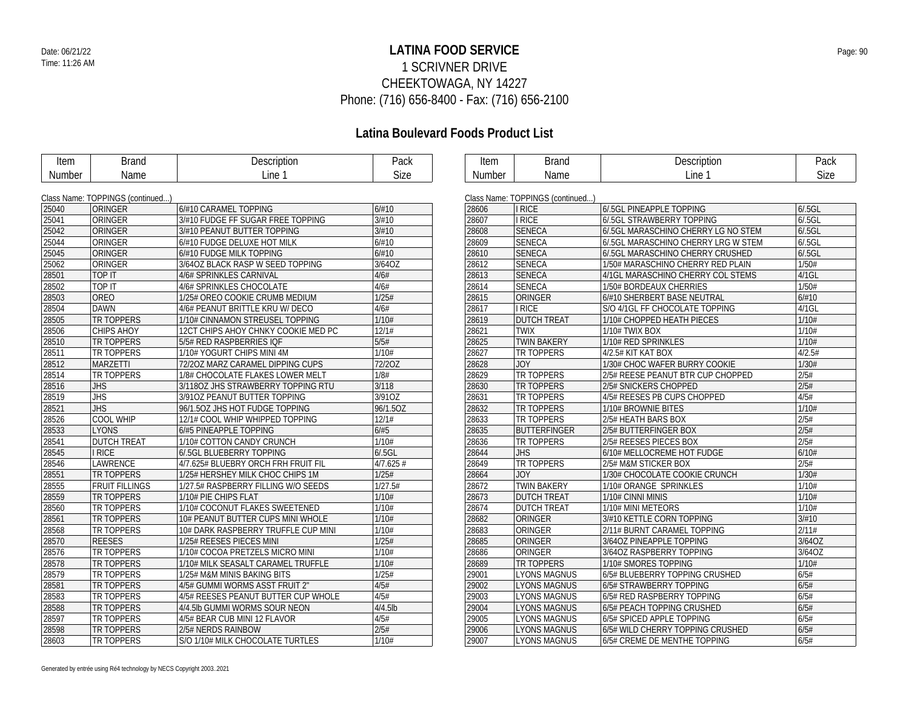# LATINA FOOD SERVICE

1 SCRIVNER DRIVE
CHEEKTOWAGA, NY 14227
Phone: (716) 656-8400 - Fax: (716) 656-2100

## Latina Boulevard Foods Product List

Class Name: TOPPINGS (continued...)

| Item Number | Brand Name | Description Line 1 | Pack Size |
|---|---|---|---|
| 25040 | ORINGER | 6/#10 CARAMEL TOPPING | 6/#10 |
| 25041 | ORINGER | 3/#10 FUDGE FF SUGAR FREE TOPPING | 3/#10 |
| 25042 | ORINGER | 3/#10 PEANUT BUTTER TOPPING | 3/#10 |
| 25044 | ORINGER | 6/#10 FUDGE DELUXE HOT MILK | 6/#10 |
| 25045 | ORINGER | 6/#10 FUDGE MILK TOPPING | 6/#10 |
| 25062 | ORINGER | 3/64OZ BLACK RASP W SEED TOPPING | 3/64OZ |
| 28501 | TOP IT | 4/6# SPRINKLES CARNIVAL | 4/6# |
| 28502 | TOP IT | 4/6# SPRINKLES CHOCOLATE | 4/6# |
| 28503 | OREO | 1/25# OREO COOKIE CRUMB MEDIUM | 1/25# |
| 28504 | DAWN | 4/6# PEANUT BRITTLE KRU W/ DECO | 4/6# |
| 28505 | TR TOPPERS | 1/10# CINNAMON STREUSEL TOPPING | 1/10# |
| 28506 | CHIPS AHOY | 12CT CHIPS AHOY CHNKY COOKIE MED PC | 12/1# |
| 28510 | TR TOPPERS | 5/5# RED RASPBERRIES IQF | 5/5# |
| 28511 | TR TOPPERS | 1/10# YOGURT CHIPS MINI 4M | 1/10# |
| 28512 | MARZETTI | 72/2OZ MARZ CARAMEL DIPPING CUPS | 72/2OZ |
| 28514 | TR TOPPERS | 1/8# CHOCOLATE FLAKES LOWER MELT | 1/8# |
| 28516 | JHS | 3/118OZ JHS STRAWBERRY TOPPING RTU | 3/118 |
| 28519 | JHS | 3/91OZ PEANUT BUTTER TOPPING | 3/91OZ |
| 28521 | JHS | 96/1.5OZ JHS HOT FUDGE TOPPING | 96/1.5OZ |
| 28526 | COOL WHIP | 12/1# COOL WHIP WHIPPED TOPPING | 12/1# |
| 28533 | LYONS | 6/#5 PINEAPPLE TOPPING | 6/#5 |
| 28541 | DUTCH TREAT | 1/10# COTTON CANDY CRUNCH | 1/10# |
| 28545 | I RICE | 6/.5GL BLUEBERRY TOPPING | 6/.5GL |
| 28546 | LAWRENCE | 4/7.625# BLUEBRY ORCH FRH FRUIT FIL | 4/7.625 # |
| 28551 | TR TOPPERS | 1/25# HERSHEY MILK CHOC CHIPS 1M | 1/25# |
| 28555 | FRUIT FILLINGS | 1/27.5# RASPBERRY FILLING W/O SEEDS | 1/27.5# |
| 28559 | TR TOPPERS | 1/10# PIE CHIPS FLAT | 1/10# |
| 28560 | TR TOPPERS | 1/10# COCONUT FLAKES SWEETENED | 1/10# |
| 28561 | TR TOPPERS | 10# PEANUT BUTTER CUPS MINI WHOLE | 1/10# |
| 28568 | TR TOPPERS | 10# DARK RASPBERRY TRUFFLE CUP MINI | 1/10# |
| 28570 | REESES | 1/25# REESES PIECES MINI | 1/25# |
| 28576 | TR TOPPERS | 1/10# COCOA PRETZELS MICRO MINI | 1/10# |
| 28578 | TR TOPPERS | 1/10# MILK SEASALT CARAMEL TRUFFLE | 1/10# |
| 28579 | TR TOPPERS | 1/25# M&M MINIS BAKING BITS | 1/25# |
| 28581 | TR TOPPERS | 4/5# GUMMI WORMS ASST FRUIT 2" | 4/5# |
| 28583 | TR TOPPERS | 4/5# REESES PEANUT BUTTER CUP WHOLE | 4/5# |
| 28588 | TR TOPPERS | 4/4.5lb GUMMI WORMS SOUR NEON | 4/4.5lb |
| 28597 | TR TOPPERS | 4/5# BEAR CUB MINI 12 FLAVOR | 4/5# |
| 28598 | TR TOPPERS | 2/5# NERDS RAINBOW | 2/5# |
| 28603 | TR TOPPERS | S/O 1/10# MILK CHOCOLATE TURTLES | 1/10# |
| 28606 | I RICE | 6/.5GL PINEAPPLE TOPPING | 6/.5GL |
| 28607 | I RICE | 6/.5GL STRAWBERRY TOPPING | 6/.5GL |
| 28608 | SENECA | 6/.5GL MARASCHINO CHERRY LG NO STEM | 6/.5GL |
| 28609 | SENECA | 6/.5GL MARASCHINO CHERRY LRG W STEM | 6/.5GL |
| 28610 | SENECA | 6/.5GL MARASCHINO CHERRY CRUSHED | 6/.5GL |
| 28612 | SENECA | 1/50# MARASCHINO CHERRY RED PLAIN | 1/50# |
| 28613 | SENECA | 4/1GL MARASCHINO CHERRY COL STEMS | 4/1GL |
| 28614 | SENECA | 1/50# BORDEAUX CHERRIES | 1/50# |
| 28615 | ORINGER | 6/#10 SHERBERT BASE NEUTRAL | 6/#10 |
| 28617 | I RICE | S/O 4/1GL FF CHOCOLATE TOPPING | 4/1GL |
| 28619 | DUTCH TREAT | 1/10# CHOPPED HEATH PIECES | 1/10# |
| 28621 | TWIX | 1/10# TWIX BOX | 1/10# |
| 28625 | TWIN BAKERY | 1/10# RED SPRINKLES | 1/10# |
| 28627 | TR TOPPERS | 4/2.5# KIT KAT BOX | 4/2.5# |
| 28628 | JOY | 1/30# CHOC WAFER BURRY COOKIE | 1/30# |
| 28629 | TR TOPPERS | 2/5# REESE PEANUT BTR CUP CHOPPED | 2/5# |
| 28630 | TR TOPPERS | 2/5# SNICKERS CHOPPED | 2/5# |
| 28631 | TR TOPPERS | 4/5# REESES PB CUPS CHOPPED | 4/5# |
| 28632 | TR TOPPERS | 1/10# BROWNIE BITES | 1/10# |
| 28633 | TR TOPPERS | 2/5# HEATH BARS BOX | 2/5# |
| 28635 | BUTTERFINGER | 2/5# BUTTERFINGER BOX | 2/5# |
| 28636 | TR TOPPERS | 2/5# REESES PIECES BOX | 2/5# |
| 28644 | JHS | 6/10# MELLOCREME HOT FUDGE | 6/10# |
| 28649 | TR TOPPERS | 2/5# M&M STICKER BOX | 2/5# |
| 28664 | JOY | 1/30# CHOCOLATE COOKIE CRUNCH | 1/30# |
| 28672 | TWIN BAKERY | 1/10# ORANGE SPRINKLES | 1/10# |
| 28673 | DUTCH TREAT | 1/10# CINNI MINIS | 1/10# |
| 28674 | DUTCH TREAT | 1/10# MINI METEORS | 1/10# |
| 28682 | ORINGER | 3/#10 KETTLE CORN TOPPING | 3/#10 |
| 28683 | ORINGER | 2/11# BURNT CARAMEL TOPPING | 2/11# |
| 28685 | ORINGER | 3/64OZ PINEAPPLE TOPPING | 3/64OZ |
| 28686 | ORINGER | 3/64OZ RASPBERRY TOPPING | 3/64OZ |
| 28689 | TR TOPPERS | 1/10# SMORES TOPPING | 1/10# |
| 29001 | LYONS MAGNUS | 6/5# BLUEBERRY TOPPING CRUSHED | 6/5# |
| 29002 | LYONS MAGNUS | 6/5# STRAWBERRY TOPPING | 6/5# |
| 29003 | LYONS MAGNUS | 6/5# RED RASPBERRY TOPPING | 6/5# |
| 29004 | LYONS MAGNUS | 6/5# PEACH TOPPING CRUSHED | 6/5# |
| 29005 | LYONS MAGNUS | 6/5# SPICED APPLE TOPPING | 6/5# |
| 29006 | LYONS MAGNUS | 6/5# WILD CHERRY TOPPING CRUSHED | 6/5# |
| 29007 | LYONS MAGNUS | 6/5# CREME DE MENTHE TOPPING | 6/5# |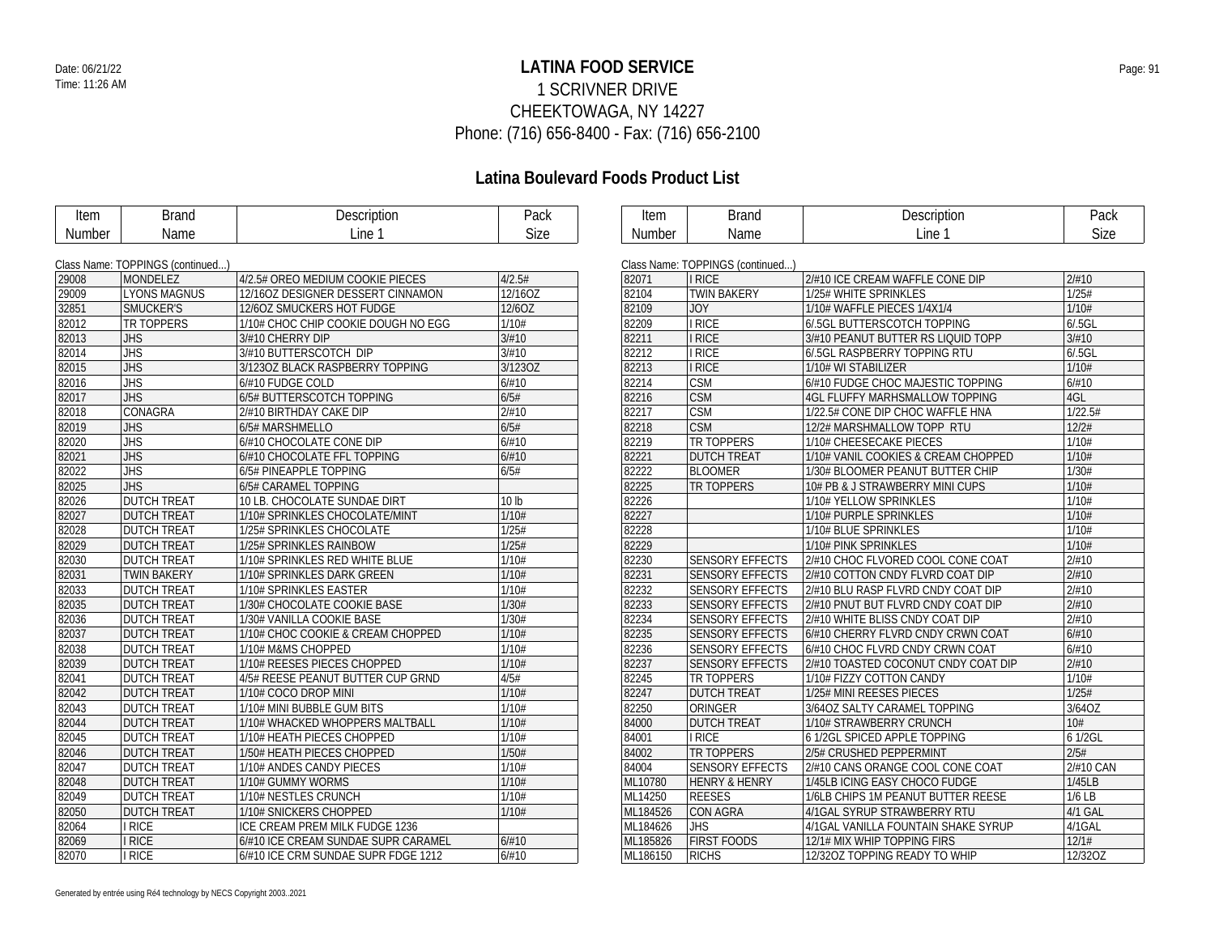# LATINA FOOD SERVICE

1 SCRIVNER DRIVE
CHEEKTOWAGA, NY 14227
Phone: (716) 656-8400 - Fax: (716) 656-2100

## Latina Boulevard Foods Product List

Class Name: TOPPINGS (continued...)

| Item Number | Brand Name | Description Line 1 | Pack Size |
|---|---|---|---|
| 29008 | MONDELEZ | 4/2.5# OREO MEDIUM COOKIE PIECES | 4/2.5# |
| 29009 | LYONS MAGNUS | 12/16OZ DESIGNER DESSERT CINNAMON | 12/16OZ |
| 32851 | SMUCKER'S | 12/6OZ SMUCKERS HOT FUDGE | 12/6OZ |
| 82012 | TR TOPPERS | 1/10# CHOC CHIP COOKIE DOUGH NO EGG | 1/10# |
| 82013 | JHS | 3/#10 CHERRY DIP | 3/#10 |
| 82014 | JHS | 3/#10 BUTTERSCOTCH DIP | 3/#10 |
| 82015 | JHS | 3/123OZ BLACK RASPBERRY TOPPING | 3/123OZ |
| 82016 | JHS | 6/#10 FUDGE COLD | 6/#10 |
| 82017 | JHS | 6/5# BUTTERSCOTCH TOPPING | 6/5# |
| 82018 | CONAGRA | 2/#10 BIRTHDAY CAKE DIP | 2/#10 |
| 82019 | JHS | 6/5# MARSHMELLO | 6/5# |
| 82020 | JHS | 6/#10 CHOCOLATE CONE DIP | 6/#10 |
| 82021 | JHS | 6/#10 CHOCOLATE FFL TOPPING | 6/#10 |
| 82022 | JHS | 6/5# PINEAPPLE TOPPING | 6/5# |
| 82025 | JHS | 6/5# CARAMEL TOPPING | |
| 82026 | DUTCH TREAT | 10 LB. CHOCOLATE SUNDAE DIRT | 10 lb |
| 82027 | DUTCH TREAT | 1/10# SPRINKLES CHOCOLATE/MINT | 1/10# |
| 82028 | DUTCH TREAT | 1/25# SPRINKLES CHOCOLATE | 1/25# |
| 82029 | DUTCH TREAT | 1/25# SPRINKLES RAINBOW | 1/25# |
| 82030 | DUTCH TREAT | 1/10# SPRINKLES RED WHITE BLUE | 1/10# |
| 82031 | TWIN BAKERY | 1/10# SPRINKLES DARK GREEN | 1/10# |
| 82033 | DUTCH TREAT | 1/10# SPRINKLES EASTER | 1/10# |
| 82035 | DUTCH TREAT | 1/30# CHOCOLATE COOKIE BASE | 1/30# |
| 82036 | DUTCH TREAT | 1/30# VANILLA COOKIE BASE | 1/30# |
| 82037 | DUTCH TREAT | 1/10# CHOC COOKIE & CREAM CHOPPED | 1/10# |
| 82038 | DUTCH TREAT | 1/10# M&MS CHOPPED | 1/10# |
| 82039 | DUTCH TREAT | 1/10# REESES PIECES CHOPPED | 1/10# |
| 82041 | DUTCH TREAT | 4/5# REESE PEANUT BUTTER CUP GRND | 4/5# |
| 82042 | DUTCH TREAT | 1/10# COCO DROP MINI | 1/10# |
| 82043 | DUTCH TREAT | 1/10# MINI BUBBLE GUM BITS | 1/10# |
| 82044 | DUTCH TREAT | 1/10# WHACKED WHOPPERS MALTBALL | 1/10# |
| 82045 | DUTCH TREAT | 1/10# HEATH PIECES CHOPPED | 1/10# |
| 82046 | DUTCH TREAT | 1/50# HEATH PIECES CHOPPED | 1/50# |
| 82047 | DUTCH TREAT | 1/10# ANDES CANDY PIECES | 1/10# |
| 82048 | DUTCH TREAT | 1/10# GUMMY WORMS | 1/10# |
| 82049 | DUTCH TREAT | 1/10# NESTLES CRUNCH | 1/10# |
| 82050 | DUTCH TREAT | 1/10# SNICKERS CHOPPED | 1/10# |
| 82064 | I RICE | ICE CREAM PREM MILK FUDGE 1236 | |
| 82069 | I RICE | 6/#10 ICE CREAM SUNDAE SUPR CARAMEL | 6/#10 |
| 82070 | I RICE | 6/#10 ICE CRM SUNDAE SUPR FDGE 1212 | 6/#10 |
| 82071 | I RICE | 2/#10 ICE CREAM WAFFLE CONE DIP | 2/#10 |
| 82104 | TWIN BAKERY | 1/25# WHITE SPRINKLES | 1/25# |
| 82109 | JOY | 1/10# WAFFLE PIECES 1/4X1/4 | 1/10# |
| 82209 | I RICE | 6/.5GL BUTTERSCOTCH TOPPING | 6/.5GL |
| 82211 | I RICE | 3/#10 PEANUT BUTTER RS LIQUID TOPP | 3/#10 |
| 82212 | I RICE | 6/.5GL RASPBERRY TOPPING RTU | 6/.5GL |
| 82213 | I RICE | 1/10# WI STABILIZER | 1/10# |
| 82214 | CSM | 6/#10 FUDGE CHOC MAJESTIC TOPPING | 6/#10 |
| 82216 | CSM | 4GL FLUFFY MARHSMALLOW TOPPING | 4GL |
| 82217 | CSM | 1/22.5# CONE DIP CHOC WAFFLE HNA | 1/22.5# |
| 82218 | CSM | 12/2# MARSHMALLOW TOPP RTU | 12/2# |
| 82219 | TR TOPPERS | 1/10# CHEESECAKE PIECES | 1/10# |
| 82221 | DUTCH TREAT | 1/10# VANIL COOKIES & CREAM CHOPPED | 1/10# |
| 82222 | BLOOMER | 1/30# BLOOMER PEANUT BUTTER CHIP | 1/30# |
| 82225 | TR TOPPERS | 10# PB & J STRAWBERRY MINI CUPS | 1/10# |
| 82226 | | 1/10# YELLOW SPRINKLES | 1/10# |
| 82227 | | 1/10# PURPLE SPRINKLES | 1/10# |
| 82228 | | 1/10# BLUE SPRINKLES | 1/10# |
| 82229 | | 1/10# PINK SPRINKLES | 1/10# |
| 82230 | SENSORY EFFECTS | 2/#10 CHOC FLVORED COOL CONE COAT | 2/#10 |
| 82231 | SENSORY EFFECTS | 2/#10 COTTON CNDY FLVRD COAT DIP | 2/#10 |
| 82232 | SENSORY EFFECTS | 2/#10 BLU RASP FLVRD CNDY COAT DIP | 2/#10 |
| 82233 | SENSORY EFFECTS | 2/#10 PNUT BUT FLVRD CNDY COAT DIP | 2/#10 |
| 82234 | SENSORY EFFECTS | 2/#10 WHITE BLISS CNDY COAT DIP | 2/#10 |
| 82235 | SENSORY EFFECTS | 6/#10 CHERRY FLVRD CNDY CRWN COAT | 6/#10 |
| 82236 | SENSORY EFFECTS | 6/#10 CHOC FLVRD CNDY CRWN COAT | 6/#10 |
| 82237 | SENSORY EFFECTS | 2/#10 TOASTED COCONUT CNDY COAT DIP | 2/#10 |
| 82245 | TR TOPPERS | 1/10# FIZZY COTTON CANDY | 1/10# |
| 82247 | DUTCH TREAT | 1/25# MINI REESES PIECES | 1/25# |
| 82250 | ORINGER | 3/64OZ SALTY CARAMEL TOPPING | 3/64OZ |
| 84000 | DUTCH TREAT | 1/10# STRAWBERRY CRUNCH | 10# |
| 84001 | I RICE | 6 1/2GL SPICED APPLE TOPPING | 6 1/2GL |
| 84002 | TR TOPPERS | 2/5# CRUSHED PEPPERMINT | 2/5# |
| 84004 | SENSORY EFFECTS | 2/#10 CANS ORANGE COOL CONE COAT | 2/#10 CAN |
| ML10780 | HENRY & HENRY | 1/45LB ICING EASY CHOCO FUDGE | 1/45LB |
| ML14250 | REESES | 1/6LB CHIPS 1M PEANUT BUTTER REESE | 1/6 LB |
| ML184526 | CON AGRA | 4/1GAL SYRUP STRAWBERRY RTU | 4/1 GAL |
| ML184626 | JHS | 4/1GAL VANILLA FOUNTAIN SHAKE SYRUP | 4/1GAL |
| ML185826 | FIRST FOODS | 12/1# MIX WHIP TOPPING FIRS | 12/1# |
| ML186150 | RICHS | 12/32OZ TOPPING READY TO WHIP | 12/32OZ |

Generated by entrée using Ré4 technology by NECS Copyright 2003..2021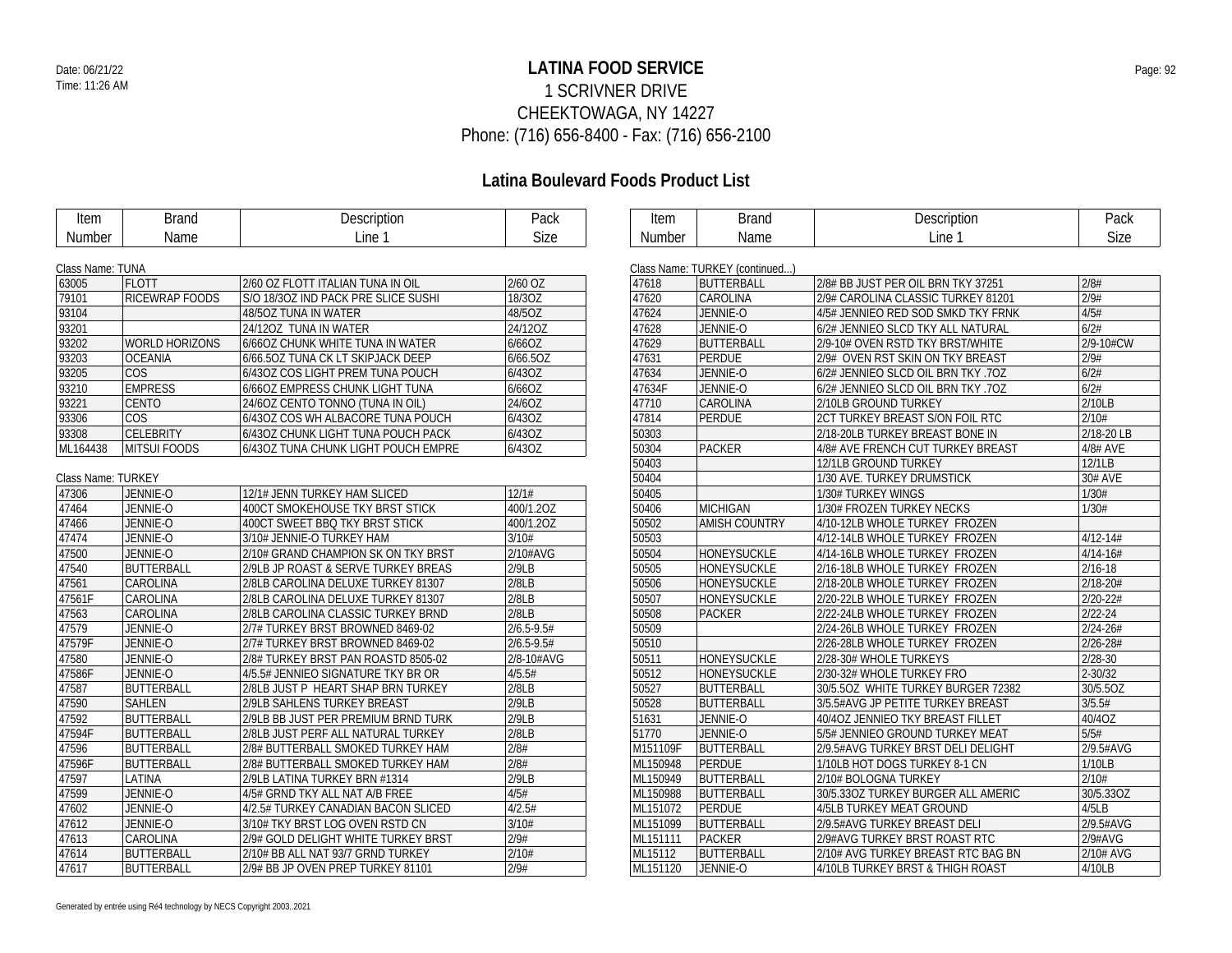# LATINA FOOD SERVICE

1 SCRIVNER DRIVE
CHEEKTOWAGA, NY 14227
Phone: (716) 656-8400 - Fax: (716) 656-2100

Date: 06/21/22
Time: 11:26 AM

## Latina Boulevard Foods Product List

Class Name: TUNA

| Item Number | Brand Name | Description Line 1 | Pack Size |
|---|---|---|---|
| 63005 | FLOTT | 2/60 OZ FLOTT ITALIAN TUNA IN OIL | 2/60 OZ |
| 79101 | RICEWRAP FOODS | S/O 18/3OZ IND PACK PRE SLICE SUSHI | 18/3OZ |
| 93104 | | 48/5OZ TUNA IN WATER | 48/5OZ |
| 93201 | | 24/12OZ TUNA IN WATER | 24/12OZ |
| 93202 | WORLD HORIZONS | 6/66OZ CHUNK WHITE TUNA IN WATER | 6/66OZ |
| 93203 | OCEANIA | 6/66.5OZ TUNA CK LT SKIPJACK DEEP | 6/66.5OZ |
| 93205 | COS | 6/43OZ COS LIGHT PREM TUNA POUCH | 6/43OZ |
| 93210 | EMPRESS | 6/66OZ EMPRESS CHUNK LIGHT TUNA | 6/66OZ |
| 93221 | CENTO | 24/6OZ CENTO TONNO (TUNA IN OIL) | 24/6OZ |
| 93306 | COS | 6/43OZ COS WH ALBACORE TUNA POUCH | 6/43OZ |
| 93308 | CELEBRITY | 6/43OZ CHUNK LIGHT TUNA POUCH PACK | 6/43OZ |
| ML164438 | MITSUI FOODS | 6/43OZ TUNA CHUNK LIGHT POUCH EMPRE | 6/43OZ |

Class Name: TURKEY

| Item Number | Brand Name | Description Line 1 | Pack Size |
|---|---|---|---|
| 47306 | JENNIE-O | 12/1# JENN TURKEY HAM SLICED | 12/1# |
| 47464 | JENNIE-O | 400CT SMOKEHOUSE TKY BRST STICK | 400/1.2OZ |
| 47466 | JENNIE-O | 400CT SWEET BBQ TKY BRST STICK | 400/1.2OZ |
| 47474 | JENNIE-O | 3/10# JENNIE-O TURKEY HAM | 3/10# |
| 47500 | JENNIE-O | 2/10# GRAND CHAMPION SK ON TKY BRST | 2/10#AVG |
| 47540 | BUTTERBALL | 2/9LB JP ROAST & SERVE TURKEY BREAS | 2/9LB |
| 47561 | CAROLINA | 2/8LB CAROLINA DELUXE TURKEY 81307 | 2/8LB |
| 47561F | CAROLINA | 2/8LB CAROLINA DELUXE TURKEY 81307 | 2/8LB |
| 47563 | CAROLINA | 2/8LB CAROLINA CLASSIC TURKEY BRND | 2/8LB |
| 47579 | JENNIE-O | 2/7# TURKEY BRST BROWNED 8469-02 | 2/6.5-9.5# |
| 47579F | JENNIE-O | 2/7# TURKEY BRST BROWNED 8469-02 | 2/6.5-9.5# |
| 47580 | JENNIE-O | 2/8# TURKEY BRST PAN ROASTD 8505-02 | 2/8-10#AVG |
| 47586F | JENNIE-O | 4/5.5# JENNIEO SIGNATURE TKY BR OR | 4/5.5# |
| 47587 | BUTTERBALL | 2/8LB JUST P HEART SHAP BRN TURKEY | 2/8LB |
| 47590 | SAHLEN | 2/9LB SAHLENS TURKEY BREAST | 2/9LB |
| 47592 | BUTTERBALL | 2/9LB BB JUST PER PREMIUM BRND TURK | 2/9LB |
| 47594F | BUTTERBALL | 2/8LB JUST PERF ALL NATURAL TURKEY | 2/8LB |
| 47596 | BUTTERBALL | 2/8# BUTTERBALL SMOKED TURKEY HAM | 2/8# |
| 47596F | BUTTERBALL | 2/8# BUTTERBALL SMOKED TURKEY HAM | 2/8# |
| 47597 | LATINA | 2/9LB LATINA TURKEY BRN #1314 | 2/9LB |
| 47599 | JENNIE-O | 4/5# GRND TKY ALL NAT A/B FREE | 4/5# |
| 47602 | JENNIE-O | 4/2.5# TURKEY CANADIAN BACON SLICED | 4/2.5# |
| 47612 | JENNIE-O | 3/10# TKY BRST LOG OVEN RSTD CN | 3/10# |
| 47613 | CAROLINA | 2/9# GOLD DELIGHT WHITE TURKEY BRST | 2/9# |
| 47614 | BUTTERBALL | 2/10# BB ALL NAT 93/7 GRND TURKEY | 2/10# |
| 47617 | BUTTERBALL | 2/9# BB JP OVEN PREP TURKEY 81101 | 2/9# |

Class Name: TURKEY (continued...)

| Item Number | Brand Name | Description Line 1 | Pack Size |
|---|---|---|---|
| 47618 | BUTTERBALL | 2/8# BB JUST PER OIL BRN TKY 37251 | 2/8# |
| 47620 | CAROLINA | 2/9# CAROLINA CLASSIC TURKEY 81201 | 2/9# |
| 47624 | JENNIE-O | 4/5# JENNIEO RED SOD SMKD TKY FRNK | 4/5# |
| 47628 | JENNIE-O | 6/2# JENNIEO SLCD TKY ALL NATURAL | 6/2# |
| 47629 | BUTTERBALL | 2/9-10# OVEN RSTD TKY BRST/WHITE | 2/9-10#CW |
| 47631 | PERDUE | 2/9# OVEN RST SKIN ON TKY BREAST | 2/9# |
| 47634 | JENNIE-O | 6/2# JENNIEO SLCD OIL BRN TKY .7OZ | 6/2# |
| 47634F | JENNIE-O | 6/2# JENNIEO SLCD OIL BRN TKY .7OZ | 6/2# |
| 47710 | CAROLINA | 2/10LB GROUND TURKEY | 2/10LB |
| 47814 | PERDUE | 2CT TURKEY BREAST S/ON FOIL RTC | 2/10# |
| 50303 | | 2/18-20LB TURKEY BREAST BONE IN | 2/18-20 LB |
| 50304 | PACKER | 4/8# AVE FRENCH CUT TURKEY BREAST | 4/8# AVE |
| 50403 | | 12/1LB GROUND TURKEY | 12/1LB |
| 50404 | | 1/30 AVE. TURKEY DRUMSTICK | 30# AVE |
| 50405 | | 1/30# TURKEY WINGS | 1/30# |
| 50406 | MICHIGAN | 1/30# FROZEN TURKEY NECKS | 1/30# |
| 50502 | AMISH COUNTRY | 4/10-12LB WHOLE TURKEY FROZEN | |
| 50503 | | 4/12-14LB WHOLE TURKEY FROZEN | 4/12-14# |
| 50504 | HONEYSUCKLE | 4/14-16LB WHOLE TURKEY FROZEN | 4/14-16# |
| 50505 | HONEYSUCKLE | 2/16-18LB WHOLE TURKEY FROZEN | 2/16-18 |
| 50506 | HONEYSUCKLE | 2/18-20LB WHOLE TURKEY FROZEN | 2/18-20# |
| 50507 | HONEYSUCKLE | 2/20-22LB WHOLE TURKEY FROZEN | 2/20-22# |
| 50508 | PACKER | 2/22-24LB WHOLE TURKEY FROZEN | 2/22-24 |
| 50509 | | 2/24-26LB WHOLE TURKEY FROZEN | 2/24-26# |
| 50510 | | 2/26-28LB WHOLE TURKEY FROZEN | 2/26-28# |
| 50511 | HONEYSUCKLE | 2/28-30# WHOLE TURKEYS | 2/28-30 |
| 50512 | HONEYSUCKLE | 2/30-32# WHOLE TURKEY FRO | 2-30/32 |
| 50527 | BUTTERBALL | 30/5.5OZ WHITE TURKEY BURGER 72382 | 30/5.5OZ |
| 50528 | BUTTERBALL | 3/5.5#AVG JP PETITE TURKEY BREAST | 3/5.5# |
| 51631 | JENNIE-O | 40/4OZ JENNIEO TKY BREAST FILLET | 40/4OZ |
| 51770 | JENNIE-O | 5/5# JENNIEO GROUND TURKEY MEAT | 5/5# |
| M151109F | BUTTERBALL | 2/9.5#AVG TURKEY BRST DELI DELIGHT | 2/9.5#AVG |
| ML150948 | PERDUE | 1/10LB HOT DOGS TURKEY 8-1 CN | 1/10LB |
| ML150949 | BUTTERBALL | 2/10# BOLOGNA TURKEY | 2/10# |
| ML150988 | BUTTERBALL | 30/5.33OZ TURKEY BURGER ALL AMERIC | 30/5.33OZ |
| ML151072 | PERDUE | 4/5LB TURKEY MEAT GROUND | 4/5LB |
| ML151099 | BUTTERBALL | 2/9.5#AVG TURKEY BREAST DELI | 2/9.5#AVG |
| ML151111 | PACKER | 2/9#AVG TURKEY BRST ROAST RTC | 2/9#AVG |
| ML15112 | BUTTERBALL | 2/10# AVG TURKEY BREAST RTC BAG BN | 2/10# AVG |
| ML151120 | JENNIE-O | 4/10LB TURKEY BRST & THIGH ROAST | 4/10LB |

Generated by entrée using Ré4 technology by NECS Copyright 2003..2021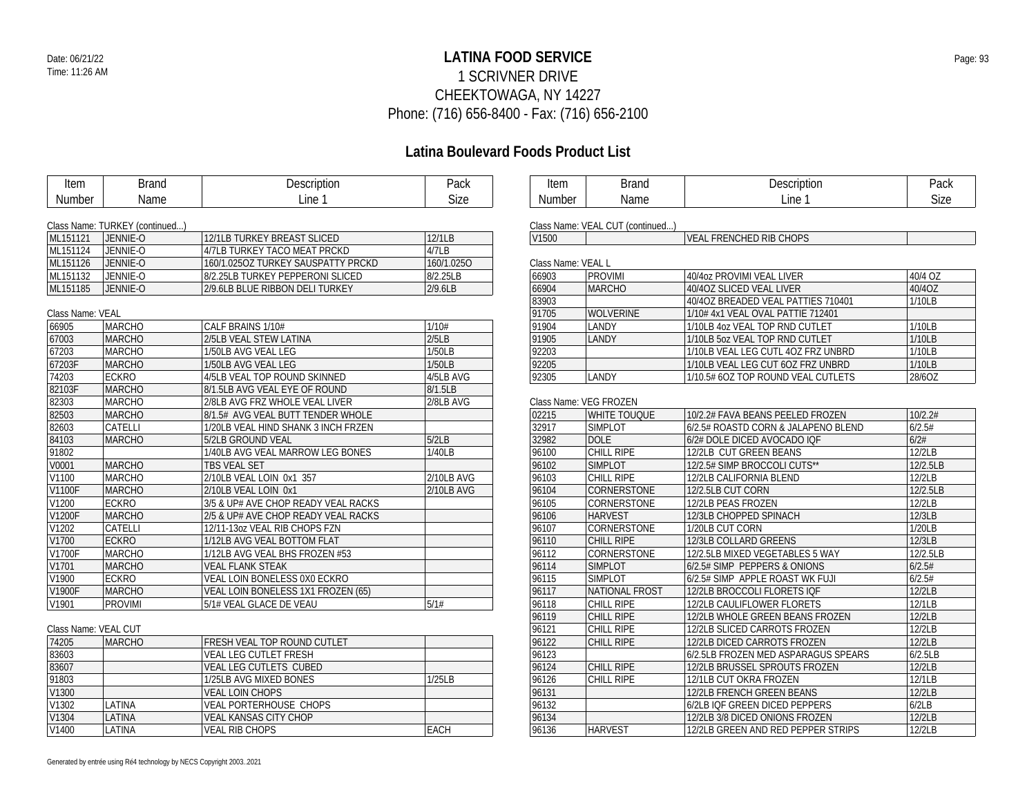# LATINA FOOD SERVICE

1 SCRIVNER DRIVE
CHEEKTOWAGA, NY 14227
Phone: (716) 656-8400 - Fax: (716) 656-2100

Date: 06/21/22
Time: 11:26 AM

## Latina Boulevard Foods Product List

Class Name: TURKEY (continued...)

| Item Number | Brand Name | Description Line 1 | Pack Size |
|---|---|---|---|
| ML151121 | JENNIE-O | 12/1LB TURKEY BREAST SLICED | 12/1LB |
| ML151124 | JENNIE-O | 4/7LB TURKEY TACO MEAT PRCKD | 4/7LB |
| ML151126 | JENNIE-O | 160/1.025OZ TURKEY SAUSPATTY PRCKD | 160/1.025O |
| ML151132 | JENNIE-O | 8/2.25LB TURKEY PEPPERONI SLICED | 8/2.25LB |
| ML151185 | JENNIE-O | 2/9.6LB BLUE RIBBON DELI TURKEY | 2/9.6LB |

Class Name: VEAL

| Item Number | Brand Name | Description Line 1 | Pack Size |
|---|---|---|---|
| 66905 | MARCHO | CALF BRAINS 1/10# | 1/10# |
| 67003 | MARCHO | 2/5LB VEAL STEW LATINA | 2/5LB |
| 67203 | MARCHO | 1/50LB AVG VEAL LEG | 1/50LB |
| 67203F | MARCHO | 1/50LB AVG VEAL LEG | 1/50LB |
| 74203 | ECKRO | 4/5LB VEAL TOP ROUND SKINNED | 4/5LB AVG |
| 82103F | MARCHO | 8/1.5LB AVG VEAL EYE OF ROUND | 8/1.5LB |
| 82303 | MARCHO | 2/8LB AVG FRZ WHOLE VEAL LIVER | 2/8LB AVG |
| 82503 | MARCHO | 8/1.5# AVG VEAL BUTT TENDER WHOLE | |
| 82603 | CATELLI | 1/20LB VEAL HIND SHANK 3 INCH FRZEN | |
| 84103 | MARCHO | 5/2LB GROUND VEAL | 5/2LB |
| 91802 | | 1/40LB AVG VEAL MARROW LEG BONES | 1/40LB |
| V0001 | MARCHO | TBS VEAL SET | |
| V1100 | MARCHO | 2/10LB VEAL LOIN 0x1 357 | 2/10LB AVG |
| V1100F | MARCHO | 2/10LB VEAL LOIN 0x1 | 2/10LB AVG |
| V1200 | ECKRO | 3/5 & UP# AVE CHOP READY VEAL RACKS | |
| V1200F | MARCHO | 2/5 & UP# AVE CHOP READY VEAL RACKS | |
| V1202 | CATELLI | 12/11-13oz VEAL RIB CHOPS FZN | |
| V1700 | ECKRO | 1/12LB AVG VEAL BOTTOM FLAT | |
| V1700F | MARCHO | 1/12LB AVG VEAL BHS FROZEN #53 | |
| V1701 | MARCHO | VEAL FLANK STEAK | |
| V1900 | ECKRO | VEAL LOIN BONELESS 0X0 ECKRO | |
| V1900F | MARCHO | VEAL LOIN BONELESS 1X1 FROZEN (65) | |
| V1901 | PROVIMI | 5/1# VEAL GLACE DE VEAU | 5/1# |

Class Name: VEAL CUT

| Item Number | Brand Name | Description Line 1 | Pack Size |
|---|---|---|---|
| 74205 | MARCHO | FRESH VEAL TOP ROUND CUTLET | |
| 83603 | | VEAL LEG CUTLET FRESH | |
| 83607 | | VEAL LEG CUTLETS CUBED | |
| 91803 | | 1/25LB AVG MIXED BONES | 1/25LB |
| V1300 | | VEAL LOIN CHOPS | |
| V1302 | LATINA | VEAL PORTERHOUSE CHOPS | |
| V1304 | LATINA | VEAL KANSAS CITY CHOP | |
| V1400 | LATINA | VEAL RIB CHOPS | EACH |

Class Name: VEAL CUT (continued...)

| Item Number | Brand Name | Description Line 1 | Pack Size |
|---|---|---|---|
| V1500 | | VEAL FRENCHED RIB CHOPS | |

Class Name: VEAL L

| Item Number | Brand Name | Description Line 1 | Pack Size |
|---|---|---|---|
| 66903 | PROVIMI | 40/4oz PROVIMI VEAL LIVER | 40/4 OZ |
| 66904 | MARCHO | 40/4OZ SLICED VEAL LIVER | 40/4OZ |
| 83903 | | 40/4OZ BREADED VEAL PATTIES 710401 | 1/10LB |
| 91705 | WOLVERINE | 1/10# 4x1 VEAL OVAL PATTIE 712401 | |
| 91904 | LANDY | 1/10LB 4oz VEAL TOP RND CUTLET | 1/10LB |
| 91905 | LANDY | 1/10LB 5oz VEAL TOP RND CUTLET | 1/10LB |
| 92203 | | 1/10LB VEAL LEG CUTL 4OZ FRZ UNBRD | 1/10LB |
| 92205 | | 1/10LB VEAL LEG CUT 6OZ FRZ UNBRD | 1/10LB |
| 92305 | LANDY | 1/10.5# 6OZ TOP ROUND VEAL CUTLETS | 28/6OZ |

Class Name: VEG FROZEN

| Item Number | Brand Name | Description Line 1 | Pack Size |
|---|---|---|---|
| 02215 | WHITE TOUQUE | 10/2.2# FAVA BEANS PEELED FROZEN | 10/2.2# |
| 32917 | SIMPLOT | 6/2.5# ROASTD CORN & JALAPENO BLEND | 6/2.5# |
| 32982 | DOLE | 6/2# DOLE DICED AVOCADO IQF | 6/2# |
| 96100 | CHILL RIPE | 12/2LB CUT GREEN BEANS | 12/2LB |
| 96102 | SIMPLOT | 12/2.5# SIMP BROCCOLI CUTS** | 12/2.5LB |
| 96103 | CHILL RIPE | 12/2LB CALIFORNIA BLEND | 12/2LB |
| 96104 | CORNERSTONE | 12/2.5LB CUT CORN | 12/2.5LB |
| 96105 | CORNERSTONE | 12/2LB PEAS FROZEN | 12/2LB |
| 96106 | HARVEST | 12/3LB CHOPPED SPINACH | 12/3LB |
| 96107 | CORNERSTONE | 1/20LB CUT CORN | 1/20LB |
| 96110 | CHILL RIPE | 12/3LB COLLARD GREENS | 12/3LB |
| 96112 | CORNERSTONE | 12/2.5LB MIXED VEGETABLES 5 WAY | 12/2.5LB |
| 96114 | SIMPLOT | 6/2.5# SIMP PEPPERS & ONIONS | 6/2.5# |
| 96115 | SIMPLOT | 6/2.5# SIMP APPLE ROAST WK FUJI | 6/2.5# |
| 96117 | NATIONAL FROST | 12/2LB BROCCOLI FLORETS IQF | 12/2LB |
| 96118 | CHILL RIPE | 12/2LB CAULIFLOWER FLORETS | 12/1LB |
| 96119 | CHILL RIPE | 12/2LB WHOLE GREEN BEANS FROZEN | 12/2LB |
| 96121 | CHILL RIPE | 12/2LB SLICED CARROTS FROZEN | 12/2LB |
| 96122 | CHILL RIPE | 12/2LB DICED CARROTS FROZEN | 12/2LB |
| 96123 | | 6/2.5LB FROZEN MED ASPARAGUS SPEARS | 6/2.5LB |
| 96124 | CHILL RIPE | 12/2LB BRUSSEL SPROUTS FROZEN | 12/2LB |
| 96126 | CHILL RIPE | 12/1LB CUT OKRA FROZEN | 12/1LB |
| 96131 | | 12/2LB FRENCH GREEN BEANS | 12/2LB |
| 96132 | | 6/2LB IQF GREEN DICED PEPPERS | 6/2LB |
| 96134 | | 12/2LB 3/8 DICED ONIONS FROZEN | 12/2LB |
| 96136 | HARVEST | 12/2LB GREEN AND RED PEPPER STRIPS | 12/2LB |

Generated by entrée using Ré4 technology by NECS Copyright 2003..2021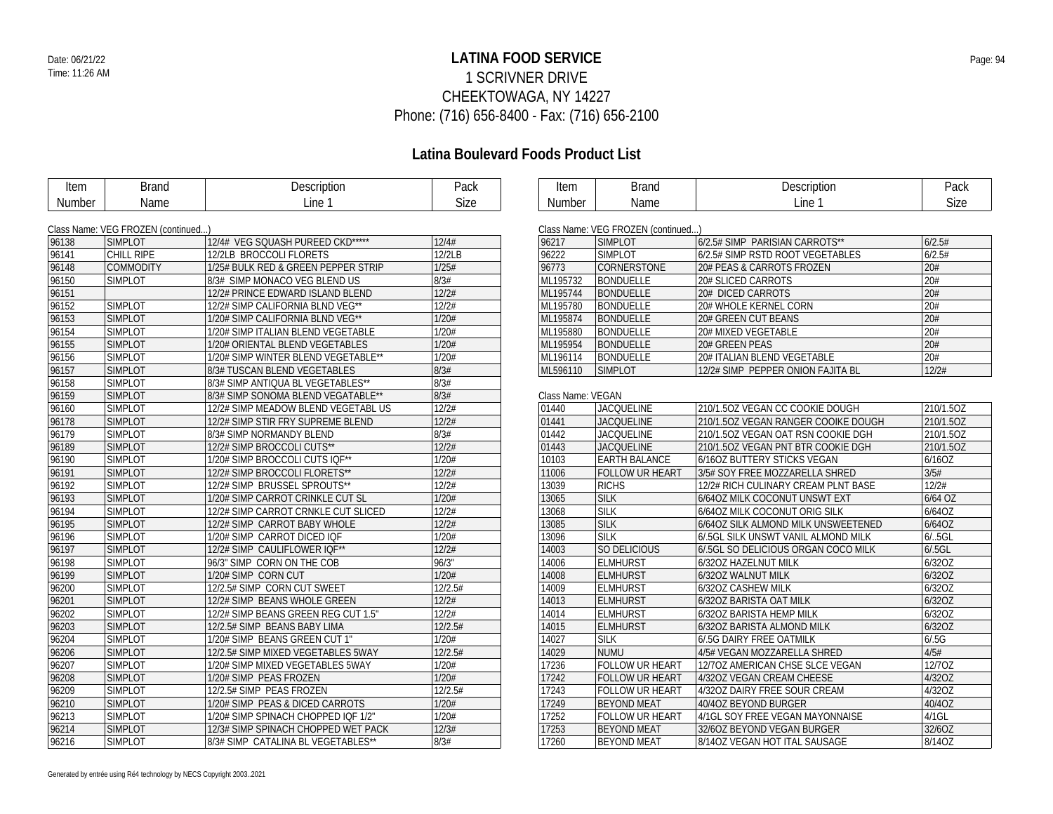Date: 06/21/22
Time: 11:26 AM

# LATINA FOOD SERVICE

1 SCRIVNER DRIVE
CHEEKTOWAGA, NY 14227
Phone: (716) 656-8400 - Fax: (716) 656-2100

## Latina Boulevard Foods Product List

Class Name: VEG FROZEN (continued...)

| Item Number | Brand Name | Description Line 1 | Pack Size |
|---|---|---|---|
| 96138 | SIMPLOT | 12/4# VEG SQUASH PUREED CKD***** | 12/4# |
| 96141 | CHILL RIPE | 12/2LB BROCCOLI FLORETS | 12/2LB |
| 96148 | COMMODITY | 1/25# BULK RED & GREEN PEPPER STRIP | 1/25# |
| 96150 | SIMPLOT | 8/3# SIMP MONACO VEG BLEND US | 8/3# |
| 96151 | | 12/2# PRINCE EDWARD ISLAND BLEND | 12/2# |
| 96152 | SIMPLOT | 12/2# SIMP CALIFORNIA BLND VEG** | 12/2# |
| 96153 | SIMPLOT | 1/20# SIMP CALIFORNIA BLND VEG** | 1/20# |
| 96154 | SIMPLOT | 1/20# SIMP ITALIAN BLEND VEGETABLE | 1/20# |
| 96155 | SIMPLOT | 1/20# ORIENTAL BLEND VEGETABLES | 1/20# |
| 96156 | SIMPLOT | 1/20# SIMP WINTER BLEND VEGETABLE** | 1/20# |
| 96157 | SIMPLOT | 8/3# TUSCAN BLEND VEGETABLES | 8/3# |
| 96158 | SIMPLOT | 8/3# SIMP ANTIQUA BL VEGETABLES** | 8/3# |
| 96159 | SIMPLOT | 8/3# SIMP SONOMA BLEND VEGETABLE** | 8/3# |
| 96160 | SIMPLOT | 12/2# SIMP MEADOW BLEND VEGETABL US | 12/2# |
| 96178 | SIMPLOT | 12/2# SIMP STIR FRY SUPREME BLEND | 12/2# |
| 96179 | SIMPLOT | 8/3# SIMP NORMANDY BLEND | 8/3# |
| 96189 | SIMPLOT | 12/2# SIMP BROCCOLI CUTS** | 12/2# |
| 96190 | SIMPLOT | 1/20# SIMP BROCCOLI CUTS IQF** | 1/20# |
| 96191 | SIMPLOT | 12/2# SIMP BROCCOLI FLORETS** | 12/2# |
| 96192 | SIMPLOT | 12/2# SIMP BRUSSEL SPROUTS** | 12/2# |
| 96193 | SIMPLOT | 1/20# SIMP CARROT CRINKLE CUT SL | 1/20# |
| 96194 | SIMPLOT | 12/2# SIMP CARROT CRNKLE CUT SLICED | 12/2# |
| 96195 | SIMPLOT | 12/2# SIMP CARROT BABY WHOLE | 12/2# |
| 96196 | SIMPLOT | 1/20# SIMP CARROT DICED IQF | 1/20# |
| 96197 | SIMPLOT | 12/2# SIMP CAULIFLOWER IQF** | 12/2# |
| 96198 | SIMPLOT | 96/3" SIMP CORN ON THE COB | 96/3" |
| 96199 | SIMPLOT | 1/20# SIMP CORN CUT | 1/20# |
| 96200 | SIMPLOT | 12/2.5# SIMP CORN CUT SWEET | 12/2.5# |
| 96201 | SIMPLOT | 12/2# SIMP BEANS WHOLE GREEN | 12/2# |
| 96202 | SIMPLOT | 12/2# SIMP BEANS GREEN REG CUT 1.5" | 12/2# |
| 96203 | SIMPLOT | 12/2.5# SIMP BEANS BABY LIMA | 12/2.5# |
| 96204 | SIMPLOT | 1/20# SIMP BEANS GREEN CUT 1" | 1/20# |
| 96206 | SIMPLOT | 12/2.5# SIMP MIXED VEGETABLES 5WAY | 12/2.5# |
| 96207 | SIMPLOT | 1/20# SIMP MIXED VEGETABLES 5WAY | 1/20# |
| 96208 | SIMPLOT | 1/20# SIMP PEAS FROZEN | 1/20# |
| 96209 | SIMPLOT | 12/2.5# SIMP PEAS FROZEN | 12/2.5# |
| 96210 | SIMPLOT | 1/20# SIMP PEAS & DICED CARROTS | 1/20# |
| 96213 | SIMPLOT | 1/20# SIMP SPINACH CHOPPED IQF 1/2" | 1/20# |
| 96214 | SIMPLOT | 12/3# SIMP SPINACH CHOPPED WET PACK | 12/3# |
| 96216 | SIMPLOT | 8/3# SIMP CATALINA BL VEGETABLES** | 8/3# |
| 96217 | SIMPLOT | 6/2.5# SIMP PARISIAN CARROTS** | 6/2.5# |
| 96222 | SIMPLOT | 6/2.5# SIMP RSTD ROOT VEGETABLES | 6/2.5# |
| 96773 | CORNERSTONE | 20# PEAS & CARROTS FROZEN | 20# |
| ML195732 | BONDUELLE | 20# SLICED CARROTS | 20# |
| ML195744 | BONDUELLE | 20# DICED CARROTS | 20# |
| ML195780 | BONDUELLE | 20# WHOLE KERNEL CORN | 20# |
| ML195874 | BONDUELLE | 20# GREEN CUT BEANS | 20# |
| ML195880 | BONDUELLE | 20# MIXED VEGETABLE | 20# |
| ML195954 | BONDUELLE | 20# GREEN PEAS | 20# |
| ML196114 | BONDUELLE | 20# ITALIAN BLEND VEGETABLE | 20# |
| ML596110 | SIMPLOT | 12/2# SIMP PEPPER ONION FAJITA BL | 12/2# |

Class Name: VEGAN

| Item Number | Brand Name | Description Line 1 | Pack Size |
|---|---|---|---|
| 01440 | JACQUELINE | 210/1.5OZ VEGAN CC COOKIE DOUGH | 210/1.5OZ |
| 01441 | JACQUELINE | 210/1.5OZ VEGAN RANGER COOIKE DOUGH | 210/1.5OZ |
| 01442 | JACQUELINE | 210/1.5OZ VEGAN OAT RSN COOKIE DGH | 210/1.5OZ |
| 01443 | JACQUELINE | 210/1.5OZ VEGAN PNT BTR COOKIE DGH | 210/1.5OZ |
| 10103 | EARTH BALANCE | 6/16OZ BUTTERY STICKS VEGAN | 6/16OZ |
| 11006 | FOLLOW UR HEART | 3/5# SOY FREE MOZZARELLA SHRED | 3/5# |
| 13039 | RICHS | 12/2# RICH CULINARY CREAM PLNT BASE | 12/2# |
| 13065 | SILK | 6/64OZ MILK COCONUT UNSWT EXT | 6/64 OZ |
| 13068 | SILK | 6/64OZ MILK COCONUT ORIG SILK | 6/64OZ |
| 13085 | SILK | 6/64OZ SILK ALMOND MILK UNSWEETENED | 6/64OZ |
| 13096 | SILK | 6/.5GL SILK UNSWT VANIL ALMOND MILK | 6/..5GL |
| 14003 | SO DELICIOUS | 6/.5GL SO DELICIOUS ORGAN COCO MILK | 6/.5GL |
| 14006 | ELMHURST | 6/32OZ HAZELNUT MILK | 6/32OZ |
| 14008 | ELMHURST | 6/32OZ WALNUT MILK | 6/32OZ |
| 14009 | ELMHURST | 6/32OZ CASHEW MILK | 6/32OZ |
| 14013 | ELMHURST | 6/32OZ BARISTA OAT MILK | 6/32OZ |
| 14014 | ELMHURST | 6/32OZ BARISTA HEMP MILK | 6/32OZ |
| 14015 | ELMHURST | 6/32OZ BARISTA ALMOND MILK | 6/32OZ |
| 14027 | SILK | 6/.5G DAIRY FREE OATMILK | 6/.5G |
| 14029 | NUMU | 4/5# VEGAN MOZZARELLA SHRED | 4/5# |
| 17236 | FOLLOW UR HEART | 12/7OZ AMERICAN CHSE SLCE VEGAN | 12/7OZ |
| 17242 | FOLLOW UR HEART | 4/32OZ VEGAN CREAM CHEESE | 4/32OZ |
| 17243 | FOLLOW UR HEART | 4/32OZ DAIRY FREE SOUR CREAM | 4/32OZ |
| 17249 | BEYOND MEAT | 40/4OZ BEYOND BURGER | 40/4OZ |
| 17252 | FOLLOW UR HEART | 4/1GL SOY FREE VEGAN MAYONNAISE | 4/1GL |
| 17253 | BEYOND MEAT | 32/6OZ BEYOND VEGAN BURGER | 32/6OZ |
| 17260 | BEYOND MEAT | 8/14OZ VEGAN HOT ITAL SAUSAGE | 8/14OZ |

Generated by entrée using Ré4 technology by NECS Copyright 2003..2021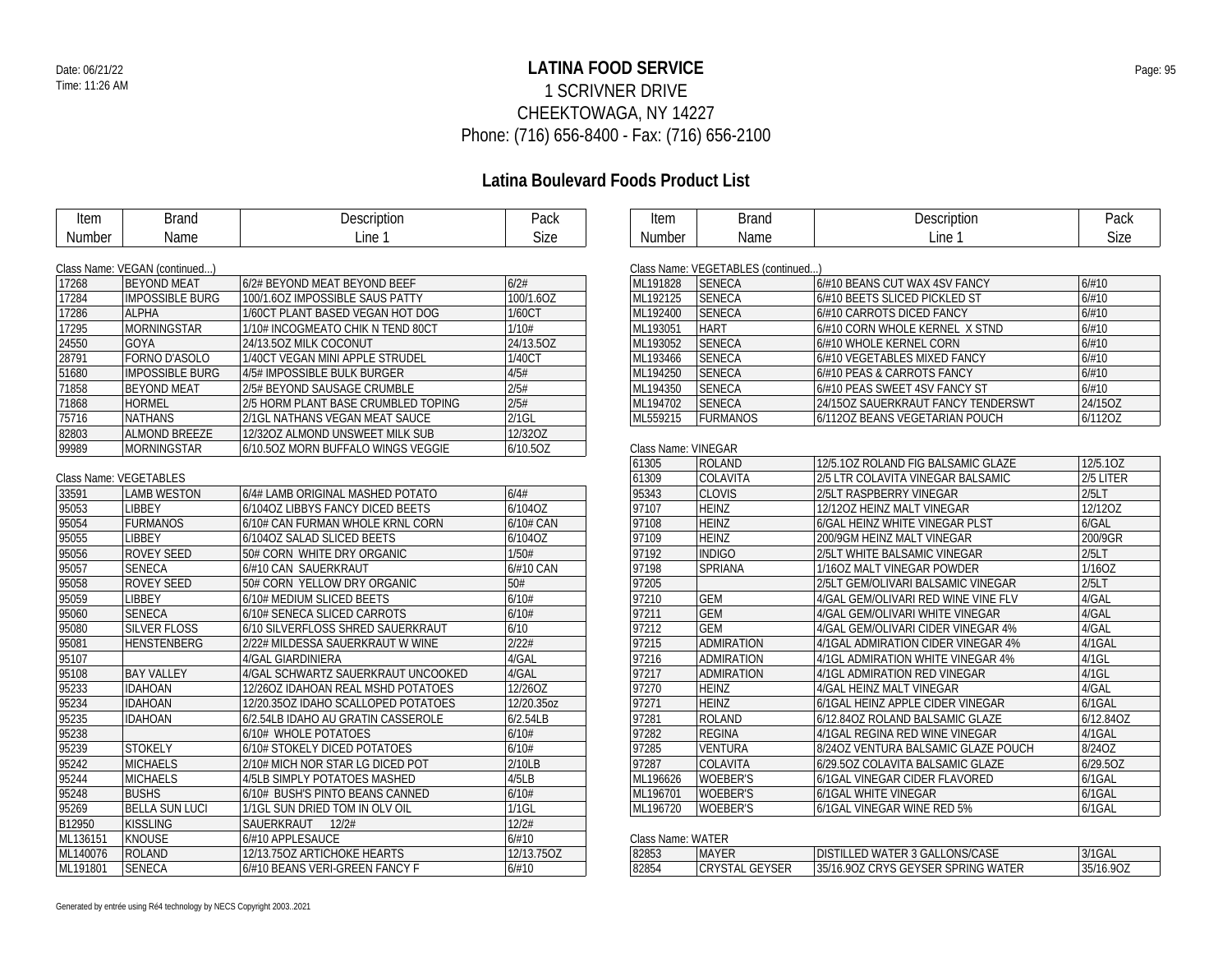# LATINA FOOD SERVICE

1 SCRIVNER DRIVE
CHEEKTOWAGA, NY 14227
Phone: (716) 656-8400 - Fax: (716) 656-2100

Date: 06/21/22
Time: 11:26 AM

## Latina Boulevard Foods Product List

Class Name: VEGAN (continued...)

| Item Number | Brand Name | Description Line 1 | Pack Size |
|---|---|---|---|
| 17268 | BEYOND MEAT | 6/2# BEYOND MEAT BEYOND BEEF | 6/2# |
| 17284 | IMPOSSIBLE BURG | 100/1.6OZ IMPOSSIBLE SAUS PATTY | 100/1.6OZ |
| 17286 | ALPHA | 1/60CT PLANT BASED VEGAN HOT DOG | 1/60CT |
| 17295 | MORNINGSTAR | 1/10# INCOGMEATO CHIK N TEND 80CT | 1/10# |
| 24550 | GOYA | 24/13.5OZ MILK COCONUT | 24/13.5OZ |
| 28791 | FORNO D'ASOLO | 1/40CT VEGAN MINI APPLE STRUDEL | 1/40CT |
| 51680 | IMPOSSIBLE BURG | 4/5# IMPOSSIBLE BULK BURGER | 4/5# |
| 71858 | BEYOND MEAT | 2/5# BEYOND SAUSAGE CRUMBLE | 2/5# |
| 71868 | HORMEL | 2/5 HORM PLANT BASE CRUMBLED TOPING | 2/5# |
| 75716 | NATHANS | 2/1GL NATHANS VEGAN MEAT SAUCE | 2/1GL |
| 82803 | ALMOND BREEZE | 12/32OZ ALMOND UNSWEET MILK SUB | 12/32OZ |
| 99989 | MORNINGSTAR | 6/10.5OZ MORN BUFFALO WINGS VEGGIE | 6/10.5OZ |

Class Name: VEGETABLES

| Item Number | Brand Name | Description Line 1 | Pack Size |
|---|---|---|---|
| 33591 | LAMB WESTON | 6/4# LAMB ORIGINAL MASHED POTATO | 6/4# |
| 95053 | LIBBEY | 6/104OZ LIBBYS FANCY DICED BEETS | 6/104OZ |
| 95054 | FURMANOS | 6/10# CAN FURMAN WHOLE KRNL CORN | 6/10# CAN |
| 95055 | LIBBEY | 6/104OZ SALAD SLICED BEETS | 6/104OZ |
| 95056 | ROVEY SEED | 50# CORN WHITE DRY ORGANIC | 1/50# |
| 95057 | SENECA | 6/#10 CAN SAUERKRAUT | 6/#10 CAN |
| 95058 | ROVEY SEED | 50# CORN YELLOW DRY ORGANIC | 50# |
| 95059 | LIBBEY | 6/10# MEDIUM SLICED BEETS | 6/10# |
| 95060 | SENECA | 6/10# SENECA SLICED CARROTS | 6/10# |
| 95080 | SILVER FLOSS | 6/10 SILVERFLOSS SHRED SAUERKRAUT | 6/10 |
| 95081 | HENSTENBERG | 2/22# MILDESSA SAUERKRAUT W WINE | 2/22# |
| 95107 | | 4/GAL GIARDINIERA | 4/GAL |
| 95108 | BAY VALLEY | 4/GAL SCHWARTZ SAUERKRAUT UNCOOKED | 4/GAL |
| 95233 | IDAHOAN | 12/26OZ IDAHOAN REAL MSHD POTATOES | 12/26OZ |
| 95234 | IDAHOAN | 12/20.35OZ IDAHO SCALLOPED POTATOES | 12/20.35oz |
| 95235 | IDAHOAN | 6/2.54LB IDAHO AU GRATIN CASSEROLE | 6/2.54LB |
| 95238 | | 6/10# WHOLE POTATOES | 6/10# |
| 95239 | STOKELY | 6/10# STOKELY DICED POTATOES | 6/10# |
| 95242 | MICHAELS | 2/10# MICH NOR STAR LG DICED POT | 2/10LB |
| 95244 | MICHAELS | 4/5LB SIMPLY POTATOES MASHED | 4/5LB |
| 95248 | BUSHS | 6/10# BUSH'S PINTO BEANS CANNED | 6/10# |
| 95269 | BELLA SUN LUCI | 1/1GL SUN DRIED TOM IN OLV OIL | 1/1GL |
| B12950 | KISSLING | SAUERKRAUT 12/2# | 12/2# |
| ML136151 | KNOUSE | 6/#10 APPLESAUCE | 6/#10 |
| ML140076 | ROLAND | 12/13.75OZ ARTICHOKE HEARTS | 12/13.75OZ |
| ML191801 | SENECA | 6/#10 BEANS VERI-GREEN FANCY F | 6/#10 |

Class Name: VEGETABLES (continued...)

| Item Number | Brand Name | Description Line 1 | Pack Size |
|---|---|---|---|
| ML191828 | SENECA | 6/#10 BEANS CUT WAX 4SV FANCY | 6/#10 |
| ML192125 | SENECA | 6/#10 BEETS SLICED PICKLED ST | 6/#10 |
| ML192400 | SENECA | 6/#10 CARROTS DICED FANCY | 6/#10 |
| ML193051 | HART | 6/#10 CORN WHOLE KERNEL X STND | 6/#10 |
| ML193052 | SENECA | 6/#10 WHOLE KERNEL CORN | 6/#10 |
| ML193466 | SENECA | 6/#10 VEGETABLES MIXED FANCY | 6/#10 |
| ML194250 | SENECA | 6/#10 PEAS & CARROTS FANCY | 6/#10 |
| ML194350 | SENECA | 6/#10 PEAS SWEET 4SV FANCY ST | 6/#10 |
| ML194702 | SENECA | 24/15OZ SAUERKRAUT FANCY TENDERSWT | 24/15OZ |
| ML559215 | FURMANOS | 6/112OZ BEANS VEGETARIAN POUCH | 6/112OZ |

Class Name: VINEGAR

| Item Number | Brand Name | Description Line 1 | Pack Size |
|---|---|---|---|
| 61305 | ROLAND | 12/5.1OZ ROLAND FIG BALSAMIC GLAZE | 12/5.1OZ |
| 61309 | COLAVITA | 2/5 LTR COLAVITA VINEGAR BALSAMIC | 2/5 LITER |
| 95343 | CLOVIS | 2/5LT RASPBERRY VINEGAR | 2/5LT |
| 97107 | HEINZ | 12/12OZ HEINZ MALT VINEGAR | 12/12OZ |
| 97108 | HEINZ | 6/GAL HEINZ WHITE VINEGAR PLST | 6/GAL |
| 97109 | HEINZ | 200/9GM HEINZ MALT VINEGAR | 200/9GR |
| 97192 | INDIGO | 2/5LT WHITE BALSAMIC VINEGAR | 2/5LT |
| 97198 | SPRIANA | 1/16OZ MALT VINEGAR POWDER | 1/16OZ |
| 97205 | | 2/5LT GEM/OLIVARI BALSAMIC VINEGAR | 2/5LT |
| 97210 | GEM | 4/GAL GEM/OLIVARI RED WINE VINE FLV | 4/GAL |
| 97211 | GEM | 4/GAL GEM/OLIVARI WHITE VINEGAR | 4/GAL |
| 97212 | GEM | 4/GAL GEM/OLIVARI CIDER VINEGAR 4% | 4/GAL |
| 97215 | ADMIRATION | 4/1GAL ADMIRATION CIDER VINEGAR 4% | 4/1GAL |
| 97216 | ADMIRATION | 4/1GL ADMIRATION WHITE VINEGAR 4% | 4/1GL |
| 97217 | ADMIRATION | 4/1GL ADMIRATION RED VINEGAR | 4/1GL |
| 97270 | HEINZ | 4/GAL HEINZ MALT VINEGAR | 4/GAL |
| 97271 | HEINZ | 6/1GAL HEINZ APPLE CIDER VINEGAR | 6/1GAL |
| 97281 | ROLAND | 6/12.84OZ ROLAND BALSAMIC GLAZE | 6/12.84OZ |
| 97282 | REGINA | 4/1GAL REGINA RED WINE VINEGAR | 4/1GAL |
| 97285 | VENTURA | 8/24OZ VENTURA BALSAMIC GLAZE POUCH | 8/24OZ |
| 97287 | COLAVITA | 6/29.5OZ COLAVITA BALSAMIC GLAZE | 6/29.5OZ |
| ML196626 | WOEBER'S | 6/1GAL VINEGAR CIDER FLAVORED | 6/1GAL |
| ML196701 | WOEBER'S | 6/1GAL WHITE VINEGAR | 6/1GAL |
| ML196720 | WOEBER'S | 6/1GAL VINEGAR WINE RED 5% | 6/1GAL |

Class Name: WATER

| Item Number | Brand Name | Description Line 1 | Pack Size |
|---|---|---|---|
| 82853 | MAYER | DISTILLED WATER 3 GALLONS/CASE | 3/1GAL |
| 82854 | CRYSTAL GEYSER | 35/16.9OZ CRYS GEYSER SPRING WATER | 35/16.9OZ |

Generated by entrée using Ré4 technology by NECS Copyright 2003..2021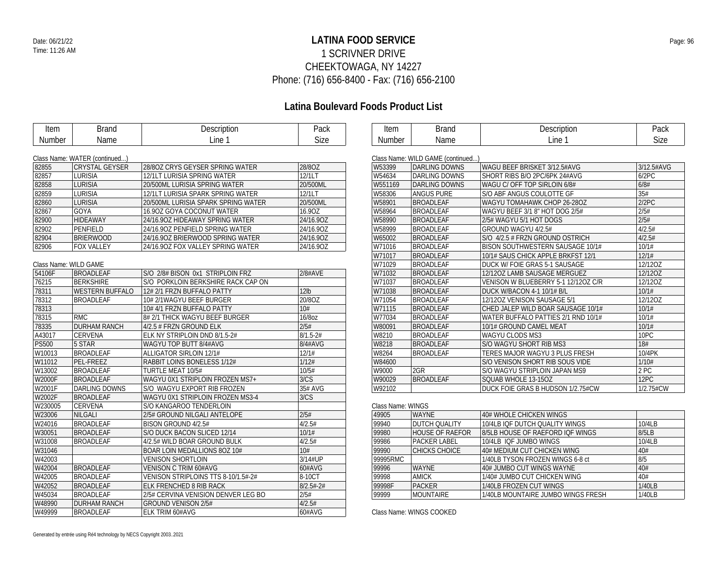# LATINA FOOD SERVICE

1 SCRIVNER DRIVE
CHEEKTOWAGA, NY 14227
Phone: (716) 656-8400 - Fax: (716) 656-2100

Date: 06/21/22
Time: 11:26 AM

## Latina Boulevard Foods Product List

Class Name: WATER (continued...)

| Item Number | Brand Name | Description Line 1 | Pack Size |
|---|---|---|---|
| 82855 | CRYSTAL GEYSER | 28/8OZ CRYS GEYSER SPRING WATER | 28/8OZ |
| 82857 | LURISIA | 12/1LT LURISIA SPRING WATER | 12/1LT |
| 82858 | LURISIA | 20/500ML LURISIA SPRING WATER | 20/500ML |
| 82859 | LURISIA | 12/1LT LURISIA SPARK SPRING WATER | 12/1LT |
| 82860 | LURISIA | 20/500ML LURISIA SPARK SPRING WATER | 20/500ML |
| 82867 | GOYA | 16.9OZ GOYA COCONUT WATER | 16.9OZ |
| 82900 | HIDEAWAY | 24/16.9OZ HIDEAWAY SPRING WATER | 24/16.9OZ |
| 82902 | PENFIELD | 24/16.9OZ PENFIELD SPRING WATER | 24/16.9OZ |
| 82904 | BRIERWOOD | 24/16.9OZ BRIERWOOD SPRING WATER | 24/16.9OZ |
| 82906 | FOX VALLEY | 24/16.9OZ FOX VALLEY SPRING WATER | 24/16.9OZ |

Class Name: WILD GAME

| Item Number | Brand Name | Description Line 1 | Pack Size |
|---|---|---|---|
| 54106F | BROADLEAF | S/O 2/8# BISON 0x1 STRIPLOIN FRZ | 2/8#AVE |
| 76215 | BERKSHIRE | S/O PORKLOIN BERKSHIRE RACK CAP ON | |
| 78311 | WESTERN BUFFALO | 12# 2/1 FRZN BUFFALO PATTY | 12lb |
| 78312 | BROADLEAF | 10# 2/1WAGYU BEEF BURGER | 20/8OZ |
| 78313 | | 10# 4/1 FRZN BUFFALO PATTY | 10# |
| 78315 | RMC | 8# 2/1 THICK WAGYU BEEF BURGER | 16/8oz |
| 78335 | DURHAM RANCH | 4/2.5 # FRZN GROUND ELK | 2/5# |
| A43017 | CERVENA | ELK NY STRIPLOIN DND 8/1.5-2# | 8/1.5-2# |
| PS500 | 5 STAR | WAGYU TOP BUTT 8/4#AVG | 8/4#AVG |
| W10013 | BROADLEAF | ALLIGATOR SIRLOIN 12/1# | 12/1# |
| W11012 | PEL-FREEZ | RABBIT LOINS BONELESS 1/12# | 1/12# |
| W13002 | BROADLEAF | TURTLE MEAT 10/5# | 10/5# |
| W2000F | BROADLEAF | WAGYU 0X1 STRIPLOIN FROZEN MS7+ | 3/CS |
| W2001F | DARLING DOWNS | S/O WAGYU EXPORT RIB FROZEN | 35# AVG |
| W2002F | BROADLEAF | WAGYU 0X1 STRIPLOIN FROZEN MS3-4 | 3/CS |
| W230005 | CERVENA | S/O KANGAROO TENDERLOIN | |
| W23006 | NILGALI | 2/5# GROUND NILGALI ANTELOPE | 2/5# |
| W24016 | BROADLEAF | BISON GROUND 4/2.5# | 4/2.5# |
| W30051 | BROADLEAF | S/O DUCK BACON SLICED 12/14 | 10/1# |
| W31008 | BROADLEAF | 4/2.5# WILD BOAR GROUND BULK | 4/2.5# |
| W31046 | | BOAR LOIN MEDALLIONS 8OZ 10# | 10# |
| W42003 | | VENISON SHORTLOIN | 3/14#UP |
| W42004 | BROADLEAF | VENISON C TRIM 60#AVG | 60#AVG |
| W42005 | BROADLEAF | VENISON STRIPLOINS TTS 8-10/1.5#-2# | 8-10CT |
| W42052 | BROADLEAF | ELK FRENCHED 8 RIB RACK | 8/2.5#-2# |
| W45034 | BROADLEAF | 2/5# CERVINA VENISION DENVER LEG BO | 2/5# |
| W48990 | DURHAM RANCH | GROUND VENISON 2/5# | 4/2.5# |
| W49999 | BROADLEAF | ELK TRIM 60#AVG | 60#AVG |

Class Name: WILD GAME (continued...)

| Item Number | Brand Name | Description Line 1 | Pack Size |
|---|---|---|---|
| W53399 | DARLING DOWNS | WAGU BEEF BRISKET 3/12.5#AVG | 3/12.5#AVG |
| W54634 | DARLING DOWNS | SHORT RIBS B/O 2PC/6PK 24#AVG | 6/2PC |
| W551169 | DARLING DOWNS | WAGU C/ OFF TOP SIRLOIN 6/8# | 6/8# |
| W58306 | ANGUS PURE | S/O ABF ANGUS COULOTTE GF | 35# |
| W58901 | BROADLEAF | WAGYU TOMAHAWK CHOP 26-28OZ | 2/2PC |
| W58964 | BROADLEAF | WAGYU BEEF 3/1 8" HOT DOG 2/5# | 2/5# |
| W58990 | BROADLEAF | 2/5# WAGYU 5/1 HOT DOGS | 2/5# |
| W58999 | BROADLEAF | GROUND WAGYU 4/2.5# | 4/2.5# |
| W65002 | BROADLEAF | S/O 4/2.5 # FRZN GROUND OSTRICH | 4/2.5# |
| W71016 | BROADLEAF | BISON SOUTHWESTERN SAUSAGE 10/1# | 10/1# |
| W71017 | BROADLEAF | 10/1# SAUS CHICK APPLE BRKFST 12/1 | 12/1# |
| W71029 | BROADLEAF | DUCK W/ FOIE GRAS 5-1 SAUSAGE | 12/12OZ |
| W71032 | BROADLEAF | 12/12OZ LAMB SAUSAGE MERGUEZ | 12/12OZ |
| W71037 | BROADLEAF | VENISON W BLUEBERRY 5-1 12/12OZ C/R | 12/12OZ |
| W71038 | BROADLEAF | DUCK W/BACON 4-1 10/1# B/L | 10/1# |
| W71054 | BROADLEAF | 12/12OZ VENISON SAUSAGE 5/1 | 12/12OZ |
| W71115 | BROADLEAF | CHED JALEP WILD BOAR SAUSAGE 10/1# | 10/1# |
| W77034 | BROADLEAF | WATER BUFFALO PATTIES 2/1 RND 10/1# | 10/1# |
| W80091 | BROADLEAF | 10/1# GROUND CAMEL MEAT | 10/1# |
| W8210 | BROADLEAF | WAGYU CLODS MS3 | 10PC |
| W8218 | BROADLEAF | S/O WAGYU SHORT RIB MS3 | 18# |
| W8264 | BROADLEAF | TERES MAJOR WAGYU 3 PLUS FRESH | 10/4PK |
| W84600 | | S/O VENISON SHORT RIB SOUS VIDE | 1/10# |
| W9000 | 2GR | S/O WAGYU STRIPLOIN JAPAN MS9 | 2 PC |
| W90029 | BROADLEAF | SQUAB WHOLE 13-15OZ | 12PC |
| W92102 | | DUCK FOIE GRAS B HUDSON 1/2.75#CW | 1/2.75#CW |

Class Name: WINGS

| Item Number | Brand Name | Description Line 1 | Pack Size |
|---|---|---|---|
| 49905 | WAYNE | 40# WHOLE CHICKEN WINGS | |
| 99940 | DUTCH QUALITY | 10/4LB IQF DUTCH QUALITY WINGS | 10/4LB |
| 99980 | HOUSE OF RAEFOR | 8/5LB HOUSE OF RAEFORD IQF WINGS | 8/5LB |
| 99986 | PACKER LABEL | 10/4LB IQF JUMBO WINGS | 10/4LB |
| 99990 | CHICKS CHOICE | 40# MEDIUM CUT CHICKEN WING | 40# |
| 99995RMC | | 1/40LB TYSON FROZEN WINGS 6-8 ct | 8/5 |
| 99996 | WAYNE | 40# JUMBO CUT WINGS WAYNE | 40# |
| 99998 | AMICK | 1/40# JUMBO CUT CHICKEN WING | 40# |
| 99998F | PACKER | 1/40LB FROZEN CUT WINGS | 1/40LB |
| 99999 | MOUNTAIRE | 1/40LB MOUNTAIRE JUMBO WINGS FRESH | 1/40LB |

Class Name: WINGS COOKED

Generated by entrée using Ré4 technology by NECS Copyright 2003..2021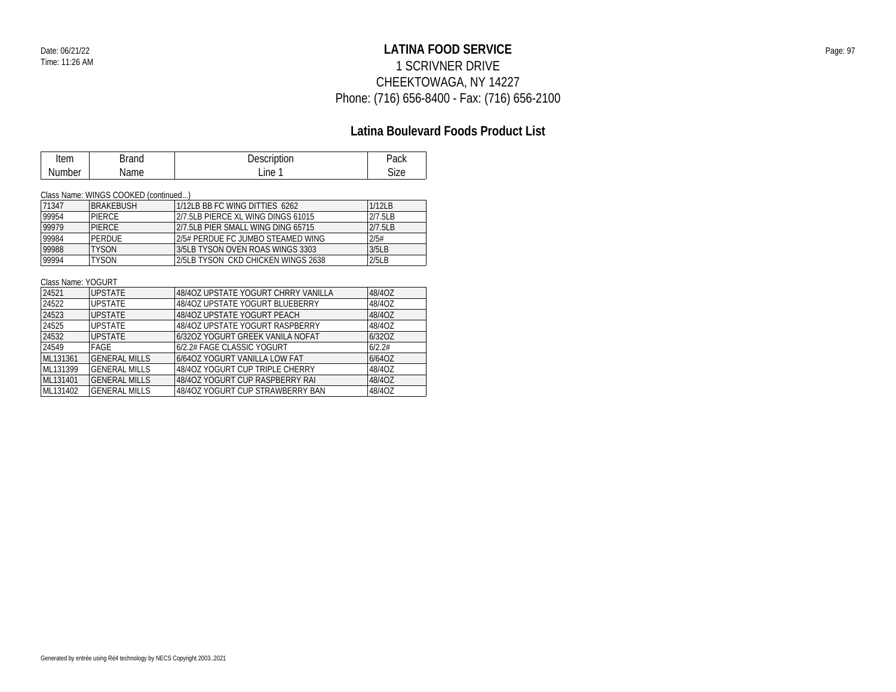# LATINA FOOD SERVICE

1 SCRIVNER DRIVE
CHEEKTOWAGA, NY 14227
Phone: (716) 656-8400 - Fax: (716) 656-2100

Date: 06/21/22
Time: 11:26 AM

## Latina Boulevard Foods Product List

| Item Number | Brand Name | Description Line 1 | Pack Size |
|---|---|---|---|

Class Name: WINGS COOKED (continued...)

| Item Number | Brand Name | Description Line 1 | Pack Size |
|---|---|---|---|
| 71347 | BRAKEBUSH | 1/12LB BB FC WING DITTIES 6262 | 1/12LB |
| 99954 | PIERCE | 2/7.5LB PIERCE XL WING DINGS 61015 | 2/7.5LB |
| 99979 | PIERCE | 2/7.5LB PIER SMALL WING DING 65715 | 2/7.5LB |
| 99984 | PERDUE | 2/5# PERDUE FC JUMBO STEAMED WING | 2/5# |
| 99988 | TYSON | 3/5LB TYSON OVEN ROAS WINGS 3303 | 3/5LB |
| 99994 | TYSON | 2/5LB TYSON CKD CHICKEN WINGS 2638 | 2/5LB |

Class Name: YOGURT

| Item Number | Brand Name | Description Line 1 | Pack Size |
|---|---|---|---|
| 24521 | UPSTATE | 48/4OZ UPSTATE YOGURT CHRRY VANILLA | 48/4OZ |
| 24522 | UPSTATE | 48/4OZ UPSTATE YOGURT BLUEBERRY | 48/4OZ |
| 24523 | UPSTATE | 48/4OZ UPSTATE YOGURT PEACH | 48/4OZ |
| 24525 | UPSTATE | 48/4OZ UPSTATE YOGURT RASPBERRY | 48/4OZ |
| 24532 | UPSTATE | 6/32OZ YOGURT GREEK VANILA NOFAT | 6/32OZ |
| 24549 | FAGE | 6/2.2# FAGE CLASSIC YOGURT | 6/2.2# |
| ML131361 | GENERAL MILLS | 6/64OZ YOGURT VANILLA LOW FAT | 6/64OZ |
| ML131399 | GENERAL MILLS | 48/4OZ YOGURT CUP TRIPLE CHERRY | 48/4OZ |
| ML131401 | GENERAL MILLS | 48/4OZ YOGURT CUP RASPBERRY RAI | 48/4OZ |
| ML131402 | GENERAL MILLS | 48/4OZ YOGURT CUP STRAWBERRY BAN | 48/4OZ |

Generated by entrée using Ré4 technology by NECS Copyright 2003..2021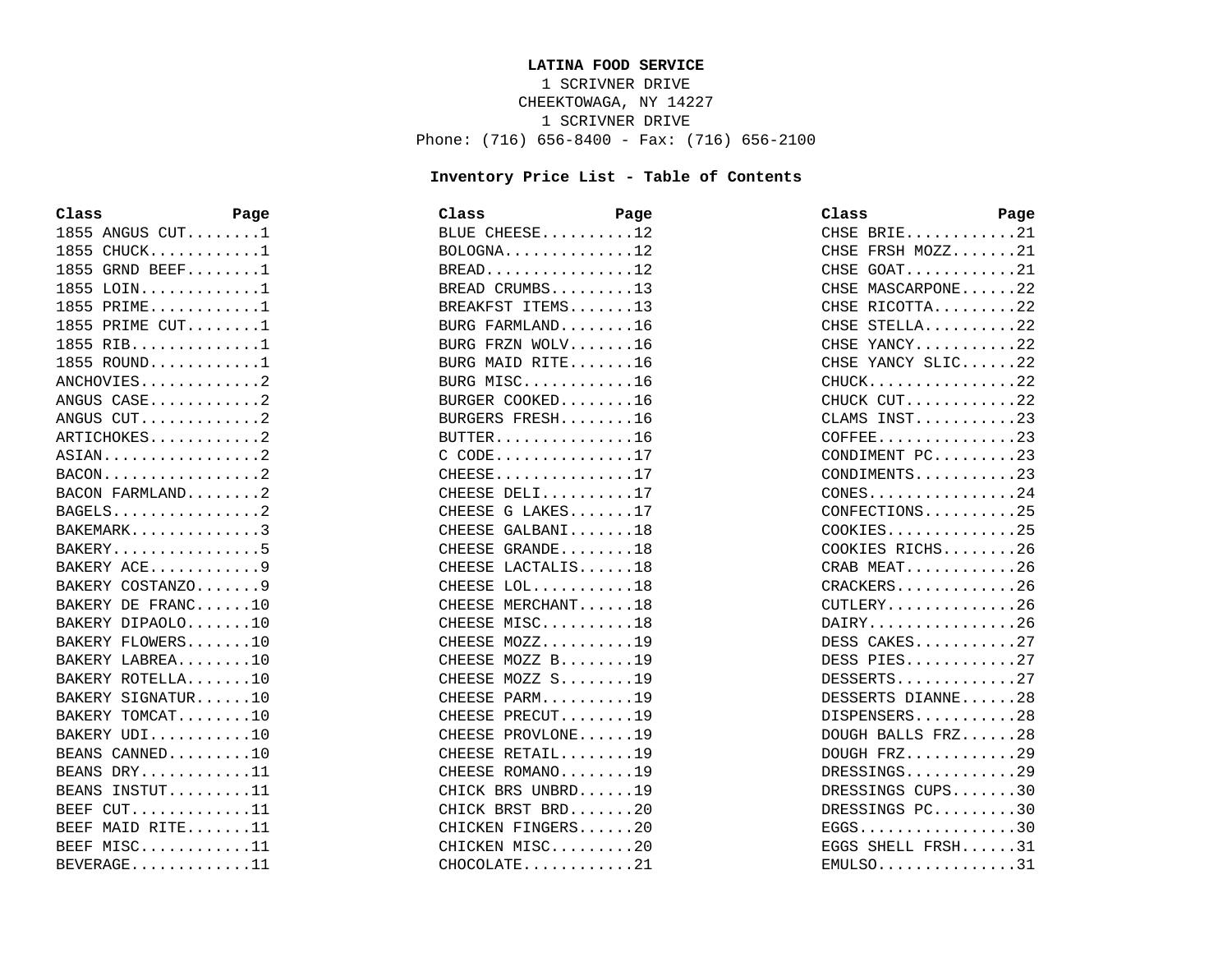**LATINA FOOD SERVICE**
1 SCRIVNER DRIVE
CHEEKTOWAGA, NY 14227
1 SCRIVNER DRIVE
Phone: (716) 656-8400 - Fax: (716) 656-2100

**Inventory Price List - Table of Contents**

| Class | Page |
|---|---|
| 1855 ANGUS CUT | 1 |
| 1855 CHUCK | 1 |
| 1855 GRND BEEF | 1 |
| 1855 LOIN | 1 |
| 1855 PRIME | 1 |
| 1855 PRIME CUT | 1 |
| 1855 RIB | 1 |
| 1855 ROUND | 1 |
| ANCHOVIES | 2 |
| ANGUS CASE | 2 |
| ANGUS CUT | 2 |
| ARTICHOKES | 2 |
| ASIAN | 2 |
| BACON | 2 |
| BACON FARMLAND | 2 |
| BAGELS | 2 |
| BAKEMARK | 3 |
| BAKERY | 5 |
| BAKERY ACE | 9 |
| BAKERY COSTANZO | 9 |
| BAKERY DE FRANC | 10 |
| BAKERY DIPAOLO | 10 |
| BAKERY FLOWERS | 10 |
| BAKERY LABREA | 10 |
| BAKERY ROTELLA | 10 |
| BAKERY SIGNATUR | 10 |
| BAKERY TOMCAT | 10 |
| BAKERY UDI | 10 |
| BEANS CANNED | 10 |
| BEANS DRY | 11 |
| BEANS INSTUT | 11 |
| BEEF CUT | 11 |
| BEEF MAID RITE | 11 |
| BEEF MISC | 11 |
| BEVERAGE | 11 |
| BLUE CHEESE | 12 |
| BOLOGNA | 12 |
| BREAD | 12 |
| BREAD CRUMBS | 13 |
| BREAKFST ITEMS | 13 |
| BURG FARMLAND | 16 |
| BURG FRZN WOLV | 16 |
| BURG MAID RITE | 16 |
| BURG MISC | 16 |
| BURGER COOKED | 16 |
| BURGERS FRESH | 16 |
| BUTTER | 16 |
| C CODE | 17 |
| CHEESE | 17 |
| CHEESE DELI | 17 |
| CHEESE G LAKES | 17 |
| CHEESE GALBANI | 18 |
| CHEESE GRANDE | 18 |
| CHEESE LACTALIS | 18 |
| CHEESE LOL | 18 |
| CHEESE MERCHANT | 18 |
| CHEESE MISC | 18 |
| CHEESE MOZZ | 19 |
| CHEESE MOZZ B | 19 |
| CHEESE MOZZ S | 19 |
| CHEESE PARM | 19 |
| CHEESE PRECUT | 19 |
| CHEESE PROVLONE | 19 |
| CHEESE RETAIL | 19 |
| CHEESE ROMANO | 19 |
| CHICK BRS UNBRD | 19 |
| CHICK BRST BRD | 20 |
| CHICKEN FINGERS | 20 |
| CHICKEN MISC | 20 |
| CHOCOLATE | 21 |
| CHSE BRIE | 21 |
| CHSE FRSH MOZZ | 21 |
| CHSE GOAT | 21 |
| CHSE MASCARPONE | 22 |
| CHSE RICOTTA | 22 |
| CHSE STELLA | 22 |
| CHSE YANCY | 22 |
| CHSE YANCY SLIC | 22 |
| CHUCK | 22 |
| CHUCK CUT | 22 |
| CLAMS INST | 23 |
| COFFEE | 23 |
| CONDIMENT PC | 23 |
| CONDIMENTS | 23 |
| CONES | 24 |
| CONFECTIONS | 25 |
| COOKIES | 25 |
| COOKIES RICHS | 26 |
| CRAB MEAT | 26 |
| CRACKERS | 26 |
| CUTLERY | 26 |
| DAIRY | 26 |
| DESS CAKES | 27 |
| DESS PIES | 27 |
| DESSERTS | 27 |
| DESSERTS DIANNE | 28 |
| DISPENSERS | 28 |
| DOUGH BALLS FRZ | 28 |
| DOUGH FRZ | 29 |
| DRESSINGS | 29 |
| DRESSINGS CUPS | 30 |
| DRESSINGS PC | 30 |
| EGGS | 30 |
| EGGS SHELL FRSH | 31 |
| EMULSO | 31 |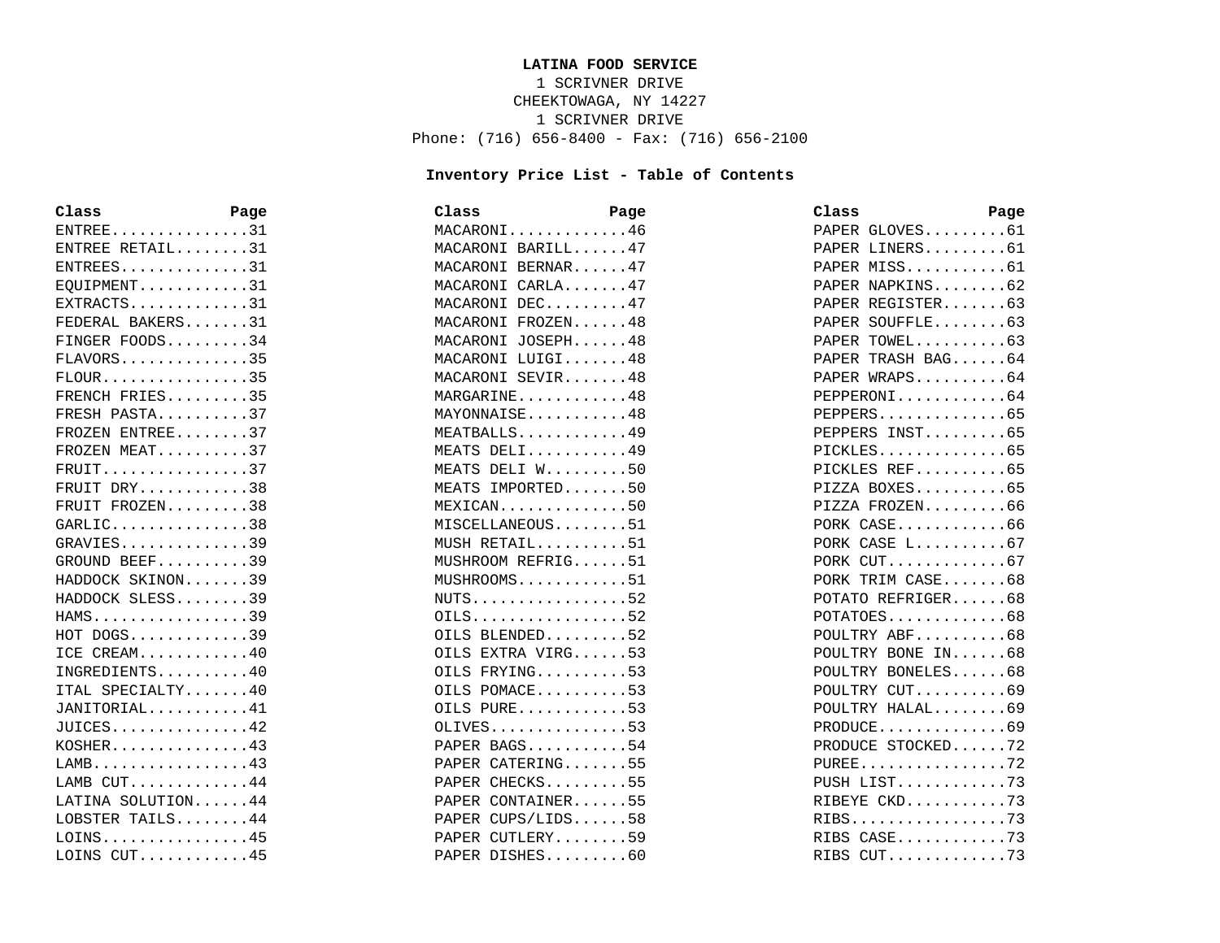**LATINA FOOD SERVICE**
1 SCRIVNER DRIVE
CHEEKTOWAGA, NY 14227
1 SCRIVNER DRIVE
Phone: (716) 656-8400 - Fax: (716) 656-2100

**Inventory Price List - Table of Contents**

| Class | Page |
|---|---|
| ENTREE | 31 |
| ENTREE RETAIL | 31 |
| ENTREES | 31 |
| EQUIPMENT | 31 |
| EXTRACTS | 31 |
| FEDERAL BAKERS | 31 |
| FINGER FOODS | 34 |
| FLAVORS | 35 |
| FLOUR | 35 |
| FRENCH FRIES | 35 |
| FRESH PASTA | 37 |
| FROZEN ENTREE | 37 |
| FROZEN MEAT | 37 |
| FRUIT | 37 |
| FRUIT DRY | 38 |
| FRUIT FROZEN | 38 |
| GARLIC | 38 |
| GRAVIES | 39 |
| GROUND BEEF | 39 |
| HADDOCK SKINON | 39 |
| HADDOCK SLESS | 39 |
| HAMS | 39 |
| HOT DOGS | 39 |
| ICE CREAM | 40 |
| INGREDIENTS | 40 |
| ITAL SPECIALTY | 40 |
| JANITORIAL | 41 |
| JUICES | 42 |
| KOSHER | 43 |
| LAMB | 43 |
| LAMB CUT | 44 |
| LATINA SOLUTION | 44 |
| LOBSTER TAILS | 44 |
| LOINS | 45 |
| LOINS CUT | 45 |
| MACARONI | 46 |
| MACARONI BARILL | 47 |
| MACARONI BERNAR | 47 |
| MACARONI CARLA | 47 |
| MACARONI DEC | 47 |
| MACARONI FROZEN | 48 |
| MACARONI JOSEPH | 48 |
| MACARONI LUIGI | 48 |
| MACARONI SEVIR | 48 |
| MARGARINE | 48 |
| MAYONNAISE | 48 |
| MEATBALLS | 49 |
| MEATS DELI | 49 |
| MEATS DELI W | 50 |
| MEATS IMPORTED | 50 |
| MEXICAN | 50 |
| MISCELLANEOUS | 51 |
| MUSH RETAIL | 51 |
| MUSHROOM REFRIG | 51 |
| MUSHROOMS | 51 |
| NUTS | 52 |
| OILS | 52 |
| OILS BLENDED | 52 |
| OILS EXTRA VIRG | 53 |
| OILS FRYING | 53 |
| OILS POMACE | 53 |
| OILS PURE | 53 |
| OLIVES | 53 |
| PAPER BAGS | 54 |
| PAPER CATERING | 55 |
| PAPER CHECKS | 55 |
| PAPER CONTAINER | 55 |
| PAPER CUPS/LIDS | 58 |
| PAPER CUTLERY | 59 |
| PAPER DISHES | 60 |
| PAPER GLOVES | 61 |
| PAPER LINERS | 61 |
| PAPER MISS | 61 |
| PAPER NAPKINS | 62 |
| PAPER REGISTER | 63 |
| PAPER SOUFFLE | 63 |
| PAPER TOWEL | 63 |
| PAPER TRASH BAG | 64 |
| PAPER WRAPS | 64 |
| PEPPERONI | 64 |
| PEPPERS | 65 |
| PEPPERS INST | 65 |
| PICKLES | 65 |
| PICKLES REF | 65 |
| PIZZA BOXES | 65 |
| PIZZA FROZEN | 66 |
| PORK CASE | 66 |
| PORK CASE L | 67 |
| PORK CUT | 67 |
| PORK TRIM CASE | 68 |
| POTATO REFRIGER | 68 |
| POTATOES | 68 |
| POULTRY ABF | 68 |
| POULTRY BONE IN | 68 |
| POULTRY BONELES | 68 |
| POULTRY CUT | 69 |
| POULTRY HALAL | 69 |
| PRODUCE | 69 |
| PRODUCE STOCKED | 72 |
| PUREE | 72 |
| PUSH LIST | 73 |
| RIBEYE CKD | 73 |
| RIBS | 73 |
| RIBS CASE | 73 |
| RIBS CUT | 73 |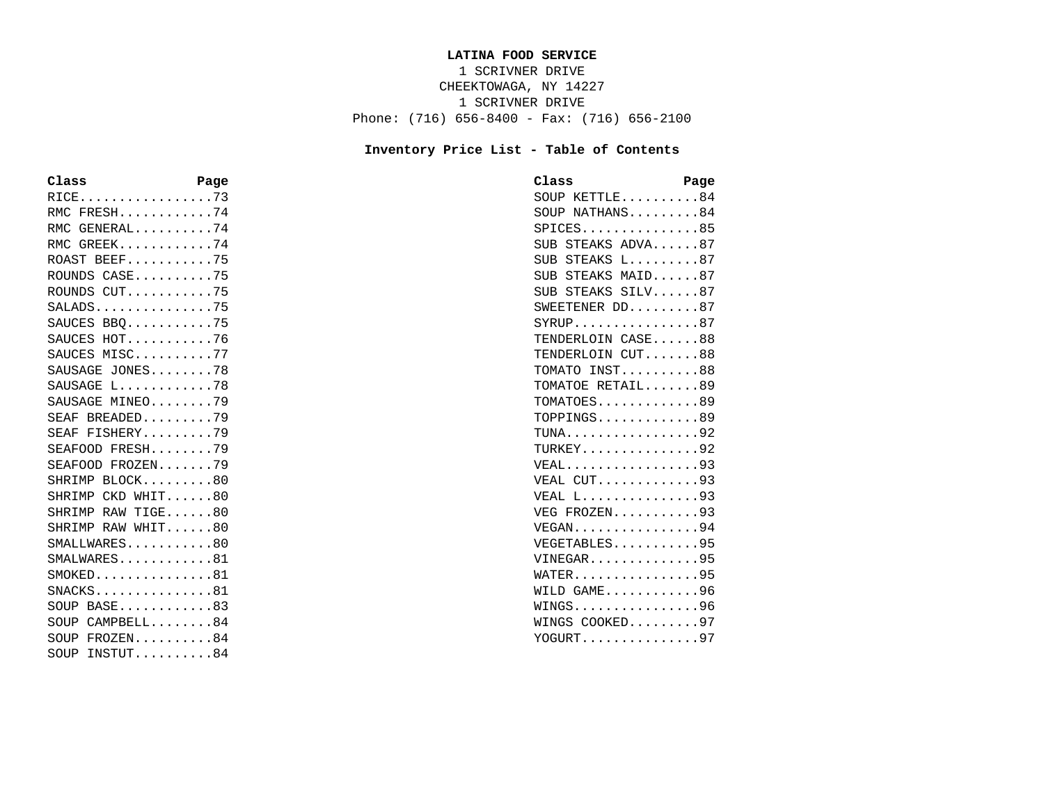**LATINA FOOD SERVICE**
1 SCRIVNER DRIVE
CHEEKTOWAGA, NY 14227
1 SCRIVNER DRIVE
Phone: (716) 656-8400 - Fax: (716) 656-2100

**Inventory Price List - Table of Contents**

| Class | Page |
|---|---|
| RICE | 73 |
| RMC FRESH | 74 |
| RMC GENERAL | 74 |
| RMC GREEK | 74 |
| ROAST BEEF | 75 |
| ROUNDS CASE | 75 |
| ROUNDS CUT | 75 |
| SALADS | 75 |
| SAUCES BBQ | 75 |
| SAUCES HOT | 76 |
| SAUCES MISC | 77 |
| SAUSAGE JONES | 78 |
| SAUSAGE L | 78 |
| SAUSAGE MINEO | 79 |
| SEAF BREADED | 79 |
| SEAF FISHERY | 79 |
| SEAFOOD FRESH | 79 |
| SEAFOOD FROZEN | 79 |
| SHRIMP BLOCK | 80 |
| SHRIMP CKD WHIT | 80 |
| SHRIMP RAW TIGE | 80 |
| SHRIMP RAW WHIT | 80 |
| SMALLWARES | 80 |
| SMALWARES | 81 |
| SMOKED | 81 |
| SNACKS | 81 |
| SOUP BASE | 83 |
| SOUP CAMPBELL | 84 |
| SOUP FROZEN | 84 |
| SOUP INSTUT | 84 |
| SOUP KETTLE | 84 |
| SOUP NATHANS | 84 |
| SPICES | 85 |
| SUB STEAKS ADVA | 87 |
| SUB STEAKS L | 87 |
| SUB STEAKS MAID | 87 |
| SUB STEAKS SILV | 87 |
| SWEETENER DD | 87 |
| SYRUP | 87 |
| TENDERLOIN CASE | 88 |
| TENDERLOIN CUT | 88 |
| TOMATO INST | 88 |
| TOMATOE RETAIL | 89 |
| TOMATOES | 89 |
| TOPPINGS | 89 |
| TUNA | 92 |
| TURKEY | 92 |
| VEAL | 93 |
| VEAL CUT | 93 |
| VEAL L | 93 |
| VEG FROZEN | 93 |
| VEGAN | 94 |
| VEGETABLES | 95 |
| VINEGAR | 95 |
| WATER | 95 |
| WILD GAME | 96 |
| WINGS | 96 |
| WINGS COOKED | 97 |
| YOGURT | 97 |